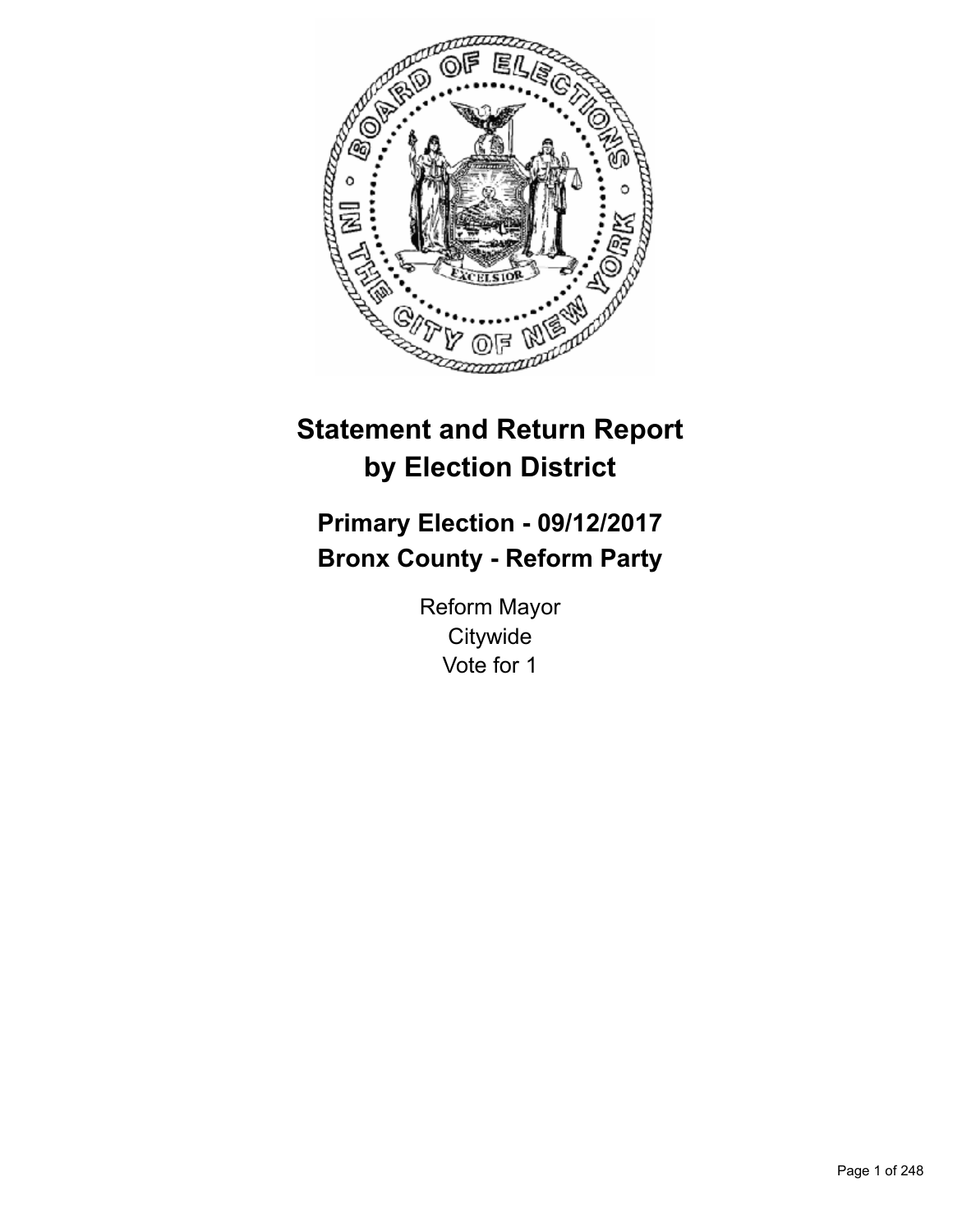# Statement and Return Report by Election District

## Primary Election - 09/12/2017
## Bronx County - Reform Party

Reform Mayor
Citywide
Vote for 1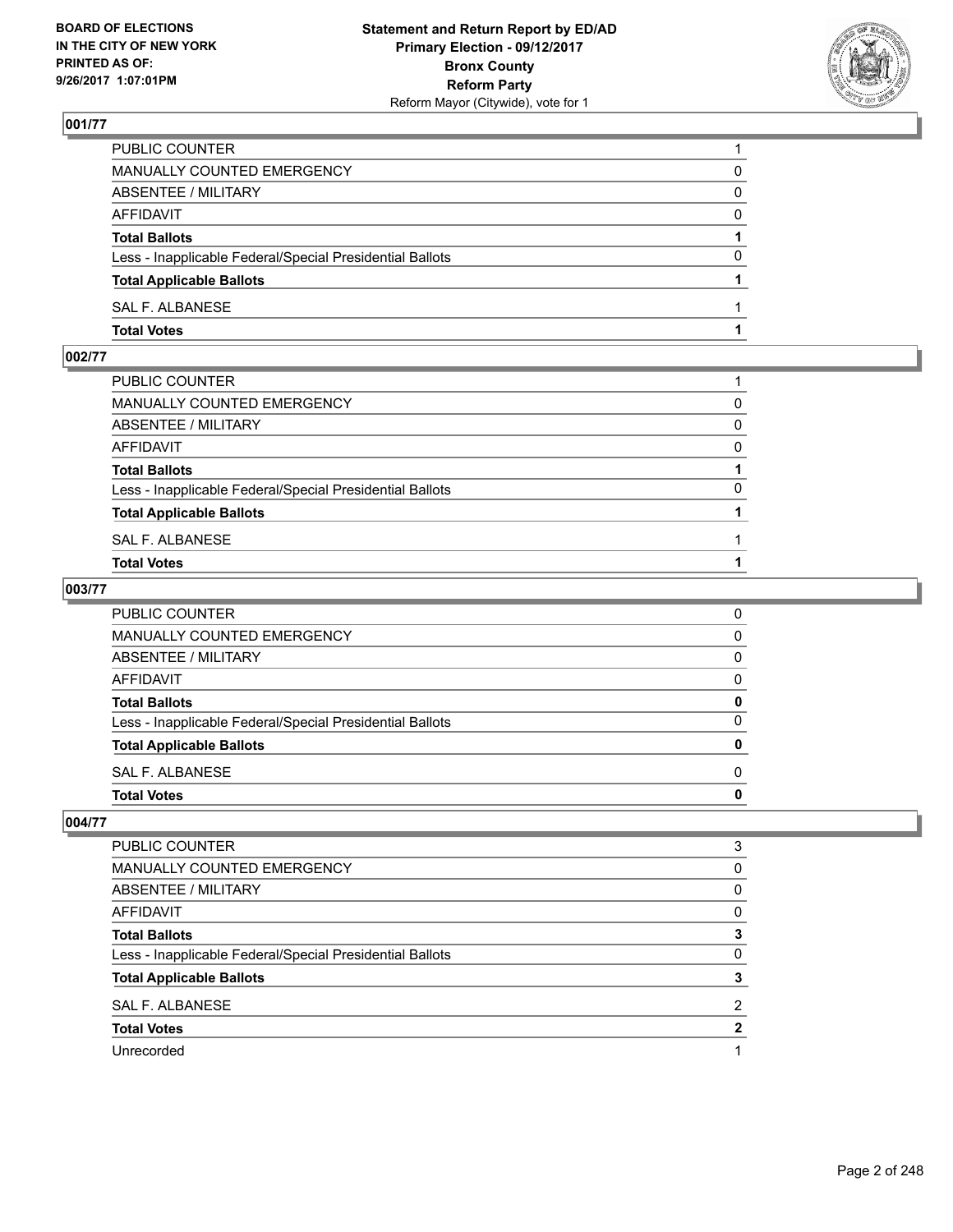BOARD OF ELECTIONS
IN THE CITY OF NEW YORK
PRINTED AS OF:
9/26/2017 1:07:01PM

**Statement and Return Report by ED/AD**
**Primary Election - 09/12/2017**
**Bronx County**
**Reform Party**
Reform Mayor (Citywide), vote for 1

### 001/77

| | |
|---|---|
| PUBLIC COUNTER | 1 |
| MANUALLY COUNTED EMERGENCY | 0 |
| ABSENTEE / MILITARY | 0 |
| AFFIDAVIT | 0 |
| **Total Ballots** | **1** |
| Less - Inapplicable Federal/Special Presidential Ballots | 0 |
| **Total Applicable Ballots** | **1** |
| SAL F. ALBANESE | 1 |
| **Total Votes** | **1** |

### 002/77

| | |
|---|---|
| PUBLIC COUNTER | 1 |
| MANUALLY COUNTED EMERGENCY | 0 |
| ABSENTEE / MILITARY | 0 |
| AFFIDAVIT | 0 |
| **Total Ballots** | **1** |
| Less - Inapplicable Federal/Special Presidential Ballots | 0 |
| **Total Applicable Ballots** | **1** |
| SAL F. ALBANESE | 1 |
| **Total Votes** | **1** |

### 003/77

| | |
|---|---|
| PUBLIC COUNTER | 0 |
| MANUALLY COUNTED EMERGENCY | 0 |
| ABSENTEE / MILITARY | 0 |
| AFFIDAVIT | 0 |
| **Total Ballots** | **0** |
| Less - Inapplicable Federal/Special Presidential Ballots | 0 |
| **Total Applicable Ballots** | **0** |
| SAL F. ALBANESE | 0 |
| **Total Votes** | **0** |

### 004/77

| | |
|---|---|
| PUBLIC COUNTER | 3 |
| MANUALLY COUNTED EMERGENCY | 0 |
| ABSENTEE / MILITARY | 0 |
| AFFIDAVIT | 0 |
| **Total Ballots** | **3** |
| Less - Inapplicable Federal/Special Presidential Ballots | 0 |
| **Total Applicable Ballots** | **3** |
| SAL F. ALBANESE | 2 |
| **Total Votes** | **2** |
| Unrecorded | 1 |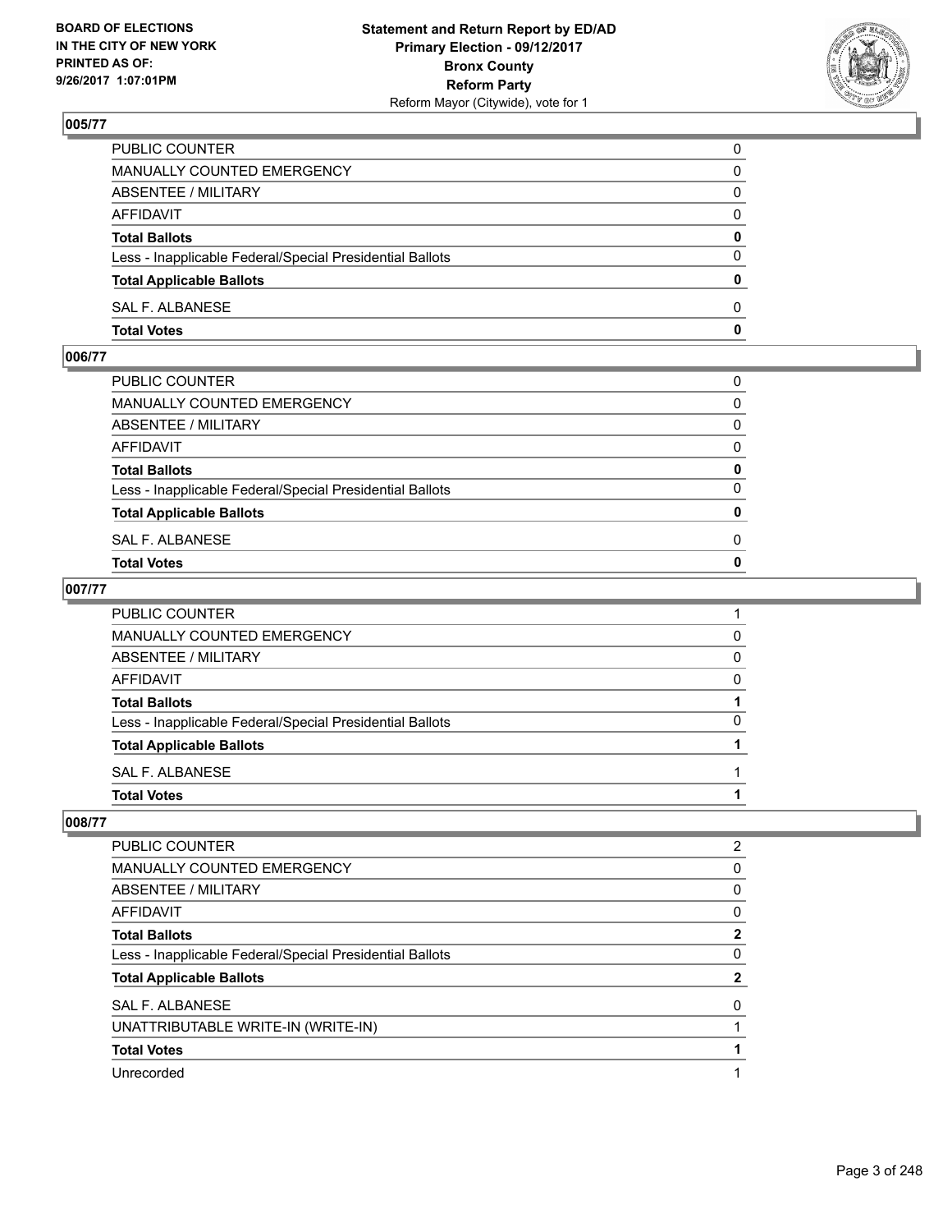## 005/77

| | |
|---|---|
| PUBLIC COUNTER | 0 |
| MANUALLY COUNTED EMERGENCY | 0 |
| ABSENTEE / MILITARY | 0 |
| AFFIDAVIT | 0 |
| **Total Ballots** | **0** |
| Less - Inapplicable Federal/Special Presidential Ballots | 0 |
| **Total Applicable Ballots** | **0** |
| SAL F. ALBANESE | 0 |
| **Total Votes** | **0** |

## 006/77

| | |
|---|---|
| PUBLIC COUNTER | 0 |
| MANUALLY COUNTED EMERGENCY | 0 |
| ABSENTEE / MILITARY | 0 |
| AFFIDAVIT | 0 |
| **Total Ballots** | **0** |
| Less - Inapplicable Federal/Special Presidential Ballots | 0 |
| **Total Applicable Ballots** | **0** |
| SAL F. ALBANESE | 0 |
| **Total Votes** | **0** |

## 007/77

| | |
|---|---|
| PUBLIC COUNTER | 1 |
| MANUALLY COUNTED EMERGENCY | 0 |
| ABSENTEE / MILITARY | 0 |
| AFFIDAVIT | 0 |
| **Total Ballots** | **1** |
| Less - Inapplicable Federal/Special Presidential Ballots | 0 |
| **Total Applicable Ballots** | **1** |
| SAL F. ALBANESE | 1 |
| **Total Votes** | **1** |

## 008/77

| | |
|---|---|
| PUBLIC COUNTER | 2 |
| MANUALLY COUNTED EMERGENCY | 0 |
| ABSENTEE / MILITARY | 0 |
| AFFIDAVIT | 0 |
| **Total Ballots** | **2** |
| Less - Inapplicable Federal/Special Presidential Ballots | 0 |
| **Total Applicable Ballots** | **2** |
| SAL F. ALBANESE | 0 |
| UNATTRIBUTABLE WRITE-IN (WRITE-IN) | 1 |
| **Total Votes** | **1** |
| Unrecorded | 1 |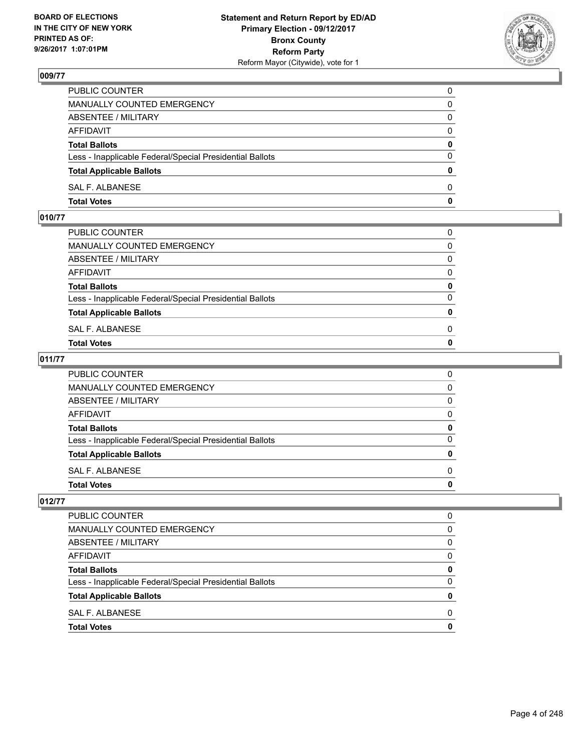**BOARD OF ELECTIONS IN THE CITY OF NEW YORK PRINTED AS OF: 9/26/2017 1:07:01PM**

**Statement and Return Report by ED/AD Primary Election - 09/12/2017 Bronx County Reform Party**
Reform Mayor (Citywide), vote for 1

## 009/77

| | |
|---|---|
| PUBLIC COUNTER | 0 |
| MANUALLY COUNTED EMERGENCY | 0 |
| ABSENTEE / MILITARY | 0 |
| AFFIDAVIT | 0 |
| **Total Ballots** | **0** |
| Less - Inapplicable Federal/Special Presidential Ballots | 0 |
| **Total Applicable Ballots** | **0** |
| SAL F. ALBANESE | 0 |
| **Total Votes** | **0** |

## 010/77

| | |
|---|---|
| PUBLIC COUNTER | 0 |
| MANUALLY COUNTED EMERGENCY | 0 |
| ABSENTEE / MILITARY | 0 |
| AFFIDAVIT | 0 |
| **Total Ballots** | **0** |
| Less - Inapplicable Federal/Special Presidential Ballots | 0 |
| **Total Applicable Ballots** | **0** |
| SAL F. ALBANESE | 0 |
| **Total Votes** | **0** |

## 011/77

| | |
|---|---|
| PUBLIC COUNTER | 0 |
| MANUALLY COUNTED EMERGENCY | 0 |
| ABSENTEE / MILITARY | 0 |
| AFFIDAVIT | 0 |
| **Total Ballots** | **0** |
| Less - Inapplicable Federal/Special Presidential Ballots | 0 |
| **Total Applicable Ballots** | **0** |
| SAL F. ALBANESE | 0 |
| **Total Votes** | **0** |

## 012/77

| | |
|---|---|
| PUBLIC COUNTER | 0 |
| MANUALLY COUNTED EMERGENCY | 0 |
| ABSENTEE / MILITARY | 0 |
| AFFIDAVIT | 0 |
| **Total Ballots** | **0** |
| Less - Inapplicable Federal/Special Presidential Ballots | 0 |
| **Total Applicable Ballots** | **0** |
| SAL F. ALBANESE | 0 |
| **Total Votes** | **0** |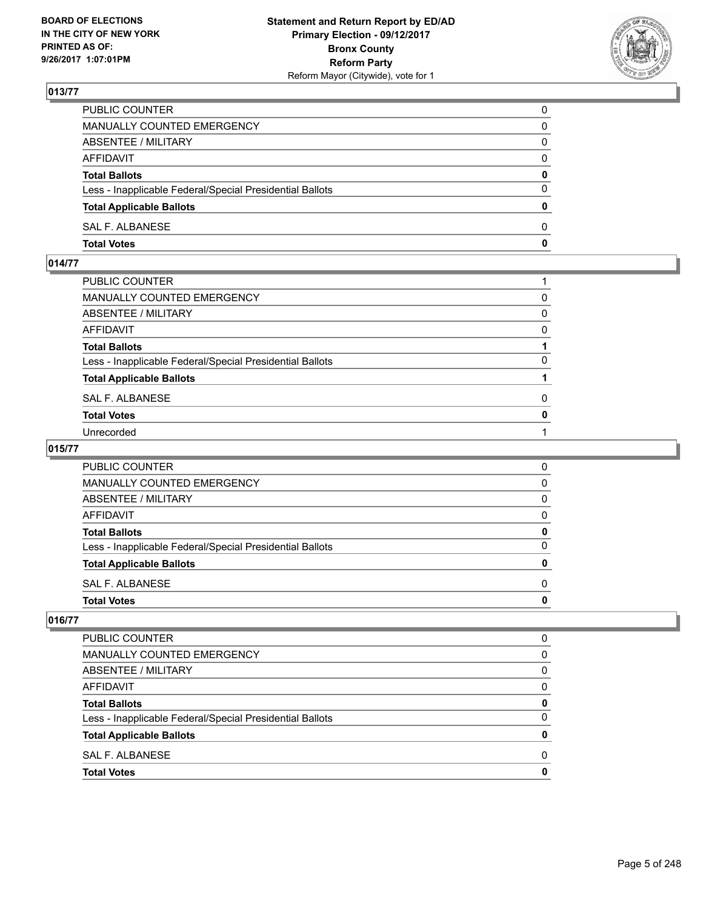## 013/77

| | |
|---|---|
| PUBLIC COUNTER | 0 |
| MANUALLY COUNTED EMERGENCY | 0 |
| ABSENTEE / MILITARY | 0 |
| AFFIDAVIT | 0 |
| **Total Ballots** | **0** |
| Less - Inapplicable Federal/Special Presidential Ballots | 0 |
| **Total Applicable Ballots** | **0** |
| SAL F. ALBANESE | 0 |
| **Total Votes** | **0** |

## 014/77

| | |
|---|---|
| PUBLIC COUNTER | 1 |
| MANUALLY COUNTED EMERGENCY | 0 |
| ABSENTEE / MILITARY | 0 |
| AFFIDAVIT | 0 |
| **Total Ballots** | **1** |
| Less - Inapplicable Federal/Special Presidential Ballots | 0 |
| **Total Applicable Ballots** | **1** |
| SAL F. ALBANESE | 0 |
| **Total Votes** | **0** |
| Unrecorded | 1 |

## 015/77

| | |
|---|---|
| PUBLIC COUNTER | 0 |
| MANUALLY COUNTED EMERGENCY | 0 |
| ABSENTEE / MILITARY | 0 |
| AFFIDAVIT | 0 |
| **Total Ballots** | **0** |
| Less - Inapplicable Federal/Special Presidential Ballots | 0 |
| **Total Applicable Ballots** | **0** |
| SAL F. ALBANESE | 0 |
| **Total Votes** | **0** |

## 016/77

| | |
|---|---|
| PUBLIC COUNTER | 0 |
| MANUALLY COUNTED EMERGENCY | 0 |
| ABSENTEE / MILITARY | 0 |
| AFFIDAVIT | 0 |
| **Total Ballots** | **0** |
| Less - Inapplicable Federal/Special Presidential Ballots | 0 |
| **Total Applicable Ballots** | **0** |
| SAL F. ALBANESE | 0 |
| **Total Votes** | **0** |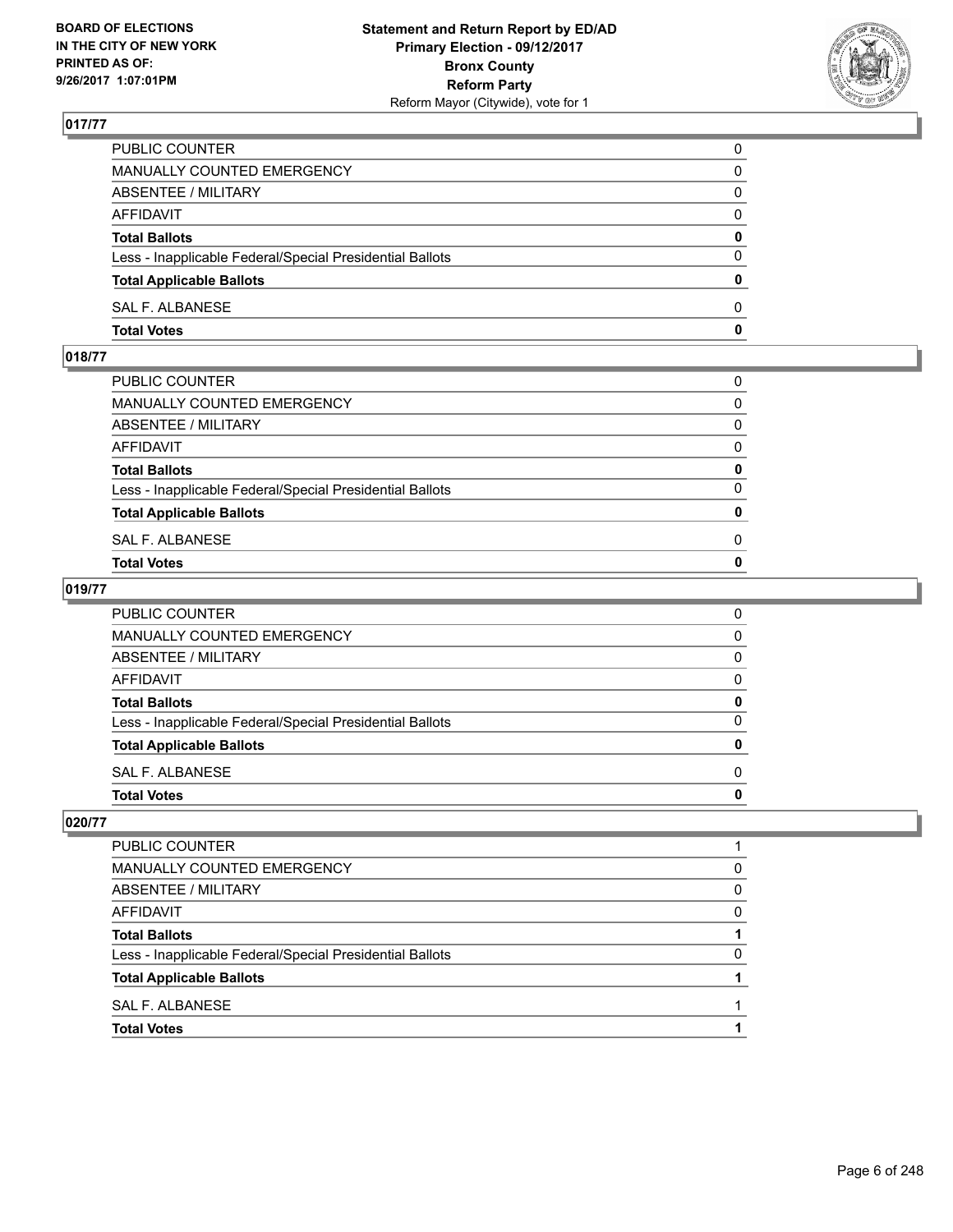**BOARD OF ELECTIONS IN THE CITY OF NEW YORK PRINTED AS OF: 9/26/2017 1:07:01PM**

**Statement and Return Report by ED/AD**
**Primary Election - 09/12/2017**
**Bronx County**
**Reform Party**
Reform Mayor (Citywide), vote for 1

### 017/77

| | |
|---|---|
| PUBLIC COUNTER | 0 |
| MANUALLY COUNTED EMERGENCY | 0 |
| ABSENTEE / MILITARY | 0 |
| AFFIDAVIT | 0 |
| **Total Ballots** | **0** |
| Less - Inapplicable Federal/Special Presidential Ballots | 0 |
| **Total Applicable Ballots** | **0** |
| SAL F. ALBANESE | 0 |
| **Total Votes** | **0** |

### 018/77

| | |
|---|---|
| PUBLIC COUNTER | 0 |
| MANUALLY COUNTED EMERGENCY | 0 |
| ABSENTEE / MILITARY | 0 |
| AFFIDAVIT | 0 |
| **Total Ballots** | **0** |
| Less - Inapplicable Federal/Special Presidential Ballots | 0 |
| **Total Applicable Ballots** | **0** |
| SAL F. ALBANESE | 0 |
| **Total Votes** | **0** |

### 019/77

| | |
|---|---|
| PUBLIC COUNTER | 0 |
| MANUALLY COUNTED EMERGENCY | 0 |
| ABSENTEE / MILITARY | 0 |
| AFFIDAVIT | 0 |
| **Total Ballots** | **0** |
| Less - Inapplicable Federal/Special Presidential Ballots | 0 |
| **Total Applicable Ballots** | **0** |
| SAL F. ALBANESE | 0 |
| **Total Votes** | **0** |

### 020/77

| | |
|---|---|
| PUBLIC COUNTER | 1 |
| MANUALLY COUNTED EMERGENCY | 0 |
| ABSENTEE / MILITARY | 0 |
| AFFIDAVIT | 0 |
| **Total Ballots** | **1** |
| Less - Inapplicable Federal/Special Presidential Ballots | 0 |
| **Total Applicable Ballots** | **1** |
| SAL F. ALBANESE | 1 |
| **Total Votes** | **1** |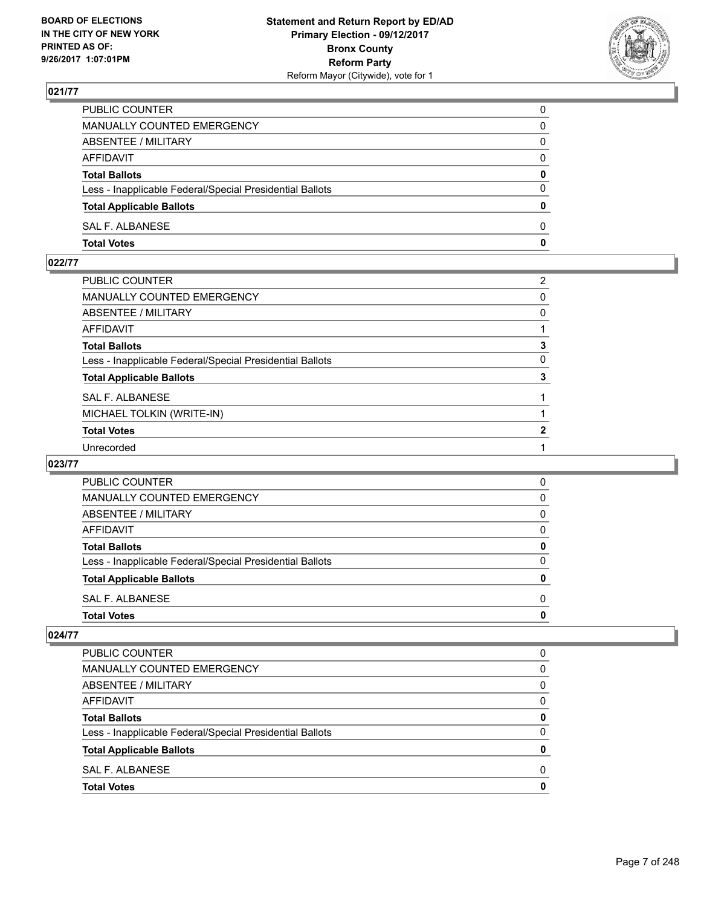## 021/77

| | |
|---|---|
| PUBLIC COUNTER | 0 |
| MANUALLY COUNTED EMERGENCY | 0 |
| ABSENTEE / MILITARY | 0 |
| AFFIDAVIT | 0 |
| **Total Ballots** | **0** |
| Less - Inapplicable Federal/Special Presidential Ballots | 0 |
| **Total Applicable Ballots** | **0** |
| SAL F. ALBANESE | 0 |
| **Total Votes** | **0** |

## 022/77

| | |
|---|---|
| PUBLIC COUNTER | 2 |
| MANUALLY COUNTED EMERGENCY | 0 |
| ABSENTEE / MILITARY | 0 |
| AFFIDAVIT | 1 |
| **Total Ballots** | **3** |
| Less - Inapplicable Federal/Special Presidential Ballots | 0 |
| **Total Applicable Ballots** | **3** |
| SAL F. ALBANESE | 1 |
| MICHAEL TOLKIN (WRITE-IN) | 1 |
| **Total Votes** | **2** |
| Unrecorded | 1 |

## 023/77

| | |
|---|---|
| PUBLIC COUNTER | 0 |
| MANUALLY COUNTED EMERGENCY | 0 |
| ABSENTEE / MILITARY | 0 |
| AFFIDAVIT | 0 |
| **Total Ballots** | **0** |
| Less - Inapplicable Federal/Special Presidential Ballots | 0 |
| **Total Applicable Ballots** | **0** |
| SAL F. ALBANESE | 0 |
| **Total Votes** | **0** |

## 024/77

| | |
|---|---|
| PUBLIC COUNTER | 0 |
| MANUALLY COUNTED EMERGENCY | 0 |
| ABSENTEE / MILITARY | 0 |
| AFFIDAVIT | 0 |
| **Total Ballots** | **0** |
| Less - Inapplicable Federal/Special Presidential Ballots | 0 |
| **Total Applicable Ballots** | **0** |
| SAL F. ALBANESE | 0 |
| **Total Votes** | **0** |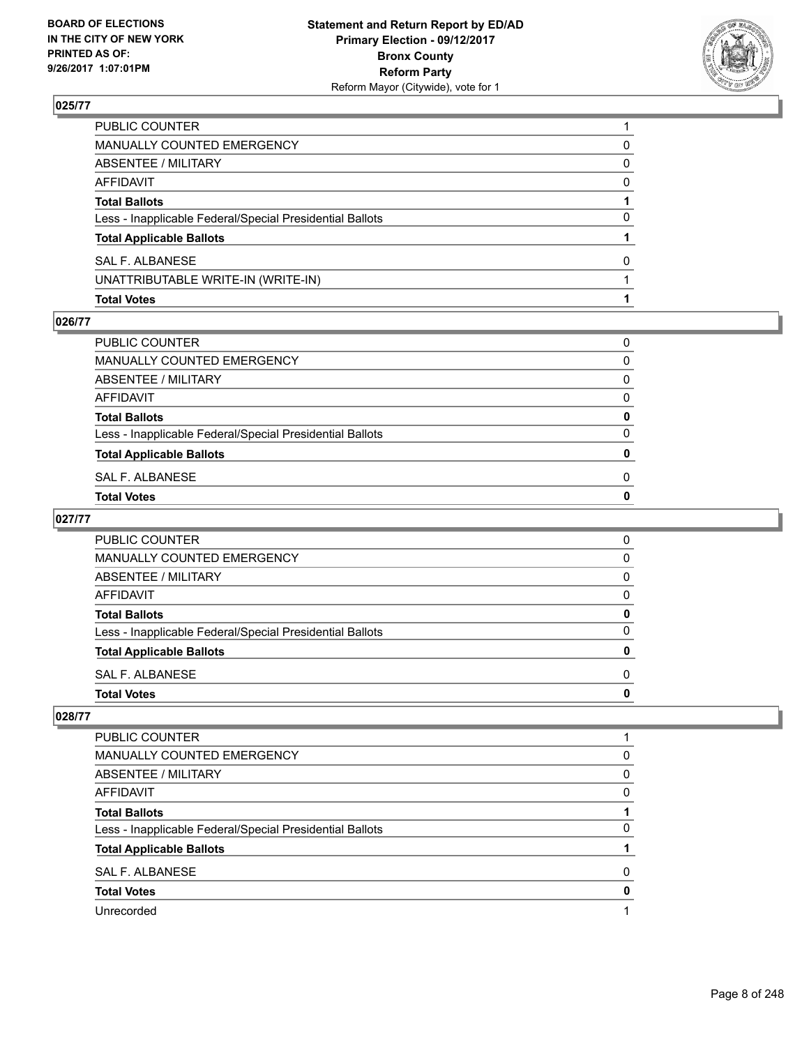**BOARD OF ELECTIONS IN THE CITY OF NEW YORK PRINTED AS OF: 9/26/2017 1:07:01PM**

**Statement and Return Report by ED/AD**
**Primary Election - 09/12/2017**
**Bronx County**
**Reform Party**
Reform Mayor (Citywide), vote for 1

### 025/77

| | |
|---|---|
| PUBLIC COUNTER | 1 |
| MANUALLY COUNTED EMERGENCY | 0 |
| ABSENTEE / MILITARY | 0 |
| AFFIDAVIT | 0 |
| **Total Ballots** | **1** |
| Less - Inapplicable Federal/Special Presidential Ballots | 0 |
| **Total Applicable Ballots** | **1** |
| SAL F. ALBANESE | 0 |
| UNATTRIBUTABLE WRITE-IN (WRITE-IN) | 1 |
| **Total Votes** | **1** |

### 026/77

| | |
|---|---|
| PUBLIC COUNTER | 0 |
| MANUALLY COUNTED EMERGENCY | 0 |
| ABSENTEE / MILITARY | 0 |
| AFFIDAVIT | 0 |
| **Total Ballots** | **0** |
| Less - Inapplicable Federal/Special Presidential Ballots | 0 |
| **Total Applicable Ballots** | **0** |
| SAL F. ALBANESE | 0 |
| **Total Votes** | **0** |

### 027/77

| | |
|---|---|
| PUBLIC COUNTER | 0 |
| MANUALLY COUNTED EMERGENCY | 0 |
| ABSENTEE / MILITARY | 0 |
| AFFIDAVIT | 0 |
| **Total Ballots** | **0** |
| Less - Inapplicable Federal/Special Presidential Ballots | 0 |
| **Total Applicable Ballots** | **0** |
| SAL F. ALBANESE | 0 |
| **Total Votes** | **0** |

### 028/77

| | |
|---|---|
| PUBLIC COUNTER | 1 |
| MANUALLY COUNTED EMERGENCY | 0 |
| ABSENTEE / MILITARY | 0 |
| AFFIDAVIT | 0 |
| **Total Ballots** | **1** |
| Less - Inapplicable Federal/Special Presidential Ballots | 0 |
| **Total Applicable Ballots** | **1** |
| SAL F. ALBANESE | 0 |
| **Total Votes** | **0** |
| Unrecorded | 1 |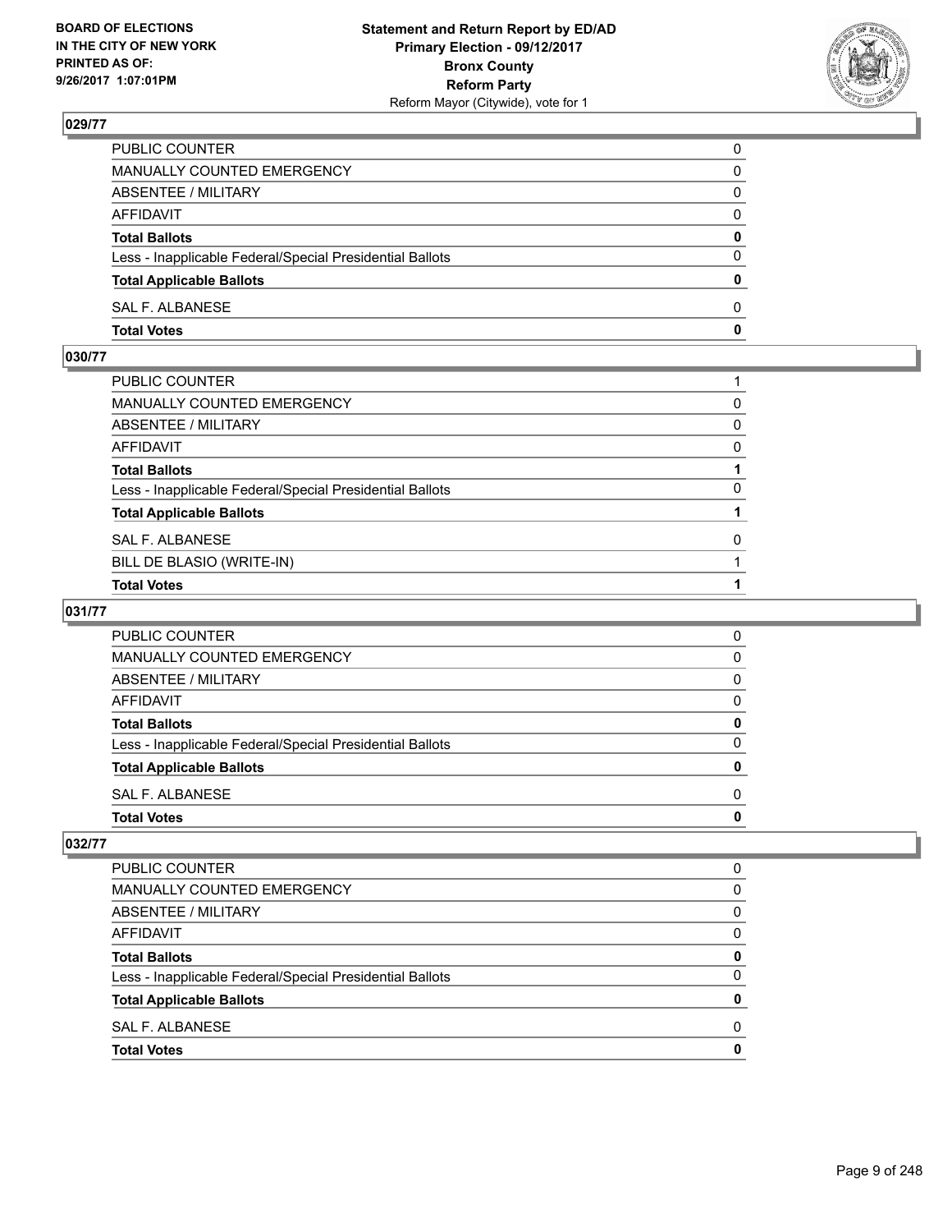## 029/77

| | |
|---|---|
| PUBLIC COUNTER | 0 |
| MANUALLY COUNTED EMERGENCY | 0 |
| ABSENTEE / MILITARY | 0 |
| AFFIDAVIT | 0 |
| **Total Ballots** | **0** |
| Less - Inapplicable Federal/Special Presidential Ballots | 0 |
| **Total Applicable Ballots** | **0** |
| SAL F. ALBANESE | 0 |
| **Total Votes** | **0** |

## 030/77

| | |
|---|---|
| PUBLIC COUNTER | 1 |
| MANUALLY COUNTED EMERGENCY | 0 |
| ABSENTEE / MILITARY | 0 |
| AFFIDAVIT | 0 |
| **Total Ballots** | **1** |
| Less - Inapplicable Federal/Special Presidential Ballots | 0 |
| **Total Applicable Ballots** | **1** |
| SAL F. ALBANESE | 0 |
| BILL DE BLASIO (WRITE-IN) | 1 |
| **Total Votes** | **1** |

## 031/77

| | |
|---|---|
| PUBLIC COUNTER | 0 |
| MANUALLY COUNTED EMERGENCY | 0 |
| ABSENTEE / MILITARY | 0 |
| AFFIDAVIT | 0 |
| **Total Ballots** | **0** |
| Less - Inapplicable Federal/Special Presidential Ballots | 0 |
| **Total Applicable Ballots** | **0** |
| SAL F. ALBANESE | 0 |
| **Total Votes** | **0** |

## 032/77

| | |
|---|---|
| PUBLIC COUNTER | 0 |
| MANUALLY COUNTED EMERGENCY | 0 |
| ABSENTEE / MILITARY | 0 |
| AFFIDAVIT | 0 |
| **Total Ballots** | **0** |
| Less - Inapplicable Federal/Special Presidential Ballots | 0 |
| **Total Applicable Ballots** | **0** |
| SAL F. ALBANESE | 0 |
| **Total Votes** | **0** |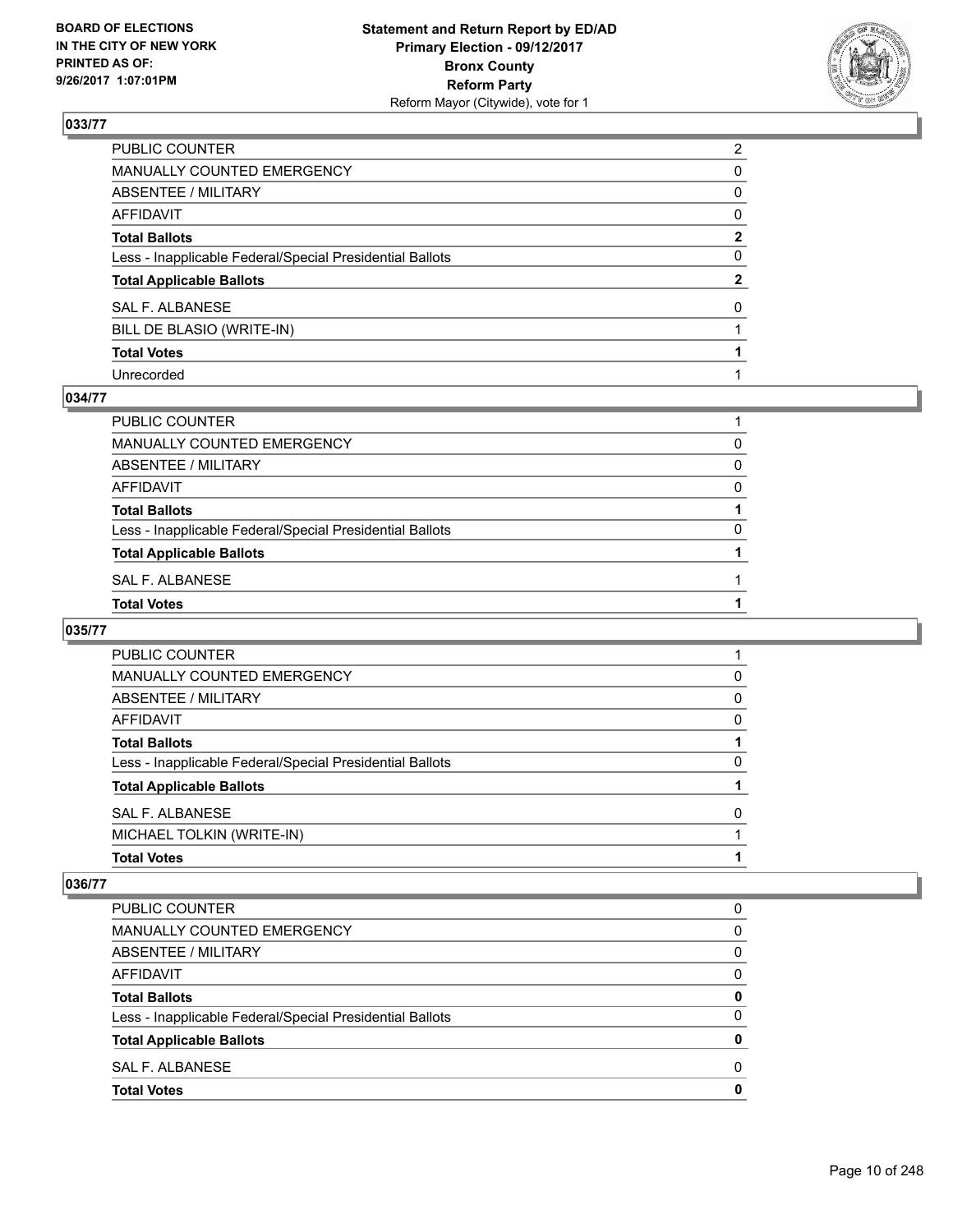## 033/77

| | |
|---|---|
| PUBLIC COUNTER | 2 |
| MANUALLY COUNTED EMERGENCY | 0 |
| ABSENTEE / MILITARY | 0 |
| AFFIDAVIT | 0 |
| **Total Ballots** | **2** |
| Less - Inapplicable Federal/Special Presidential Ballots | 0 |
| **Total Applicable Ballots** | **2** |
| SAL F. ALBANESE | 0 |
| BILL DE BLASIO (WRITE-IN) | 1 |
| **Total Votes** | **1** |
| Unrecorded | 1 |

## 034/77

| | |
|---|---|
| PUBLIC COUNTER | 1 |
| MANUALLY COUNTED EMERGENCY | 0 |
| ABSENTEE / MILITARY | 0 |
| AFFIDAVIT | 0 |
| **Total Ballots** | **1** |
| Less - Inapplicable Federal/Special Presidential Ballots | 0 |
| **Total Applicable Ballots** | **1** |
| SAL F. ALBANESE | 1 |
| **Total Votes** | **1** |

## 035/77

| | |
|---|---|
| PUBLIC COUNTER | 1 |
| MANUALLY COUNTED EMERGENCY | 0 |
| ABSENTEE / MILITARY | 0 |
| AFFIDAVIT | 0 |
| **Total Ballots** | **1** |
| Less - Inapplicable Federal/Special Presidential Ballots | 0 |
| **Total Applicable Ballots** | **1** |
| SAL F. ALBANESE | 0 |
| MICHAEL TOLKIN (WRITE-IN) | 1 |
| **Total Votes** | **1** |

## 036/77

| | |
|---|---|
| PUBLIC COUNTER | 0 |
| MANUALLY COUNTED EMERGENCY | 0 |
| ABSENTEE / MILITARY | 0 |
| AFFIDAVIT | 0 |
| **Total Ballots** | **0** |
| Less - Inapplicable Federal/Special Presidential Ballots | 0 |
| **Total Applicable Ballots** | **0** |
| SAL F. ALBANESE | 0 |
| **Total Votes** | **0** |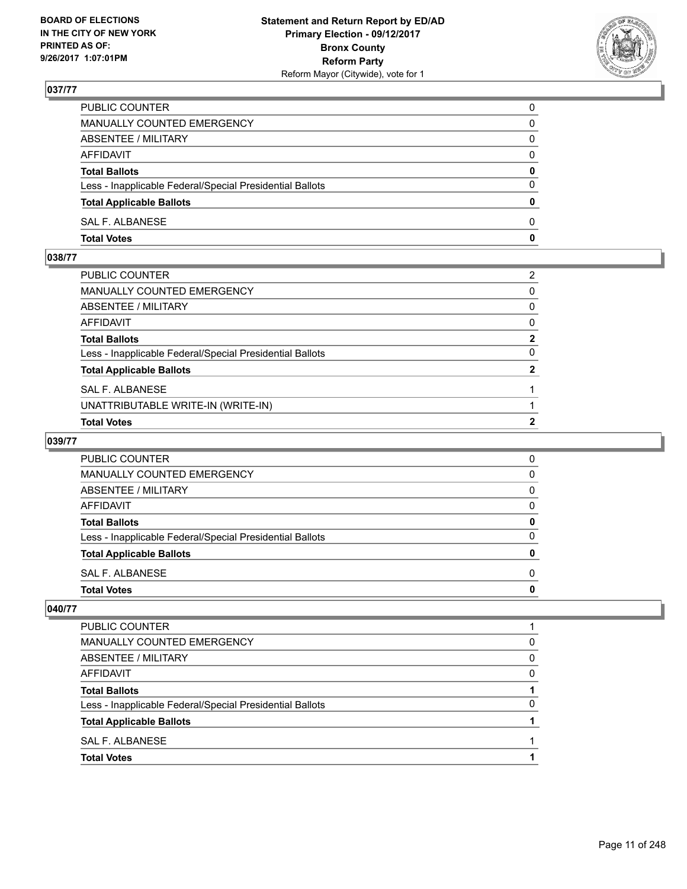### 037/77

| | |
|---|---|
| PUBLIC COUNTER | 0 |
| MANUALLY COUNTED EMERGENCY | 0 |
| ABSENTEE / MILITARY | 0 |
| AFFIDAVIT | 0 |
| **Total Ballots** | **0** |
| Less - Inapplicable Federal/Special Presidential Ballots | 0 |
| **Total Applicable Ballots** | **0** |
| SAL F. ALBANESE | 0 |
| **Total Votes** | **0** |

### 038/77

| | |
|---|---|
| PUBLIC COUNTER | 2 |
| MANUALLY COUNTED EMERGENCY | 0 |
| ABSENTEE / MILITARY | 0 |
| AFFIDAVIT | 0 |
| **Total Ballots** | **2** |
| Less - Inapplicable Federal/Special Presidential Ballots | 0 |
| **Total Applicable Ballots** | **2** |
| SAL F. ALBANESE | 1 |
| UNATTRIBUTABLE WRITE-IN (WRITE-IN) | 1 |
| **Total Votes** | **2** |

### 039/77

| | |
|---|---|
| PUBLIC COUNTER | 0 |
| MANUALLY COUNTED EMERGENCY | 0 |
| ABSENTEE / MILITARY | 0 |
| AFFIDAVIT | 0 |
| **Total Ballots** | **0** |
| Less - Inapplicable Federal/Special Presidential Ballots | 0 |
| **Total Applicable Ballots** | **0** |
| SAL F. ALBANESE | 0 |
| **Total Votes** | **0** |

### 040/77

| | |
|---|---|
| PUBLIC COUNTER | 1 |
| MANUALLY COUNTED EMERGENCY | 0 |
| ABSENTEE / MILITARY | 0 |
| AFFIDAVIT | 0 |
| **Total Ballots** | **1** |
| Less - Inapplicable Federal/Special Presidential Ballots | 0 |
| **Total Applicable Ballots** | **1** |
| SAL F. ALBANESE | 1 |
| **Total Votes** | **1** |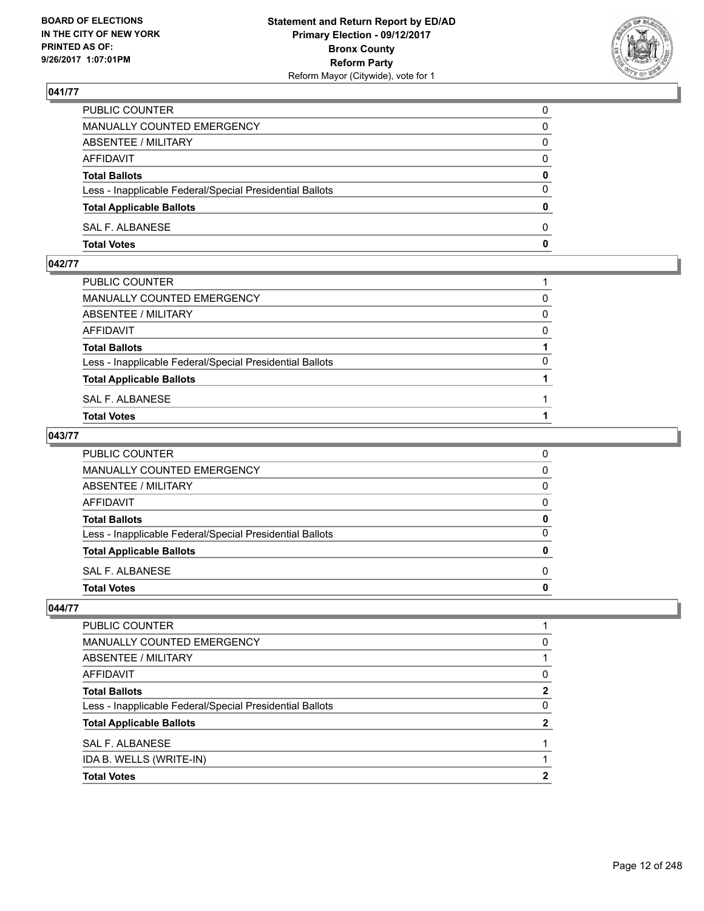### 041/77

| | |
|---|---|
| PUBLIC COUNTER | 0 |
| MANUALLY COUNTED EMERGENCY | 0 |
| ABSENTEE / MILITARY | 0 |
| AFFIDAVIT | 0 |
| **Total Ballots** | **0** |
| Less - Inapplicable Federal/Special Presidential Ballots | 0 |
| **Total Applicable Ballots** | **0** |
| SAL F. ALBANESE | 0 |
| **Total Votes** | **0** |

### 042/77

| | |
|---|---|
| PUBLIC COUNTER | 1 |
| MANUALLY COUNTED EMERGENCY | 0 |
| ABSENTEE / MILITARY | 0 |
| AFFIDAVIT | 0 |
| **Total Ballots** | **1** |
| Less - Inapplicable Federal/Special Presidential Ballots | 0 |
| **Total Applicable Ballots** | **1** |
| SAL F. ALBANESE | 1 |
| **Total Votes** | **1** |

### 043/77

| | |
|---|---|
| PUBLIC COUNTER | 0 |
| MANUALLY COUNTED EMERGENCY | 0 |
| ABSENTEE / MILITARY | 0 |
| AFFIDAVIT | 0 |
| **Total Ballots** | **0** |
| Less - Inapplicable Federal/Special Presidential Ballots | 0 |
| **Total Applicable Ballots** | **0** |
| SAL F. ALBANESE | 0 |
| **Total Votes** | **0** |

### 044/77

| | |
|---|---|
| PUBLIC COUNTER | 1 |
| MANUALLY COUNTED EMERGENCY | 0 |
| ABSENTEE / MILITARY | 1 |
| AFFIDAVIT | 0 |
| **Total Ballots** | **2** |
| Less - Inapplicable Federal/Special Presidential Ballots | 0 |
| **Total Applicable Ballots** | **2** |
| SAL F. ALBANESE | 1 |
| IDA B. WELLS (WRITE-IN) | 1 |
| **Total Votes** | **2** |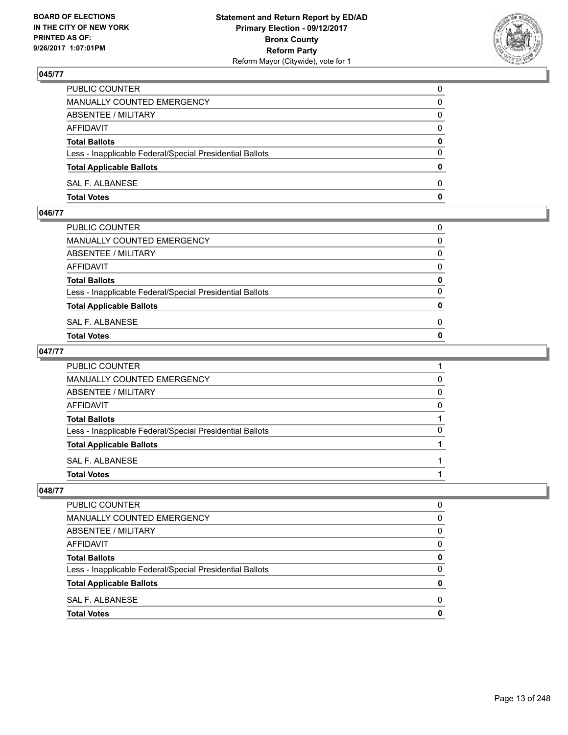BOARD OF ELECTIONS
IN THE CITY OF NEW YORK
PRINTED AS OF:
9/26/2017 1:07:01PM

**Statement and Return Report by ED/AD**
**Primary Election - 09/12/2017**
**Bronx County**
**Reform Party**
Reform Mayor (Citywide), vote for 1

### 045/77

| | |
|---|---|
| PUBLIC COUNTER | 0 |
| MANUALLY COUNTED EMERGENCY | 0 |
| ABSENTEE / MILITARY | 0 |
| AFFIDAVIT | 0 |
| **Total Ballots** | **0** |
| Less - Inapplicable Federal/Special Presidential Ballots | 0 |
| **Total Applicable Ballots** | **0** |
| SAL F. ALBANESE | 0 |
| **Total Votes** | **0** |

### 046/77

| | |
|---|---|
| PUBLIC COUNTER | 0 |
| MANUALLY COUNTED EMERGENCY | 0 |
| ABSENTEE / MILITARY | 0 |
| AFFIDAVIT | 0 |
| **Total Ballots** | **0** |
| Less - Inapplicable Federal/Special Presidential Ballots | 0 |
| **Total Applicable Ballots** | **0** |
| SAL F. ALBANESE | 0 |
| **Total Votes** | **0** |

### 047/77

| | |
|---|---|
| PUBLIC COUNTER | 1 |
| MANUALLY COUNTED EMERGENCY | 0 |
| ABSENTEE / MILITARY | 0 |
| AFFIDAVIT | 0 |
| **Total Ballots** | **1** |
| Less - Inapplicable Federal/Special Presidential Ballots | 0 |
| **Total Applicable Ballots** | **1** |
| SAL F. ALBANESE | 1 |
| **Total Votes** | **1** |

### 048/77

| | |
|---|---|
| PUBLIC COUNTER | 0 |
| MANUALLY COUNTED EMERGENCY | 0 |
| ABSENTEE / MILITARY | 0 |
| AFFIDAVIT | 0 |
| **Total Ballots** | **0** |
| Less - Inapplicable Federal/Special Presidential Ballots | 0 |
| **Total Applicable Ballots** | **0** |
| SAL F. ALBANESE | 0 |
| **Total Votes** | **0** |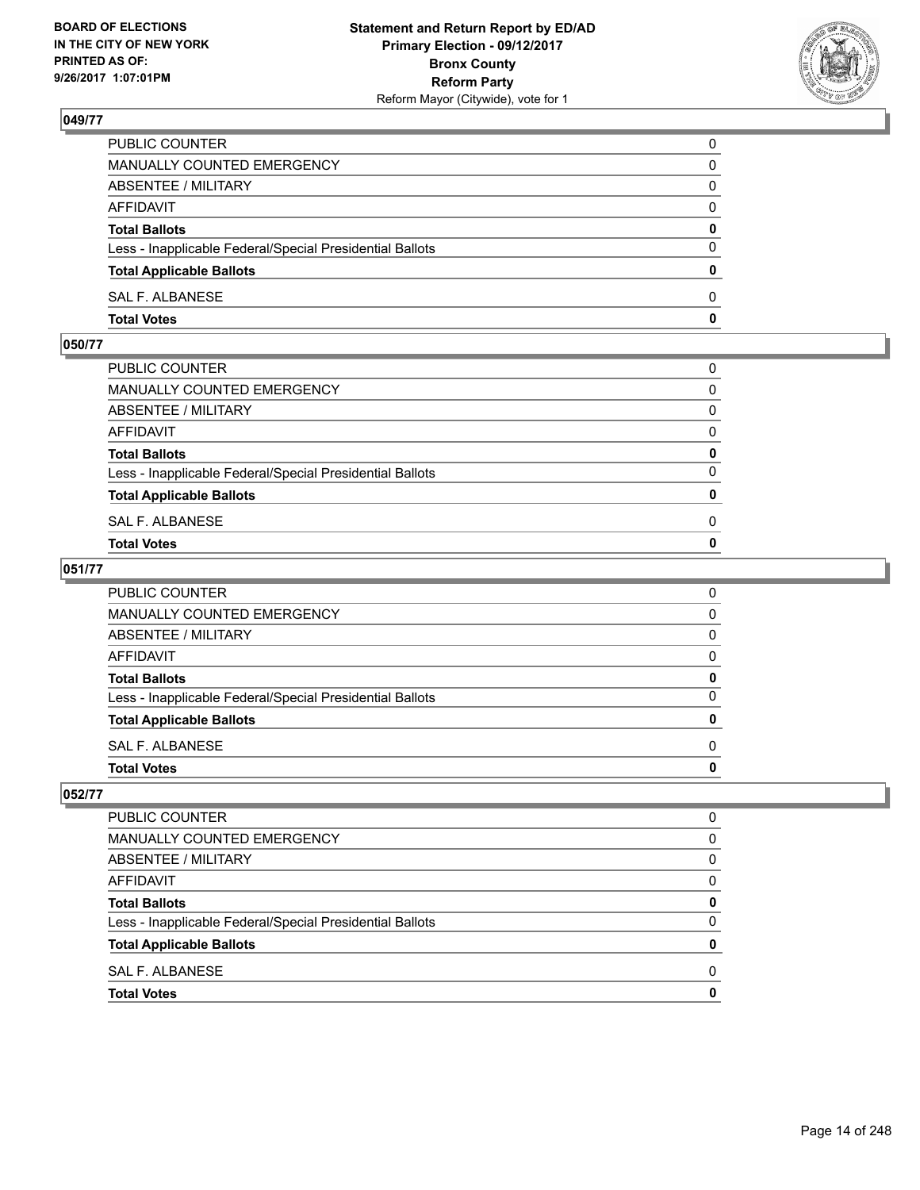## 049/77

| | |
|---|---|
| PUBLIC COUNTER | 0 |
| MANUALLY COUNTED EMERGENCY | 0 |
| ABSENTEE / MILITARY | 0 |
| AFFIDAVIT | 0 |
| **Total Ballots** | **0** |
| Less - Inapplicable Federal/Special Presidential Ballots | 0 |
| **Total Applicable Ballots** | **0** |
| SAL F. ALBANESE | 0 |
| **Total Votes** | **0** |

## 050/77

| | |
|---|---|
| PUBLIC COUNTER | 0 |
| MANUALLY COUNTED EMERGENCY | 0 |
| ABSENTEE / MILITARY | 0 |
| AFFIDAVIT | 0 |
| **Total Ballots** | **0** |
| Less - Inapplicable Federal/Special Presidential Ballots | 0 |
| **Total Applicable Ballots** | **0** |
| SAL F. ALBANESE | 0 |
| **Total Votes** | **0** |

## 051/77

| | |
|---|---|
| PUBLIC COUNTER | 0 |
| MANUALLY COUNTED EMERGENCY | 0 |
| ABSENTEE / MILITARY | 0 |
| AFFIDAVIT | 0 |
| **Total Ballots** | **0** |
| Less - Inapplicable Federal/Special Presidential Ballots | 0 |
| **Total Applicable Ballots** | **0** |
| SAL F. ALBANESE | 0 |
| **Total Votes** | **0** |

## 052/77

| | |
|---|---|
| PUBLIC COUNTER | 0 |
| MANUALLY COUNTED EMERGENCY | 0 |
| ABSENTEE / MILITARY | 0 |
| AFFIDAVIT | 0 |
| **Total Ballots** | **0** |
| Less - Inapplicable Federal/Special Presidential Ballots | 0 |
| **Total Applicable Ballots** | **0** |
| SAL F. ALBANESE | 0 |
| **Total Votes** | **0** |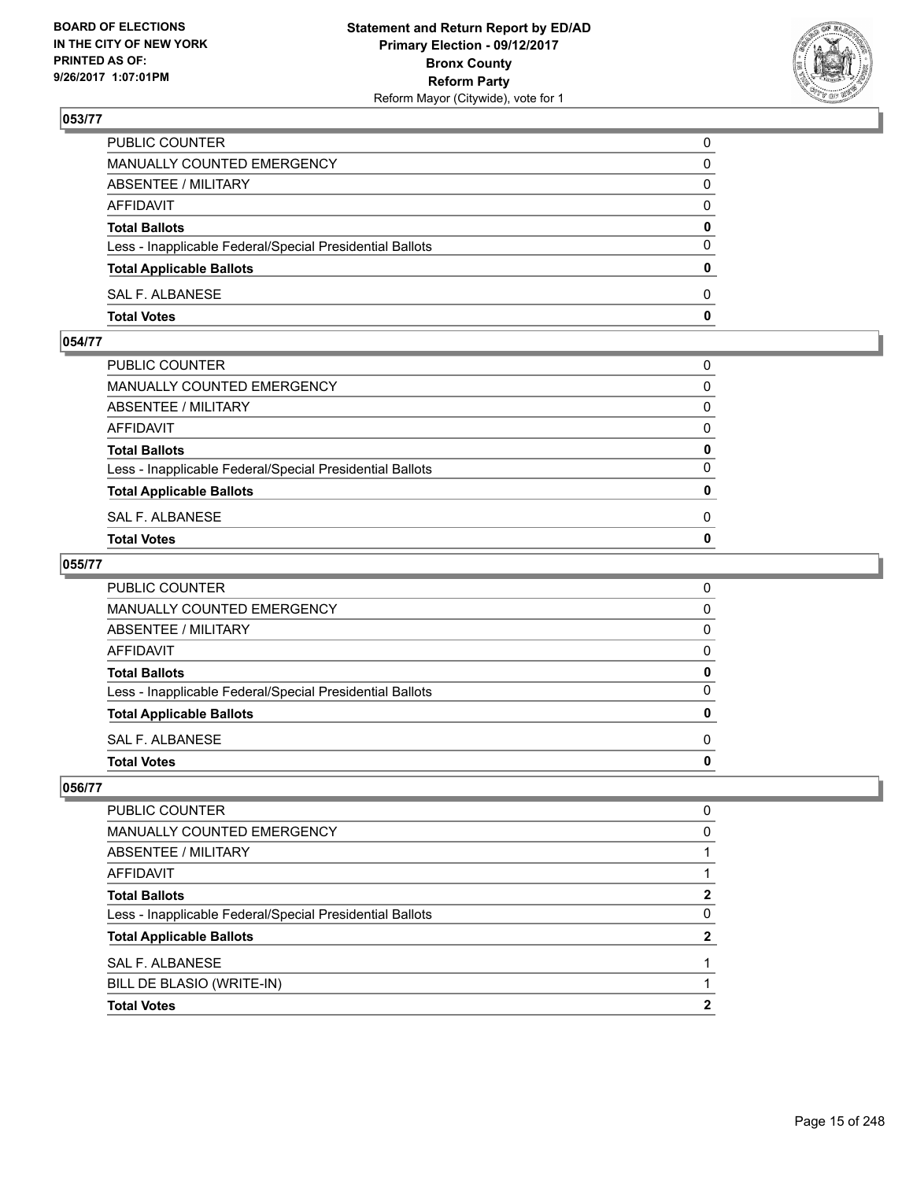## 053/77

| | |
|---|---|
| PUBLIC COUNTER | 0 |
| MANUALLY COUNTED EMERGENCY | 0 |
| ABSENTEE / MILITARY | 0 |
| AFFIDAVIT | 0 |
| **Total Ballots** | **0** |
| Less - Inapplicable Federal/Special Presidential Ballots | 0 |
| **Total Applicable Ballots** | **0** |
| SAL F. ALBANESE | 0 |
| **Total Votes** | **0** |

## 054/77

| | |
|---|---|
| PUBLIC COUNTER | 0 |
| MANUALLY COUNTED EMERGENCY | 0 |
| ABSENTEE / MILITARY | 0 |
| AFFIDAVIT | 0 |
| **Total Ballots** | **0** |
| Less - Inapplicable Federal/Special Presidential Ballots | 0 |
| **Total Applicable Ballots** | **0** |
| SAL F. ALBANESE | 0 |
| **Total Votes** | **0** |

## 055/77

| | |
|---|---|
| PUBLIC COUNTER | 0 |
| MANUALLY COUNTED EMERGENCY | 0 |
| ABSENTEE / MILITARY | 0 |
| AFFIDAVIT | 0 |
| **Total Ballots** | **0** |
| Less - Inapplicable Federal/Special Presidential Ballots | 0 |
| **Total Applicable Ballots** | **0** |
| SAL F. ALBANESE | 0 |
| **Total Votes** | **0** |

## 056/77

| | |
|---|---|
| PUBLIC COUNTER | 0 |
| MANUALLY COUNTED EMERGENCY | 0 |
| ABSENTEE / MILITARY | 1 |
| AFFIDAVIT | 1 |
| **Total Ballots** | **2** |
| Less - Inapplicable Federal/Special Presidential Ballots | 0 |
| **Total Applicable Ballots** | **2** |
| SAL F. ALBANESE | 1 |
| BILL DE BLASIO (WRITE-IN) | 1 |
| **Total Votes** | **2** |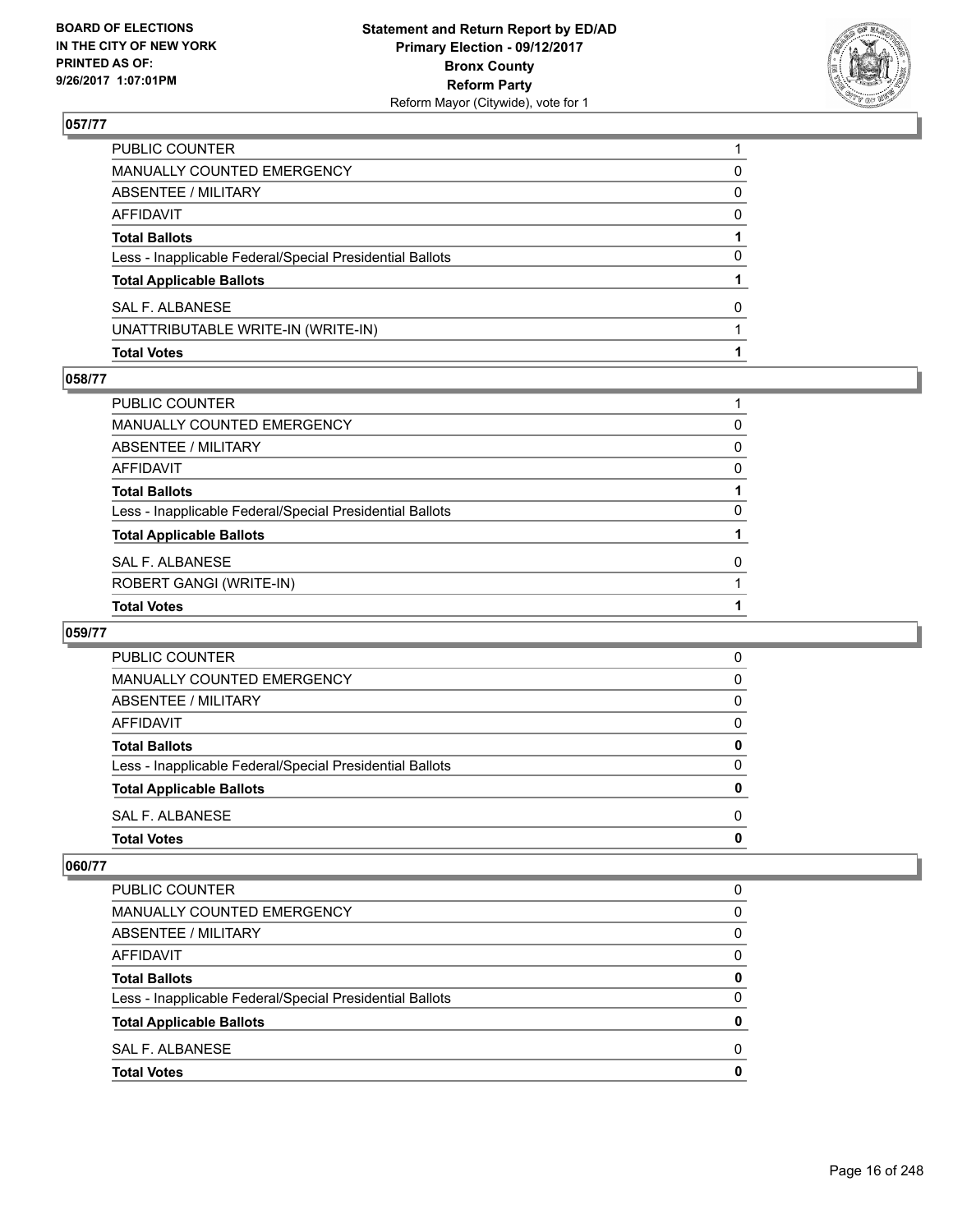## 057/77

| | |
|---|---|
| PUBLIC COUNTER | 1 |
| MANUALLY COUNTED EMERGENCY | 0 |
| ABSENTEE / MILITARY | 0 |
| AFFIDAVIT | 0 |
| **Total Ballots** | **1** |
| Less - Inapplicable Federal/Special Presidential Ballots | 0 |
| **Total Applicable Ballots** | **1** |
| SAL F. ALBANESE | 0 |
| UNATTRIBUTABLE WRITE-IN (WRITE-IN) | 1 |
| **Total Votes** | **1** |

## 058/77

| | |
|---|---|
| PUBLIC COUNTER | 1 |
| MANUALLY COUNTED EMERGENCY | 0 |
| ABSENTEE / MILITARY | 0 |
| AFFIDAVIT | 0 |
| **Total Ballots** | **1** |
| Less - Inapplicable Federal/Special Presidential Ballots | 0 |
| **Total Applicable Ballots** | **1** |
| SAL F. ALBANESE | 0 |
| ROBERT GANGI (WRITE-IN) | 1 |
| **Total Votes** | **1** |

## 059/77

| | |
|---|---|
| PUBLIC COUNTER | 0 |
| MANUALLY COUNTED EMERGENCY | 0 |
| ABSENTEE / MILITARY | 0 |
| AFFIDAVIT | 0 |
| **Total Ballots** | **0** |
| Less - Inapplicable Federal/Special Presidential Ballots | 0 |
| **Total Applicable Ballots** | **0** |
| SAL F. ALBANESE | 0 |
| **Total Votes** | **0** |

## 060/77

| | |
|---|---|
| PUBLIC COUNTER | 0 |
| MANUALLY COUNTED EMERGENCY | 0 |
| ABSENTEE / MILITARY | 0 |
| AFFIDAVIT | 0 |
| **Total Ballots** | **0** |
| Less - Inapplicable Federal/Special Presidential Ballots | 0 |
| **Total Applicable Ballots** | **0** |
| SAL F. ALBANESE | 0 |
| **Total Votes** | **0** |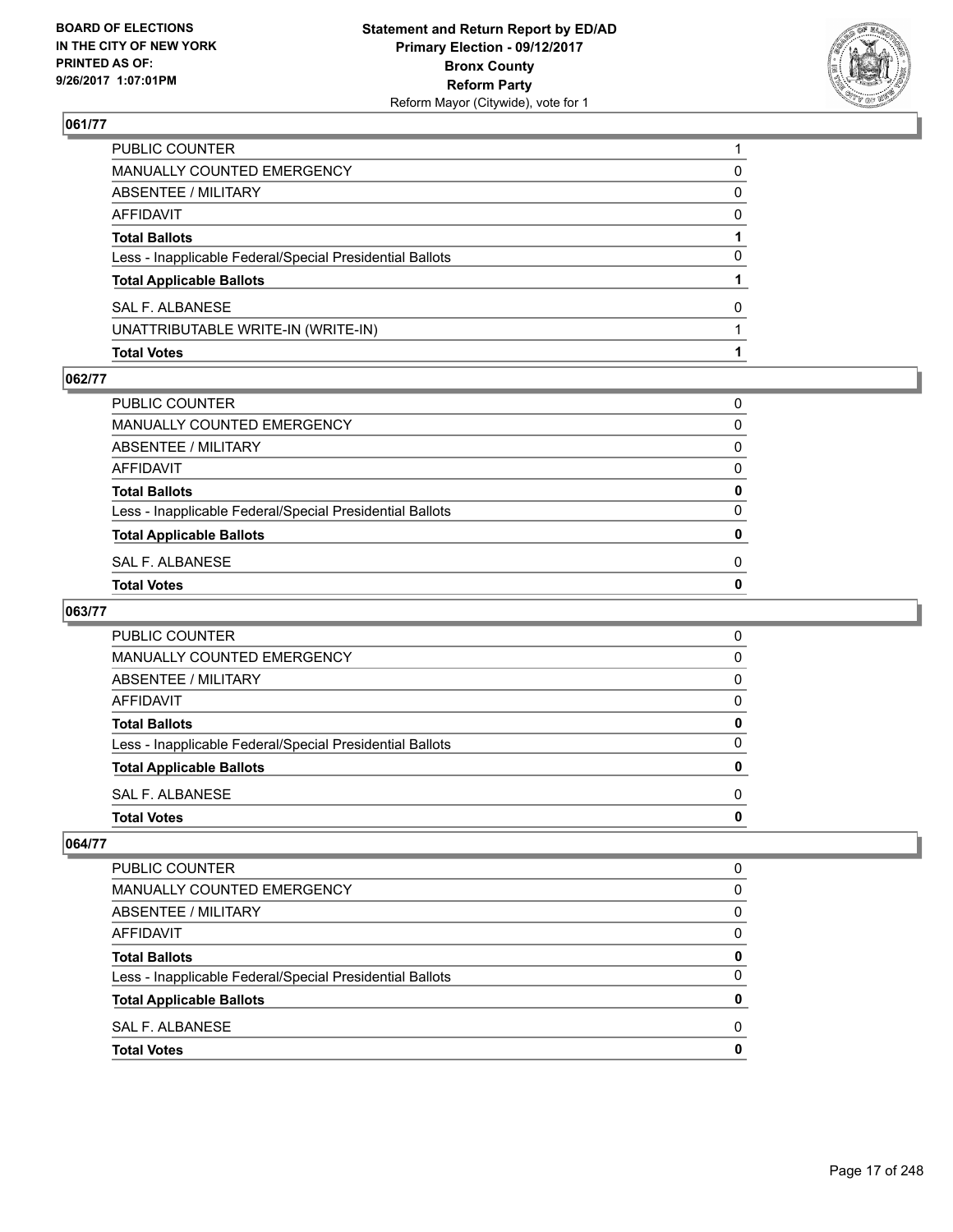## 061/77

| | |
|---|---|
| PUBLIC COUNTER | 1 |
| MANUALLY COUNTED EMERGENCY | 0 |
| ABSENTEE / MILITARY | 0 |
| AFFIDAVIT | 0 |
| **Total Ballots** | **1** |
| Less - Inapplicable Federal/Special Presidential Ballots | 0 |
| **Total Applicable Ballots** | **1** |
| SAL F. ALBANESE | 0 |
| UNATTRIBUTABLE WRITE-IN (WRITE-IN) | 1 |
| **Total Votes** | **1** |

## 062/77

| | |
|---|---|
| PUBLIC COUNTER | 0 |
| MANUALLY COUNTED EMERGENCY | 0 |
| ABSENTEE / MILITARY | 0 |
| AFFIDAVIT | 0 |
| **Total Ballots** | **0** |
| Less - Inapplicable Federal/Special Presidential Ballots | 0 |
| **Total Applicable Ballots** | **0** |
| SAL F. ALBANESE | 0 |
| **Total Votes** | **0** |

## 063/77

| | |
|---|---|
| PUBLIC COUNTER | 0 |
| MANUALLY COUNTED EMERGENCY | 0 |
| ABSENTEE / MILITARY | 0 |
| AFFIDAVIT | 0 |
| **Total Ballots** | **0** |
| Less - Inapplicable Federal/Special Presidential Ballots | 0 |
| **Total Applicable Ballots** | **0** |
| SAL F. ALBANESE | 0 |
| **Total Votes** | **0** |

## 064/77

| | |
|---|---|
| PUBLIC COUNTER | 0 |
| MANUALLY COUNTED EMERGENCY | 0 |
| ABSENTEE / MILITARY | 0 |
| AFFIDAVIT | 0 |
| **Total Ballots** | **0** |
| Less - Inapplicable Federal/Special Presidential Ballots | 0 |
| **Total Applicable Ballots** | **0** |
| SAL F. ALBANESE | 0 |
| **Total Votes** | **0** |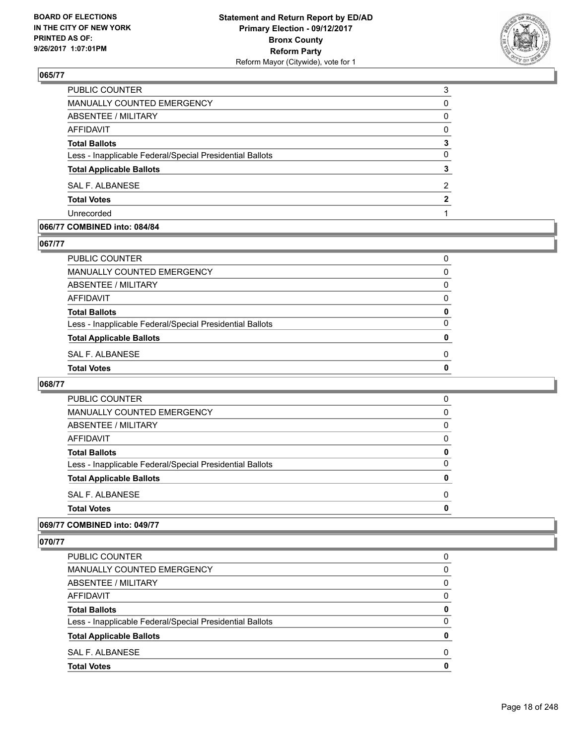### 065/77

| | |
|---|---|
| PUBLIC COUNTER | 3 |
| MANUALLY COUNTED EMERGENCY | 0 |
| ABSENTEE / MILITARY | 0 |
| AFFIDAVIT | 0 |
| **Total Ballots** | **3** |
| Less - Inapplicable Federal/Special Presidential Ballots | 0 |
| **Total Applicable Ballots** | **3** |
| SAL F. ALBANESE | 2 |
| **Total Votes** | **2** |
| Unrecorded | 1 |

### 066/77 COMBINED into: 084/84

### 067/77

| | |
|---|---|
| PUBLIC COUNTER | 0 |
| MANUALLY COUNTED EMERGENCY | 0 |
| ABSENTEE / MILITARY | 0 |
| AFFIDAVIT | 0 |
| **Total Ballots** | **0** |
| Less - Inapplicable Federal/Special Presidential Ballots | 0 |
| **Total Applicable Ballots** | **0** |
| SAL F. ALBANESE | 0 |
| **Total Votes** | **0** |

### 068/77

| | |
|---|---|
| PUBLIC COUNTER | 0 |
| MANUALLY COUNTED EMERGENCY | 0 |
| ABSENTEE / MILITARY | 0 |
| AFFIDAVIT | 0 |
| **Total Ballots** | **0** |
| Less - Inapplicable Federal/Special Presidential Ballots | 0 |
| **Total Applicable Ballots** | **0** |
| SAL F. ALBANESE | 0 |
| **Total Votes** | **0** |

### 069/77 COMBINED into: 049/77

### 070/77

| | |
|---|---|
| PUBLIC COUNTER | 0 |
| MANUALLY COUNTED EMERGENCY | 0 |
| ABSENTEE / MILITARY | 0 |
| AFFIDAVIT | 0 |
| **Total Ballots** | **0** |
| Less - Inapplicable Federal/Special Presidential Ballots | 0 |
| **Total Applicable Ballots** | **0** |
| SAL F. ALBANESE | 0 |
| **Total Votes** | **0** |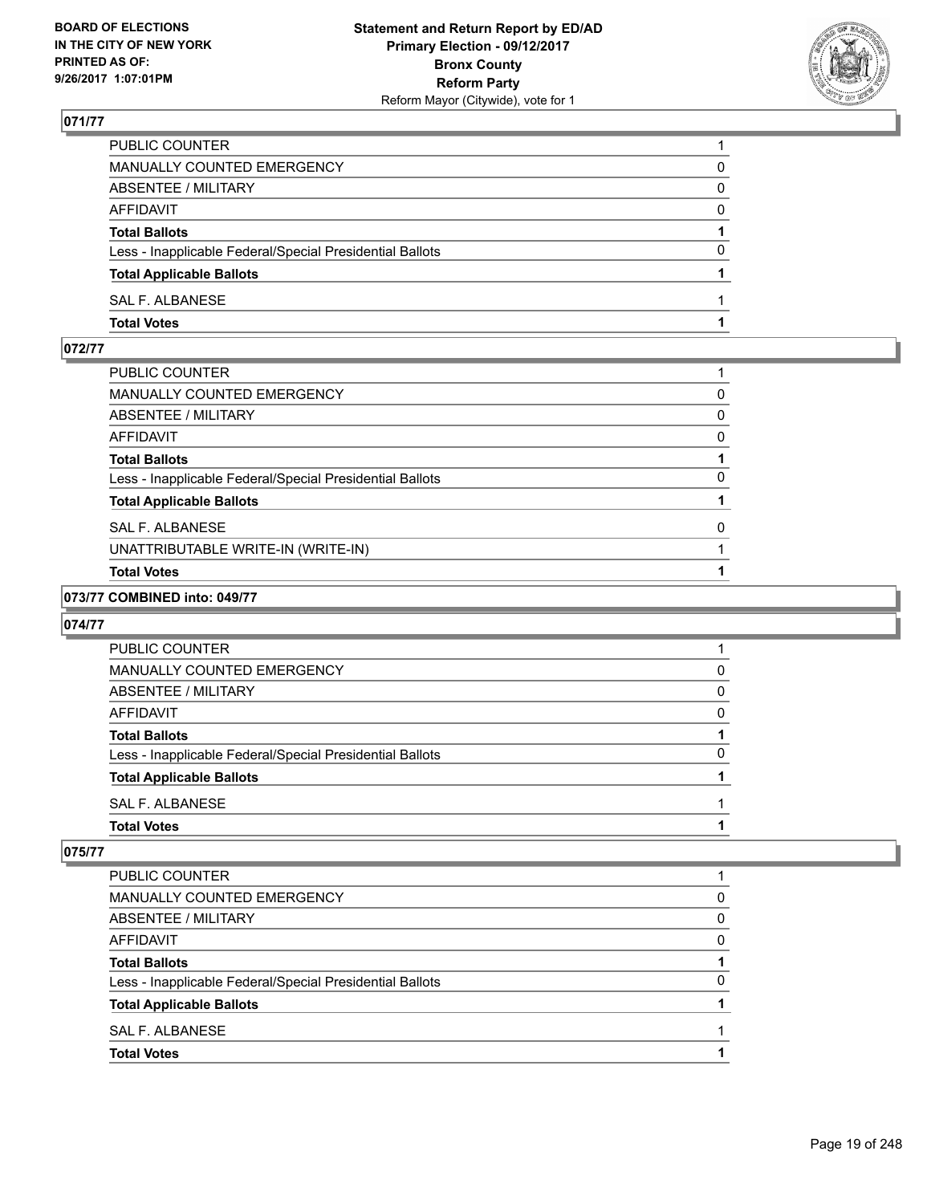## 071/77

| | |
|---|---|
| PUBLIC COUNTER | 1 |
| MANUALLY COUNTED EMERGENCY | 0 |
| ABSENTEE / MILITARY | 0 |
| AFFIDAVIT | 0 |
| **Total Ballots** | **1** |
| Less - Inapplicable Federal/Special Presidential Ballots | 0 |
| **Total Applicable Ballots** | **1** |
| SAL F. ALBANESE | 1 |
| **Total Votes** | **1** |

## 072/77

| | |
|---|---|
| PUBLIC COUNTER | 1 |
| MANUALLY COUNTED EMERGENCY | 0 |
| ABSENTEE / MILITARY | 0 |
| AFFIDAVIT | 0 |
| **Total Ballots** | **1** |
| Less - Inapplicable Federal/Special Presidential Ballots | 0 |
| **Total Applicable Ballots** | **1** |
| SAL F. ALBANESE | 0 |
| UNATTRIBUTABLE WRITE-IN (WRITE-IN) | 1 |
| **Total Votes** | **1** |

## 073/77 COMBINED into: 049/77

## 074/77

| | |
|---|---|
| PUBLIC COUNTER | 1 |
| MANUALLY COUNTED EMERGENCY | 0 |
| ABSENTEE / MILITARY | 0 |
| AFFIDAVIT | 0 |
| **Total Ballots** | **1** |
| Less - Inapplicable Federal/Special Presidential Ballots | 0 |
| **Total Applicable Ballots** | **1** |
| SAL F. ALBANESE | 1 |
| **Total Votes** | **1** |

## 075/77

| | |
|---|---|
| PUBLIC COUNTER | 1 |
| MANUALLY COUNTED EMERGENCY | 0 |
| ABSENTEE / MILITARY | 0 |
| AFFIDAVIT | 0 |
| **Total Ballots** | **1** |
| Less - Inapplicable Federal/Special Presidential Ballots | 0 |
| **Total Applicable Ballots** | **1** |
| SAL F. ALBANESE | 1 |
| **Total Votes** | **1** |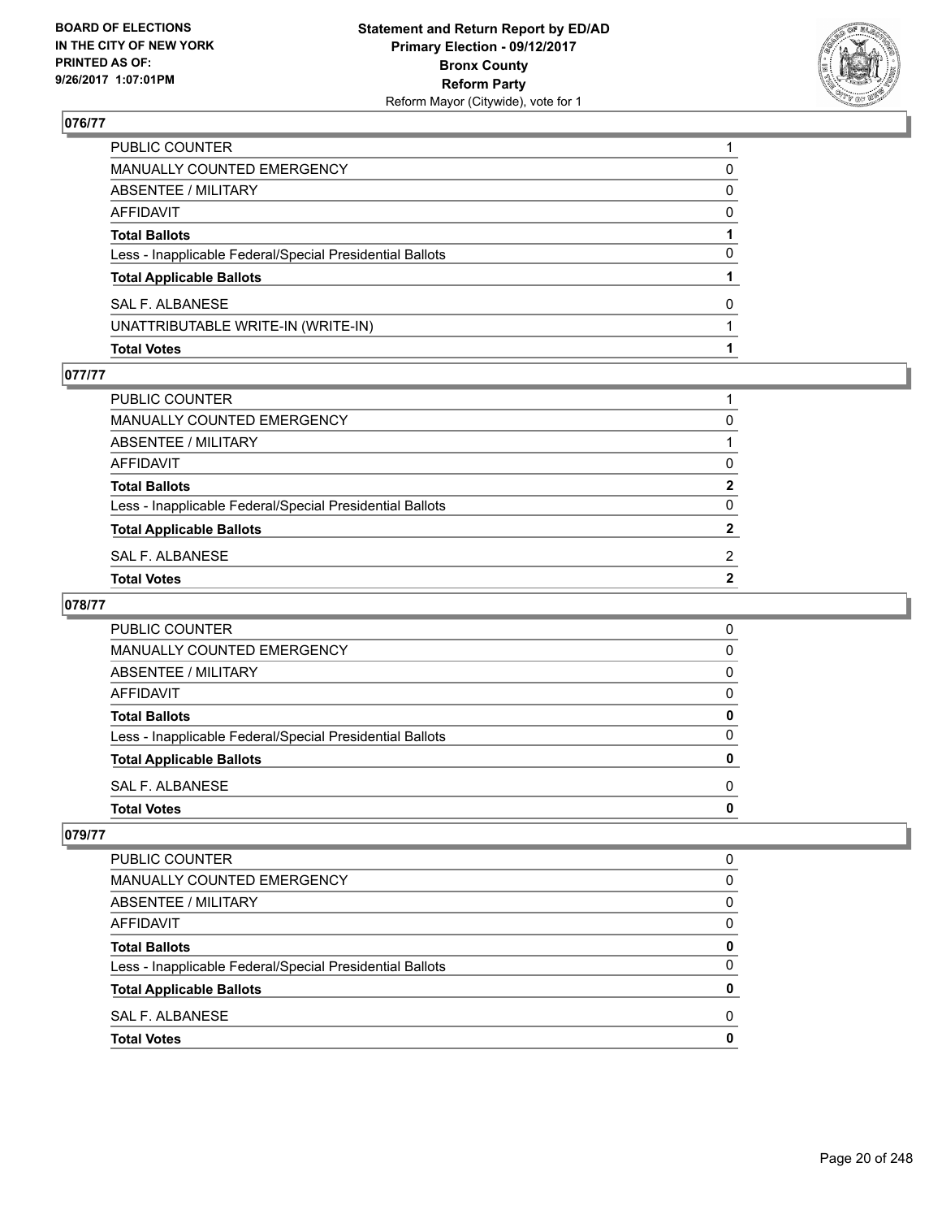## 076/77

| | |
|---|---|
| PUBLIC COUNTER | 1 |
| MANUALLY COUNTED EMERGENCY | 0 |
| ABSENTEE / MILITARY | 0 |
| AFFIDAVIT | 0 |
| **Total Ballots** | **1** |
| Less - Inapplicable Federal/Special Presidential Ballots | 0 |
| **Total Applicable Ballots** | **1** |
| SAL F. ALBANESE | 0 |
| UNATTRIBUTABLE WRITE-IN (WRITE-IN) | 1 |
| **Total Votes** | **1** |

## 077/77

| | |
|---|---|
| PUBLIC COUNTER | 1 |
| MANUALLY COUNTED EMERGENCY | 0 |
| ABSENTEE / MILITARY | 1 |
| AFFIDAVIT | 0 |
| **Total Ballots** | **2** |
| Less - Inapplicable Federal/Special Presidential Ballots | 0 |
| **Total Applicable Ballots** | **2** |
| SAL F. ALBANESE | 2 |
| **Total Votes** | **2** |

## 078/77

| | |
|---|---|
| PUBLIC COUNTER | 0 |
| MANUALLY COUNTED EMERGENCY | 0 |
| ABSENTEE / MILITARY | 0 |
| AFFIDAVIT | 0 |
| **Total Ballots** | **0** |
| Less - Inapplicable Federal/Special Presidential Ballots | 0 |
| **Total Applicable Ballots** | **0** |
| SAL F. ALBANESE | 0 |
| **Total Votes** | **0** |

## 079/77

| | |
|---|---|
| PUBLIC COUNTER | 0 |
| MANUALLY COUNTED EMERGENCY | 0 |
| ABSENTEE / MILITARY | 0 |
| AFFIDAVIT | 0 |
| **Total Ballots** | **0** |
| Less - Inapplicable Federal/Special Presidential Ballots | 0 |
| **Total Applicable Ballots** | **0** |
| SAL F. ALBANESE | 0 |
| **Total Votes** | **0** |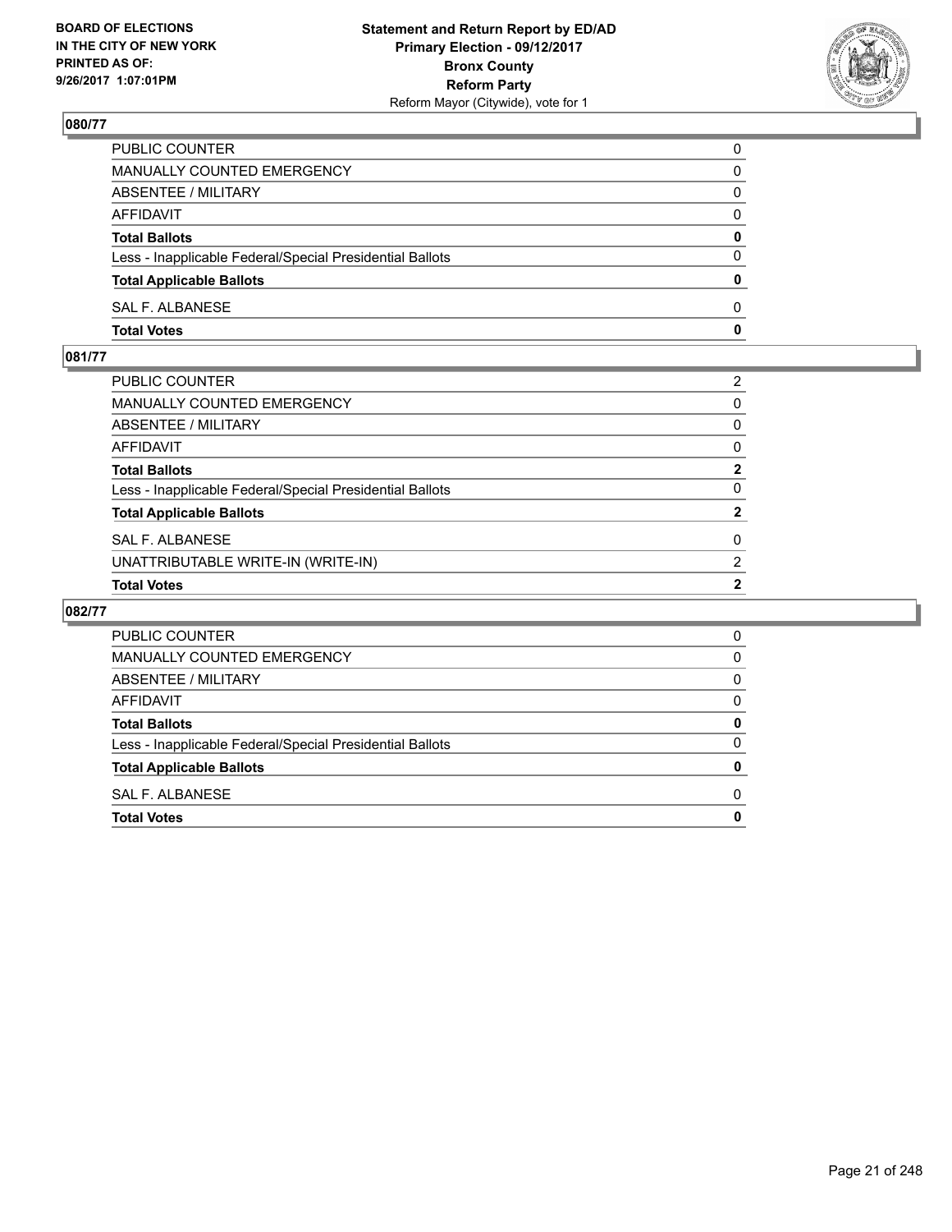BOARD OF ELECTIONS
IN THE CITY OF NEW YORK
PRINTED AS OF:
9/26/2017 1:07:01PM

**Statement and Return Report by ED/AD**
**Primary Election - 09/12/2017**
**Bronx County**
**Reform Party**
Reform Mayor (Citywide), vote for 1

## 080/77

| | |
|---|---|
| PUBLIC COUNTER | 0 |
| MANUALLY COUNTED EMERGENCY | 0 |
| ABSENTEE / MILITARY | 0 |
| AFFIDAVIT | 0 |
| **Total Ballots** | **0** |
| Less - Inapplicable Federal/Special Presidential Ballots | 0 |
| **Total Applicable Ballots** | **0** |
| SAL F. ALBANESE | 0 |
| **Total Votes** | **0** |

## 081/77

| | |
|---|---|
| PUBLIC COUNTER | 2 |
| MANUALLY COUNTED EMERGENCY | 0 |
| ABSENTEE / MILITARY | 0 |
| AFFIDAVIT | 0 |
| **Total Ballots** | **2** |
| Less - Inapplicable Federal/Special Presidential Ballots | 0 |
| **Total Applicable Ballots** | **2** |
| SAL F. ALBANESE | 0 |
| UNATTRIBUTABLE WRITE-IN (WRITE-IN) | 2 |
| **Total Votes** | **2** |

## 082/77

| | |
|---|---|
| PUBLIC COUNTER | 0 |
| MANUALLY COUNTED EMERGENCY | 0 |
| ABSENTEE / MILITARY | 0 |
| AFFIDAVIT | 0 |
| **Total Ballots** | **0** |
| Less - Inapplicable Federal/Special Presidential Ballots | 0 |
| **Total Applicable Ballots** | **0** |
| SAL F. ALBANESE | 0 |
| **Total Votes** | **0** |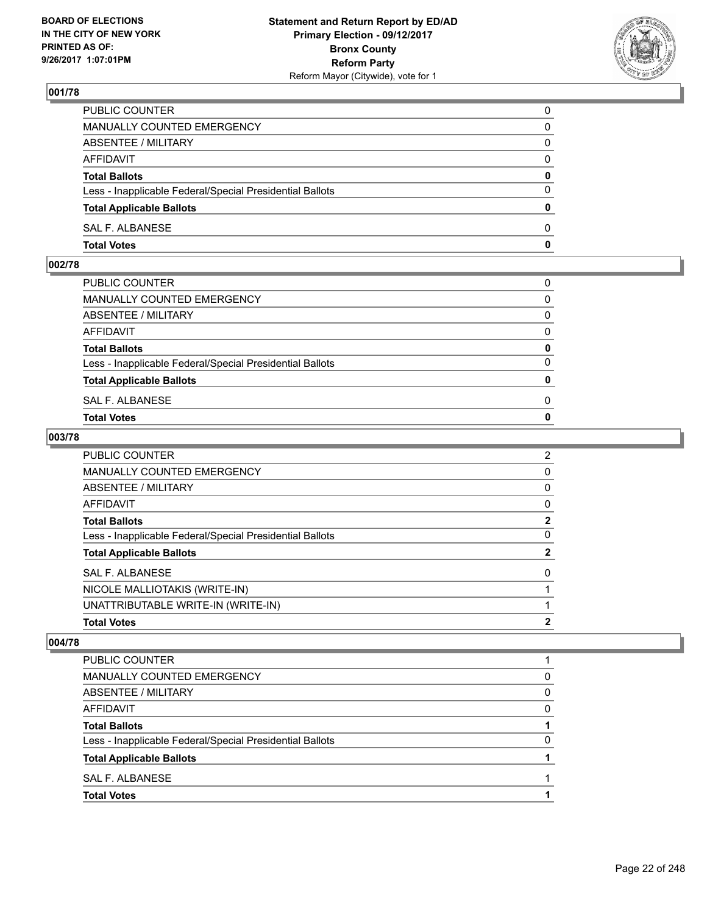**BOARD OF ELECTIONS IN THE CITY OF NEW YORK PRINTED AS OF: 9/26/2017 1:07:01PM**

**Statement and Return Report by ED/AD Primary Election - 09/12/2017 Bronx County Reform Party**
Reform Mayor (Citywide), vote for 1

### 001/78

| | |
|---|---|
| PUBLIC COUNTER | 0 |
| MANUALLY COUNTED EMERGENCY | 0 |
| ABSENTEE / MILITARY | 0 |
| AFFIDAVIT | 0 |
| **Total Ballots** | **0** |
| Less - Inapplicable Federal/Special Presidential Ballots | 0 |
| **Total Applicable Ballots** | **0** |
| SAL F. ALBANESE | 0 |
| **Total Votes** | **0** |

### 002/78

| | |
|---|---|
| PUBLIC COUNTER | 0 |
| MANUALLY COUNTED EMERGENCY | 0 |
| ABSENTEE / MILITARY | 0 |
| AFFIDAVIT | 0 |
| **Total Ballots** | **0** |
| Less - Inapplicable Federal/Special Presidential Ballots | 0 |
| **Total Applicable Ballots** | **0** |
| SAL F. ALBANESE | 0 |
| **Total Votes** | **0** |

### 003/78

| | |
|---|---|
| PUBLIC COUNTER | 2 |
| MANUALLY COUNTED EMERGENCY | 0 |
| ABSENTEE / MILITARY | 0 |
| AFFIDAVIT | 0 |
| **Total Ballots** | **2** |
| Less - Inapplicable Federal/Special Presidential Ballots | 0 |
| **Total Applicable Ballots** | **2** |
| SAL F. ALBANESE | 0 |
| NICOLE MALLIOTAKIS (WRITE-IN) | 1 |
| UNATTRIBUTABLE WRITE-IN (WRITE-IN) | 1 |
| **Total Votes** | **2** |

### 004/78

| | |
|---|---|
| PUBLIC COUNTER | 1 |
| MANUALLY COUNTED EMERGENCY | 0 |
| ABSENTEE / MILITARY | 0 |
| AFFIDAVIT | 0 |
| **Total Ballots** | **1** |
| Less - Inapplicable Federal/Special Presidential Ballots | 0 |
| **Total Applicable Ballots** | **1** |
| SAL F. ALBANESE | 1 |
| **Total Votes** | **1** |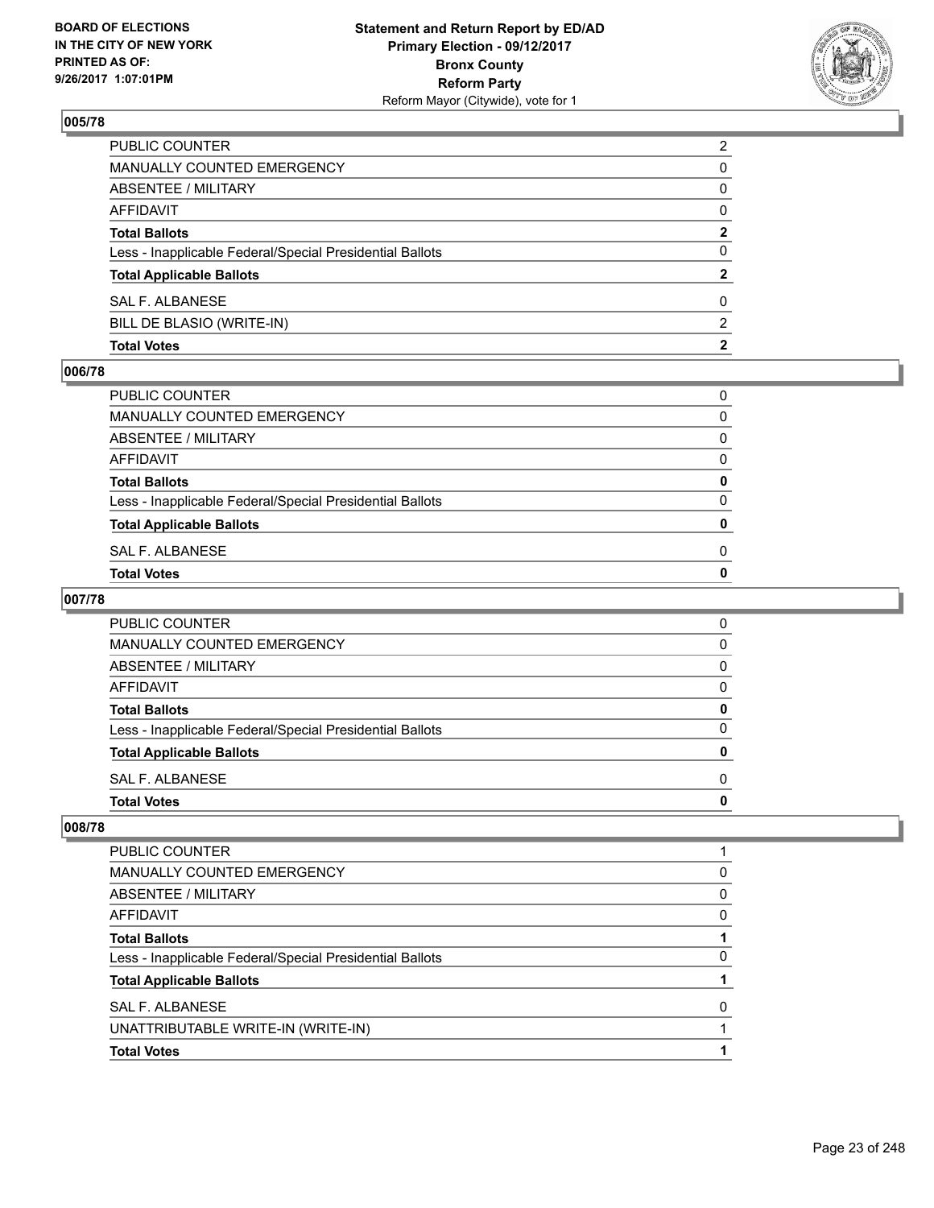## 005/78

| | |
|---|---|
| PUBLIC COUNTER | 2 |
| MANUALLY COUNTED EMERGENCY | 0 |
| ABSENTEE / MILITARY | 0 |
| AFFIDAVIT | 0 |
| **Total Ballots** | **2** |
| Less - Inapplicable Federal/Special Presidential Ballots | 0 |
| **Total Applicable Ballots** | **2** |
| SAL F. ALBANESE | 0 |
| BILL DE BLASIO (WRITE-IN) | 2 |
| **Total Votes** | **2** |

## 006/78

| | |
|---|---|
| PUBLIC COUNTER | 0 |
| MANUALLY COUNTED EMERGENCY | 0 |
| ABSENTEE / MILITARY | 0 |
| AFFIDAVIT | 0 |
| **Total Ballots** | **0** |
| Less - Inapplicable Federal/Special Presidential Ballots | 0 |
| **Total Applicable Ballots** | **0** |
| SAL F. ALBANESE | 0 |
| **Total Votes** | **0** |

## 007/78

| | |
|---|---|
| PUBLIC COUNTER | 0 |
| MANUALLY COUNTED EMERGENCY | 0 |
| ABSENTEE / MILITARY | 0 |
| AFFIDAVIT | 0 |
| **Total Ballots** | **0** |
| Less - Inapplicable Federal/Special Presidential Ballots | 0 |
| **Total Applicable Ballots** | **0** |
| SAL F. ALBANESE | 0 |
| **Total Votes** | **0** |

## 008/78

| | |
|---|---|
| PUBLIC COUNTER | 1 |
| MANUALLY COUNTED EMERGENCY | 0 |
| ABSENTEE / MILITARY | 0 |
| AFFIDAVIT | 0 |
| **Total Ballots** | **1** |
| Less - Inapplicable Federal/Special Presidential Ballots | 0 |
| **Total Applicable Ballots** | **1** |
| SAL F. ALBANESE | 0 |
| UNATTRIBUTABLE WRITE-IN (WRITE-IN) | 1 |
| **Total Votes** | **1** |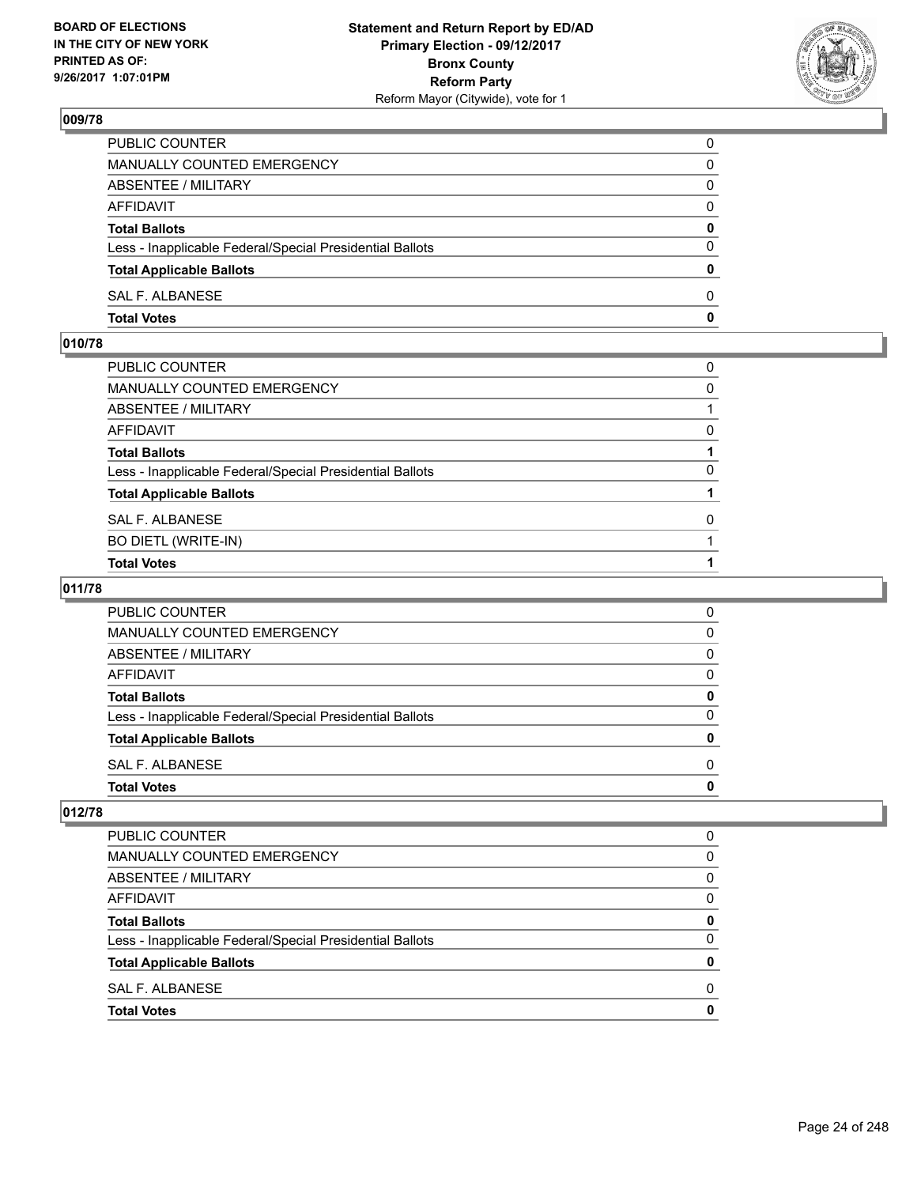### 009/78

| | |
|---|---|
| PUBLIC COUNTER | 0 |
| MANUALLY COUNTED EMERGENCY | 0 |
| ABSENTEE / MILITARY | 0 |
| AFFIDAVIT | 0 |
| **Total Ballots** | **0** |
| Less - Inapplicable Federal/Special Presidential Ballots | 0 |
| **Total Applicable Ballots** | **0** |
| SAL F. ALBANESE | 0 |
| **Total Votes** | **0** |

### 010/78

| | |
|---|---|
| PUBLIC COUNTER | 0 |
| MANUALLY COUNTED EMERGENCY | 0 |
| ABSENTEE / MILITARY | 1 |
| AFFIDAVIT | 0 |
| **Total Ballots** | **1** |
| Less - Inapplicable Federal/Special Presidential Ballots | 0 |
| **Total Applicable Ballots** | **1** |
| SAL F. ALBANESE | 0 |
| BO DIETL (WRITE-IN) | 1 |
| **Total Votes** | **1** |

### 011/78

| | |
|---|---|
| PUBLIC COUNTER | 0 |
| MANUALLY COUNTED EMERGENCY | 0 |
| ABSENTEE / MILITARY | 0 |
| AFFIDAVIT | 0 |
| **Total Ballots** | **0** |
| Less - Inapplicable Federal/Special Presidential Ballots | 0 |
| **Total Applicable Ballots** | **0** |
| SAL F. ALBANESE | 0 |
| **Total Votes** | **0** |

### 012/78

| | |
|---|---|
| PUBLIC COUNTER | 0 |
| MANUALLY COUNTED EMERGENCY | 0 |
| ABSENTEE / MILITARY | 0 |
| AFFIDAVIT | 0 |
| **Total Ballots** | **0** |
| Less - Inapplicable Federal/Special Presidential Ballots | 0 |
| **Total Applicable Ballots** | **0** |
| SAL F. ALBANESE | 0 |
| **Total Votes** | **0** |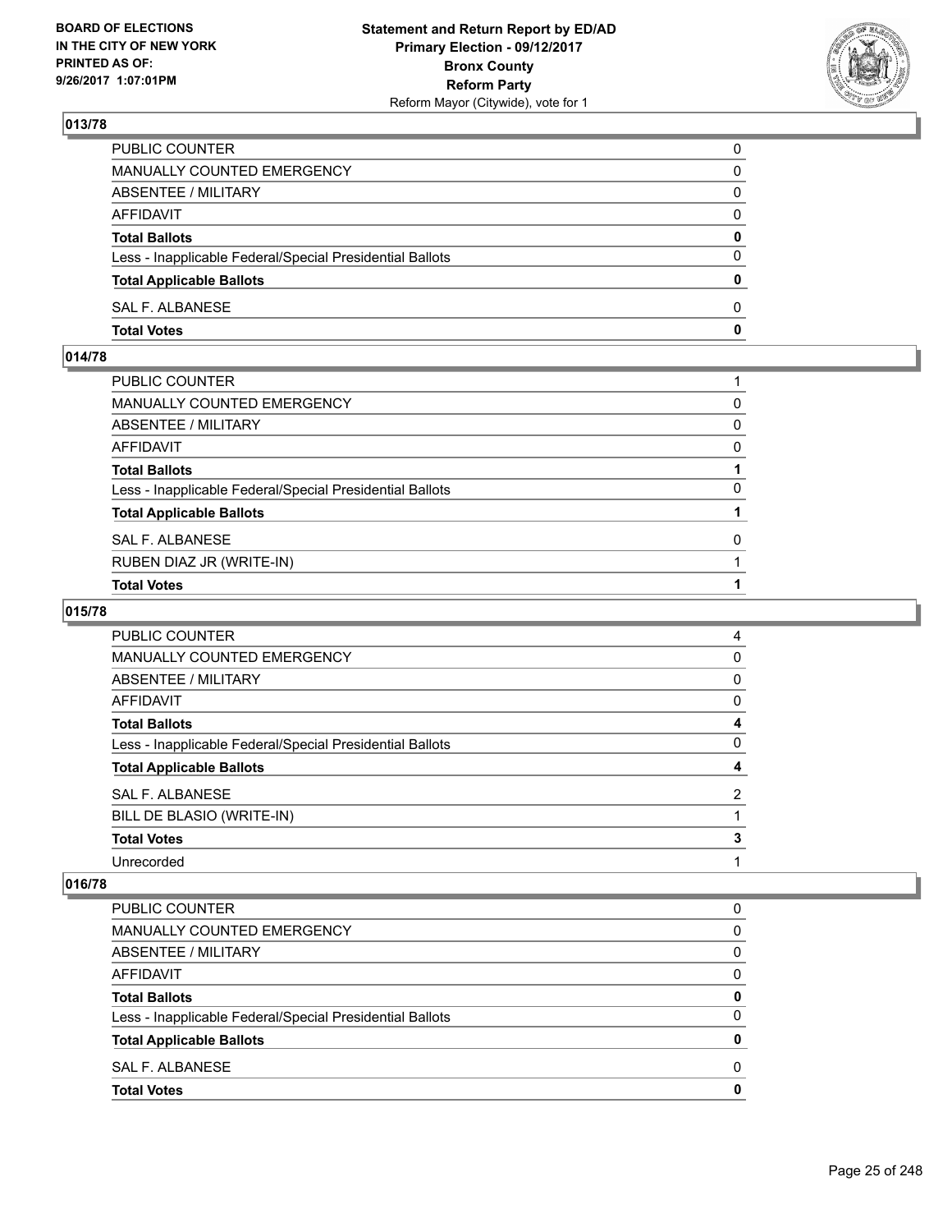## 013/78

| | |
|---|---|
| PUBLIC COUNTER | 0 |
| MANUALLY COUNTED EMERGENCY | 0 |
| ABSENTEE / MILITARY | 0 |
| AFFIDAVIT | 0 |
| **Total Ballots** | **0** |
| Less - Inapplicable Federal/Special Presidential Ballots | 0 |
| **Total Applicable Ballots** | **0** |
| SAL F. ALBANESE | 0 |
| **Total Votes** | **0** |

## 014/78

| | |
|---|---|
| PUBLIC COUNTER | 1 |
| MANUALLY COUNTED EMERGENCY | 0 |
| ABSENTEE / MILITARY | 0 |
| AFFIDAVIT | 0 |
| **Total Ballots** | **1** |
| Less - Inapplicable Federal/Special Presidential Ballots | 0 |
| **Total Applicable Ballots** | **1** |
| SAL F. ALBANESE | 0 |
| RUBEN DIAZ JR (WRITE-IN) | 1 |
| **Total Votes** | **1** |

## 015/78

| | |
|---|---|
| PUBLIC COUNTER | 4 |
| MANUALLY COUNTED EMERGENCY | 0 |
| ABSENTEE / MILITARY | 0 |
| AFFIDAVIT | 0 |
| **Total Ballots** | **4** |
| Less - Inapplicable Federal/Special Presidential Ballots | 0 |
| **Total Applicable Ballots** | **4** |
| SAL F. ALBANESE | 2 |
| BILL DE BLASIO (WRITE-IN) | 1 |
| **Total Votes** | **3** |
| Unrecorded | 1 |

## 016/78

| | |
|---|---|
| PUBLIC COUNTER | 0 |
| MANUALLY COUNTED EMERGENCY | 0 |
| ABSENTEE / MILITARY | 0 |
| AFFIDAVIT | 0 |
| **Total Ballots** | **0** |
| Less - Inapplicable Federal/Special Presidential Ballots | 0 |
| **Total Applicable Ballots** | **0** |
| SAL F. ALBANESE | 0 |
| **Total Votes** | **0** |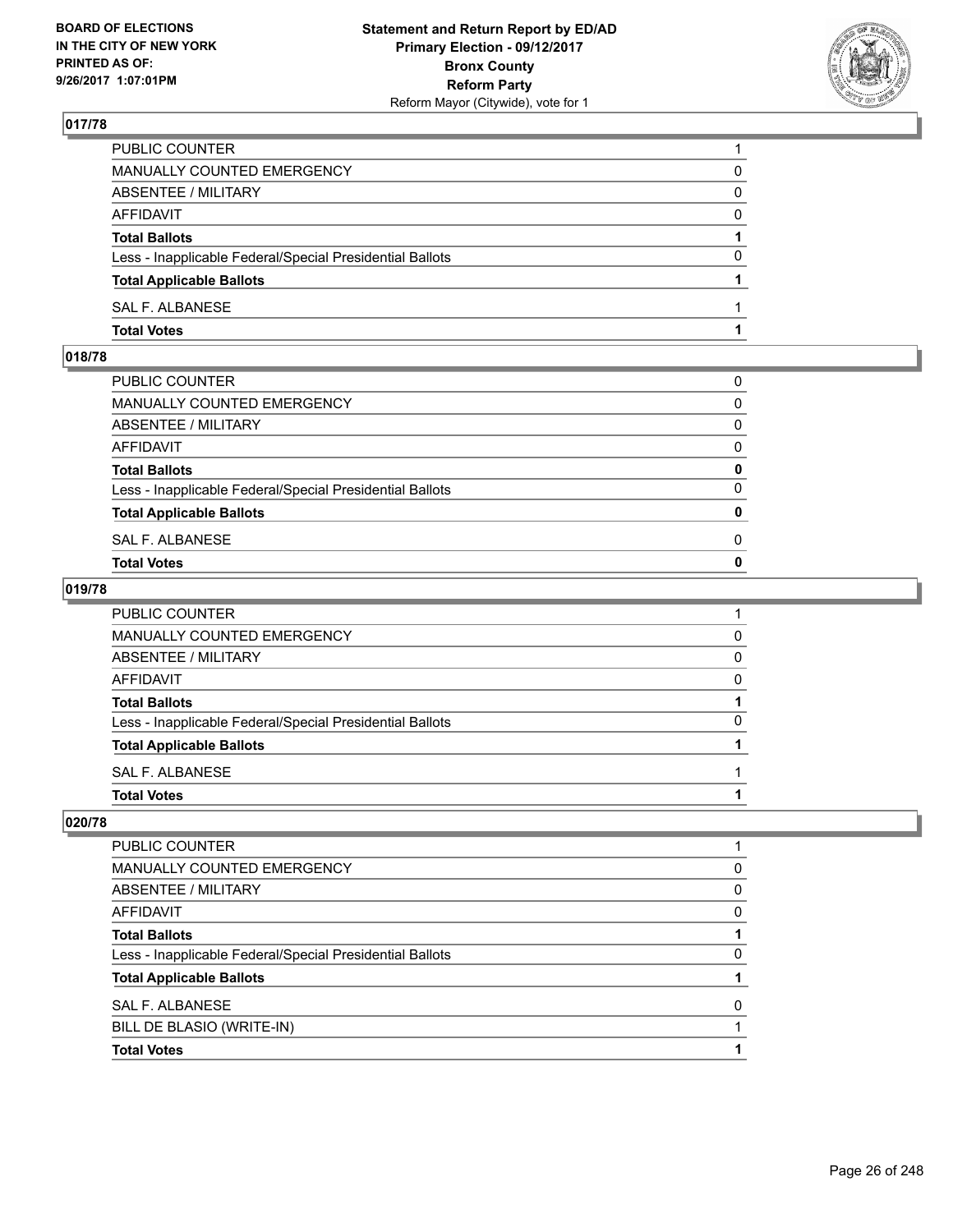BOARD OF ELECTIONS
IN THE CITY OF NEW YORK
PRINTED AS OF:
9/26/2017 1:07:01PM

**Statement and Return Report by ED/AD**
**Primary Election - 09/12/2017**
**Bronx County**
**Reform Party**
Reform Mayor (Citywide), vote for 1

## 017/78

| | |
|---|---|
| PUBLIC COUNTER | 1 |
| MANUALLY COUNTED EMERGENCY | 0 |
| ABSENTEE / MILITARY | 0 |
| AFFIDAVIT | 0 |
| **Total Ballots** | **1** |
| Less - Inapplicable Federal/Special Presidential Ballots | 0 |
| **Total Applicable Ballots** | **1** |
| SAL F. ALBANESE | 1 |
| **Total Votes** | **1** |

## 018/78

| | |
|---|---|
| PUBLIC COUNTER | 0 |
| MANUALLY COUNTED EMERGENCY | 0 |
| ABSENTEE / MILITARY | 0 |
| AFFIDAVIT | 0 |
| **Total Ballots** | **0** |
| Less - Inapplicable Federal/Special Presidential Ballots | 0 |
| **Total Applicable Ballots** | **0** |
| SAL F. ALBANESE | 0 |
| **Total Votes** | **0** |

## 019/78

| | |
|---|---|
| PUBLIC COUNTER | 1 |
| MANUALLY COUNTED EMERGENCY | 0 |
| ABSENTEE / MILITARY | 0 |
| AFFIDAVIT | 0 |
| **Total Ballots** | **1** |
| Less - Inapplicable Federal/Special Presidential Ballots | 0 |
| **Total Applicable Ballots** | **1** |
| SAL F. ALBANESE | 1 |
| **Total Votes** | **1** |

## 020/78

| | |
|---|---|
| PUBLIC COUNTER | 1 |
| MANUALLY COUNTED EMERGENCY | 0 |
| ABSENTEE / MILITARY | 0 |
| AFFIDAVIT | 0 |
| **Total Ballots** | **1** |
| Less - Inapplicable Federal/Special Presidential Ballots | 0 |
| **Total Applicable Ballots** | **1** |
| SAL F. ALBANESE | 0 |
| BILL DE BLASIO (WRITE-IN) | 1 |
| **Total Votes** | **1** |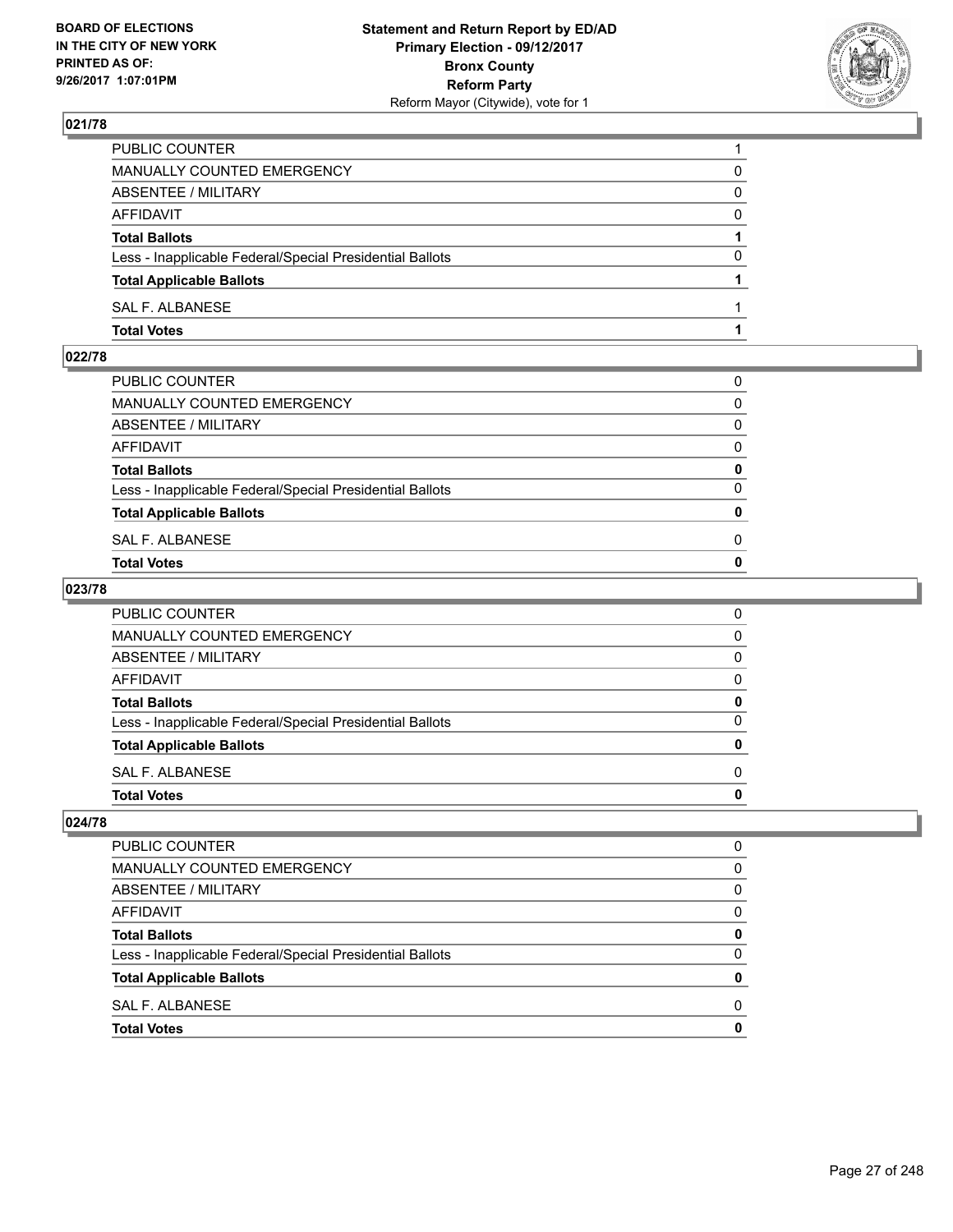## 021/78

| | |
|---|---|
| PUBLIC COUNTER | 1 |
| MANUALLY COUNTED EMERGENCY | 0 |
| ABSENTEE / MILITARY | 0 |
| AFFIDAVIT | 0 |
| **Total Ballots** | **1** |
| Less - Inapplicable Federal/Special Presidential Ballots | 0 |
| **Total Applicable Ballots** | **1** |
| SAL F. ALBANESE | 1 |
| **Total Votes** | **1** |

## 022/78

| | |
|---|---|
| PUBLIC COUNTER | 0 |
| MANUALLY COUNTED EMERGENCY | 0 |
| ABSENTEE / MILITARY | 0 |
| AFFIDAVIT | 0 |
| **Total Ballots** | **0** |
| Less - Inapplicable Federal/Special Presidential Ballots | 0 |
| **Total Applicable Ballots** | **0** |
| SAL F. ALBANESE | 0 |
| **Total Votes** | **0** |

## 023/78

| | |
|---|---|
| PUBLIC COUNTER | 0 |
| MANUALLY COUNTED EMERGENCY | 0 |
| ABSENTEE / MILITARY | 0 |
| AFFIDAVIT | 0 |
| **Total Ballots** | **0** |
| Less - Inapplicable Federal/Special Presidential Ballots | 0 |
| **Total Applicable Ballots** | **0** |
| SAL F. ALBANESE | 0 |
| **Total Votes** | **0** |

## 024/78

| | |
|---|---|
| PUBLIC COUNTER | 0 |
| MANUALLY COUNTED EMERGENCY | 0 |
| ABSENTEE / MILITARY | 0 |
| AFFIDAVIT | 0 |
| **Total Ballots** | **0** |
| Less - Inapplicable Federal/Special Presidential Ballots | 0 |
| **Total Applicable Ballots** | **0** |
| SAL F. ALBANESE | 0 |
| **Total Votes** | **0** |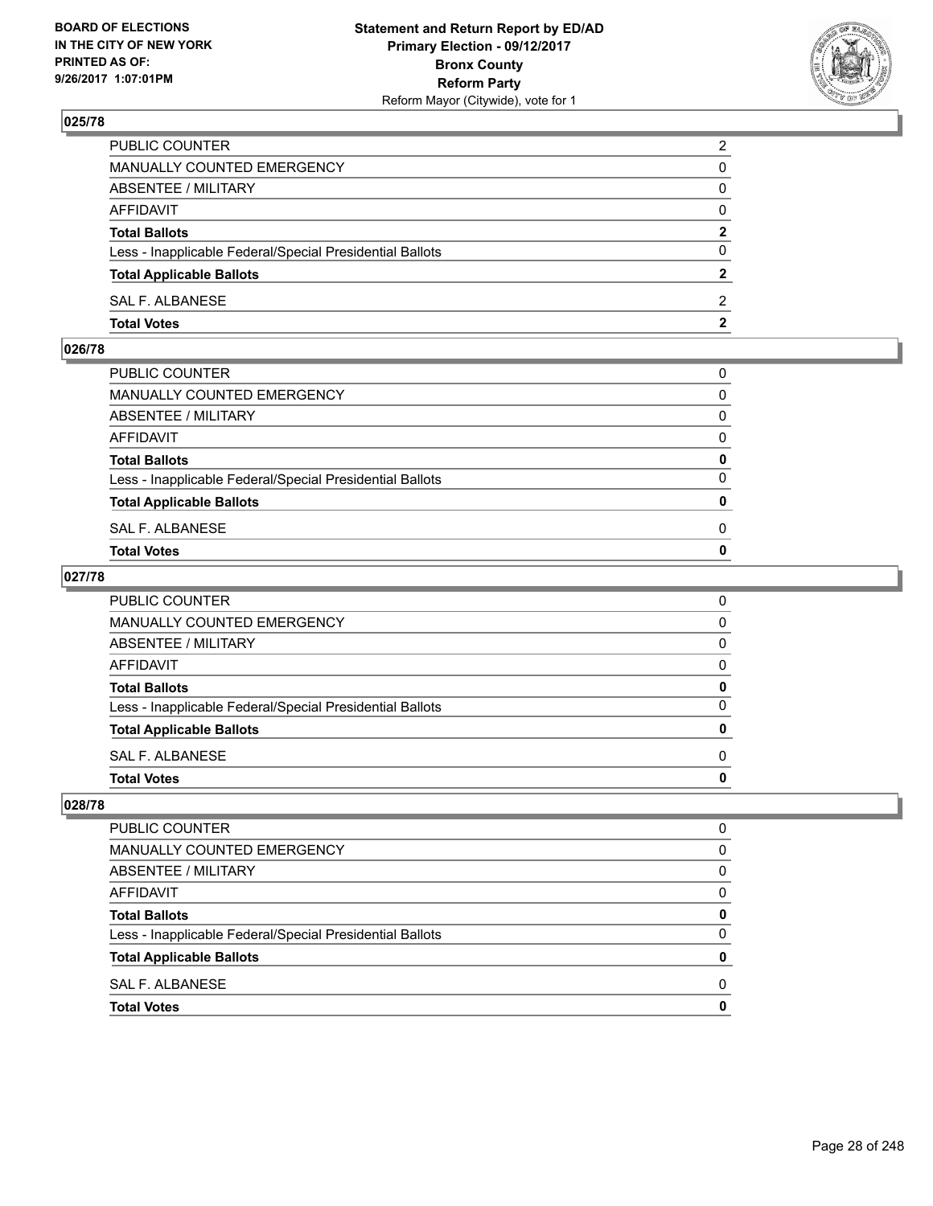BOARD OF ELECTIONS
IN THE CITY OF NEW YORK
PRINTED AS OF:
9/26/2017 1:07:01PM

**Statement and Return Report by ED/AD**
**Primary Election - 09/12/2017**
**Bronx County**
**Reform Party**
Reform Mayor (Citywide), vote for 1

### 025/78

| | |
|---|---|
| PUBLIC COUNTER | 2 |
| MANUALLY COUNTED EMERGENCY | 0 |
| ABSENTEE / MILITARY | 0 |
| AFFIDAVIT | 0 |
| **Total Ballots** | **2** |
| Less - Inapplicable Federal/Special Presidential Ballots | 0 |
| **Total Applicable Ballots** | **2** |
| SAL F. ALBANESE | 2 |
| **Total Votes** | **2** |

### 026/78

| | |
|---|---|
| PUBLIC COUNTER | 0 |
| MANUALLY COUNTED EMERGENCY | 0 |
| ABSENTEE / MILITARY | 0 |
| AFFIDAVIT | 0 |
| **Total Ballots** | **0** |
| Less - Inapplicable Federal/Special Presidential Ballots | 0 |
| **Total Applicable Ballots** | **0** |
| SAL F. ALBANESE | 0 |
| **Total Votes** | **0** |

### 027/78

| | |
|---|---|
| PUBLIC COUNTER | 0 |
| MANUALLY COUNTED EMERGENCY | 0 |
| ABSENTEE / MILITARY | 0 |
| AFFIDAVIT | 0 |
| **Total Ballots** | **0** |
| Less - Inapplicable Federal/Special Presidential Ballots | 0 |
| **Total Applicable Ballots** | **0** |
| SAL F. ALBANESE | 0 |
| **Total Votes** | **0** |

### 028/78

| | |
|---|---|
| PUBLIC COUNTER | 0 |
| MANUALLY COUNTED EMERGENCY | 0 |
| ABSENTEE / MILITARY | 0 |
| AFFIDAVIT | 0 |
| **Total Ballots** | **0** |
| Less - Inapplicable Federal/Special Presidential Ballots | 0 |
| **Total Applicable Ballots** | **0** |
| SAL F. ALBANESE | 0 |
| **Total Votes** | **0** |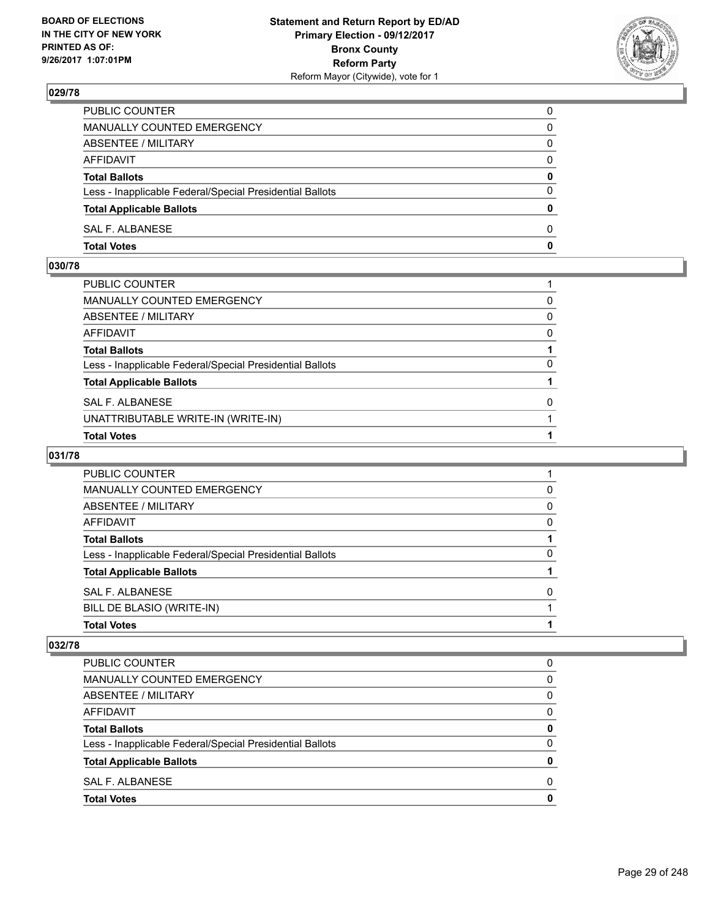## 029/78

| | |
|---|---|
| PUBLIC COUNTER | 0 |
| MANUALLY COUNTED EMERGENCY | 0 |
| ABSENTEE / MILITARY | 0 |
| AFFIDAVIT | 0 |
| **Total Ballots** | **0** |
| Less - Inapplicable Federal/Special Presidential Ballots | 0 |
| **Total Applicable Ballots** | **0** |
| SAL F. ALBANESE | 0 |
| **Total Votes** | **0** |

## 030/78

| | |
|---|---|
| PUBLIC COUNTER | 1 |
| MANUALLY COUNTED EMERGENCY | 0 |
| ABSENTEE / MILITARY | 0 |
| AFFIDAVIT | 0 |
| **Total Ballots** | **1** |
| Less - Inapplicable Federal/Special Presidential Ballots | 0 |
| **Total Applicable Ballots** | **1** |
| SAL F. ALBANESE | 0 |
| UNATTRIBUTABLE WRITE-IN (WRITE-IN) | 1 |
| **Total Votes** | **1** |

## 031/78

| | |
|---|---|
| PUBLIC COUNTER | 1 |
| MANUALLY COUNTED EMERGENCY | 0 |
| ABSENTEE / MILITARY | 0 |
| AFFIDAVIT | 0 |
| **Total Ballots** | **1** |
| Less - Inapplicable Federal/Special Presidential Ballots | 0 |
| **Total Applicable Ballots** | **1** |
| SAL F. ALBANESE | 0 |
| BILL DE BLASIO (WRITE-IN) | 1 |
| **Total Votes** | **1** |

## 032/78

| | |
|---|---|
| PUBLIC COUNTER | 0 |
| MANUALLY COUNTED EMERGENCY | 0 |
| ABSENTEE / MILITARY | 0 |
| AFFIDAVIT | 0 |
| **Total Ballots** | **0** |
| Less - Inapplicable Federal/Special Presidential Ballots | 0 |
| **Total Applicable Ballots** | **0** |
| SAL F. ALBANESE | 0 |
| **Total Votes** | **0** |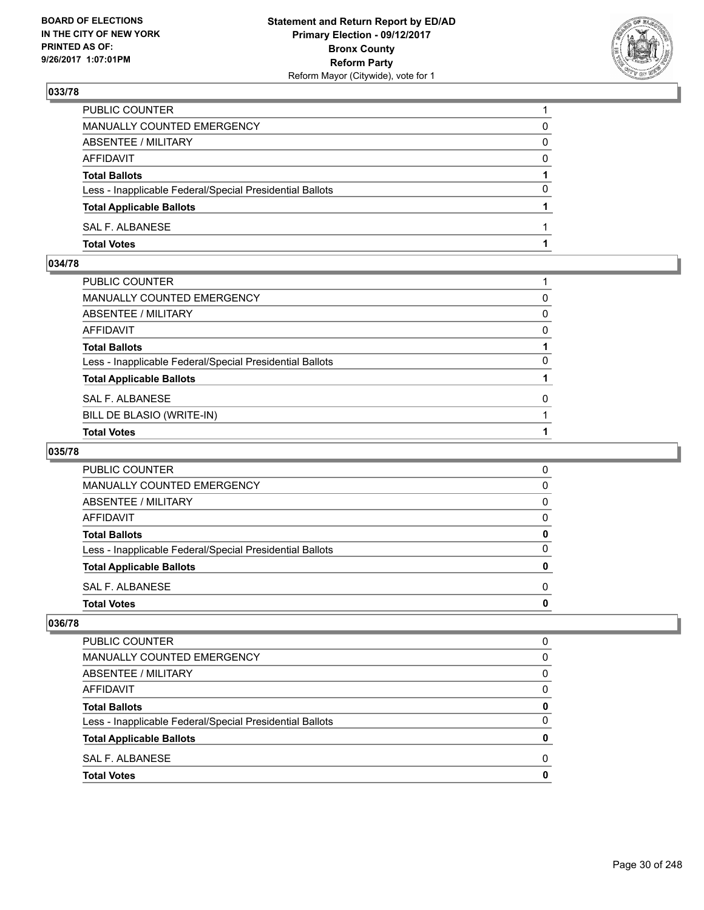## 033/78

| | |
|---|---|
| PUBLIC COUNTER | 1 |
| MANUALLY COUNTED EMERGENCY | 0 |
| ABSENTEE / MILITARY | 0 |
| AFFIDAVIT | 0 |
| **Total Ballots** | **1** |
| Less - Inapplicable Federal/Special Presidential Ballots | 0 |
| **Total Applicable Ballots** | **1** |
| SAL F. ALBANESE | 1 |
| **Total Votes** | **1** |

## 034/78

| | |
|---|---|
| PUBLIC COUNTER | 1 |
| MANUALLY COUNTED EMERGENCY | 0 |
| ABSENTEE / MILITARY | 0 |
| AFFIDAVIT | 0 |
| **Total Ballots** | **1** |
| Less - Inapplicable Federal/Special Presidential Ballots | 0 |
| **Total Applicable Ballots** | **1** |
| SAL F. ALBANESE | 0 |
| BILL DE BLASIO (WRITE-IN) | 1 |
| **Total Votes** | **1** |

## 035/78

| | |
|---|---|
| PUBLIC COUNTER | 0 |
| MANUALLY COUNTED EMERGENCY | 0 |
| ABSENTEE / MILITARY | 0 |
| AFFIDAVIT | 0 |
| **Total Ballots** | **0** |
| Less - Inapplicable Federal/Special Presidential Ballots | 0 |
| **Total Applicable Ballots** | **0** |
| SAL F. ALBANESE | 0 |
| **Total Votes** | **0** |

## 036/78

| | |
|---|---|
| PUBLIC COUNTER | 0 |
| MANUALLY COUNTED EMERGENCY | 0 |
| ABSENTEE / MILITARY | 0 |
| AFFIDAVIT | 0 |
| **Total Ballots** | **0** |
| Less - Inapplicable Federal/Special Presidential Ballots | 0 |
| **Total Applicable Ballots** | **0** |
| SAL F. ALBANESE | 0 |
| **Total Votes** | **0** |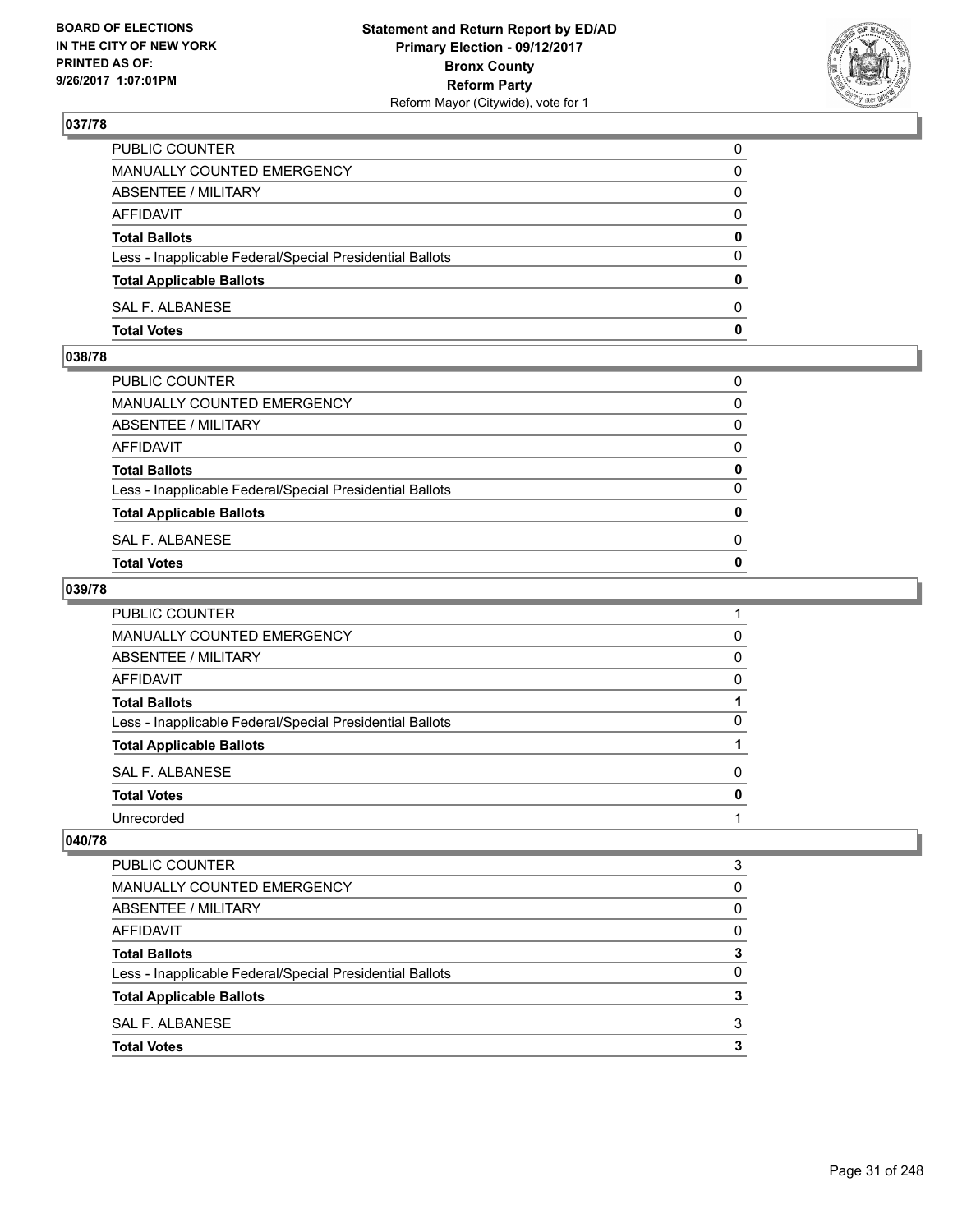## 037/78

| | |
|---|---|
| PUBLIC COUNTER | 0 |
| MANUALLY COUNTED EMERGENCY | 0 |
| ABSENTEE / MILITARY | 0 |
| AFFIDAVIT | 0 |
| **Total Ballots** | **0** |
| Less - Inapplicable Federal/Special Presidential Ballots | 0 |
| **Total Applicable Ballots** | **0** |
| SAL F. ALBANESE | 0 |
| **Total Votes** | **0** |

## 038/78

| | |
|---|---|
| PUBLIC COUNTER | 0 |
| MANUALLY COUNTED EMERGENCY | 0 |
| ABSENTEE / MILITARY | 0 |
| AFFIDAVIT | 0 |
| **Total Ballots** | **0** |
| Less - Inapplicable Federal/Special Presidential Ballots | 0 |
| **Total Applicable Ballots** | **0** |
| SAL F. ALBANESE | 0 |
| **Total Votes** | **0** |

## 039/78

| | |
|---|---|
| PUBLIC COUNTER | 1 |
| MANUALLY COUNTED EMERGENCY | 0 |
| ABSENTEE / MILITARY | 0 |
| AFFIDAVIT | 0 |
| **Total Ballots** | **1** |
| Less - Inapplicable Federal/Special Presidential Ballots | 0 |
| **Total Applicable Ballots** | **1** |
| SAL F. ALBANESE | 0 |
| **Total Votes** | **0** |
| Unrecorded | 1 |

## 040/78

| | |
|---|---|
| PUBLIC COUNTER | 3 |
| MANUALLY COUNTED EMERGENCY | 0 |
| ABSENTEE / MILITARY | 0 |
| AFFIDAVIT | 0 |
| **Total Ballots** | **3** |
| Less - Inapplicable Federal/Special Presidential Ballots | 0 |
| **Total Applicable Ballots** | **3** |
| SAL F. ALBANESE | 3 |
| **Total Votes** | **3** |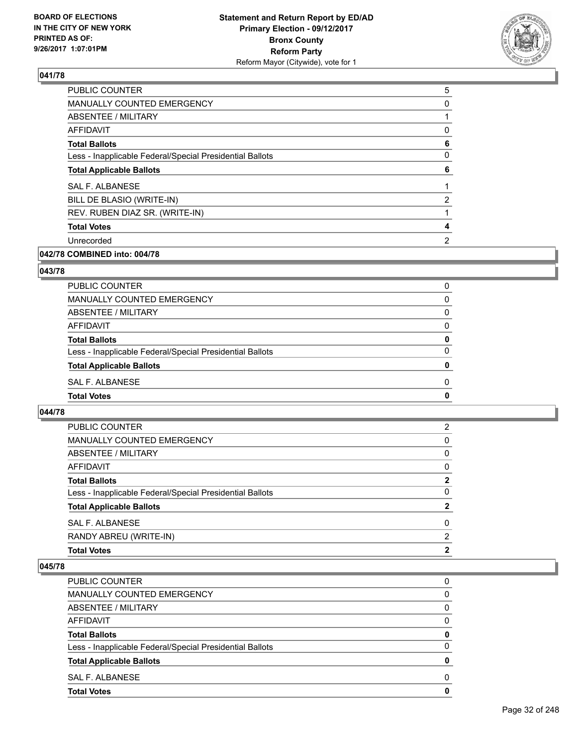### 041/78

| | |
|---|---|
| PUBLIC COUNTER | 5 |
| MANUALLY COUNTED EMERGENCY | 0 |
| ABSENTEE / MILITARY | 1 |
| AFFIDAVIT | 0 |
| **Total Ballots** | **6** |
| Less - Inapplicable Federal/Special Presidential Ballots | 0 |
| **Total Applicable Ballots** | **6** |
| SAL F. ALBANESE | 1 |
| BILL DE BLASIO (WRITE-IN) | 2 |
| REV. RUBEN DIAZ SR. (WRITE-IN) | 1 |
| **Total Votes** | **4** |
| Unrecorded | 2 |

### 042/78 COMBINED into: 004/78

### 043/78

| | |
|---|---|
| PUBLIC COUNTER | 0 |
| MANUALLY COUNTED EMERGENCY | 0 |
| ABSENTEE / MILITARY | 0 |
| AFFIDAVIT | 0 |
| **Total Ballots** | **0** |
| Less - Inapplicable Federal/Special Presidential Ballots | 0 |
| **Total Applicable Ballots** | **0** |
| SAL F. ALBANESE | 0 |
| **Total Votes** | **0** |

### 044/78

| | |
|---|---|
| PUBLIC COUNTER | 2 |
| MANUALLY COUNTED EMERGENCY | 0 |
| ABSENTEE / MILITARY | 0 |
| AFFIDAVIT | 0 |
| **Total Ballots** | **2** |
| Less - Inapplicable Federal/Special Presidential Ballots | 0 |
| **Total Applicable Ballots** | **2** |
| SAL F. ALBANESE | 0 |
| RANDY ABREU (WRITE-IN) | 2 |
| **Total Votes** | **2** |

### 045/78

| | |
|---|---|
| PUBLIC COUNTER | 0 |
| MANUALLY COUNTED EMERGENCY | 0 |
| ABSENTEE / MILITARY | 0 |
| AFFIDAVIT | 0 |
| **Total Ballots** | **0** |
| Less - Inapplicable Federal/Special Presidential Ballots | 0 |
| **Total Applicable Ballots** | **0** |
| SAL F. ALBANESE | 0 |
| **Total Votes** | **0** |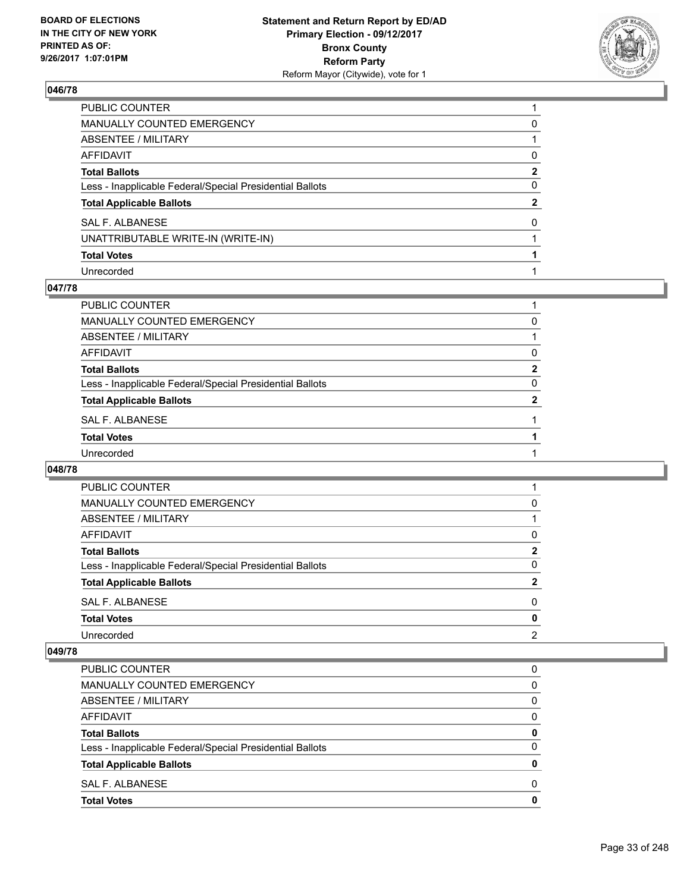## 046/78

| | |
|---|---|
| PUBLIC COUNTER | 1 |
| MANUALLY COUNTED EMERGENCY | 0 |
| ABSENTEE / MILITARY | 1 |
| AFFIDAVIT | 0 |
| **Total Ballots** | **2** |
| Less - Inapplicable Federal/Special Presidential Ballots | 0 |
| **Total Applicable Ballots** | **2** |
| SAL F. ALBANESE | 0 |
| UNATTRIBUTABLE WRITE-IN (WRITE-IN) | 1 |
| **Total Votes** | **1** |
| Unrecorded | 1 |

## 047/78

| | |
|---|---|
| PUBLIC COUNTER | 1 |
| MANUALLY COUNTED EMERGENCY | 0 |
| ABSENTEE / MILITARY | 1 |
| AFFIDAVIT | 0 |
| **Total Ballots** | **2** |
| Less - Inapplicable Federal/Special Presidential Ballots | 0 |
| **Total Applicable Ballots** | **2** |
| SAL F. ALBANESE | 1 |
| **Total Votes** | **1** |
| Unrecorded | 1 |

## 048/78

| | |
|---|---|
| PUBLIC COUNTER | 1 |
| MANUALLY COUNTED EMERGENCY | 0 |
| ABSENTEE / MILITARY | 1 |
| AFFIDAVIT | 0 |
| **Total Ballots** | **2** |
| Less - Inapplicable Federal/Special Presidential Ballots | 0 |
| **Total Applicable Ballots** | **2** |
| SAL F. ALBANESE | 0 |
| **Total Votes** | **0** |
| Unrecorded | 2 |

## 049/78

| | |
|---|---|
| PUBLIC COUNTER | 0 |
| MANUALLY COUNTED EMERGENCY | 0 |
| ABSENTEE / MILITARY | 0 |
| AFFIDAVIT | 0 |
| **Total Ballots** | **0** |
| Less - Inapplicable Federal/Special Presidential Ballots | 0 |
| **Total Applicable Ballots** | **0** |
| SAL F. ALBANESE | 0 |
| **Total Votes** | **0** |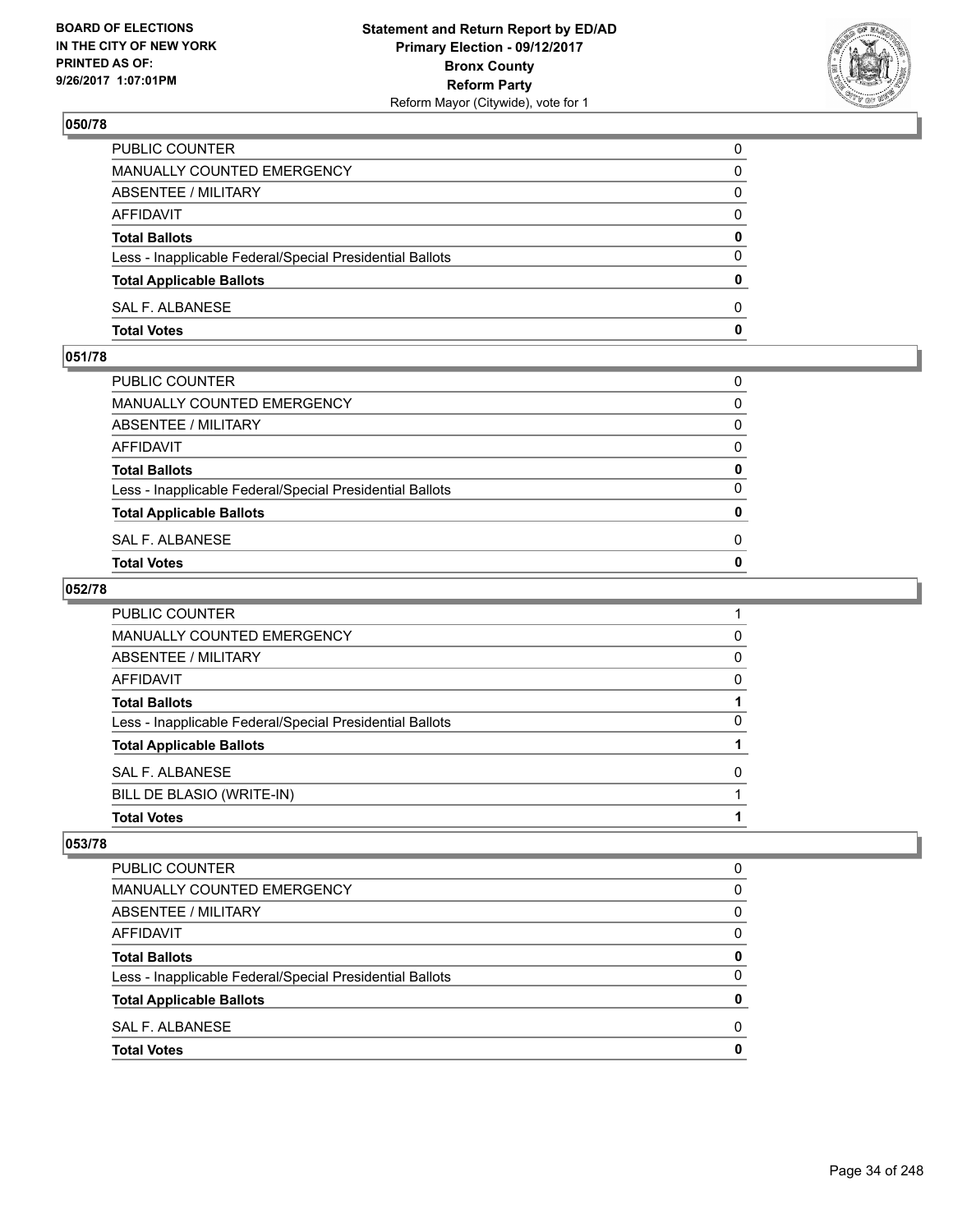## 050/78

| | |
|---|---|
| PUBLIC COUNTER | 0 |
| MANUALLY COUNTED EMERGENCY | 0 |
| ABSENTEE / MILITARY | 0 |
| AFFIDAVIT | 0 |
| **Total Ballots** | **0** |
| Less - Inapplicable Federal/Special Presidential Ballots | 0 |
| **Total Applicable Ballots** | **0** |
| SAL F. ALBANESE | 0 |
| **Total Votes** | **0** |

## 051/78

| | |
|---|---|
| PUBLIC COUNTER | 0 |
| MANUALLY COUNTED EMERGENCY | 0 |
| ABSENTEE / MILITARY | 0 |
| AFFIDAVIT | 0 |
| **Total Ballots** | **0** |
| Less - Inapplicable Federal/Special Presidential Ballots | 0 |
| **Total Applicable Ballots** | **0** |
| SAL F. ALBANESE | 0 |
| **Total Votes** | **0** |

## 052/78

| | |
|---|---|
| PUBLIC COUNTER | 1 |
| MANUALLY COUNTED EMERGENCY | 0 |
| ABSENTEE / MILITARY | 0 |
| AFFIDAVIT | 0 |
| **Total Ballots** | **1** |
| Less - Inapplicable Federal/Special Presidential Ballots | 0 |
| **Total Applicable Ballots** | **1** |
| SAL F. ALBANESE | 0 |
| BILL DE BLASIO (WRITE-IN) | 1 |
| **Total Votes** | **1** |

## 053/78

| | |
|---|---|
| PUBLIC COUNTER | 0 |
| MANUALLY COUNTED EMERGENCY | 0 |
| ABSENTEE / MILITARY | 0 |
| AFFIDAVIT | 0 |
| **Total Ballots** | **0** |
| Less - Inapplicable Federal/Special Presidential Ballots | 0 |
| **Total Applicable Ballots** | **0** |
| SAL F. ALBANESE | 0 |
| **Total Votes** | **0** |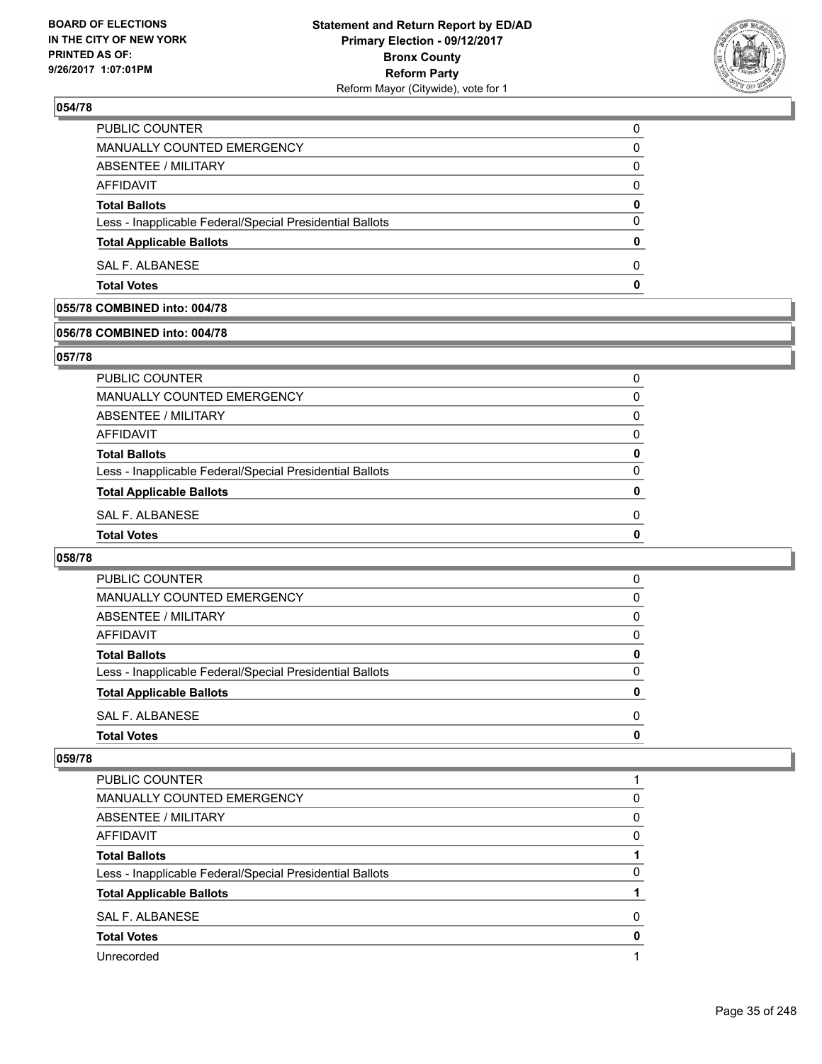### 054/78

| | |
|---|---|
| PUBLIC COUNTER | 0 |
| MANUALLY COUNTED EMERGENCY | 0 |
| ABSENTEE / MILITARY | 0 |
| AFFIDAVIT | 0 |
| **Total Ballots** | **0** |
| Less - Inapplicable Federal/Special Presidential Ballots | 0 |
| **Total Applicable Ballots** | **0** |
| SAL F. ALBANESE | 0 |
| **Total Votes** | **0** |

### 055/78 COMBINED into: 004/78

### 056/78 COMBINED into: 004/78

### 057/78

| | |
|---|---|
| PUBLIC COUNTER | 0 |
| MANUALLY COUNTED EMERGENCY | 0 |
| ABSENTEE / MILITARY | 0 |
| AFFIDAVIT | 0 |
| **Total Ballots** | **0** |
| Less - Inapplicable Federal/Special Presidential Ballots | 0 |
| **Total Applicable Ballots** | **0** |
| SAL F. ALBANESE | 0 |
| **Total Votes** | **0** |

### 058/78

| | |
|---|---|
| PUBLIC COUNTER | 0 |
| MANUALLY COUNTED EMERGENCY | 0 |
| ABSENTEE / MILITARY | 0 |
| AFFIDAVIT | 0 |
| **Total Ballots** | **0** |
| Less - Inapplicable Federal/Special Presidential Ballots | 0 |
| **Total Applicable Ballots** | **0** |
| SAL F. ALBANESE | 0 |
| **Total Votes** | **0** |

### 059/78

| | |
|---|---|
| PUBLIC COUNTER | 1 |
| MANUALLY COUNTED EMERGENCY | 0 |
| ABSENTEE / MILITARY | 0 |
| AFFIDAVIT | 0 |
| **Total Ballots** | **1** |
| Less - Inapplicable Federal/Special Presidential Ballots | 0 |
| **Total Applicable Ballots** | **1** |
| SAL F. ALBANESE | 0 |
| **Total Votes** | **0** |
| Unrecorded | 1 |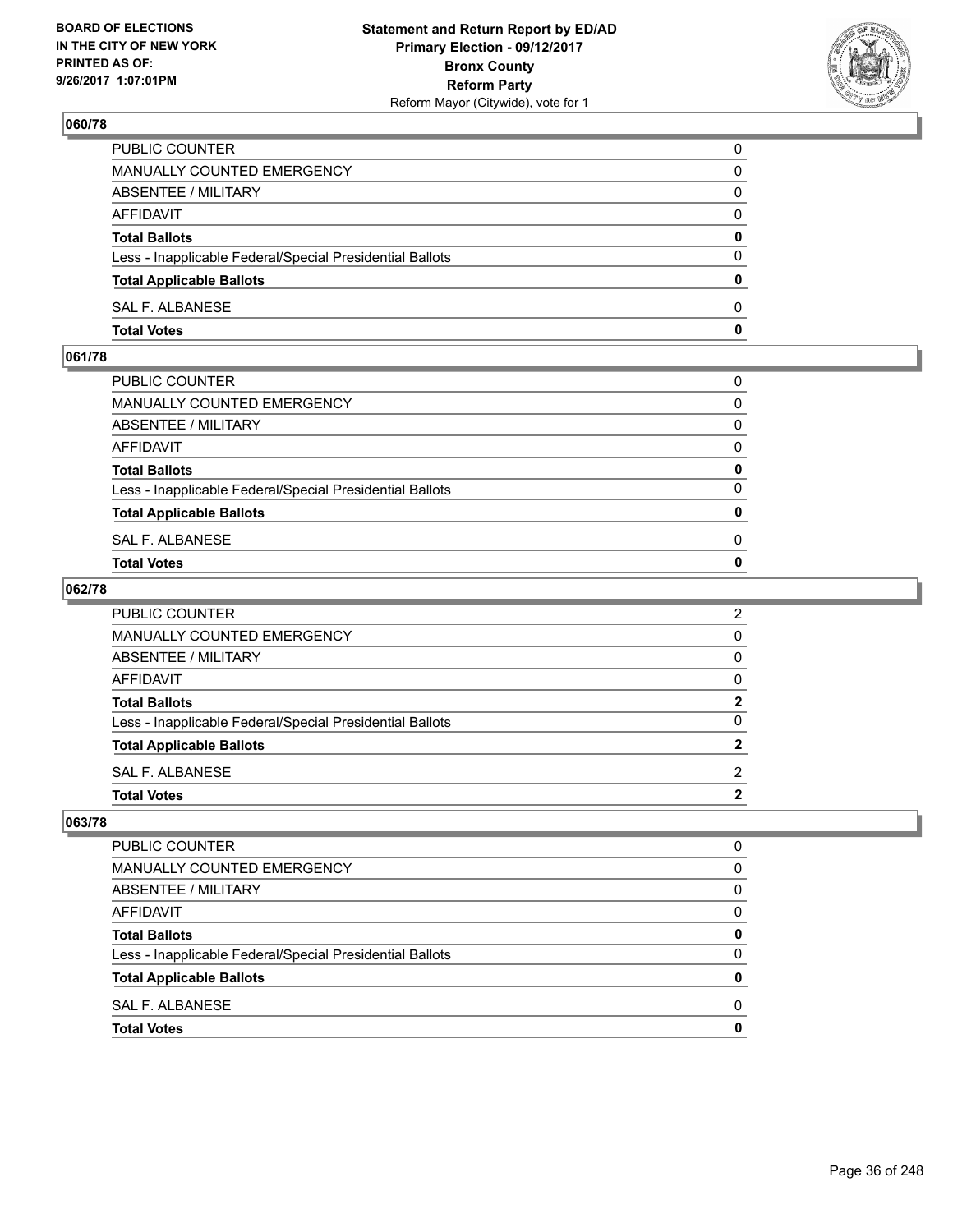BOARD OF ELECTIONS
IN THE CITY OF NEW YORK
PRINTED AS OF:
9/26/2017 1:07:01PM

**Statement and Return Report by ED/AD**
**Primary Election - 09/12/2017**
**Bronx County**
**Reform Party**
Reform Mayor (Citywide), vote for 1

## 060/78

| | |
|---|---|
| PUBLIC COUNTER | 0 |
| MANUALLY COUNTED EMERGENCY | 0 |
| ABSENTEE / MILITARY | 0 |
| AFFIDAVIT | 0 |
| **Total Ballots** | **0** |
| Less - Inapplicable Federal/Special Presidential Ballots | 0 |
| **Total Applicable Ballots** | **0** |
| SAL F. ALBANESE | 0 |
| **Total Votes** | **0** |

## 061/78

| | |
|---|---|
| PUBLIC COUNTER | 0 |
| MANUALLY COUNTED EMERGENCY | 0 |
| ABSENTEE / MILITARY | 0 |
| AFFIDAVIT | 0 |
| **Total Ballots** | **0** |
| Less - Inapplicable Federal/Special Presidential Ballots | 0 |
| **Total Applicable Ballots** | **0** |
| SAL F. ALBANESE | 0 |
| **Total Votes** | **0** |

## 062/78

| | |
|---|---|
| PUBLIC COUNTER | 2 |
| MANUALLY COUNTED EMERGENCY | 0 |
| ABSENTEE / MILITARY | 0 |
| AFFIDAVIT | 0 |
| **Total Ballots** | **2** |
| Less - Inapplicable Federal/Special Presidential Ballots | 0 |
| **Total Applicable Ballots** | **2** |
| SAL F. ALBANESE | 2 |
| **Total Votes** | **2** |

## 063/78

| | |
|---|---|
| PUBLIC COUNTER | 0 |
| MANUALLY COUNTED EMERGENCY | 0 |
| ABSENTEE / MILITARY | 0 |
| AFFIDAVIT | 0 |
| **Total Ballots** | **0** |
| Less - Inapplicable Federal/Special Presidential Ballots | 0 |
| **Total Applicable Ballots** | **0** |
| SAL F. ALBANESE | 0 |
| **Total Votes** | **0** |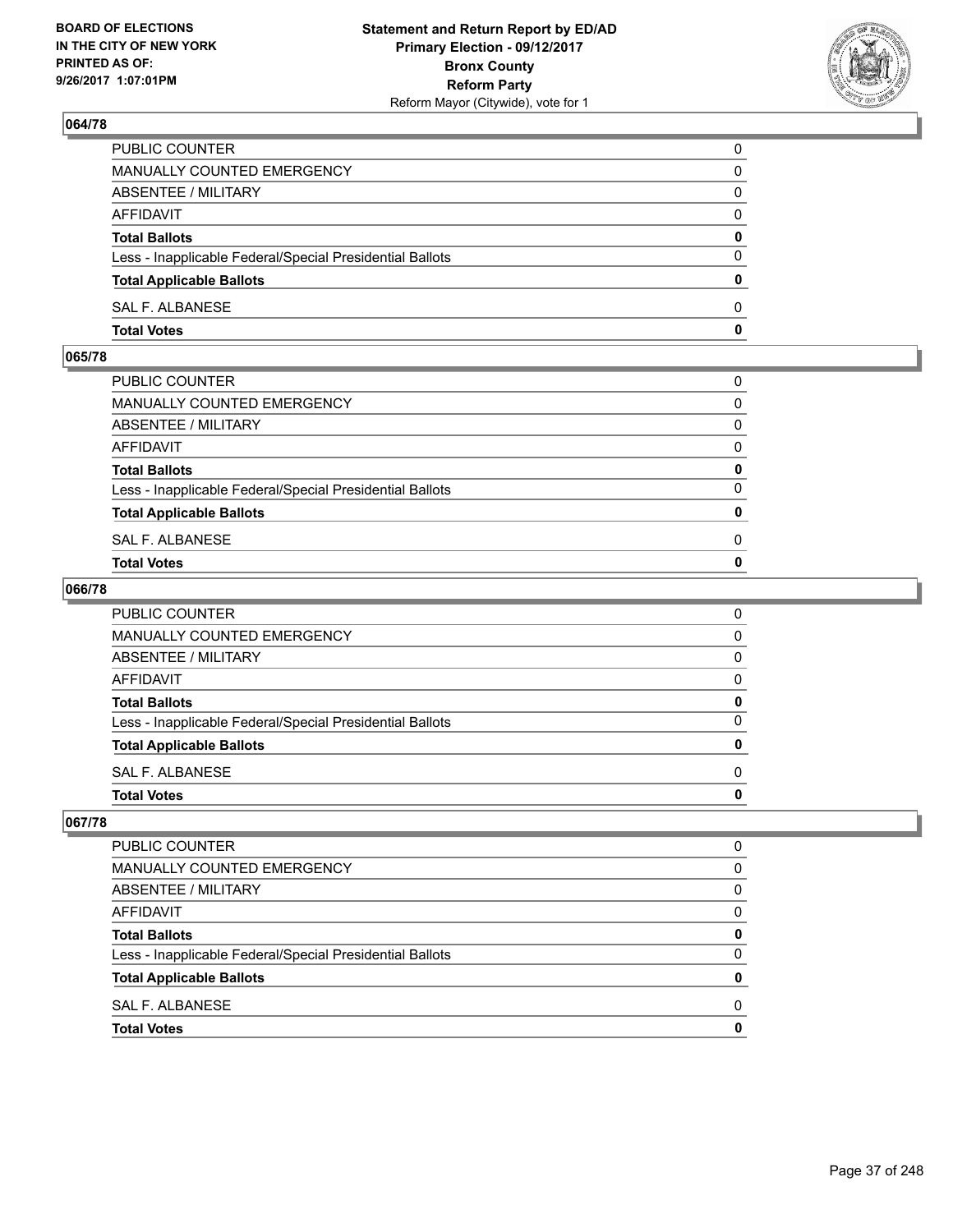## 064/78

| | |
|---|---|
| PUBLIC COUNTER | 0 |
| MANUALLY COUNTED EMERGENCY | 0 |
| ABSENTEE / MILITARY | 0 |
| AFFIDAVIT | 0 |
| **Total Ballots** | **0** |
| Less - Inapplicable Federal/Special Presidential Ballots | 0 |
| **Total Applicable Ballots** | **0** |
| SAL F. ALBANESE | 0 |
| **Total Votes** | **0** |

## 065/78

| | |
|---|---|
| PUBLIC COUNTER | 0 |
| MANUALLY COUNTED EMERGENCY | 0 |
| ABSENTEE / MILITARY | 0 |
| AFFIDAVIT | 0 |
| **Total Ballots** | **0** |
| Less - Inapplicable Federal/Special Presidential Ballots | 0 |
| **Total Applicable Ballots** | **0** |
| SAL F. ALBANESE | 0 |
| **Total Votes** | **0** |

## 066/78

| | |
|---|---|
| PUBLIC COUNTER | 0 |
| MANUALLY COUNTED EMERGENCY | 0 |
| ABSENTEE / MILITARY | 0 |
| AFFIDAVIT | 0 |
| **Total Ballots** | **0** |
| Less - Inapplicable Federal/Special Presidential Ballots | 0 |
| **Total Applicable Ballots** | **0** |
| SAL F. ALBANESE | 0 |
| **Total Votes** | **0** |

## 067/78

| | |
|---|---|
| PUBLIC COUNTER | 0 |
| MANUALLY COUNTED EMERGENCY | 0 |
| ABSENTEE / MILITARY | 0 |
| AFFIDAVIT | 0 |
| **Total Ballots** | **0** |
| Less - Inapplicable Federal/Special Presidential Ballots | 0 |
| **Total Applicable Ballots** | **0** |
| SAL F. ALBANESE | 0 |
| **Total Votes** | **0** |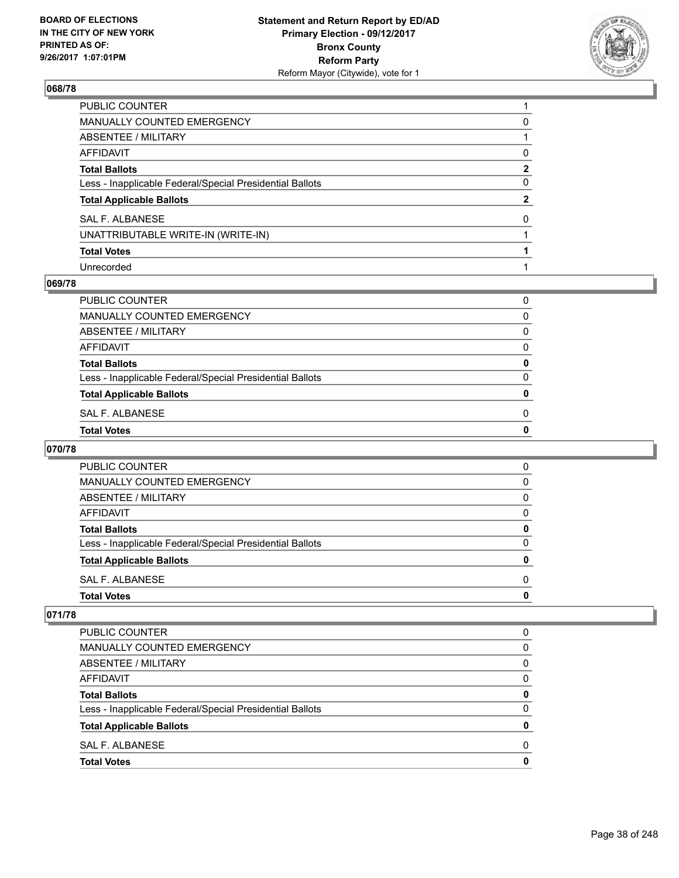## 068/78

| | |
|---|---|
| PUBLIC COUNTER | 1 |
| MANUALLY COUNTED EMERGENCY | 0 |
| ABSENTEE / MILITARY | 1 |
| AFFIDAVIT | 0 |
| **Total Ballots** | **2** |
| Less - Inapplicable Federal/Special Presidential Ballots | 0 |
| **Total Applicable Ballots** | **2** |
| SAL F. ALBANESE | 0 |
| UNATTRIBUTABLE WRITE-IN (WRITE-IN) | 1 |
| **Total Votes** | **1** |
| Unrecorded | 1 |

## 069/78

| | |
|---|---|
| PUBLIC COUNTER | 0 |
| MANUALLY COUNTED EMERGENCY | 0 |
| ABSENTEE / MILITARY | 0 |
| AFFIDAVIT | 0 |
| **Total Ballots** | **0** |
| Less - Inapplicable Federal/Special Presidential Ballots | 0 |
| **Total Applicable Ballots** | **0** |
| SAL F. ALBANESE | 0 |
| **Total Votes** | **0** |

## 070/78

| | |
|---|---|
| PUBLIC COUNTER | 0 |
| MANUALLY COUNTED EMERGENCY | 0 |
| ABSENTEE / MILITARY | 0 |
| AFFIDAVIT | 0 |
| **Total Ballots** | **0** |
| Less - Inapplicable Federal/Special Presidential Ballots | 0 |
| **Total Applicable Ballots** | **0** |
| SAL F. ALBANESE | 0 |
| **Total Votes** | **0** |

## 071/78

| | |
|---|---|
| PUBLIC COUNTER | 0 |
| MANUALLY COUNTED EMERGENCY | 0 |
| ABSENTEE / MILITARY | 0 |
| AFFIDAVIT | 0 |
| **Total Ballots** | **0** |
| Less - Inapplicable Federal/Special Presidential Ballots | 0 |
| **Total Applicable Ballots** | **0** |
| SAL F. ALBANESE | 0 |
| **Total Votes** | **0** |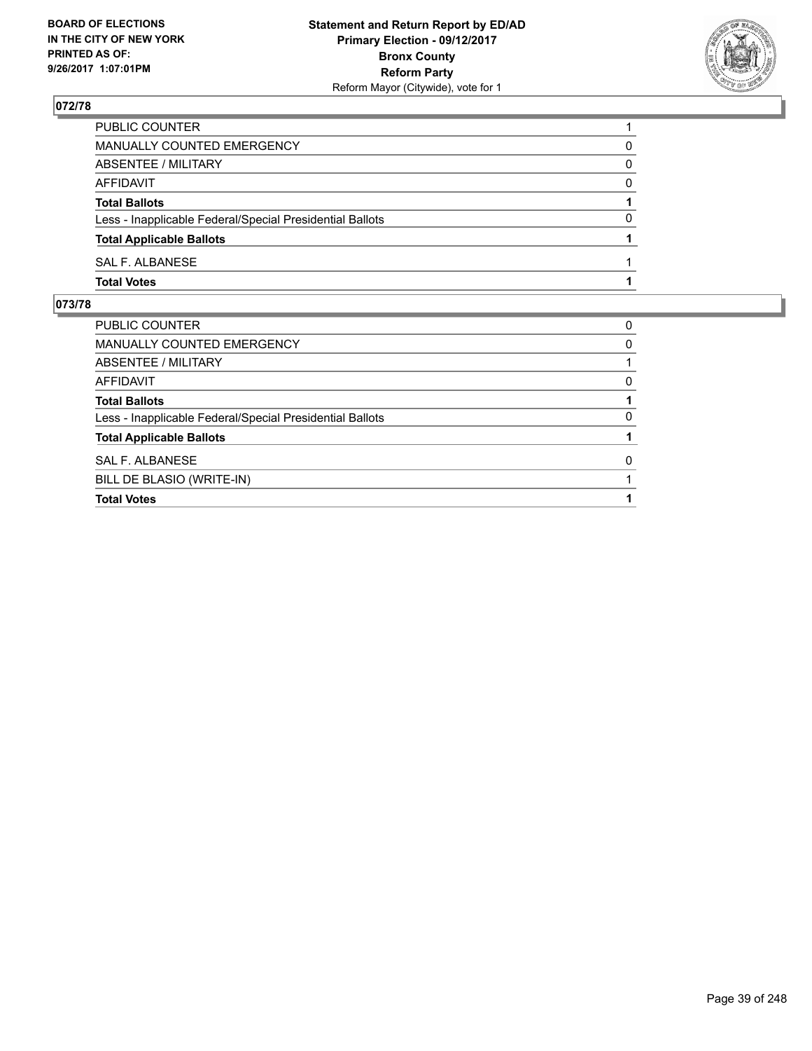## 072/78

| | |
|---|---|
| PUBLIC COUNTER | 1 |
| MANUALLY COUNTED EMERGENCY | 0 |
| ABSENTEE / MILITARY | 0 |
| AFFIDAVIT | 0 |
| **Total Ballots** | **1** |
| Less - Inapplicable Federal/Special Presidential Ballots | 0 |
| **Total Applicable Ballots** | **1** |
| SAL F. ALBANESE | 1 |
| **Total Votes** | **1** |

## 073/78

| | |
|---|---|
| PUBLIC COUNTER | 0 |
| MANUALLY COUNTED EMERGENCY | 0 |
| ABSENTEE / MILITARY | 1 |
| AFFIDAVIT | 0 |
| **Total Ballots** | **1** |
| Less - Inapplicable Federal/Special Presidential Ballots | 0 |
| **Total Applicable Ballots** | **1** |
| SAL F. ALBANESE | 0 |
| BILL DE BLASIO (WRITE-IN) | 1 |
| **Total Votes** | **1** |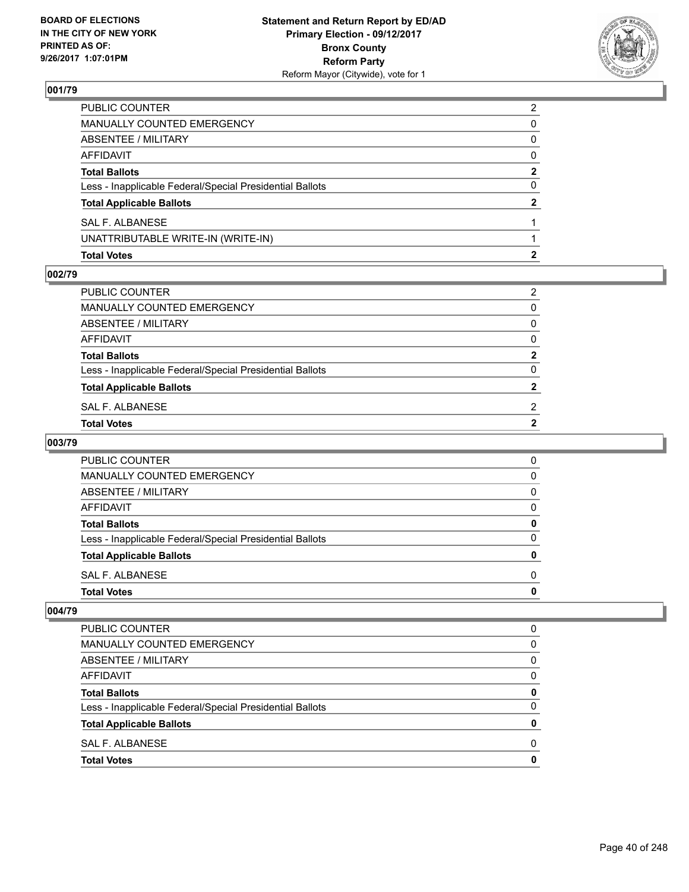**BOARD OF ELECTIONS IN THE CITY OF NEW YORK PRINTED AS OF: 9/26/2017 1:07:01PM**

**Statement and Return Report by ED/AD Primary Election - 09/12/2017 Bronx County Reform Party**
Reform Mayor (Citywide), vote for 1

### 001/79

| | |
|---|---|
| PUBLIC COUNTER | 2 |
| MANUALLY COUNTED EMERGENCY | 0 |
| ABSENTEE / MILITARY | 0 |
| AFFIDAVIT | 0 |
| **Total Ballots** | **2** |
| Less - Inapplicable Federal/Special Presidential Ballots | 0 |
| **Total Applicable Ballots** | **2** |
| SAL F. ALBANESE | 1 |
| UNATTRIBUTABLE WRITE-IN (WRITE-IN) | 1 |
| **Total Votes** | **2** |

### 002/79

| | |
|---|---|
| PUBLIC COUNTER | 2 |
| MANUALLY COUNTED EMERGENCY | 0 |
| ABSENTEE / MILITARY | 0 |
| AFFIDAVIT | 0 |
| **Total Ballots** | **2** |
| Less - Inapplicable Federal/Special Presidential Ballots | 0 |
| **Total Applicable Ballots** | **2** |
| SAL F. ALBANESE | 2 |
| **Total Votes** | **2** |

### 003/79

| | |
|---|---|
| PUBLIC COUNTER | 0 |
| MANUALLY COUNTED EMERGENCY | 0 |
| ABSENTEE / MILITARY | 0 |
| AFFIDAVIT | 0 |
| **Total Ballots** | **0** |
| Less - Inapplicable Federal/Special Presidential Ballots | 0 |
| **Total Applicable Ballots** | **0** |
| SAL F. ALBANESE | 0 |
| **Total Votes** | **0** |

### 004/79

| | |
|---|---|
| PUBLIC COUNTER | 0 |
| MANUALLY COUNTED EMERGENCY | 0 |
| ABSENTEE / MILITARY | 0 |
| AFFIDAVIT | 0 |
| **Total Ballots** | **0** |
| Less - Inapplicable Federal/Special Presidential Ballots | 0 |
| **Total Applicable Ballots** | **0** |
| SAL F. ALBANESE | 0 |
| **Total Votes** | **0** |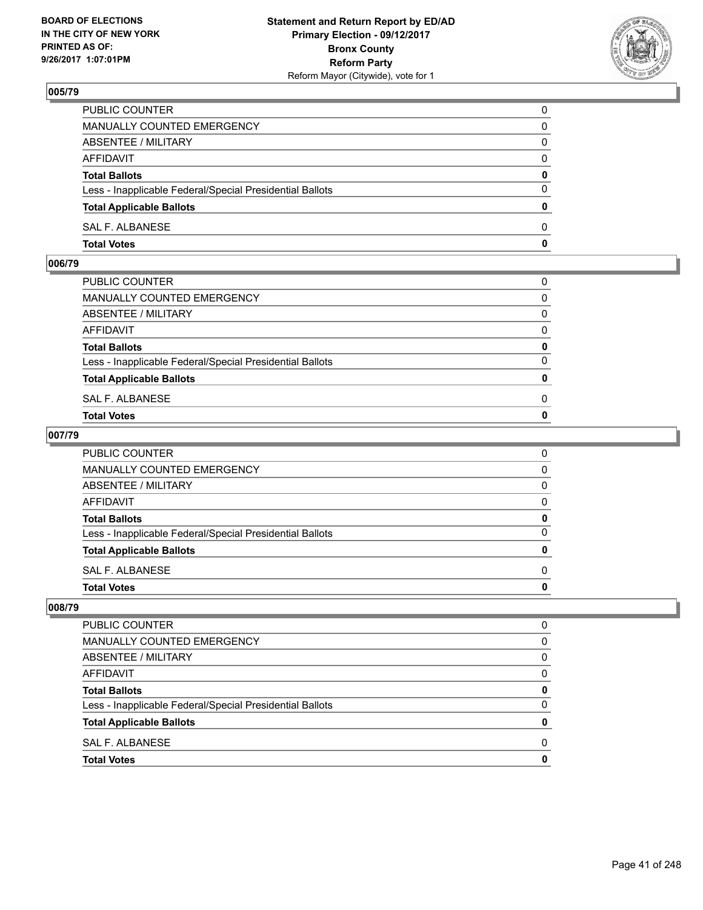**BOARD OF ELECTIONS IN THE CITY OF NEW YORK PRINTED AS OF: 9/26/2017 1:07:01PM**

**Statement and Return Report by ED/AD Primary Election - 09/12/2017 Bronx County Reform Party**
Reform Mayor (Citywide), vote for 1

## 005/79

| | |
|---|---|
| PUBLIC COUNTER | 0 |
| MANUALLY COUNTED EMERGENCY | 0 |
| ABSENTEE / MILITARY | 0 |
| AFFIDAVIT | 0 |
| **Total Ballots** | **0** |
| Less - Inapplicable Federal/Special Presidential Ballots | 0 |
| **Total Applicable Ballots** | **0** |
| SAL F. ALBANESE | 0 |
| **Total Votes** | **0** |

## 006/79

| | |
|---|---|
| PUBLIC COUNTER | 0 |
| MANUALLY COUNTED EMERGENCY | 0 |
| ABSENTEE / MILITARY | 0 |
| AFFIDAVIT | 0 |
| **Total Ballots** | **0** |
| Less - Inapplicable Federal/Special Presidential Ballots | 0 |
| **Total Applicable Ballots** | **0** |
| SAL F. ALBANESE | 0 |
| **Total Votes** | **0** |

## 007/79

| | |
|---|---|
| PUBLIC COUNTER | 0 |
| MANUALLY COUNTED EMERGENCY | 0 |
| ABSENTEE / MILITARY | 0 |
| AFFIDAVIT | 0 |
| **Total Ballots** | **0** |
| Less - Inapplicable Federal/Special Presidential Ballots | 0 |
| **Total Applicable Ballots** | **0** |
| SAL F. ALBANESE | 0 |
| **Total Votes** | **0** |

## 008/79

| | |
|---|---|
| PUBLIC COUNTER | 0 |
| MANUALLY COUNTED EMERGENCY | 0 |
| ABSENTEE / MILITARY | 0 |
| AFFIDAVIT | 0 |
| **Total Ballots** | **0** |
| Less - Inapplicable Federal/Special Presidential Ballots | 0 |
| **Total Applicable Ballots** | **0** |
| SAL F. ALBANESE | 0 |
| **Total Votes** | **0** |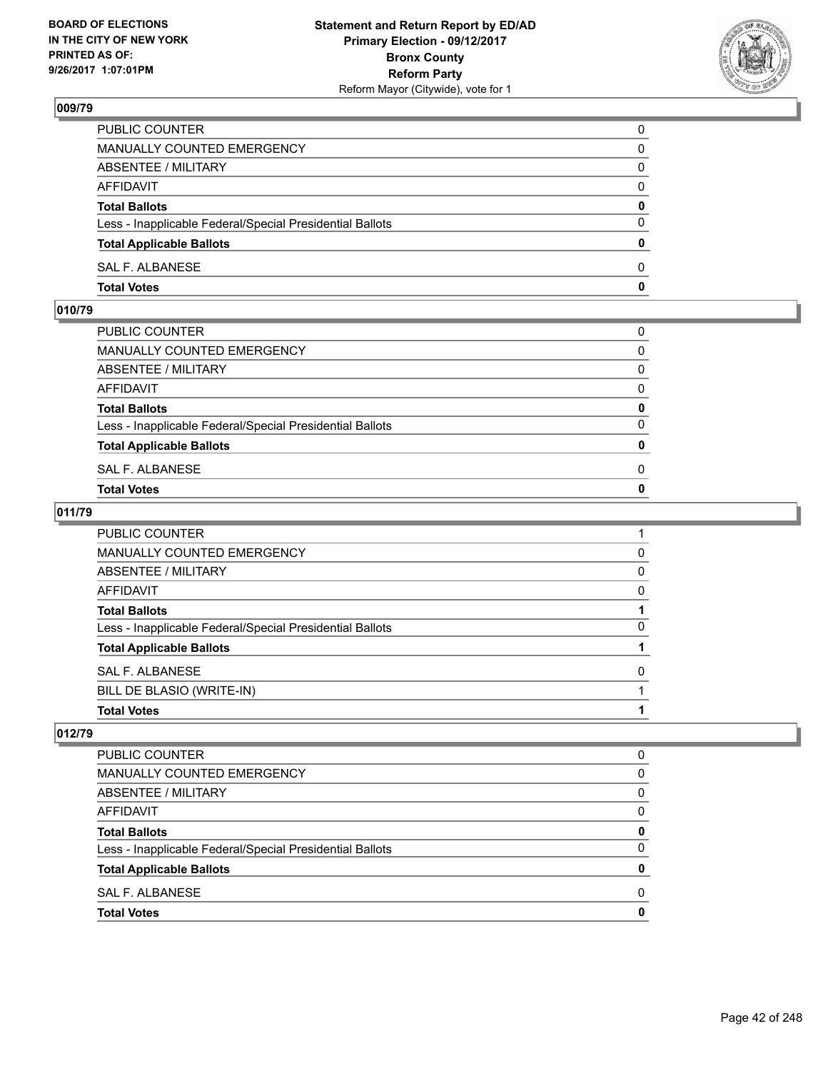BOARD OF ELECTIONS
IN THE CITY OF NEW YORK
PRINTED AS OF:
9/26/2017 1:07:01PM

Statement and Return Report by ED/AD
Primary Election - 09/12/2017
Bronx County
Reform Party
Reform Mayor (Citywide), vote for 1

## 009/79

| | |
|---|---|
| PUBLIC COUNTER | 0 |
| MANUALLY COUNTED EMERGENCY | 0 |
| ABSENTEE / MILITARY | 0 |
| AFFIDAVIT | 0 |
| **Total Ballots** | **0** |
| Less - Inapplicable Federal/Special Presidential Ballots | 0 |
| **Total Applicable Ballots** | **0** |
| SAL F. ALBANESE | 0 |
| **Total Votes** | **0** |

## 010/79

| | |
|---|---|
| PUBLIC COUNTER | 0 |
| MANUALLY COUNTED EMERGENCY | 0 |
| ABSENTEE / MILITARY | 0 |
| AFFIDAVIT | 0 |
| **Total Ballots** | **0** |
| Less - Inapplicable Federal/Special Presidential Ballots | 0 |
| **Total Applicable Ballots** | **0** |
| SAL F. ALBANESE | 0 |
| **Total Votes** | **0** |

## 011/79

| | |
|---|---|
| PUBLIC COUNTER | 1 |
| MANUALLY COUNTED EMERGENCY | 0 |
| ABSENTEE / MILITARY | 0 |
| AFFIDAVIT | 0 |
| **Total Ballots** | **1** |
| Less - Inapplicable Federal/Special Presidential Ballots | 0 |
| **Total Applicable Ballots** | **1** |
| SAL F. ALBANESE | 0 |
| BILL DE BLASIO (WRITE-IN) | 1 |
| **Total Votes** | **1** |

## 012/79

| | |
|---|---|
| PUBLIC COUNTER | 0 |
| MANUALLY COUNTED EMERGENCY | 0 |
| ABSENTEE / MILITARY | 0 |
| AFFIDAVIT | 0 |
| **Total Ballots** | **0** |
| Less - Inapplicable Federal/Special Presidential Ballots | 0 |
| **Total Applicable Ballots** | **0** |
| SAL F. ALBANESE | 0 |
| **Total Votes** | **0** |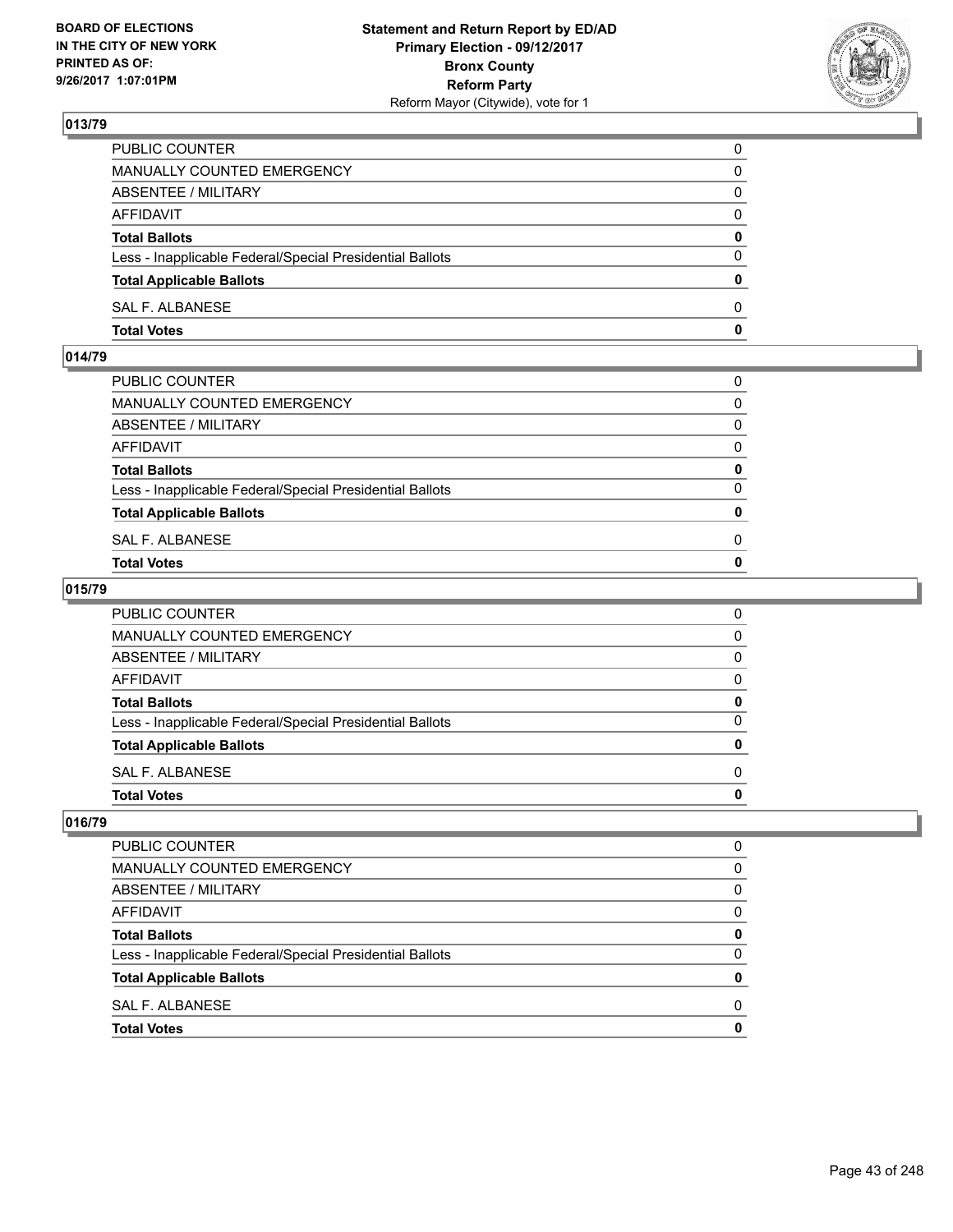**BOARD OF ELECTIONS IN THE CITY OF NEW YORK PRINTED AS OF: 9/26/2017 1:07:01PM**

**Statement and Return Report by ED/AD Primary Election - 09/12/2017 Bronx County Reform Party**
Reform Mayor (Citywide), vote for 1

## 013/79

| | |
|---|---|
| PUBLIC COUNTER | 0 |
| MANUALLY COUNTED EMERGENCY | 0 |
| ABSENTEE / MILITARY | 0 |
| AFFIDAVIT | 0 |
| **Total Ballots** | **0** |
| Less - Inapplicable Federal/Special Presidential Ballots | 0 |
| **Total Applicable Ballots** | **0** |
| SAL F. ALBANESE | 0 |
| **Total Votes** | **0** |

## 014/79

| | |
|---|---|
| PUBLIC COUNTER | 0 |
| MANUALLY COUNTED EMERGENCY | 0 |
| ABSENTEE / MILITARY | 0 |
| AFFIDAVIT | 0 |
| **Total Ballots** | **0** |
| Less - Inapplicable Federal/Special Presidential Ballots | 0 |
| **Total Applicable Ballots** | **0** |
| SAL F. ALBANESE | 0 |
| **Total Votes** | **0** |

## 015/79

| | |
|---|---|
| PUBLIC COUNTER | 0 |
| MANUALLY COUNTED EMERGENCY | 0 |
| ABSENTEE / MILITARY | 0 |
| AFFIDAVIT | 0 |
| **Total Ballots** | **0** |
| Less - Inapplicable Federal/Special Presidential Ballots | 0 |
| **Total Applicable Ballots** | **0** |
| SAL F. ALBANESE | 0 |
| **Total Votes** | **0** |

## 016/79

| | |
|---|---|
| PUBLIC COUNTER | 0 |
| MANUALLY COUNTED EMERGENCY | 0 |
| ABSENTEE / MILITARY | 0 |
| AFFIDAVIT | 0 |
| **Total Ballots** | **0** |
| Less - Inapplicable Federal/Special Presidential Ballots | 0 |
| **Total Applicable Ballots** | **0** |
| SAL F. ALBANESE | 0 |
| **Total Votes** | **0** |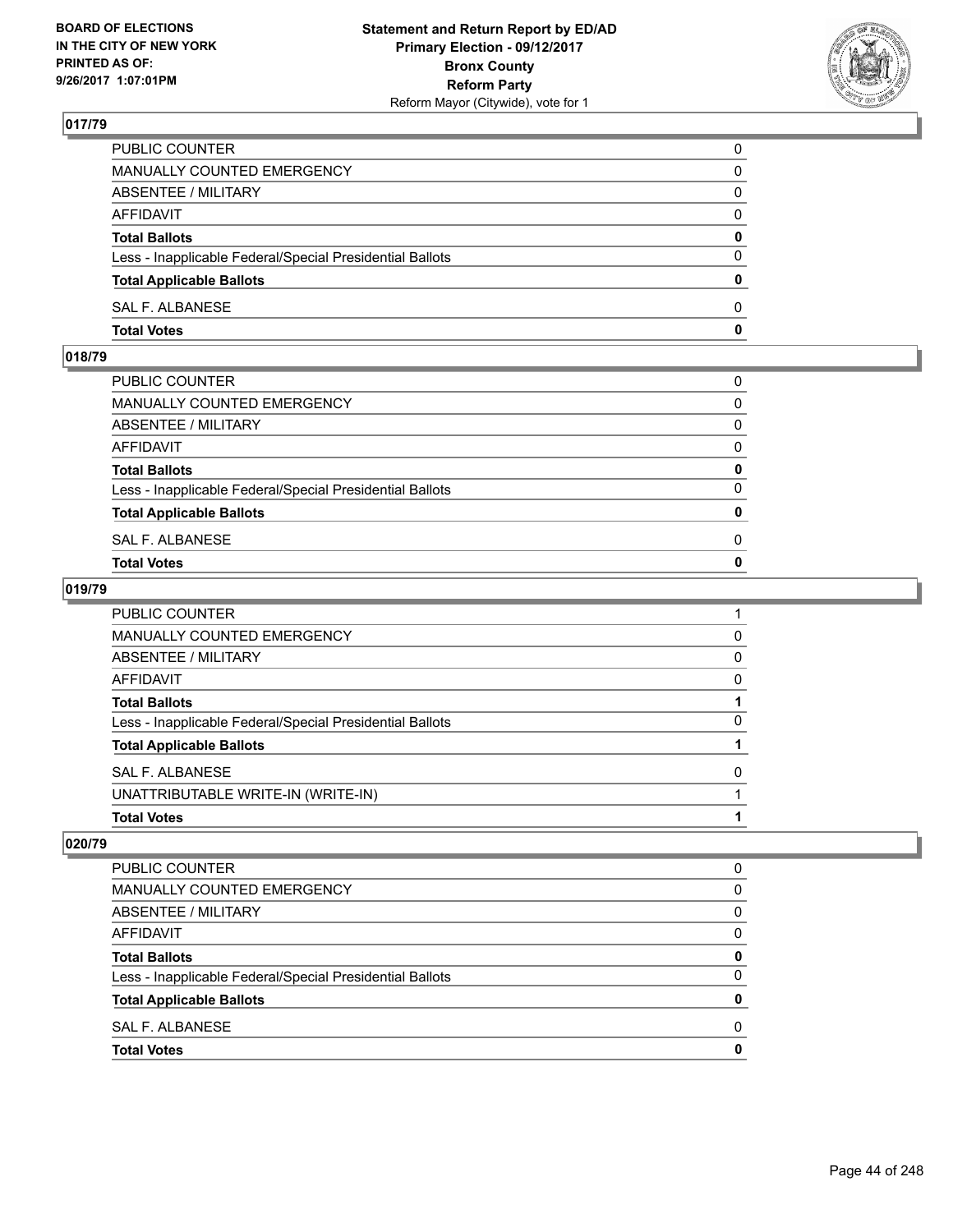**BOARD OF ELECTIONS IN THE CITY OF NEW YORK PRINTED AS OF: 9/26/2017 1:07:01PM**

**Statement and Return Report by ED/AD**
**Primary Election - 09/12/2017**
**Bronx County**
**Reform Party**
Reform Mayor (Citywide), vote for 1

### 017/79

| | |
|---|---|
| PUBLIC COUNTER | 0 |
| MANUALLY COUNTED EMERGENCY | 0 |
| ABSENTEE / MILITARY | 0 |
| AFFIDAVIT | 0 |
| **Total Ballots** | **0** |
| Less - Inapplicable Federal/Special Presidential Ballots | 0 |
| **Total Applicable Ballots** | **0** |
| SAL F. ALBANESE | 0 |
| **Total Votes** | **0** |

### 018/79

| | |
|---|---|
| PUBLIC COUNTER | 0 |
| MANUALLY COUNTED EMERGENCY | 0 |
| ABSENTEE / MILITARY | 0 |
| AFFIDAVIT | 0 |
| **Total Ballots** | **0** |
| Less - Inapplicable Federal/Special Presidential Ballots | 0 |
| **Total Applicable Ballots** | **0** |
| SAL F. ALBANESE | 0 |
| **Total Votes** | **0** |

### 019/79

| | |
|---|---|
| PUBLIC COUNTER | 1 |
| MANUALLY COUNTED EMERGENCY | 0 |
| ABSENTEE / MILITARY | 0 |
| AFFIDAVIT | 0 |
| **Total Ballots** | **1** |
| Less - Inapplicable Federal/Special Presidential Ballots | 0 |
| **Total Applicable Ballots** | **1** |
| SAL F. ALBANESE | 0 |
| UNATTRIBUTABLE WRITE-IN (WRITE-IN) | 1 |
| **Total Votes** | **1** |

### 020/79

| | |
|---|---|
| PUBLIC COUNTER | 0 |
| MANUALLY COUNTED EMERGENCY | 0 |
| ABSENTEE / MILITARY | 0 |
| AFFIDAVIT | 0 |
| **Total Ballots** | **0** |
| Less - Inapplicable Federal/Special Presidential Ballots | 0 |
| **Total Applicable Ballots** | **0** |
| SAL F. ALBANESE | 0 |
| **Total Votes** | **0** |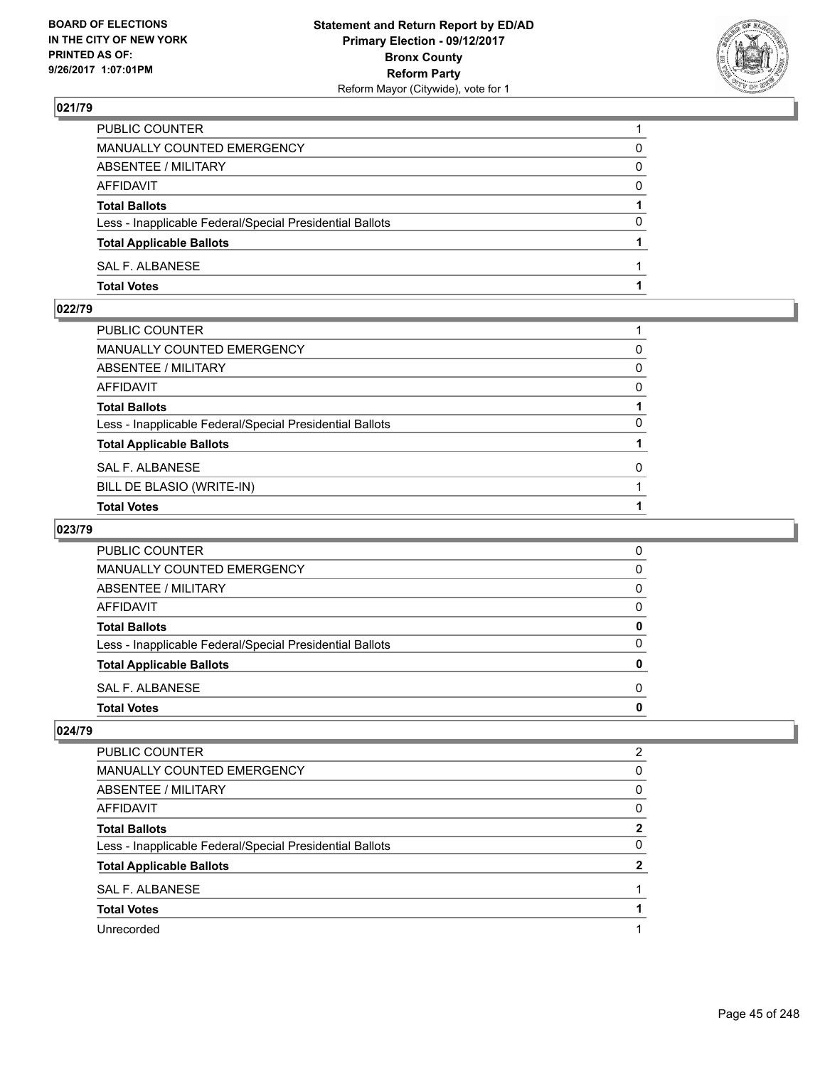## 021/79

| | |
|---|---|
| PUBLIC COUNTER | 1 |
| MANUALLY COUNTED EMERGENCY | 0 |
| ABSENTEE / MILITARY | 0 |
| AFFIDAVIT | 0 |
| **Total Ballots** | **1** |
| Less - Inapplicable Federal/Special Presidential Ballots | 0 |
| **Total Applicable Ballots** | **1** |
| SAL F. ALBANESE | 1 |
| **Total Votes** | **1** |

## 022/79

| | |
|---|---|
| PUBLIC COUNTER | 1 |
| MANUALLY COUNTED EMERGENCY | 0 |
| ABSENTEE / MILITARY | 0 |
| AFFIDAVIT | 0 |
| **Total Ballots** | **1** |
| Less - Inapplicable Federal/Special Presidential Ballots | 0 |
| **Total Applicable Ballots** | **1** |
| SAL F. ALBANESE | 0 |
| BILL DE BLASIO (WRITE-IN) | 1 |
| **Total Votes** | **1** |

## 023/79

| | |
|---|---|
| PUBLIC COUNTER | 0 |
| MANUALLY COUNTED EMERGENCY | 0 |
| ABSENTEE / MILITARY | 0 |
| AFFIDAVIT | 0 |
| **Total Ballots** | **0** |
| Less - Inapplicable Federal/Special Presidential Ballots | 0 |
| **Total Applicable Ballots** | **0** |
| SAL F. ALBANESE | 0 |
| **Total Votes** | **0** |

## 024/79

| | |
|---|---|
| PUBLIC COUNTER | 2 |
| MANUALLY COUNTED EMERGENCY | 0 |
| ABSENTEE / MILITARY | 0 |
| AFFIDAVIT | 0 |
| **Total Ballots** | **2** |
| Less - Inapplicable Federal/Special Presidential Ballots | 0 |
| **Total Applicable Ballots** | **2** |
| SAL F. ALBANESE | 1 |
| **Total Votes** | **1** |
| Unrecorded | 1 |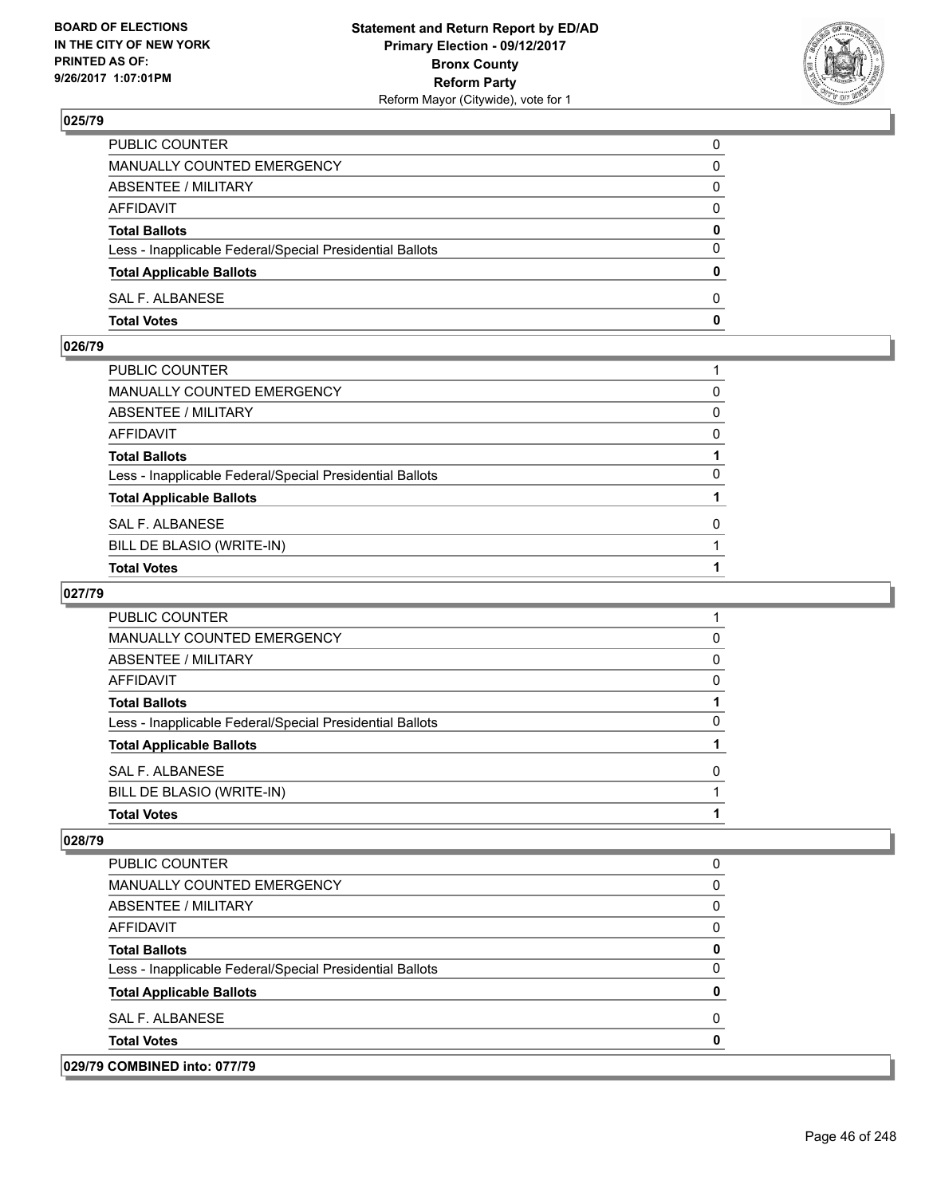**Statement and Return Report by ED/AD**
**Primary Election - 09/12/2017**
**Bronx County**
**Reform Party**
Reform Mayor (Citywide), vote for 1

BOARD OF ELECTIONS
IN THE CITY OF NEW YORK
PRINTED AS OF:
9/26/2017 1:07:01PM

### 025/79

| | |
|---|---|
| PUBLIC COUNTER | 0 |
| MANUALLY COUNTED EMERGENCY | 0 |
| ABSENTEE / MILITARY | 0 |
| AFFIDAVIT | 0 |
| **Total Ballots** | **0** |
| Less - Inapplicable Federal/Special Presidential Ballots | 0 |
| **Total Applicable Ballots** | **0** |
| SAL F. ALBANESE | 0 |
| **Total Votes** | **0** |

### 026/79

| | |
|---|---|
| PUBLIC COUNTER | 1 |
| MANUALLY COUNTED EMERGENCY | 0 |
| ABSENTEE / MILITARY | 0 |
| AFFIDAVIT | 0 |
| **Total Ballots** | **1** |
| Less - Inapplicable Federal/Special Presidential Ballots | 0 |
| **Total Applicable Ballots** | **1** |
| SAL F. ALBANESE | 0 |
| BILL DE BLASIO (WRITE-IN) | 1 |
| **Total Votes** | **1** |

### 027/79

| | |
|---|---|
| PUBLIC COUNTER | 1 |
| MANUALLY COUNTED EMERGENCY | 0 |
| ABSENTEE / MILITARY | 0 |
| AFFIDAVIT | 0 |
| **Total Ballots** | **1** |
| Less - Inapplicable Federal/Special Presidential Ballots | 0 |
| **Total Applicable Ballots** | **1** |
| SAL F. ALBANESE | 0 |
| BILL DE BLASIO (WRITE-IN) | 1 |
| **Total Votes** | **1** |

### 028/79

| | |
|---|---|
| PUBLIC COUNTER | 0 |
| MANUALLY COUNTED EMERGENCY | 0 |
| ABSENTEE / MILITARY | 0 |
| AFFIDAVIT | 0 |
| **Total Ballots** | **0** |
| Less - Inapplicable Federal/Special Presidential Ballots | 0 |
| **Total Applicable Ballots** | **0** |
| SAL F. ALBANESE | 0 |
| **Total Votes** | **0** |

### 029/79 COMBINED into: 077/79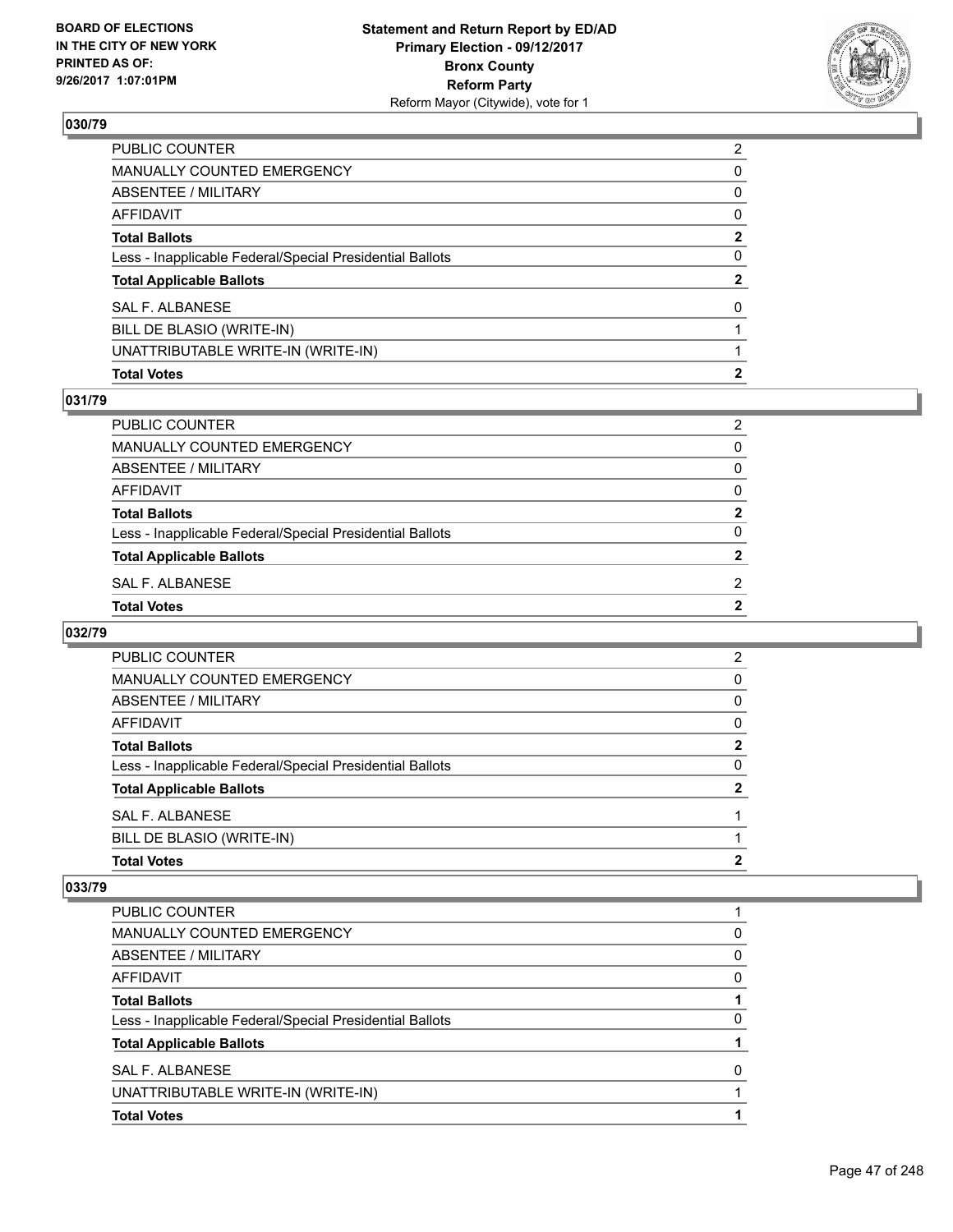## 030/79

| | |
|---|---|
| PUBLIC COUNTER | 2 |
| MANUALLY COUNTED EMERGENCY | 0 |
| ABSENTEE / MILITARY | 0 |
| AFFIDAVIT | 0 |
| **Total Ballots** | **2** |
| Less - Inapplicable Federal/Special Presidential Ballots | 0 |
| **Total Applicable Ballots** | **2** |
| SAL F. ALBANESE | 0 |
| BILL DE BLASIO (WRITE-IN) | 1 |
| UNATTRIBUTABLE WRITE-IN (WRITE-IN) | 1 |
| **Total Votes** | **2** |

## 031/79

| | |
|---|---|
| PUBLIC COUNTER | 2 |
| MANUALLY COUNTED EMERGENCY | 0 |
| ABSENTEE / MILITARY | 0 |
| AFFIDAVIT | 0 |
| **Total Ballots** | **2** |
| Less - Inapplicable Federal/Special Presidential Ballots | 0 |
| **Total Applicable Ballots** | **2** |
| SAL F. ALBANESE | 2 |
| **Total Votes** | **2** |

## 032/79

| | |
|---|---|
| PUBLIC COUNTER | 2 |
| MANUALLY COUNTED EMERGENCY | 0 |
| ABSENTEE / MILITARY | 0 |
| AFFIDAVIT | 0 |
| **Total Ballots** | **2** |
| Less - Inapplicable Federal/Special Presidential Ballots | 0 |
| **Total Applicable Ballots** | **2** |
| SAL F. ALBANESE | 1 |
| BILL DE BLASIO (WRITE-IN) | 1 |
| **Total Votes** | **2** |

## 033/79

| | |
|---|---|
| PUBLIC COUNTER | 1 |
| MANUALLY COUNTED EMERGENCY | 0 |
| ABSENTEE / MILITARY | 0 |
| AFFIDAVIT | 0 |
| **Total Ballots** | **1** |
| Less - Inapplicable Federal/Special Presidential Ballots | 0 |
| **Total Applicable Ballots** | **1** |
| SAL F. ALBANESE | 0 |
| UNATTRIBUTABLE WRITE-IN (WRITE-IN) | 1 |
| **Total Votes** | **1** |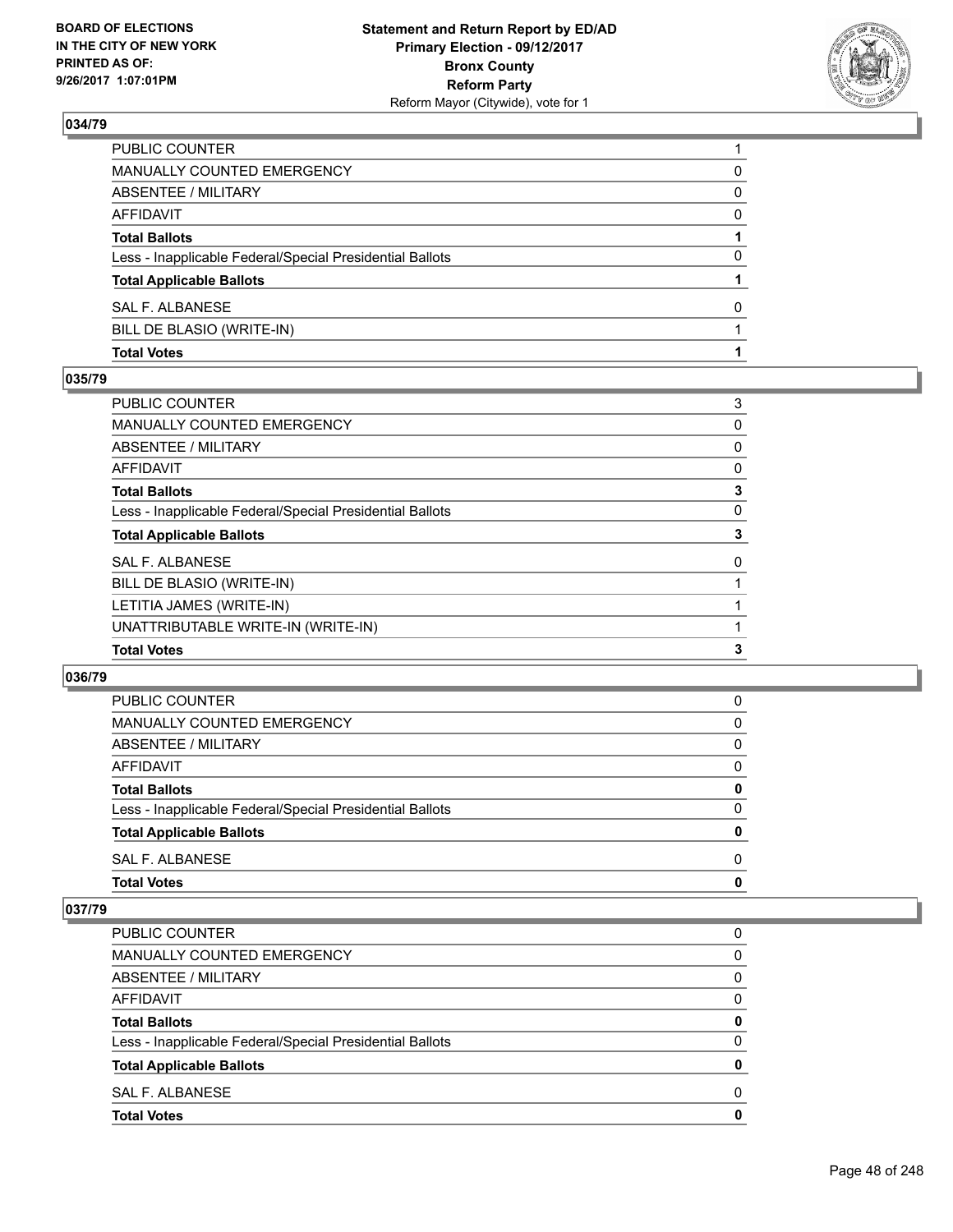## 034/79

| | |
|---|---|
| PUBLIC COUNTER | 1 |
| MANUALLY COUNTED EMERGENCY | 0 |
| ABSENTEE / MILITARY | 0 |
| AFFIDAVIT | 0 |
| **Total Ballots** | **1** |
| Less - Inapplicable Federal/Special Presidential Ballots | 0 |
| **Total Applicable Ballots** | **1** |
| SAL F. ALBANESE | 0 |
| BILL DE BLASIO (WRITE-IN) | 1 |
| **Total Votes** | **1** |

## 035/79

| | |
|---|---|
| PUBLIC COUNTER | 3 |
| MANUALLY COUNTED EMERGENCY | 0 |
| ABSENTEE / MILITARY | 0 |
| AFFIDAVIT | 0 |
| **Total Ballots** | **3** |
| Less - Inapplicable Federal/Special Presidential Ballots | 0 |
| **Total Applicable Ballots** | **3** |
| SAL F. ALBANESE | 0 |
| BILL DE BLASIO (WRITE-IN) | 1 |
| LETITIA JAMES (WRITE-IN) | 1 |
| UNATTRIBUTABLE WRITE-IN (WRITE-IN) | 1 |
| **Total Votes** | **3** |

## 036/79

| | |
|---|---|
| PUBLIC COUNTER | 0 |
| MANUALLY COUNTED EMERGENCY | 0 |
| ABSENTEE / MILITARY | 0 |
| AFFIDAVIT | 0 |
| **Total Ballots** | **0** |
| Less - Inapplicable Federal/Special Presidential Ballots | 0 |
| **Total Applicable Ballots** | **0** |
| SAL F. ALBANESE | 0 |
| **Total Votes** | **0** |

## 037/79

| | |
|---|---|
| PUBLIC COUNTER | 0 |
| MANUALLY COUNTED EMERGENCY | 0 |
| ABSENTEE / MILITARY | 0 |
| AFFIDAVIT | 0 |
| **Total Ballots** | **0** |
| Less - Inapplicable Federal/Special Presidential Ballots | 0 |
| **Total Applicable Ballots** | **0** |
| SAL F. ALBANESE | 0 |
| **Total Votes** | **0** |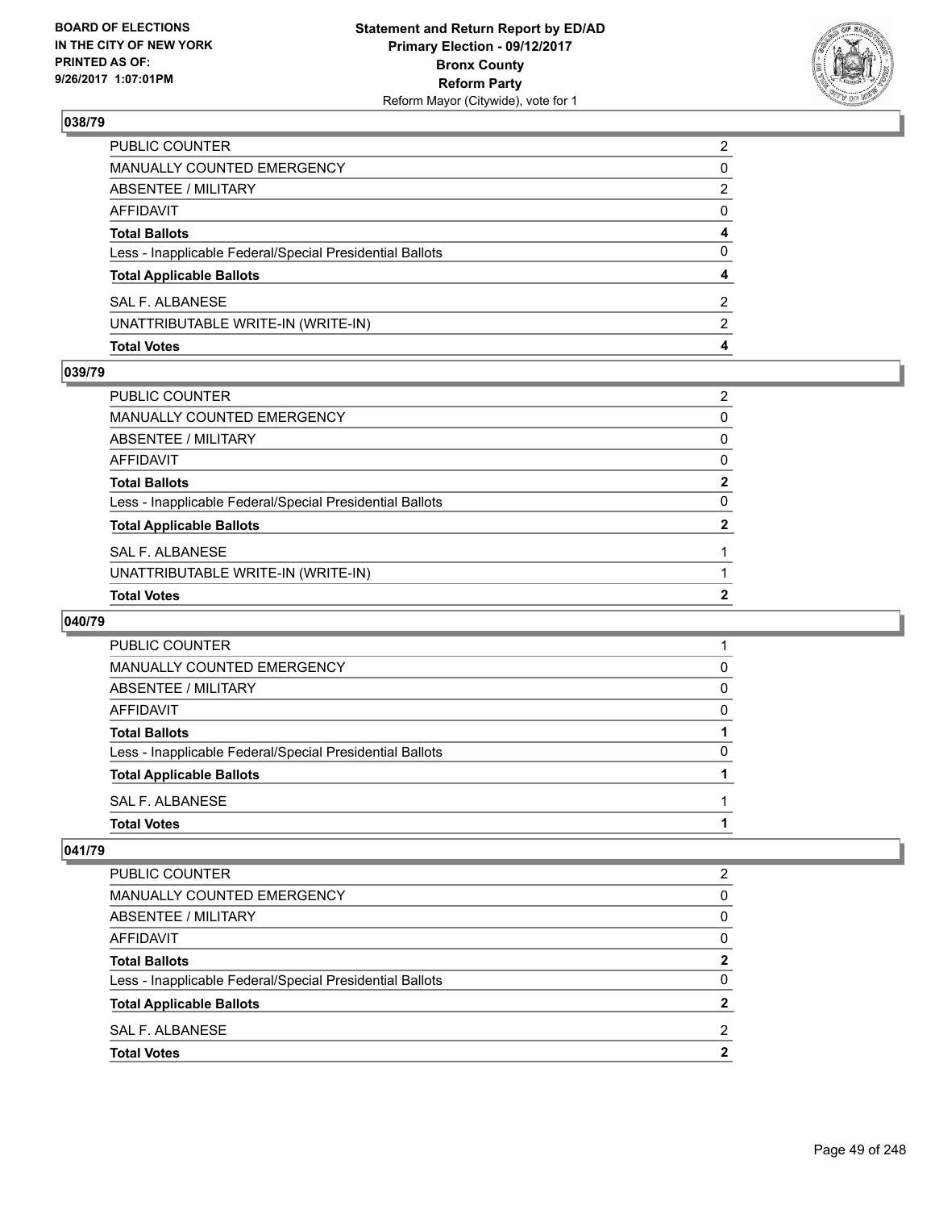BOARD OF ELECTIONS
IN THE CITY OF NEW YORK
PRINTED AS OF:
9/26/2017 1:07:01PM

**Statement and Return Report by ED/AD**
**Primary Election - 09/12/2017**
**Bronx County**
**Reform Party**
Reform Mayor (Citywide), vote for 1

### 038/79

| | |
|---|---|
| PUBLIC COUNTER | 2 |
| MANUALLY COUNTED EMERGENCY | 0 |
| ABSENTEE / MILITARY | 2 |
| AFFIDAVIT | 0 |
| **Total Ballots** | **4** |
| Less - Inapplicable Federal/Special Presidential Ballots | 0 |
| **Total Applicable Ballots** | **4** |
| SAL F. ALBANESE | 2 |
| UNATTRIBUTABLE WRITE-IN (WRITE-IN) | 2 |
| **Total Votes** | **4** |

### 039/79

| | |
|---|---|
| PUBLIC COUNTER | 2 |
| MANUALLY COUNTED EMERGENCY | 0 |
| ABSENTEE / MILITARY | 0 |
| AFFIDAVIT | 0 |
| **Total Ballots** | **2** |
| Less - Inapplicable Federal/Special Presidential Ballots | 0 |
| **Total Applicable Ballots** | **2** |
| SAL F. ALBANESE | 1 |
| UNATTRIBUTABLE WRITE-IN (WRITE-IN) | 1 |
| **Total Votes** | **2** |

### 040/79

| | |
|---|---|
| PUBLIC COUNTER | 1 |
| MANUALLY COUNTED EMERGENCY | 0 |
| ABSENTEE / MILITARY | 0 |
| AFFIDAVIT | 0 |
| **Total Ballots** | **1** |
| Less - Inapplicable Federal/Special Presidential Ballots | 0 |
| **Total Applicable Ballots** | **1** |
| SAL F. ALBANESE | 1 |
| **Total Votes** | **1** |

### 041/79

| | |
|---|---|
| PUBLIC COUNTER | 2 |
| MANUALLY COUNTED EMERGENCY | 0 |
| ABSENTEE / MILITARY | 0 |
| AFFIDAVIT | 0 |
| **Total Ballots** | **2** |
| Less - Inapplicable Federal/Special Presidential Ballots | 0 |
| **Total Applicable Ballots** | **2** |
| SAL F. ALBANESE | 2 |
| **Total Votes** | **2** |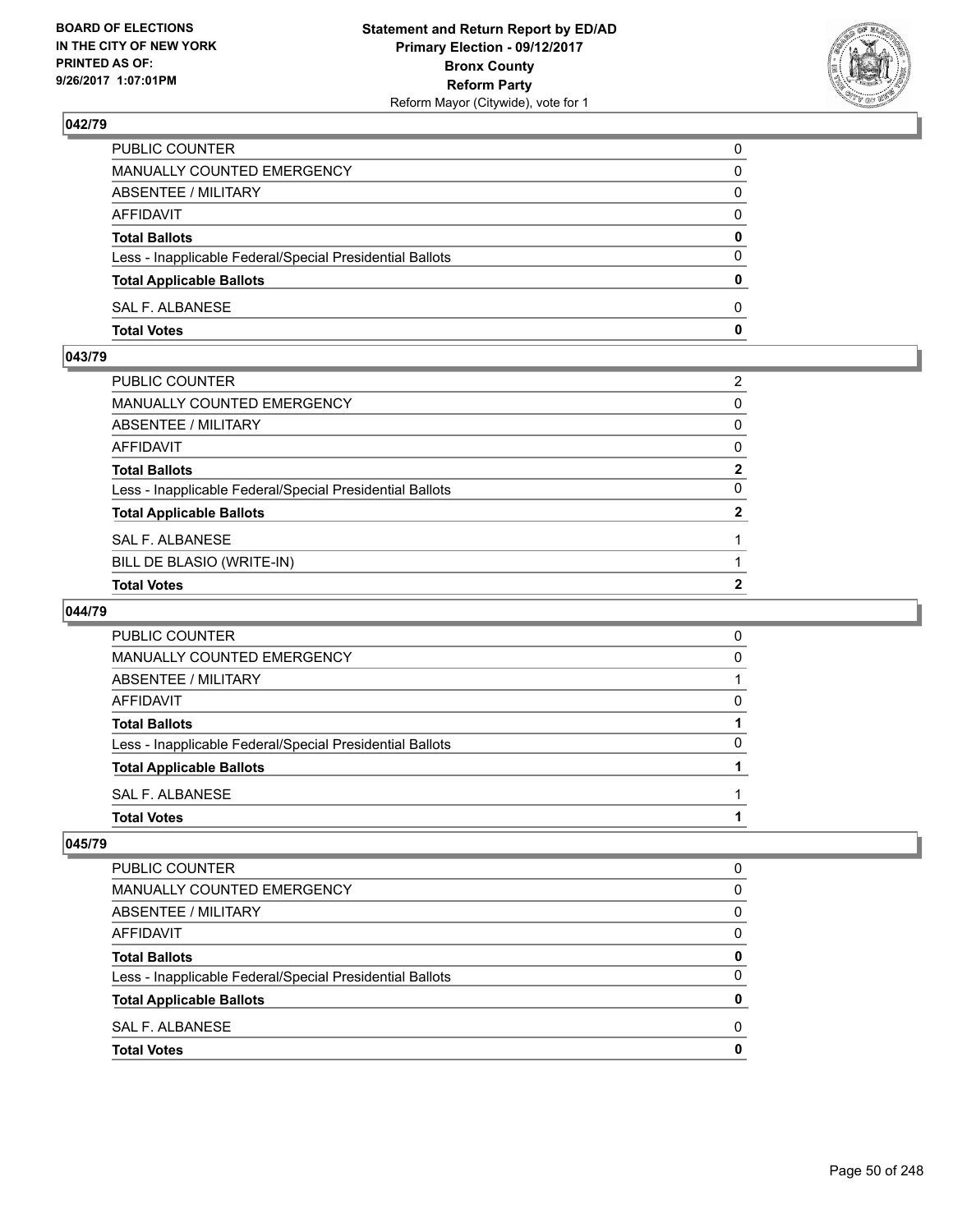BOARD OF ELECTIONS
IN THE CITY OF NEW YORK
PRINTED AS OF:
9/26/2017 1:07:01PM

**Statement and Return Report by ED/AD**
**Primary Election - 09/12/2017**
**Bronx County**
**Reform Party**
Reform Mayor (Citywide), vote for 1

### 042/79

| | |
|---|---|
| PUBLIC COUNTER | 0 |
| MANUALLY COUNTED EMERGENCY | 0 |
| ABSENTEE / MILITARY | 0 |
| AFFIDAVIT | 0 |
| **Total Ballots** | **0** |
| Less - Inapplicable Federal/Special Presidential Ballots | 0 |
| **Total Applicable Ballots** | **0** |
| SAL F. ALBANESE | 0 |
| **Total Votes** | **0** |

### 043/79

| | |
|---|---|
| PUBLIC COUNTER | 2 |
| MANUALLY COUNTED EMERGENCY | 0 |
| ABSENTEE / MILITARY | 0 |
| AFFIDAVIT | 0 |
| **Total Ballots** | **2** |
| Less - Inapplicable Federal/Special Presidential Ballots | 0 |
| **Total Applicable Ballots** | **2** |
| SAL F. ALBANESE | 1 |
| BILL DE BLASIO (WRITE-IN) | 1 |
| **Total Votes** | **2** |

### 044/79

| | |
|---|---|
| PUBLIC COUNTER | 0 |
| MANUALLY COUNTED EMERGENCY | 0 |
| ABSENTEE / MILITARY | 1 |
| AFFIDAVIT | 0 |
| **Total Ballots** | **1** |
| Less - Inapplicable Federal/Special Presidential Ballots | 0 |
| **Total Applicable Ballots** | **1** |
| SAL F. ALBANESE | 1 |
| **Total Votes** | **1** |

### 045/79

| | |
|---|---|
| PUBLIC COUNTER | 0 |
| MANUALLY COUNTED EMERGENCY | 0 |
| ABSENTEE / MILITARY | 0 |
| AFFIDAVIT | 0 |
| **Total Ballots** | **0** |
| Less - Inapplicable Federal/Special Presidential Ballots | 0 |
| **Total Applicable Ballots** | **0** |
| SAL F. ALBANESE | 0 |
| **Total Votes** | **0** |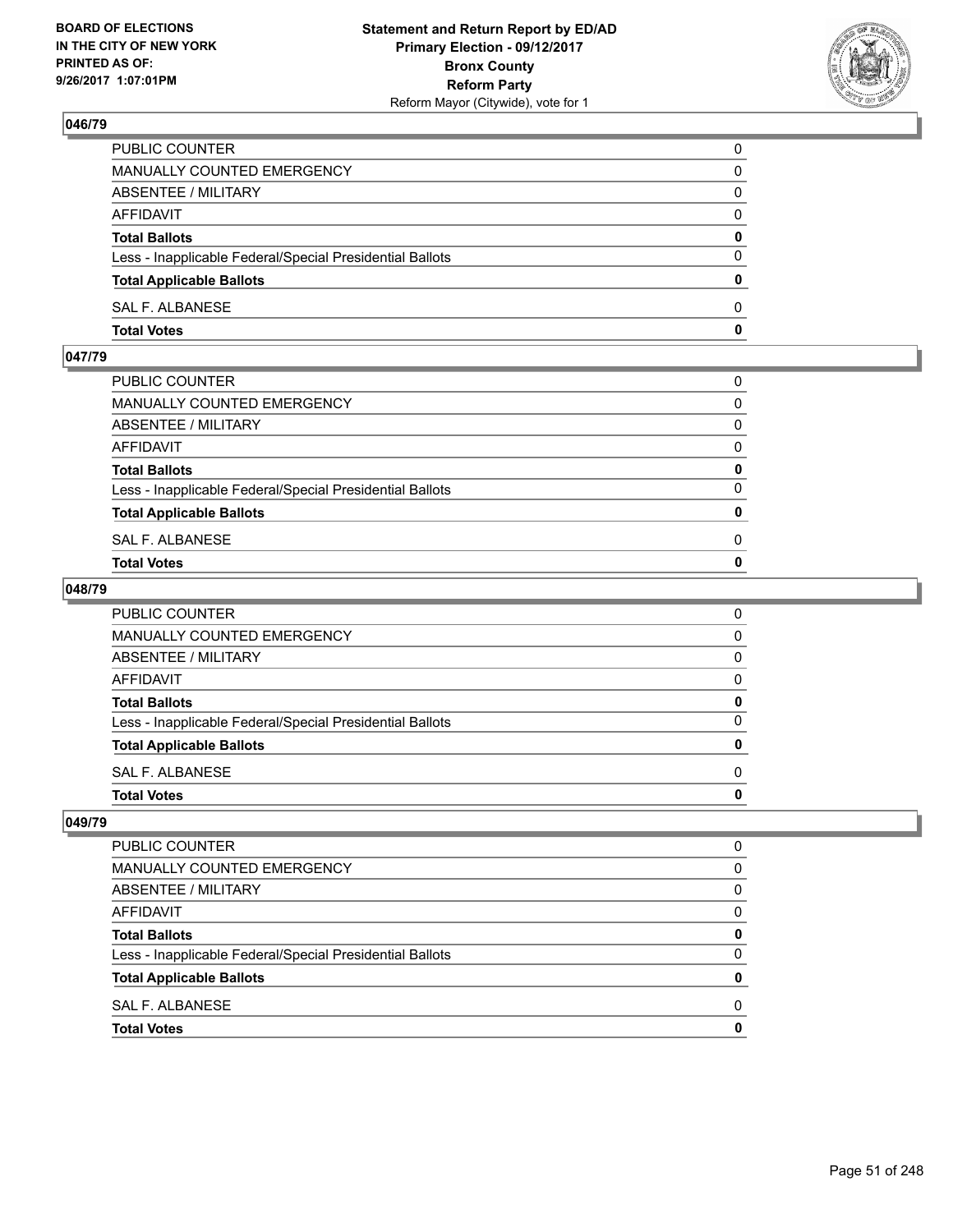## 046/79

| | |
|---|---|
| PUBLIC COUNTER | 0 |
| MANUALLY COUNTED EMERGENCY | 0 |
| ABSENTEE / MILITARY | 0 |
| AFFIDAVIT | 0 |
| **Total Ballots** | **0** |
| Less - Inapplicable Federal/Special Presidential Ballots | 0 |
| **Total Applicable Ballots** | **0** |
| SAL F. ALBANESE | 0 |
| **Total Votes** | **0** |

## 047/79

| | |
|---|---|
| PUBLIC COUNTER | 0 |
| MANUALLY COUNTED EMERGENCY | 0 |
| ABSENTEE / MILITARY | 0 |
| AFFIDAVIT | 0 |
| **Total Ballots** | **0** |
| Less - Inapplicable Federal/Special Presidential Ballots | 0 |
| **Total Applicable Ballots** | **0** |
| SAL F. ALBANESE | 0 |
| **Total Votes** | **0** |

## 048/79

| | |
|---|---|
| PUBLIC COUNTER | 0 |
| MANUALLY COUNTED EMERGENCY | 0 |
| ABSENTEE / MILITARY | 0 |
| AFFIDAVIT | 0 |
| **Total Ballots** | **0** |
| Less - Inapplicable Federal/Special Presidential Ballots | 0 |
| **Total Applicable Ballots** | **0** |
| SAL F. ALBANESE | 0 |
| **Total Votes** | **0** |

## 049/79

| | |
|---|---|
| PUBLIC COUNTER | 0 |
| MANUALLY COUNTED EMERGENCY | 0 |
| ABSENTEE / MILITARY | 0 |
| AFFIDAVIT | 0 |
| **Total Ballots** | **0** |
| Less - Inapplicable Federal/Special Presidential Ballots | 0 |
| **Total Applicable Ballots** | **0** |
| SAL F. ALBANESE | 0 |
| **Total Votes** | **0** |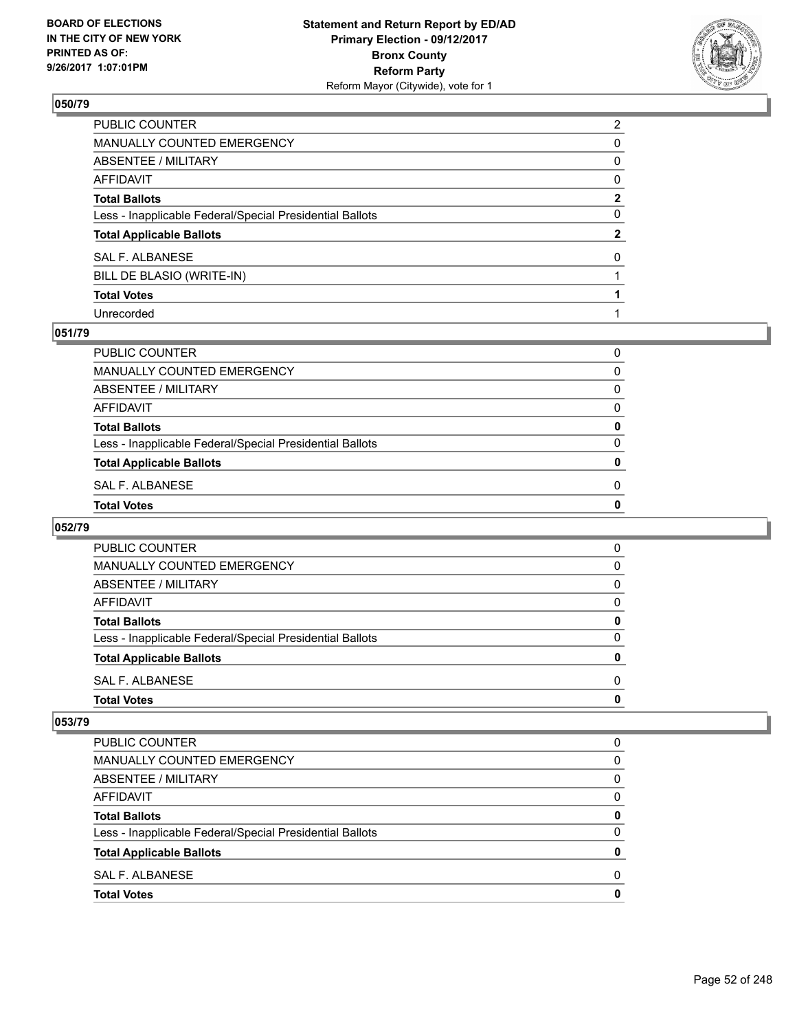## 050/79

| | |
|---|---|
| PUBLIC COUNTER | 2 |
| MANUALLY COUNTED EMERGENCY | 0 |
| ABSENTEE / MILITARY | 0 |
| AFFIDAVIT | 0 |
| **Total Ballots** | **2** |
| Less - Inapplicable Federal/Special Presidential Ballots | 0 |
| **Total Applicable Ballots** | **2** |
| SAL F. ALBANESE | 0 |
| BILL DE BLASIO (WRITE-IN) | 1 |
| **Total Votes** | **1** |
| Unrecorded | 1 |

## 051/79

| | |
|---|---|
| PUBLIC COUNTER | 0 |
| MANUALLY COUNTED EMERGENCY | 0 |
| ABSENTEE / MILITARY | 0 |
| AFFIDAVIT | 0 |
| **Total Ballots** | **0** |
| Less - Inapplicable Federal/Special Presidential Ballots | 0 |
| **Total Applicable Ballots** | **0** |
| SAL F. ALBANESE | 0 |
| **Total Votes** | **0** |

## 052/79

| | |
|---|---|
| PUBLIC COUNTER | 0 |
| MANUALLY COUNTED EMERGENCY | 0 |
| ABSENTEE / MILITARY | 0 |
| AFFIDAVIT | 0 |
| **Total Ballots** | **0** |
| Less - Inapplicable Federal/Special Presidential Ballots | 0 |
| **Total Applicable Ballots** | **0** |
| SAL F. ALBANESE | 0 |
| **Total Votes** | **0** |

## 053/79

| | |
|---|---|
| PUBLIC COUNTER | 0 |
| MANUALLY COUNTED EMERGENCY | 0 |
| ABSENTEE / MILITARY | 0 |
| AFFIDAVIT | 0 |
| **Total Ballots** | **0** |
| Less - Inapplicable Federal/Special Presidential Ballots | 0 |
| **Total Applicable Ballots** | **0** |
| SAL F. ALBANESE | 0 |
| **Total Votes** | **0** |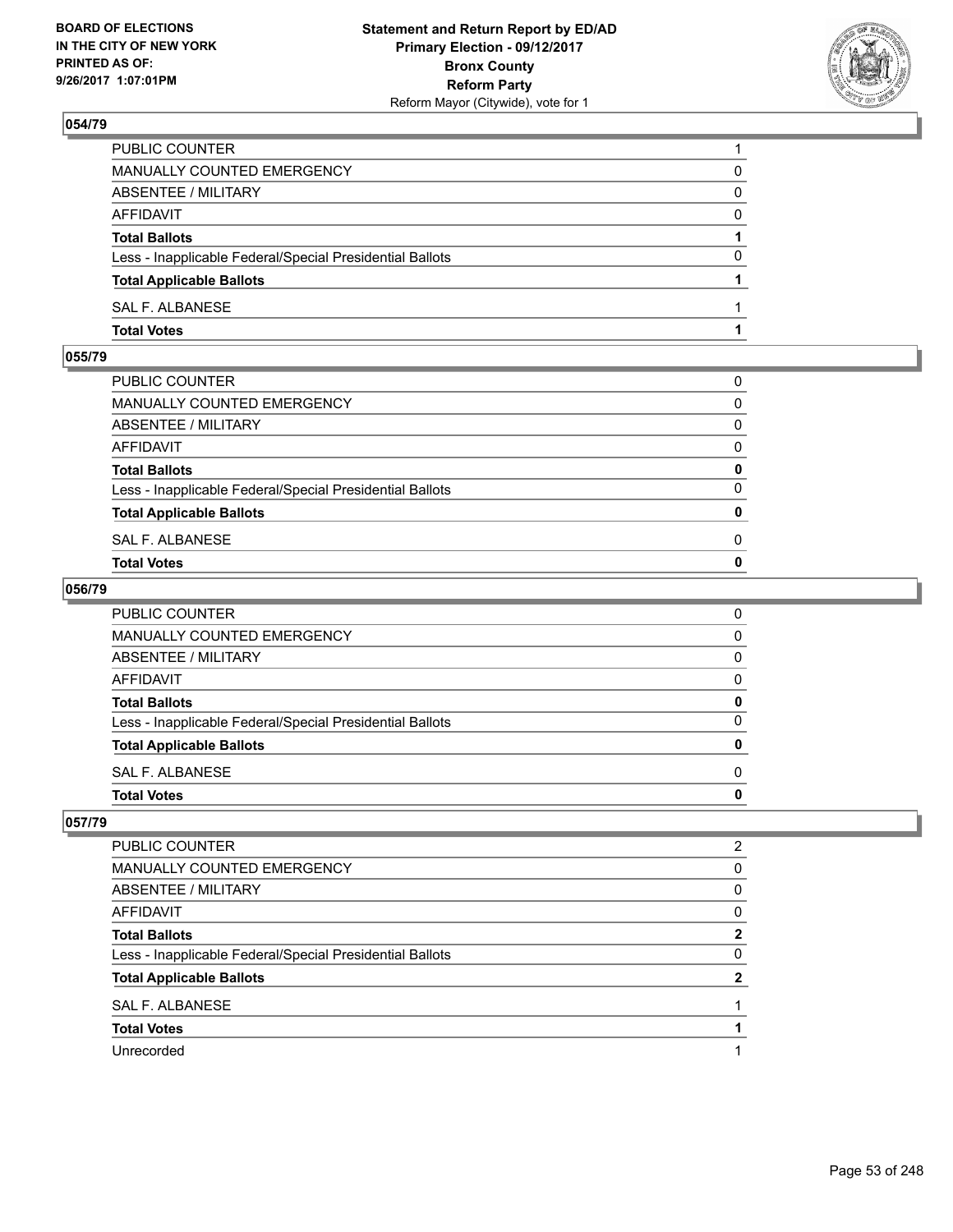## 054/79

| | |
|---|---|
| PUBLIC COUNTER | 1 |
| MANUALLY COUNTED EMERGENCY | 0 |
| ABSENTEE / MILITARY | 0 |
| AFFIDAVIT | 0 |
| **Total Ballots** | **1** |
| Less - Inapplicable Federal/Special Presidential Ballots | 0 |
| **Total Applicable Ballots** | **1** |
| SAL F. ALBANESE | 1 |
| **Total Votes** | **1** |

## 055/79

| | |
|---|---|
| PUBLIC COUNTER | 0 |
| MANUALLY COUNTED EMERGENCY | 0 |
| ABSENTEE / MILITARY | 0 |
| AFFIDAVIT | 0 |
| **Total Ballots** | **0** |
| Less - Inapplicable Federal/Special Presidential Ballots | 0 |
| **Total Applicable Ballots** | **0** |
| SAL F. ALBANESE | 0 |
| **Total Votes** | **0** |

## 056/79

| | |
|---|---|
| PUBLIC COUNTER | 0 |
| MANUALLY COUNTED EMERGENCY | 0 |
| ABSENTEE / MILITARY | 0 |
| AFFIDAVIT | 0 |
| **Total Ballots** | **0** |
| Less - Inapplicable Federal/Special Presidential Ballots | 0 |
| **Total Applicable Ballots** | **0** |
| SAL F. ALBANESE | 0 |
| **Total Votes** | **0** |

## 057/79

| | |
|---|---|
| PUBLIC COUNTER | 2 |
| MANUALLY COUNTED EMERGENCY | 0 |
| ABSENTEE / MILITARY | 0 |
| AFFIDAVIT | 0 |
| **Total Ballots** | **2** |
| Less - Inapplicable Federal/Special Presidential Ballots | 0 |
| **Total Applicable Ballots** | **2** |
| SAL F. ALBANESE | 1 |
| **Total Votes** | **1** |
| Unrecorded | 1 |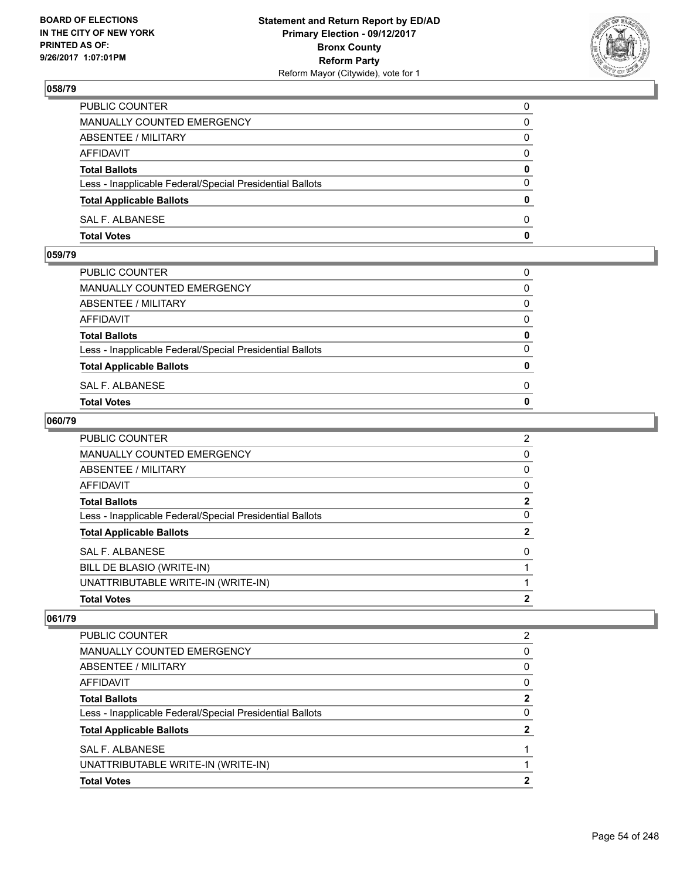### 058/79

| | |
|---|---|
| PUBLIC COUNTER | 0 |
| MANUALLY COUNTED EMERGENCY | 0 |
| ABSENTEE / MILITARY | 0 |
| AFFIDAVIT | 0 |
| **Total Ballots** | **0** |
| Less - Inapplicable Federal/Special Presidential Ballots | 0 |
| **Total Applicable Ballots** | **0** |
| SAL F. ALBANESE | 0 |
| **Total Votes** | **0** |

### 059/79

| | |
|---|---|
| PUBLIC COUNTER | 0 |
| MANUALLY COUNTED EMERGENCY | 0 |
| ABSENTEE / MILITARY | 0 |
| AFFIDAVIT | 0 |
| **Total Ballots** | **0** |
| Less - Inapplicable Federal/Special Presidential Ballots | 0 |
| **Total Applicable Ballots** | **0** |
| SAL F. ALBANESE | 0 |
| **Total Votes** | **0** |

### 060/79

| | |
|---|---|
| PUBLIC COUNTER | 2 |
| MANUALLY COUNTED EMERGENCY | 0 |
| ABSENTEE / MILITARY | 0 |
| AFFIDAVIT | 0 |
| **Total Ballots** | **2** |
| Less - Inapplicable Federal/Special Presidential Ballots | 0 |
| **Total Applicable Ballots** | **2** |
| SAL F. ALBANESE | 0 |
| BILL DE BLASIO (WRITE-IN) | 1 |
| UNATTRIBUTABLE WRITE-IN (WRITE-IN) | 1 |
| **Total Votes** | **2** |

### 061/79

| | |
|---|---|
| PUBLIC COUNTER | 2 |
| MANUALLY COUNTED EMERGENCY | 0 |
| ABSENTEE / MILITARY | 0 |
| AFFIDAVIT | 0 |
| **Total Ballots** | **2** |
| Less - Inapplicable Federal/Special Presidential Ballots | 0 |
| **Total Applicable Ballots** | **2** |
| SAL F. ALBANESE | 1 |
| UNATTRIBUTABLE WRITE-IN (WRITE-IN) | 1 |
| **Total Votes** | **2** |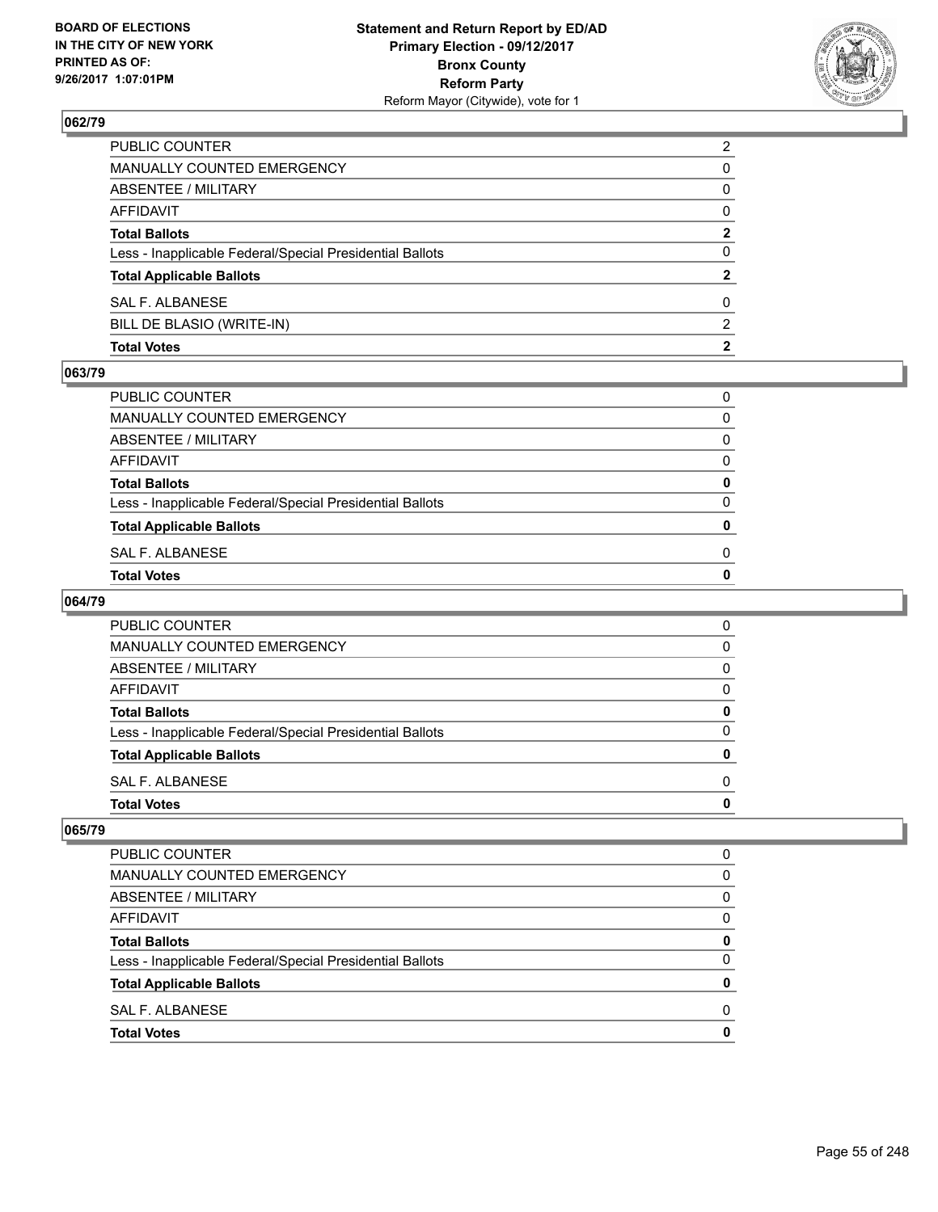## 062/79

| | |
|---|---|
| PUBLIC COUNTER | 2 |
| MANUALLY COUNTED EMERGENCY | 0 |
| ABSENTEE / MILITARY | 0 |
| AFFIDAVIT | 0 |
| **Total Ballots** | **2** |
| Less - Inapplicable Federal/Special Presidential Ballots | 0 |
| **Total Applicable Ballots** | **2** |
| SAL F. ALBANESE | 0 |
| BILL DE BLASIO (WRITE-IN) | 2 |
| **Total Votes** | **2** |

## 063/79

| | |
|---|---|
| PUBLIC COUNTER | 0 |
| MANUALLY COUNTED EMERGENCY | 0 |
| ABSENTEE / MILITARY | 0 |
| AFFIDAVIT | 0 |
| **Total Ballots** | **0** |
| Less - Inapplicable Federal/Special Presidential Ballots | 0 |
| **Total Applicable Ballots** | **0** |
| SAL F. ALBANESE | 0 |
| **Total Votes** | **0** |

## 064/79

| | |
|---|---|
| PUBLIC COUNTER | 0 |
| MANUALLY COUNTED EMERGENCY | 0 |
| ABSENTEE / MILITARY | 0 |
| AFFIDAVIT | 0 |
| **Total Ballots** | **0** |
| Less - Inapplicable Federal/Special Presidential Ballots | 0 |
| **Total Applicable Ballots** | **0** |
| SAL F. ALBANESE | 0 |
| **Total Votes** | **0** |

## 065/79

| | |
|---|---|
| PUBLIC COUNTER | 0 |
| MANUALLY COUNTED EMERGENCY | 0 |
| ABSENTEE / MILITARY | 0 |
| AFFIDAVIT | 0 |
| **Total Ballots** | **0** |
| Less - Inapplicable Federal/Special Presidential Ballots | 0 |
| **Total Applicable Ballots** | **0** |
| SAL F. ALBANESE | 0 |
| **Total Votes** | **0** |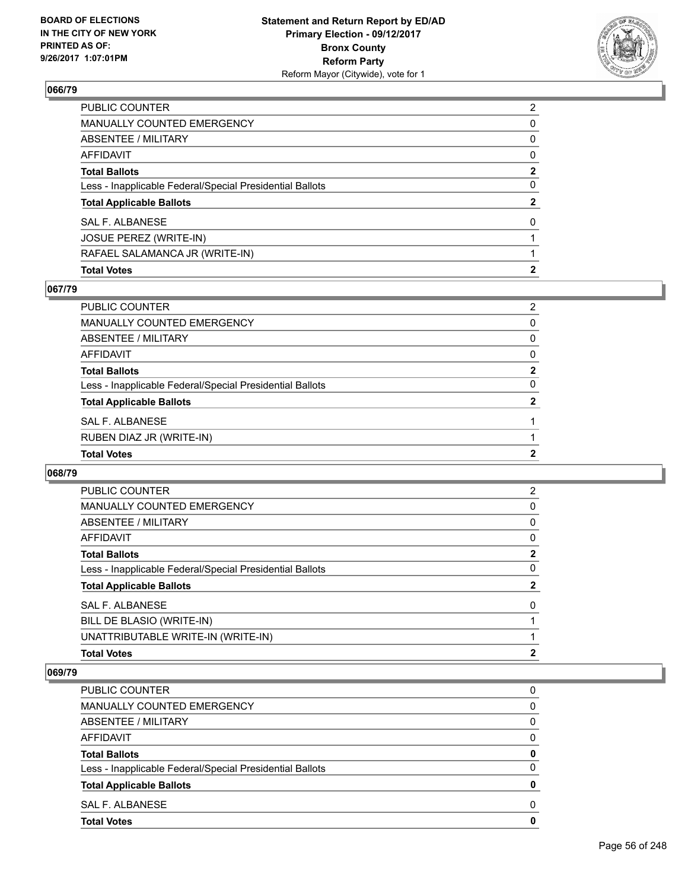## 066/79

| | |
|---|---|
| PUBLIC COUNTER | 2 |
| MANUALLY COUNTED EMERGENCY | 0 |
| ABSENTEE / MILITARY | 0 |
| AFFIDAVIT | 0 |
| **Total Ballots** | **2** |
| Less - Inapplicable Federal/Special Presidential Ballots | 0 |
| **Total Applicable Ballots** | **2** |
| SAL F. ALBANESE | 0 |
| JOSUE PEREZ (WRITE-IN) | 1 |
| RAFAEL SALAMANCA JR (WRITE-IN) | 1 |
| **Total Votes** | **2** |

## 067/79

| | |
|---|---|
| PUBLIC COUNTER | 2 |
| MANUALLY COUNTED EMERGENCY | 0 |
| ABSENTEE / MILITARY | 0 |
| AFFIDAVIT | 0 |
| **Total Ballots** | **2** |
| Less - Inapplicable Federal/Special Presidential Ballots | 0 |
| **Total Applicable Ballots** | **2** |
| SAL F. ALBANESE | 1 |
| RUBEN DIAZ JR (WRITE-IN) | 1 |
| **Total Votes** | **2** |

## 068/79

| | |
|---|---|
| PUBLIC COUNTER | 2 |
| MANUALLY COUNTED EMERGENCY | 0 |
| ABSENTEE / MILITARY | 0 |
| AFFIDAVIT | 0 |
| **Total Ballots** | **2** |
| Less - Inapplicable Federal/Special Presidential Ballots | 0 |
| **Total Applicable Ballots** | **2** |
| SAL F. ALBANESE | 0 |
| BILL DE BLASIO (WRITE-IN) | 1 |
| UNATTRIBUTABLE WRITE-IN (WRITE-IN) | 1 |
| **Total Votes** | **2** |

## 069/79

| | |
|---|---|
| PUBLIC COUNTER | 0 |
| MANUALLY COUNTED EMERGENCY | 0 |
| ABSENTEE / MILITARY | 0 |
| AFFIDAVIT | 0 |
| **Total Ballots** | **0** |
| Less - Inapplicable Federal/Special Presidential Ballots | 0 |
| **Total Applicable Ballots** | **0** |
| SAL F. ALBANESE | 0 |
| **Total Votes** | **0** |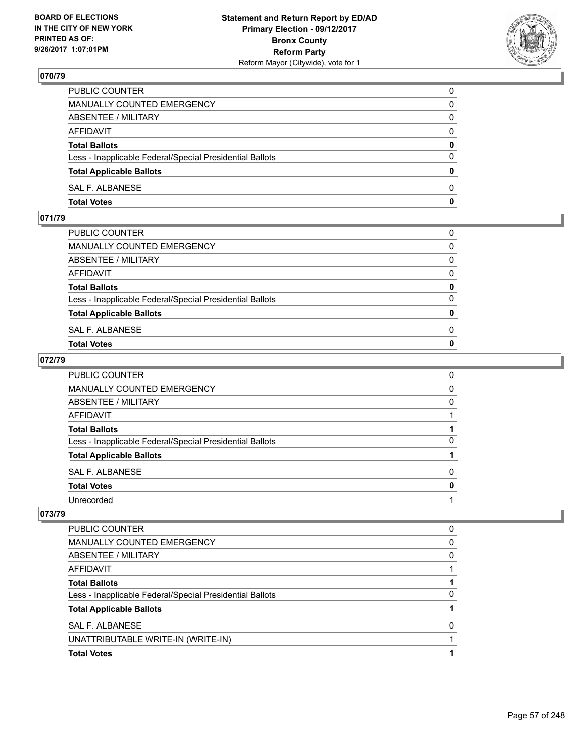## 070/79

| | |
|---|---|
| PUBLIC COUNTER | 0 |
| MANUALLY COUNTED EMERGENCY | 0 |
| ABSENTEE / MILITARY | 0 |
| AFFIDAVIT | 0 |
| **Total Ballots** | **0** |
| Less - Inapplicable Federal/Special Presidential Ballots | 0 |
| **Total Applicable Ballots** | **0** |
| SAL F. ALBANESE | 0 |
| **Total Votes** | **0** |

## 071/79

| | |
|---|---|
| PUBLIC COUNTER | 0 |
| MANUALLY COUNTED EMERGENCY | 0 |
| ABSENTEE / MILITARY | 0 |
| AFFIDAVIT | 0 |
| **Total Ballots** | **0** |
| Less - Inapplicable Federal/Special Presidential Ballots | 0 |
| **Total Applicable Ballots** | **0** |
| SAL F. ALBANESE | 0 |
| **Total Votes** | **0** |

## 072/79

| | |
|---|---|
| PUBLIC COUNTER | 0 |
| MANUALLY COUNTED EMERGENCY | 0 |
| ABSENTEE / MILITARY | 0 |
| AFFIDAVIT | 1 |
| **Total Ballots** | **1** |
| Less - Inapplicable Federal/Special Presidential Ballots | 0 |
| **Total Applicable Ballots** | **1** |
| SAL F. ALBANESE | 0 |
| **Total Votes** | **0** |
| Unrecorded | 1 |

## 073/79

| | |
|---|---|
| PUBLIC COUNTER | 0 |
| MANUALLY COUNTED EMERGENCY | 0 |
| ABSENTEE / MILITARY | 0 |
| AFFIDAVIT | 1 |
| **Total Ballots** | **1** |
| Less - Inapplicable Federal/Special Presidential Ballots | 0 |
| **Total Applicable Ballots** | **1** |
| SAL F. ALBANESE | 0 |
| UNATTRIBUTABLE WRITE-IN (WRITE-IN) | 1 |
| **Total Votes** | **1** |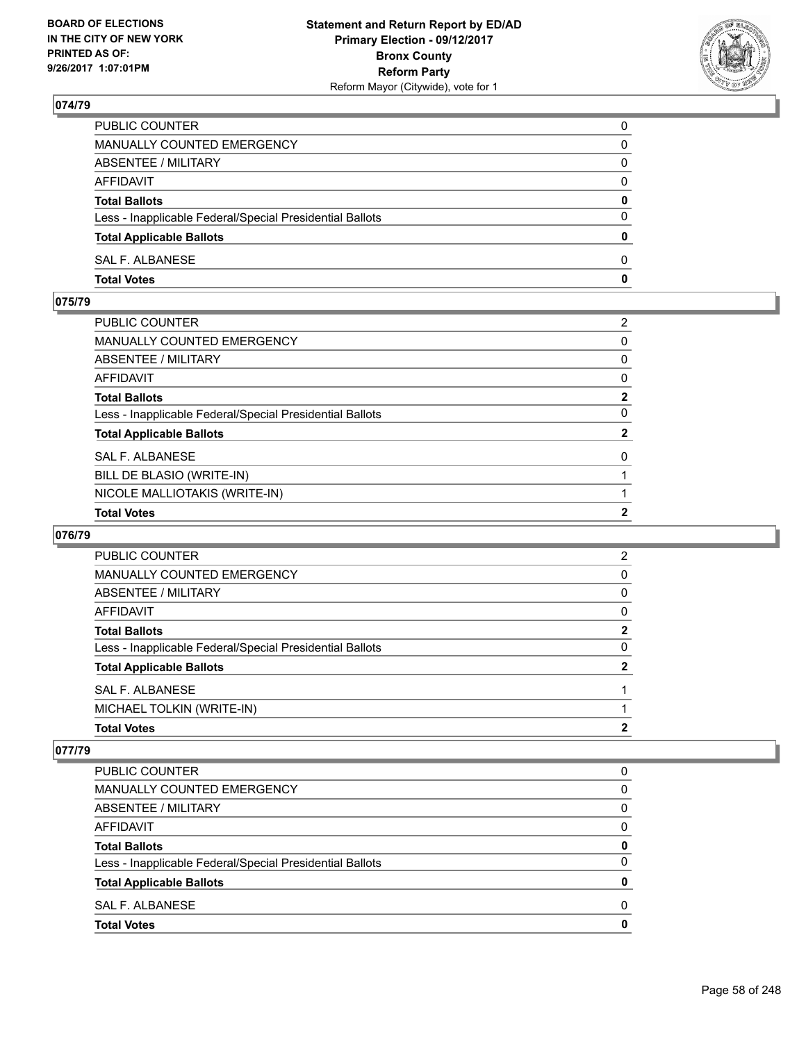## 074/79

| | |
|---|---|
| PUBLIC COUNTER | 0 |
| MANUALLY COUNTED EMERGENCY | 0 |
| ABSENTEE / MILITARY | 0 |
| AFFIDAVIT | 0 |
| **Total Ballots** | **0** |
| Less - Inapplicable Federal/Special Presidential Ballots | 0 |
| **Total Applicable Ballots** | **0** |
| SAL F. ALBANESE | 0 |
| **Total Votes** | **0** |

## 075/79

| | |
|---|---|
| PUBLIC COUNTER | 2 |
| MANUALLY COUNTED EMERGENCY | 0 |
| ABSENTEE / MILITARY | 0 |
| AFFIDAVIT | 0 |
| **Total Ballots** | **2** |
| Less - Inapplicable Federal/Special Presidential Ballots | 0 |
| **Total Applicable Ballots** | **2** |
| SAL F. ALBANESE | 0 |
| BILL DE BLASIO (WRITE-IN) | 1 |
| NICOLE MALLIOTAKIS (WRITE-IN) | 1 |
| **Total Votes** | **2** |

## 076/79

| | |
|---|---|
| PUBLIC COUNTER | 2 |
| MANUALLY COUNTED EMERGENCY | 0 |
| ABSENTEE / MILITARY | 0 |
| AFFIDAVIT | 0 |
| **Total Ballots** | **2** |
| Less - Inapplicable Federal/Special Presidential Ballots | 0 |
| **Total Applicable Ballots** | **2** |
| SAL F. ALBANESE | 1 |
| MICHAEL TOLKIN (WRITE-IN) | 1 |
| **Total Votes** | **2** |

## 077/79

| | |
|---|---|
| PUBLIC COUNTER | 0 |
| MANUALLY COUNTED EMERGENCY | 0 |
| ABSENTEE / MILITARY | 0 |
| AFFIDAVIT | 0 |
| **Total Ballots** | **0** |
| Less - Inapplicable Federal/Special Presidential Ballots | 0 |
| **Total Applicable Ballots** | **0** |
| SAL F. ALBANESE | 0 |
| **Total Votes** | **0** |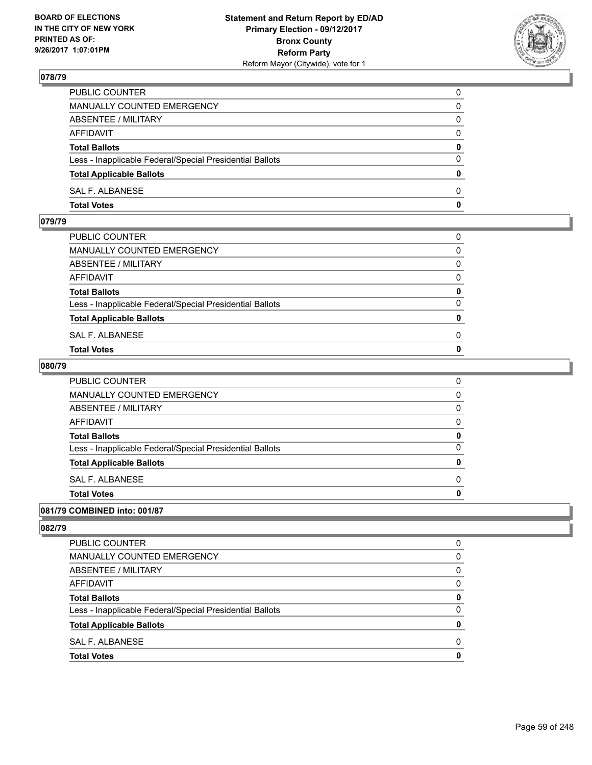### 078/79

| | |
|---|---|
| PUBLIC COUNTER | 0 |
| MANUALLY COUNTED EMERGENCY | 0 |
| ABSENTEE / MILITARY | 0 |
| AFFIDAVIT | 0 |
| **Total Ballots** | **0** |
| Less - Inapplicable Federal/Special Presidential Ballots | 0 |
| **Total Applicable Ballots** | **0** |
| SAL F. ALBANESE | 0 |
| **Total Votes** | **0** |

### 079/79

| | |
|---|---|
| PUBLIC COUNTER | 0 |
| MANUALLY COUNTED EMERGENCY | 0 |
| ABSENTEE / MILITARY | 0 |
| AFFIDAVIT | 0 |
| **Total Ballots** | **0** |
| Less - Inapplicable Federal/Special Presidential Ballots | 0 |
| **Total Applicable Ballots** | **0** |
| SAL F. ALBANESE | 0 |
| **Total Votes** | **0** |

### 080/79

| | |
|---|---|
| PUBLIC COUNTER | 0 |
| MANUALLY COUNTED EMERGENCY | 0 |
| ABSENTEE / MILITARY | 0 |
| AFFIDAVIT | 0 |
| **Total Ballots** | **0** |
| Less - Inapplicable Federal/Special Presidential Ballots | 0 |
| **Total Applicable Ballots** | **0** |
| SAL F. ALBANESE | 0 |
| **Total Votes** | **0** |

### 081/79 COMBINED into: 001/87

### 082/79

| | |
|---|---|
| PUBLIC COUNTER | 0 |
| MANUALLY COUNTED EMERGENCY | 0 |
| ABSENTEE / MILITARY | 0 |
| AFFIDAVIT | 0 |
| **Total Ballots** | **0** |
| Less - Inapplicable Federal/Special Presidential Ballots | 0 |
| **Total Applicable Ballots** | **0** |
| SAL F. ALBANESE | 0 |
| **Total Votes** | **0** |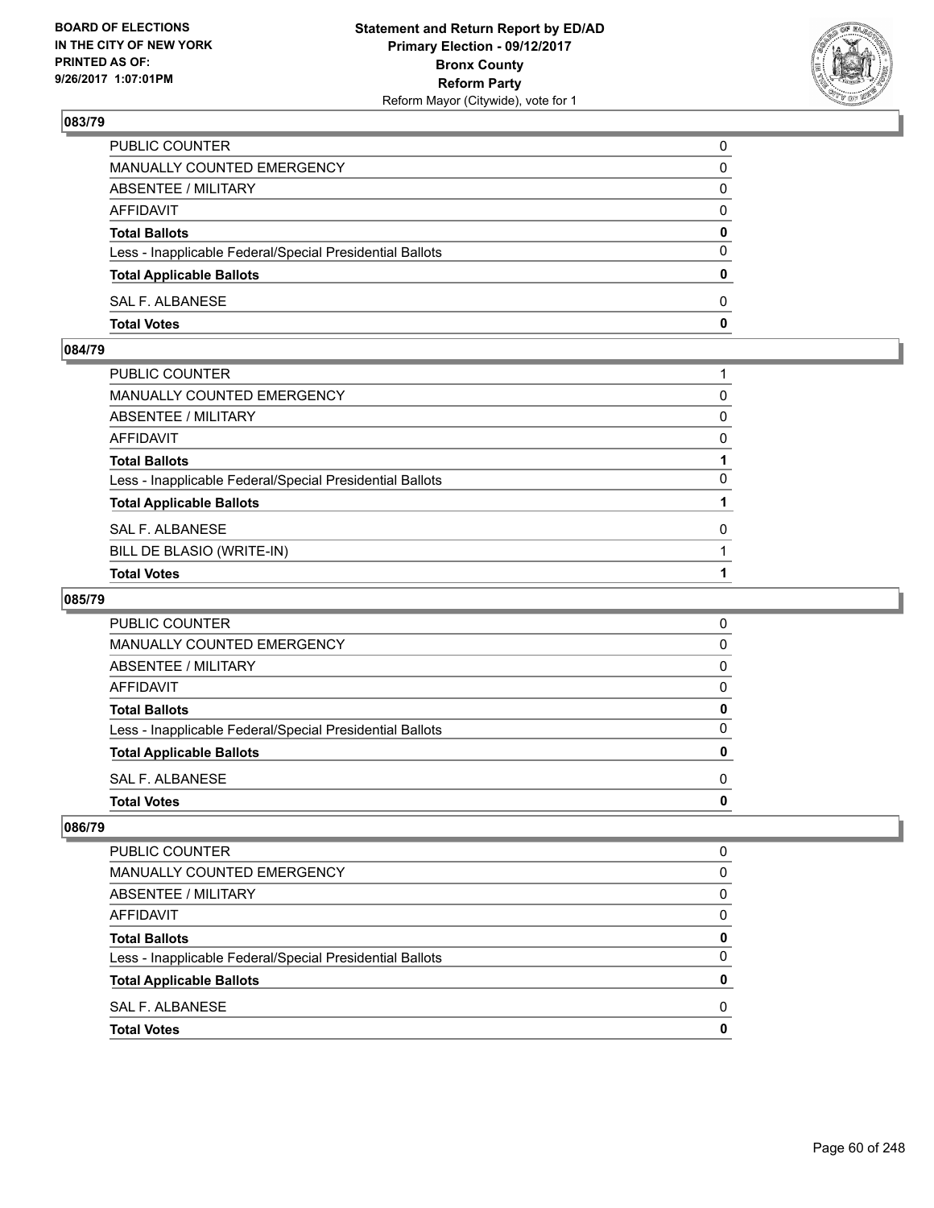**BOARD OF ELECTIONS IN THE CITY OF NEW YORK PRINTED AS OF: 9/26/2017 1:07:01PM**

**Statement and Return Report by ED/AD Primary Election - 09/12/2017 Bronx County Reform Party**
Reform Mayor (Citywide), vote for 1

## 083/79

| | |
|---|---|
| PUBLIC COUNTER | 0 |
| MANUALLY COUNTED EMERGENCY | 0 |
| ABSENTEE / MILITARY | 0 |
| AFFIDAVIT | 0 |
| **Total Ballots** | **0** |
| Less - Inapplicable Federal/Special Presidential Ballots | 0 |
| **Total Applicable Ballots** | **0** |
| SAL F. ALBANESE | 0 |
| **Total Votes** | **0** |

## 084/79

| | |
|---|---|
| PUBLIC COUNTER | 1 |
| MANUALLY COUNTED EMERGENCY | 0 |
| ABSENTEE / MILITARY | 0 |
| AFFIDAVIT | 0 |
| **Total Ballots** | **1** |
| Less - Inapplicable Federal/Special Presidential Ballots | 0 |
| **Total Applicable Ballots** | **1** |
| SAL F. ALBANESE | 0 |
| BILL DE BLASIO (WRITE-IN) | 1 |
| **Total Votes** | **1** |

## 085/79

| | |
|---|---|
| PUBLIC COUNTER | 0 |
| MANUALLY COUNTED EMERGENCY | 0 |
| ABSENTEE / MILITARY | 0 |
| AFFIDAVIT | 0 |
| **Total Ballots** | **0** |
| Less - Inapplicable Federal/Special Presidential Ballots | 0 |
| **Total Applicable Ballots** | **0** |
| SAL F. ALBANESE | 0 |
| **Total Votes** | **0** |

## 086/79

| | |
|---|---|
| PUBLIC COUNTER | 0 |
| MANUALLY COUNTED EMERGENCY | 0 |
| ABSENTEE / MILITARY | 0 |
| AFFIDAVIT | 0 |
| **Total Ballots** | **0** |
| Less - Inapplicable Federal/Special Presidential Ballots | 0 |
| **Total Applicable Ballots** | **0** |
| SAL F. ALBANESE | 0 |
| **Total Votes** | **0** |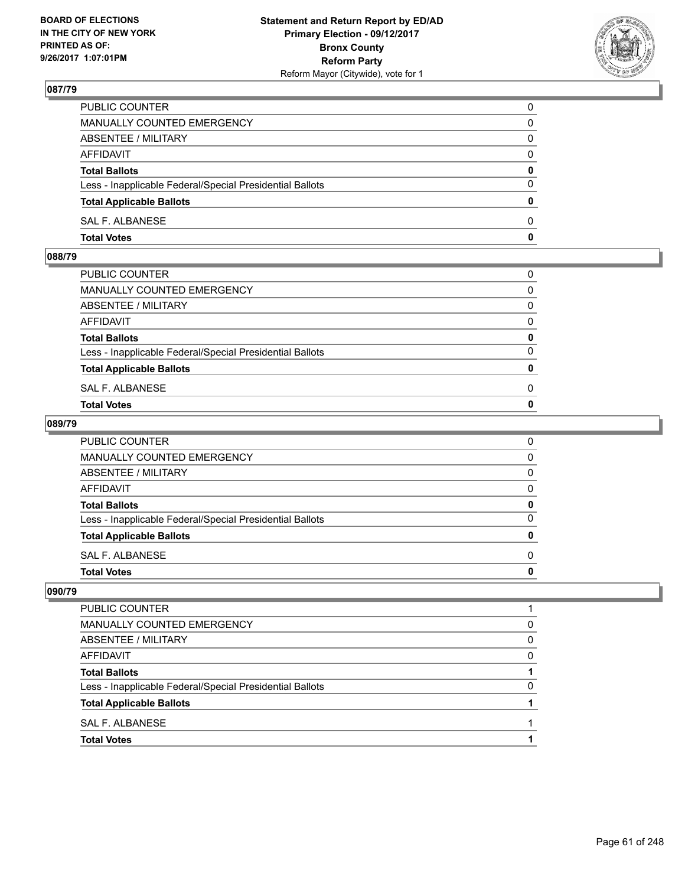BOARD OF ELECTIONS
IN THE CITY OF NEW YORK
PRINTED AS OF:
9/26/2017 1:07:01PM

**Statement and Return Report by ED/AD**
**Primary Election - 09/12/2017**
**Bronx County**
**Reform Party**
Reform Mayor (Citywide), vote for 1

### 087/79

| | |
|---|---|
| PUBLIC COUNTER | 0 |
| MANUALLY COUNTED EMERGENCY | 0 |
| ABSENTEE / MILITARY | 0 |
| AFFIDAVIT | 0 |
| **Total Ballots** | **0** |
| Less - Inapplicable Federal/Special Presidential Ballots | 0 |
| **Total Applicable Ballots** | **0** |
| SAL F. ALBANESE | 0 |
| **Total Votes** | **0** |

### 088/79

| | |
|---|---|
| PUBLIC COUNTER | 0 |
| MANUALLY COUNTED EMERGENCY | 0 |
| ABSENTEE / MILITARY | 0 |
| AFFIDAVIT | 0 |
| **Total Ballots** | **0** |
| Less - Inapplicable Federal/Special Presidential Ballots | 0 |
| **Total Applicable Ballots** | **0** |
| SAL F. ALBANESE | 0 |
| **Total Votes** | **0** |

### 089/79

| | |
|---|---|
| PUBLIC COUNTER | 0 |
| MANUALLY COUNTED EMERGENCY | 0 |
| ABSENTEE / MILITARY | 0 |
| AFFIDAVIT | 0 |
| **Total Ballots** | **0** |
| Less - Inapplicable Federal/Special Presidential Ballots | 0 |
| **Total Applicable Ballots** | **0** |
| SAL F. ALBANESE | 0 |
| **Total Votes** | **0** |

### 090/79

| | |
|---|---|
| PUBLIC COUNTER | 1 |
| MANUALLY COUNTED EMERGENCY | 0 |
| ABSENTEE / MILITARY | 0 |
| AFFIDAVIT | 0 |
| **Total Ballots** | **1** |
| Less - Inapplicable Federal/Special Presidential Ballots | 0 |
| **Total Applicable Ballots** | **1** |
| SAL F. ALBANESE | 1 |
| **Total Votes** | **1** |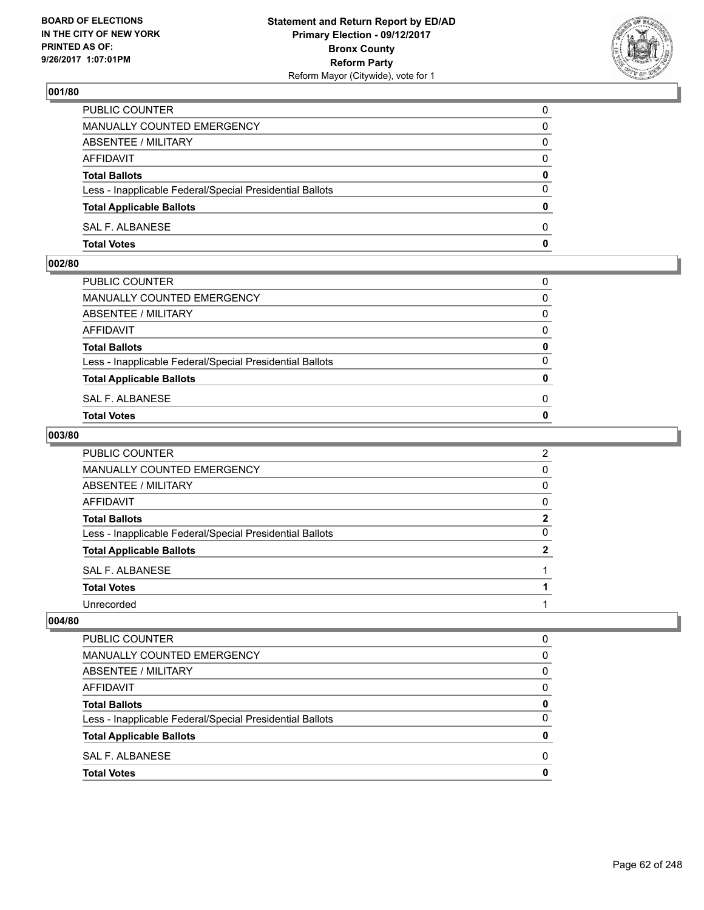**BOARD OF ELECTIONS IN THE CITY OF NEW YORK PRINTED AS OF: 9/26/2017 1:07:01PM**

**Statement and Return Report by ED/AD**
**Primary Election - 09/12/2017**
**Bronx County**
**Reform Party**
Reform Mayor (Citywide), vote for 1

### 001/80

| | |
|---|---|
| PUBLIC COUNTER | 0 |
| MANUALLY COUNTED EMERGENCY | 0 |
| ABSENTEE / MILITARY | 0 |
| AFFIDAVIT | 0 |
| **Total Ballots** | **0** |
| Less - Inapplicable Federal/Special Presidential Ballots | 0 |
| **Total Applicable Ballots** | **0** |
| SAL F. ALBANESE | 0 |
| **Total Votes** | **0** |

### 002/80

| | |
|---|---|
| PUBLIC COUNTER | 0 |
| MANUALLY COUNTED EMERGENCY | 0 |
| ABSENTEE / MILITARY | 0 |
| AFFIDAVIT | 0 |
| **Total Ballots** | **0** |
| Less - Inapplicable Federal/Special Presidential Ballots | 0 |
| **Total Applicable Ballots** | **0** |
| SAL F. ALBANESE | 0 |
| **Total Votes** | **0** |

### 003/80

| | |
|---|---|
| PUBLIC COUNTER | 2 |
| MANUALLY COUNTED EMERGENCY | 0 |
| ABSENTEE / MILITARY | 0 |
| AFFIDAVIT | 0 |
| **Total Ballots** | **2** |
| Less - Inapplicable Federal/Special Presidential Ballots | 0 |
| **Total Applicable Ballots** | **2** |
| SAL F. ALBANESE | 1 |
| **Total Votes** | **1** |
| Unrecorded | 1 |

### 004/80

| | |
|---|---|
| PUBLIC COUNTER | 0 |
| MANUALLY COUNTED EMERGENCY | 0 |
| ABSENTEE / MILITARY | 0 |
| AFFIDAVIT | 0 |
| **Total Ballots** | **0** |
| Less - Inapplicable Federal/Special Presidential Ballots | 0 |
| **Total Applicable Ballots** | **0** |
| SAL F. ALBANESE | 0 |
| **Total Votes** | **0** |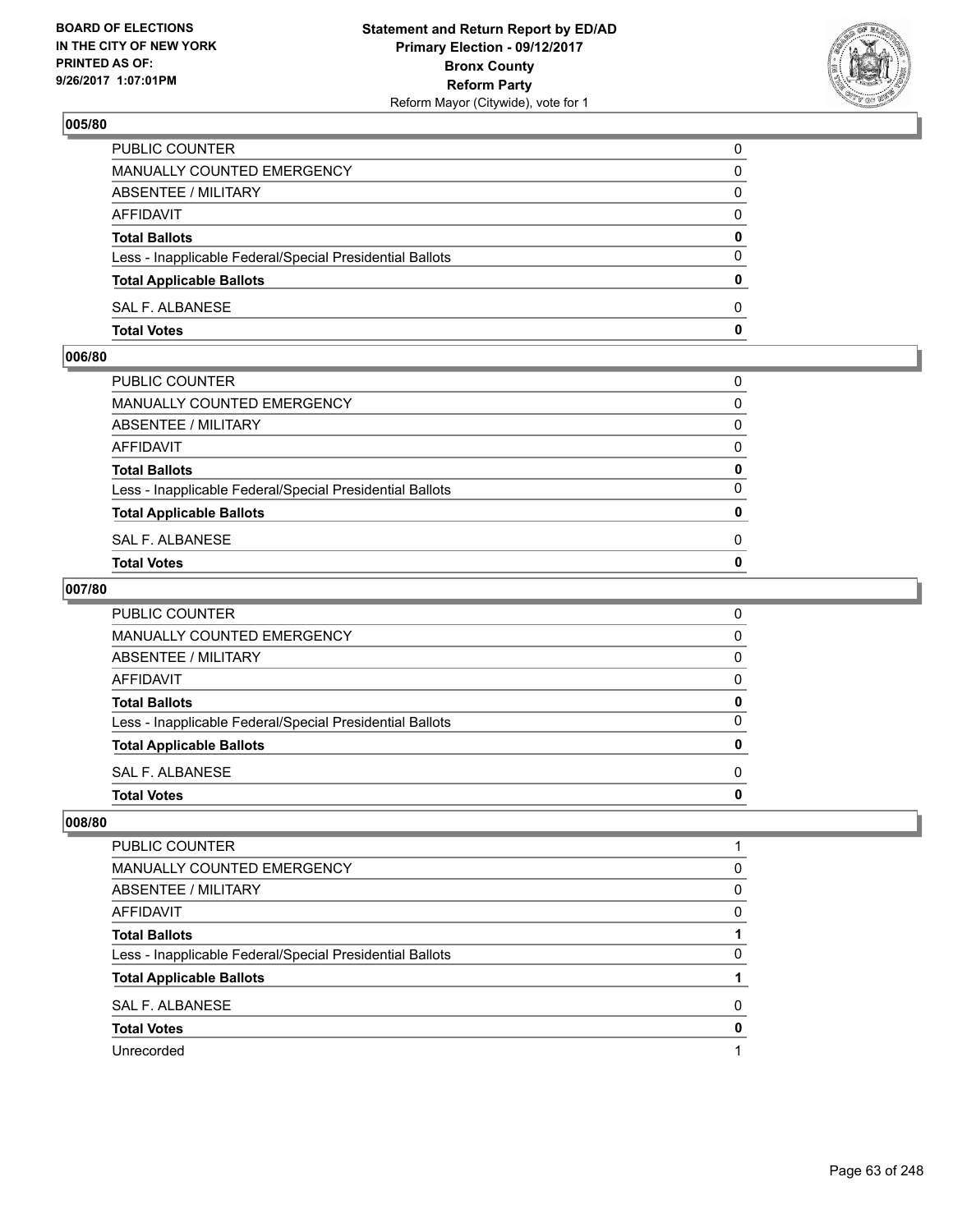### 005/80

| | |
|---|---|
| PUBLIC COUNTER | 0 |
| MANUALLY COUNTED EMERGENCY | 0 |
| ABSENTEE / MILITARY | 0 |
| AFFIDAVIT | 0 |
| **Total Ballots** | **0** |
| Less - Inapplicable Federal/Special Presidential Ballots | 0 |
| **Total Applicable Ballots** | **0** |
| SAL F. ALBANESE | 0 |
| **Total Votes** | **0** |

### 006/80

| | |
|---|---|
| PUBLIC COUNTER | 0 |
| MANUALLY COUNTED EMERGENCY | 0 |
| ABSENTEE / MILITARY | 0 |
| AFFIDAVIT | 0 |
| **Total Ballots** | **0** |
| Less - Inapplicable Federal/Special Presidential Ballots | 0 |
| **Total Applicable Ballots** | **0** |
| SAL F. ALBANESE | 0 |
| **Total Votes** | **0** |

### 007/80

| | |
|---|---|
| PUBLIC COUNTER | 0 |
| MANUALLY COUNTED EMERGENCY | 0 |
| ABSENTEE / MILITARY | 0 |
| AFFIDAVIT | 0 |
| **Total Ballots** | **0** |
| Less - Inapplicable Federal/Special Presidential Ballots | 0 |
| **Total Applicable Ballots** | **0** |
| SAL F. ALBANESE | 0 |
| **Total Votes** | **0** |

### 008/80

| | |
|---|---|
| PUBLIC COUNTER | 1 |
| MANUALLY COUNTED EMERGENCY | 0 |
| ABSENTEE / MILITARY | 0 |
| AFFIDAVIT | 0 |
| **Total Ballots** | **1** |
| Less - Inapplicable Federal/Special Presidential Ballots | 0 |
| **Total Applicable Ballots** | **1** |
| SAL F. ALBANESE | 0 |
| **Total Votes** | **0** |
| Unrecorded | 1 |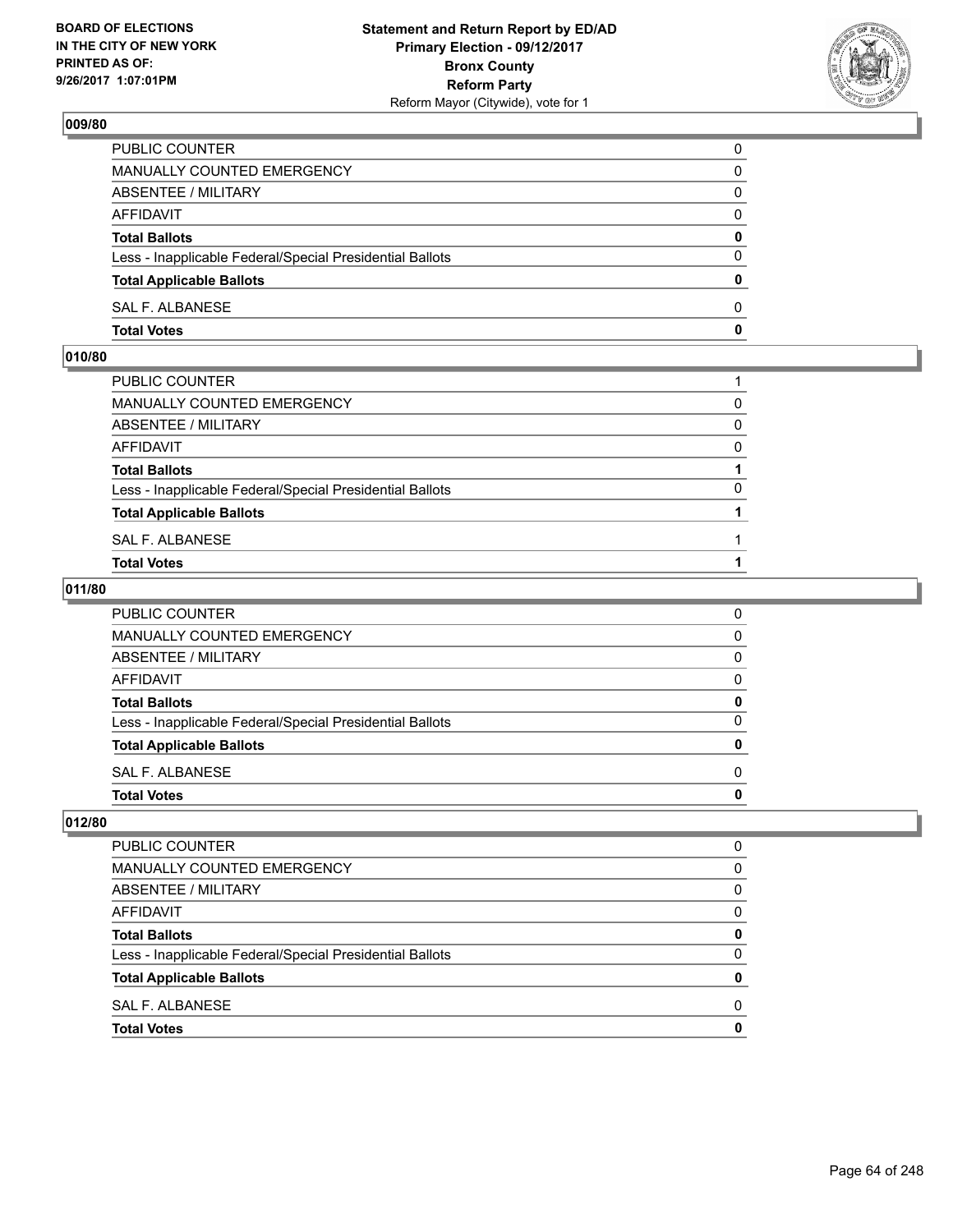## 009/80

| | |
|---|---|
| PUBLIC COUNTER | 0 |
| MANUALLY COUNTED EMERGENCY | 0 |
| ABSENTEE / MILITARY | 0 |
| AFFIDAVIT | 0 |
| **Total Ballots** | **0** |
| Less - Inapplicable Federal/Special Presidential Ballots | 0 |
| **Total Applicable Ballots** | **0** |
| SAL F. ALBANESE | 0 |
| **Total Votes** | **0** |

## 010/80

| | |
|---|---|
| PUBLIC COUNTER | 1 |
| MANUALLY COUNTED EMERGENCY | 0 |
| ABSENTEE / MILITARY | 0 |
| AFFIDAVIT | 0 |
| **Total Ballots** | **1** |
| Less - Inapplicable Federal/Special Presidential Ballots | 0 |
| **Total Applicable Ballots** | **1** |
| SAL F. ALBANESE | 1 |
| **Total Votes** | **1** |

## 011/80

| | |
|---|---|
| PUBLIC COUNTER | 0 |
| MANUALLY COUNTED EMERGENCY | 0 |
| ABSENTEE / MILITARY | 0 |
| AFFIDAVIT | 0 |
| **Total Ballots** | **0** |
| Less - Inapplicable Federal/Special Presidential Ballots | 0 |
| **Total Applicable Ballots** | **0** |
| SAL F. ALBANESE | 0 |
| **Total Votes** | **0** |

## 012/80

| | |
|---|---|
| PUBLIC COUNTER | 0 |
| MANUALLY COUNTED EMERGENCY | 0 |
| ABSENTEE / MILITARY | 0 |
| AFFIDAVIT | 0 |
| **Total Ballots** | **0** |
| Less - Inapplicable Federal/Special Presidential Ballots | 0 |
| **Total Applicable Ballots** | **0** |
| SAL F. ALBANESE | 0 |
| **Total Votes** | **0** |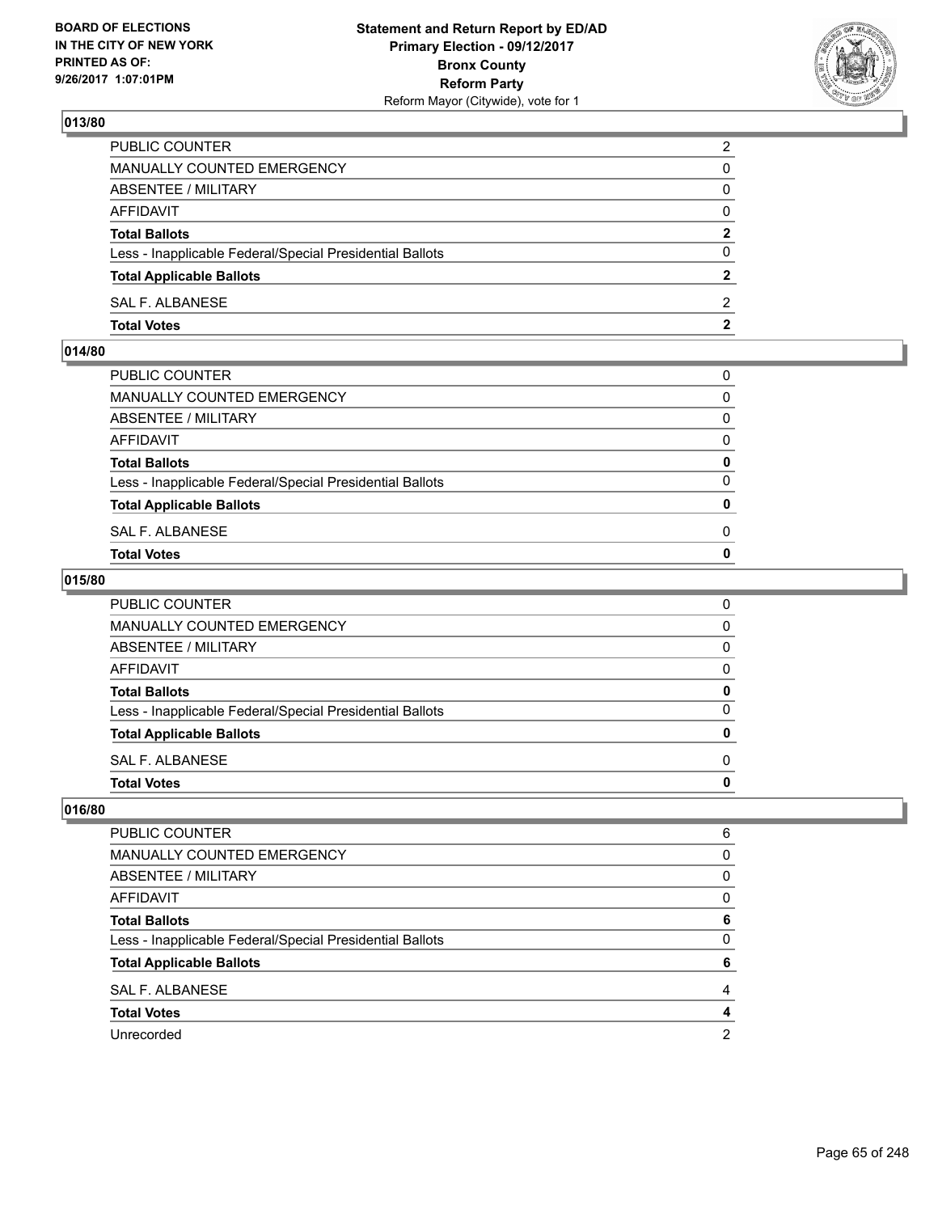## 013/80

| | |
|---|---|
| PUBLIC COUNTER | 2 |
| MANUALLY COUNTED EMERGENCY | 0 |
| ABSENTEE / MILITARY | 0 |
| AFFIDAVIT | 0 |
| **Total Ballots** | **2** |
| Less - Inapplicable Federal/Special Presidential Ballots | 0 |
| **Total Applicable Ballots** | **2** |
| SAL F. ALBANESE | 2 |
| **Total Votes** | **2** |

## 014/80

| | |
|---|---|
| PUBLIC COUNTER | 0 |
| MANUALLY COUNTED EMERGENCY | 0 |
| ABSENTEE / MILITARY | 0 |
| AFFIDAVIT | 0 |
| **Total Ballots** | **0** |
| Less - Inapplicable Federal/Special Presidential Ballots | 0 |
| **Total Applicable Ballots** | **0** |
| SAL F. ALBANESE | 0 |
| **Total Votes** | **0** |

## 015/80

| | |
|---|---|
| PUBLIC COUNTER | 0 |
| MANUALLY COUNTED EMERGENCY | 0 |
| ABSENTEE / MILITARY | 0 |
| AFFIDAVIT | 0 |
| **Total Ballots** | **0** |
| Less - Inapplicable Federal/Special Presidential Ballots | 0 |
| **Total Applicable Ballots** | **0** |
| SAL F. ALBANESE | 0 |
| **Total Votes** | **0** |

## 016/80

| | |
|---|---|
| PUBLIC COUNTER | 6 |
| MANUALLY COUNTED EMERGENCY | 0 |
| ABSENTEE / MILITARY | 0 |
| AFFIDAVIT | 0 |
| **Total Ballots** | **6** |
| Less - Inapplicable Federal/Special Presidential Ballots | 0 |
| **Total Applicable Ballots** | **6** |
| SAL F. ALBANESE | 4 |
| **Total Votes** | **4** |
| Unrecorded | 2 |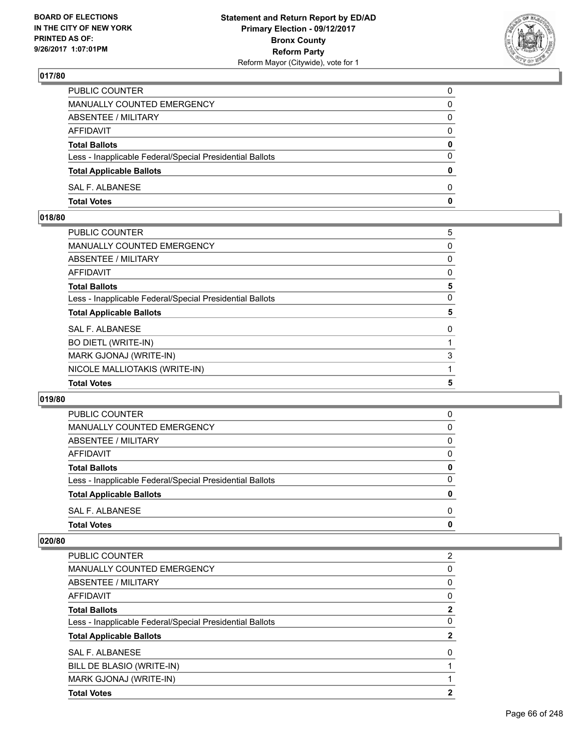## 017/80

| | |
|---|---|
| PUBLIC COUNTER | 0 |
| MANUALLY COUNTED EMERGENCY | 0 |
| ABSENTEE / MILITARY | 0 |
| AFFIDAVIT | 0 |
| **Total Ballots** | **0** |
| Less - Inapplicable Federal/Special Presidential Ballots | 0 |
| **Total Applicable Ballots** | **0** |
| SAL F. ALBANESE | 0 |
| **Total Votes** | **0** |

## 018/80

| | |
|---|---|
| PUBLIC COUNTER | 5 |
| MANUALLY COUNTED EMERGENCY | 0 |
| ABSENTEE / MILITARY | 0 |
| AFFIDAVIT | 0 |
| **Total Ballots** | **5** |
| Less - Inapplicable Federal/Special Presidential Ballots | 0 |
| **Total Applicable Ballots** | **5** |
| SAL F. ALBANESE | 0 |
| BO DIETL (WRITE-IN) | 1 |
| MARK GJONAJ (WRITE-IN) | 3 |
| NICOLE MALLIOTAKIS (WRITE-IN) | 1 |
| **Total Votes** | **5** |

## 019/80

| | |
|---|---|
| PUBLIC COUNTER | 0 |
| MANUALLY COUNTED EMERGENCY | 0 |
| ABSENTEE / MILITARY | 0 |
| AFFIDAVIT | 0 |
| **Total Ballots** | **0** |
| Less - Inapplicable Federal/Special Presidential Ballots | 0 |
| **Total Applicable Ballots** | **0** |
| SAL F. ALBANESE | 0 |
| **Total Votes** | **0** |

## 020/80

| | |
|---|---|
| PUBLIC COUNTER | 2 |
| MANUALLY COUNTED EMERGENCY | 0 |
| ABSENTEE / MILITARY | 0 |
| AFFIDAVIT | 0 |
| **Total Ballots** | **2** |
| Less - Inapplicable Federal/Special Presidential Ballots | 0 |
| **Total Applicable Ballots** | **2** |
| SAL F. ALBANESE | 0 |
| BILL DE BLASIO (WRITE-IN) | 1 |
| MARK GJONAJ (WRITE-IN) | 1 |
| **Total Votes** | **2** |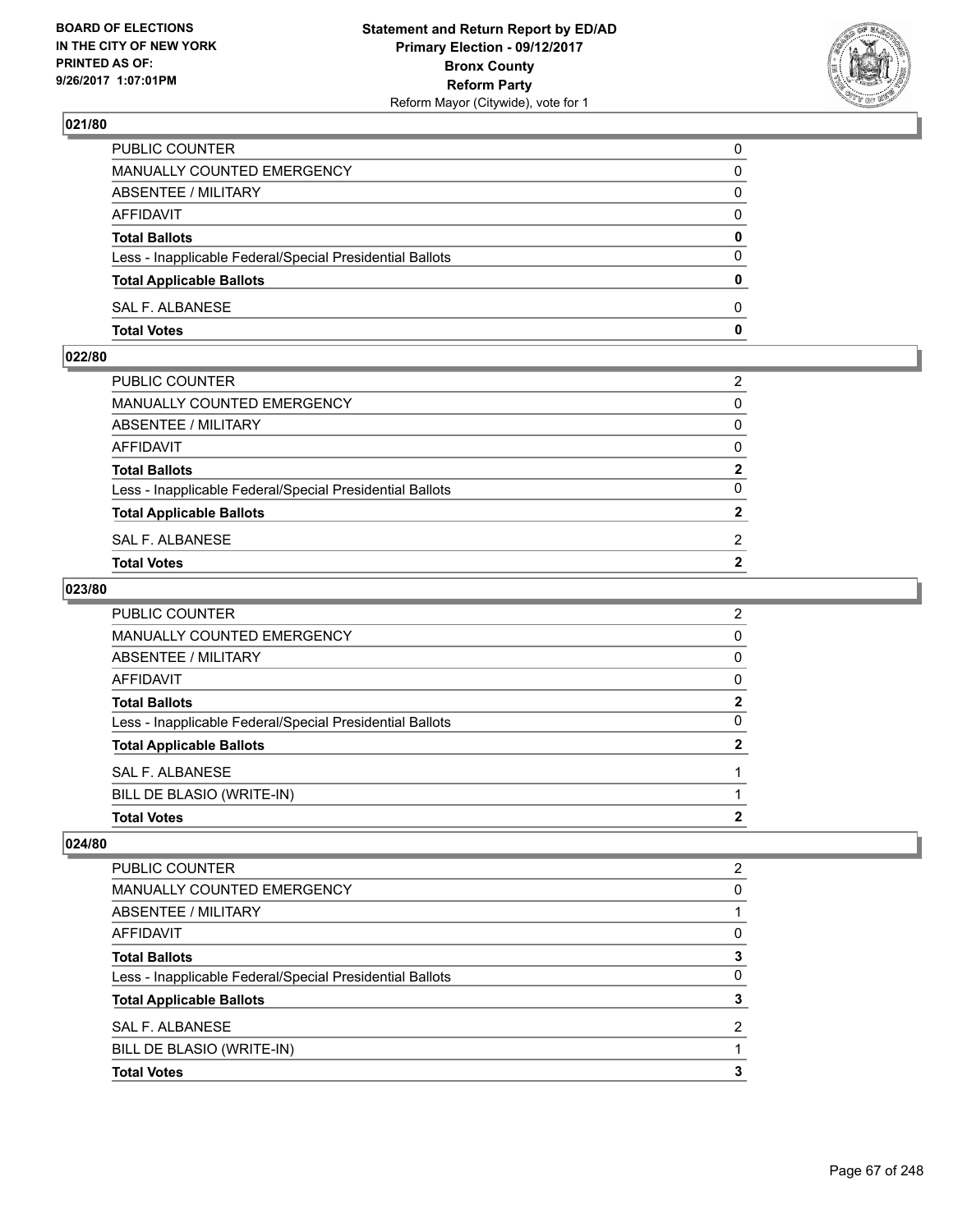Statement and Return Report by ED/AD
Primary Election - 09/12/2017
Bronx County
Reform Party
Reform Mayor (Citywide), vote for 1

BOARD OF ELECTIONS
IN THE CITY OF NEW YORK
PRINTED AS OF:
9/26/2017 1:07:01PM

### 021/80

| | |
|---|---|
| PUBLIC COUNTER | 0 |
| MANUALLY COUNTED EMERGENCY | 0 |
| ABSENTEE / MILITARY | 0 |
| AFFIDAVIT | 0 |
| **Total Ballots** | **0** |
| Less - Inapplicable Federal/Special Presidential Ballots | 0 |
| **Total Applicable Ballots** | **0** |
| SAL F. ALBANESE | 0 |
| **Total Votes** | **0** |

### 022/80

| | |
|---|---|
| PUBLIC COUNTER | 2 |
| MANUALLY COUNTED EMERGENCY | 0 |
| ABSENTEE / MILITARY | 0 |
| AFFIDAVIT | 0 |
| **Total Ballots** | **2** |
| Less - Inapplicable Federal/Special Presidential Ballots | 0 |
| **Total Applicable Ballots** | **2** |
| SAL F. ALBANESE | 2 |
| **Total Votes** | **2** |

### 023/80

| | |
|---|---|
| PUBLIC COUNTER | 2 |
| MANUALLY COUNTED EMERGENCY | 0 |
| ABSENTEE / MILITARY | 0 |
| AFFIDAVIT | 0 |
| **Total Ballots** | **2** |
| Less - Inapplicable Federal/Special Presidential Ballots | 0 |
| **Total Applicable Ballots** | **2** |
| SAL F. ALBANESE | 1 |
| BILL DE BLASIO (WRITE-IN) | 1 |
| **Total Votes** | **2** |

### 024/80

| | |
|---|---|
| PUBLIC COUNTER | 2 |
| MANUALLY COUNTED EMERGENCY | 0 |
| ABSENTEE / MILITARY | 1 |
| AFFIDAVIT | 0 |
| **Total Ballots** | **3** |
| Less - Inapplicable Federal/Special Presidential Ballots | 0 |
| **Total Applicable Ballots** | **3** |
| SAL F. ALBANESE | 2 |
| BILL DE BLASIO (WRITE-IN) | 1 |
| **Total Votes** | **3** |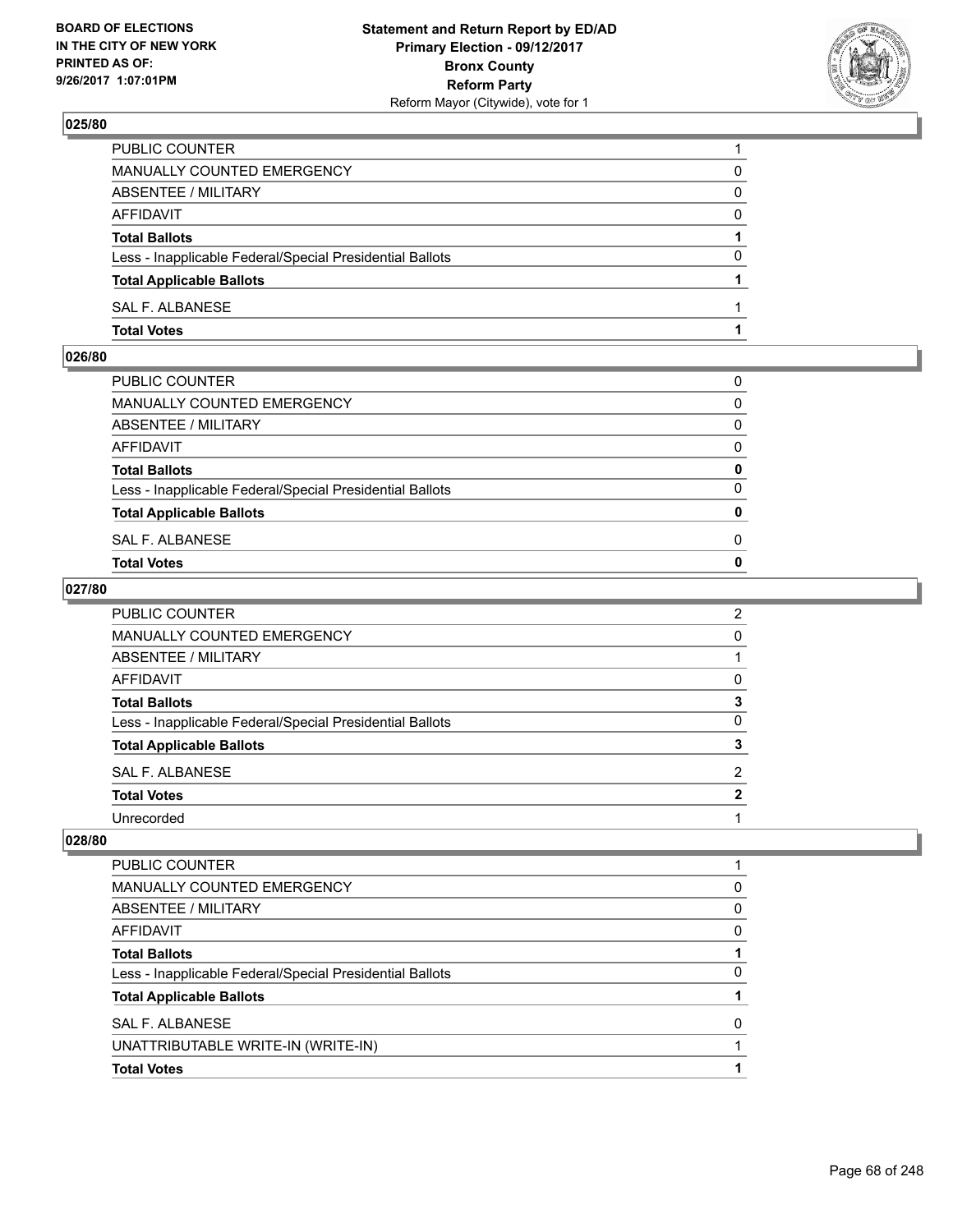## 025/80

| | |
|---|---|
| PUBLIC COUNTER | 1 |
| MANUALLY COUNTED EMERGENCY | 0 |
| ABSENTEE / MILITARY | 0 |
| AFFIDAVIT | 0 |
| **Total Ballots** | **1** |
| Less - Inapplicable Federal/Special Presidential Ballots | 0 |
| **Total Applicable Ballots** | **1** |
| SAL F. ALBANESE | 1 |
| **Total Votes** | **1** |

## 026/80

| | |
|---|---|
| PUBLIC COUNTER | 0 |
| MANUALLY COUNTED EMERGENCY | 0 |
| ABSENTEE / MILITARY | 0 |
| AFFIDAVIT | 0 |
| **Total Ballots** | **0** |
| Less - Inapplicable Federal/Special Presidential Ballots | 0 |
| **Total Applicable Ballots** | **0** |
| SAL F. ALBANESE | 0 |
| **Total Votes** | **0** |

## 027/80

| | |
|---|---|
| PUBLIC COUNTER | 2 |
| MANUALLY COUNTED EMERGENCY | 0 |
| ABSENTEE / MILITARY | 1 |
| AFFIDAVIT | 0 |
| **Total Ballots** | **3** |
| Less - Inapplicable Federal/Special Presidential Ballots | 0 |
| **Total Applicable Ballots** | **3** |
| SAL F. ALBANESE | 2 |
| **Total Votes** | **2** |
| Unrecorded | 1 |

## 028/80

| | |
|---|---|
| PUBLIC COUNTER | 1 |
| MANUALLY COUNTED EMERGENCY | 0 |
| ABSENTEE / MILITARY | 0 |
| AFFIDAVIT | 0 |
| **Total Ballots** | **1** |
| Less - Inapplicable Federal/Special Presidential Ballots | 0 |
| **Total Applicable Ballots** | **1** |
| SAL F. ALBANESE | 0 |
| UNATTRIBUTABLE WRITE-IN (WRITE-IN) | 1 |
| **Total Votes** | **1** |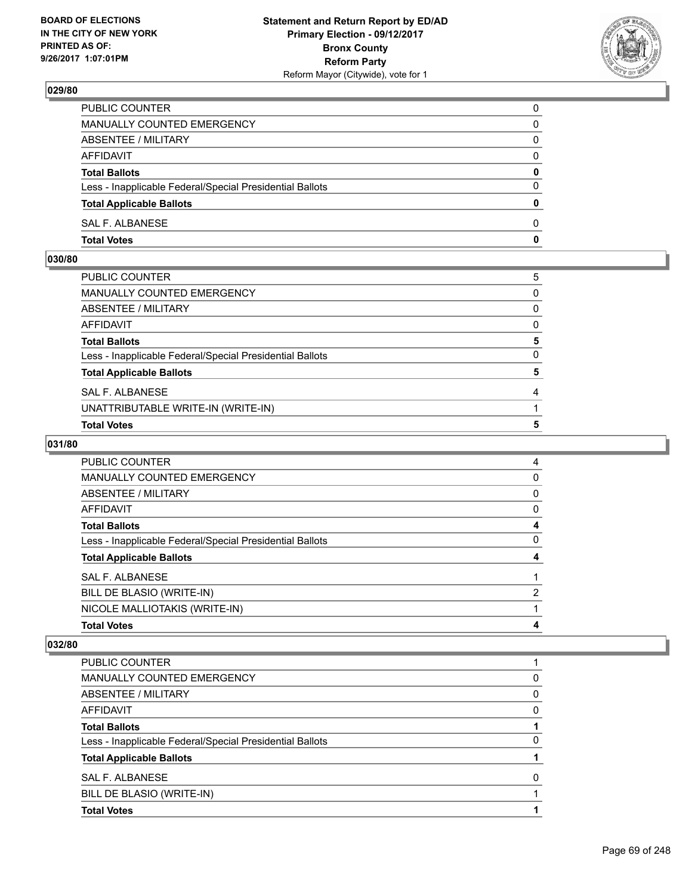### 029/80

| | |
|---|---|
| PUBLIC COUNTER | 0 |
| MANUALLY COUNTED EMERGENCY | 0 |
| ABSENTEE / MILITARY | 0 |
| AFFIDAVIT | 0 |
| **Total Ballots** | **0** |
| Less - Inapplicable Federal/Special Presidential Ballots | 0 |
| **Total Applicable Ballots** | **0** |
| SAL F. ALBANESE | 0 |
| **Total Votes** | **0** |

### 030/80

| | |
|---|---|
| PUBLIC COUNTER | 5 |
| MANUALLY COUNTED EMERGENCY | 0 |
| ABSENTEE / MILITARY | 0 |
| AFFIDAVIT | 0 |
| **Total Ballots** | **5** |
| Less - Inapplicable Federal/Special Presidential Ballots | 0 |
| **Total Applicable Ballots** | **5** |
| SAL F. ALBANESE | 4 |
| UNATTRIBUTABLE WRITE-IN (WRITE-IN) | 1 |
| **Total Votes** | **5** |

### 031/80

| | |
|---|---|
| PUBLIC COUNTER | 4 |
| MANUALLY COUNTED EMERGENCY | 0 |
| ABSENTEE / MILITARY | 0 |
| AFFIDAVIT | 0 |
| **Total Ballots** | **4** |
| Less - Inapplicable Federal/Special Presidential Ballots | 0 |
| **Total Applicable Ballots** | **4** |
| SAL F. ALBANESE | 1 |
| BILL DE BLASIO (WRITE-IN) | 2 |
| NICOLE MALLIOTAKIS (WRITE-IN) | 1 |
| **Total Votes** | **4** |

### 032/80

| | |
|---|---|
| PUBLIC COUNTER | 1 |
| MANUALLY COUNTED EMERGENCY | 0 |
| ABSENTEE / MILITARY | 0 |
| AFFIDAVIT | 0 |
| **Total Ballots** | **1** |
| Less - Inapplicable Federal/Special Presidential Ballots | 0 |
| **Total Applicable Ballots** | **1** |
| SAL F. ALBANESE | 0 |
| BILL DE BLASIO (WRITE-IN) | 1 |
| **Total Votes** | **1** |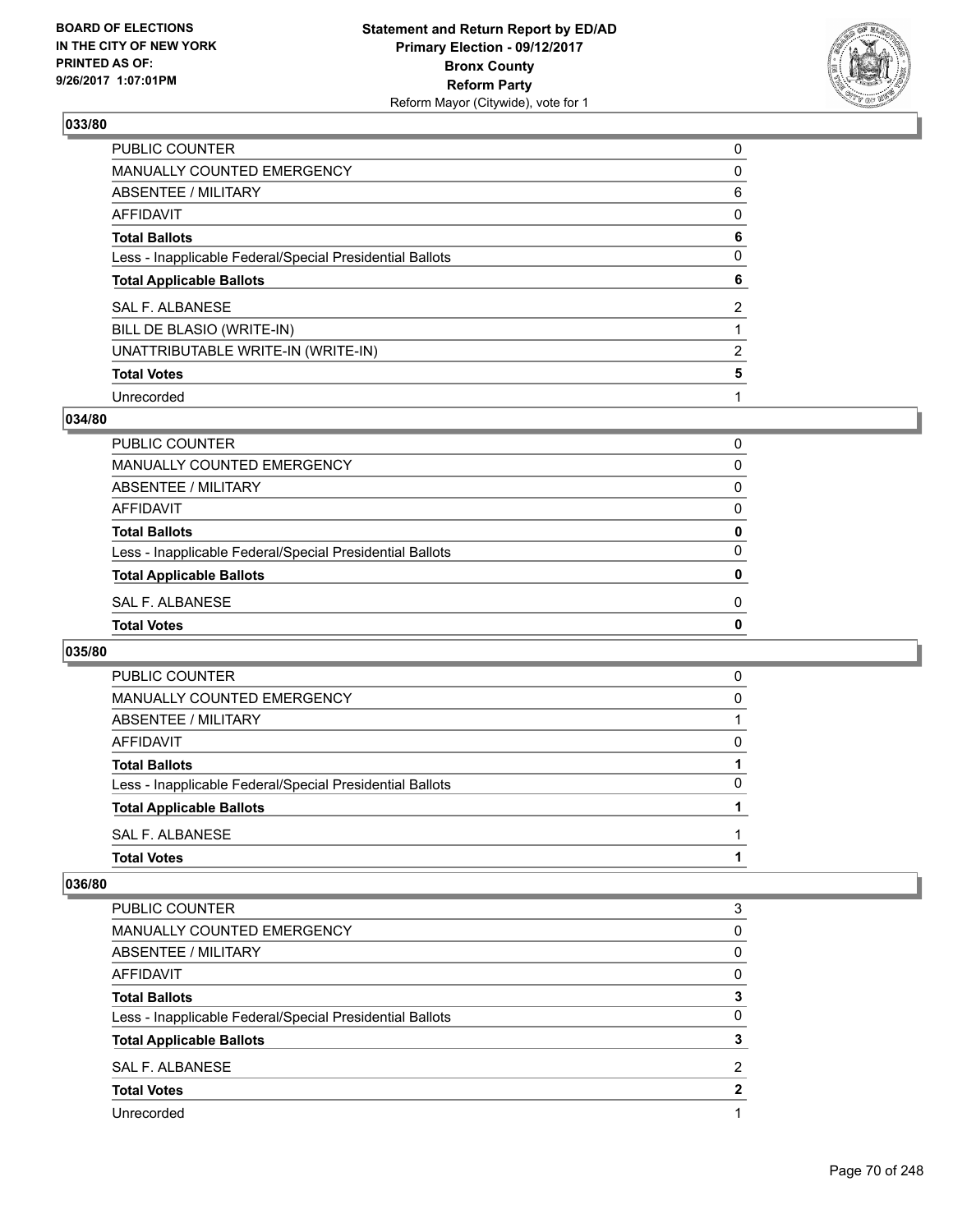**BOARD OF ELECTIONS IN THE CITY OF NEW YORK PRINTED AS OF: 9/26/2017 1:07:01PM**

**Statement and Return Report by ED/AD Primary Election - 09/12/2017 Bronx County Reform Party**
Reform Mayor (Citywide), vote for 1

### 033/80

| | |
|---|---|
| PUBLIC COUNTER | 0 |
| MANUALLY COUNTED EMERGENCY | 0 |
| ABSENTEE / MILITARY | 6 |
| AFFIDAVIT | 0 |
| **Total Ballots** | **6** |
| Less - Inapplicable Federal/Special Presidential Ballots | 0 |
| **Total Applicable Ballots** | **6** |
| SAL F. ALBANESE | 2 |
| BILL DE BLASIO (WRITE-IN) | 1 |
| UNATTRIBUTABLE WRITE-IN (WRITE-IN) | 2 |
| **Total Votes** | **5** |
| Unrecorded | 1 |

### 034/80

| | |
|---|---|
| PUBLIC COUNTER | 0 |
| MANUALLY COUNTED EMERGENCY | 0 |
| ABSENTEE / MILITARY | 0 |
| AFFIDAVIT | 0 |
| **Total Ballots** | **0** |
| Less - Inapplicable Federal/Special Presidential Ballots | 0 |
| **Total Applicable Ballots** | **0** |
| SAL F. ALBANESE | 0 |
| **Total Votes** | **0** |

### 035/80

| | |
|---|---|
| PUBLIC COUNTER | 0 |
| MANUALLY COUNTED EMERGENCY | 0 |
| ABSENTEE / MILITARY | 1 |
| AFFIDAVIT | 0 |
| **Total Ballots** | **1** |
| Less - Inapplicable Federal/Special Presidential Ballots | 0 |
| **Total Applicable Ballots** | **1** |
| SAL F. ALBANESE | 1 |
| **Total Votes** | **1** |

### 036/80

| | |
|---|---|
| PUBLIC COUNTER | 3 |
| MANUALLY COUNTED EMERGENCY | 0 |
| ABSENTEE / MILITARY | 0 |
| AFFIDAVIT | 0 |
| **Total Ballots** | **3** |
| Less - Inapplicable Federal/Special Presidential Ballots | 0 |
| **Total Applicable Ballots** | **3** |
| SAL F. ALBANESE | 2 |
| **Total Votes** | **2** |
| Unrecorded | 1 |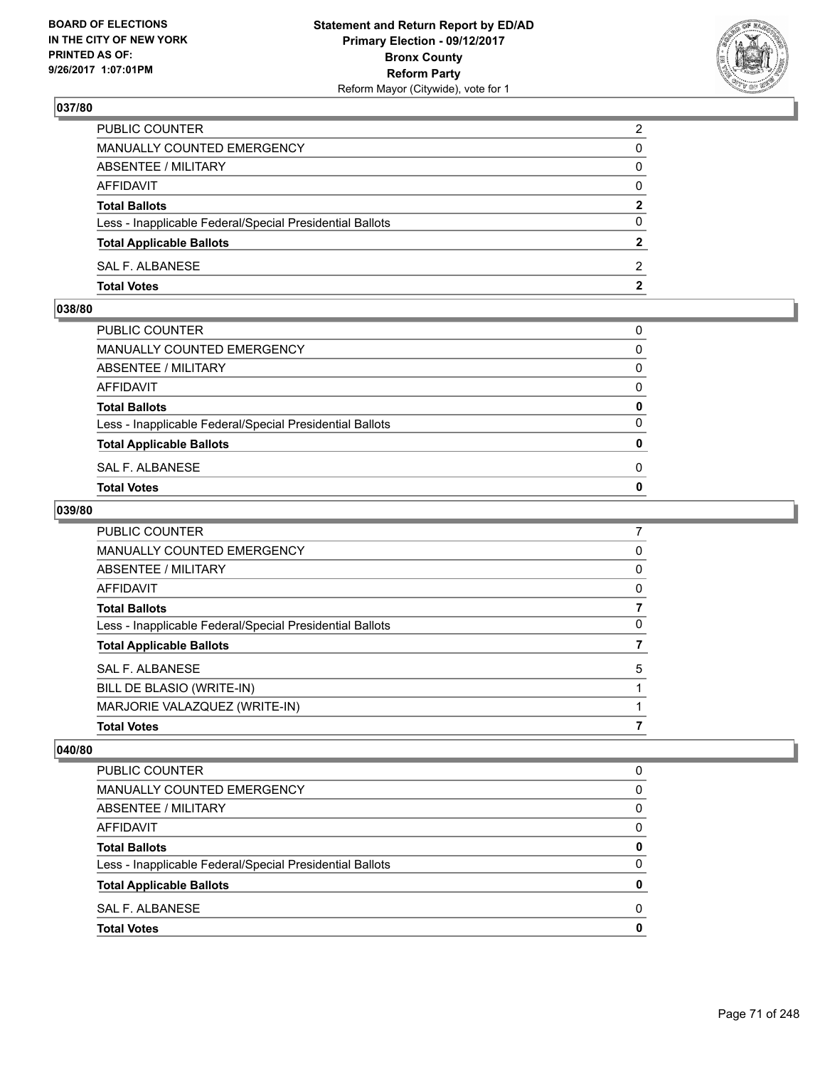### 037/80

| | |
|---|---|
| PUBLIC COUNTER | 2 |
| MANUALLY COUNTED EMERGENCY | 0 |
| ABSENTEE / MILITARY | 0 |
| AFFIDAVIT | 0 |
| **Total Ballots** | **2** |
| Less - Inapplicable Federal/Special Presidential Ballots | 0 |
| **Total Applicable Ballots** | **2** |
| SAL F. ALBANESE | 2 |
| **Total Votes** | **2** |

### 038/80

| | |
|---|---|
| PUBLIC COUNTER | 0 |
| MANUALLY COUNTED EMERGENCY | 0 |
| ABSENTEE / MILITARY | 0 |
| AFFIDAVIT | 0 |
| **Total Ballots** | **0** |
| Less - Inapplicable Federal/Special Presidential Ballots | 0 |
| **Total Applicable Ballots** | **0** |
| SAL F. ALBANESE | 0 |
| **Total Votes** | **0** |

### 039/80

| | |
|---|---|
| PUBLIC COUNTER | 7 |
| MANUALLY COUNTED EMERGENCY | 0 |
| ABSENTEE / MILITARY | 0 |
| AFFIDAVIT | 0 |
| **Total Ballots** | **7** |
| Less - Inapplicable Federal/Special Presidential Ballots | 0 |
| **Total Applicable Ballots** | **7** |
| SAL F. ALBANESE | 5 |
| BILL DE BLASIO (WRITE-IN) | 1 |
| MARJORIE VALAZQUEZ (WRITE-IN) | 1 |
| **Total Votes** | **7** |

### 040/80

| | |
|---|---|
| PUBLIC COUNTER | 0 |
| MANUALLY COUNTED EMERGENCY | 0 |
| ABSENTEE / MILITARY | 0 |
| AFFIDAVIT | 0 |
| **Total Ballots** | **0** |
| Less - Inapplicable Federal/Special Presidential Ballots | 0 |
| **Total Applicable Ballots** | **0** |
| SAL F. ALBANESE | 0 |
| **Total Votes** | **0** |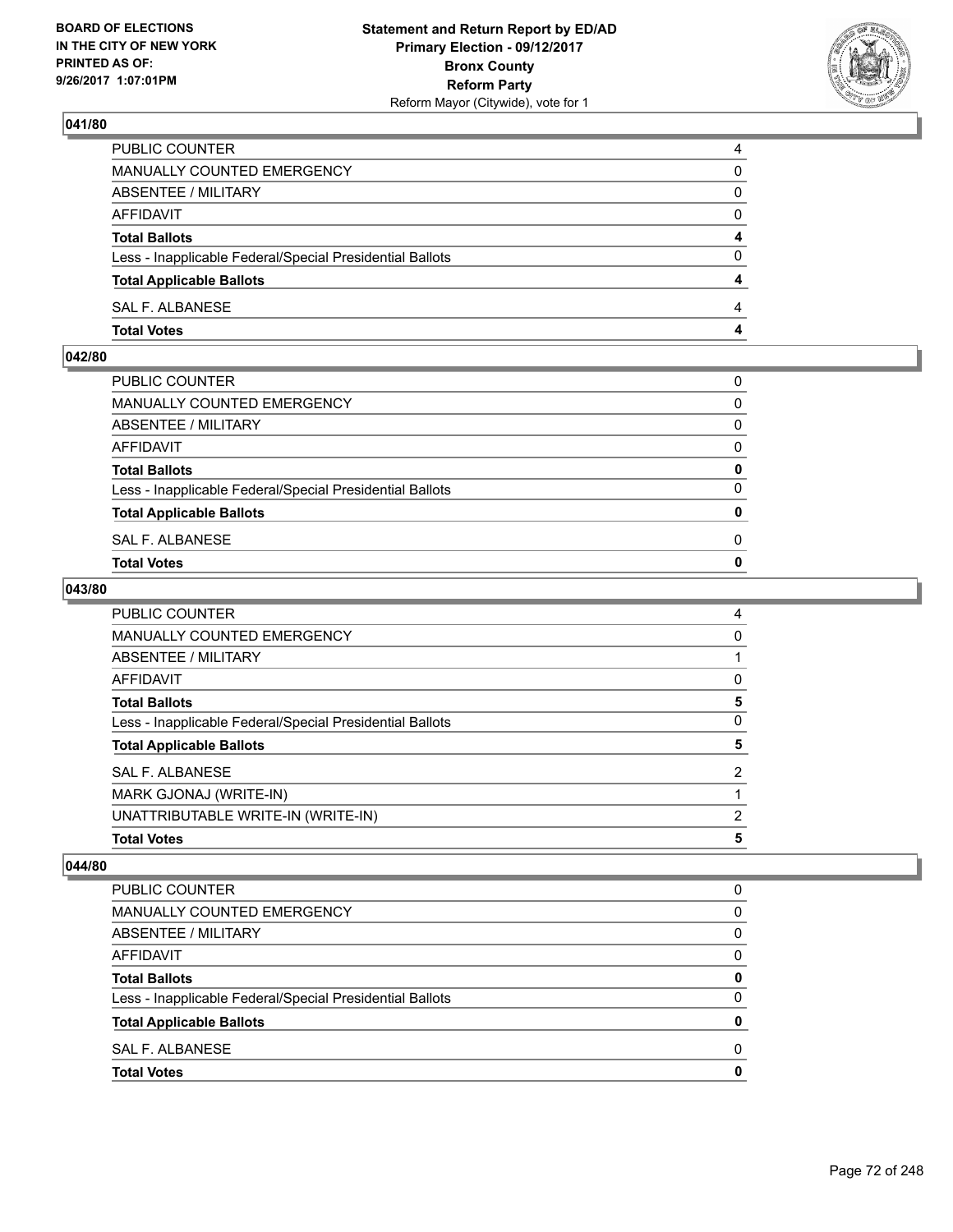## 041/80

| | |
|---|---|
| PUBLIC COUNTER | 4 |
| MANUALLY COUNTED EMERGENCY | 0 |
| ABSENTEE / MILITARY | 0 |
| AFFIDAVIT | 0 |
| **Total Ballots** | **4** |
| Less - Inapplicable Federal/Special Presidential Ballots | 0 |
| **Total Applicable Ballots** | **4** |
| SAL F. ALBANESE | 4 |
| **Total Votes** | **4** |

## 042/80

| | |
|---|---|
| PUBLIC COUNTER | 0 |
| MANUALLY COUNTED EMERGENCY | 0 |
| ABSENTEE / MILITARY | 0 |
| AFFIDAVIT | 0 |
| **Total Ballots** | **0** |
| Less - Inapplicable Federal/Special Presidential Ballots | 0 |
| **Total Applicable Ballots** | **0** |
| SAL F. ALBANESE | 0 |
| **Total Votes** | **0** |

## 043/80

| | |
|---|---|
| PUBLIC COUNTER | 4 |
| MANUALLY COUNTED EMERGENCY | 0 |
| ABSENTEE / MILITARY | 1 |
| AFFIDAVIT | 0 |
| **Total Ballots** | **5** |
| Less - Inapplicable Federal/Special Presidential Ballots | 0 |
| **Total Applicable Ballots** | **5** |
| SAL F. ALBANESE | 2 |
| MARK GJONAJ (WRITE-IN) | 1 |
| UNATTRIBUTABLE WRITE-IN (WRITE-IN) | 2 |
| **Total Votes** | **5** |

## 044/80

| | |
|---|---|
| PUBLIC COUNTER | 0 |
| MANUALLY COUNTED EMERGENCY | 0 |
| ABSENTEE / MILITARY | 0 |
| AFFIDAVIT | 0 |
| **Total Ballots** | **0** |
| Less - Inapplicable Federal/Special Presidential Ballots | 0 |
| **Total Applicable Ballots** | **0** |
| SAL F. ALBANESE | 0 |
| **Total Votes** | **0** |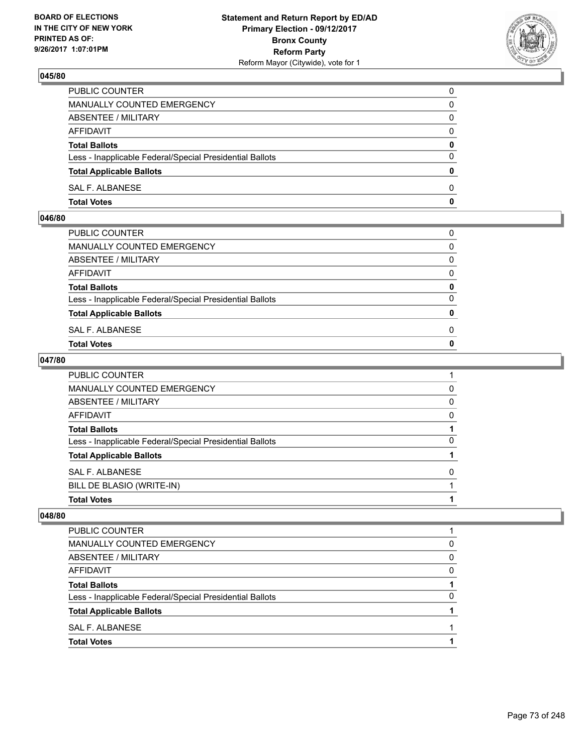**Statement and Return Report by ED/AD**
**Primary Election - 09/12/2017**
**Bronx County**
**Reform Party**
Reform Mayor (Citywide), vote for 1

BOARD OF ELECTIONS IN THE CITY OF NEW YORK PRINTED AS OF: 9/26/2017 1:07:01PM

### 045/80

| | |
|---|---|
| PUBLIC COUNTER | 0 |
| MANUALLY COUNTED EMERGENCY | 0 |
| ABSENTEE / MILITARY | 0 |
| AFFIDAVIT | 0 |
| **Total Ballots** | **0** |
| Less - Inapplicable Federal/Special Presidential Ballots | 0 |
| **Total Applicable Ballots** | **0** |
| SAL F. ALBANESE | 0 |
| **Total Votes** | **0** |

### 046/80

| | |
|---|---|
| PUBLIC COUNTER | 0 |
| MANUALLY COUNTED EMERGENCY | 0 |
| ABSENTEE / MILITARY | 0 |
| AFFIDAVIT | 0 |
| **Total Ballots** | **0** |
| Less - Inapplicable Federal/Special Presidential Ballots | 0 |
| **Total Applicable Ballots** | **0** |
| SAL F. ALBANESE | 0 |
| **Total Votes** | **0** |

### 047/80

| | |
|---|---|
| PUBLIC COUNTER | 1 |
| MANUALLY COUNTED EMERGENCY | 0 |
| ABSENTEE / MILITARY | 0 |
| AFFIDAVIT | 0 |
| **Total Ballots** | **1** |
| Less - Inapplicable Federal/Special Presidential Ballots | 0 |
| **Total Applicable Ballots** | **1** |
| SAL F. ALBANESE | 0 |
| BILL DE BLASIO (WRITE-IN) | 1 |
| **Total Votes** | **1** |

### 048/80

| | |
|---|---|
| PUBLIC COUNTER | 1 |
| MANUALLY COUNTED EMERGENCY | 0 |
| ABSENTEE / MILITARY | 0 |
| AFFIDAVIT | 0 |
| **Total Ballots** | **1** |
| Less - Inapplicable Federal/Special Presidential Ballots | 0 |
| **Total Applicable Ballots** | **1** |
| SAL F. ALBANESE | 1 |
| **Total Votes** | **1** |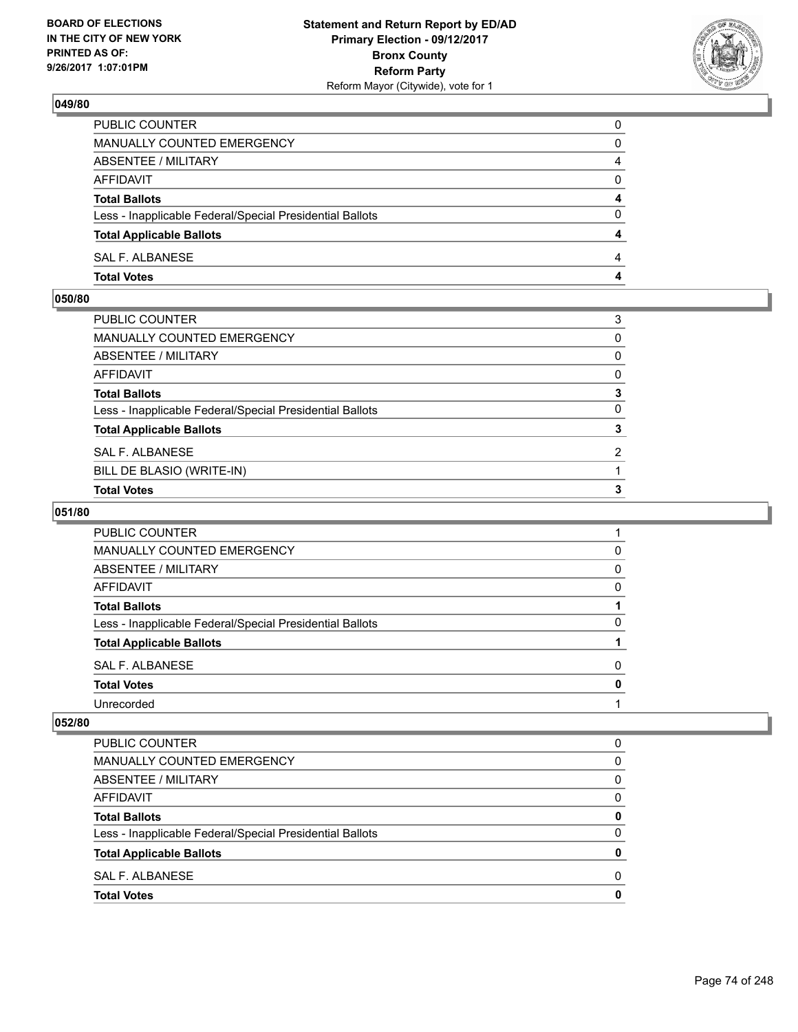### 049/80

| | |
|---|---|
| PUBLIC COUNTER | 0 |
| MANUALLY COUNTED EMERGENCY | 0 |
| ABSENTEE / MILITARY | 4 |
| AFFIDAVIT | 0 |
| **Total Ballots** | **4** |
| Less - Inapplicable Federal/Special Presidential Ballots | 0 |
| **Total Applicable Ballots** | **4** |
| SAL F. ALBANESE | 4 |
| **Total Votes** | **4** |

### 050/80

| | |
|---|---|
| PUBLIC COUNTER | 3 |
| MANUALLY COUNTED EMERGENCY | 0 |
| ABSENTEE / MILITARY | 0 |
| AFFIDAVIT | 0 |
| **Total Ballots** | **3** |
| Less - Inapplicable Federal/Special Presidential Ballots | 0 |
| **Total Applicable Ballots** | **3** |
| SAL F. ALBANESE | 2 |
| BILL DE BLASIO (WRITE-IN) | 1 |
| **Total Votes** | **3** |

### 051/80

| | |
|---|---|
| PUBLIC COUNTER | 1 |
| MANUALLY COUNTED EMERGENCY | 0 |
| ABSENTEE / MILITARY | 0 |
| AFFIDAVIT | 0 |
| **Total Ballots** | **1** |
| Less - Inapplicable Federal/Special Presidential Ballots | 0 |
| **Total Applicable Ballots** | **1** |
| SAL F. ALBANESE | 0 |
| **Total Votes** | **0** |
| Unrecorded | 1 |

### 052/80

| | |
|---|---|
| PUBLIC COUNTER | 0 |
| MANUALLY COUNTED EMERGENCY | 0 |
| ABSENTEE / MILITARY | 0 |
| AFFIDAVIT | 0 |
| **Total Ballots** | **0** |
| Less - Inapplicable Federal/Special Presidential Ballots | 0 |
| **Total Applicable Ballots** | **0** |
| SAL F. ALBANESE | 0 |
| **Total Votes** | **0** |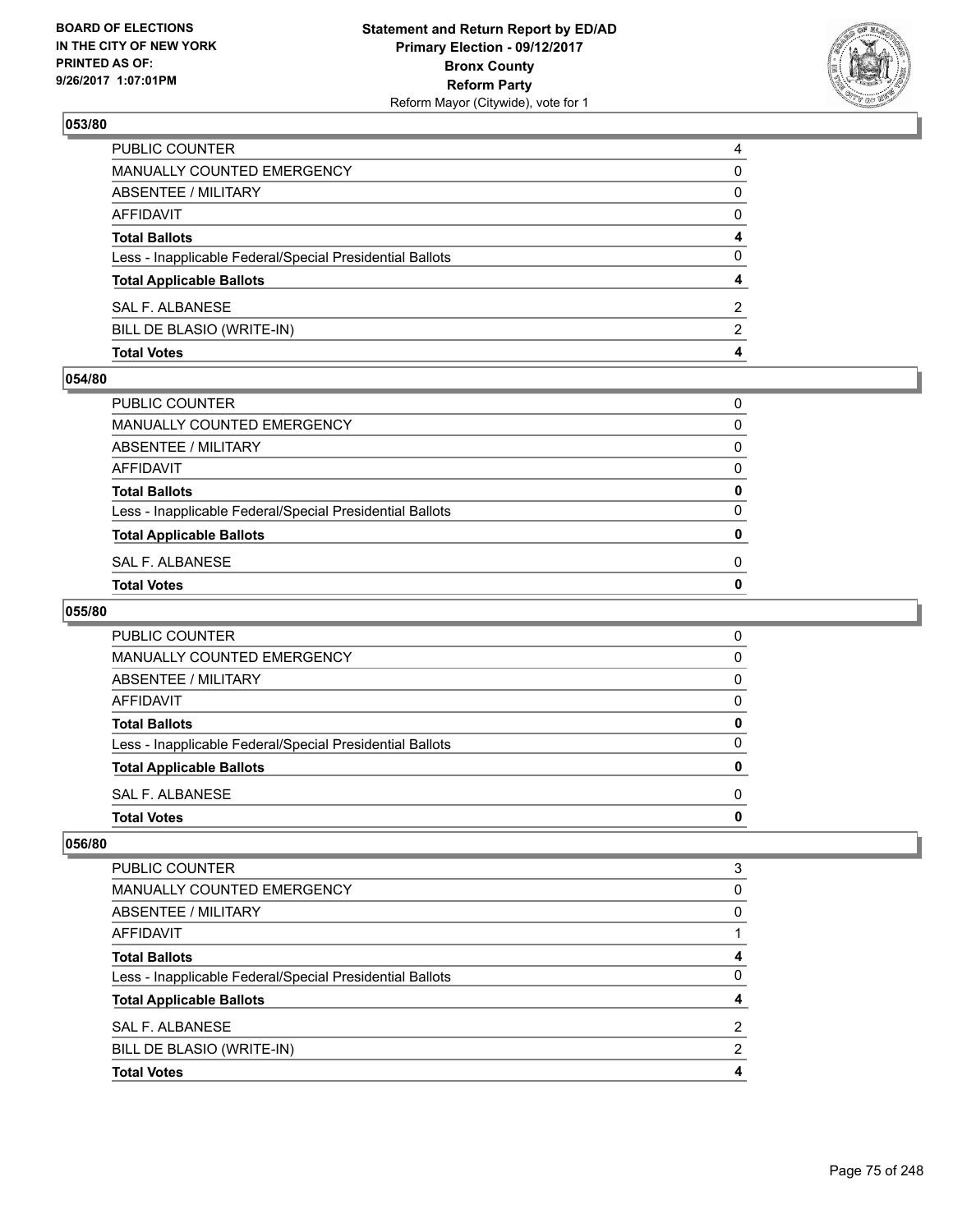## 053/80

| | |
|---|---|
| PUBLIC COUNTER | 4 |
| MANUALLY COUNTED EMERGENCY | 0 |
| ABSENTEE / MILITARY | 0 |
| AFFIDAVIT | 0 |
| **Total Ballots** | **4** |
| Less - Inapplicable Federal/Special Presidential Ballots | 0 |
| **Total Applicable Ballots** | **4** |
| SAL F. ALBANESE | 2 |
| BILL DE BLASIO (WRITE-IN) | 2 |
| **Total Votes** | **4** |

## 054/80

| | |
|---|---|
| PUBLIC COUNTER | 0 |
| MANUALLY COUNTED EMERGENCY | 0 |
| ABSENTEE / MILITARY | 0 |
| AFFIDAVIT | 0 |
| **Total Ballots** | **0** |
| Less - Inapplicable Federal/Special Presidential Ballots | 0 |
| **Total Applicable Ballots** | **0** |
| SAL F. ALBANESE | 0 |
| **Total Votes** | **0** |

## 055/80

| | |
|---|---|
| PUBLIC COUNTER | 0 |
| MANUALLY COUNTED EMERGENCY | 0 |
| ABSENTEE / MILITARY | 0 |
| AFFIDAVIT | 0 |
| **Total Ballots** | **0** |
| Less - Inapplicable Federal/Special Presidential Ballots | 0 |
| **Total Applicable Ballots** | **0** |
| SAL F. ALBANESE | 0 |
| **Total Votes** | **0** |

## 056/80

| | |
|---|---|
| PUBLIC COUNTER | 3 |
| MANUALLY COUNTED EMERGENCY | 0 |
| ABSENTEE / MILITARY | 0 |
| AFFIDAVIT | 1 |
| **Total Ballots** | **4** |
| Less - Inapplicable Federal/Special Presidential Ballots | 0 |
| **Total Applicable Ballots** | **4** |
| SAL F. ALBANESE | 2 |
| BILL DE BLASIO (WRITE-IN) | 2 |
| **Total Votes** | **4** |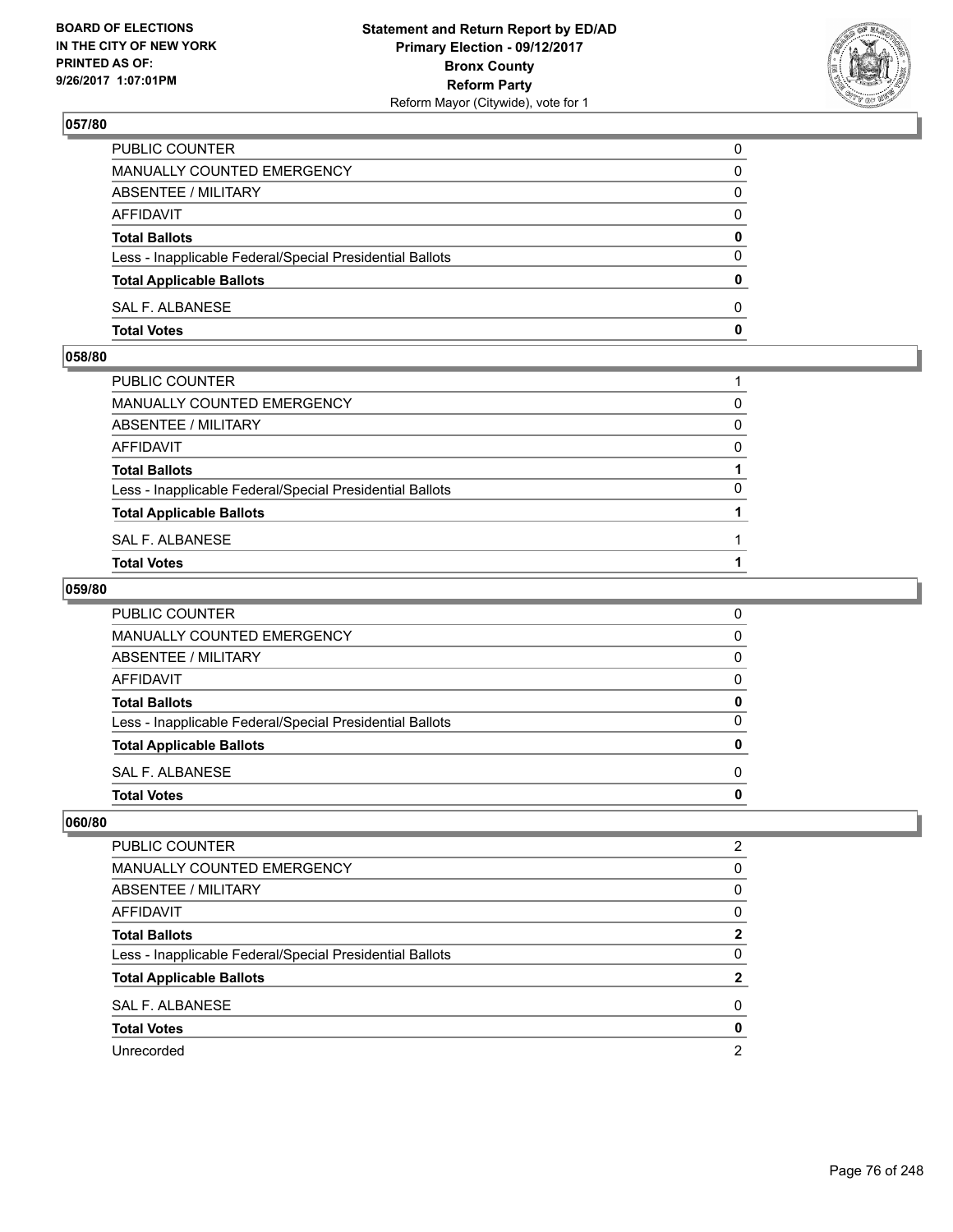### 057/80

| | |
|---|---|
| PUBLIC COUNTER | 0 |
| MANUALLY COUNTED EMERGENCY | 0 |
| ABSENTEE / MILITARY | 0 |
| AFFIDAVIT | 0 |
| **Total Ballots** | **0** |
| Less - Inapplicable Federal/Special Presidential Ballots | 0 |
| **Total Applicable Ballots** | **0** |
| SAL F. ALBANESE | 0 |
| **Total Votes** | **0** |

### 058/80

| | |
|---|---|
| PUBLIC COUNTER | 1 |
| MANUALLY COUNTED EMERGENCY | 0 |
| ABSENTEE / MILITARY | 0 |
| AFFIDAVIT | 0 |
| **Total Ballots** | **1** |
| Less - Inapplicable Federal/Special Presidential Ballots | 0 |
| **Total Applicable Ballots** | **1** |
| SAL F. ALBANESE | 1 |
| **Total Votes** | **1** |

### 059/80

| | |
|---|---|
| PUBLIC COUNTER | 0 |
| MANUALLY COUNTED EMERGENCY | 0 |
| ABSENTEE / MILITARY | 0 |
| AFFIDAVIT | 0 |
| **Total Ballots** | **0** |
| Less - Inapplicable Federal/Special Presidential Ballots | 0 |
| **Total Applicable Ballots** | **0** |
| SAL F. ALBANESE | 0 |
| **Total Votes** | **0** |

### 060/80

| | |
|---|---|
| PUBLIC COUNTER | 2 |
| MANUALLY COUNTED EMERGENCY | 0 |
| ABSENTEE / MILITARY | 0 |
| AFFIDAVIT | 0 |
| **Total Ballots** | **2** |
| Less - Inapplicable Federal/Special Presidential Ballots | 0 |
| **Total Applicable Ballots** | **2** |
| SAL F. ALBANESE | 0 |
| **Total Votes** | **0** |
| Unrecorded | 2 |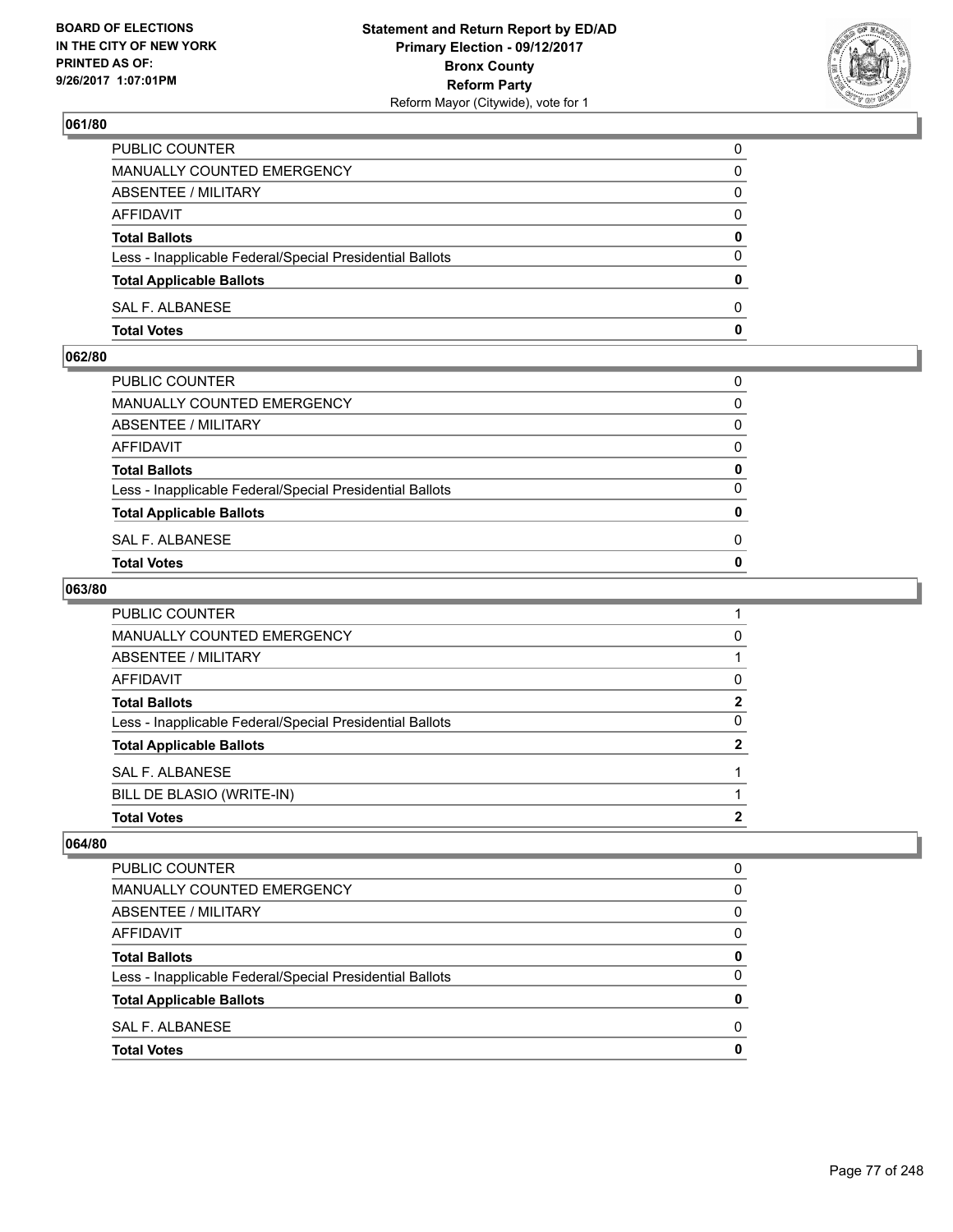## 061/80

| | |
|---|---|
| PUBLIC COUNTER | 0 |
| MANUALLY COUNTED EMERGENCY | 0 |
| ABSENTEE / MILITARY | 0 |
| AFFIDAVIT | 0 |
| **Total Ballots** | **0** |
| Less - Inapplicable Federal/Special Presidential Ballots | 0 |
| **Total Applicable Ballots** | **0** |
| SAL F. ALBANESE | 0 |
| **Total Votes** | **0** |

## 062/80

| | |
|---|---|
| PUBLIC COUNTER | 0 |
| MANUALLY COUNTED EMERGENCY | 0 |
| ABSENTEE / MILITARY | 0 |
| AFFIDAVIT | 0 |
| **Total Ballots** | **0** |
| Less - Inapplicable Federal/Special Presidential Ballots | 0 |
| **Total Applicable Ballots** | **0** |
| SAL F. ALBANESE | 0 |
| **Total Votes** | **0** |

## 063/80

| | |
|---|---|
| PUBLIC COUNTER | 1 |
| MANUALLY COUNTED EMERGENCY | 0 |
| ABSENTEE / MILITARY | 1 |
| AFFIDAVIT | 0 |
| **Total Ballots** | **2** |
| Less - Inapplicable Federal/Special Presidential Ballots | 0 |
| **Total Applicable Ballots** | **2** |
| SAL F. ALBANESE | 1 |
| BILL DE BLASIO (WRITE-IN) | 1 |
| **Total Votes** | **2** |

## 064/80

| | |
|---|---|
| PUBLIC COUNTER | 0 |
| MANUALLY COUNTED EMERGENCY | 0 |
| ABSENTEE / MILITARY | 0 |
| AFFIDAVIT | 0 |
| **Total Ballots** | **0** |
| Less - Inapplicable Federal/Special Presidential Ballots | 0 |
| **Total Applicable Ballots** | **0** |
| SAL F. ALBANESE | 0 |
| **Total Votes** | **0** |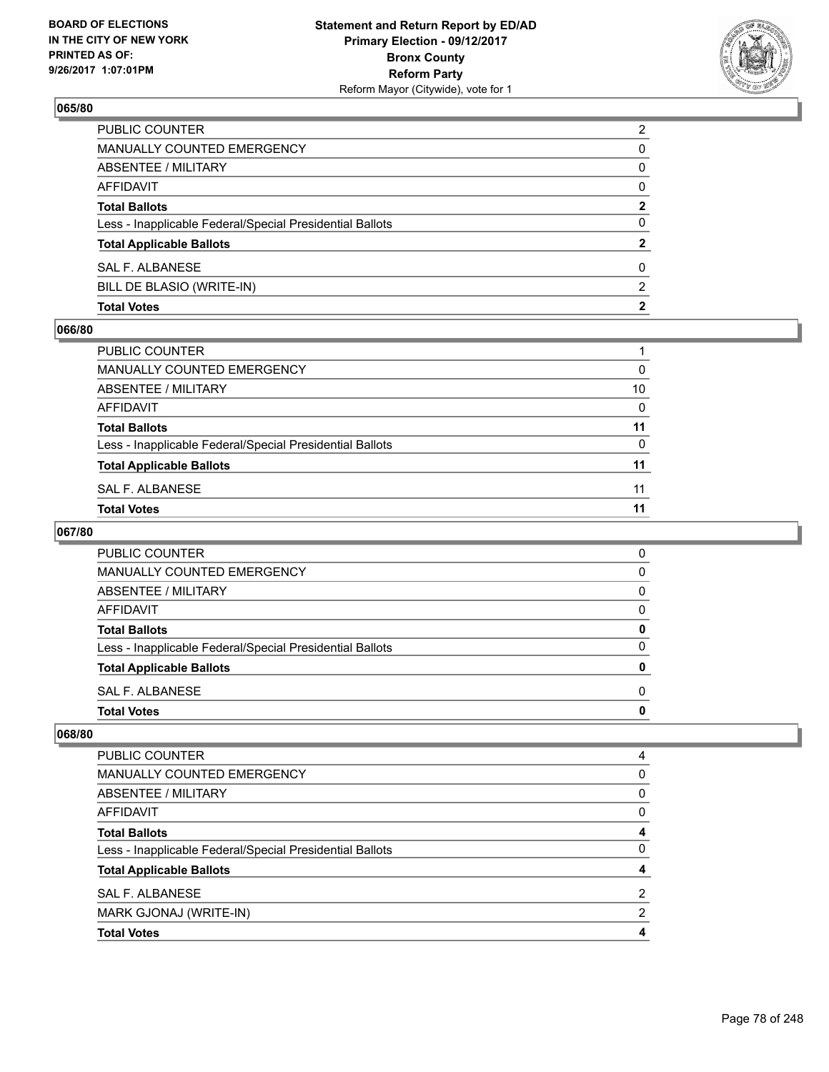## 065/80

| | |
|---|---|
| PUBLIC COUNTER | 2 |
| MANUALLY COUNTED EMERGENCY | 0 |
| ABSENTEE / MILITARY | 0 |
| AFFIDAVIT | 0 |
| **Total Ballots** | **2** |
| Less - Inapplicable Federal/Special Presidential Ballots | 0 |
| **Total Applicable Ballots** | **2** |
| SAL F. ALBANESE | 0 |
| BILL DE BLASIO (WRITE-IN) | 2 |
| **Total Votes** | **2** |

## 066/80

| | |
|---|---|
| PUBLIC COUNTER | 1 |
| MANUALLY COUNTED EMERGENCY | 0 |
| ABSENTEE / MILITARY | 10 |
| AFFIDAVIT | 0 |
| **Total Ballots** | **11** |
| Less - Inapplicable Federal/Special Presidential Ballots | 0 |
| **Total Applicable Ballots** | **11** |
| SAL F. ALBANESE | 11 |
| **Total Votes** | **11** |

## 067/80

| | |
|---|---|
| PUBLIC COUNTER | 0 |
| MANUALLY COUNTED EMERGENCY | 0 |
| ABSENTEE / MILITARY | 0 |
| AFFIDAVIT | 0 |
| **Total Ballots** | **0** |
| Less - Inapplicable Federal/Special Presidential Ballots | 0 |
| **Total Applicable Ballots** | **0** |
| SAL F. ALBANESE | 0 |
| **Total Votes** | **0** |

## 068/80

| | |
|---|---|
| PUBLIC COUNTER | 4 |
| MANUALLY COUNTED EMERGENCY | 0 |
| ABSENTEE / MILITARY | 0 |
| AFFIDAVIT | 0 |
| **Total Ballots** | **4** |
| Less - Inapplicable Federal/Special Presidential Ballots | 0 |
| **Total Applicable Ballots** | **4** |
| SAL F. ALBANESE | 2 |
| MARK GJONAJ (WRITE-IN) | 2 |
| **Total Votes** | **4** |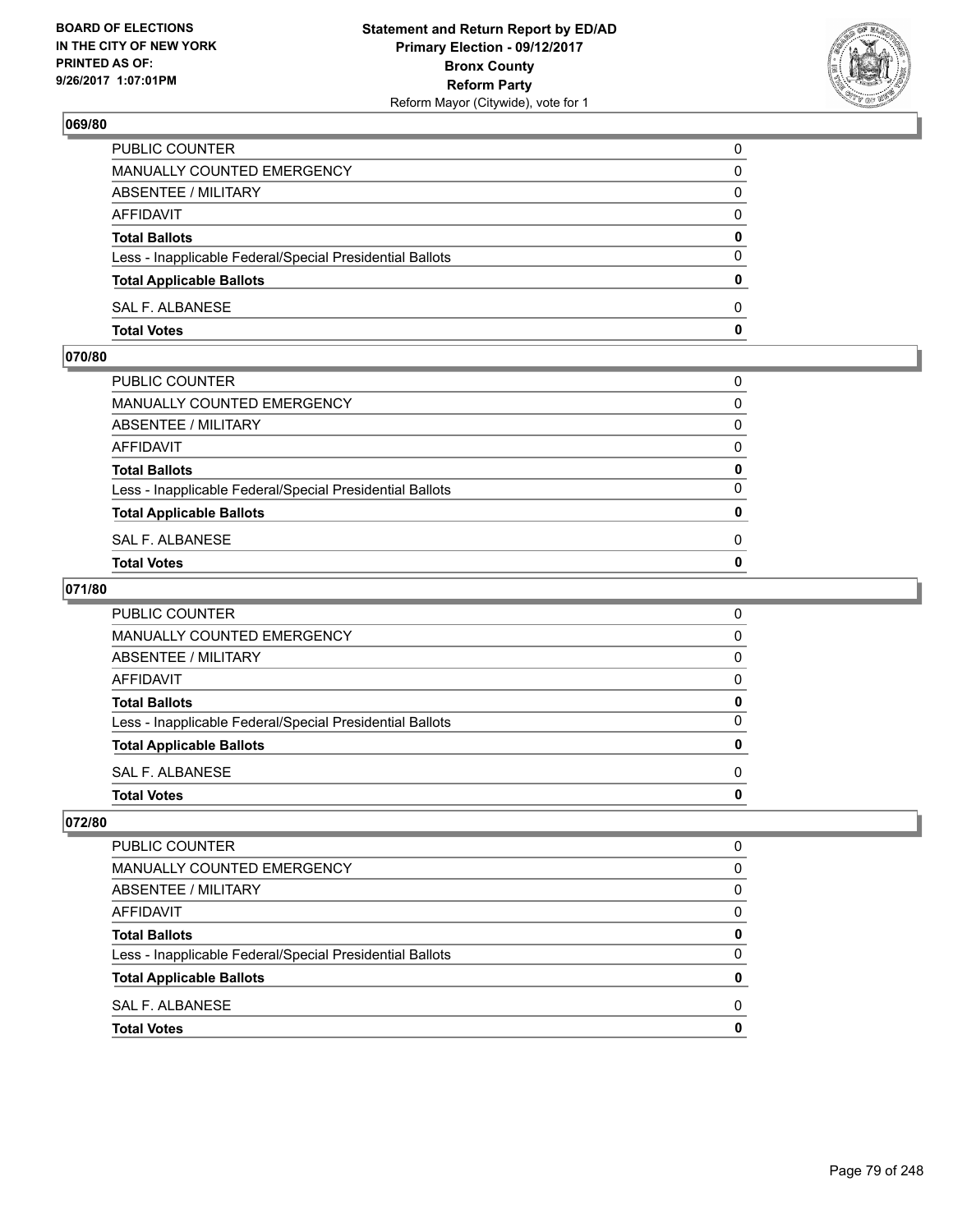## 069/80

| | |
|---|---|
| PUBLIC COUNTER | 0 |
| MANUALLY COUNTED EMERGENCY | 0 |
| ABSENTEE / MILITARY | 0 |
| AFFIDAVIT | 0 |
| **Total Ballots** | **0** |
| Less - Inapplicable Federal/Special Presidential Ballots | 0 |
| **Total Applicable Ballots** | **0** |
| SAL F. ALBANESE | 0 |
| **Total Votes** | **0** |

## 070/80

| | |
|---|---|
| PUBLIC COUNTER | 0 |
| MANUALLY COUNTED EMERGENCY | 0 |
| ABSENTEE / MILITARY | 0 |
| AFFIDAVIT | 0 |
| **Total Ballots** | **0** |
| Less - Inapplicable Federal/Special Presidential Ballots | 0 |
| **Total Applicable Ballots** | **0** |
| SAL F. ALBANESE | 0 |
| **Total Votes** | **0** |

## 071/80

| | |
|---|---|
| PUBLIC COUNTER | 0 |
| MANUALLY COUNTED EMERGENCY | 0 |
| ABSENTEE / MILITARY | 0 |
| AFFIDAVIT | 0 |
| **Total Ballots** | **0** |
| Less - Inapplicable Federal/Special Presidential Ballots | 0 |
| **Total Applicable Ballots** | **0** |
| SAL F. ALBANESE | 0 |
| **Total Votes** | **0** |

## 072/80

| | |
|---|---|
| PUBLIC COUNTER | 0 |
| MANUALLY COUNTED EMERGENCY | 0 |
| ABSENTEE / MILITARY | 0 |
| AFFIDAVIT | 0 |
| **Total Ballots** | **0** |
| Less - Inapplicable Federal/Special Presidential Ballots | 0 |
| **Total Applicable Ballots** | **0** |
| SAL F. ALBANESE | 0 |
| **Total Votes** | **0** |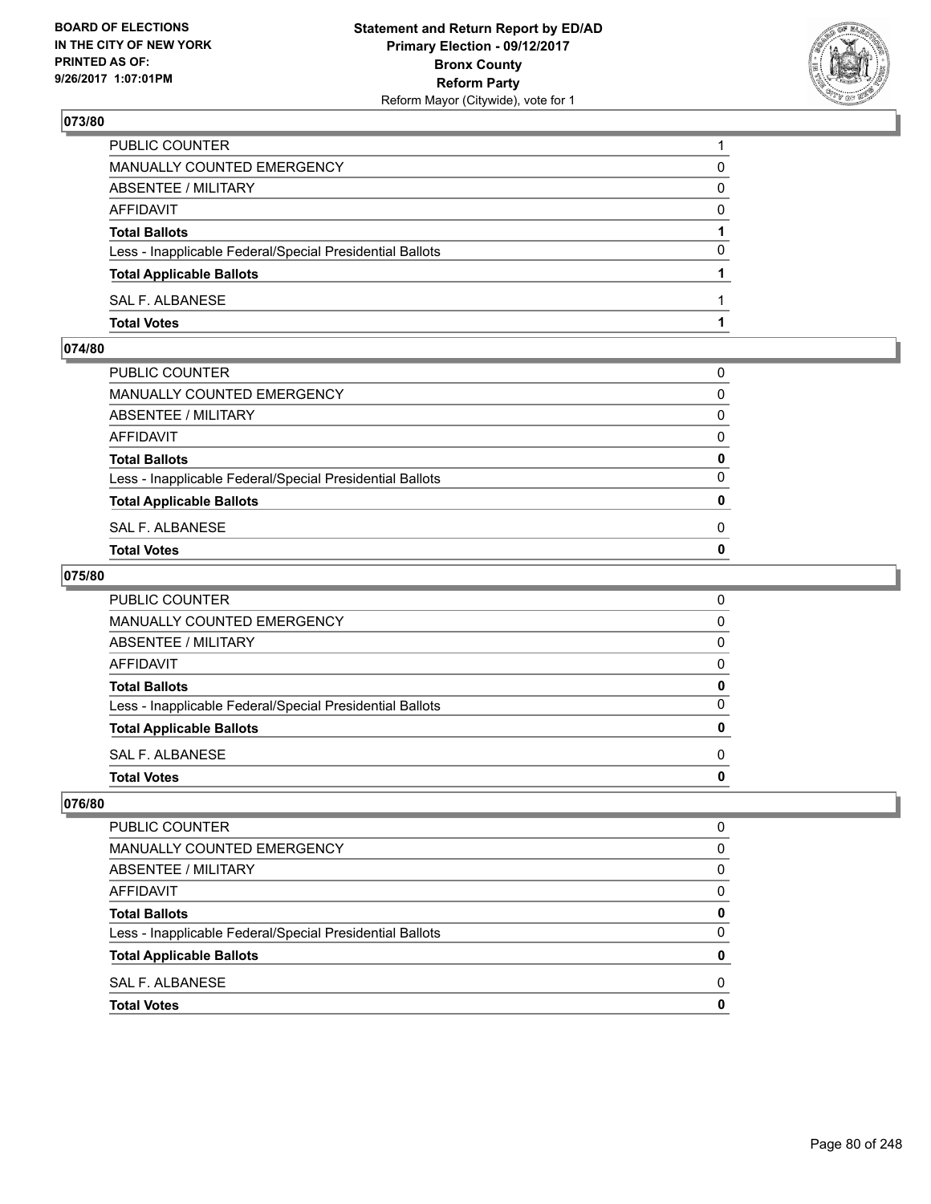## 073/80

| | |
|---|---|
| PUBLIC COUNTER | 1 |
| MANUALLY COUNTED EMERGENCY | 0 |
| ABSENTEE / MILITARY | 0 |
| AFFIDAVIT | 0 |
| **Total Ballots** | **1** |
| Less - Inapplicable Federal/Special Presidential Ballots | 0 |
| **Total Applicable Ballots** | **1** |
| SAL F. ALBANESE | 1 |
| **Total Votes** | **1** |

## 074/80

| | |
|---|---|
| PUBLIC COUNTER | 0 |
| MANUALLY COUNTED EMERGENCY | 0 |
| ABSENTEE / MILITARY | 0 |
| AFFIDAVIT | 0 |
| **Total Ballots** | **0** |
| Less - Inapplicable Federal/Special Presidential Ballots | 0 |
| **Total Applicable Ballots** | **0** |
| SAL F. ALBANESE | 0 |
| **Total Votes** | **0** |

## 075/80

| | |
|---|---|
| PUBLIC COUNTER | 0 |
| MANUALLY COUNTED EMERGENCY | 0 |
| ABSENTEE / MILITARY | 0 |
| AFFIDAVIT | 0 |
| **Total Ballots** | **0** |
| Less - Inapplicable Federal/Special Presidential Ballots | 0 |
| **Total Applicable Ballots** | **0** |
| SAL F. ALBANESE | 0 |
| **Total Votes** | **0** |

## 076/80

| | |
|---|---|
| PUBLIC COUNTER | 0 |
| MANUALLY COUNTED EMERGENCY | 0 |
| ABSENTEE / MILITARY | 0 |
| AFFIDAVIT | 0 |
| **Total Ballots** | **0** |
| Less - Inapplicable Federal/Special Presidential Ballots | 0 |
| **Total Applicable Ballots** | **0** |
| SAL F. ALBANESE | 0 |
| **Total Votes** | **0** |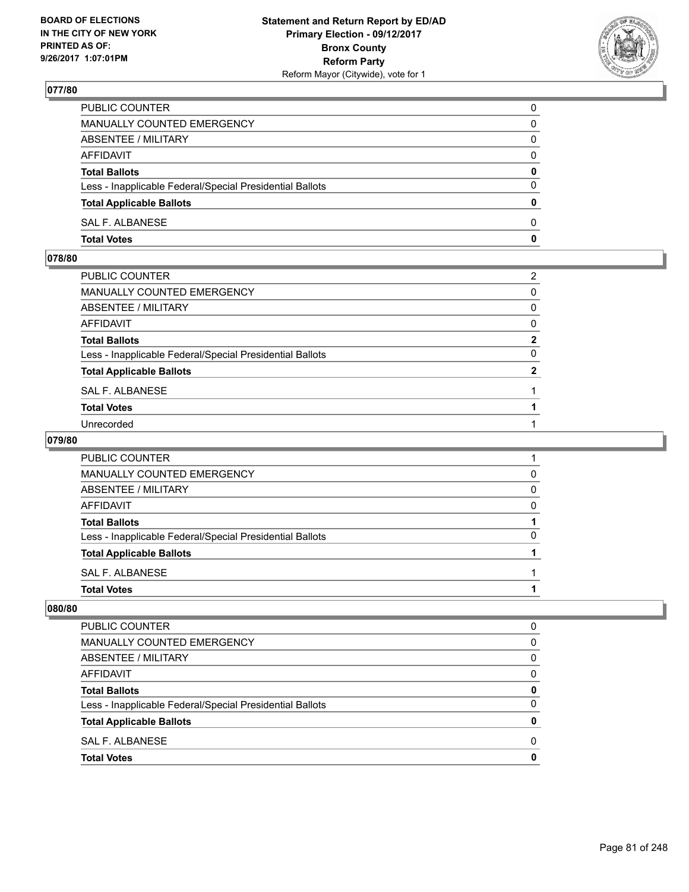## 077/80

| | |
|---|---|
| PUBLIC COUNTER | 0 |
| MANUALLY COUNTED EMERGENCY | 0 |
| ABSENTEE / MILITARY | 0 |
| AFFIDAVIT | 0 |
| **Total Ballots** | **0** |
| Less - Inapplicable Federal/Special Presidential Ballots | 0 |
| **Total Applicable Ballots** | **0** |
| SAL F. ALBANESE | 0 |
| **Total Votes** | **0** |

## 078/80

| | |
|---|---|
| PUBLIC COUNTER | 2 |
| MANUALLY COUNTED EMERGENCY | 0 |
| ABSENTEE / MILITARY | 0 |
| AFFIDAVIT | 0 |
| **Total Ballots** | **2** |
| Less - Inapplicable Federal/Special Presidential Ballots | 0 |
| **Total Applicable Ballots** | **2** |
| SAL F. ALBANESE | 1 |
| **Total Votes** | **1** |
| Unrecorded | 1 |

## 079/80

| | |
|---|---|
| PUBLIC COUNTER | 1 |
| MANUALLY COUNTED EMERGENCY | 0 |
| ABSENTEE / MILITARY | 0 |
| AFFIDAVIT | 0 |
| **Total Ballots** | **1** |
| Less - Inapplicable Federal/Special Presidential Ballots | 0 |
| **Total Applicable Ballots** | **1** |
| SAL F. ALBANESE | 1 |
| **Total Votes** | **1** |

## 080/80

| | |
|---|---|
| PUBLIC COUNTER | 0 |
| MANUALLY COUNTED EMERGENCY | 0 |
| ABSENTEE / MILITARY | 0 |
| AFFIDAVIT | 0 |
| **Total Ballots** | **0** |
| Less - Inapplicable Federal/Special Presidential Ballots | 0 |
| **Total Applicable Ballots** | **0** |
| SAL F. ALBANESE | 0 |
| **Total Votes** | **0** |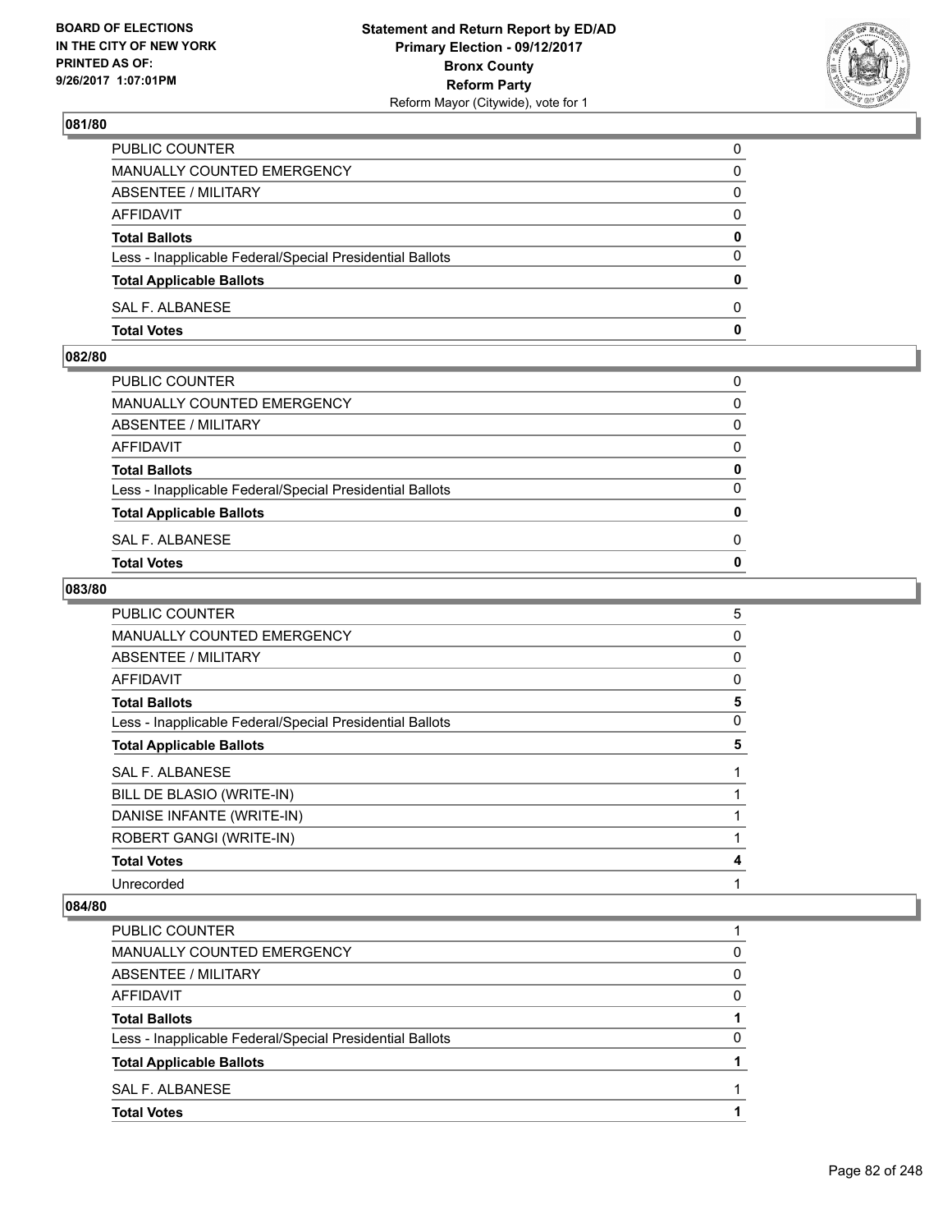### 081/80

| | |
|---|---|
| PUBLIC COUNTER | 0 |
| MANUALLY COUNTED EMERGENCY | 0 |
| ABSENTEE / MILITARY | 0 |
| AFFIDAVIT | 0 |
| **Total Ballots** | **0** |
| Less - Inapplicable Federal/Special Presidential Ballots | 0 |
| **Total Applicable Ballots** | **0** |
| SAL F. ALBANESE | 0 |
| **Total Votes** | **0** |

### 082/80

| | |
|---|---|
| PUBLIC COUNTER | 0 |
| MANUALLY COUNTED EMERGENCY | 0 |
| ABSENTEE / MILITARY | 0 |
| AFFIDAVIT | 0 |
| **Total Ballots** | **0** |
| Less - Inapplicable Federal/Special Presidential Ballots | 0 |
| **Total Applicable Ballots** | **0** |
| SAL F. ALBANESE | 0 |
| **Total Votes** | **0** |

### 083/80

| | |
|---|---|
| PUBLIC COUNTER | 5 |
| MANUALLY COUNTED EMERGENCY | 0 |
| ABSENTEE / MILITARY | 0 |
| AFFIDAVIT | 0 |
| **Total Ballots** | **5** |
| Less - Inapplicable Federal/Special Presidential Ballots | 0 |
| **Total Applicable Ballots** | **5** |
| SAL F. ALBANESE | 1 |
| BILL DE BLASIO (WRITE-IN) | 1 |
| DANISE INFANTE (WRITE-IN) | 1 |
| ROBERT GANGI (WRITE-IN) | 1 |
| **Total Votes** | **4** |
| Unrecorded | 1 |

### 084/80

| | |
|---|---|
| PUBLIC COUNTER | 1 |
| MANUALLY COUNTED EMERGENCY | 0 |
| ABSENTEE / MILITARY | 0 |
| AFFIDAVIT | 0 |
| **Total Ballots** | **1** |
| Less - Inapplicable Federal/Special Presidential Ballots | 0 |
| **Total Applicable Ballots** | **1** |
| SAL F. ALBANESE | 1 |
| **Total Votes** | **1** |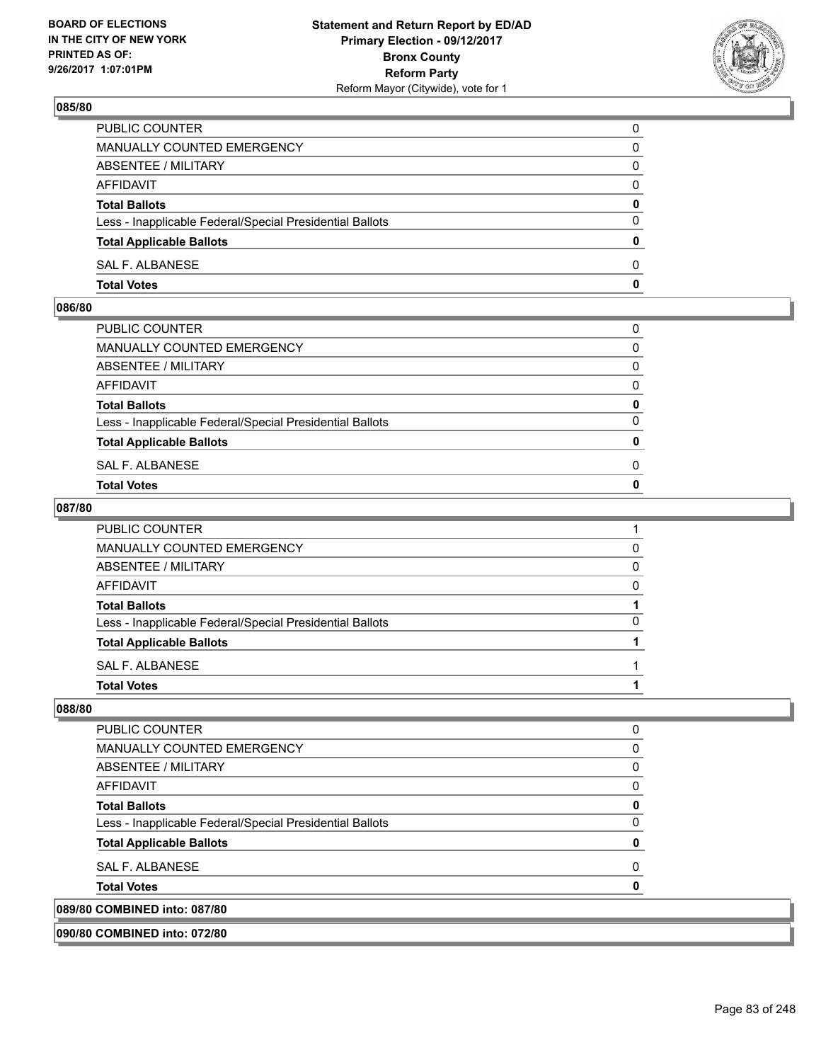BOARD OF ELECTIONS
IN THE CITY OF NEW YORK
PRINTED AS OF:
9/26/2017 1:07:01PM

**Statement and Return Report by ED/AD**
**Primary Election - 09/12/2017**
**Bronx County**
**Reform Party**
Reform Mayor (Citywide), vote for 1

### 085/80

| | |
|---|---|
| PUBLIC COUNTER | 0 |
| MANUALLY COUNTED EMERGENCY | 0 |
| ABSENTEE / MILITARY | 0 |
| AFFIDAVIT | 0 |
| **Total Ballots** | **0** |
| Less - Inapplicable Federal/Special Presidential Ballots | 0 |
| **Total Applicable Ballots** | **0** |
| SAL F. ALBANESE | 0 |
| **Total Votes** | **0** |

### 086/80

| | |
|---|---|
| PUBLIC COUNTER | 0 |
| MANUALLY COUNTED EMERGENCY | 0 |
| ABSENTEE / MILITARY | 0 |
| AFFIDAVIT | 0 |
| **Total Ballots** | **0** |
| Less - Inapplicable Federal/Special Presidential Ballots | 0 |
| **Total Applicable Ballots** | **0** |
| SAL F. ALBANESE | 0 |
| **Total Votes** | **0** |

### 087/80

| | |
|---|---|
| PUBLIC COUNTER | 1 |
| MANUALLY COUNTED EMERGENCY | 0 |
| ABSENTEE / MILITARY | 0 |
| AFFIDAVIT | 0 |
| **Total Ballots** | **1** |
| Less - Inapplicable Federal/Special Presidential Ballots | 0 |
| **Total Applicable Ballots** | **1** |
| SAL F. ALBANESE | 1 |
| **Total Votes** | **1** |

### 088/80

| | |
|---|---|
| PUBLIC COUNTER | 0 |
| MANUALLY COUNTED EMERGENCY | 0 |
| ABSENTEE / MILITARY | 0 |
| AFFIDAVIT | 0 |
| **Total Ballots** | **0** |
| Less - Inapplicable Federal/Special Presidential Ballots | 0 |
| **Total Applicable Ballots** | **0** |
| SAL F. ALBANESE | 0 |
| **Total Votes** | **0** |

### 089/80 COMBINED into: 087/80

### 090/80 COMBINED into: 072/80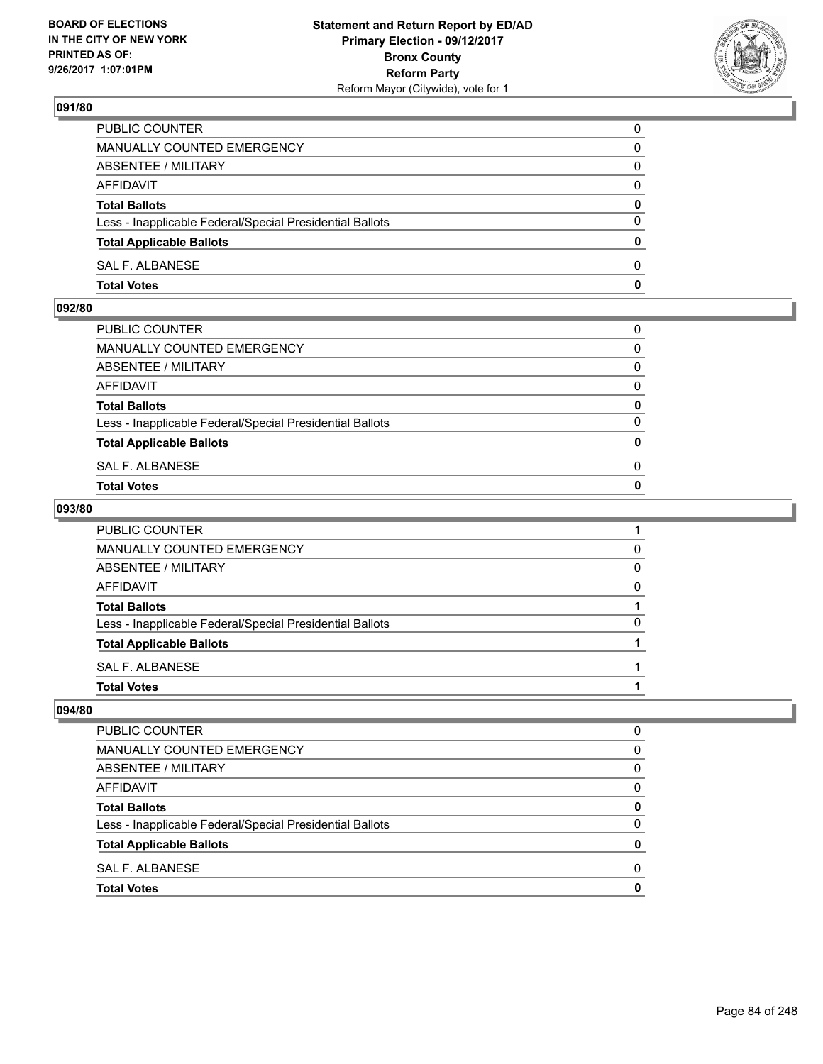## 091/80

| | |
|---|---|
| PUBLIC COUNTER | 0 |
| MANUALLY COUNTED EMERGENCY | 0 |
| ABSENTEE / MILITARY | 0 |
| AFFIDAVIT | 0 |
| **Total Ballots** | **0** |
| Less - Inapplicable Federal/Special Presidential Ballots | 0 |
| **Total Applicable Ballots** | **0** |
| SAL F. ALBANESE | 0 |
| **Total Votes** | **0** |

## 092/80

| | |
|---|---|
| PUBLIC COUNTER | 0 |
| MANUALLY COUNTED EMERGENCY | 0 |
| ABSENTEE / MILITARY | 0 |
| AFFIDAVIT | 0 |
| **Total Ballots** | **0** |
| Less - Inapplicable Federal/Special Presidential Ballots | 0 |
| **Total Applicable Ballots** | **0** |
| SAL F. ALBANESE | 0 |
| **Total Votes** | **0** |

## 093/80

| | |
|---|---|
| PUBLIC COUNTER | 1 |
| MANUALLY COUNTED EMERGENCY | 0 |
| ABSENTEE / MILITARY | 0 |
| AFFIDAVIT | 0 |
| **Total Ballots** | **1** |
| Less - Inapplicable Federal/Special Presidential Ballots | 0 |
| **Total Applicable Ballots** | **1** |
| SAL F. ALBANESE | 1 |
| **Total Votes** | **1** |

## 094/80

| | |
|---|---|
| PUBLIC COUNTER | 0 |
| MANUALLY COUNTED EMERGENCY | 0 |
| ABSENTEE / MILITARY | 0 |
| AFFIDAVIT | 0 |
| **Total Ballots** | **0** |
| Less - Inapplicable Federal/Special Presidential Ballots | 0 |
| **Total Applicable Ballots** | **0** |
| SAL F. ALBANESE | 0 |
| **Total Votes** | **0** |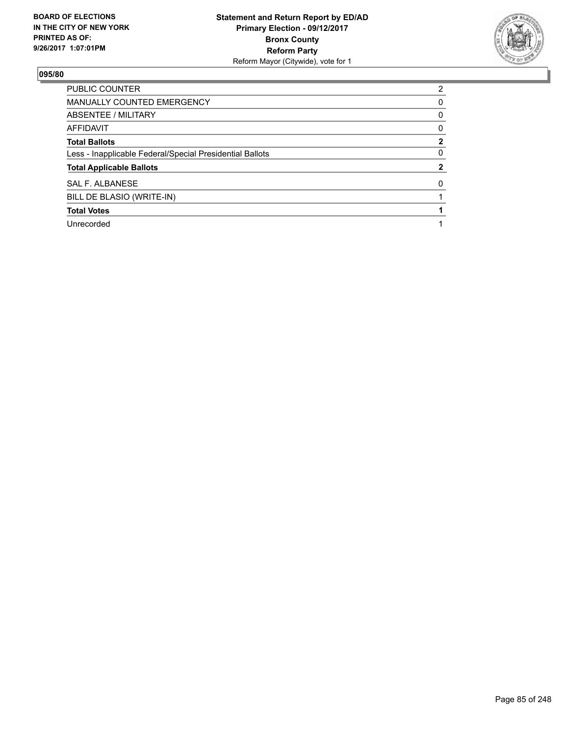BOARD OF ELECTIONS
IN THE CITY OF NEW YORK
PRINTED AS OF:
9/26/2017 1:07:01PM

**Statement and Return Report by ED/AD**
**Primary Election - 09/12/2017**
**Bronx County**
**Reform Party**
Reform Mayor (Citywide), vote for 1

## 095/80

| | |
|---|---|
| PUBLIC COUNTER | 2 |
| MANUALLY COUNTED EMERGENCY | 0 |
| ABSENTEE / MILITARY | 0 |
| AFFIDAVIT | 0 |
| **Total Ballots** | **2** |
| Less - Inapplicable Federal/Special Presidential Ballots | 0 |
| **Total Applicable Ballots** | **2** |
| SAL F. ALBANESE | 0 |
| BILL DE BLASIO (WRITE-IN) | 1 |
| **Total Votes** | **1** |
| Unrecorded | 1 |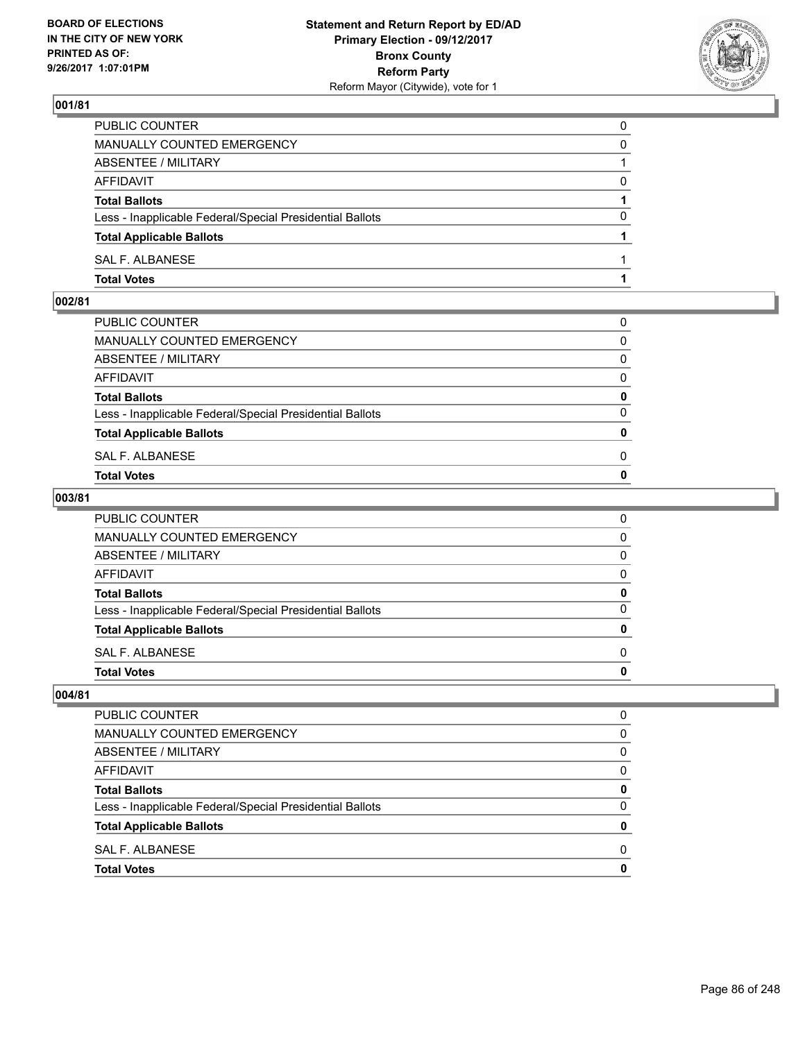## 001/81

| | |
|---|---|
| PUBLIC COUNTER | 0 |
| MANUALLY COUNTED EMERGENCY | 0 |
| ABSENTEE / MILITARY | 1 |
| AFFIDAVIT | 0 |
| **Total Ballots** | **1** |
| Less - Inapplicable Federal/Special Presidential Ballots | 0 |
| **Total Applicable Ballots** | **1** |
| SAL F. ALBANESE | 1 |
| **Total Votes** | **1** |

## 002/81

| | |
|---|---|
| PUBLIC COUNTER | 0 |
| MANUALLY COUNTED EMERGENCY | 0 |
| ABSENTEE / MILITARY | 0 |
| AFFIDAVIT | 0 |
| **Total Ballots** | **0** |
| Less - Inapplicable Federal/Special Presidential Ballots | 0 |
| **Total Applicable Ballots** | **0** |
| SAL F. ALBANESE | 0 |
| **Total Votes** | **0** |

## 003/81

| | |
|---|---|
| PUBLIC COUNTER | 0 |
| MANUALLY COUNTED EMERGENCY | 0 |
| ABSENTEE / MILITARY | 0 |
| AFFIDAVIT | 0 |
| **Total Ballots** | **0** |
| Less - Inapplicable Federal/Special Presidential Ballots | 0 |
| **Total Applicable Ballots** | **0** |
| SAL F. ALBANESE | 0 |
| **Total Votes** | **0** |

## 004/81

| | |
|---|---|
| PUBLIC COUNTER | 0 |
| MANUALLY COUNTED EMERGENCY | 0 |
| ABSENTEE / MILITARY | 0 |
| AFFIDAVIT | 0 |
| **Total Ballots** | **0** |
| Less - Inapplicable Federal/Special Presidential Ballots | 0 |
| **Total Applicable Ballots** | **0** |
| SAL F. ALBANESE | 0 |
| **Total Votes** | **0** |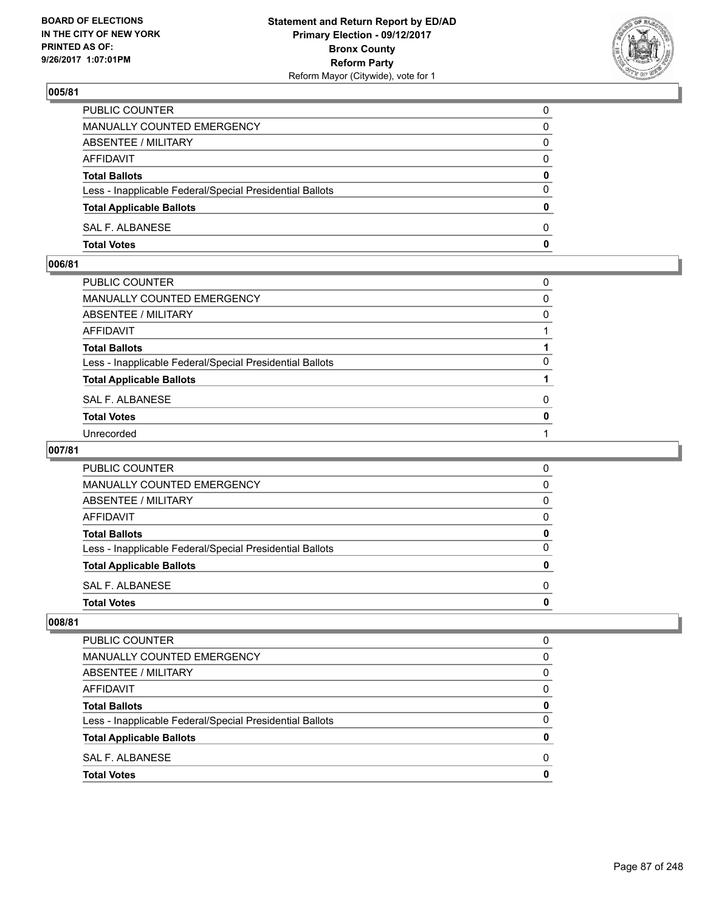### 005/81

| | |
|---|---|
| PUBLIC COUNTER | 0 |
| MANUALLY COUNTED EMERGENCY | 0 |
| ABSENTEE / MILITARY | 0 |
| AFFIDAVIT | 0 |
| **Total Ballots** | **0** |
| Less - Inapplicable Federal/Special Presidential Ballots | 0 |
| **Total Applicable Ballots** | **0** |
| SAL F. ALBANESE | 0 |
| **Total Votes** | **0** |

### 006/81

| | |
|---|---|
| PUBLIC COUNTER | 0 |
| MANUALLY COUNTED EMERGENCY | 0 |
| ABSENTEE / MILITARY | 0 |
| AFFIDAVIT | 1 |
| **Total Ballots** | **1** |
| Less - Inapplicable Federal/Special Presidential Ballots | 0 |
| **Total Applicable Ballots** | **1** |
| SAL F. ALBANESE | 0 |
| **Total Votes** | **0** |
| Unrecorded | 1 |

### 007/81

| | |
|---|---|
| PUBLIC COUNTER | 0 |
| MANUALLY COUNTED EMERGENCY | 0 |
| ABSENTEE / MILITARY | 0 |
| AFFIDAVIT | 0 |
| **Total Ballots** | **0** |
| Less - Inapplicable Federal/Special Presidential Ballots | 0 |
| **Total Applicable Ballots** | **0** |
| SAL F. ALBANESE | 0 |
| **Total Votes** | **0** |

### 008/81

| | |
|---|---|
| PUBLIC COUNTER | 0 |
| MANUALLY COUNTED EMERGENCY | 0 |
| ABSENTEE / MILITARY | 0 |
| AFFIDAVIT | 0 |
| **Total Ballots** | **0** |
| Less - Inapplicable Federal/Special Presidential Ballots | 0 |
| **Total Applicable Ballots** | **0** |
| SAL F. ALBANESE | 0 |
| **Total Votes** | **0** |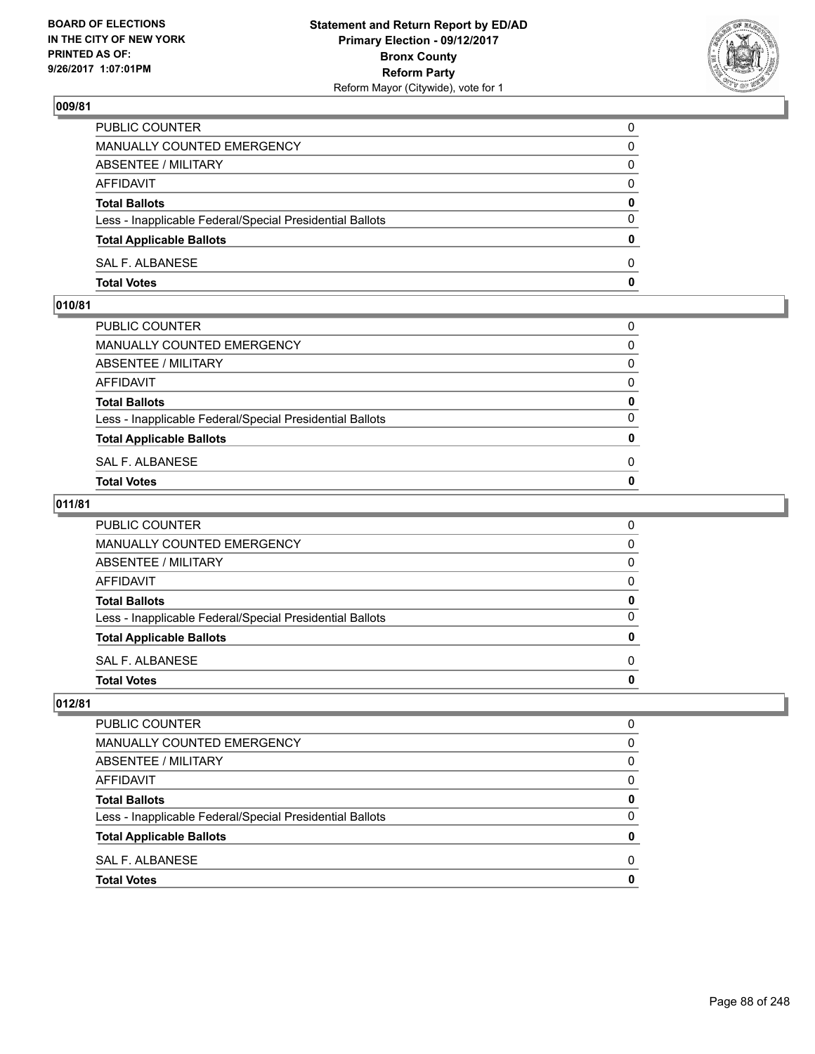BOARD OF ELECTIONS
IN THE CITY OF NEW YORK
PRINTED AS OF:
9/26/2017 1:07:01PM

**Statement and Return Report by ED/AD**
**Primary Election - 09/12/2017**
**Bronx County**
**Reform Party**
Reform Mayor (Citywide), vote for 1

## 009/81

| | |
|---|---|
| PUBLIC COUNTER | 0 |
| MANUALLY COUNTED EMERGENCY | 0 |
| ABSENTEE / MILITARY | 0 |
| AFFIDAVIT | 0 |
| **Total Ballots** | **0** |
| Less - Inapplicable Federal/Special Presidential Ballots | 0 |
| **Total Applicable Ballots** | **0** |
| SAL F. ALBANESE | 0 |
| **Total Votes** | **0** |

## 010/81

| | |
|---|---|
| PUBLIC COUNTER | 0 |
| MANUALLY COUNTED EMERGENCY | 0 |
| ABSENTEE / MILITARY | 0 |
| AFFIDAVIT | 0 |
| **Total Ballots** | **0** |
| Less - Inapplicable Federal/Special Presidential Ballots | 0 |
| **Total Applicable Ballots** | **0** |
| SAL F. ALBANESE | 0 |
| **Total Votes** | **0** |

## 011/81

| | |
|---|---|
| PUBLIC COUNTER | 0 |
| MANUALLY COUNTED EMERGENCY | 0 |
| ABSENTEE / MILITARY | 0 |
| AFFIDAVIT | 0 |
| **Total Ballots** | **0** |
| Less - Inapplicable Federal/Special Presidential Ballots | 0 |
| **Total Applicable Ballots** | **0** |
| SAL F. ALBANESE | 0 |
| **Total Votes** | **0** |

## 012/81

| | |
|---|---|
| PUBLIC COUNTER | 0 |
| MANUALLY COUNTED EMERGENCY | 0 |
| ABSENTEE / MILITARY | 0 |
| AFFIDAVIT | 0 |
| **Total Ballots** | **0** |
| Less - Inapplicable Federal/Special Presidential Ballots | 0 |
| **Total Applicable Ballots** | **0** |
| SAL F. ALBANESE | 0 |
| **Total Votes** | **0** |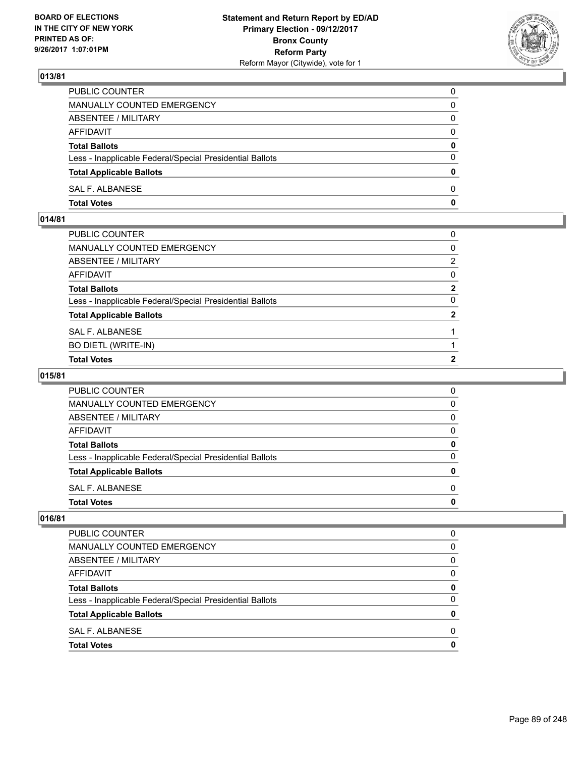## 013/81

| | |
|---|---|
| PUBLIC COUNTER | 0 |
| MANUALLY COUNTED EMERGENCY | 0 |
| ABSENTEE / MILITARY | 0 |
| AFFIDAVIT | 0 |
| **Total Ballots** | **0** |
| Less - Inapplicable Federal/Special Presidential Ballots | 0 |
| **Total Applicable Ballots** | **0** |
| SAL F. ALBANESE | 0 |
| **Total Votes** | **0** |

## 014/81

| | |
|---|---|
| PUBLIC COUNTER | 0 |
| MANUALLY COUNTED EMERGENCY | 0 |
| ABSENTEE / MILITARY | 2 |
| AFFIDAVIT | 0 |
| **Total Ballots** | **2** |
| Less - Inapplicable Federal/Special Presidential Ballots | 0 |
| **Total Applicable Ballots** | **2** |
| SAL F. ALBANESE | 1 |
| BO DIETL (WRITE-IN) | 1 |
| **Total Votes** | **2** |

## 015/81

| | |
|---|---|
| PUBLIC COUNTER | 0 |
| MANUALLY COUNTED EMERGENCY | 0 |
| ABSENTEE / MILITARY | 0 |
| AFFIDAVIT | 0 |
| **Total Ballots** | **0** |
| Less - Inapplicable Federal/Special Presidential Ballots | 0 |
| **Total Applicable Ballots** | **0** |
| SAL F. ALBANESE | 0 |
| **Total Votes** | **0** |

## 016/81

| | |
|---|---|
| PUBLIC COUNTER | 0 |
| MANUALLY COUNTED EMERGENCY | 0 |
| ABSENTEE / MILITARY | 0 |
| AFFIDAVIT | 0 |
| **Total Ballots** | **0** |
| Less - Inapplicable Federal/Special Presidential Ballots | 0 |
| **Total Applicable Ballots** | **0** |
| SAL F. ALBANESE | 0 |
| **Total Votes** | **0** |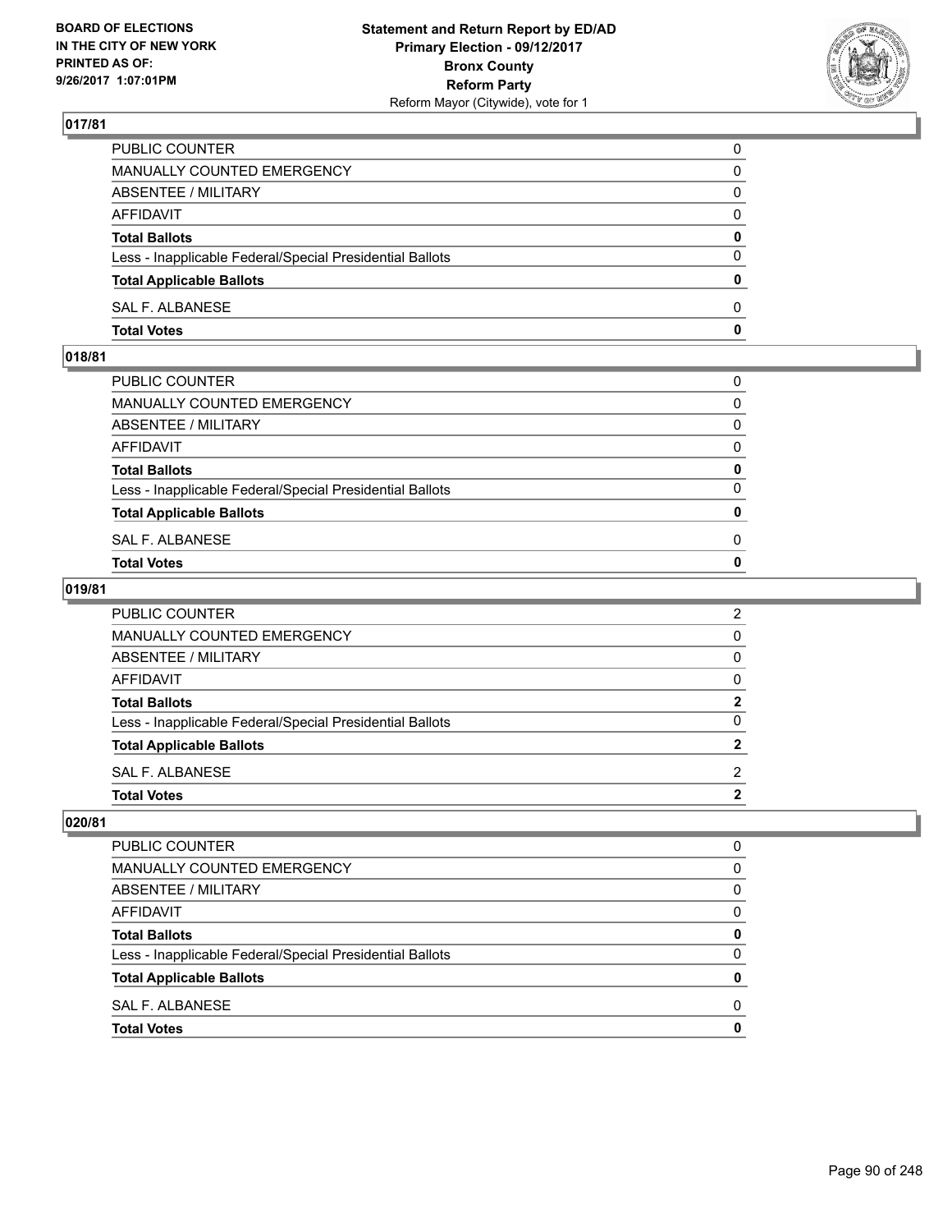## 017/81

| | |
|---|---|
| PUBLIC COUNTER | 0 |
| MANUALLY COUNTED EMERGENCY | 0 |
| ABSENTEE / MILITARY | 0 |
| AFFIDAVIT | 0 |
| **Total Ballots** | **0** |
| Less - Inapplicable Federal/Special Presidential Ballots | 0 |
| **Total Applicable Ballots** | **0** |
| SAL F. ALBANESE | 0 |
| **Total Votes** | **0** |

## 018/81

| | |
|---|---|
| PUBLIC COUNTER | 0 |
| MANUALLY COUNTED EMERGENCY | 0 |
| ABSENTEE / MILITARY | 0 |
| AFFIDAVIT | 0 |
| **Total Ballots** | **0** |
| Less - Inapplicable Federal/Special Presidential Ballots | 0 |
| **Total Applicable Ballots** | **0** |
| SAL F. ALBANESE | 0 |
| **Total Votes** | **0** |

## 019/81

| | |
|---|---|
| PUBLIC COUNTER | 2 |
| MANUALLY COUNTED EMERGENCY | 0 |
| ABSENTEE / MILITARY | 0 |
| AFFIDAVIT | 0 |
| **Total Ballots** | **2** |
| Less - Inapplicable Federal/Special Presidential Ballots | 0 |
| **Total Applicable Ballots** | **2** |
| SAL F. ALBANESE | 2 |
| **Total Votes** | **2** |

## 020/81

| | |
|---|---|
| PUBLIC COUNTER | 0 |
| MANUALLY COUNTED EMERGENCY | 0 |
| ABSENTEE / MILITARY | 0 |
| AFFIDAVIT | 0 |
| **Total Ballots** | **0** |
| Less - Inapplicable Federal/Special Presidential Ballots | 0 |
| **Total Applicable Ballots** | **0** |
| SAL F. ALBANESE | 0 |
| **Total Votes** | **0** |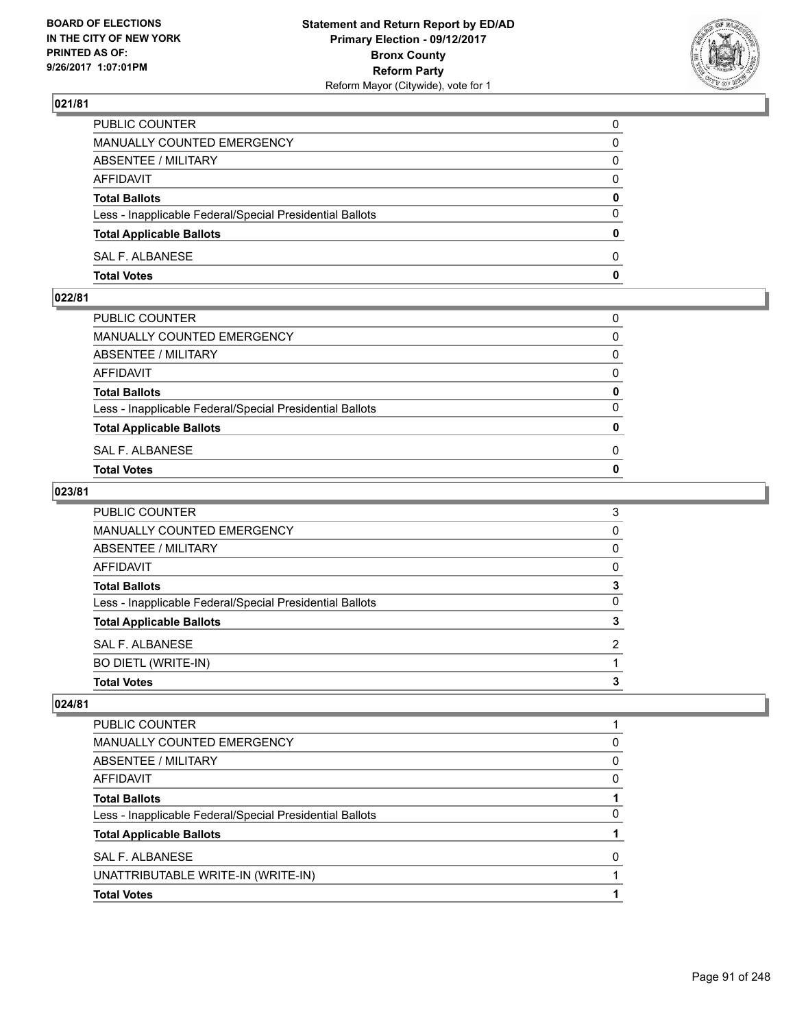**BOARD OF ELECTIONS IN THE CITY OF NEW YORK PRINTED AS OF: 9/26/2017 1:07:01PM**

**Statement and Return Report by ED/AD Primary Election - 09/12/2017 Bronx County Reform Party**
Reform Mayor (Citywide), vote for 1

### 021/81

| | |
|---|---|
| PUBLIC COUNTER | 0 |
| MANUALLY COUNTED EMERGENCY | 0 |
| ABSENTEE / MILITARY | 0 |
| AFFIDAVIT | 0 |
| **Total Ballots** | **0** |
| Less - Inapplicable Federal/Special Presidential Ballots | 0 |
| **Total Applicable Ballots** | **0** |
| SAL F. ALBANESE | 0 |
| **Total Votes** | **0** |

### 022/81

| | |
|---|---|
| PUBLIC COUNTER | 0 |
| MANUALLY COUNTED EMERGENCY | 0 |
| ABSENTEE / MILITARY | 0 |
| AFFIDAVIT | 0 |
| **Total Ballots** | **0** |
| Less - Inapplicable Federal/Special Presidential Ballots | 0 |
| **Total Applicable Ballots** | **0** |
| SAL F. ALBANESE | 0 |
| **Total Votes** | **0** |

### 023/81

| | |
|---|---|
| PUBLIC COUNTER | 3 |
| MANUALLY COUNTED EMERGENCY | 0 |
| ABSENTEE / MILITARY | 0 |
| AFFIDAVIT | 0 |
| **Total Ballots** | **3** |
| Less - Inapplicable Federal/Special Presidential Ballots | 0 |
| **Total Applicable Ballots** | **3** |
| SAL F. ALBANESE | 2 |
| BO DIETL (WRITE-IN) | 1 |
| **Total Votes** | **3** |

### 024/81

| | |
|---|---|
| PUBLIC COUNTER | 1 |
| MANUALLY COUNTED EMERGENCY | 0 |
| ABSENTEE / MILITARY | 0 |
| AFFIDAVIT | 0 |
| **Total Ballots** | **1** |
| Less - Inapplicable Federal/Special Presidential Ballots | 0 |
| **Total Applicable Ballots** | **1** |
| SAL F. ALBANESE | 0 |
| UNATTRIBUTABLE WRITE-IN (WRITE-IN) | 1 |
| **Total Votes** | **1** |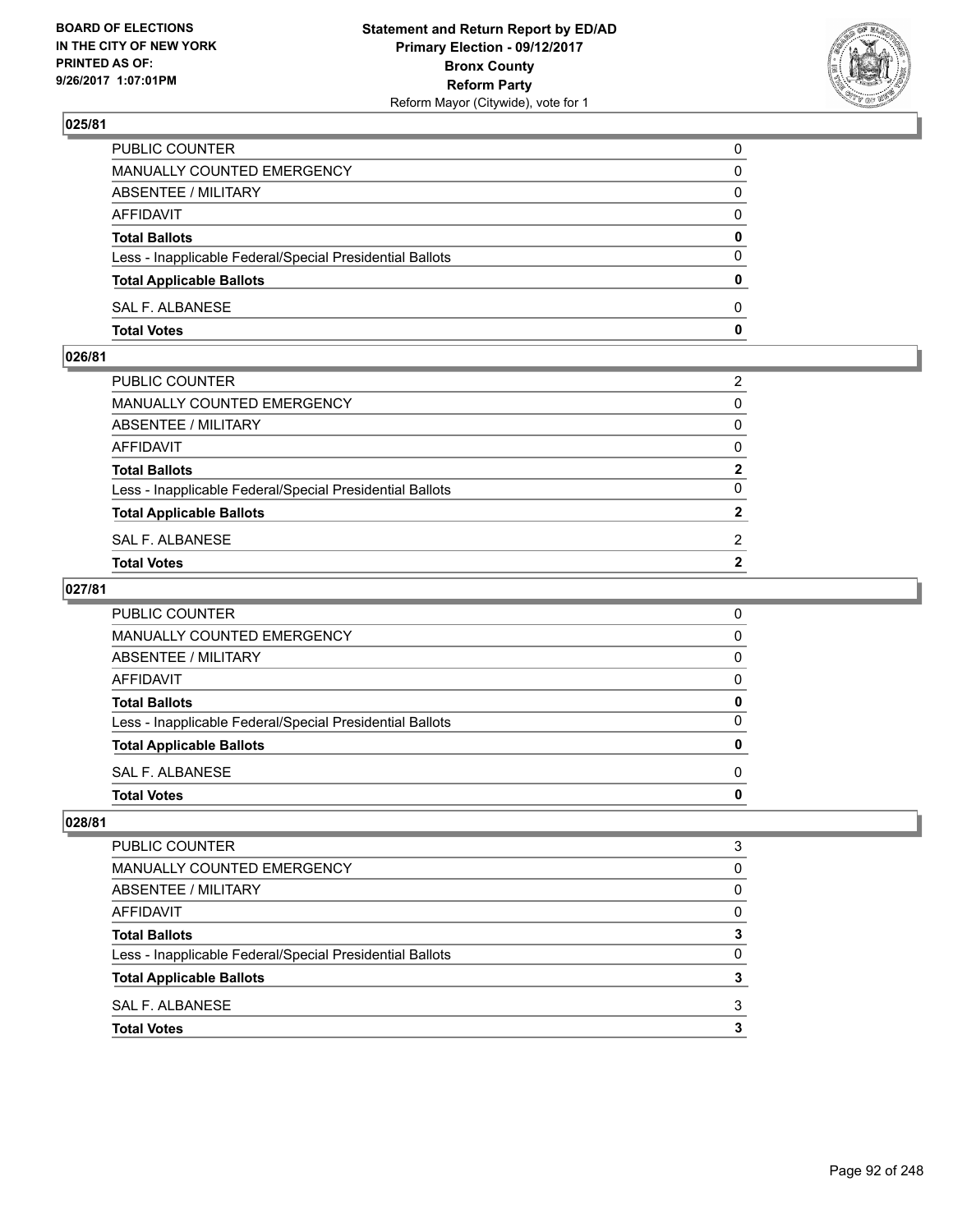## 025/81

| | |
|---|---|
| PUBLIC COUNTER | 0 |
| MANUALLY COUNTED EMERGENCY | 0 |
| ABSENTEE / MILITARY | 0 |
| AFFIDAVIT | 0 |
| **Total Ballots** | **0** |
| Less - Inapplicable Federal/Special Presidential Ballots | 0 |
| **Total Applicable Ballots** | **0** |
| SAL F. ALBANESE | 0 |
| **Total Votes** | **0** |

## 026/81

| | |
|---|---|
| PUBLIC COUNTER | 2 |
| MANUALLY COUNTED EMERGENCY | 0 |
| ABSENTEE / MILITARY | 0 |
| AFFIDAVIT | 0 |
| **Total Ballots** | **2** |
| Less - Inapplicable Federal/Special Presidential Ballots | 0 |
| **Total Applicable Ballots** | **2** |
| SAL F. ALBANESE | 2 |
| **Total Votes** | **2** |

## 027/81

| | |
|---|---|
| PUBLIC COUNTER | 0 |
| MANUALLY COUNTED EMERGENCY | 0 |
| ABSENTEE / MILITARY | 0 |
| AFFIDAVIT | 0 |
| **Total Ballots** | **0** |
| Less - Inapplicable Federal/Special Presidential Ballots | 0 |
| **Total Applicable Ballots** | **0** |
| SAL F. ALBANESE | 0 |
| **Total Votes** | **0** |

## 028/81

| | |
|---|---|
| PUBLIC COUNTER | 3 |
| MANUALLY COUNTED EMERGENCY | 0 |
| ABSENTEE / MILITARY | 0 |
| AFFIDAVIT | 0 |
| **Total Ballots** | **3** |
| Less - Inapplicable Federal/Special Presidential Ballots | 0 |
| **Total Applicable Ballots** | **3** |
| SAL F. ALBANESE | 3 |
| **Total Votes** | **3** |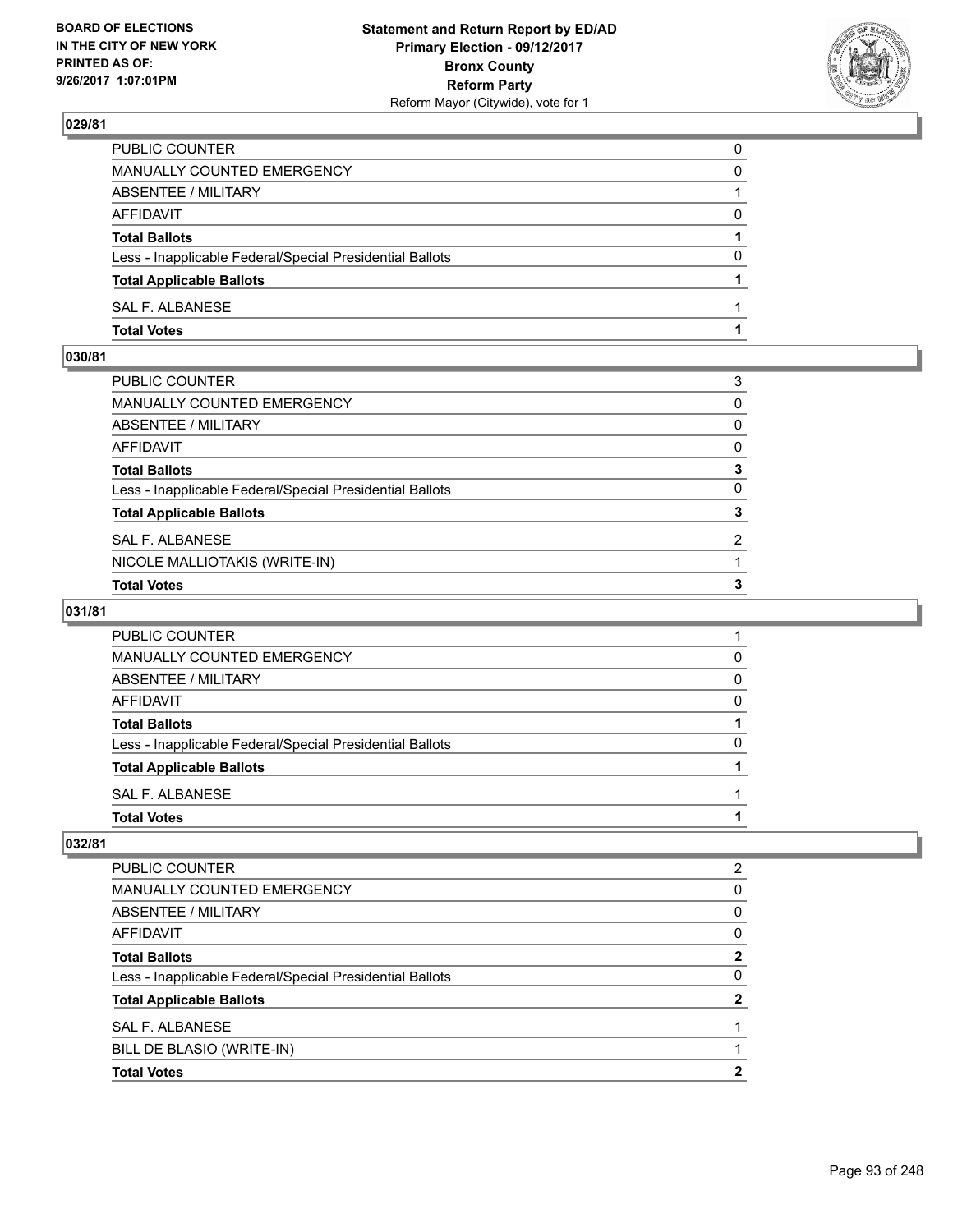**Statement and Return Report by ED/AD**
**Primary Election - 09/12/2017**
**Bronx County**
**Reform Party**
Reform Mayor (Citywide), vote for 1

BOARD OF ELECTIONS
IN THE CITY OF NEW YORK
PRINTED AS OF:
9/26/2017 1:07:01PM

### 029/81

| | |
|---|---|
| PUBLIC COUNTER | 0 |
| MANUALLY COUNTED EMERGENCY | 0 |
| ABSENTEE / MILITARY | 1 |
| AFFIDAVIT | 0 |
| **Total Ballots** | **1** |
| Less - Inapplicable Federal/Special Presidential Ballots | 0 |
| **Total Applicable Ballots** | **1** |
| SAL F. ALBANESE | 1 |
| **Total Votes** | **1** |

### 030/81

| | |
|---|---|
| PUBLIC COUNTER | 3 |
| MANUALLY COUNTED EMERGENCY | 0 |
| ABSENTEE / MILITARY | 0 |
| AFFIDAVIT | 0 |
| **Total Ballots** | **3** |
| Less - Inapplicable Federal/Special Presidential Ballots | 0 |
| **Total Applicable Ballots** | **3** |
| SAL F. ALBANESE | 2 |
| NICOLE MALLIOTAKIS (WRITE-IN) | 1 |
| **Total Votes** | **3** |

### 031/81

| | |
|---|---|
| PUBLIC COUNTER | 1 |
| MANUALLY COUNTED EMERGENCY | 0 |
| ABSENTEE / MILITARY | 0 |
| AFFIDAVIT | 0 |
| **Total Ballots** | **1** |
| Less - Inapplicable Federal/Special Presidential Ballots | 0 |
| **Total Applicable Ballots** | **1** |
| SAL F. ALBANESE | 1 |
| **Total Votes** | **1** |

### 032/81

| | |
|---|---|
| PUBLIC COUNTER | 2 |
| MANUALLY COUNTED EMERGENCY | 0 |
| ABSENTEE / MILITARY | 0 |
| AFFIDAVIT | 0 |
| **Total Ballots** | **2** |
| Less - Inapplicable Federal/Special Presidential Ballots | 0 |
| **Total Applicable Ballots** | **2** |
| SAL F. ALBANESE | 1 |
| BILL DE BLASIO (WRITE-IN) | 1 |
| **Total Votes** | **2** |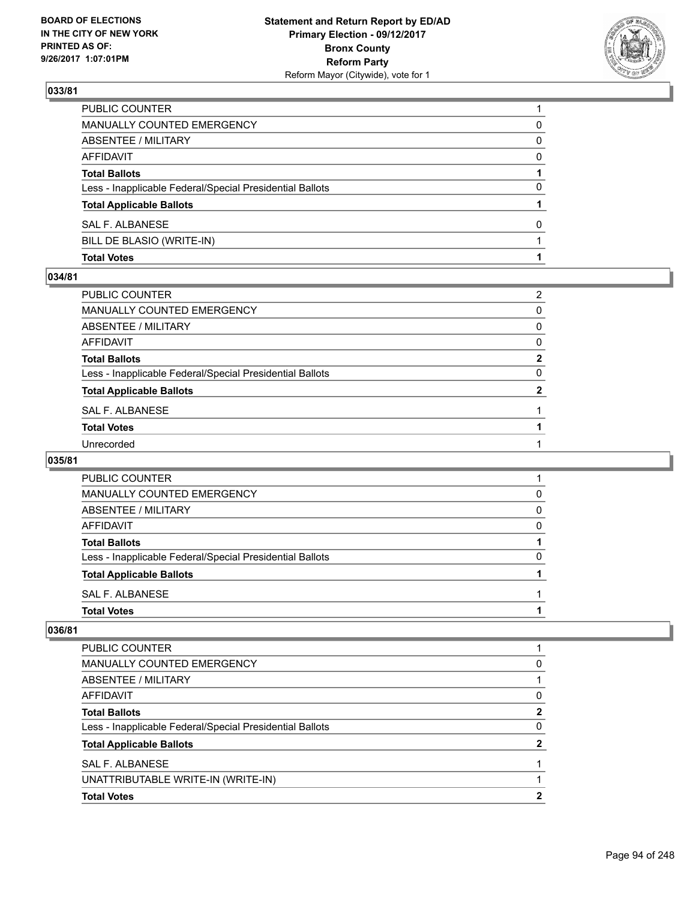## 033/81

| | |
|---|---|
| PUBLIC COUNTER | 1 |
| MANUALLY COUNTED EMERGENCY | 0 |
| ABSENTEE / MILITARY | 0 |
| AFFIDAVIT | 0 |
| **Total Ballots** | **1** |
| Less - Inapplicable Federal/Special Presidential Ballots | 0 |
| **Total Applicable Ballots** | **1** |
| SAL F. ALBANESE | 0 |
| BILL DE BLASIO (WRITE-IN) | 1 |
| **Total Votes** | **1** |

## 034/81

| | |
|---|---|
| PUBLIC COUNTER | 2 |
| MANUALLY COUNTED EMERGENCY | 0 |
| ABSENTEE / MILITARY | 0 |
| AFFIDAVIT | 0 |
| **Total Ballots** | **2** |
| Less - Inapplicable Federal/Special Presidential Ballots | 0 |
| **Total Applicable Ballots** | **2** |
| SAL F. ALBANESE | 1 |
| **Total Votes** | **1** |
| Unrecorded | 1 |

## 035/81

| | |
|---|---|
| PUBLIC COUNTER | 1 |
| MANUALLY COUNTED EMERGENCY | 0 |
| ABSENTEE / MILITARY | 0 |
| AFFIDAVIT | 0 |
| **Total Ballots** | **1** |
| Less - Inapplicable Federal/Special Presidential Ballots | 0 |
| **Total Applicable Ballots** | **1** |
| SAL F. ALBANESE | 1 |
| **Total Votes** | **1** |

## 036/81

| | |
|---|---|
| PUBLIC COUNTER | 1 |
| MANUALLY COUNTED EMERGENCY | 0 |
| ABSENTEE / MILITARY | 1 |
| AFFIDAVIT | 0 |
| **Total Ballots** | **2** |
| Less - Inapplicable Federal/Special Presidential Ballots | 0 |
| **Total Applicable Ballots** | **2** |
| SAL F. ALBANESE | 1 |
| UNATTRIBUTABLE WRITE-IN (WRITE-IN) | 1 |
| **Total Votes** | **2** |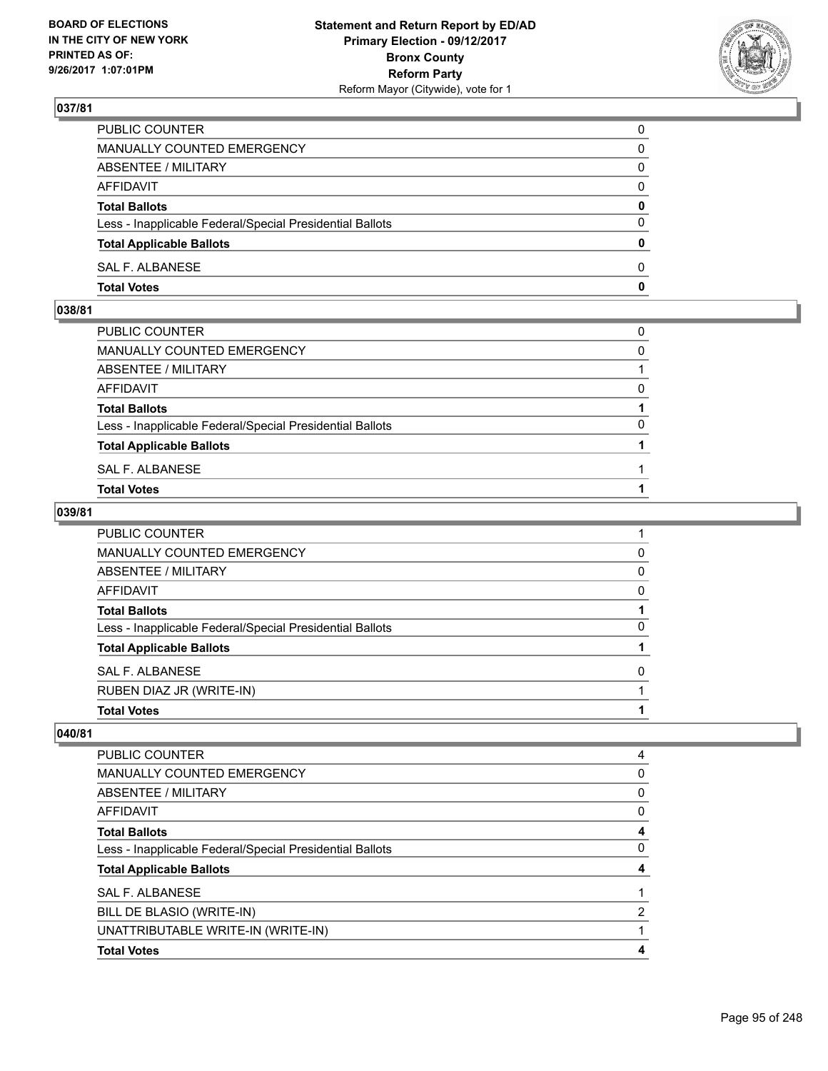BOARD OF ELECTIONS
IN THE CITY OF NEW YORK
PRINTED AS OF:
9/26/2017 1:07:01PM

**Statement and Return Report by ED/AD**
**Primary Election - 09/12/2017**
**Bronx County**
**Reform Party**
Reform Mayor (Citywide), vote for 1

## 037/81

| | |
|---|---|
| PUBLIC COUNTER | 0 |
| MANUALLY COUNTED EMERGENCY | 0 |
| ABSENTEE / MILITARY | 0 |
| AFFIDAVIT | 0 |
| **Total Ballots** | **0** |
| Less - Inapplicable Federal/Special Presidential Ballots | 0 |
| **Total Applicable Ballots** | **0** |
| SAL F. ALBANESE | 0 |
| **Total Votes** | **0** |

## 038/81

| | |
|---|---|
| PUBLIC COUNTER | 0 |
| MANUALLY COUNTED EMERGENCY | 0 |
| ABSENTEE / MILITARY | 1 |
| AFFIDAVIT | 0 |
| **Total Ballots** | **1** |
| Less - Inapplicable Federal/Special Presidential Ballots | 0 |
| **Total Applicable Ballots** | **1** |
| SAL F. ALBANESE | 1 |
| **Total Votes** | **1** |

## 039/81

| | |
|---|---|
| PUBLIC COUNTER | 1 |
| MANUALLY COUNTED EMERGENCY | 0 |
| ABSENTEE / MILITARY | 0 |
| AFFIDAVIT | 0 |
| **Total Ballots** | **1** |
| Less - Inapplicable Federal/Special Presidential Ballots | 0 |
| **Total Applicable Ballots** | **1** |
| SAL F. ALBANESE | 0 |
| RUBEN DIAZ JR (WRITE-IN) | 1 |
| **Total Votes** | **1** |

## 040/81

| | |
|---|---|
| PUBLIC COUNTER | 4 |
| MANUALLY COUNTED EMERGENCY | 0 |
| ABSENTEE / MILITARY | 0 |
| AFFIDAVIT | 0 |
| **Total Ballots** | **4** |
| Less - Inapplicable Federal/Special Presidential Ballots | 0 |
| **Total Applicable Ballots** | **4** |
| SAL F. ALBANESE | 1 |
| BILL DE BLASIO (WRITE-IN) | 2 |
| UNATTRIBUTABLE WRITE-IN (WRITE-IN) | 1 |
| **Total Votes** | **4** |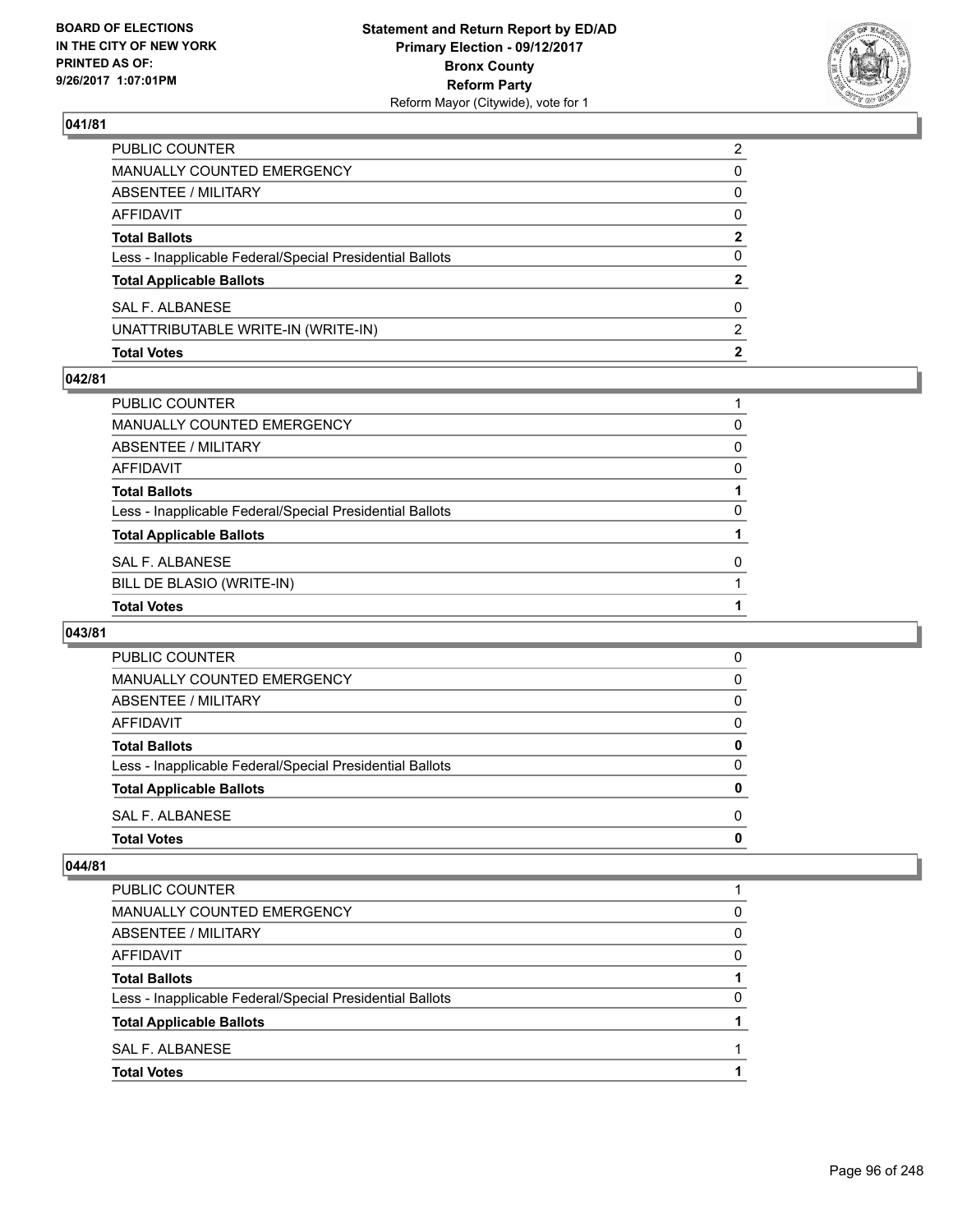**BOARD OF ELECTIONS IN THE CITY OF NEW YORK PRINTED AS OF: 9/26/2017 1:07:01PM**

**Statement and Return Report by ED/AD**
**Primary Election - 09/12/2017**
**Bronx County**
**Reform Party**
Reform Mayor (Citywide), vote for 1

## 041/81

| | |
|---|---|
| PUBLIC COUNTER | 2 |
| MANUALLY COUNTED EMERGENCY | 0 |
| ABSENTEE / MILITARY | 0 |
| AFFIDAVIT | 0 |
| **Total Ballots** | **2** |
| Less - Inapplicable Federal/Special Presidential Ballots | 0 |
| **Total Applicable Ballots** | **2** |
| SAL F. ALBANESE | 0 |
| UNATTRIBUTABLE WRITE-IN (WRITE-IN) | 2 |
| **Total Votes** | **2** |

## 042/81

| | |
|---|---|
| PUBLIC COUNTER | 1 |
| MANUALLY COUNTED EMERGENCY | 0 |
| ABSENTEE / MILITARY | 0 |
| AFFIDAVIT | 0 |
| **Total Ballots** | **1** |
| Less - Inapplicable Federal/Special Presidential Ballots | 0 |
| **Total Applicable Ballots** | **1** |
| SAL F. ALBANESE | 0 |
| BILL DE BLASIO (WRITE-IN) | 1 |
| **Total Votes** | **1** |

## 043/81

| | |
|---|---|
| PUBLIC COUNTER | 0 |
| MANUALLY COUNTED EMERGENCY | 0 |
| ABSENTEE / MILITARY | 0 |
| AFFIDAVIT | 0 |
| **Total Ballots** | **0** |
| Less - Inapplicable Federal/Special Presidential Ballots | 0 |
| **Total Applicable Ballots** | **0** |
| SAL F. ALBANESE | 0 |
| **Total Votes** | **0** |

## 044/81

| | |
|---|---|
| PUBLIC COUNTER | 1 |
| MANUALLY COUNTED EMERGENCY | 0 |
| ABSENTEE / MILITARY | 0 |
| AFFIDAVIT | 0 |
| **Total Ballots** | **1** |
| Less - Inapplicable Federal/Special Presidential Ballots | 0 |
| **Total Applicable Ballots** | **1** |
| SAL F. ALBANESE | 1 |
| **Total Votes** | **1** |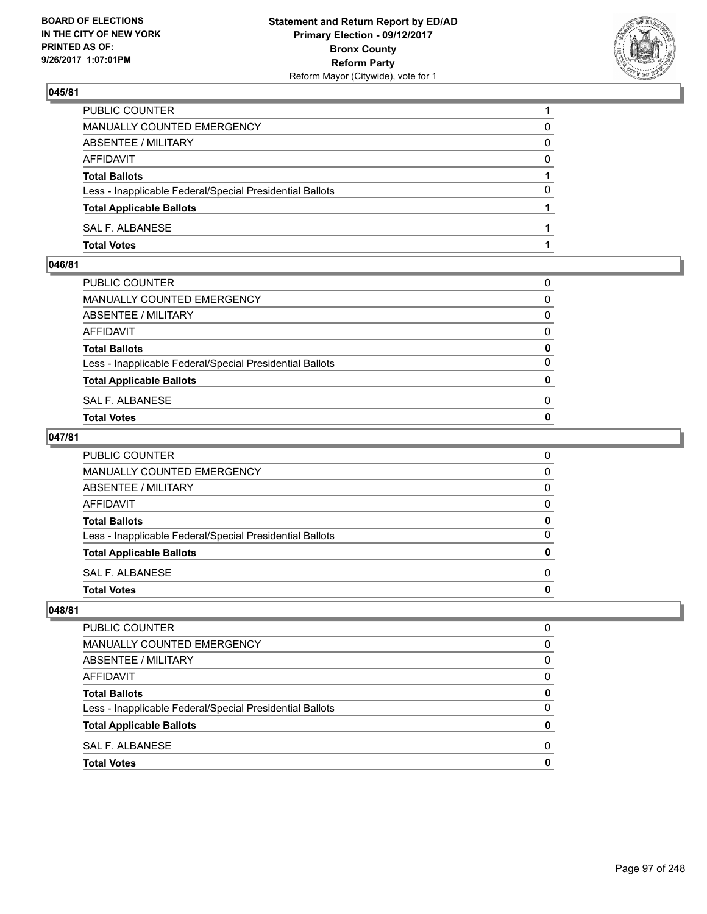## 045/81

| | |
|---|---|
| PUBLIC COUNTER | 1 |
| MANUALLY COUNTED EMERGENCY | 0 |
| ABSENTEE / MILITARY | 0 |
| AFFIDAVIT | 0 |
| **Total Ballots** | **1** |
| Less - Inapplicable Federal/Special Presidential Ballots | 0 |
| **Total Applicable Ballots** | **1** |
| SAL F. ALBANESE | 1 |
| **Total Votes** | **1** |

## 046/81

| | |
|---|---|
| PUBLIC COUNTER | 0 |
| MANUALLY COUNTED EMERGENCY | 0 |
| ABSENTEE / MILITARY | 0 |
| AFFIDAVIT | 0 |
| **Total Ballots** | **0** |
| Less - Inapplicable Federal/Special Presidential Ballots | 0 |
| **Total Applicable Ballots** | **0** |
| SAL F. ALBANESE | 0 |
| **Total Votes** | **0** |

## 047/81

| | |
|---|---|
| PUBLIC COUNTER | 0 |
| MANUALLY COUNTED EMERGENCY | 0 |
| ABSENTEE / MILITARY | 0 |
| AFFIDAVIT | 0 |
| **Total Ballots** | **0** |
| Less - Inapplicable Federal/Special Presidential Ballots | 0 |
| **Total Applicable Ballots** | **0** |
| SAL F. ALBANESE | 0 |
| **Total Votes** | **0** |

## 048/81

| | |
|---|---|
| PUBLIC COUNTER | 0 |
| MANUALLY COUNTED EMERGENCY | 0 |
| ABSENTEE / MILITARY | 0 |
| AFFIDAVIT | 0 |
| **Total Ballots** | **0** |
| Less - Inapplicable Federal/Special Presidential Ballots | 0 |
| **Total Applicable Ballots** | **0** |
| SAL F. ALBANESE | 0 |
| **Total Votes** | **0** |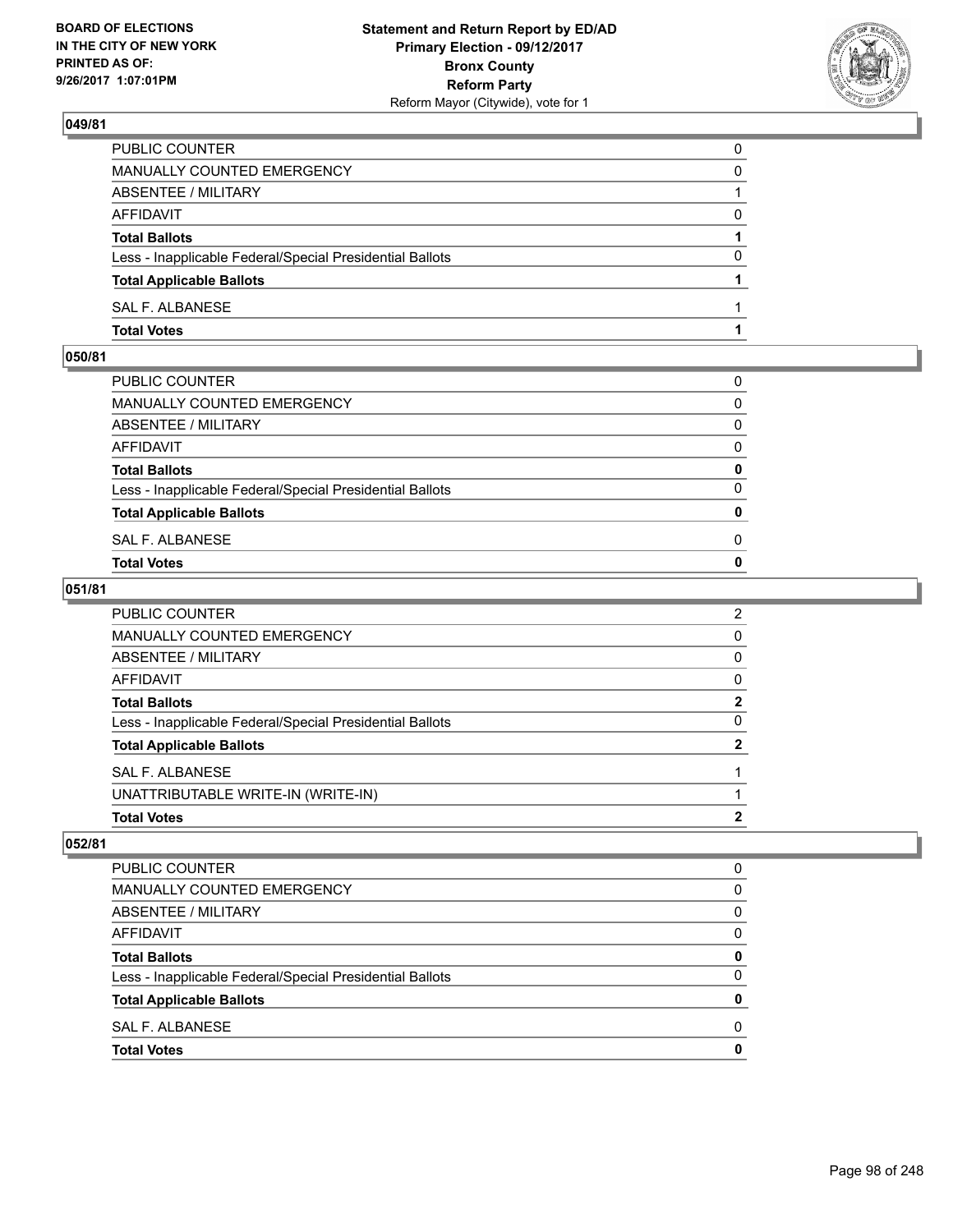## 049/81

| | |
|---|---|
| PUBLIC COUNTER | 0 |
| MANUALLY COUNTED EMERGENCY | 0 |
| ABSENTEE / MILITARY | 1 |
| AFFIDAVIT | 0 |
| **Total Ballots** | **1** |
| Less - Inapplicable Federal/Special Presidential Ballots | 0 |
| **Total Applicable Ballots** | **1** |
| SAL F. ALBANESE | 1 |
| **Total Votes** | **1** |

## 050/81

| | |
|---|---|
| PUBLIC COUNTER | 0 |
| MANUALLY COUNTED EMERGENCY | 0 |
| ABSENTEE / MILITARY | 0 |
| AFFIDAVIT | 0 |
| **Total Ballots** | **0** |
| Less - Inapplicable Federal/Special Presidential Ballots | 0 |
| **Total Applicable Ballots** | **0** |
| SAL F. ALBANESE | 0 |
| **Total Votes** | **0** |

## 051/81

| | |
|---|---|
| PUBLIC COUNTER | 2 |
| MANUALLY COUNTED EMERGENCY | 0 |
| ABSENTEE / MILITARY | 0 |
| AFFIDAVIT | 0 |
| **Total Ballots** | **2** |
| Less - Inapplicable Federal/Special Presidential Ballots | 0 |
| **Total Applicable Ballots** | **2** |
| SAL F. ALBANESE | 1 |
| UNATTRIBUTABLE WRITE-IN (WRITE-IN) | 1 |
| **Total Votes** | **2** |

## 052/81

| | |
|---|---|
| PUBLIC COUNTER | 0 |
| MANUALLY COUNTED EMERGENCY | 0 |
| ABSENTEE / MILITARY | 0 |
| AFFIDAVIT | 0 |
| **Total Ballots** | **0** |
| Less - Inapplicable Federal/Special Presidential Ballots | 0 |
| **Total Applicable Ballots** | **0** |
| SAL F. ALBANESE | 0 |
| **Total Votes** | **0** |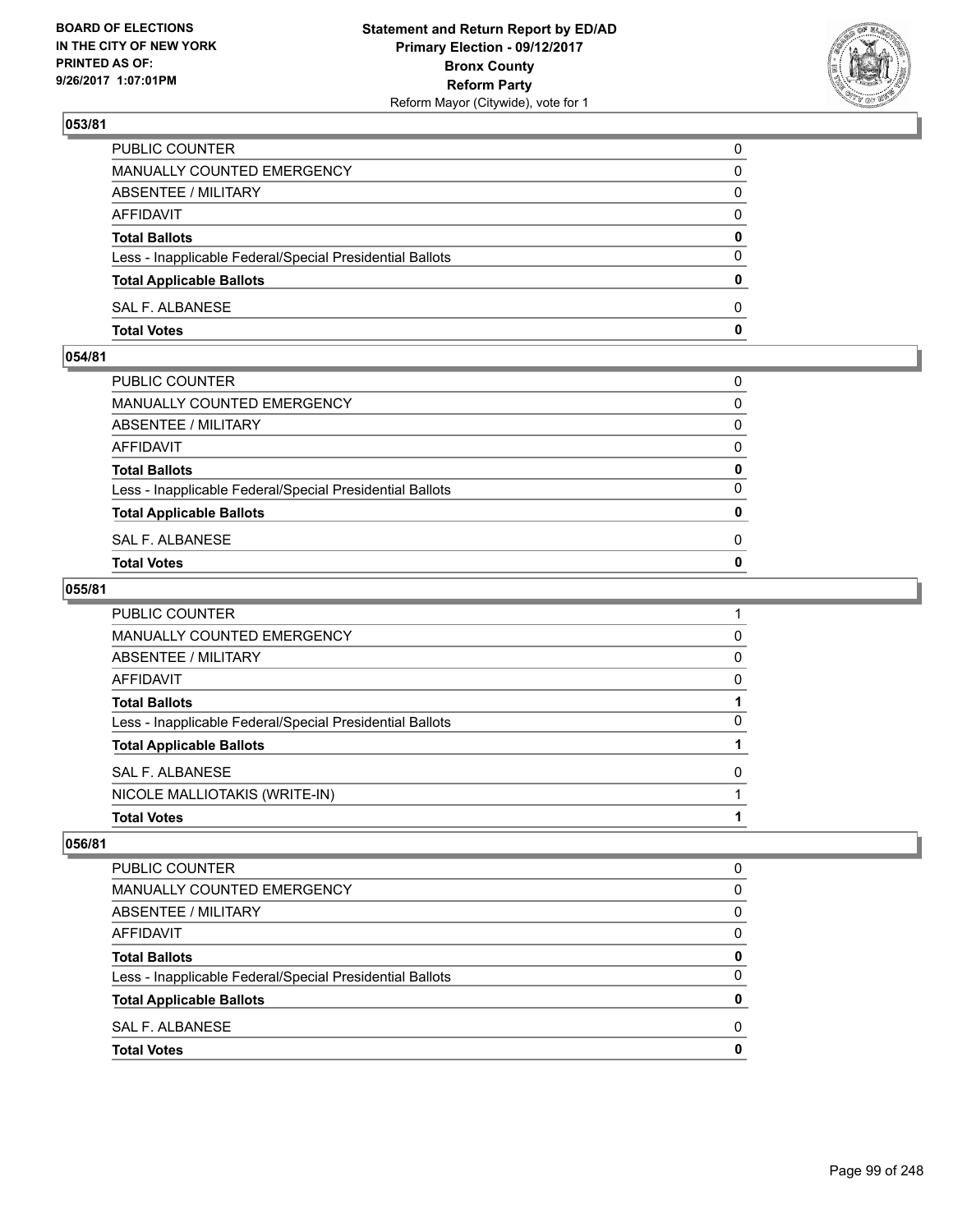## 053/81

| | |
|---|---|
| PUBLIC COUNTER | 0 |
| MANUALLY COUNTED EMERGENCY | 0 |
| ABSENTEE / MILITARY | 0 |
| AFFIDAVIT | 0 |
| **Total Ballots** | **0** |
| Less - Inapplicable Federal/Special Presidential Ballots | 0 |
| **Total Applicable Ballots** | **0** |
| SAL F. ALBANESE | 0 |
| **Total Votes** | **0** |

## 054/81

| | |
|---|---|
| PUBLIC COUNTER | 0 |
| MANUALLY COUNTED EMERGENCY | 0 |
| ABSENTEE / MILITARY | 0 |
| AFFIDAVIT | 0 |
| **Total Ballots** | **0** |
| Less - Inapplicable Federal/Special Presidential Ballots | 0 |
| **Total Applicable Ballots** | **0** |
| SAL F. ALBANESE | 0 |
| **Total Votes** | **0** |

## 055/81

| | |
|---|---|
| PUBLIC COUNTER | 1 |
| MANUALLY COUNTED EMERGENCY | 0 |
| ABSENTEE / MILITARY | 0 |
| AFFIDAVIT | 0 |
| **Total Ballots** | **1** |
| Less - Inapplicable Federal/Special Presidential Ballots | 0 |
| **Total Applicable Ballots** | **1** |
| SAL F. ALBANESE | 0 |
| NICOLE MALLIOTAKIS (WRITE-IN) | 1 |
| **Total Votes** | **1** |

## 056/81

| | |
|---|---|
| PUBLIC COUNTER | 0 |
| MANUALLY COUNTED EMERGENCY | 0 |
| ABSENTEE / MILITARY | 0 |
| AFFIDAVIT | 0 |
| **Total Ballots** | **0** |
| Less - Inapplicable Federal/Special Presidential Ballots | 0 |
| **Total Applicable Ballots** | **0** |
| SAL F. ALBANESE | 0 |
| **Total Votes** | **0** |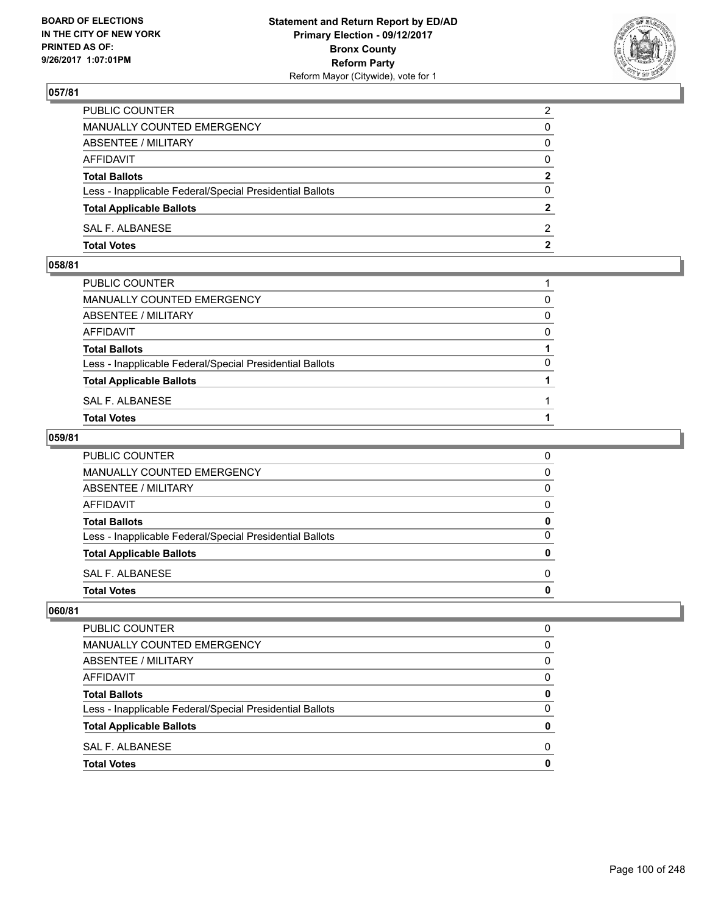## 057/81

| | |
|---|---|
| PUBLIC COUNTER | 2 |
| MANUALLY COUNTED EMERGENCY | 0 |
| ABSENTEE / MILITARY | 0 |
| AFFIDAVIT | 0 |
| **Total Ballots** | **2** |
| Less - Inapplicable Federal/Special Presidential Ballots | 0 |
| **Total Applicable Ballots** | **2** |
| SAL F. ALBANESE | 2 |
| **Total Votes** | **2** |

## 058/81

| | |
|---|---|
| PUBLIC COUNTER | 1 |
| MANUALLY COUNTED EMERGENCY | 0 |
| ABSENTEE / MILITARY | 0 |
| AFFIDAVIT | 0 |
| **Total Ballots** | **1** |
| Less - Inapplicable Federal/Special Presidential Ballots | 0 |
| **Total Applicable Ballots** | **1** |
| SAL F. ALBANESE | 1 |
| **Total Votes** | **1** |

## 059/81

| | |
|---|---|
| PUBLIC COUNTER | 0 |
| MANUALLY COUNTED EMERGENCY | 0 |
| ABSENTEE / MILITARY | 0 |
| AFFIDAVIT | 0 |
| **Total Ballots** | **0** |
| Less - Inapplicable Federal/Special Presidential Ballots | 0 |
| **Total Applicable Ballots** | **0** |
| SAL F. ALBANESE | 0 |
| **Total Votes** | **0** |

## 060/81

| | |
|---|---|
| PUBLIC COUNTER | 0 |
| MANUALLY COUNTED EMERGENCY | 0 |
| ABSENTEE / MILITARY | 0 |
| AFFIDAVIT | 0 |
| **Total Ballots** | **0** |
| Less - Inapplicable Federal/Special Presidential Ballots | 0 |
| **Total Applicable Ballots** | **0** |
| SAL F. ALBANESE | 0 |
| **Total Votes** | **0** |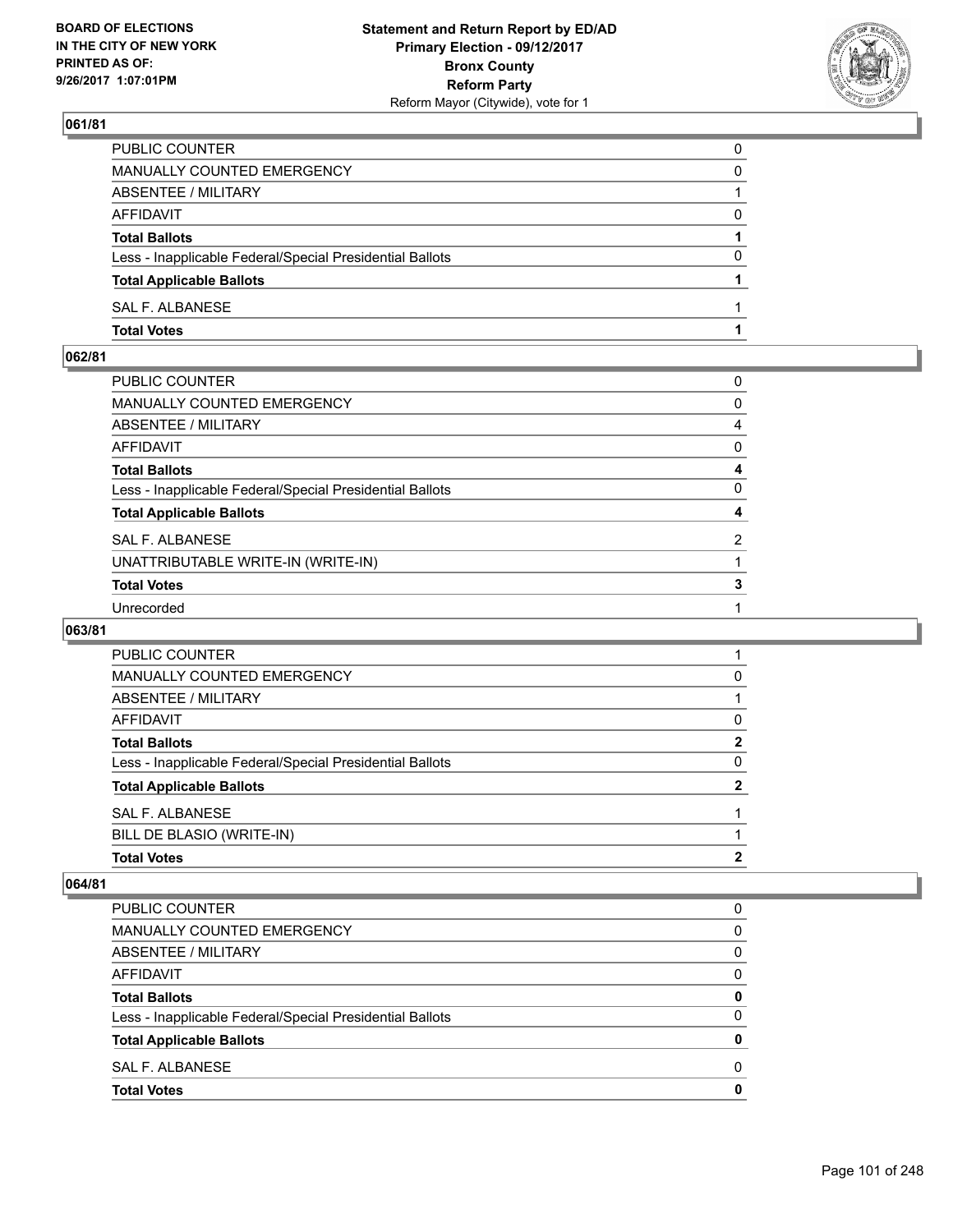## 061/81

| | |
|---|---|
| PUBLIC COUNTER | 0 |
| MANUALLY COUNTED EMERGENCY | 0 |
| ABSENTEE / MILITARY | 1 |
| AFFIDAVIT | 0 |
| **Total Ballots** | **1** |
| Less - Inapplicable Federal/Special Presidential Ballots | 0 |
| **Total Applicable Ballots** | **1** |
| SAL F. ALBANESE | 1 |
| **Total Votes** | **1** |

## 062/81

| | |
|---|---|
| PUBLIC COUNTER | 0 |
| MANUALLY COUNTED EMERGENCY | 0 |
| ABSENTEE / MILITARY | 4 |
| AFFIDAVIT | 0 |
| **Total Ballots** | **4** |
| Less - Inapplicable Federal/Special Presidential Ballots | 0 |
| **Total Applicable Ballots** | **4** |
| SAL F. ALBANESE | 2 |
| UNATTRIBUTABLE WRITE-IN (WRITE-IN) | 1 |
| **Total Votes** | **3** |
| Unrecorded | 1 |

## 063/81

| | |
|---|---|
| PUBLIC COUNTER | 1 |
| MANUALLY COUNTED EMERGENCY | 0 |
| ABSENTEE / MILITARY | 1 |
| AFFIDAVIT | 0 |
| **Total Ballots** | **2** |
| Less - Inapplicable Federal/Special Presidential Ballots | 0 |
| **Total Applicable Ballots** | **2** |
| SAL F. ALBANESE | 1 |
| BILL DE BLASIO (WRITE-IN) | 1 |
| **Total Votes** | **2** |

## 064/81

| | |
|---|---|
| PUBLIC COUNTER | 0 |
| MANUALLY COUNTED EMERGENCY | 0 |
| ABSENTEE / MILITARY | 0 |
| AFFIDAVIT | 0 |
| **Total Ballots** | **0** |
| Less - Inapplicable Federal/Special Presidential Ballots | 0 |
| **Total Applicable Ballots** | **0** |
| SAL F. ALBANESE | 0 |
| **Total Votes** | **0** |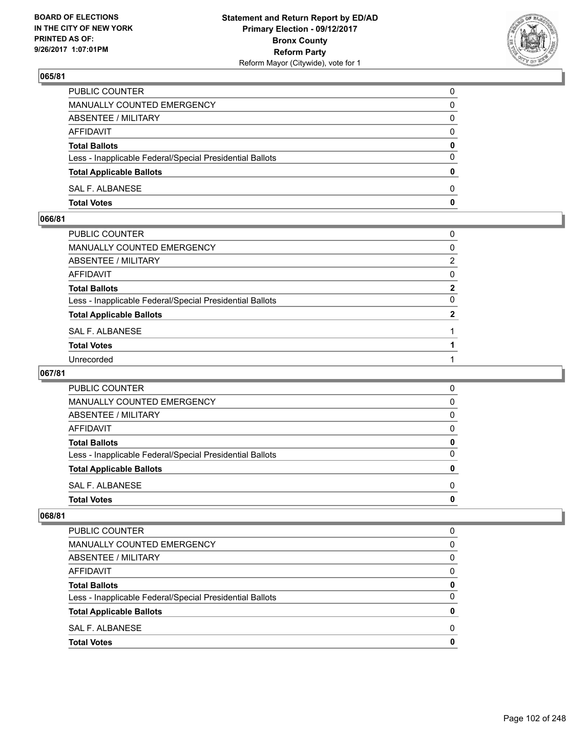**Statement and Return Report by ED/AD**
**Primary Election - 09/12/2017**
**Bronx County**
**Reform Party**
Reform Mayor (Citywide), vote for 1

BOARD OF ELECTIONS IN THE CITY OF NEW YORK PRINTED AS OF: 9/26/2017 1:07:01PM

### 065/81

| | |
|---|---|
| PUBLIC COUNTER | 0 |
| MANUALLY COUNTED EMERGENCY | 0 |
| ABSENTEE / MILITARY | 0 |
| AFFIDAVIT | 0 |
| **Total Ballots** | **0** |
| Less - Inapplicable Federal/Special Presidential Ballots | 0 |
| **Total Applicable Ballots** | **0** |
| SAL F. ALBANESE | 0 |
| **Total Votes** | **0** |

### 066/81

| | |
|---|---|
| PUBLIC COUNTER | 0 |
| MANUALLY COUNTED EMERGENCY | 0 |
| ABSENTEE / MILITARY | 2 |
| AFFIDAVIT | 0 |
| **Total Ballots** | **2** |
| Less - Inapplicable Federal/Special Presidential Ballots | 0 |
| **Total Applicable Ballots** | **2** |
| SAL F. ALBANESE | 1 |
| **Total Votes** | **1** |
| Unrecorded | 1 |

### 067/81

| | |
|---|---|
| PUBLIC COUNTER | 0 |
| MANUALLY COUNTED EMERGENCY | 0 |
| ABSENTEE / MILITARY | 0 |
| AFFIDAVIT | 0 |
| **Total Ballots** | **0** |
| Less - Inapplicable Federal/Special Presidential Ballots | 0 |
| **Total Applicable Ballots** | **0** |
| SAL F. ALBANESE | 0 |
| **Total Votes** | **0** |

### 068/81

| | |
|---|---|
| PUBLIC COUNTER | 0 |
| MANUALLY COUNTED EMERGENCY | 0 |
| ABSENTEE / MILITARY | 0 |
| AFFIDAVIT | 0 |
| **Total Ballots** | **0** |
| Less - Inapplicable Federal/Special Presidential Ballots | 0 |
| **Total Applicable Ballots** | **0** |
| SAL F. ALBANESE | 0 |
| **Total Votes** | **0** |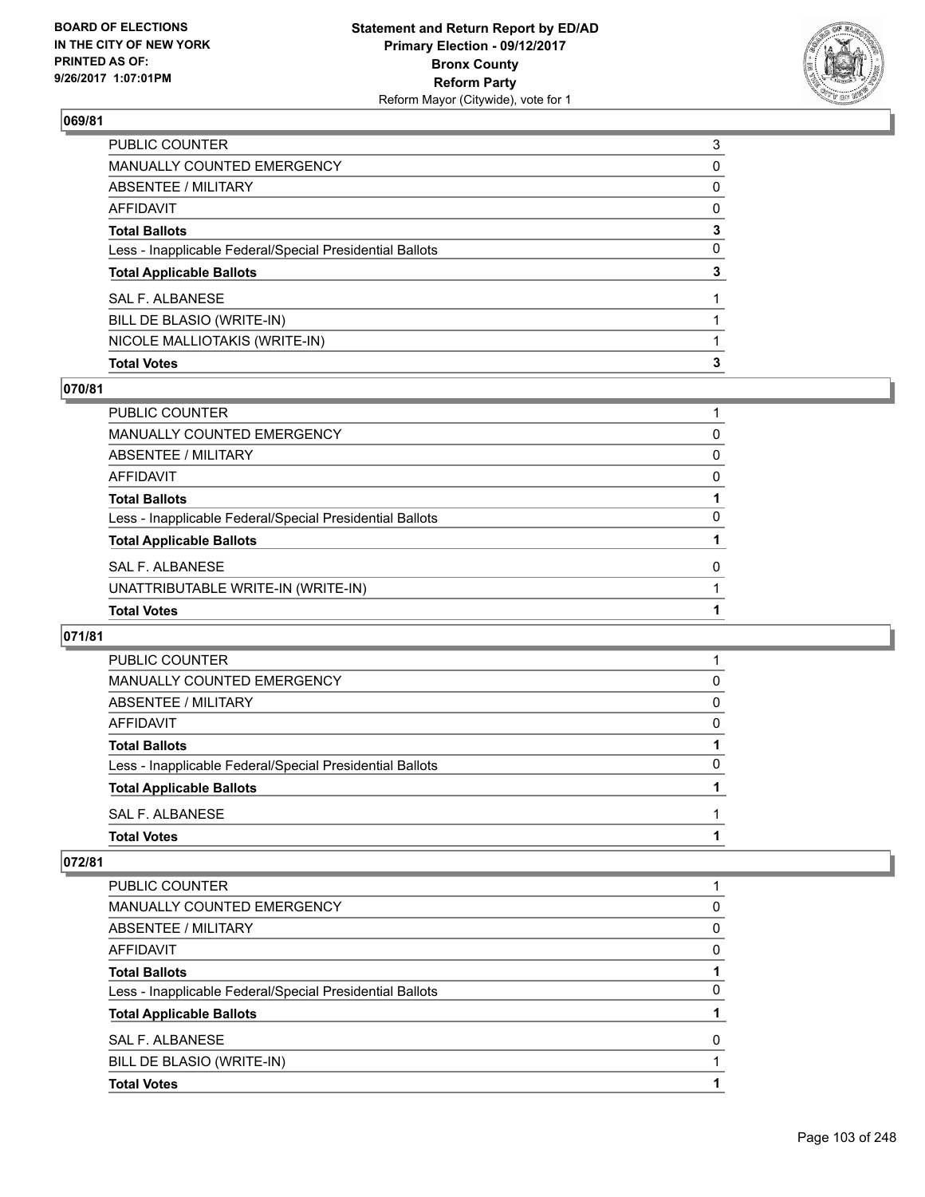## 069/81

| | |
|---|---|
| PUBLIC COUNTER | 3 |
| MANUALLY COUNTED EMERGENCY | 0 |
| ABSENTEE / MILITARY | 0 |
| AFFIDAVIT | 0 |
| **Total Ballots** | **3** |
| Less - Inapplicable Federal/Special Presidential Ballots | 0 |
| **Total Applicable Ballots** | **3** |
| SAL F. ALBANESE | 1 |
| BILL DE BLASIO (WRITE-IN) | 1 |
| NICOLE MALLIOTAKIS (WRITE-IN) | 1 |
| **Total Votes** | **3** |

## 070/81

| | |
|---|---|
| PUBLIC COUNTER | 1 |
| MANUALLY COUNTED EMERGENCY | 0 |
| ABSENTEE / MILITARY | 0 |
| AFFIDAVIT | 0 |
| **Total Ballots** | **1** |
| Less - Inapplicable Federal/Special Presidential Ballots | 0 |
| **Total Applicable Ballots** | **1** |
| SAL F. ALBANESE | 0 |
| UNATTRIBUTABLE WRITE-IN (WRITE-IN) | 1 |
| **Total Votes** | **1** |

## 071/81

| | |
|---|---|
| PUBLIC COUNTER | 1 |
| MANUALLY COUNTED EMERGENCY | 0 |
| ABSENTEE / MILITARY | 0 |
| AFFIDAVIT | 0 |
| **Total Ballots** | **1** |
| Less - Inapplicable Federal/Special Presidential Ballots | 0 |
| **Total Applicable Ballots** | **1** |
| SAL F. ALBANESE | 1 |
| **Total Votes** | **1** |

## 072/81

| | |
|---|---|
| PUBLIC COUNTER | 1 |
| MANUALLY COUNTED EMERGENCY | 0 |
| ABSENTEE / MILITARY | 0 |
| AFFIDAVIT | 0 |
| **Total Ballots** | **1** |
| Less - Inapplicable Federal/Special Presidential Ballots | 0 |
| **Total Applicable Ballots** | **1** |
| SAL F. ALBANESE | 0 |
| BILL DE BLASIO (WRITE-IN) | 1 |
| **Total Votes** | **1** |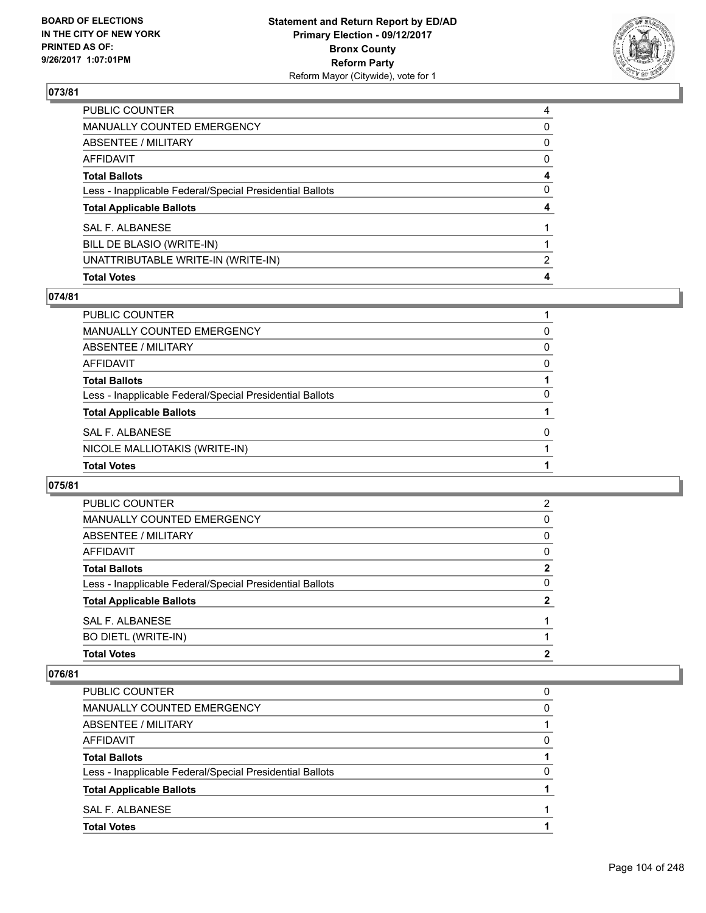## 073/81

| | |
|---|---|
| PUBLIC COUNTER | 4 |
| MANUALLY COUNTED EMERGENCY | 0 |
| ABSENTEE / MILITARY | 0 |
| AFFIDAVIT | 0 |
| **Total Ballots** | **4** |
| Less - Inapplicable Federal/Special Presidential Ballots | 0 |
| **Total Applicable Ballots** | **4** |
| SAL F. ALBANESE | 1 |
| BILL DE BLASIO (WRITE-IN) | 1 |
| UNATTRIBUTABLE WRITE-IN (WRITE-IN) | 2 |
| **Total Votes** | **4** |

## 074/81

| | |
|---|---|
| PUBLIC COUNTER | 1 |
| MANUALLY COUNTED EMERGENCY | 0 |
| ABSENTEE / MILITARY | 0 |
| AFFIDAVIT | 0 |
| **Total Ballots** | **1** |
| Less - Inapplicable Federal/Special Presidential Ballots | 0 |
| **Total Applicable Ballots** | **1** |
| SAL F. ALBANESE | 0 |
| NICOLE MALLIOTAKIS (WRITE-IN) | 1 |
| **Total Votes** | **1** |

## 075/81

| | |
|---|---|
| PUBLIC COUNTER | 2 |
| MANUALLY COUNTED EMERGENCY | 0 |
| ABSENTEE / MILITARY | 0 |
| AFFIDAVIT | 0 |
| **Total Ballots** | **2** |
| Less - Inapplicable Federal/Special Presidential Ballots | 0 |
| **Total Applicable Ballots** | **2** |
| SAL F. ALBANESE | 1 |
| BO DIETL (WRITE-IN) | 1 |
| **Total Votes** | **2** |

## 076/81

| | |
|---|---|
| PUBLIC COUNTER | 0 |
| MANUALLY COUNTED EMERGENCY | 0 |
| ABSENTEE / MILITARY | 1 |
| AFFIDAVIT | 0 |
| **Total Ballots** | **1** |
| Less - Inapplicable Federal/Special Presidential Ballots | 0 |
| **Total Applicable Ballots** | **1** |
| SAL F. ALBANESE | 1 |
| **Total Votes** | **1** |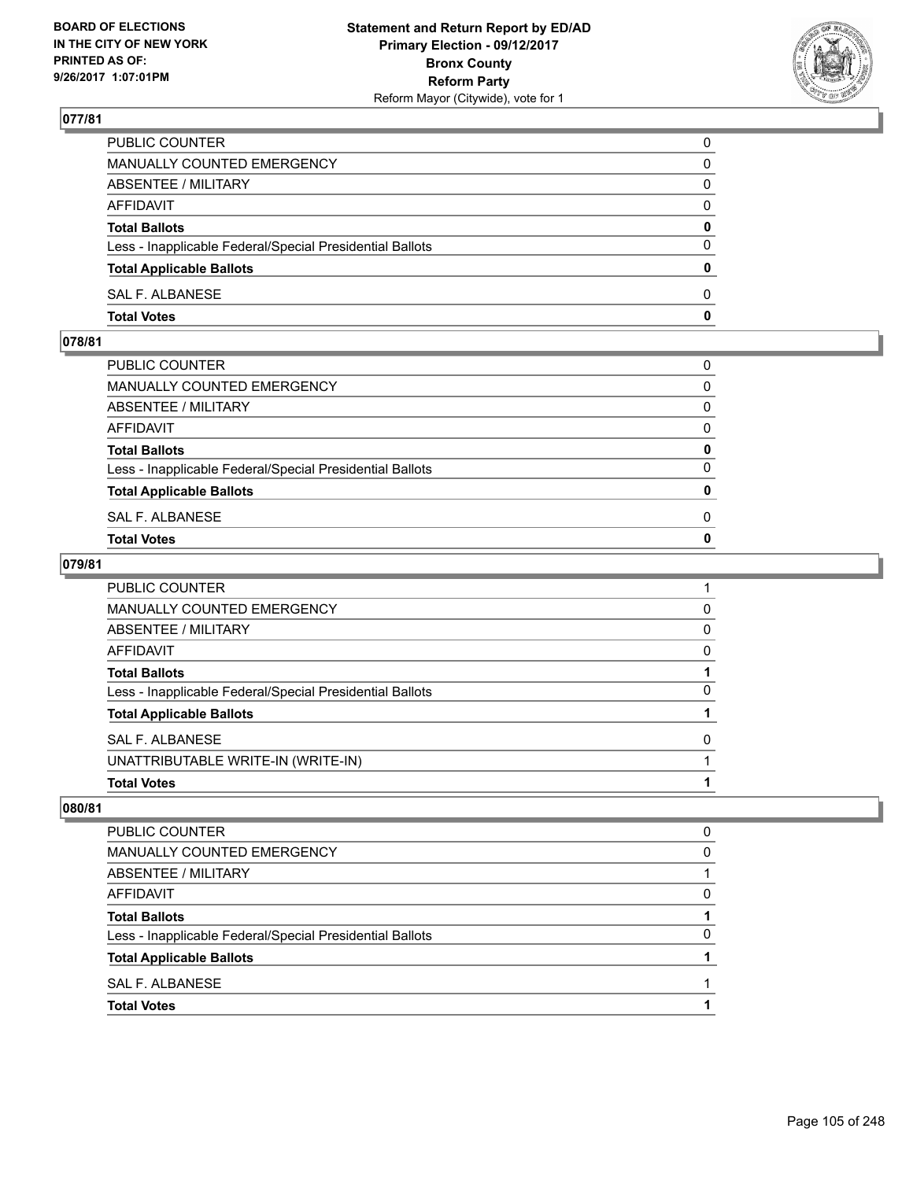**BOARD OF ELECTIONS IN THE CITY OF NEW YORK PRINTED AS OF: 9/26/2017 1:07:01PM**

**Statement and Return Report by ED/AD Primary Election - 09/12/2017 Bronx County Reform Party**
Reform Mayor (Citywide), vote for 1

## 077/81

| | |
|---|---|
| PUBLIC COUNTER | 0 |
| MANUALLY COUNTED EMERGENCY | 0 |
| ABSENTEE / MILITARY | 0 |
| AFFIDAVIT | 0 |
| **Total Ballots** | **0** |
| Less - Inapplicable Federal/Special Presidential Ballots | 0 |
| **Total Applicable Ballots** | **0** |
| SAL F. ALBANESE | 0 |
| **Total Votes** | **0** |

## 078/81

| | |
|---|---|
| PUBLIC COUNTER | 0 |
| MANUALLY COUNTED EMERGENCY | 0 |
| ABSENTEE / MILITARY | 0 |
| AFFIDAVIT | 0 |
| **Total Ballots** | **0** |
| Less - Inapplicable Federal/Special Presidential Ballots | 0 |
| **Total Applicable Ballots** | **0** |
| SAL F. ALBANESE | 0 |
| **Total Votes** | **0** |

## 079/81

| | |
|---|---|
| PUBLIC COUNTER | 1 |
| MANUALLY COUNTED EMERGENCY | 0 |
| ABSENTEE / MILITARY | 0 |
| AFFIDAVIT | 0 |
| **Total Ballots** | **1** |
| Less - Inapplicable Federal/Special Presidential Ballots | 0 |
| **Total Applicable Ballots** | **1** |
| SAL F. ALBANESE | 0 |
| UNATTRIBUTABLE WRITE-IN (WRITE-IN) | 1 |
| **Total Votes** | **1** |

## 080/81

| | |
|---|---|
| PUBLIC COUNTER | 0 |
| MANUALLY COUNTED EMERGENCY | 0 |
| ABSENTEE / MILITARY | 1 |
| AFFIDAVIT | 0 |
| **Total Ballots** | **1** |
| Less - Inapplicable Federal/Special Presidential Ballots | 0 |
| **Total Applicable Ballots** | **1** |
| SAL F. ALBANESE | 1 |
| **Total Votes** | **1** |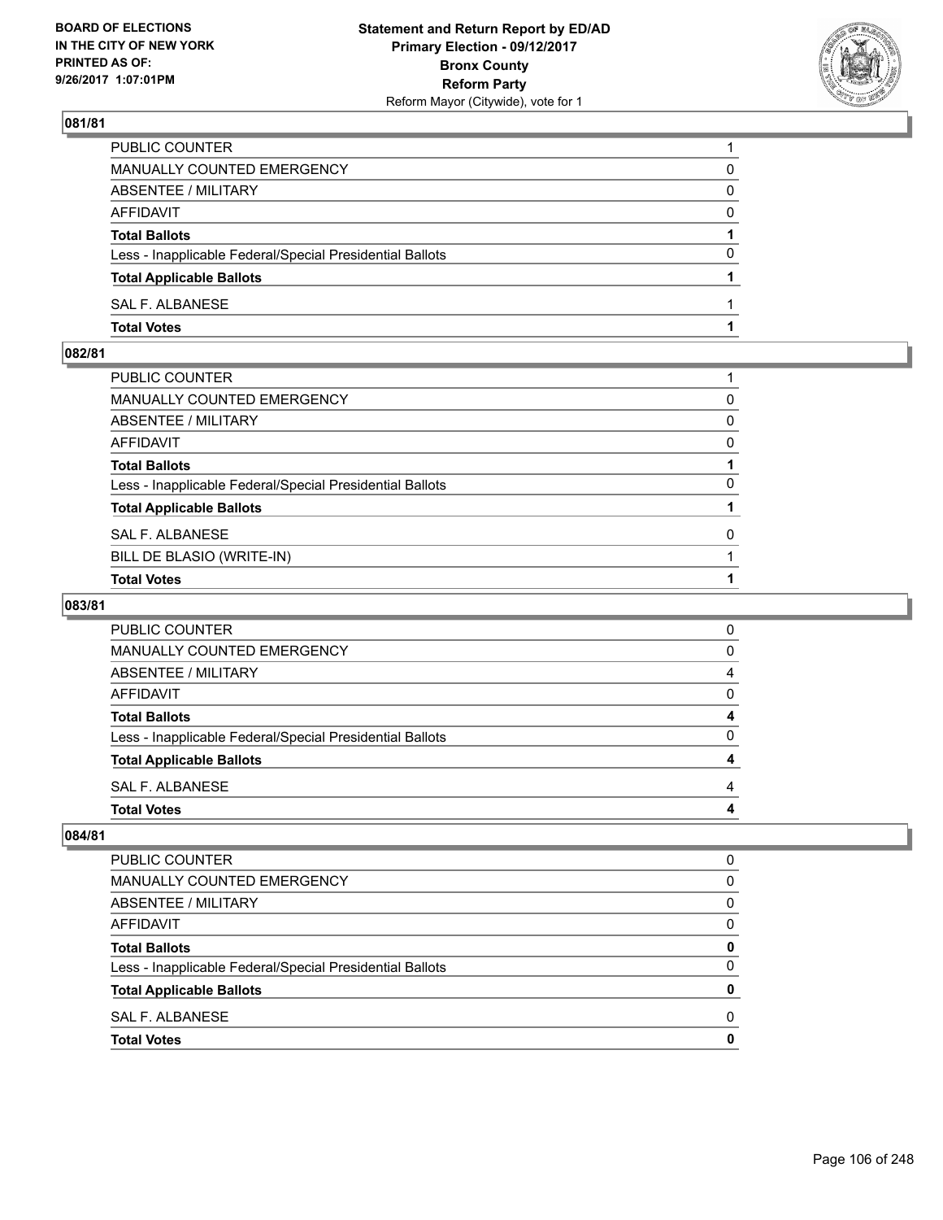## 081/81

| | |
|---|---|
| PUBLIC COUNTER | 1 |
| MANUALLY COUNTED EMERGENCY | 0 |
| ABSENTEE / MILITARY | 0 |
| AFFIDAVIT | 0 |
| **Total Ballots** | **1** |
| Less - Inapplicable Federal/Special Presidential Ballots | 0 |
| **Total Applicable Ballots** | **1** |
| SAL F. ALBANESE | 1 |
| **Total Votes** | **1** |

## 082/81

| | |
|---|---|
| PUBLIC COUNTER | 1 |
| MANUALLY COUNTED EMERGENCY | 0 |
| ABSENTEE / MILITARY | 0 |
| AFFIDAVIT | 0 |
| **Total Ballots** | **1** |
| Less - Inapplicable Federal/Special Presidential Ballots | 0 |
| **Total Applicable Ballots** | **1** |
| SAL F. ALBANESE | 0 |
| BILL DE BLASIO (WRITE-IN) | 1 |
| **Total Votes** | **1** |

## 083/81

| | |
|---|---|
| PUBLIC COUNTER | 0 |
| MANUALLY COUNTED EMERGENCY | 0 |
| ABSENTEE / MILITARY | 4 |
| AFFIDAVIT | 0 |
| **Total Ballots** | **4** |
| Less - Inapplicable Federal/Special Presidential Ballots | 0 |
| **Total Applicable Ballots** | **4** |
| SAL F. ALBANESE | 4 |
| **Total Votes** | **4** |

## 084/81

| | |
|---|---|
| PUBLIC COUNTER | 0 |
| MANUALLY COUNTED EMERGENCY | 0 |
| ABSENTEE / MILITARY | 0 |
| AFFIDAVIT | 0 |
| **Total Ballots** | **0** |
| Less - Inapplicable Federal/Special Presidential Ballots | 0 |
| **Total Applicable Ballots** | **0** |
| SAL F. ALBANESE | 0 |
| **Total Votes** | **0** |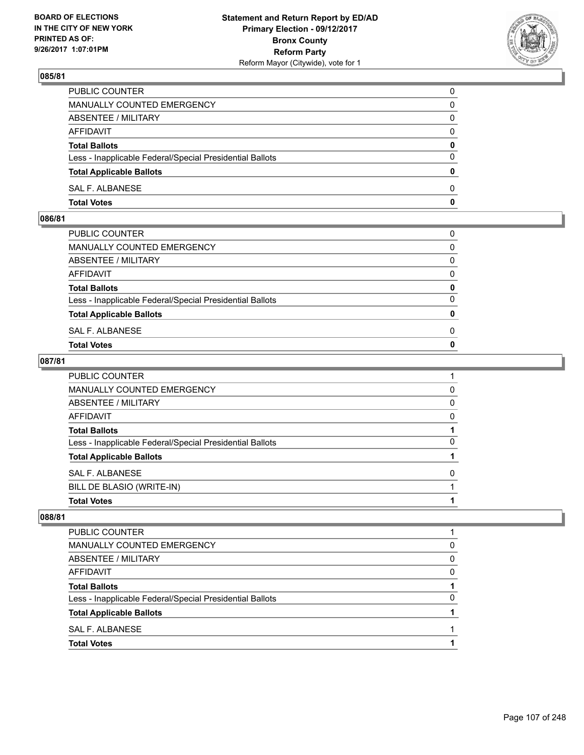## 085/81

| | |
|---|---|
| PUBLIC COUNTER | 0 |
| MANUALLY COUNTED EMERGENCY | 0 |
| ABSENTEE / MILITARY | 0 |
| AFFIDAVIT | 0 |
| **Total Ballots** | **0** |
| Less - Inapplicable Federal/Special Presidential Ballots | 0 |
| **Total Applicable Ballots** | **0** |
| SAL F. ALBANESE | 0 |
| **Total Votes** | **0** |

## 086/81

| | |
|---|---|
| PUBLIC COUNTER | 0 |
| MANUALLY COUNTED EMERGENCY | 0 |
| ABSENTEE / MILITARY | 0 |
| AFFIDAVIT | 0 |
| **Total Ballots** | **0** |
| Less - Inapplicable Federal/Special Presidential Ballots | 0 |
| **Total Applicable Ballots** | **0** |
| SAL F. ALBANESE | 0 |
| **Total Votes** | **0** |

## 087/81

| | |
|---|---|
| PUBLIC COUNTER | 1 |
| MANUALLY COUNTED EMERGENCY | 0 |
| ABSENTEE / MILITARY | 0 |
| AFFIDAVIT | 0 |
| **Total Ballots** | **1** |
| Less - Inapplicable Federal/Special Presidential Ballots | 0 |
| **Total Applicable Ballots** | **1** |
| SAL F. ALBANESE | 0 |
| BILL DE BLASIO (WRITE-IN) | 1 |
| **Total Votes** | **1** |

## 088/81

| | |
|---|---|
| PUBLIC COUNTER | 1 |
| MANUALLY COUNTED EMERGENCY | 0 |
| ABSENTEE / MILITARY | 0 |
| AFFIDAVIT | 0 |
| **Total Ballots** | **1** |
| Less - Inapplicable Federal/Special Presidential Ballots | 0 |
| **Total Applicable Ballots** | **1** |
| SAL F. ALBANESE | 1 |
| **Total Votes** | **1** |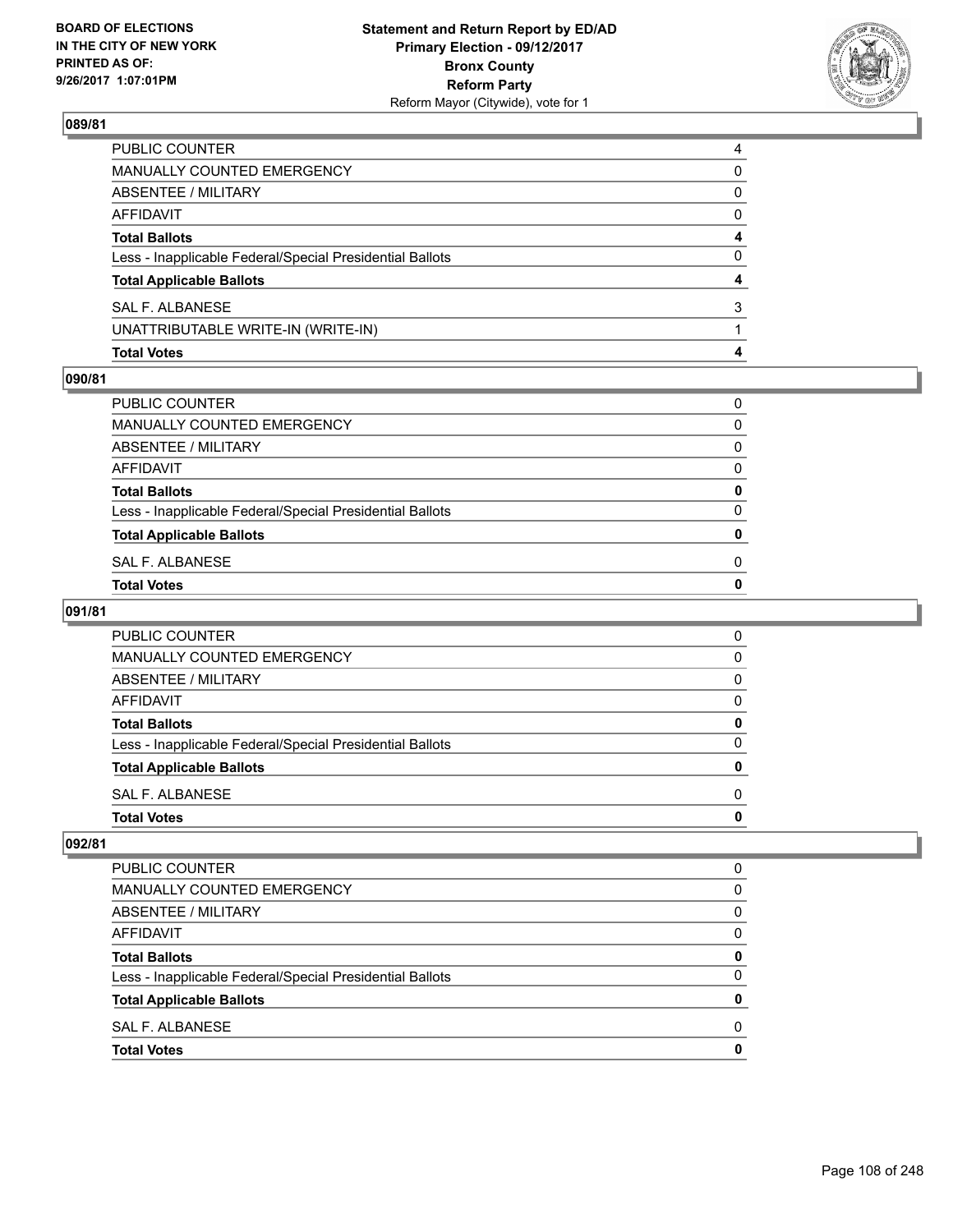## 089/81

| | |
|---|---|
| PUBLIC COUNTER | 4 |
| MANUALLY COUNTED EMERGENCY | 0 |
| ABSENTEE / MILITARY | 0 |
| AFFIDAVIT | 0 |
| **Total Ballots** | **4** |
| Less - Inapplicable Federal/Special Presidential Ballots | 0 |
| **Total Applicable Ballots** | **4** |
| SAL F. ALBANESE | 3 |
| UNATTRIBUTABLE WRITE-IN (WRITE-IN) | 1 |
| **Total Votes** | **4** |

## 090/81

| | |
|---|---|
| PUBLIC COUNTER | 0 |
| MANUALLY COUNTED EMERGENCY | 0 |
| ABSENTEE / MILITARY | 0 |
| AFFIDAVIT | 0 |
| **Total Ballots** | **0** |
| Less - Inapplicable Federal/Special Presidential Ballots | 0 |
| **Total Applicable Ballots** | **0** |
| SAL F. ALBANESE | 0 |
| **Total Votes** | **0** |

## 091/81

| | |
|---|---|
| PUBLIC COUNTER | 0 |
| MANUALLY COUNTED EMERGENCY | 0 |
| ABSENTEE / MILITARY | 0 |
| AFFIDAVIT | 0 |
| **Total Ballots** | **0** |
| Less - Inapplicable Federal/Special Presidential Ballots | 0 |
| **Total Applicable Ballots** | **0** |
| SAL F. ALBANESE | 0 |
| **Total Votes** | **0** |

## 092/81

| | |
|---|---|
| PUBLIC COUNTER | 0 |
| MANUALLY COUNTED EMERGENCY | 0 |
| ABSENTEE / MILITARY | 0 |
| AFFIDAVIT | 0 |
| **Total Ballots** | **0** |
| Less - Inapplicable Federal/Special Presidential Ballots | 0 |
| **Total Applicable Ballots** | **0** |
| SAL F. ALBANESE | 0 |
| **Total Votes** | **0** |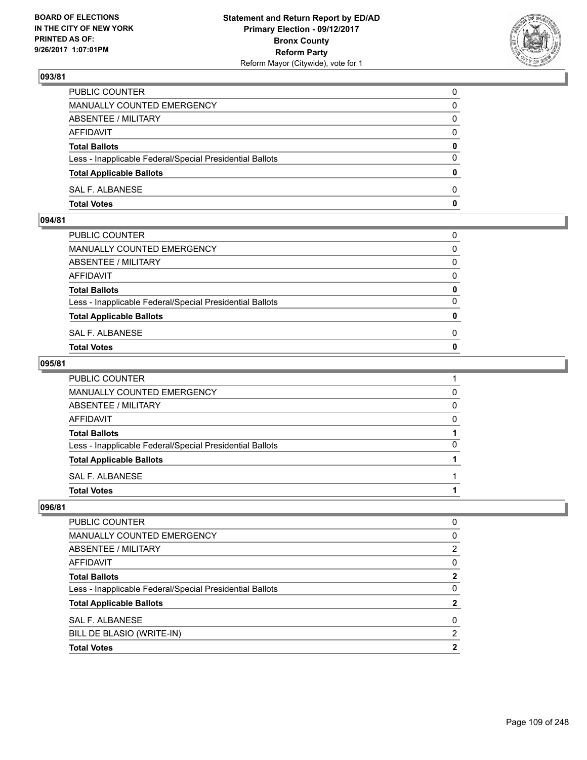## 093/81

| | |
|---|---|
| PUBLIC COUNTER | 0 |
| MANUALLY COUNTED EMERGENCY | 0 |
| ABSENTEE / MILITARY | 0 |
| AFFIDAVIT | 0 |
| **Total Ballots** | **0** |
| Less - Inapplicable Federal/Special Presidential Ballots | 0 |
| **Total Applicable Ballots** | **0** |
| SAL F. ALBANESE | 0 |
| **Total Votes** | **0** |

## 094/81

| | |
|---|---|
| PUBLIC COUNTER | 0 |
| MANUALLY COUNTED EMERGENCY | 0 |
| ABSENTEE / MILITARY | 0 |
| AFFIDAVIT | 0 |
| **Total Ballots** | **0** |
| Less - Inapplicable Federal/Special Presidential Ballots | 0 |
| **Total Applicable Ballots** | **0** |
| SAL F. ALBANESE | 0 |
| **Total Votes** | **0** |

## 095/81

| | |
|---|---|
| PUBLIC COUNTER | 1 |
| MANUALLY COUNTED EMERGENCY | 0 |
| ABSENTEE / MILITARY | 0 |
| AFFIDAVIT | 0 |
| **Total Ballots** | **1** |
| Less - Inapplicable Federal/Special Presidential Ballots | 0 |
| **Total Applicable Ballots** | **1** |
| SAL F. ALBANESE | 1 |
| **Total Votes** | **1** |

## 096/81

| | |
|---|---|
| PUBLIC COUNTER | 0 |
| MANUALLY COUNTED EMERGENCY | 0 |
| ABSENTEE / MILITARY | 2 |
| AFFIDAVIT | 0 |
| **Total Ballots** | **2** |
| Less - Inapplicable Federal/Special Presidential Ballots | 0 |
| **Total Applicable Ballots** | **2** |
| SAL F. ALBANESE | 0 |
| BILL DE BLASIO (WRITE-IN) | 2 |
| **Total Votes** | **2** |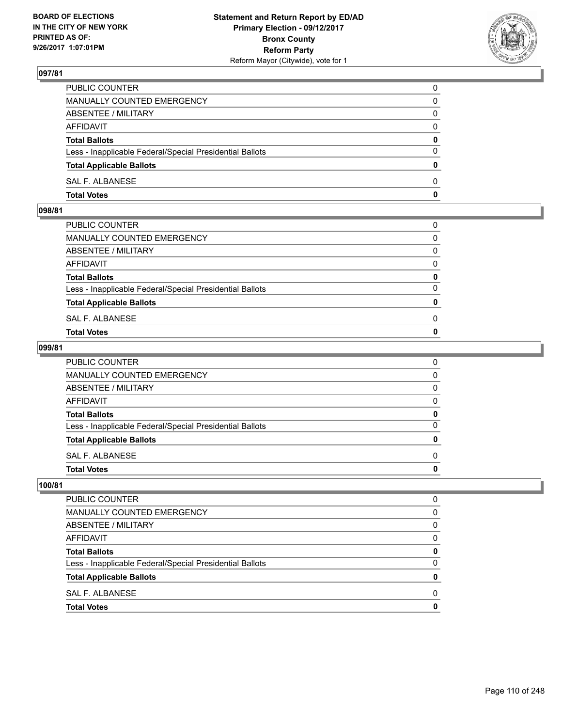**BOARD OF ELECTIONS IN THE CITY OF NEW YORK PRINTED AS OF: 9/26/2017 1:07:01PM**

**Statement and Return Report by ED/AD**
**Primary Election - 09/12/2017**
**Bronx County**
**Reform Party**
Reform Mayor (Citywide), vote for 1

## 097/81

| | |
|---|---|
| PUBLIC COUNTER | 0 |
| MANUALLY COUNTED EMERGENCY | 0 |
| ABSENTEE / MILITARY | 0 |
| AFFIDAVIT | 0 |
| **Total Ballots** | **0** |
| Less - Inapplicable Federal/Special Presidential Ballots | 0 |
| **Total Applicable Ballots** | **0** |
| SAL F. ALBANESE | 0 |
| **Total Votes** | **0** |

## 098/81

| | |
|---|---|
| PUBLIC COUNTER | 0 |
| MANUALLY COUNTED EMERGENCY | 0 |
| ABSENTEE / MILITARY | 0 |
| AFFIDAVIT | 0 |
| **Total Ballots** | **0** |
| Less - Inapplicable Federal/Special Presidential Ballots | 0 |
| **Total Applicable Ballots** | **0** |
| SAL F. ALBANESE | 0 |
| **Total Votes** | **0** |

## 099/81

| | |
|---|---|
| PUBLIC COUNTER | 0 |
| MANUALLY COUNTED EMERGENCY | 0 |
| ABSENTEE / MILITARY | 0 |
| AFFIDAVIT | 0 |
| **Total Ballots** | **0** |
| Less - Inapplicable Federal/Special Presidential Ballots | 0 |
| **Total Applicable Ballots** | **0** |
| SAL F. ALBANESE | 0 |
| **Total Votes** | **0** |

## 100/81

| | |
|---|---|
| PUBLIC COUNTER | 0 |
| MANUALLY COUNTED EMERGENCY | 0 |
| ABSENTEE / MILITARY | 0 |
| AFFIDAVIT | 0 |
| **Total Ballots** | **0** |
| Less - Inapplicable Federal/Special Presidential Ballots | 0 |
| **Total Applicable Ballots** | **0** |
| SAL F. ALBANESE | 0 |
| **Total Votes** | **0** |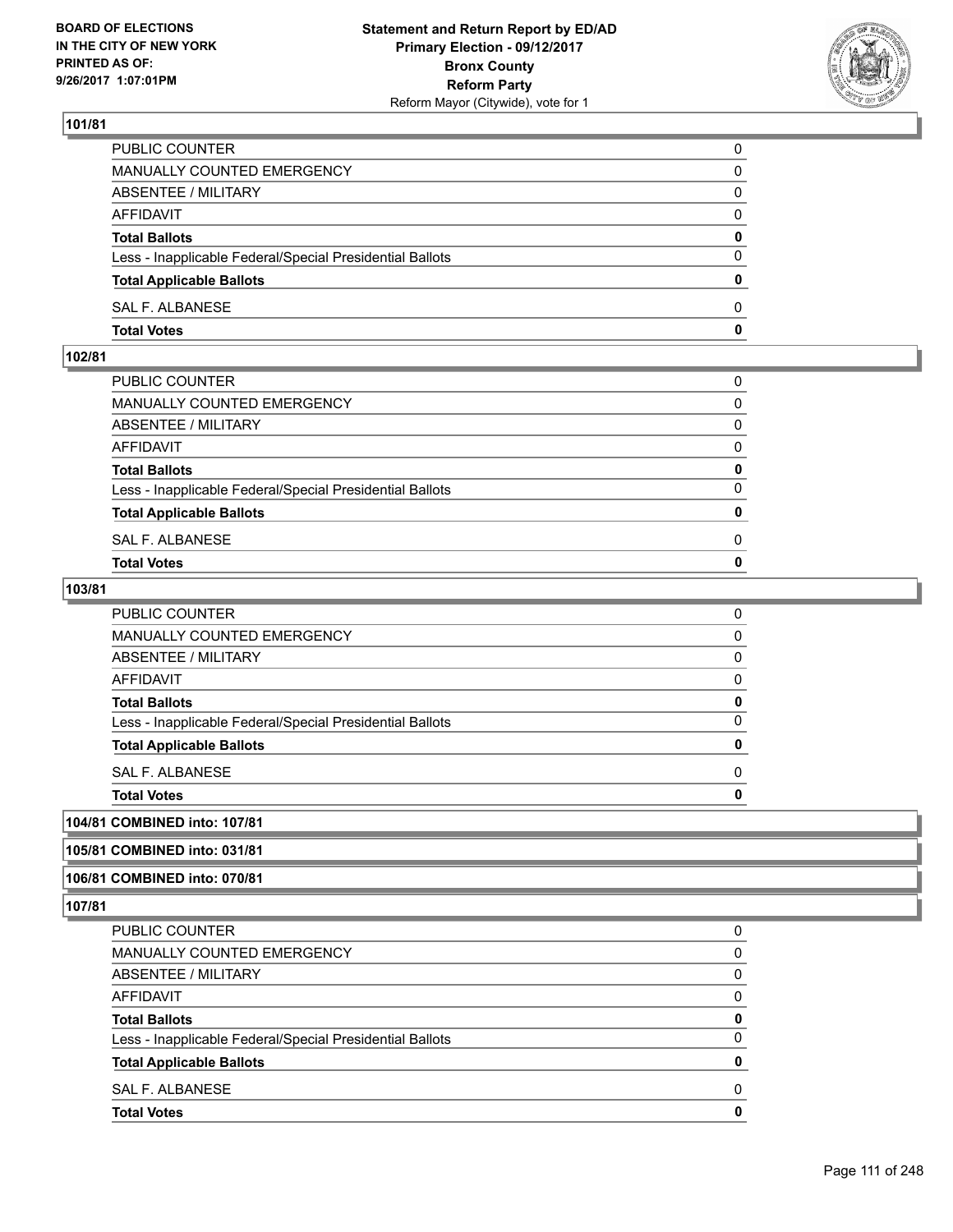**101/81**

| | |
|---|---|
| PUBLIC COUNTER | 0 |
| MANUALLY COUNTED EMERGENCY | 0 |
| ABSENTEE / MILITARY | 0 |
| AFFIDAVIT | 0 |
| **Total Ballots** | **0** |
| Less - Inapplicable Federal/Special Presidential Ballots | 0 |
| **Total Applicable Ballots** | **0** |
| SAL F. ALBANESE | 0 |
| **Total Votes** | **0** |

**102/81**

| | |
|---|---|
| PUBLIC COUNTER | 0 |
| MANUALLY COUNTED EMERGENCY | 0 |
| ABSENTEE / MILITARY | 0 |
| AFFIDAVIT | 0 |
| **Total Ballots** | **0** |
| Less - Inapplicable Federal/Special Presidential Ballots | 0 |
| **Total Applicable Ballots** | **0** |
| SAL F. ALBANESE | 0 |
| **Total Votes** | **0** |

**103/81**

| | |
|---|---|
| PUBLIC COUNTER | 0 |
| MANUALLY COUNTED EMERGENCY | 0 |
| ABSENTEE / MILITARY | 0 |
| AFFIDAVIT | 0 |
| **Total Ballots** | **0** |
| Less - Inapplicable Federal/Special Presidential Ballots | 0 |
| **Total Applicable Ballots** | **0** |
| SAL F. ALBANESE | 0 |
| **Total Votes** | **0** |

**104/81 COMBINED into: 107/81**

**105/81 COMBINED into: 031/81**

**106/81 COMBINED into: 070/81**

**107/81**

| | |
|---|---|
| PUBLIC COUNTER | 0 |
| MANUALLY COUNTED EMERGENCY | 0 |
| ABSENTEE / MILITARY | 0 |
| AFFIDAVIT | 0 |
| **Total Ballots** | **0** |
| Less - Inapplicable Federal/Special Presidential Ballots | 0 |
| **Total Applicable Ballots** | **0** |
| SAL F. ALBANESE | 0 |
| **Total Votes** | **0** |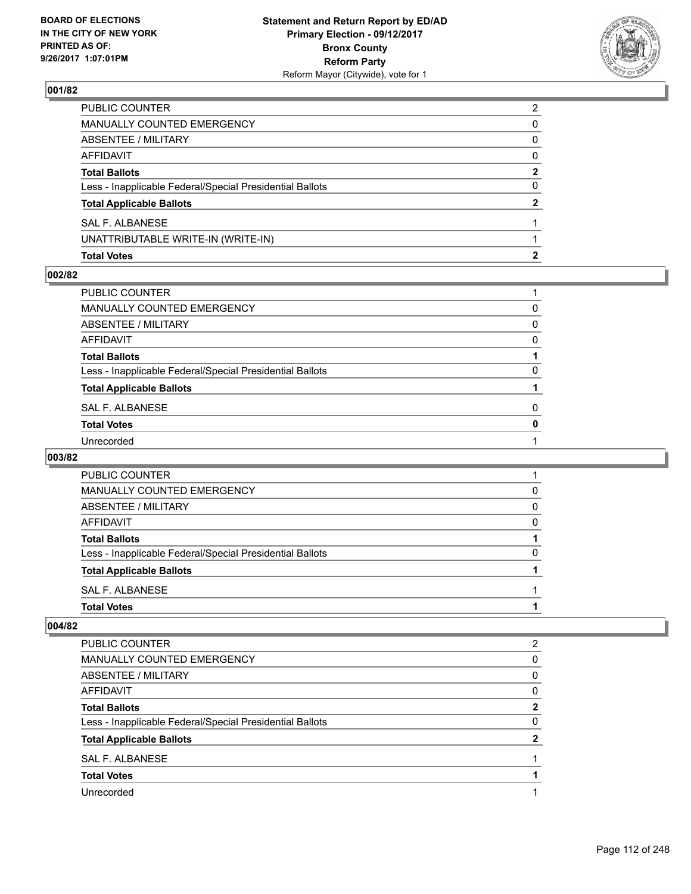## 001/82

| | |
|---|---|
| PUBLIC COUNTER | 2 |
| MANUALLY COUNTED EMERGENCY | 0 |
| ABSENTEE / MILITARY | 0 |
| AFFIDAVIT | 0 |
| **Total Ballots** | **2** |
| Less - Inapplicable Federal/Special Presidential Ballots | 0 |
| **Total Applicable Ballots** | **2** |
| SAL F. ALBANESE | 1 |
| UNATTRIBUTABLE WRITE-IN (WRITE-IN) | 1 |
| **Total Votes** | **2** |

## 002/82

| | |
|---|---|
| PUBLIC COUNTER | 1 |
| MANUALLY COUNTED EMERGENCY | 0 |
| ABSENTEE / MILITARY | 0 |
| AFFIDAVIT | 0 |
| **Total Ballots** | **1** |
| Less - Inapplicable Federal/Special Presidential Ballots | 0 |
| **Total Applicable Ballots** | **1** |
| SAL F. ALBANESE | 0 |
| **Total Votes** | **0** |
| Unrecorded | 1 |

## 003/82

| | |
|---|---|
| PUBLIC COUNTER | 1 |
| MANUALLY COUNTED EMERGENCY | 0 |
| ABSENTEE / MILITARY | 0 |
| AFFIDAVIT | 0 |
| **Total Ballots** | **1** |
| Less - Inapplicable Federal/Special Presidential Ballots | 0 |
| **Total Applicable Ballots** | **1** |
| SAL F. ALBANESE | 1 |
| **Total Votes** | **1** |

## 004/82

| | |
|---|---|
| PUBLIC COUNTER | 2 |
| MANUALLY COUNTED EMERGENCY | 0 |
| ABSENTEE / MILITARY | 0 |
| AFFIDAVIT | 0 |
| **Total Ballots** | **2** |
| Less - Inapplicable Federal/Special Presidential Ballots | 0 |
| **Total Applicable Ballots** | **2** |
| SAL F. ALBANESE | 1 |
| **Total Votes** | **1** |
| Unrecorded | 1 |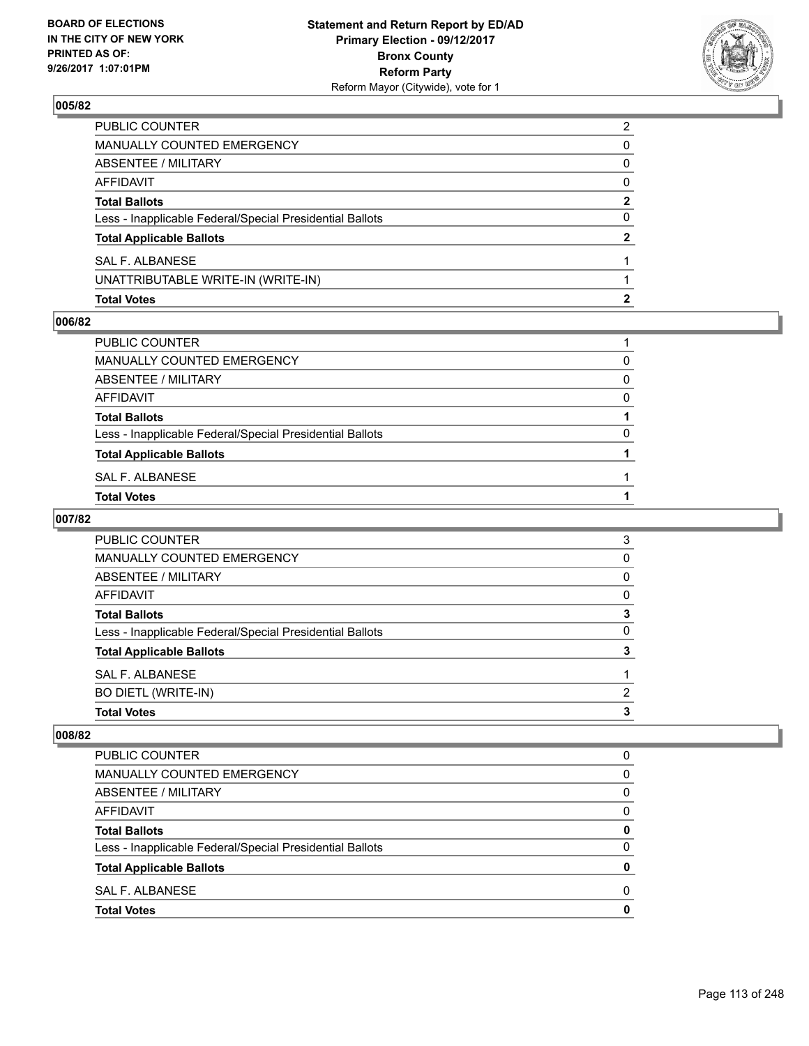## 005/82

| | |
|---|---|
| PUBLIC COUNTER | 2 |
| MANUALLY COUNTED EMERGENCY | 0 |
| ABSENTEE / MILITARY | 0 |
| AFFIDAVIT | 0 |
| **Total Ballots** | **2** |
| Less - Inapplicable Federal/Special Presidential Ballots | 0 |
| **Total Applicable Ballots** | **2** |
| SAL F. ALBANESE | 1 |
| UNATTRIBUTABLE WRITE-IN (WRITE-IN) | 1 |
| **Total Votes** | **2** |

## 006/82

| | |
|---|---|
| PUBLIC COUNTER | 1 |
| MANUALLY COUNTED EMERGENCY | 0 |
| ABSENTEE / MILITARY | 0 |
| AFFIDAVIT | 0 |
| **Total Ballots** | **1** |
| Less - Inapplicable Federal/Special Presidential Ballots | 0 |
| **Total Applicable Ballots** | **1** |
| SAL F. ALBANESE | 1 |
| **Total Votes** | **1** |

## 007/82

| | |
|---|---|
| PUBLIC COUNTER | 3 |
| MANUALLY COUNTED EMERGENCY | 0 |
| ABSENTEE / MILITARY | 0 |
| AFFIDAVIT | 0 |
| **Total Ballots** | **3** |
| Less - Inapplicable Federal/Special Presidential Ballots | 0 |
| **Total Applicable Ballots** | **3** |
| SAL F. ALBANESE | 1 |
| BO DIETL (WRITE-IN) | 2 |
| **Total Votes** | **3** |

## 008/82

| | |
|---|---|
| PUBLIC COUNTER | 0 |
| MANUALLY COUNTED EMERGENCY | 0 |
| ABSENTEE / MILITARY | 0 |
| AFFIDAVIT | 0 |
| **Total Ballots** | **0** |
| Less - Inapplicable Federal/Special Presidential Ballots | 0 |
| **Total Applicable Ballots** | **0** |
| SAL F. ALBANESE | 0 |
| **Total Votes** | **0** |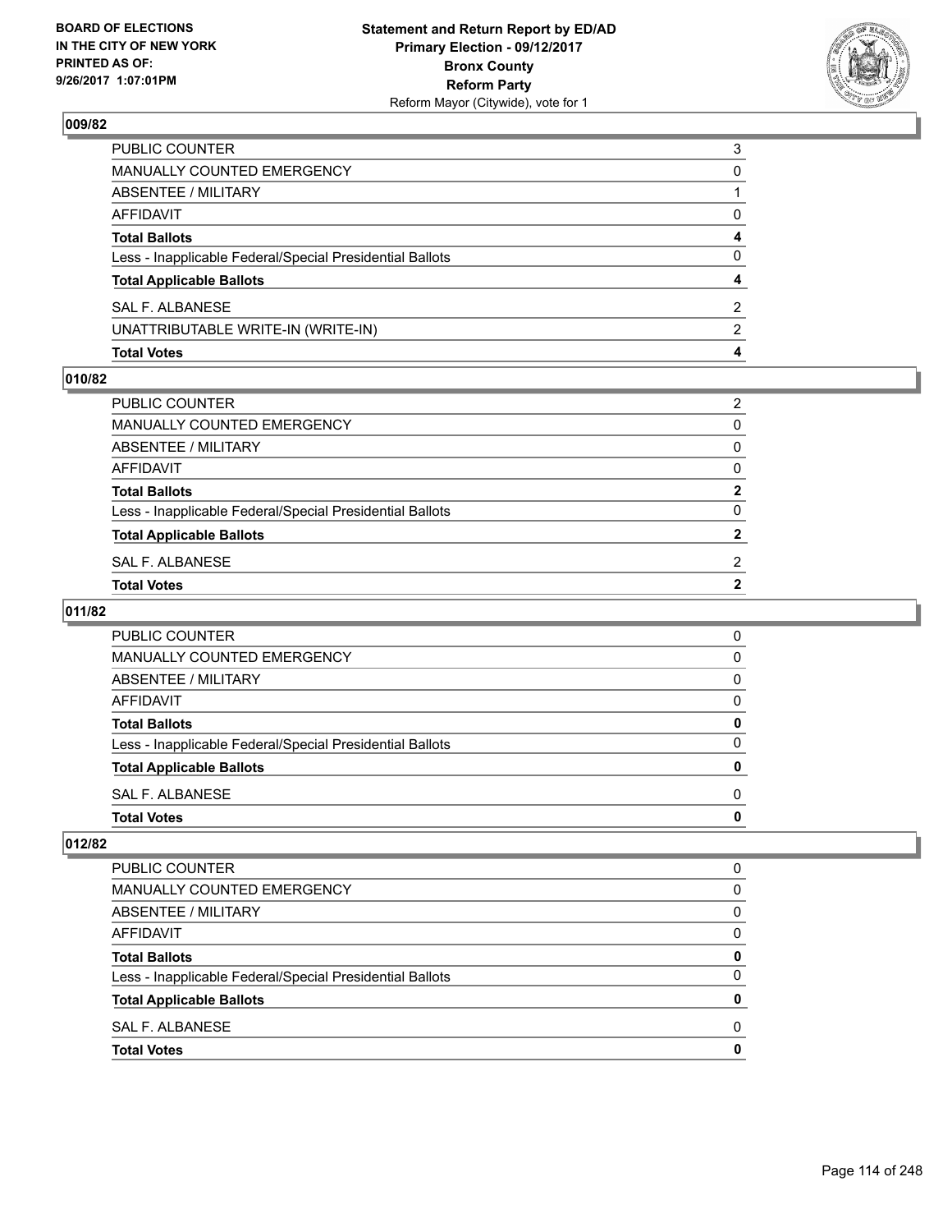**Statement and Return Report by ED/AD**
**Primary Election - 09/12/2017**
**Bronx County**
**Reform Party**
Reform Mayor (Citywide), vote for 1

BOARD OF ELECTIONS IN THE CITY OF NEW YORK PRINTED AS OF: 9/26/2017 1:07:01PM

## 009/82

| | |
|---|---|
| PUBLIC COUNTER | 3 |
| MANUALLY COUNTED EMERGENCY | 0 |
| ABSENTEE / MILITARY | 1 |
| AFFIDAVIT | 0 |
| **Total Ballots** | **4** |
| Less - Inapplicable Federal/Special Presidential Ballots | 0 |
| **Total Applicable Ballots** | **4** |
| SAL F. ALBANESE | 2 |
| UNATTRIBUTABLE WRITE-IN (WRITE-IN) | 2 |
| **Total Votes** | **4** |

## 010/82

| | |
|---|---|
| PUBLIC COUNTER | 2 |
| MANUALLY COUNTED EMERGENCY | 0 |
| ABSENTEE / MILITARY | 0 |
| AFFIDAVIT | 0 |
| **Total Ballots** | **2** |
| Less - Inapplicable Federal/Special Presidential Ballots | 0 |
| **Total Applicable Ballots** | **2** |
| SAL F. ALBANESE | 2 |
| **Total Votes** | **2** |

## 011/82

| | |
|---|---|
| PUBLIC COUNTER | 0 |
| MANUALLY COUNTED EMERGENCY | 0 |
| ABSENTEE / MILITARY | 0 |
| AFFIDAVIT | 0 |
| **Total Ballots** | **0** |
| Less - Inapplicable Federal/Special Presidential Ballots | 0 |
| **Total Applicable Ballots** | **0** |
| SAL F. ALBANESE | 0 |
| **Total Votes** | **0** |

## 012/82

| | |
|---|---|
| PUBLIC COUNTER | 0 |
| MANUALLY COUNTED EMERGENCY | 0 |
| ABSENTEE / MILITARY | 0 |
| AFFIDAVIT | 0 |
| **Total Ballots** | **0** |
| Less - Inapplicable Federal/Special Presidential Ballots | 0 |
| **Total Applicable Ballots** | **0** |
| SAL F. ALBANESE | 0 |
| **Total Votes** | **0** |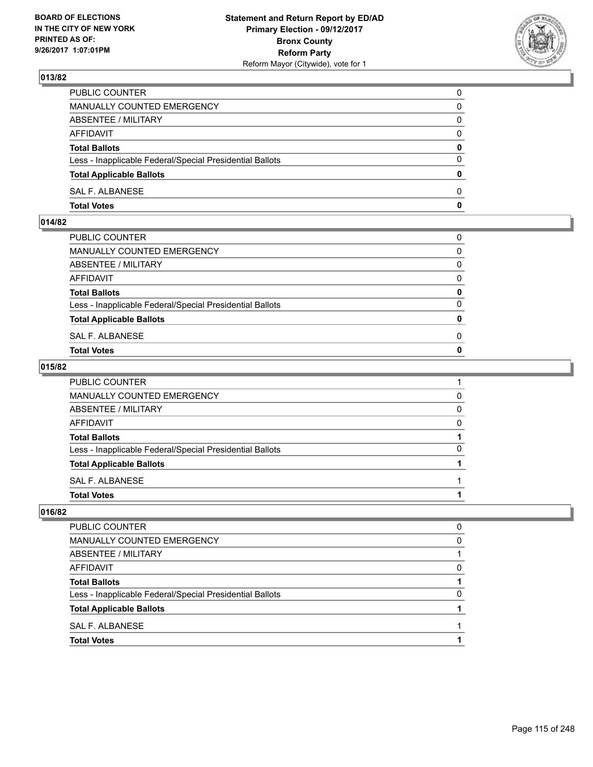**BOARD OF ELECTIONS IN THE CITY OF NEW YORK PRINTED AS OF: 9/26/2017 1:07:01PM**

**Statement and Return Report by ED/AD**
**Primary Election - 09/12/2017**
**Bronx County**
**Reform Party**
Reform Mayor (Citywide), vote for 1

## 013/82

| | |
|---|---|
| PUBLIC COUNTER | 0 |
| MANUALLY COUNTED EMERGENCY | 0 |
| ABSENTEE / MILITARY | 0 |
| AFFIDAVIT | 0 |
| **Total Ballots** | **0** |
| Less - Inapplicable Federal/Special Presidential Ballots | 0 |
| **Total Applicable Ballots** | **0** |
| SAL F. ALBANESE | 0 |
| **Total Votes** | **0** |

## 014/82

| | |
|---|---|
| PUBLIC COUNTER | 0 |
| MANUALLY COUNTED EMERGENCY | 0 |
| ABSENTEE / MILITARY | 0 |
| AFFIDAVIT | 0 |
| **Total Ballots** | **0** |
| Less - Inapplicable Federal/Special Presidential Ballots | 0 |
| **Total Applicable Ballots** | **0** |
| SAL F. ALBANESE | 0 |
| **Total Votes** | **0** |

## 015/82

| | |
|---|---|
| PUBLIC COUNTER | 1 |
| MANUALLY COUNTED EMERGENCY | 0 |
| ABSENTEE / MILITARY | 0 |
| AFFIDAVIT | 0 |
| **Total Ballots** | **1** |
| Less - Inapplicable Federal/Special Presidential Ballots | 0 |
| **Total Applicable Ballots** | **1** |
| SAL F. ALBANESE | 1 |
| **Total Votes** | **1** |

## 016/82

| | |
|---|---|
| PUBLIC COUNTER | 0 |
| MANUALLY COUNTED EMERGENCY | 0 |
| ABSENTEE / MILITARY | 1 |
| AFFIDAVIT | 0 |
| **Total Ballots** | **1** |
| Less - Inapplicable Federal/Special Presidential Ballots | 0 |
| **Total Applicable Ballots** | **1** |
| SAL F. ALBANESE | 1 |
| **Total Votes** | **1** |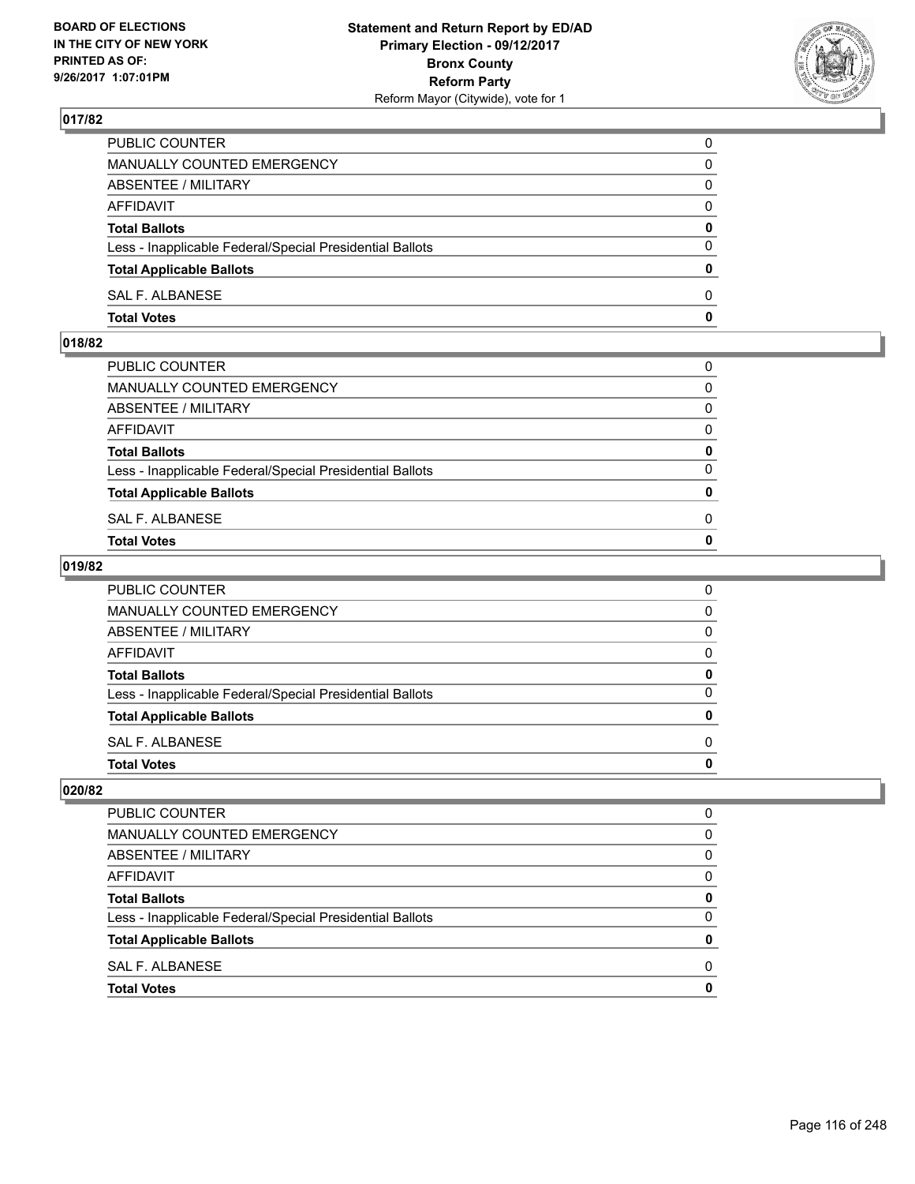## 017/82

| | |
|---|---|
| PUBLIC COUNTER | 0 |
| MANUALLY COUNTED EMERGENCY | 0 |
| ABSENTEE / MILITARY | 0 |
| AFFIDAVIT | 0 |
| **Total Ballots** | **0** |
| Less - Inapplicable Federal/Special Presidential Ballots | 0 |
| **Total Applicable Ballots** | **0** |
| SAL F. ALBANESE | 0 |
| **Total Votes** | **0** |

## 018/82

| | |
|---|---|
| PUBLIC COUNTER | 0 |
| MANUALLY COUNTED EMERGENCY | 0 |
| ABSENTEE / MILITARY | 0 |
| AFFIDAVIT | 0 |
| **Total Ballots** | **0** |
| Less - Inapplicable Federal/Special Presidential Ballots | 0 |
| **Total Applicable Ballots** | **0** |
| SAL F. ALBANESE | 0 |
| **Total Votes** | **0** |

## 019/82

| | |
|---|---|
| PUBLIC COUNTER | 0 |
| MANUALLY COUNTED EMERGENCY | 0 |
| ABSENTEE / MILITARY | 0 |
| AFFIDAVIT | 0 |
| **Total Ballots** | **0** |
| Less - Inapplicable Federal/Special Presidential Ballots | 0 |
| **Total Applicable Ballots** | **0** |
| SAL F. ALBANESE | 0 |
| **Total Votes** | **0** |

## 020/82

| | |
|---|---|
| PUBLIC COUNTER | 0 |
| MANUALLY COUNTED EMERGENCY | 0 |
| ABSENTEE / MILITARY | 0 |
| AFFIDAVIT | 0 |
| **Total Ballots** | **0** |
| Less - Inapplicable Federal/Special Presidential Ballots | 0 |
| **Total Applicable Ballots** | **0** |
| SAL F. ALBANESE | 0 |
| **Total Votes** | **0** |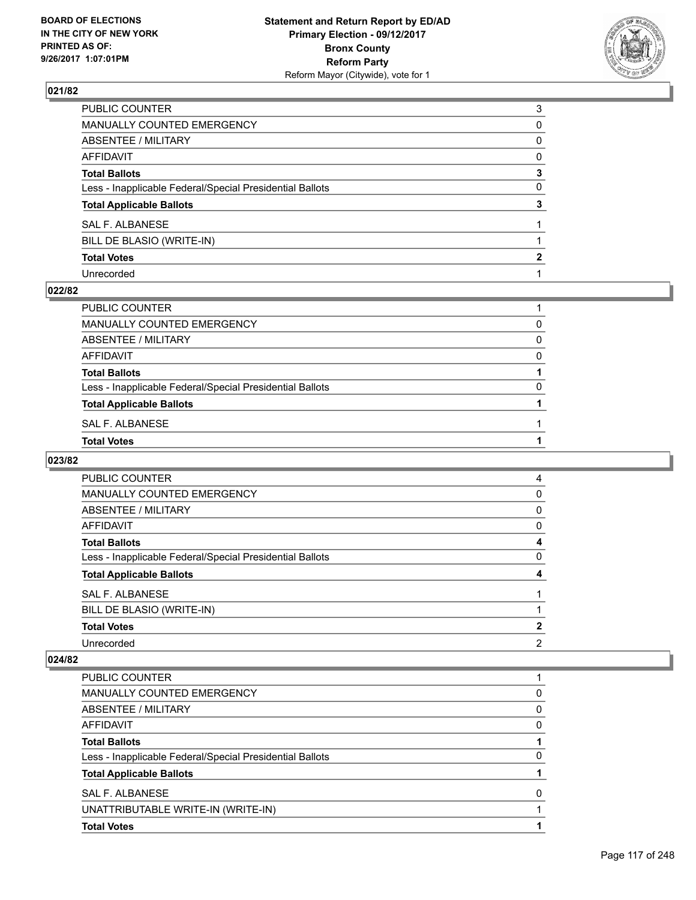### 021/82

| | |
|---|---|
| PUBLIC COUNTER | 3 |
| MANUALLY COUNTED EMERGENCY | 0 |
| ABSENTEE / MILITARY | 0 |
| AFFIDAVIT | 0 |
| **Total Ballots** | **3** |
| Less - Inapplicable Federal/Special Presidential Ballots | 0 |
| **Total Applicable Ballots** | **3** |
| SAL F. ALBANESE | 1 |
| BILL DE BLASIO (WRITE-IN) | 1 |
| **Total Votes** | **2** |
| Unrecorded | 1 |

### 022/82

| | |
|---|---|
| PUBLIC COUNTER | 1 |
| MANUALLY COUNTED EMERGENCY | 0 |
| ABSENTEE / MILITARY | 0 |
| AFFIDAVIT | 0 |
| **Total Ballots** | **1** |
| Less - Inapplicable Federal/Special Presidential Ballots | 0 |
| **Total Applicable Ballots** | **1** |
| SAL F. ALBANESE | 1 |
| **Total Votes** | **1** |

### 023/82

| | |
|---|---|
| PUBLIC COUNTER | 4 |
| MANUALLY COUNTED EMERGENCY | 0 |
| ABSENTEE / MILITARY | 0 |
| AFFIDAVIT | 0 |
| **Total Ballots** | **4** |
| Less - Inapplicable Federal/Special Presidential Ballots | 0 |
| **Total Applicable Ballots** | **4** |
| SAL F. ALBANESE | 1 |
| BILL DE BLASIO (WRITE-IN) | 1 |
| **Total Votes** | **2** |
| Unrecorded | 2 |

### 024/82

| | |
|---|---|
| PUBLIC COUNTER | 1 |
| MANUALLY COUNTED EMERGENCY | 0 |
| ABSENTEE / MILITARY | 0 |
| AFFIDAVIT | 0 |
| **Total Ballots** | **1** |
| Less - Inapplicable Federal/Special Presidential Ballots | 0 |
| **Total Applicable Ballots** | **1** |
| SAL F. ALBANESE | 0 |
| UNATTRIBUTABLE WRITE-IN (WRITE-IN) | 1 |
| **Total Votes** | **1** |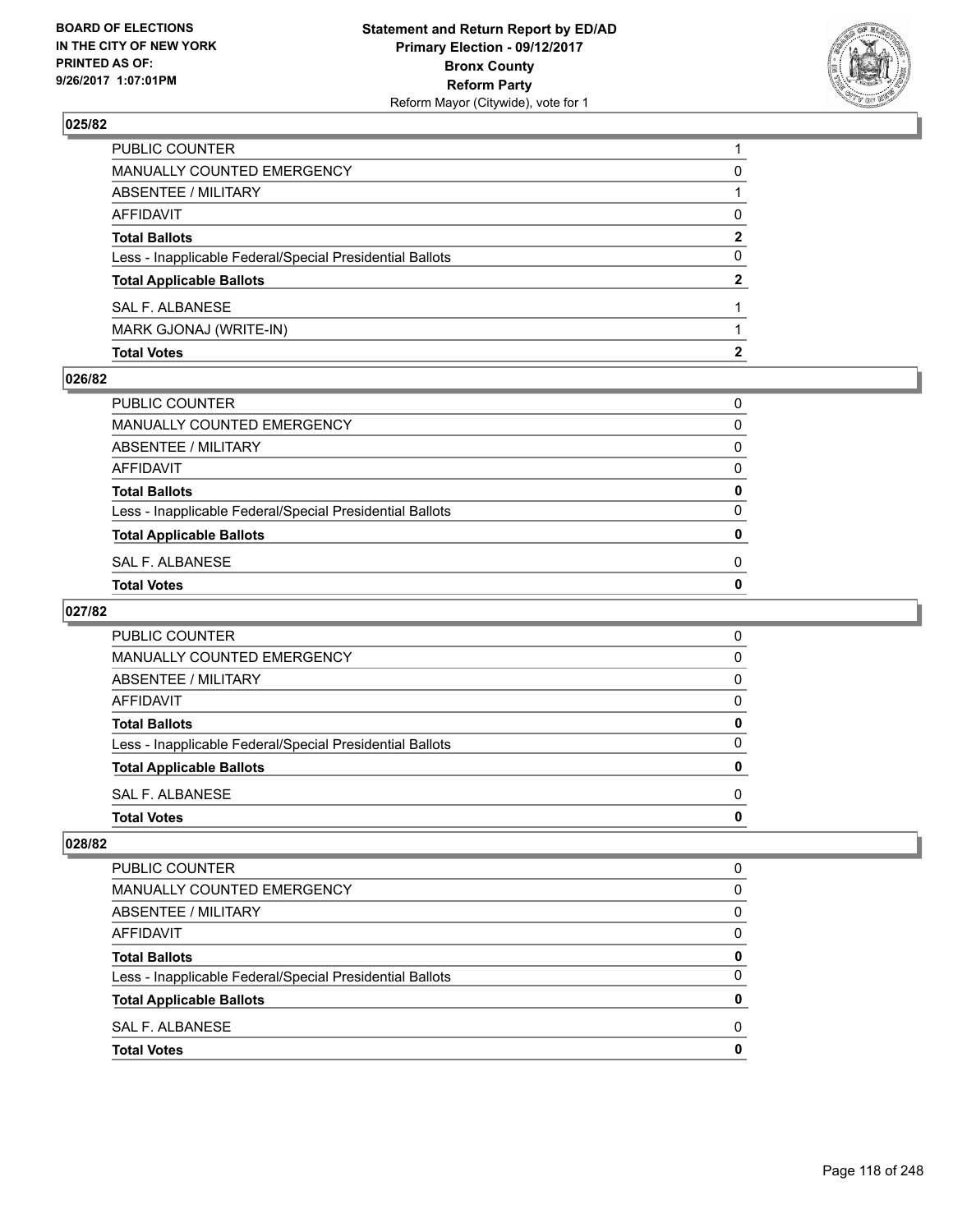BOARD OF ELECTIONS
IN THE CITY OF NEW YORK
PRINTED AS OF:
9/26/2017 1:07:01PM

**Statement and Return Report by ED/AD**
**Primary Election - 09/12/2017**
**Bronx County**
**Reform Party**
Reform Mayor (Citywide), vote for 1

## 025/82

| | |
|---|---|
| PUBLIC COUNTER | 1 |
| MANUALLY COUNTED EMERGENCY | 0 |
| ABSENTEE / MILITARY | 1 |
| AFFIDAVIT | 0 |
| **Total Ballots** | **2** |
| Less - Inapplicable Federal/Special Presidential Ballots | 0 |
| **Total Applicable Ballots** | **2** |
| SAL F. ALBANESE | 1 |
| MARK GJONAJ (WRITE-IN) | 1 |
| **Total Votes** | **2** |

## 026/82

| | |
|---|---|
| PUBLIC COUNTER | 0 |
| MANUALLY COUNTED EMERGENCY | 0 |
| ABSENTEE / MILITARY | 0 |
| AFFIDAVIT | 0 |
| **Total Ballots** | **0** |
| Less - Inapplicable Federal/Special Presidential Ballots | 0 |
| **Total Applicable Ballots** | **0** |
| SAL F. ALBANESE | 0 |
| **Total Votes** | **0** |

## 027/82

| | |
|---|---|
| PUBLIC COUNTER | 0 |
| MANUALLY COUNTED EMERGENCY | 0 |
| ABSENTEE / MILITARY | 0 |
| AFFIDAVIT | 0 |
| **Total Ballots** | **0** |
| Less - Inapplicable Federal/Special Presidential Ballots | 0 |
| **Total Applicable Ballots** | **0** |
| SAL F. ALBANESE | 0 |
| **Total Votes** | **0** |

## 028/82

| | |
|---|---|
| PUBLIC COUNTER | 0 |
| MANUALLY COUNTED EMERGENCY | 0 |
| ABSENTEE / MILITARY | 0 |
| AFFIDAVIT | 0 |
| **Total Ballots** | **0** |
| Less - Inapplicable Federal/Special Presidential Ballots | 0 |
| **Total Applicable Ballots** | **0** |
| SAL F. ALBANESE | 0 |
| **Total Votes** | **0** |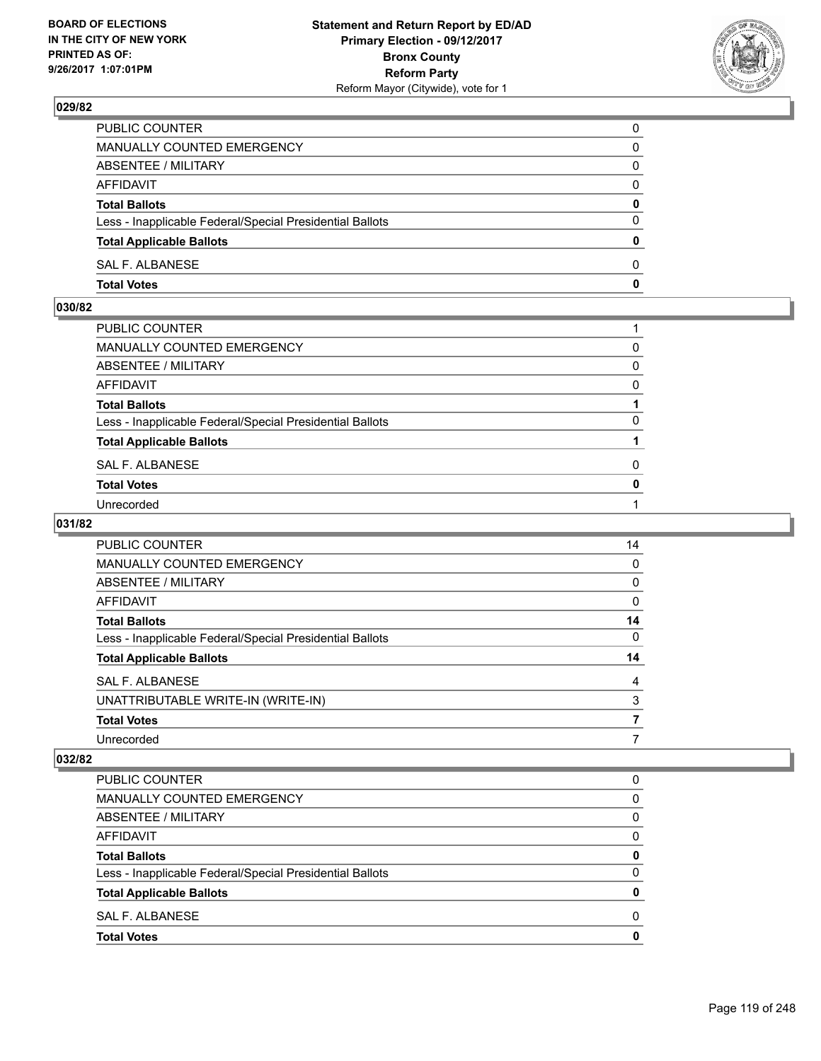### 029/82

| | |
|---|---|
| PUBLIC COUNTER | 0 |
| MANUALLY COUNTED EMERGENCY | 0 |
| ABSENTEE / MILITARY | 0 |
| AFFIDAVIT | 0 |
| **Total Ballots** | **0** |
| Less - Inapplicable Federal/Special Presidential Ballots | 0 |
| **Total Applicable Ballots** | **0** |
| SAL F. ALBANESE | 0 |
| **Total Votes** | **0** |

### 030/82

| | |
|---|---|
| PUBLIC COUNTER | 1 |
| MANUALLY COUNTED EMERGENCY | 0 |
| ABSENTEE / MILITARY | 0 |
| AFFIDAVIT | 0 |
| **Total Ballots** | **1** |
| Less - Inapplicable Federal/Special Presidential Ballots | 0 |
| **Total Applicable Ballots** | **1** |
| SAL F. ALBANESE | 0 |
| **Total Votes** | **0** |
| Unrecorded | 1 |

### 031/82

| | |
|---|---|
| PUBLIC COUNTER | 14 |
| MANUALLY COUNTED EMERGENCY | 0 |
| ABSENTEE / MILITARY | 0 |
| AFFIDAVIT | 0 |
| **Total Ballots** | **14** |
| Less - Inapplicable Federal/Special Presidential Ballots | 0 |
| **Total Applicable Ballots** | **14** |
| SAL F. ALBANESE | 4 |
| UNATTRIBUTABLE WRITE-IN (WRITE-IN) | 3 |
| **Total Votes** | **7** |
| Unrecorded | 7 |

### 032/82

| | |
|---|---|
| PUBLIC COUNTER | 0 |
| MANUALLY COUNTED EMERGENCY | 0 |
| ABSENTEE / MILITARY | 0 |
| AFFIDAVIT | 0 |
| **Total Ballots** | **0** |
| Less - Inapplicable Federal/Special Presidential Ballots | 0 |
| **Total Applicable Ballots** | **0** |
| SAL F. ALBANESE | 0 |
| **Total Votes** | **0** |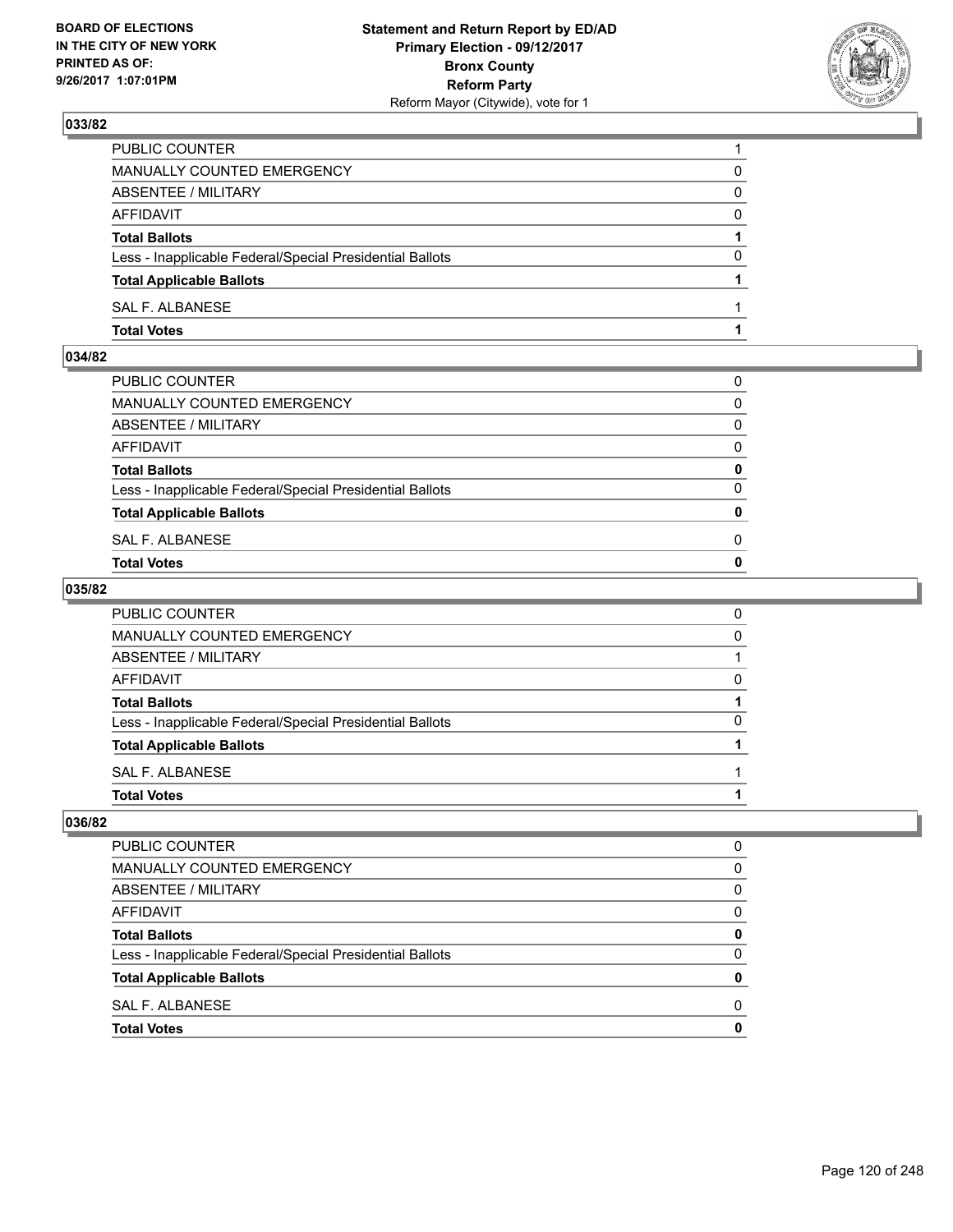## 033/82

| | |
|---|---|
| PUBLIC COUNTER | 1 |
| MANUALLY COUNTED EMERGENCY | 0 |
| ABSENTEE / MILITARY | 0 |
| AFFIDAVIT | 0 |
| **Total Ballots** | **1** |
| Less - Inapplicable Federal/Special Presidential Ballots | 0 |
| **Total Applicable Ballots** | **1** |
| SAL F. ALBANESE | 1 |
| **Total Votes** | **1** |

## 034/82

| | |
|---|---|
| PUBLIC COUNTER | 0 |
| MANUALLY COUNTED EMERGENCY | 0 |
| ABSENTEE / MILITARY | 0 |
| AFFIDAVIT | 0 |
| **Total Ballots** | **0** |
| Less - Inapplicable Federal/Special Presidential Ballots | 0 |
| **Total Applicable Ballots** | **0** |
| SAL F. ALBANESE | 0 |
| **Total Votes** | **0** |

## 035/82

| | |
|---|---|
| PUBLIC COUNTER | 0 |
| MANUALLY COUNTED EMERGENCY | 0 |
| ABSENTEE / MILITARY | 1 |
| AFFIDAVIT | 0 |
| **Total Ballots** | **1** |
| Less - Inapplicable Federal/Special Presidential Ballots | 0 |
| **Total Applicable Ballots** | **1** |
| SAL F. ALBANESE | 1 |
| **Total Votes** | **1** |

## 036/82

| | |
|---|---|
| PUBLIC COUNTER | 0 |
| MANUALLY COUNTED EMERGENCY | 0 |
| ABSENTEE / MILITARY | 0 |
| AFFIDAVIT | 0 |
| **Total Ballots** | **0** |
| Less - Inapplicable Federal/Special Presidential Ballots | 0 |
| **Total Applicable Ballots** | **0** |
| SAL F. ALBANESE | 0 |
| **Total Votes** | **0** |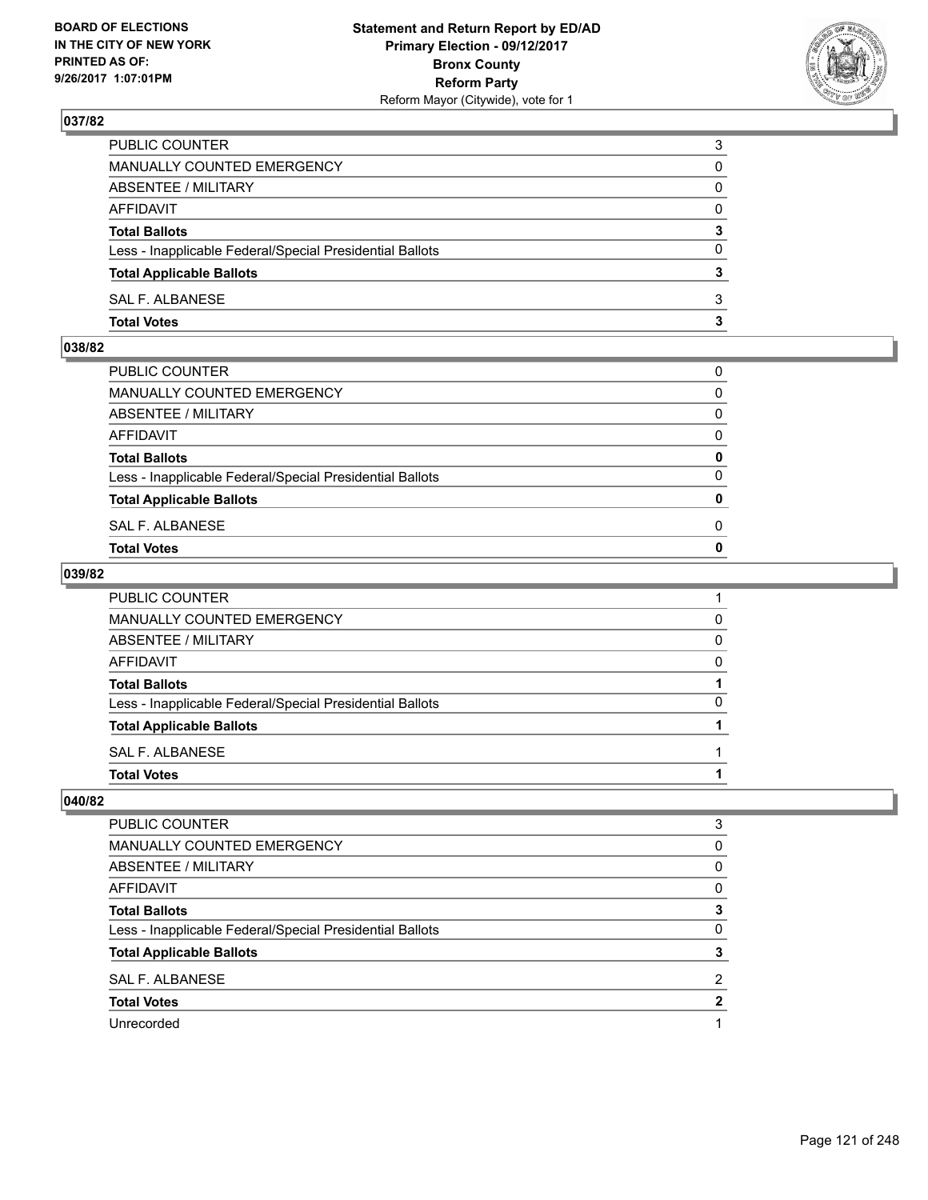**BOARD OF ELECTIONS IN THE CITY OF NEW YORK PRINTED AS OF: 9/26/2017 1:07:01PM**

**Statement and Return Report by ED/AD Primary Election - 09/12/2017 Bronx County Reform Party**
Reform Mayor (Citywide), vote for 1

### 037/82

| | |
|---|---|
| PUBLIC COUNTER | 3 |
| MANUALLY COUNTED EMERGENCY | 0 |
| ABSENTEE / MILITARY | 0 |
| AFFIDAVIT | 0 |
| **Total Ballots** | **3** |
| Less - Inapplicable Federal/Special Presidential Ballots | 0 |
| **Total Applicable Ballots** | **3** |
| SAL F. ALBANESE | 3 |
| **Total Votes** | **3** |

### 038/82

| | |
|---|---|
| PUBLIC COUNTER | 0 |
| MANUALLY COUNTED EMERGENCY | 0 |
| ABSENTEE / MILITARY | 0 |
| AFFIDAVIT | 0 |
| **Total Ballots** | **0** |
| Less - Inapplicable Federal/Special Presidential Ballots | 0 |
| **Total Applicable Ballots** | **0** |
| SAL F. ALBANESE | 0 |
| **Total Votes** | **0** |

### 039/82

| | |
|---|---|
| PUBLIC COUNTER | 1 |
| MANUALLY COUNTED EMERGENCY | 0 |
| ABSENTEE / MILITARY | 0 |
| AFFIDAVIT | 0 |
| **Total Ballots** | **1** |
| Less - Inapplicable Federal/Special Presidential Ballots | 0 |
| **Total Applicable Ballots** | **1** |
| SAL F. ALBANESE | 1 |
| **Total Votes** | **1** |

### 040/82

| | |
|---|---|
| PUBLIC COUNTER | 3 |
| MANUALLY COUNTED EMERGENCY | 0 |
| ABSENTEE / MILITARY | 0 |
| AFFIDAVIT | 0 |
| **Total Ballots** | **3** |
| Less - Inapplicable Federal/Special Presidential Ballots | 0 |
| **Total Applicable Ballots** | **3** |
| SAL F. ALBANESE | 2 |
| **Total Votes** | **2** |
| Unrecorded | 1 |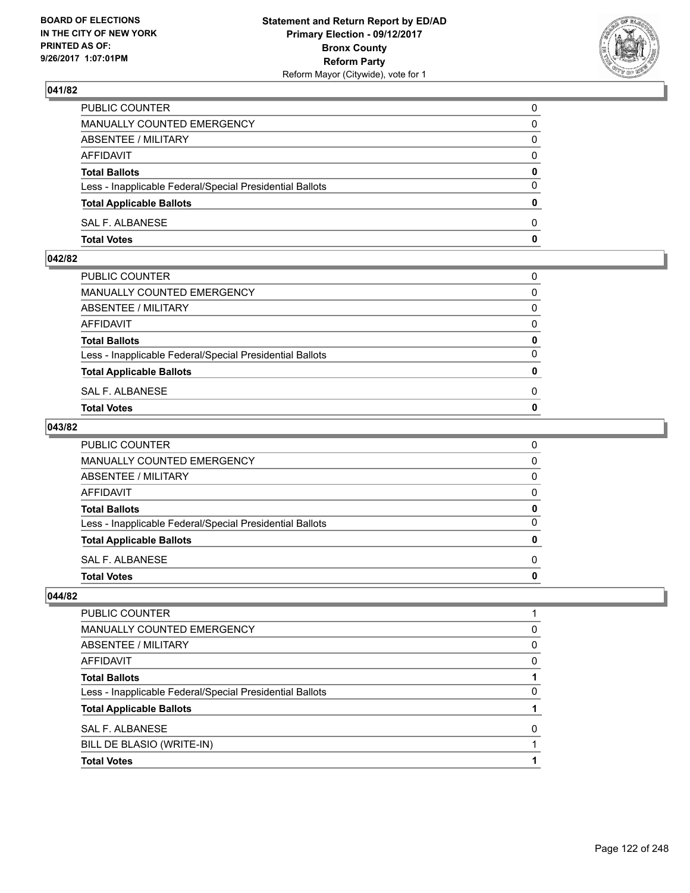BOARD OF ELECTIONS
IN THE CITY OF NEW YORK
PRINTED AS OF:
9/26/2017 1:07:01PM

**Statement and Return Report by ED/AD**
**Primary Election - 09/12/2017**
**Bronx County**
**Reform Party**
Reform Mayor (Citywide), vote for 1

### 041/82

| | |
|---|---|
| PUBLIC COUNTER | 0 |
| MANUALLY COUNTED EMERGENCY | 0 |
| ABSENTEE / MILITARY | 0 |
| AFFIDAVIT | 0 |
| **Total Ballots** | **0** |
| Less - Inapplicable Federal/Special Presidential Ballots | 0 |
| **Total Applicable Ballots** | **0** |
| SAL F. ALBANESE | 0 |
| **Total Votes** | **0** |

### 042/82

| | |
|---|---|
| PUBLIC COUNTER | 0 |
| MANUALLY COUNTED EMERGENCY | 0 |
| ABSENTEE / MILITARY | 0 |
| AFFIDAVIT | 0 |
| **Total Ballots** | **0** |
| Less - Inapplicable Federal/Special Presidential Ballots | 0 |
| **Total Applicable Ballots** | **0** |
| SAL F. ALBANESE | 0 |
| **Total Votes** | **0** |

### 043/82

| | |
|---|---|
| PUBLIC COUNTER | 0 |
| MANUALLY COUNTED EMERGENCY | 0 |
| ABSENTEE / MILITARY | 0 |
| AFFIDAVIT | 0 |
| **Total Ballots** | **0** |
| Less - Inapplicable Federal/Special Presidential Ballots | 0 |
| **Total Applicable Ballots** | **0** |
| SAL F. ALBANESE | 0 |
| **Total Votes** | **0** |

### 044/82

| | |
|---|---|
| PUBLIC COUNTER | 1 |
| MANUALLY COUNTED EMERGENCY | 0 |
| ABSENTEE / MILITARY | 0 |
| AFFIDAVIT | 0 |
| **Total Ballots** | **1** |
| Less - Inapplicable Federal/Special Presidential Ballots | 0 |
| **Total Applicable Ballots** | **1** |
| SAL F. ALBANESE | 0 |
| BILL DE BLASIO (WRITE-IN) | 1 |
| **Total Votes** | **1** |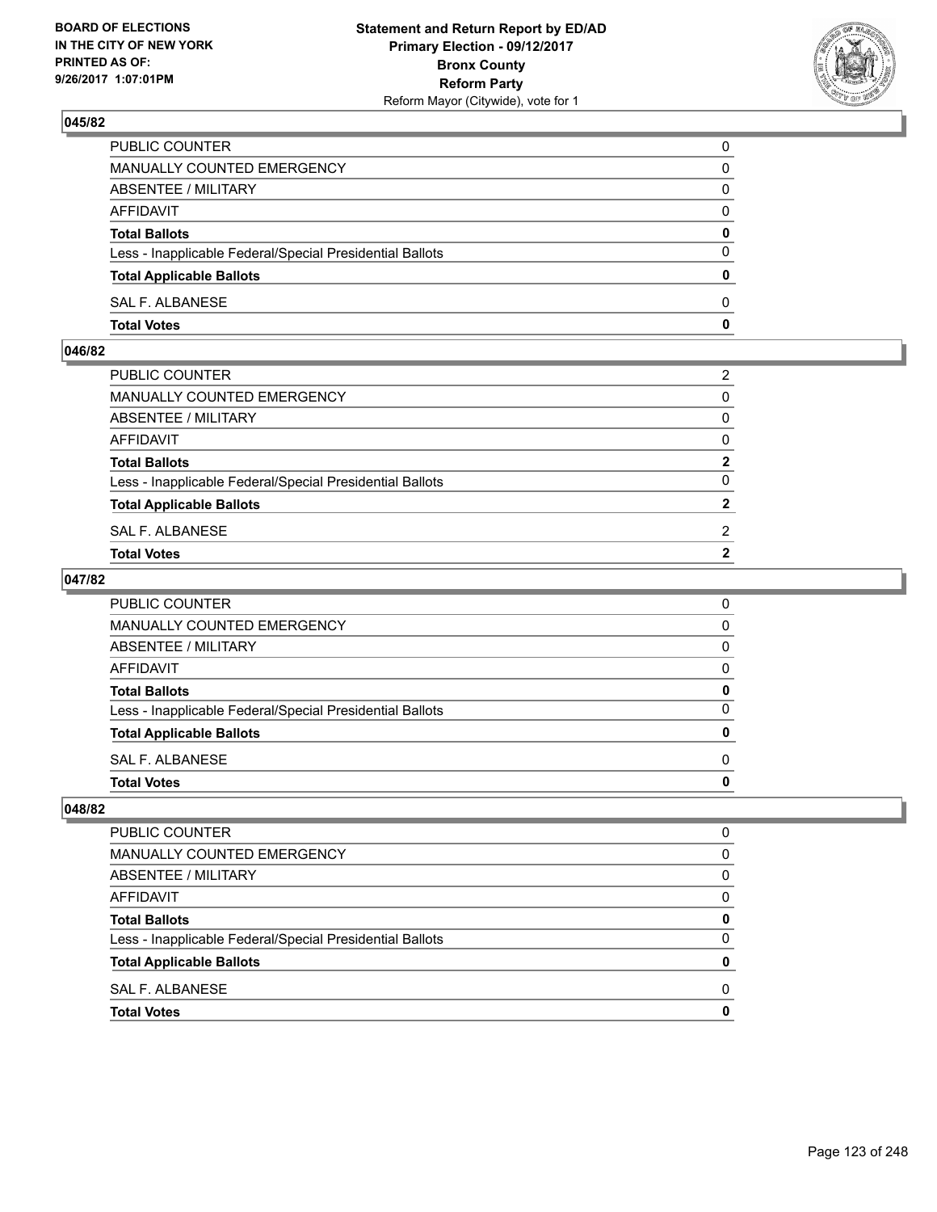## 045/82

| | |
|---|---|
| PUBLIC COUNTER | 0 |
| MANUALLY COUNTED EMERGENCY | 0 |
| ABSENTEE / MILITARY | 0 |
| AFFIDAVIT | 0 |
| **Total Ballots** | **0** |
| Less - Inapplicable Federal/Special Presidential Ballots | 0 |
| **Total Applicable Ballots** | **0** |
| SAL F. ALBANESE | 0 |
| **Total Votes** | **0** |

## 046/82

| | |
|---|---|
| PUBLIC COUNTER | 2 |
| MANUALLY COUNTED EMERGENCY | 0 |
| ABSENTEE / MILITARY | 0 |
| AFFIDAVIT | 0 |
| **Total Ballots** | **2** |
| Less - Inapplicable Federal/Special Presidential Ballots | 0 |
| **Total Applicable Ballots** | **2** |
| SAL F. ALBANESE | 2 |
| **Total Votes** | **2** |

## 047/82

| | |
|---|---|
| PUBLIC COUNTER | 0 |
| MANUALLY COUNTED EMERGENCY | 0 |
| ABSENTEE / MILITARY | 0 |
| AFFIDAVIT | 0 |
| **Total Ballots** | **0** |
| Less - Inapplicable Federal/Special Presidential Ballots | 0 |
| **Total Applicable Ballots** | **0** |
| SAL F. ALBANESE | 0 |
| **Total Votes** | **0** |

## 048/82

| | |
|---|---|
| PUBLIC COUNTER | 0 |
| MANUALLY COUNTED EMERGENCY | 0 |
| ABSENTEE / MILITARY | 0 |
| AFFIDAVIT | 0 |
| **Total Ballots** | **0** |
| Less - Inapplicable Federal/Special Presidential Ballots | 0 |
| **Total Applicable Ballots** | **0** |
| SAL F. ALBANESE | 0 |
| **Total Votes** | **0** |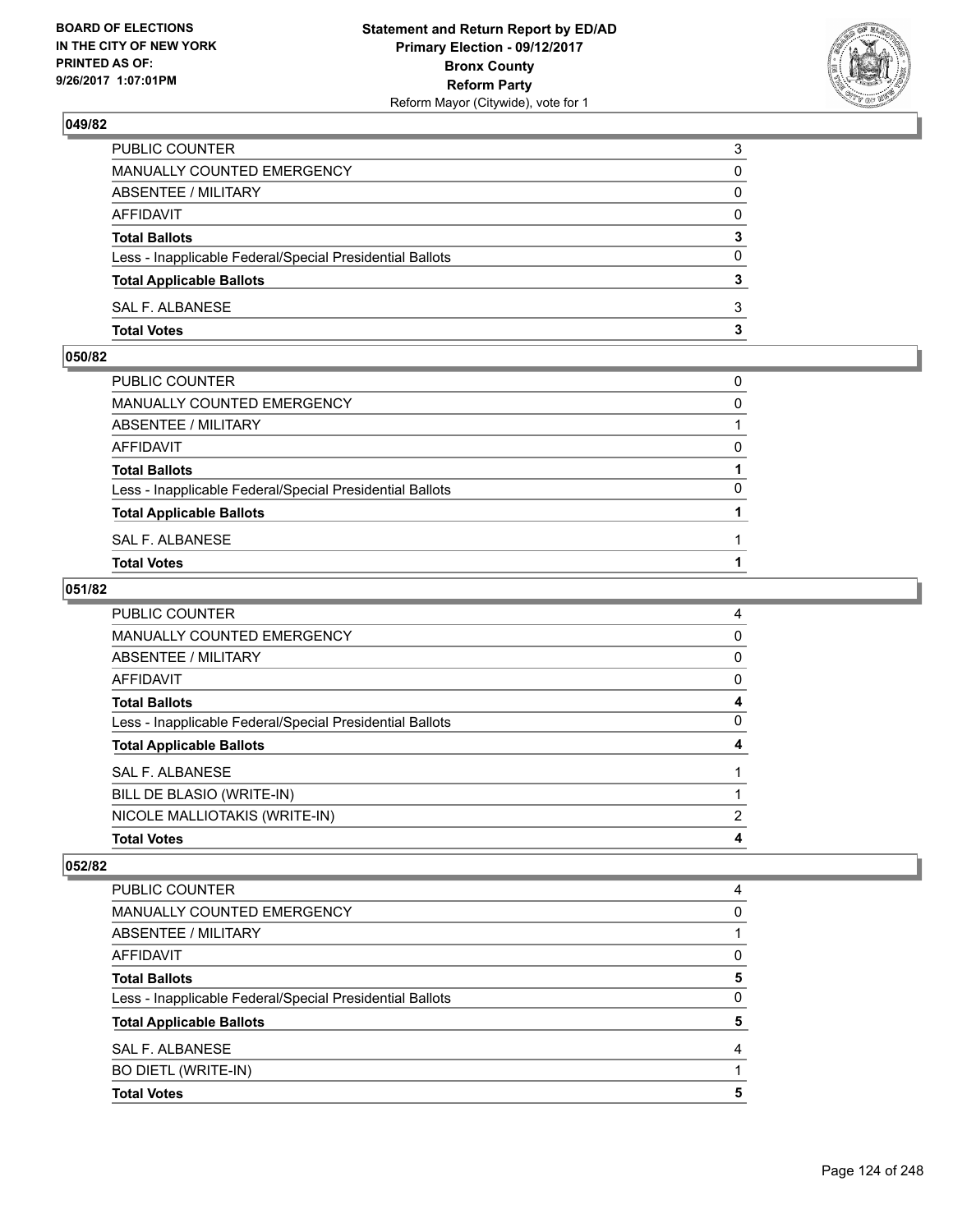## 049/82

| | |
|---|---|
| PUBLIC COUNTER | 3 |
| MANUALLY COUNTED EMERGENCY | 0 |
| ABSENTEE / MILITARY | 0 |
| AFFIDAVIT | 0 |
| **Total Ballots** | **3** |
| Less - Inapplicable Federal/Special Presidential Ballots | 0 |
| **Total Applicable Ballots** | **3** |
| SAL F. ALBANESE | 3 |
| **Total Votes** | **3** |

## 050/82

| | |
|---|---|
| PUBLIC COUNTER | 0 |
| MANUALLY COUNTED EMERGENCY | 0 |
| ABSENTEE / MILITARY | 1 |
| AFFIDAVIT | 0 |
| **Total Ballots** | **1** |
| Less - Inapplicable Federal/Special Presidential Ballots | 0 |
| **Total Applicable Ballots** | **1** |
| SAL F. ALBANESE | 1 |
| **Total Votes** | **1** |

## 051/82

| | |
|---|---|
| PUBLIC COUNTER | 4 |
| MANUALLY COUNTED EMERGENCY | 0 |
| ABSENTEE / MILITARY | 0 |
| AFFIDAVIT | 0 |
| **Total Ballots** | **4** |
| Less - Inapplicable Federal/Special Presidential Ballots | 0 |
| **Total Applicable Ballots** | **4** |
| SAL F. ALBANESE | 1 |
| BILL DE BLASIO (WRITE-IN) | 1 |
| NICOLE MALLIOTAKIS (WRITE-IN) | 2 |
| **Total Votes** | **4** |

## 052/82

| | |
|---|---|
| PUBLIC COUNTER | 4 |
| MANUALLY COUNTED EMERGENCY | 0 |
| ABSENTEE / MILITARY | 1 |
| AFFIDAVIT | 0 |
| **Total Ballots** | **5** |
| Less - Inapplicable Federal/Special Presidential Ballots | 0 |
| **Total Applicable Ballots** | **5** |
| SAL F. ALBANESE | 4 |
| BO DIETL (WRITE-IN) | 1 |
| **Total Votes** | **5** |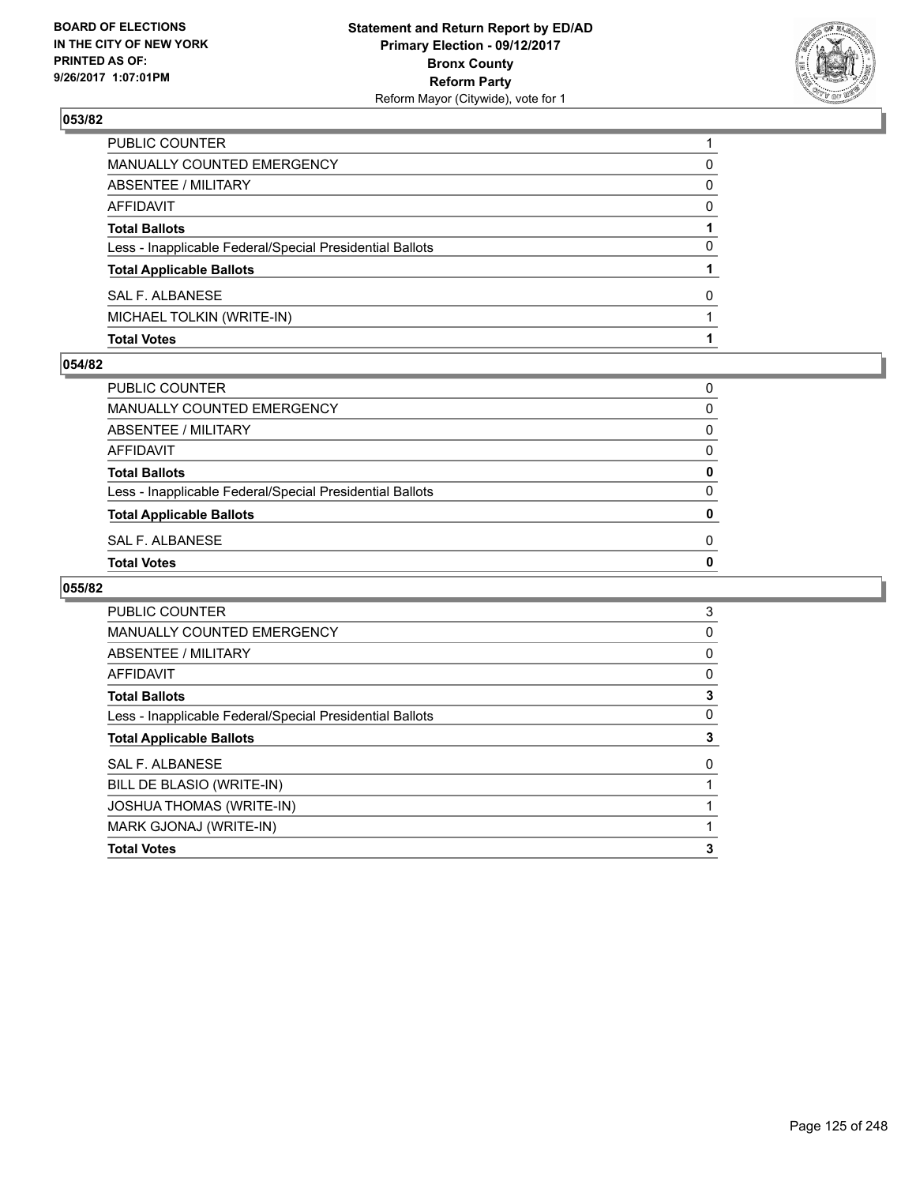BOARD OF ELECTIONS
IN THE CITY OF NEW YORK
PRINTED AS OF:
9/26/2017 1:07:01PM

**Statement and Return Report by ED/AD**
**Primary Election - 09/12/2017**
**Bronx County**
**Reform Party**
Reform Mayor (Citywide), vote for 1

### 053/82

| | |
|---|---|
| PUBLIC COUNTER | 1 |
| MANUALLY COUNTED EMERGENCY | 0 |
| ABSENTEE / MILITARY | 0 |
| AFFIDAVIT | 0 |
| **Total Ballots** | **1** |
| Less - Inapplicable Federal/Special Presidential Ballots | 0 |
| **Total Applicable Ballots** | **1** |
| SAL F. ALBANESE | 0 |
| MICHAEL TOLKIN (WRITE-IN) | 1 |
| **Total Votes** | **1** |

### 054/82

| | |
|---|---|
| PUBLIC COUNTER | 0 |
| MANUALLY COUNTED EMERGENCY | 0 |
| ABSENTEE / MILITARY | 0 |
| AFFIDAVIT | 0 |
| **Total Ballots** | **0** |
| Less - Inapplicable Federal/Special Presidential Ballots | 0 |
| **Total Applicable Ballots** | **0** |
| SAL F. ALBANESE | 0 |
| **Total Votes** | **0** |

### 055/82

| | |
|---|---|
| PUBLIC COUNTER | 3 |
| MANUALLY COUNTED EMERGENCY | 0 |
| ABSENTEE / MILITARY | 0 |
| AFFIDAVIT | 0 |
| **Total Ballots** | **3** |
| Less - Inapplicable Federal/Special Presidential Ballots | 0 |
| **Total Applicable Ballots** | **3** |
| SAL F. ALBANESE | 0 |
| BILL DE BLASIO (WRITE-IN) | 1 |
| JOSHUA THOMAS (WRITE-IN) | 1 |
| MARK GJONAJ (WRITE-IN) | 1 |
| **Total Votes** | **3** |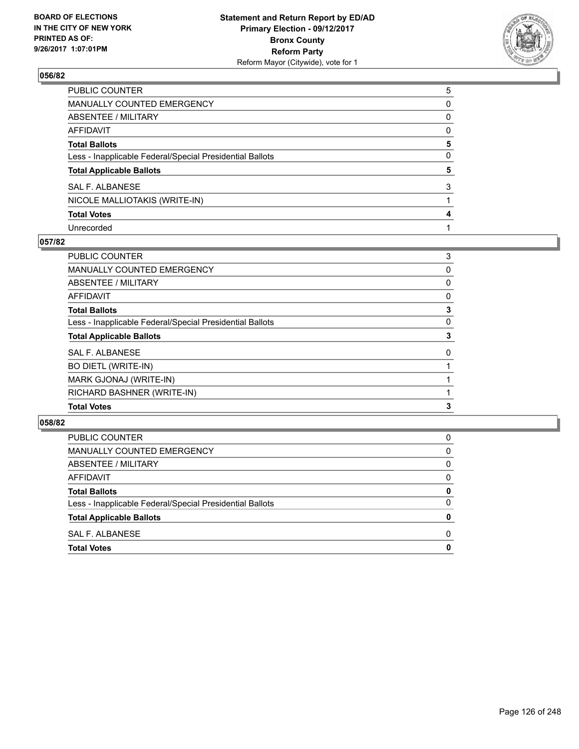BOARD OF ELECTIONS
IN THE CITY OF NEW YORK
PRINTED AS OF:
9/26/2017 1:07:01PM

**Statement and Return Report by ED/AD**
**Primary Election - 09/12/2017**
**Bronx County**
**Reform Party**
Reform Mayor (Citywide), vote for 1

### 056/82

| | |
|---|---|
| PUBLIC COUNTER | 5 |
| MANUALLY COUNTED EMERGENCY | 0 |
| ABSENTEE / MILITARY | 0 |
| AFFIDAVIT | 0 |
| **Total Ballots** | **5** |
| Less - Inapplicable Federal/Special Presidential Ballots | 0 |
| **Total Applicable Ballots** | **5** |
| SAL F. ALBANESE | 3 |
| NICOLE MALLIOTAKIS (WRITE-IN) | 1 |
| **Total Votes** | **4** |
| Unrecorded | 1 |

### 057/82

| | |
|---|---|
| PUBLIC COUNTER | 3 |
| MANUALLY COUNTED EMERGENCY | 0 |
| ABSENTEE / MILITARY | 0 |
| AFFIDAVIT | 0 |
| **Total Ballots** | **3** |
| Less - Inapplicable Federal/Special Presidential Ballots | 0 |
| **Total Applicable Ballots** | **3** |
| SAL F. ALBANESE | 0 |
| BO DIETL (WRITE-IN) | 1 |
| MARK GJONAJ (WRITE-IN) | 1 |
| RICHARD BASHNER (WRITE-IN) | 1 |
| **Total Votes** | **3** |

### 058/82

| | |
|---|---|
| PUBLIC COUNTER | 0 |
| MANUALLY COUNTED EMERGENCY | 0 |
| ABSENTEE / MILITARY | 0 |
| AFFIDAVIT | 0 |
| **Total Ballots** | **0** |
| Less - Inapplicable Federal/Special Presidential Ballots | 0 |
| **Total Applicable Ballots** | **0** |
| SAL F. ALBANESE | 0 |
| **Total Votes** | **0** |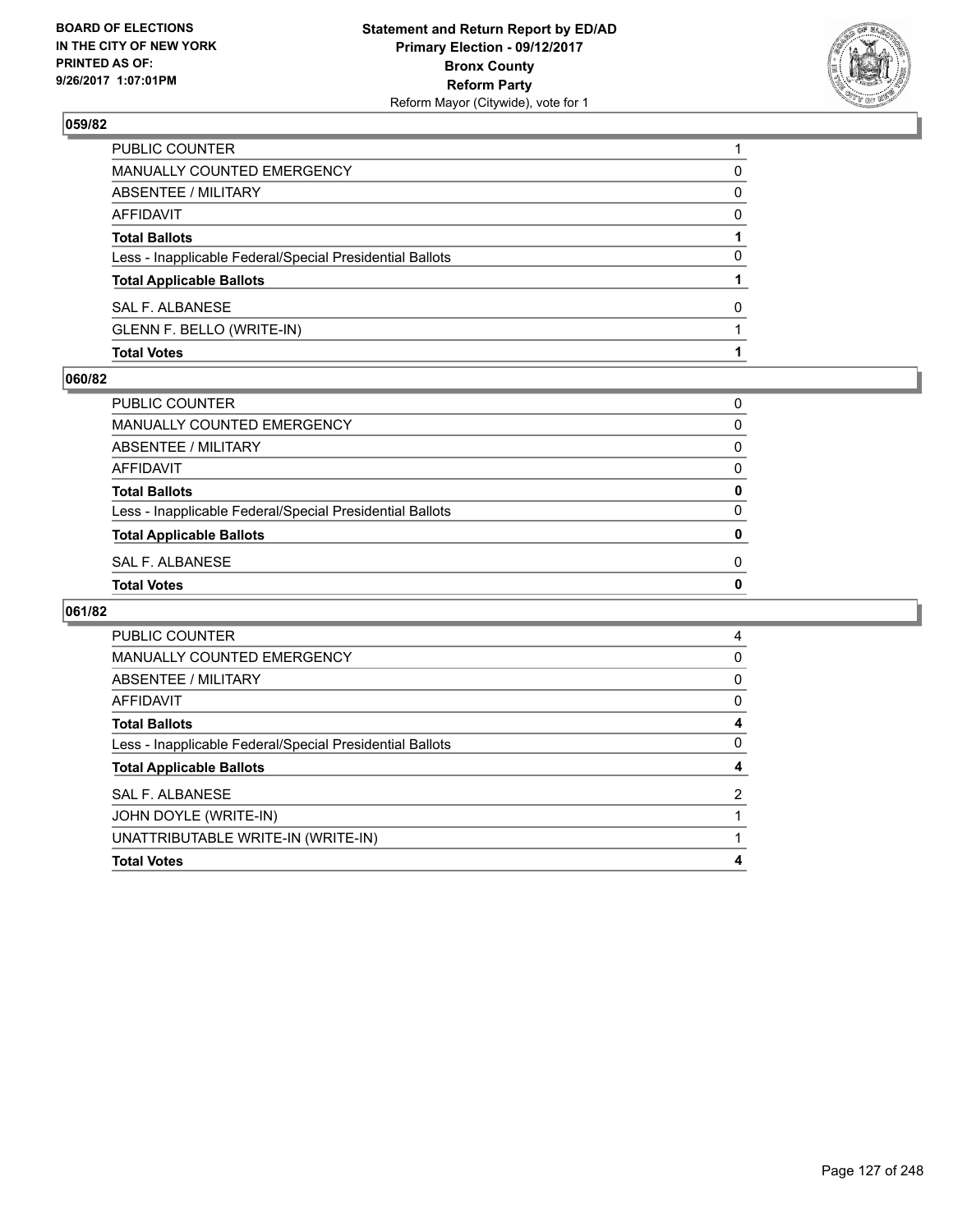## 059/82

| | |
|---|---|
| PUBLIC COUNTER | 1 |
| MANUALLY COUNTED EMERGENCY | 0 |
| ABSENTEE / MILITARY | 0 |
| AFFIDAVIT | 0 |
| **Total Ballots** | **1** |
| Less - Inapplicable Federal/Special Presidential Ballots | 0 |
| **Total Applicable Ballots** | **1** |
| SAL F. ALBANESE | 0 |
| GLENN F. BELLO (WRITE-IN) | 1 |
| **Total Votes** | **1** |

## 060/82

| | |
|---|---|
| PUBLIC COUNTER | 0 |
| MANUALLY COUNTED EMERGENCY | 0 |
| ABSENTEE / MILITARY | 0 |
| AFFIDAVIT | 0 |
| **Total Ballots** | **0** |
| Less - Inapplicable Federal/Special Presidential Ballots | 0 |
| **Total Applicable Ballots** | **0** |
| SAL F. ALBANESE | 0 |
| **Total Votes** | **0** |

## 061/82

| | |
|---|---|
| PUBLIC COUNTER | 4 |
| MANUALLY COUNTED EMERGENCY | 0 |
| ABSENTEE / MILITARY | 0 |
| AFFIDAVIT | 0 |
| **Total Ballots** | **4** |
| Less - Inapplicable Federal/Special Presidential Ballots | 0 |
| **Total Applicable Ballots** | **4** |
| SAL F. ALBANESE | 2 |
| JOHN DOYLE (WRITE-IN) | 1 |
| UNATTRIBUTABLE WRITE-IN (WRITE-IN) | 1 |
| **Total Votes** | **4** |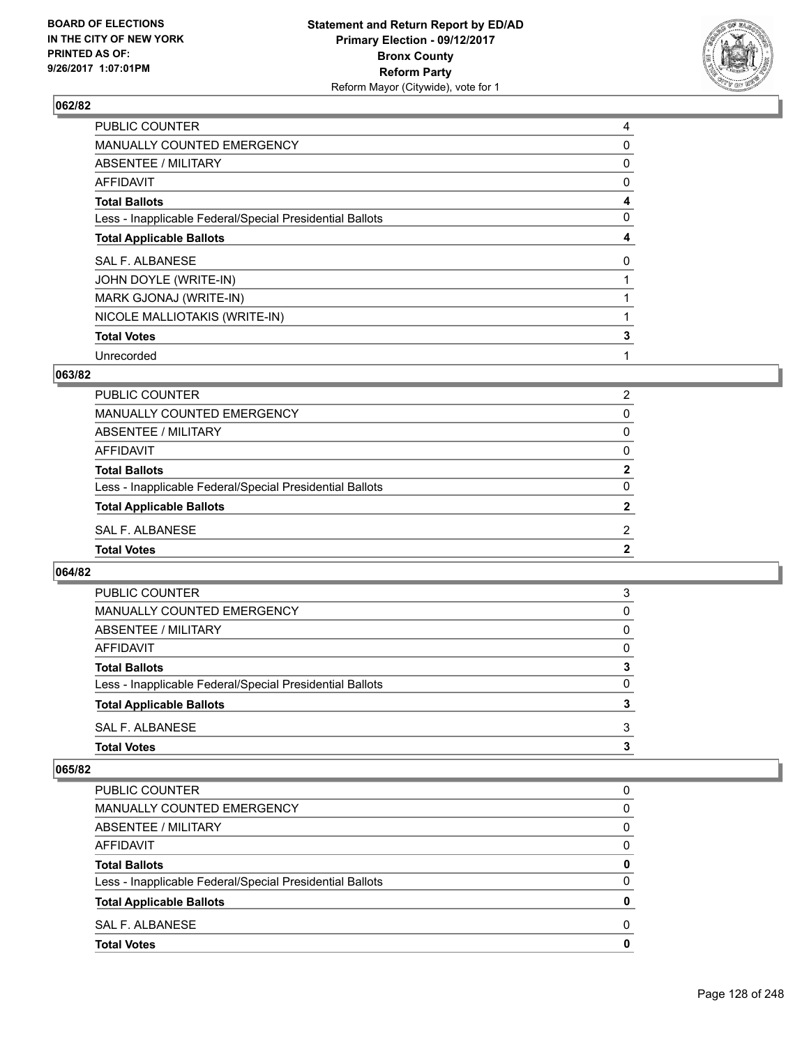## 062/82

| | |
|---|---|
| PUBLIC COUNTER | 4 |
| MANUALLY COUNTED EMERGENCY | 0 |
| ABSENTEE / MILITARY | 0 |
| AFFIDAVIT | 0 |
| **Total Ballots** | **4** |
| Less - Inapplicable Federal/Special Presidential Ballots | 0 |
| **Total Applicable Ballots** | **4** |
| SAL F. ALBANESE | 0 |
| JOHN DOYLE (WRITE-IN) | 1 |
| MARK GJONAJ (WRITE-IN) | 1 |
| NICOLE MALLIOTAKIS (WRITE-IN) | 1 |
| **Total Votes** | **3** |
| Unrecorded | 1 |

## 063/82

| | |
|---|---|
| PUBLIC COUNTER | 2 |
| MANUALLY COUNTED EMERGENCY | 0 |
| ABSENTEE / MILITARY | 0 |
| AFFIDAVIT | 0 |
| **Total Ballots** | **2** |
| Less - Inapplicable Federal/Special Presidential Ballots | 0 |
| **Total Applicable Ballots** | **2** |
| SAL F. ALBANESE | 2 |
| **Total Votes** | **2** |

## 064/82

| | |
|---|---|
| PUBLIC COUNTER | 3 |
| MANUALLY COUNTED EMERGENCY | 0 |
| ABSENTEE / MILITARY | 0 |
| AFFIDAVIT | 0 |
| **Total Ballots** | **3** |
| Less - Inapplicable Federal/Special Presidential Ballots | 0 |
| **Total Applicable Ballots** | **3** |
| SAL F. ALBANESE | 3 |
| **Total Votes** | **3** |

## 065/82

| | |
|---|---|
| PUBLIC COUNTER | 0 |
| MANUALLY COUNTED EMERGENCY | 0 |
| ABSENTEE / MILITARY | 0 |
| AFFIDAVIT | 0 |
| **Total Ballots** | **0** |
| Less - Inapplicable Federal/Special Presidential Ballots | 0 |
| **Total Applicable Ballots** | **0** |
| SAL F. ALBANESE | 0 |
| **Total Votes** | **0** |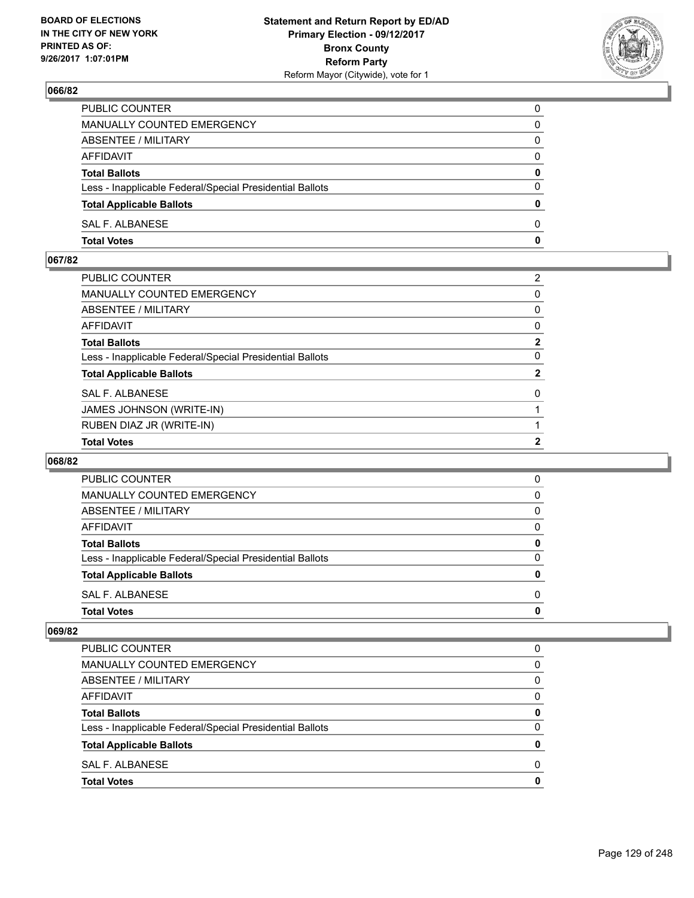### 066/82

| | |
|---|---|
| PUBLIC COUNTER | 0 |
| MANUALLY COUNTED EMERGENCY | 0 |
| ABSENTEE / MILITARY | 0 |
| AFFIDAVIT | 0 |
| **Total Ballots** | **0** |
| Less - Inapplicable Federal/Special Presidential Ballots | 0 |
| **Total Applicable Ballots** | **0** |
| SAL F. ALBANESE | 0 |
| **Total Votes** | **0** |

### 067/82

| | |
|---|---|
| PUBLIC COUNTER | 2 |
| MANUALLY COUNTED EMERGENCY | 0 |
| ABSENTEE / MILITARY | 0 |
| AFFIDAVIT | 0 |
| **Total Ballots** | **2** |
| Less - Inapplicable Federal/Special Presidential Ballots | 0 |
| **Total Applicable Ballots** | **2** |
| SAL F. ALBANESE | 0 |
| JAMES JOHNSON (WRITE-IN) | 1 |
| RUBEN DIAZ JR (WRITE-IN) | 1 |
| **Total Votes** | **2** |

### 068/82

| | |
|---|---|
| PUBLIC COUNTER | 0 |
| MANUALLY COUNTED EMERGENCY | 0 |
| ABSENTEE / MILITARY | 0 |
| AFFIDAVIT | 0 |
| **Total Ballots** | **0** |
| Less - Inapplicable Federal/Special Presidential Ballots | 0 |
| **Total Applicable Ballots** | **0** |
| SAL F. ALBANESE | 0 |
| **Total Votes** | **0** |

### 069/82

| | |
|---|---|
| PUBLIC COUNTER | 0 |
| MANUALLY COUNTED EMERGENCY | 0 |
| ABSENTEE / MILITARY | 0 |
| AFFIDAVIT | 0 |
| **Total Ballots** | **0** |
| Less - Inapplicable Federal/Special Presidential Ballots | 0 |
| **Total Applicable Ballots** | **0** |
| SAL F. ALBANESE | 0 |
| **Total Votes** | **0** |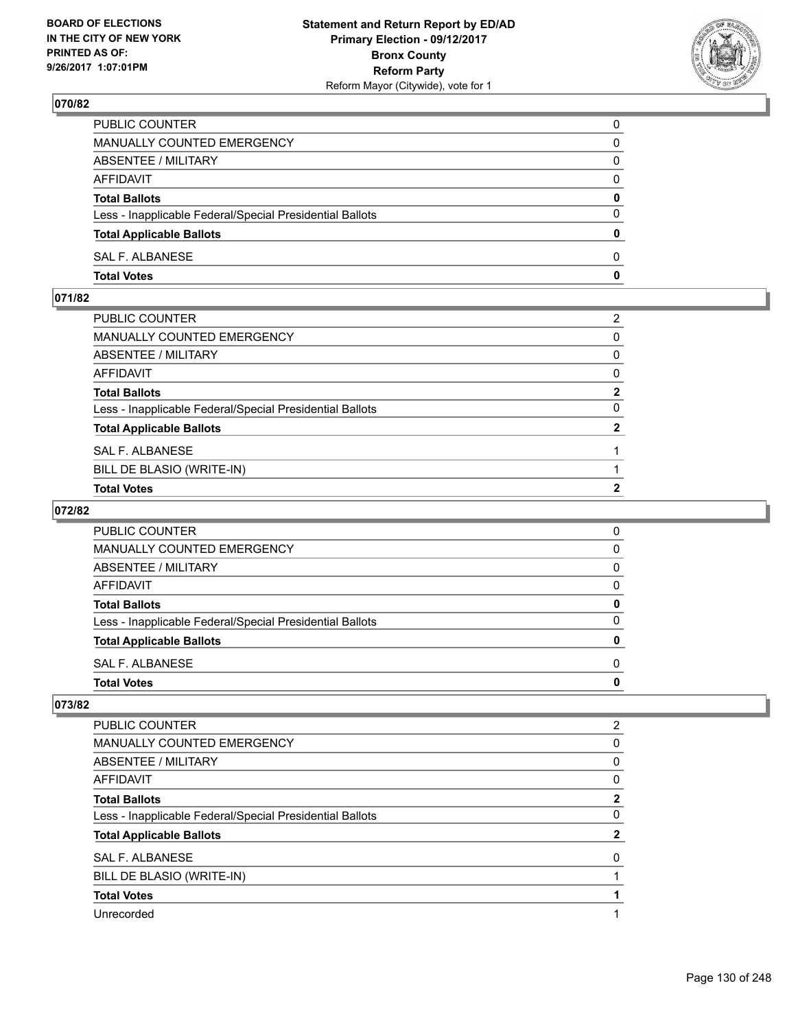## 070/82

| | |
|---|---|
| PUBLIC COUNTER | 0 |
| MANUALLY COUNTED EMERGENCY | 0 |
| ABSENTEE / MILITARY | 0 |
| AFFIDAVIT | 0 |
| **Total Ballots** | **0** |
| Less - Inapplicable Federal/Special Presidential Ballots | 0 |
| **Total Applicable Ballots** | **0** |
| SAL F. ALBANESE | 0 |
| **Total Votes** | **0** |

## 071/82

| | |
|---|---|
| PUBLIC COUNTER | 2 |
| MANUALLY COUNTED EMERGENCY | 0 |
| ABSENTEE / MILITARY | 0 |
| AFFIDAVIT | 0 |
| **Total Ballots** | **2** |
| Less - Inapplicable Federal/Special Presidential Ballots | 0 |
| **Total Applicable Ballots** | **2** |
| SAL F. ALBANESE | 1 |
| BILL DE BLASIO (WRITE-IN) | 1 |
| **Total Votes** | **2** |

## 072/82

| | |
|---|---|
| PUBLIC COUNTER | 0 |
| MANUALLY COUNTED EMERGENCY | 0 |
| ABSENTEE / MILITARY | 0 |
| AFFIDAVIT | 0 |
| **Total Ballots** | **0** |
| Less - Inapplicable Federal/Special Presidential Ballots | 0 |
| **Total Applicable Ballots** | **0** |
| SAL F. ALBANESE | 0 |
| **Total Votes** | **0** |

## 073/82

| | |
|---|---|
| PUBLIC COUNTER | 2 |
| MANUALLY COUNTED EMERGENCY | 0 |
| ABSENTEE / MILITARY | 0 |
| AFFIDAVIT | 0 |
| **Total Ballots** | **2** |
| Less - Inapplicable Federal/Special Presidential Ballots | 0 |
| **Total Applicable Ballots** | **2** |
| SAL F. ALBANESE | 0 |
| BILL DE BLASIO (WRITE-IN) | 1 |
| **Total Votes** | **1** |
| Unrecorded | 1 |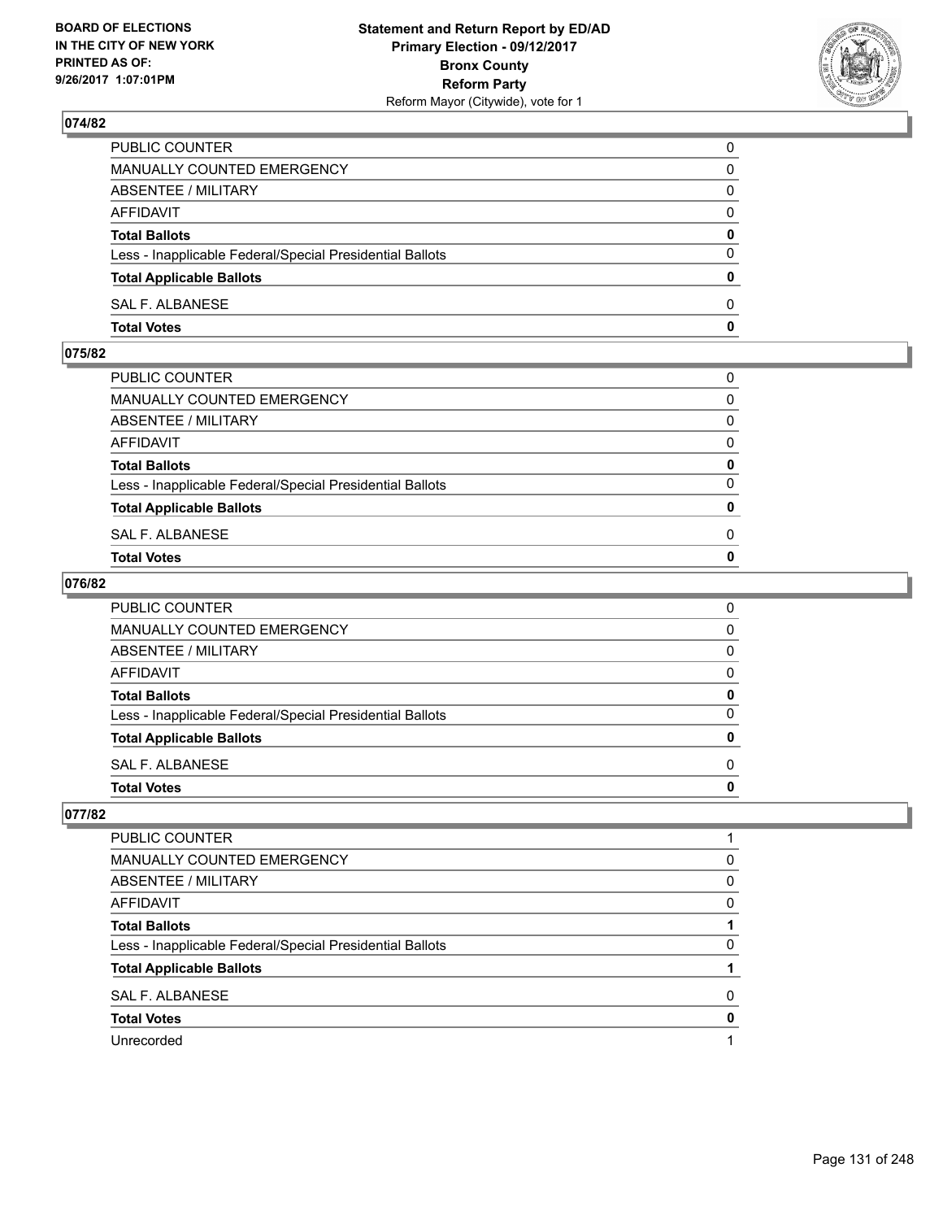## 074/82

| | |
|---|---|
| PUBLIC COUNTER | 0 |
| MANUALLY COUNTED EMERGENCY | 0 |
| ABSENTEE / MILITARY | 0 |
| AFFIDAVIT | 0 |
| **Total Ballots** | **0** |
| Less - Inapplicable Federal/Special Presidential Ballots | 0 |
| **Total Applicable Ballots** | **0** |
| SAL F. ALBANESE | 0 |
| **Total Votes** | **0** |

## 075/82

| | |
|---|---|
| PUBLIC COUNTER | 0 |
| MANUALLY COUNTED EMERGENCY | 0 |
| ABSENTEE / MILITARY | 0 |
| AFFIDAVIT | 0 |
| **Total Ballots** | **0** |
| Less - Inapplicable Federal/Special Presidential Ballots | 0 |
| **Total Applicable Ballots** | **0** |
| SAL F. ALBANESE | 0 |
| **Total Votes** | **0** |

## 076/82

| | |
|---|---|
| PUBLIC COUNTER | 0 |
| MANUALLY COUNTED EMERGENCY | 0 |
| ABSENTEE / MILITARY | 0 |
| AFFIDAVIT | 0 |
| **Total Ballots** | **0** |
| Less - Inapplicable Federal/Special Presidential Ballots | 0 |
| **Total Applicable Ballots** | **0** |
| SAL F. ALBANESE | 0 |
| **Total Votes** | **0** |

## 077/82

| | |
|---|---|
| PUBLIC COUNTER | 1 |
| MANUALLY COUNTED EMERGENCY | 0 |
| ABSENTEE / MILITARY | 0 |
| AFFIDAVIT | 0 |
| **Total Ballots** | **1** |
| Less - Inapplicable Federal/Special Presidential Ballots | 0 |
| **Total Applicable Ballots** | **1** |
| SAL F. ALBANESE | 0 |
| **Total Votes** | **0** |
| Unrecorded | 1 |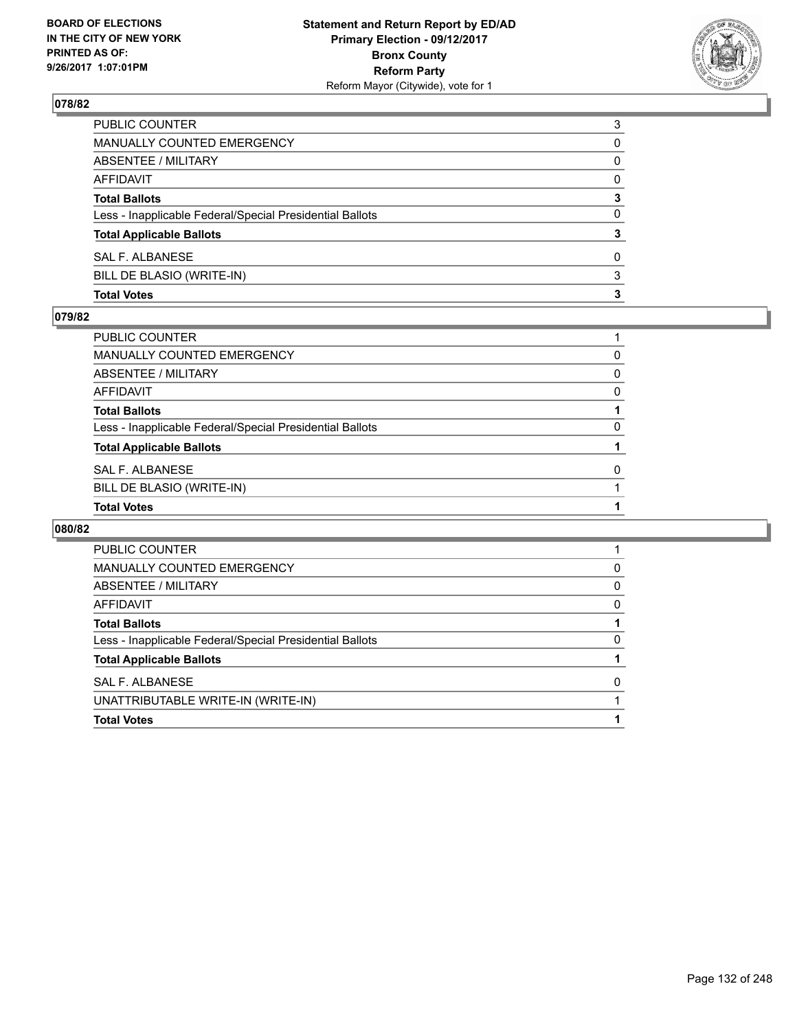**BOARD OF ELECTIONS IN THE CITY OF NEW YORK PRINTED AS OF: 9/26/2017 1:07:01PM**

**Statement and Return Report by ED/AD**
**Primary Election - 09/12/2017**
**Bronx County**
**Reform Party**
Reform Mayor (Citywide), vote for 1

### 078/82

| | |
|---|---|
| PUBLIC COUNTER | 3 |
| MANUALLY COUNTED EMERGENCY | 0 |
| ABSENTEE / MILITARY | 0 |
| AFFIDAVIT | 0 |
| **Total Ballots** | **3** |
| Less - Inapplicable Federal/Special Presidential Ballots | 0 |
| **Total Applicable Ballots** | **3** |
| SAL F. ALBANESE | 0 |
| BILL DE BLASIO (WRITE-IN) | 3 |
| **Total Votes** | **3** |

### 079/82

| | |
|---|---|
| PUBLIC COUNTER | 1 |
| MANUALLY COUNTED EMERGENCY | 0 |
| ABSENTEE / MILITARY | 0 |
| AFFIDAVIT | 0 |
| **Total Ballots** | **1** |
| Less - Inapplicable Federal/Special Presidential Ballots | 0 |
| **Total Applicable Ballots** | **1** |
| SAL F. ALBANESE | 0 |
| BILL DE BLASIO (WRITE-IN) | 1 |
| **Total Votes** | **1** |

### 080/82

| | |
|---|---|
| PUBLIC COUNTER | 1 |
| MANUALLY COUNTED EMERGENCY | 0 |
| ABSENTEE / MILITARY | 0 |
| AFFIDAVIT | 0 |
| **Total Ballots** | **1** |
| Less - Inapplicable Federal/Special Presidential Ballots | 0 |
| **Total Applicable Ballots** | **1** |
| SAL F. ALBANESE | 0 |
| UNATTRIBUTABLE WRITE-IN (WRITE-IN) | 1 |
| **Total Votes** | **1** |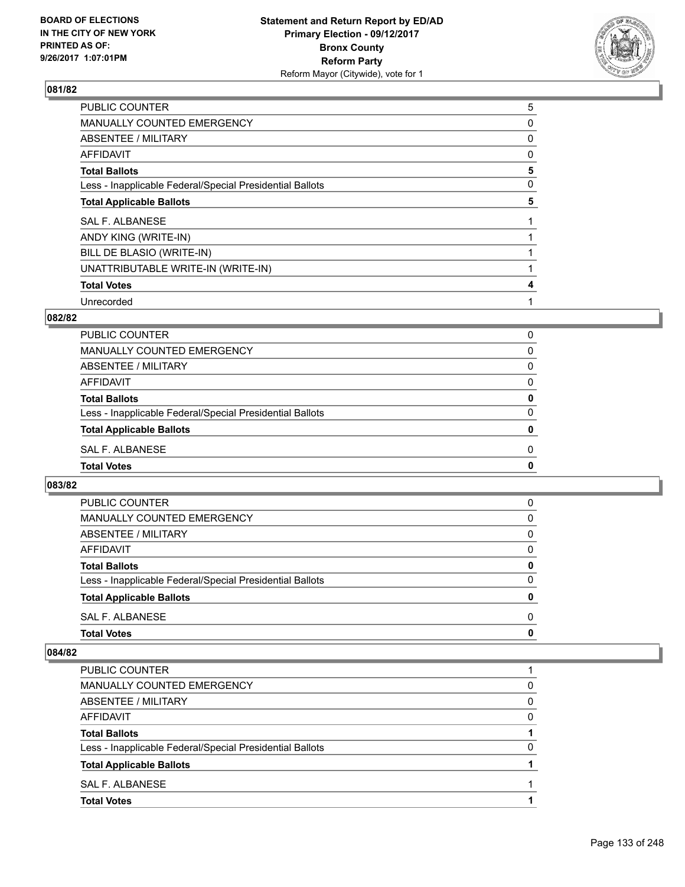## 081/82

| | |
|---|---|
| PUBLIC COUNTER | 5 |
| MANUALLY COUNTED EMERGENCY | 0 |
| ABSENTEE / MILITARY | 0 |
| AFFIDAVIT | 0 |
| **Total Ballots** | **5** |
| Less - Inapplicable Federal/Special Presidential Ballots | 0 |
| **Total Applicable Ballots** | **5** |
| SAL F. ALBANESE | 1 |
| ANDY KING (WRITE-IN) | 1 |
| BILL DE BLASIO (WRITE-IN) | 1 |
| UNATTRIBUTABLE WRITE-IN (WRITE-IN) | 1 |
| **Total Votes** | **4** |
| Unrecorded | 1 |

## 082/82

| | |
|---|---|
| PUBLIC COUNTER | 0 |
| MANUALLY COUNTED EMERGENCY | 0 |
| ABSENTEE / MILITARY | 0 |
| AFFIDAVIT | 0 |
| **Total Ballots** | **0** |
| Less - Inapplicable Federal/Special Presidential Ballots | 0 |
| **Total Applicable Ballots** | **0** |
| SAL F. ALBANESE | 0 |
| **Total Votes** | **0** |

## 083/82

| | |
|---|---|
| PUBLIC COUNTER | 0 |
| MANUALLY COUNTED EMERGENCY | 0 |
| ABSENTEE / MILITARY | 0 |
| AFFIDAVIT | 0 |
| **Total Ballots** | **0** |
| Less - Inapplicable Federal/Special Presidential Ballots | 0 |
| **Total Applicable Ballots** | **0** |
| SAL F. ALBANESE | 0 |
| **Total Votes** | **0** |

## 084/82

| | |
|---|---|
| PUBLIC COUNTER | 1 |
| MANUALLY COUNTED EMERGENCY | 0 |
| ABSENTEE / MILITARY | 0 |
| AFFIDAVIT | 0 |
| **Total Ballots** | **1** |
| Less - Inapplicable Federal/Special Presidential Ballots | 0 |
| **Total Applicable Ballots** | **1** |
| SAL F. ALBANESE | 1 |
| **Total Votes** | **1** |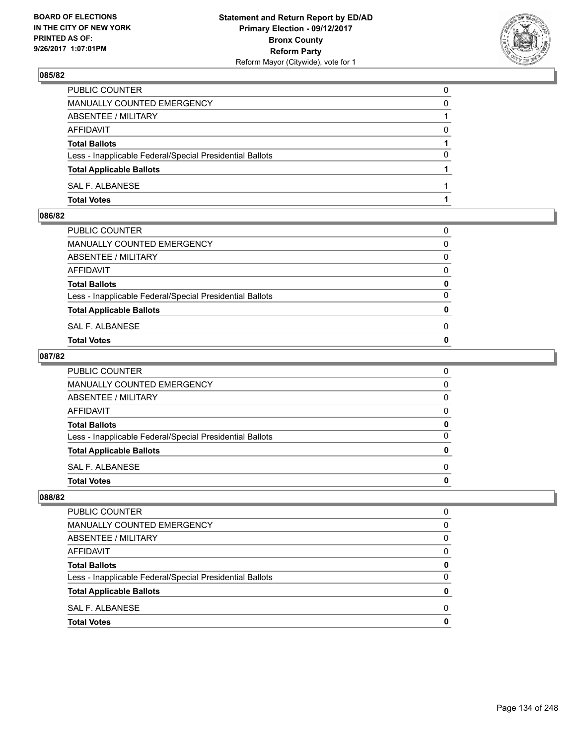## 085/82

| | |
|---|---|
| PUBLIC COUNTER | 0 |
| MANUALLY COUNTED EMERGENCY | 0 |
| ABSENTEE / MILITARY | 1 |
| AFFIDAVIT | 0 |
| **Total Ballots** | **1** |
| Less - Inapplicable Federal/Special Presidential Ballots | 0 |
| **Total Applicable Ballots** | **1** |
| SAL F. ALBANESE | 1 |
| **Total Votes** | **1** |

## 086/82

| | |
|---|---|
| PUBLIC COUNTER | 0 |
| MANUALLY COUNTED EMERGENCY | 0 |
| ABSENTEE / MILITARY | 0 |
| AFFIDAVIT | 0 |
| **Total Ballots** | **0** |
| Less - Inapplicable Federal/Special Presidential Ballots | 0 |
| **Total Applicable Ballots** | **0** |
| SAL F. ALBANESE | 0 |
| **Total Votes** | **0** |

## 087/82

| | |
|---|---|
| PUBLIC COUNTER | 0 |
| MANUALLY COUNTED EMERGENCY | 0 |
| ABSENTEE / MILITARY | 0 |
| AFFIDAVIT | 0 |
| **Total Ballots** | **0** |
| Less - Inapplicable Federal/Special Presidential Ballots | 0 |
| **Total Applicable Ballots** | **0** |
| SAL F. ALBANESE | 0 |
| **Total Votes** | **0** |

## 088/82

| | |
|---|---|
| PUBLIC COUNTER | 0 |
| MANUALLY COUNTED EMERGENCY | 0 |
| ABSENTEE / MILITARY | 0 |
| AFFIDAVIT | 0 |
| **Total Ballots** | **0** |
| Less - Inapplicable Federal/Special Presidential Ballots | 0 |
| **Total Applicable Ballots** | **0** |
| SAL F. ALBANESE | 0 |
| **Total Votes** | **0** |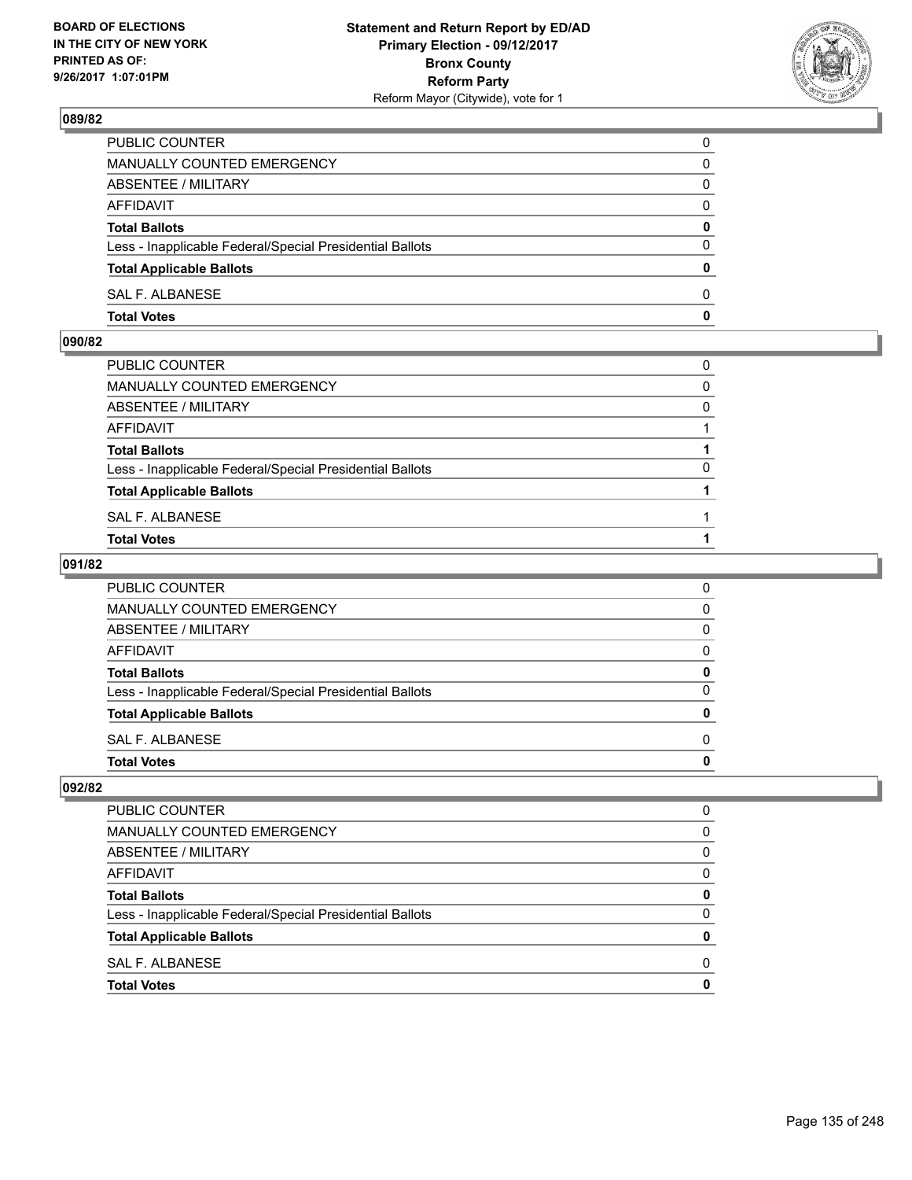## 089/82

| | |
|---|---|
| PUBLIC COUNTER | 0 |
| MANUALLY COUNTED EMERGENCY | 0 |
| ABSENTEE / MILITARY | 0 |
| AFFIDAVIT | 0 |
| **Total Ballots** | **0** |
| Less - Inapplicable Federal/Special Presidential Ballots | 0 |
| **Total Applicable Ballots** | **0** |
| SAL F. ALBANESE | 0 |
| **Total Votes** | **0** |

## 090/82

| | |
|---|---|
| PUBLIC COUNTER | 0 |
| MANUALLY COUNTED EMERGENCY | 0 |
| ABSENTEE / MILITARY | 0 |
| AFFIDAVIT | 1 |
| **Total Ballots** | **1** |
| Less - Inapplicable Federal/Special Presidential Ballots | 0 |
| **Total Applicable Ballots** | **1** |
| SAL F. ALBANESE | 1 |
| **Total Votes** | **1** |

## 091/82

| | |
|---|---|
| PUBLIC COUNTER | 0 |
| MANUALLY COUNTED EMERGENCY | 0 |
| ABSENTEE / MILITARY | 0 |
| AFFIDAVIT | 0 |
| **Total Ballots** | **0** |
| Less - Inapplicable Federal/Special Presidential Ballots | 0 |
| **Total Applicable Ballots** | **0** |
| SAL F. ALBANESE | 0 |
| **Total Votes** | **0** |

## 092/82

| | |
|---|---|
| PUBLIC COUNTER | 0 |
| MANUALLY COUNTED EMERGENCY | 0 |
| ABSENTEE / MILITARY | 0 |
| AFFIDAVIT | 0 |
| **Total Ballots** | **0** |
| Less - Inapplicable Federal/Special Presidential Ballots | 0 |
| **Total Applicable Ballots** | **0** |
| SAL F. ALBANESE | 0 |
| **Total Votes** | **0** |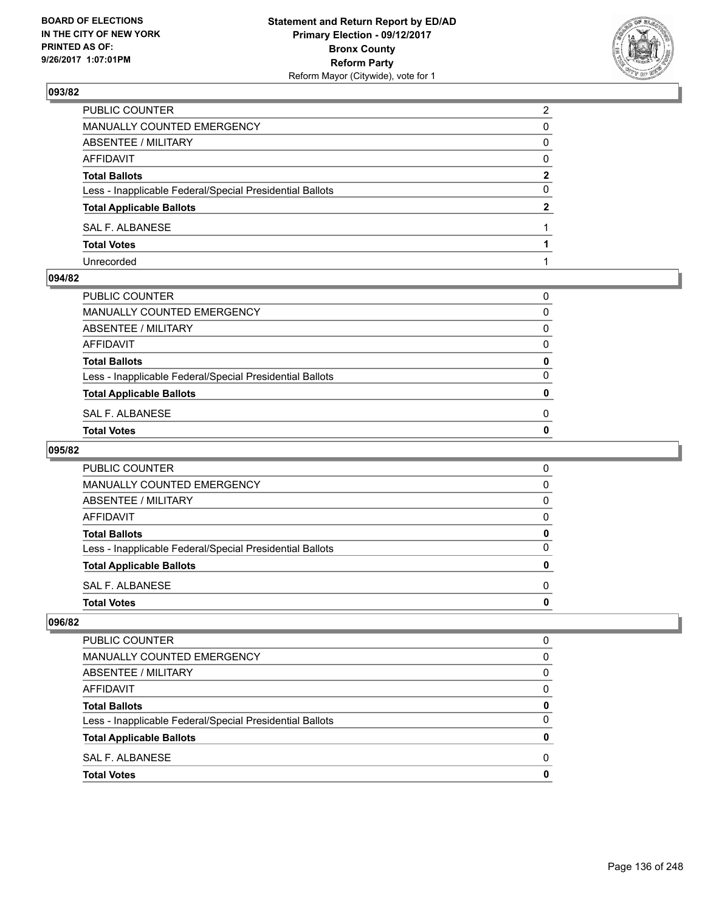### 093/82

| | |
|---|---|
| PUBLIC COUNTER | 2 |
| MANUALLY COUNTED EMERGENCY | 0 |
| ABSENTEE / MILITARY | 0 |
| AFFIDAVIT | 0 |
| **Total Ballots** | **2** |
| Less - Inapplicable Federal/Special Presidential Ballots | 0 |
| **Total Applicable Ballots** | **2** |
| SAL F. ALBANESE | 1 |
| **Total Votes** | **1** |
| Unrecorded | 1 |

### 094/82

| | |
|---|---|
| PUBLIC COUNTER | 0 |
| MANUALLY COUNTED EMERGENCY | 0 |
| ABSENTEE / MILITARY | 0 |
| AFFIDAVIT | 0 |
| **Total Ballots** | **0** |
| Less - Inapplicable Federal/Special Presidential Ballots | 0 |
| **Total Applicable Ballots** | **0** |
| SAL F. ALBANESE | 0 |
| **Total Votes** | **0** |

### 095/82

| | |
|---|---|
| PUBLIC COUNTER | 0 |
| MANUALLY COUNTED EMERGENCY | 0 |
| ABSENTEE / MILITARY | 0 |
| AFFIDAVIT | 0 |
| **Total Ballots** | **0** |
| Less - Inapplicable Federal/Special Presidential Ballots | 0 |
| **Total Applicable Ballots** | **0** |
| SAL F. ALBANESE | 0 |
| **Total Votes** | **0** |

### 096/82

| | |
|---|---|
| PUBLIC COUNTER | 0 |
| MANUALLY COUNTED EMERGENCY | 0 |
| ABSENTEE / MILITARY | 0 |
| AFFIDAVIT | 0 |
| **Total Ballots** | **0** |
| Less - Inapplicable Federal/Special Presidential Ballots | 0 |
| **Total Applicable Ballots** | **0** |
| SAL F. ALBANESE | 0 |
| **Total Votes** | **0** |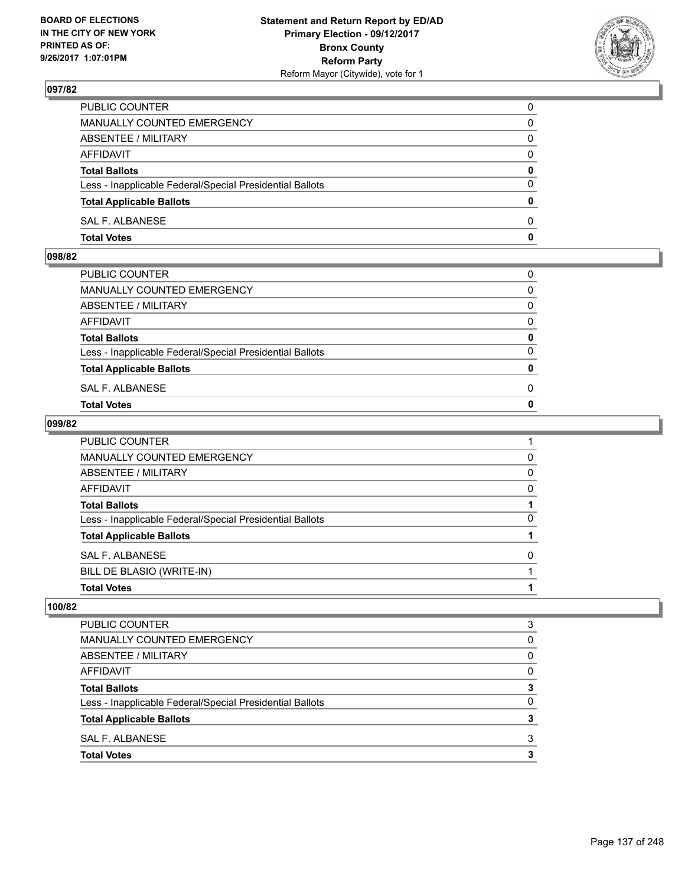BOARD OF ELECTIONS
IN THE CITY OF NEW YORK
PRINTED AS OF:
9/26/2017 1:07:01PM

**Statement and Return Report by ED/AD**
**Primary Election - 09/12/2017**
**Bronx County**
**Reform Party**
Reform Mayor (Citywide), vote for 1

## 097/82

| | |
|---|---|
| PUBLIC COUNTER | 0 |
| MANUALLY COUNTED EMERGENCY | 0 |
| ABSENTEE / MILITARY | 0 |
| AFFIDAVIT | 0 |
| **Total Ballots** | **0** |
| Less - Inapplicable Federal/Special Presidential Ballots | 0 |
| **Total Applicable Ballots** | **0** |
| SAL F. ALBANESE | 0 |
| **Total Votes** | **0** |

## 098/82

| | |
|---|---|
| PUBLIC COUNTER | 0 |
| MANUALLY COUNTED EMERGENCY | 0 |
| ABSENTEE / MILITARY | 0 |
| AFFIDAVIT | 0 |
| **Total Ballots** | **0** |
| Less - Inapplicable Federal/Special Presidential Ballots | 0 |
| **Total Applicable Ballots** | **0** |
| SAL F. ALBANESE | 0 |
| **Total Votes** | **0** |

## 099/82

| | |
|---|---|
| PUBLIC COUNTER | 1 |
| MANUALLY COUNTED EMERGENCY | 0 |
| ABSENTEE / MILITARY | 0 |
| AFFIDAVIT | 0 |
| **Total Ballots** | **1** |
| Less - Inapplicable Federal/Special Presidential Ballots | 0 |
| **Total Applicable Ballots** | **1** |
| SAL F. ALBANESE | 0 |
| BILL DE BLASIO (WRITE-IN) | 1 |
| **Total Votes** | **1** |

## 100/82

| | |
|---|---|
| PUBLIC COUNTER | 3 |
| MANUALLY COUNTED EMERGENCY | 0 |
| ABSENTEE / MILITARY | 0 |
| AFFIDAVIT | 0 |
| **Total Ballots** | **3** |
| Less - Inapplicable Federal/Special Presidential Ballots | 0 |
| **Total Applicable Ballots** | **3** |
| SAL F. ALBANESE | 3 |
| **Total Votes** | **3** |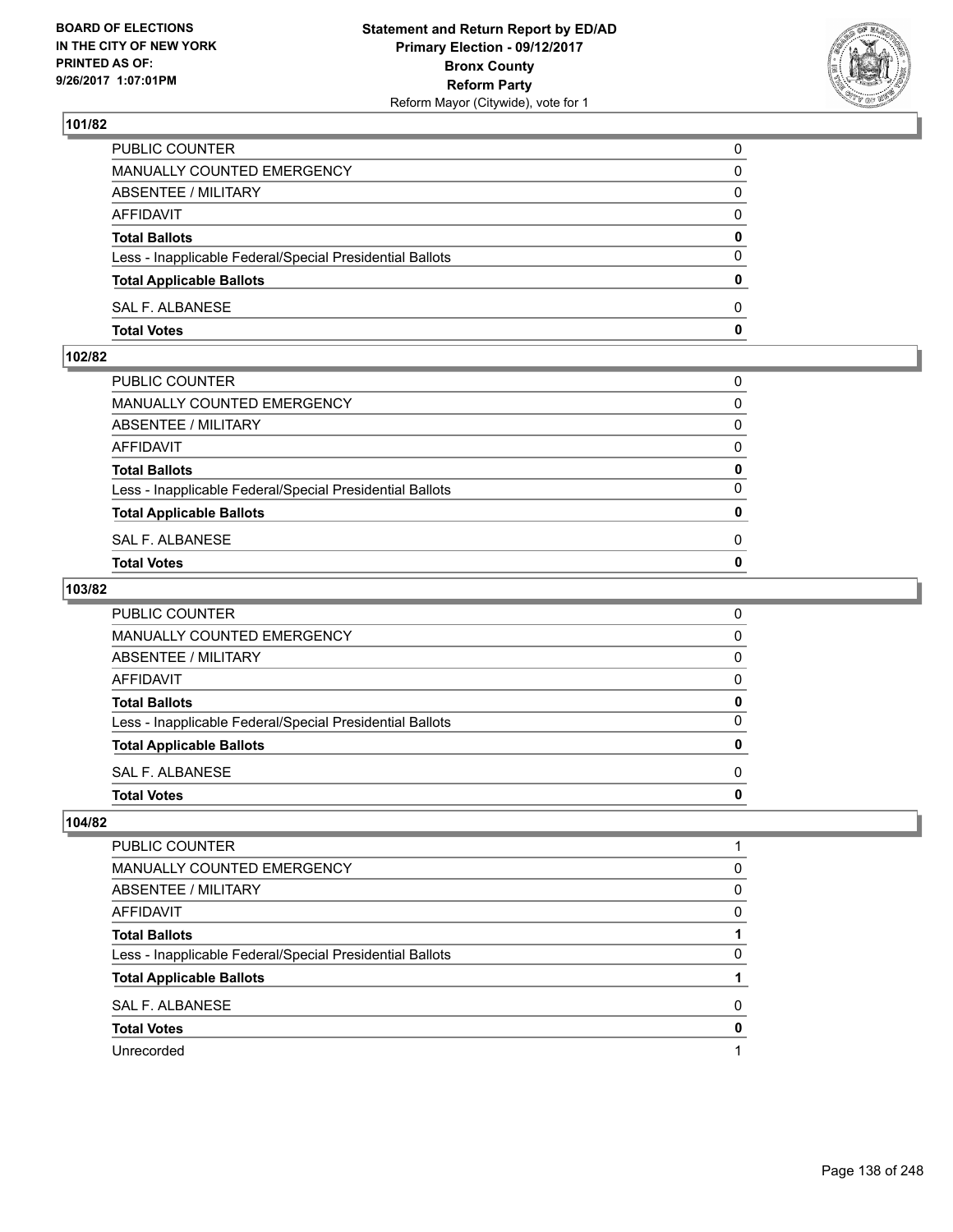## 101/82

| | |
|---|---|
| PUBLIC COUNTER | 0 |
| MANUALLY COUNTED EMERGENCY | 0 |
| ABSENTEE / MILITARY | 0 |
| AFFIDAVIT | 0 |
| **Total Ballots** | **0** |
| Less - Inapplicable Federal/Special Presidential Ballots | 0 |
| **Total Applicable Ballots** | **0** |
| SAL F. ALBANESE | 0 |
| **Total Votes** | **0** |

## 102/82

| | |
|---|---|
| PUBLIC COUNTER | 0 |
| MANUALLY COUNTED EMERGENCY | 0 |
| ABSENTEE / MILITARY | 0 |
| AFFIDAVIT | 0 |
| **Total Ballots** | **0** |
| Less - Inapplicable Federal/Special Presidential Ballots | 0 |
| **Total Applicable Ballots** | **0** |
| SAL F. ALBANESE | 0 |
| **Total Votes** | **0** |

## 103/82

| | |
|---|---|
| PUBLIC COUNTER | 0 |
| MANUALLY COUNTED EMERGENCY | 0 |
| ABSENTEE / MILITARY | 0 |
| AFFIDAVIT | 0 |
| **Total Ballots** | **0** |
| Less - Inapplicable Federal/Special Presidential Ballots | 0 |
| **Total Applicable Ballots** | **0** |
| SAL F. ALBANESE | 0 |
| **Total Votes** | **0** |

## 104/82

| | |
|---|---|
| PUBLIC COUNTER | 1 |
| MANUALLY COUNTED EMERGENCY | 0 |
| ABSENTEE / MILITARY | 0 |
| AFFIDAVIT | 0 |
| **Total Ballots** | **1** |
| Less - Inapplicable Federal/Special Presidential Ballots | 0 |
| **Total Applicable Ballots** | **1** |
| SAL F. ALBANESE | 0 |
| **Total Votes** | **0** |
| Unrecorded | 1 |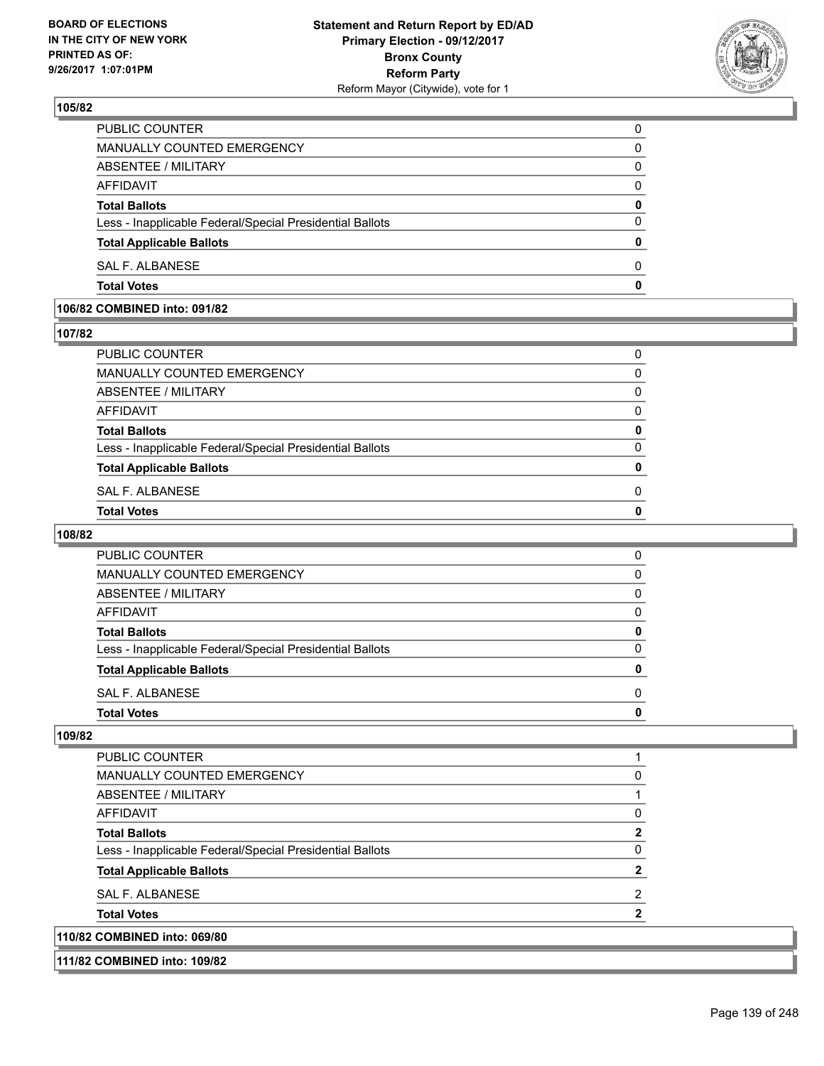**105/82**

| | |
|---|---|
| PUBLIC COUNTER | 0 |
| MANUALLY COUNTED EMERGENCY | 0 |
| ABSENTEE / MILITARY | 0 |
| AFFIDAVIT | 0 |
| **Total Ballots** | **0** |
| Less - Inapplicable Federal/Special Presidential Ballots | 0 |
| **Total Applicable Ballots** | **0** |
| SAL F. ALBANESE | 0 |
| **Total Votes** | **0** |

**106/82 COMBINED into: 091/82**

**107/82**

| | |
|---|---|
| PUBLIC COUNTER | 0 |
| MANUALLY COUNTED EMERGENCY | 0 |
| ABSENTEE / MILITARY | 0 |
| AFFIDAVIT | 0 |
| **Total Ballots** | **0** |
| Less - Inapplicable Federal/Special Presidential Ballots | 0 |
| **Total Applicable Ballots** | **0** |
| SAL F. ALBANESE | 0 |
| **Total Votes** | **0** |

**108/82**

| | |
|---|---|
| PUBLIC COUNTER | 0 |
| MANUALLY COUNTED EMERGENCY | 0 |
| ABSENTEE / MILITARY | 0 |
| AFFIDAVIT | 0 |
| **Total Ballots** | **0** |
| Less - Inapplicable Federal/Special Presidential Ballots | 0 |
| **Total Applicable Ballots** | **0** |
| SAL F. ALBANESE | 0 |
| **Total Votes** | **0** |

**109/82**

| | |
|---|---|
| PUBLIC COUNTER | 1 |
| MANUALLY COUNTED EMERGENCY | 0 |
| ABSENTEE / MILITARY | 1 |
| AFFIDAVIT | 0 |
| **Total Ballots** | **2** |
| Less - Inapplicable Federal/Special Presidential Ballots | 0 |
| **Total Applicable Ballots** | **2** |
| SAL F. ALBANESE | 2 |
| **Total Votes** | **2** |

**110/82 COMBINED into: 069/80**

**111/82 COMBINED into: 109/82**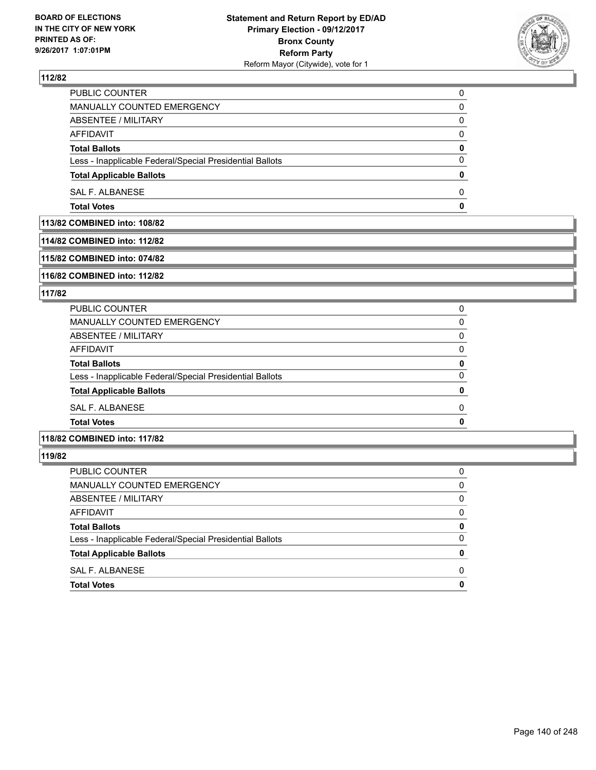**BOARD OF ELECTIONS IN THE CITY OF NEW YORK PRINTED AS OF: 9/26/2017 1:07:01PM**

**Statement and Return Report by ED/AD**
**Primary Election - 09/12/2017**
**Bronx County**
**Reform Party**
Reform Mayor (Citywide), vote for 1

### 112/82

| | |
|---|---|
| PUBLIC COUNTER | 0 |
| MANUALLY COUNTED EMERGENCY | 0 |
| ABSENTEE / MILITARY | 0 |
| AFFIDAVIT | 0 |
| **Total Ballots** | **0** |
| Less - Inapplicable Federal/Special Presidential Ballots | 0 |
| **Total Applicable Ballots** | **0** |
| SAL F. ALBANESE | 0 |
| **Total Votes** | **0** |

### 113/82 COMBINED into: 108/82

### 114/82 COMBINED into: 112/82

### 115/82 COMBINED into: 074/82

### 116/82 COMBINED into: 112/82

### 117/82

| | |
|---|---|
| PUBLIC COUNTER | 0 |
| MANUALLY COUNTED EMERGENCY | 0 |
| ABSENTEE / MILITARY | 0 |
| AFFIDAVIT | 0 |
| **Total Ballots** | **0** |
| Less - Inapplicable Federal/Special Presidential Ballots | 0 |
| **Total Applicable Ballots** | **0** |
| SAL F. ALBANESE | 0 |
| **Total Votes** | **0** |

### 118/82 COMBINED into: 117/82

### 119/82

| | |
|---|---|
| PUBLIC COUNTER | 0 |
| MANUALLY COUNTED EMERGENCY | 0 |
| ABSENTEE / MILITARY | 0 |
| AFFIDAVIT | 0 |
| **Total Ballots** | **0** |
| Less - Inapplicable Federal/Special Presidential Ballots | 0 |
| **Total Applicable Ballots** | **0** |
| SAL F. ALBANESE | 0 |
| **Total Votes** | **0** |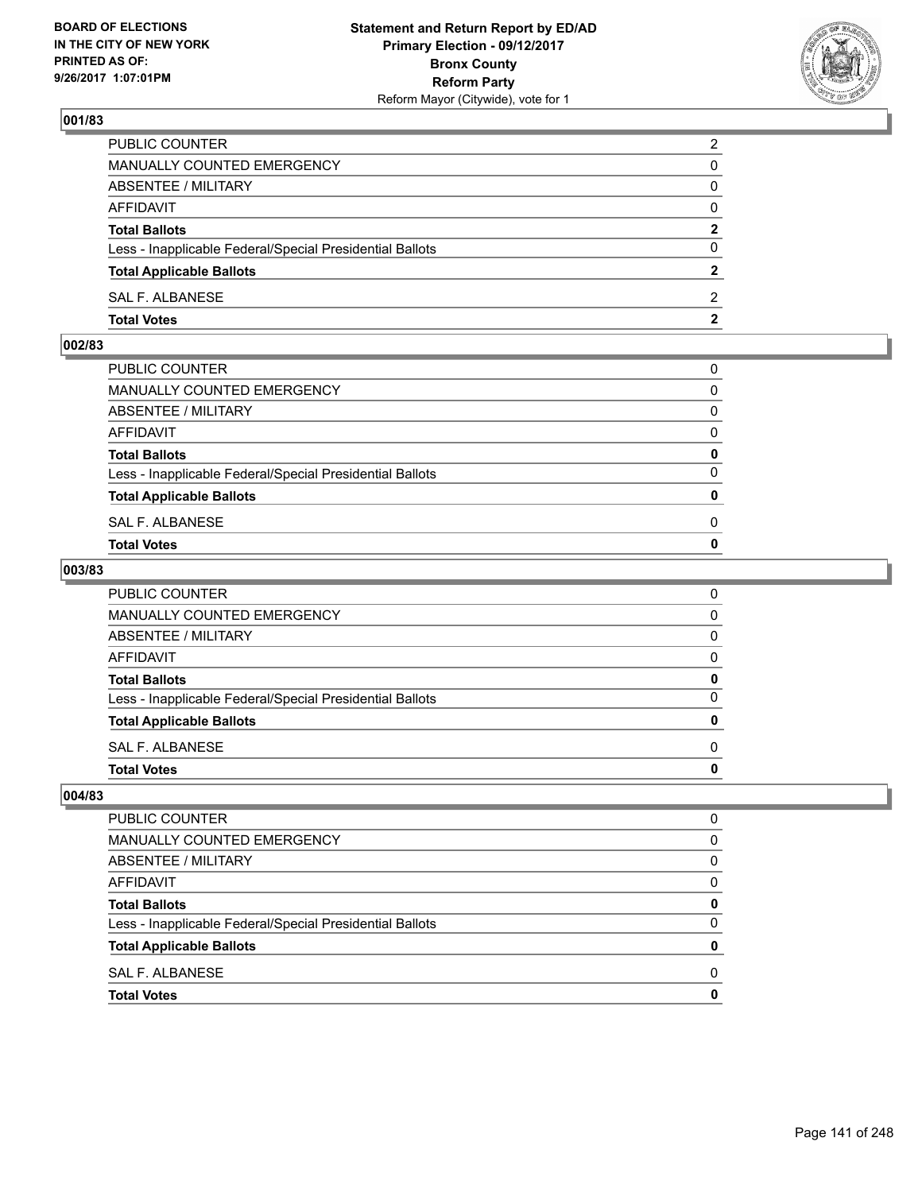**BOARD OF ELECTIONS IN THE CITY OF NEW YORK PRINTED AS OF: 9/26/2017 1:07:01PM**

**Statement and Return Report by ED/AD**
**Primary Election - 09/12/2017**
**Bronx County**
**Reform Party**
Reform Mayor (Citywide), vote for 1

### 001/83

| | |
|---|---|
| PUBLIC COUNTER | 2 |
| MANUALLY COUNTED EMERGENCY | 0 |
| ABSENTEE / MILITARY | 0 |
| AFFIDAVIT | 0 |
| **Total Ballots** | **2** |
| Less - Inapplicable Federal/Special Presidential Ballots | 0 |
| **Total Applicable Ballots** | **2** |
| SAL F. ALBANESE | 2 |
| **Total Votes** | **2** |

### 002/83

| | |
|---|---|
| PUBLIC COUNTER | 0 |
| MANUALLY COUNTED EMERGENCY | 0 |
| ABSENTEE / MILITARY | 0 |
| AFFIDAVIT | 0 |
| **Total Ballots** | **0** |
| Less - Inapplicable Federal/Special Presidential Ballots | 0 |
| **Total Applicable Ballots** | **0** |
| SAL F. ALBANESE | 0 |
| **Total Votes** | **0** |

### 003/83

| | |
|---|---|
| PUBLIC COUNTER | 0 |
| MANUALLY COUNTED EMERGENCY | 0 |
| ABSENTEE / MILITARY | 0 |
| AFFIDAVIT | 0 |
| **Total Ballots** | **0** |
| Less - Inapplicable Federal/Special Presidential Ballots | 0 |
| **Total Applicable Ballots** | **0** |
| SAL F. ALBANESE | 0 |
| **Total Votes** | **0** |

### 004/83

| | |
|---|---|
| PUBLIC COUNTER | 0 |
| MANUALLY COUNTED EMERGENCY | 0 |
| ABSENTEE / MILITARY | 0 |
| AFFIDAVIT | 0 |
| **Total Ballots** | **0** |
| Less - Inapplicable Federal/Special Presidential Ballots | 0 |
| **Total Applicable Ballots** | **0** |
| SAL F. ALBANESE | 0 |
| **Total Votes** | **0** |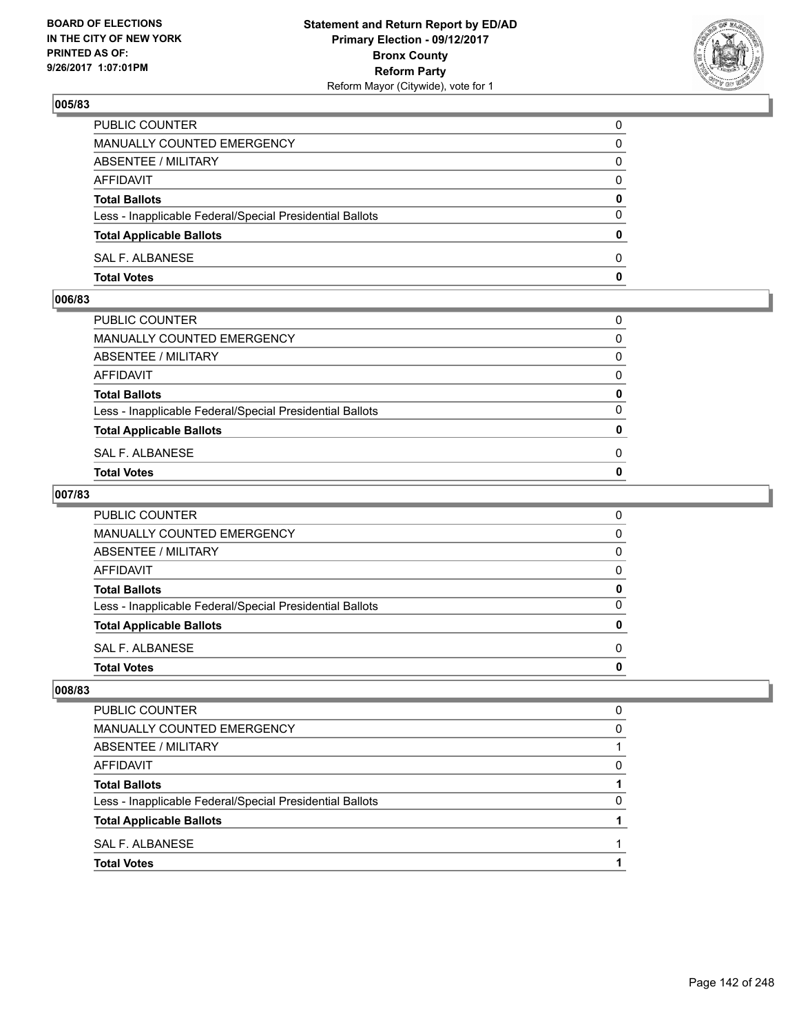## 005/83

| | |
|---|---|
| PUBLIC COUNTER | 0 |
| MANUALLY COUNTED EMERGENCY | 0 |
| ABSENTEE / MILITARY | 0 |
| AFFIDAVIT | 0 |
| **Total Ballots** | **0** |
| Less - Inapplicable Federal/Special Presidential Ballots | 0 |
| **Total Applicable Ballots** | **0** |
| SAL F. ALBANESE | 0 |
| **Total Votes** | **0** |

## 006/83

| | |
|---|---|
| PUBLIC COUNTER | 0 |
| MANUALLY COUNTED EMERGENCY | 0 |
| ABSENTEE / MILITARY | 0 |
| AFFIDAVIT | 0 |
| **Total Ballots** | **0** |
| Less - Inapplicable Federal/Special Presidential Ballots | 0 |
| **Total Applicable Ballots** | **0** |
| SAL F. ALBANESE | 0 |
| **Total Votes** | **0** |

## 007/83

| | |
|---|---|
| PUBLIC COUNTER | 0 |
| MANUALLY COUNTED EMERGENCY | 0 |
| ABSENTEE / MILITARY | 0 |
| AFFIDAVIT | 0 |
| **Total Ballots** | **0** |
| Less - Inapplicable Federal/Special Presidential Ballots | 0 |
| **Total Applicable Ballots** | **0** |
| SAL F. ALBANESE | 0 |
| **Total Votes** | **0** |

## 008/83

| | |
|---|---|
| PUBLIC COUNTER | 0 |
| MANUALLY COUNTED EMERGENCY | 0 |
| ABSENTEE / MILITARY | 1 |
| AFFIDAVIT | 0 |
| **Total Ballots** | **1** |
| Less - Inapplicable Federal/Special Presidential Ballots | 0 |
| **Total Applicable Ballots** | **1** |
| SAL F. ALBANESE | 1 |
| **Total Votes** | **1** |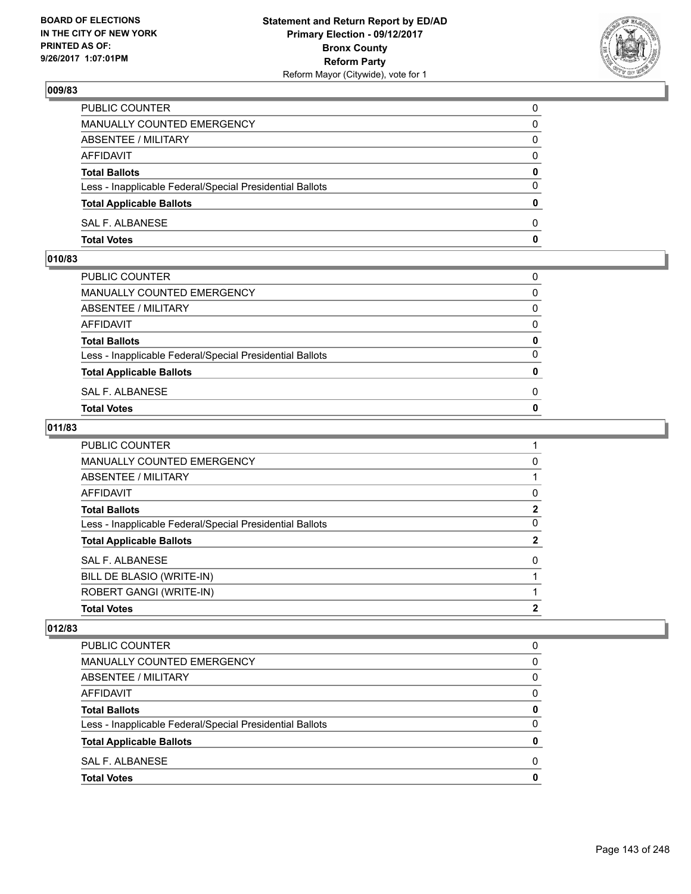## 009/83

| | |
|---|---|
| PUBLIC COUNTER | 0 |
| MANUALLY COUNTED EMERGENCY | 0 |
| ABSENTEE / MILITARY | 0 |
| AFFIDAVIT | 0 |
| **Total Ballots** | **0** |
| Less - Inapplicable Federal/Special Presidential Ballots | 0 |
| **Total Applicable Ballots** | **0** |
| SAL F. ALBANESE | 0 |
| **Total Votes** | **0** |

## 010/83

| | |
|---|---|
| PUBLIC COUNTER | 0 |
| MANUALLY COUNTED EMERGENCY | 0 |
| ABSENTEE / MILITARY | 0 |
| AFFIDAVIT | 0 |
| **Total Ballots** | **0** |
| Less - Inapplicable Federal/Special Presidential Ballots | 0 |
| **Total Applicable Ballots** | **0** |
| SAL F. ALBANESE | 0 |
| **Total Votes** | **0** |

## 011/83

| | |
|---|---|
| PUBLIC COUNTER | 1 |
| MANUALLY COUNTED EMERGENCY | 0 |
| ABSENTEE / MILITARY | 1 |
| AFFIDAVIT | 0 |
| **Total Ballots** | **2** |
| Less - Inapplicable Federal/Special Presidential Ballots | 0 |
| **Total Applicable Ballots** | **2** |
| SAL F. ALBANESE | 0 |
| BILL DE BLASIO (WRITE-IN) | 1 |
| ROBERT GANGI (WRITE-IN) | 1 |
| **Total Votes** | **2** |

## 012/83

| | |
|---|---|
| PUBLIC COUNTER | 0 |
| MANUALLY COUNTED EMERGENCY | 0 |
| ABSENTEE / MILITARY | 0 |
| AFFIDAVIT | 0 |
| **Total Ballots** | **0** |
| Less - Inapplicable Federal/Special Presidential Ballots | 0 |
| **Total Applicable Ballots** | **0** |
| SAL F. ALBANESE | 0 |
| **Total Votes** | **0** |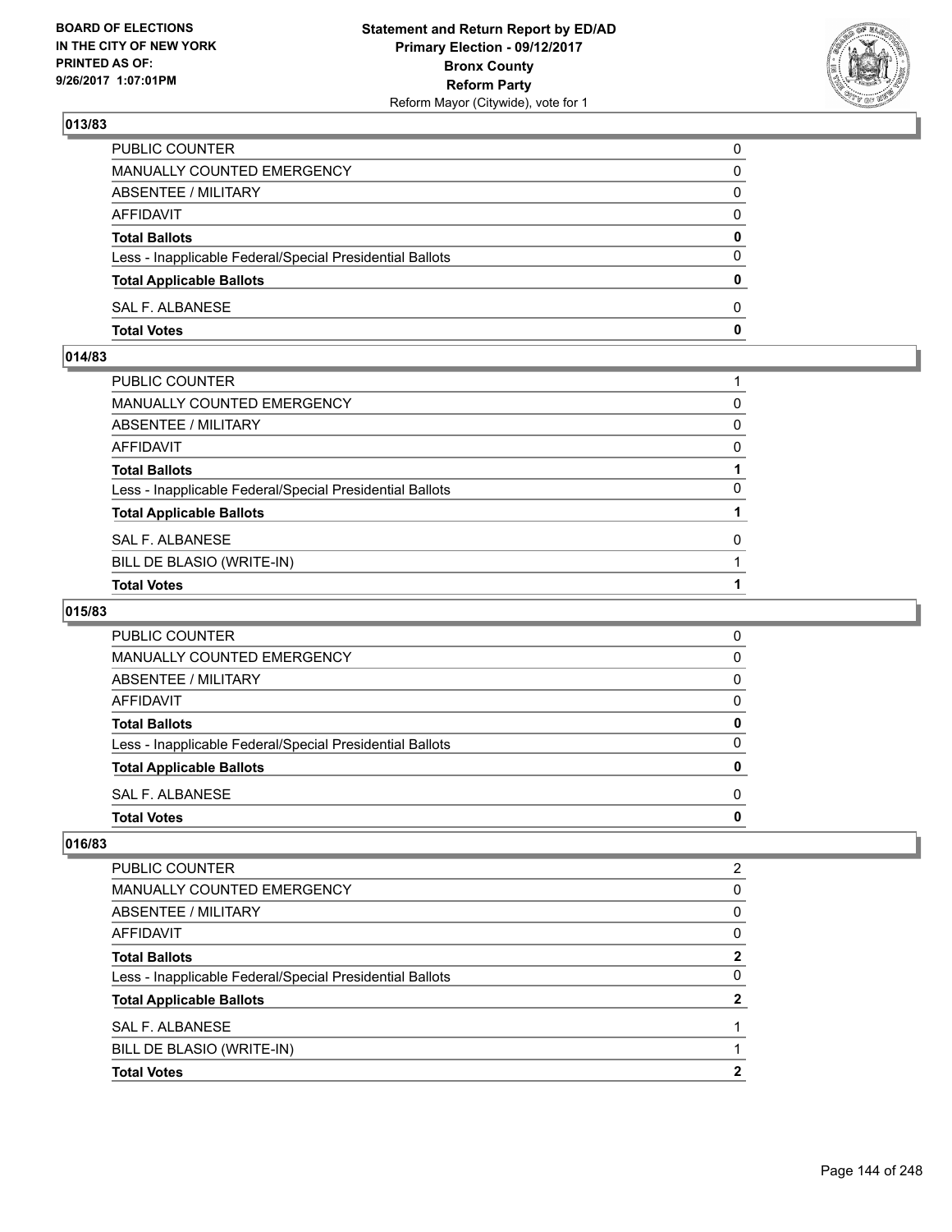**BOARD OF ELECTIONS IN THE CITY OF NEW YORK PRINTED AS OF: 9/26/2017 1:07:01PM**

**Statement and Return Report by ED/AD Primary Election - 09/12/2017 Bronx County Reform Party**
Reform Mayor (Citywide), vote for 1

### 013/83

| | |
|---|---|
| PUBLIC COUNTER | 0 |
| MANUALLY COUNTED EMERGENCY | 0 |
| ABSENTEE / MILITARY | 0 |
| AFFIDAVIT | 0 |
| **Total Ballots** | **0** |
| Less - Inapplicable Federal/Special Presidential Ballots | 0 |
| **Total Applicable Ballots** | **0** |
| SAL F. ALBANESE | 0 |
| **Total Votes** | **0** |

### 014/83

| | |
|---|---|
| PUBLIC COUNTER | 1 |
| MANUALLY COUNTED EMERGENCY | 0 |
| ABSENTEE / MILITARY | 0 |
| AFFIDAVIT | 0 |
| **Total Ballots** | **1** |
| Less - Inapplicable Federal/Special Presidential Ballots | 0 |
| **Total Applicable Ballots** | **1** |
| SAL F. ALBANESE | 0 |
| BILL DE BLASIO (WRITE-IN) | 1 |
| **Total Votes** | **1** |

### 015/83

| | |
|---|---|
| PUBLIC COUNTER | 0 |
| MANUALLY COUNTED EMERGENCY | 0 |
| ABSENTEE / MILITARY | 0 |
| AFFIDAVIT | 0 |
| **Total Ballots** | **0** |
| Less - Inapplicable Federal/Special Presidential Ballots | 0 |
| **Total Applicable Ballots** | **0** |
| SAL F. ALBANESE | 0 |
| **Total Votes** | **0** |

### 016/83

| | |
|---|---|
| PUBLIC COUNTER | 2 |
| MANUALLY COUNTED EMERGENCY | 0 |
| ABSENTEE / MILITARY | 0 |
| AFFIDAVIT | 0 |
| **Total Ballots** | **2** |
| Less - Inapplicable Federal/Special Presidential Ballots | 0 |
| **Total Applicable Ballots** | **2** |
| SAL F. ALBANESE | 1 |
| BILL DE BLASIO (WRITE-IN) | 1 |
| **Total Votes** | **2** |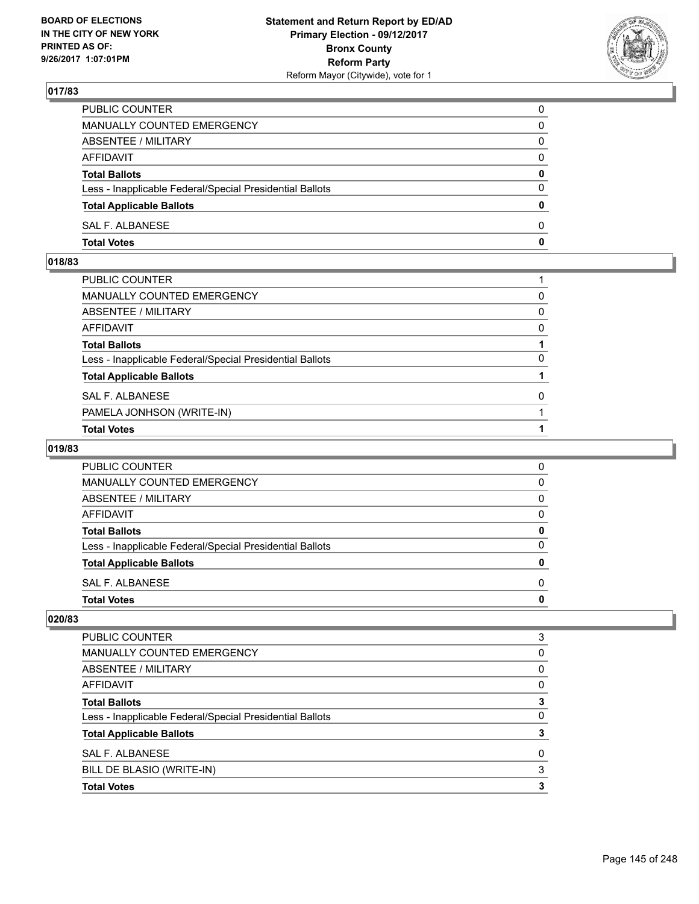**BOARD OF ELECTIONS IN THE CITY OF NEW YORK PRINTED AS OF: 9/26/2017 1:07:01PM**

**Statement and Return Report by ED/AD Primary Election - 09/12/2017 Bronx County Reform Party** Reform Mayor (Citywide), vote for 1

## 017/83

| | |
|---|---|
| PUBLIC COUNTER | 0 |
| MANUALLY COUNTED EMERGENCY | 0 |
| ABSENTEE / MILITARY | 0 |
| AFFIDAVIT | 0 |
| **Total Ballots** | **0** |
| Less - Inapplicable Federal/Special Presidential Ballots | 0 |
| **Total Applicable Ballots** | **0** |
| SAL F. ALBANESE | 0 |
| **Total Votes** | **0** |

## 018/83

| | |
|---|---|
| PUBLIC COUNTER | 1 |
| MANUALLY COUNTED EMERGENCY | 0 |
| ABSENTEE / MILITARY | 0 |
| AFFIDAVIT | 0 |
| **Total Ballots** | **1** |
| Less - Inapplicable Federal/Special Presidential Ballots | 0 |
| **Total Applicable Ballots** | **1** |
| SAL F. ALBANESE | 0 |
| PAMELA JONHSON (WRITE-IN) | 1 |
| **Total Votes** | **1** |

## 019/83

| | |
|---|---|
| PUBLIC COUNTER | 0 |
| MANUALLY COUNTED EMERGENCY | 0 |
| ABSENTEE / MILITARY | 0 |
| AFFIDAVIT | 0 |
| **Total Ballots** | **0** |
| Less - Inapplicable Federal/Special Presidential Ballots | 0 |
| **Total Applicable Ballots** | **0** |
| SAL F. ALBANESE | 0 |
| **Total Votes** | **0** |

## 020/83

| | |
|---|---|
| PUBLIC COUNTER | 3 |
| MANUALLY COUNTED EMERGENCY | 0 |
| ABSENTEE / MILITARY | 0 |
| AFFIDAVIT | 0 |
| **Total Ballots** | **3** |
| Less - Inapplicable Federal/Special Presidential Ballots | 0 |
| **Total Applicable Ballots** | **3** |
| SAL F. ALBANESE | 0 |
| BILL DE BLASIO (WRITE-IN) | 3 |
| **Total Votes** | **3** |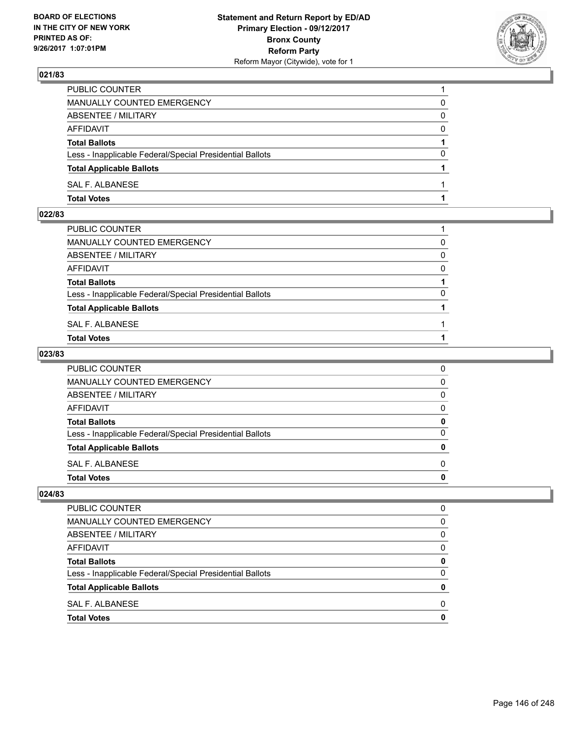**BOARD OF ELECTIONS IN THE CITY OF NEW YORK PRINTED AS OF: 9/26/2017 1:07:01PM**

**Statement and Return Report by ED/AD**
**Primary Election - 09/12/2017**
**Bronx County**
**Reform Party**
Reform Mayor (Citywide), vote for 1

### 021/83

| | |
|---|---|
| PUBLIC COUNTER | 1 |
| MANUALLY COUNTED EMERGENCY | 0 |
| ABSENTEE / MILITARY | 0 |
| AFFIDAVIT | 0 |
| **Total Ballots** | **1** |
| Less - Inapplicable Federal/Special Presidential Ballots | 0 |
| **Total Applicable Ballots** | **1** |
| SAL F. ALBANESE | 1 |
| **Total Votes** | **1** |

### 022/83

| | |
|---|---|
| PUBLIC COUNTER | 1 |
| MANUALLY COUNTED EMERGENCY | 0 |
| ABSENTEE / MILITARY | 0 |
| AFFIDAVIT | 0 |
| **Total Ballots** | **1** |
| Less - Inapplicable Federal/Special Presidential Ballots | 0 |
| **Total Applicable Ballots** | **1** |
| SAL F. ALBANESE | 1 |
| **Total Votes** | **1** |

### 023/83

| | |
|---|---|
| PUBLIC COUNTER | 0 |
| MANUALLY COUNTED EMERGENCY | 0 |
| ABSENTEE / MILITARY | 0 |
| AFFIDAVIT | 0 |
| **Total Ballots** | **0** |
| Less - Inapplicable Federal/Special Presidential Ballots | 0 |
| **Total Applicable Ballots** | **0** |
| SAL F. ALBANESE | 0 |
| **Total Votes** | **0** |

### 024/83

| | |
|---|---|
| PUBLIC COUNTER | 0 |
| MANUALLY COUNTED EMERGENCY | 0 |
| ABSENTEE / MILITARY | 0 |
| AFFIDAVIT | 0 |
| **Total Ballots** | **0** |
| Less - Inapplicable Federal/Special Presidential Ballots | 0 |
| **Total Applicable Ballots** | **0** |
| SAL F. ALBANESE | 0 |
| **Total Votes** | **0** |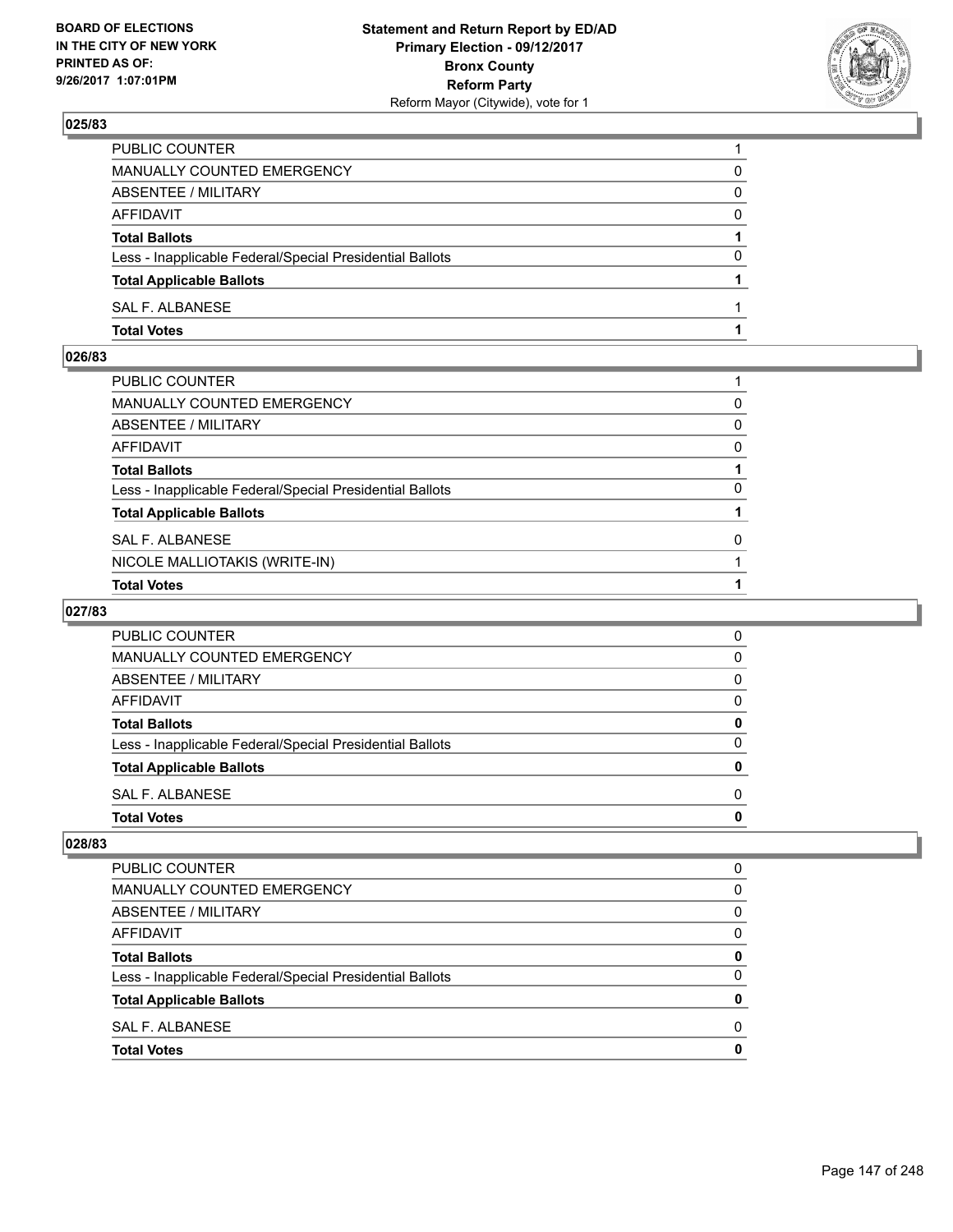**BOARD OF ELECTIONS IN THE CITY OF NEW YORK PRINTED AS OF: 9/26/2017 1:07:01PM**

**Statement and Return Report by ED/AD Primary Election - 09/12/2017 Bronx County Reform Party**
Reform Mayor (Citywide), vote for 1

### 025/83

| | |
|---|---|
| PUBLIC COUNTER | 1 |
| MANUALLY COUNTED EMERGENCY | 0 |
| ABSENTEE / MILITARY | 0 |
| AFFIDAVIT | 0 |
| **Total Ballots** | **1** |
| Less - Inapplicable Federal/Special Presidential Ballots | 0 |
| **Total Applicable Ballots** | **1** |
| SAL F. ALBANESE | 1 |
| **Total Votes** | **1** |

### 026/83

| | |
|---|---|
| PUBLIC COUNTER | 1 |
| MANUALLY COUNTED EMERGENCY | 0 |
| ABSENTEE / MILITARY | 0 |
| AFFIDAVIT | 0 |
| **Total Ballots** | **1** |
| Less - Inapplicable Federal/Special Presidential Ballots | 0 |
| **Total Applicable Ballots** | **1** |
| SAL F. ALBANESE | 0 |
| NICOLE MALLIOTAKIS (WRITE-IN) | 1 |
| **Total Votes** | **1** |

### 027/83

| | |
|---|---|
| PUBLIC COUNTER | 0 |
| MANUALLY COUNTED EMERGENCY | 0 |
| ABSENTEE / MILITARY | 0 |
| AFFIDAVIT | 0 |
| **Total Ballots** | **0** |
| Less - Inapplicable Federal/Special Presidential Ballots | 0 |
| **Total Applicable Ballots** | **0** |
| SAL F. ALBANESE | 0 |
| **Total Votes** | **0** |

### 028/83

| | |
|---|---|
| PUBLIC COUNTER | 0 |
| MANUALLY COUNTED EMERGENCY | 0 |
| ABSENTEE / MILITARY | 0 |
| AFFIDAVIT | 0 |
| **Total Ballots** | **0** |
| Less - Inapplicable Federal/Special Presidential Ballots | 0 |
| **Total Applicable Ballots** | **0** |
| SAL F. ALBANESE | 0 |
| **Total Votes** | **0** |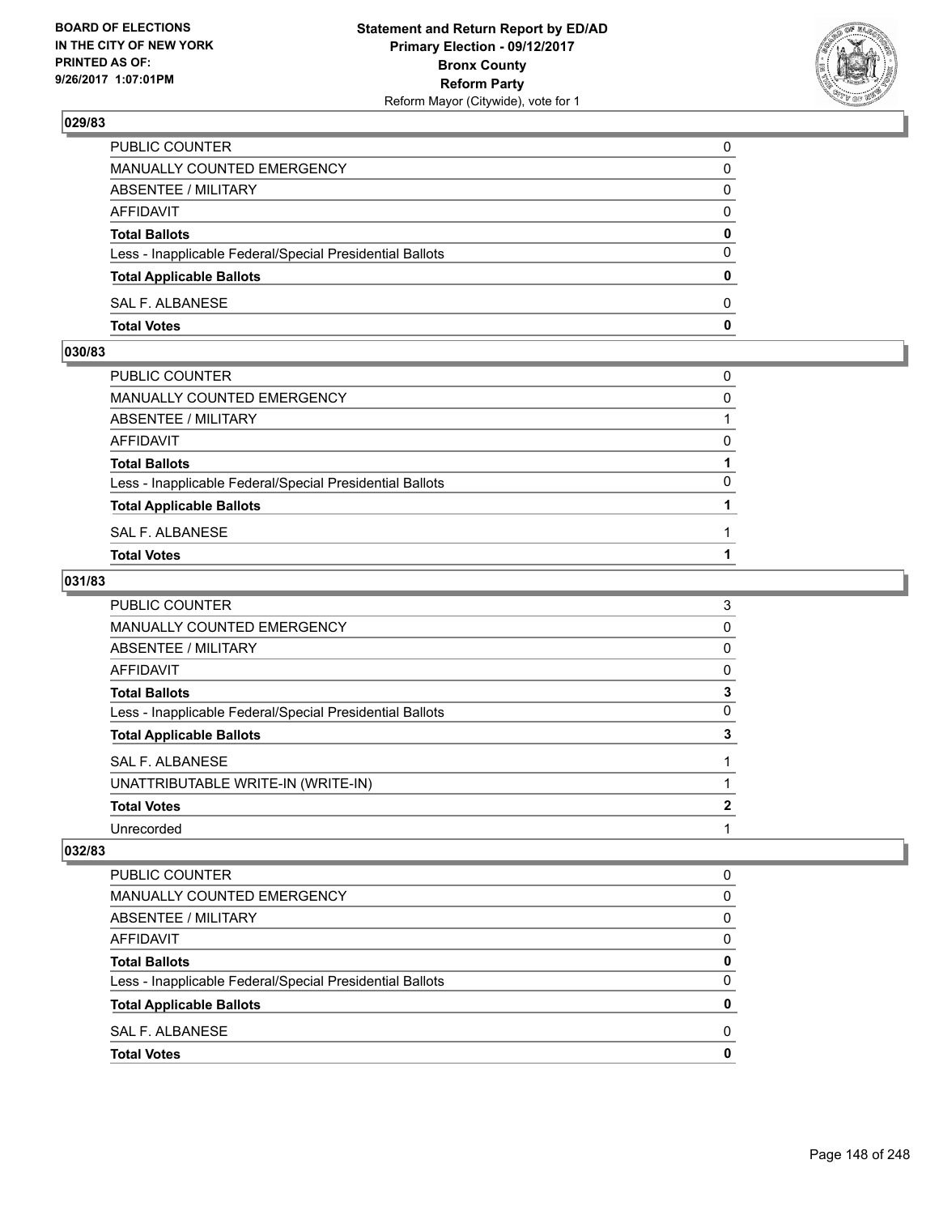BOARD OF ELECTIONS
IN THE CITY OF NEW YORK
PRINTED AS OF:
9/26/2017 1:07:01PM

**Statement and Return Report by ED/AD**
**Primary Election - 09/12/2017**
**Bronx County**
**Reform Party**
Reform Mayor (Citywide), vote for 1

### 029/83

| | |
|---|---|
| PUBLIC COUNTER | 0 |
| MANUALLY COUNTED EMERGENCY | 0 |
| ABSENTEE / MILITARY | 0 |
| AFFIDAVIT | 0 |
| **Total Ballots** | **0** |
| Less - Inapplicable Federal/Special Presidential Ballots | 0 |
| **Total Applicable Ballots** | **0** |
| SAL F. ALBANESE | 0 |
| **Total Votes** | **0** |

### 030/83

| | |
|---|---|
| PUBLIC COUNTER | 0 |
| MANUALLY COUNTED EMERGENCY | 0 |
| ABSENTEE / MILITARY | 1 |
| AFFIDAVIT | 0 |
| **Total Ballots** | **1** |
| Less - Inapplicable Federal/Special Presidential Ballots | 0 |
| **Total Applicable Ballots** | **1** |
| SAL F. ALBANESE | 1 |
| **Total Votes** | **1** |

### 031/83

| | |
|---|---|
| PUBLIC COUNTER | 3 |
| MANUALLY COUNTED EMERGENCY | 0 |
| ABSENTEE / MILITARY | 0 |
| AFFIDAVIT | 0 |
| **Total Ballots** | **3** |
| Less - Inapplicable Federal/Special Presidential Ballots | 0 |
| **Total Applicable Ballots** | **3** |
| SAL F. ALBANESE | 1 |
| UNATTRIBUTABLE WRITE-IN (WRITE-IN) | 1 |
| **Total Votes** | **2** |
| Unrecorded | 1 |

### 032/83

| | |
|---|---|
| PUBLIC COUNTER | 0 |
| MANUALLY COUNTED EMERGENCY | 0 |
| ABSENTEE / MILITARY | 0 |
| AFFIDAVIT | 0 |
| **Total Ballots** | **0** |
| Less - Inapplicable Federal/Special Presidential Ballots | 0 |
| **Total Applicable Ballots** | **0** |
| SAL F. ALBANESE | 0 |
| **Total Votes** | **0** |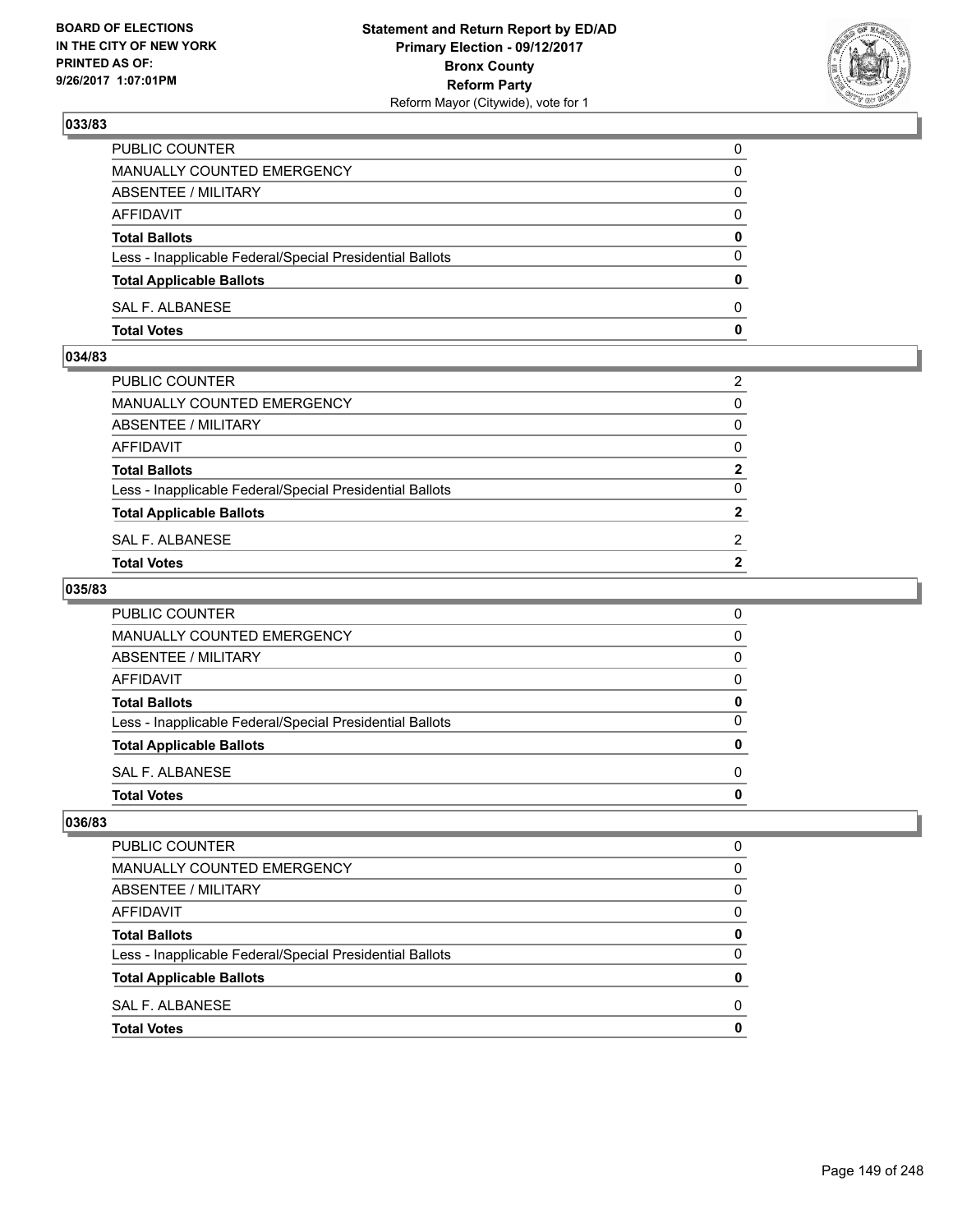**BOARD OF ELECTIONS IN THE CITY OF NEW YORK PRINTED AS OF: 9/26/2017 1:07:01PM**

**Statement and Return Report by ED/AD**
**Primary Election - 09/12/2017**
**Bronx County**
**Reform Party**
Reform Mayor (Citywide), vote for 1

### 033/83

| | |
|---|---|
| PUBLIC COUNTER | 0 |
| MANUALLY COUNTED EMERGENCY | 0 |
| ABSENTEE / MILITARY | 0 |
| AFFIDAVIT | 0 |
| **Total Ballots** | **0** |
| Less - Inapplicable Federal/Special Presidential Ballots | 0 |
| **Total Applicable Ballots** | **0** |
| SAL F. ALBANESE | 0 |
| **Total Votes** | **0** |

### 034/83

| | |
|---|---|
| PUBLIC COUNTER | 2 |
| MANUALLY COUNTED EMERGENCY | 0 |
| ABSENTEE / MILITARY | 0 |
| AFFIDAVIT | 0 |
| **Total Ballots** | **2** |
| Less - Inapplicable Federal/Special Presidential Ballots | 0 |
| **Total Applicable Ballots** | **2** |
| SAL F. ALBANESE | 2 |
| **Total Votes** | **2** |

### 035/83

| | |
|---|---|
| PUBLIC COUNTER | 0 |
| MANUALLY COUNTED EMERGENCY | 0 |
| ABSENTEE / MILITARY | 0 |
| AFFIDAVIT | 0 |
| **Total Ballots** | **0** |
| Less - Inapplicable Federal/Special Presidential Ballots | 0 |
| **Total Applicable Ballots** | **0** |
| SAL F. ALBANESE | 0 |
| **Total Votes** | **0** |

### 036/83

| | |
|---|---|
| PUBLIC COUNTER | 0 |
| MANUALLY COUNTED EMERGENCY | 0 |
| ABSENTEE / MILITARY | 0 |
| AFFIDAVIT | 0 |
| **Total Ballots** | **0** |
| Less - Inapplicable Federal/Special Presidential Ballots | 0 |
| **Total Applicable Ballots** | **0** |
| SAL F. ALBANESE | 0 |
| **Total Votes** | **0** |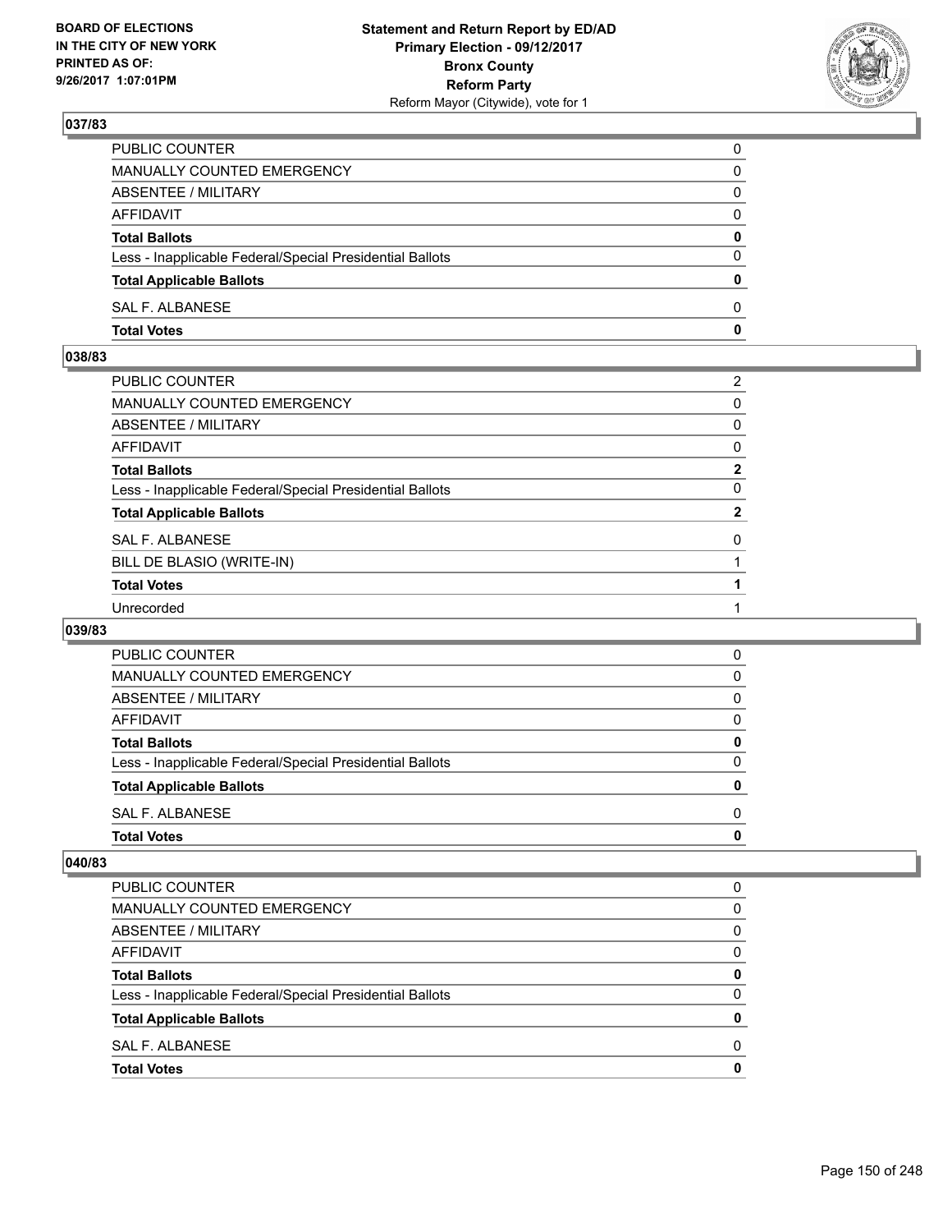### 037/83

| | |
|---|---|
| PUBLIC COUNTER | 0 |
| MANUALLY COUNTED EMERGENCY | 0 |
| ABSENTEE / MILITARY | 0 |
| AFFIDAVIT | 0 |
| **Total Ballots** | **0** |
| Less - Inapplicable Federal/Special Presidential Ballots | 0 |
| **Total Applicable Ballots** | **0** |
| SAL F. ALBANESE | 0 |
| **Total Votes** | **0** |

### 038/83

| | |
|---|---|
| PUBLIC COUNTER | 2 |
| MANUALLY COUNTED EMERGENCY | 0 |
| ABSENTEE / MILITARY | 0 |
| AFFIDAVIT | 0 |
| **Total Ballots** | **2** |
| Less - Inapplicable Federal/Special Presidential Ballots | 0 |
| **Total Applicable Ballots** | **2** |
| SAL F. ALBANESE | 0 |
| BILL DE BLASIO (WRITE-IN) | 1 |
| **Total Votes** | **1** |
| Unrecorded | 1 |

### 039/83

| | |
|---|---|
| PUBLIC COUNTER | 0 |
| MANUALLY COUNTED EMERGENCY | 0 |
| ABSENTEE / MILITARY | 0 |
| AFFIDAVIT | 0 |
| **Total Ballots** | **0** |
| Less - Inapplicable Federal/Special Presidential Ballots | 0 |
| **Total Applicable Ballots** | **0** |
| SAL F. ALBANESE | 0 |
| **Total Votes** | **0** |

### 040/83

| | |
|---|---|
| PUBLIC COUNTER | 0 |
| MANUALLY COUNTED EMERGENCY | 0 |
| ABSENTEE / MILITARY | 0 |
| AFFIDAVIT | 0 |
| **Total Ballots** | **0** |
| Less - Inapplicable Federal/Special Presidential Ballots | 0 |
| **Total Applicable Ballots** | **0** |
| SAL F. ALBANESE | 0 |
| **Total Votes** | **0** |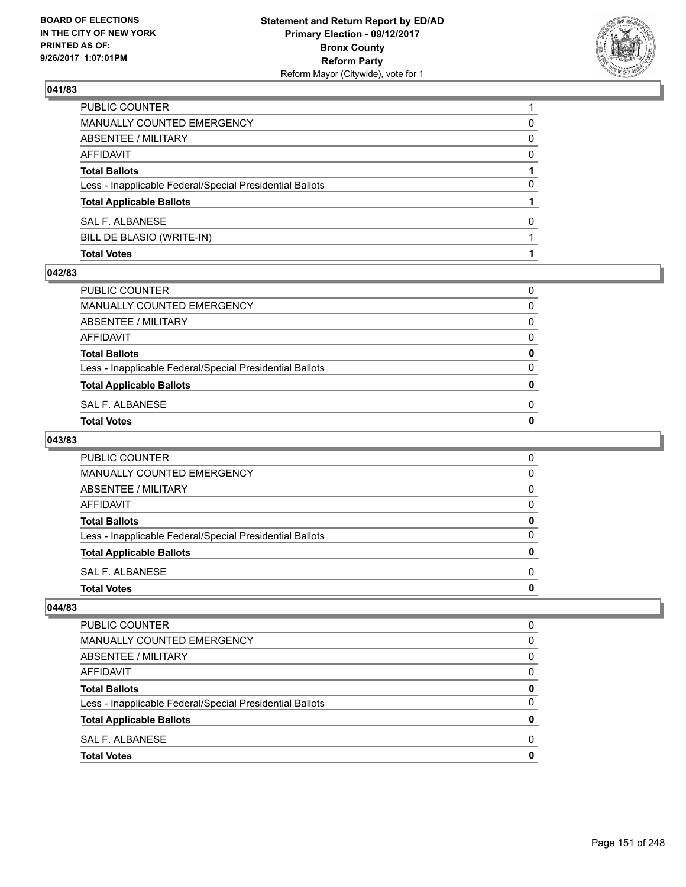## 041/83

| | |
|---|---|
| PUBLIC COUNTER | 1 |
| MANUALLY COUNTED EMERGENCY | 0 |
| ABSENTEE / MILITARY | 0 |
| AFFIDAVIT | 0 |
| **Total Ballots** | **1** |
| Less - Inapplicable Federal/Special Presidential Ballots | 0 |
| **Total Applicable Ballots** | **1** |
| SAL F. ALBANESE | 0 |
| BILL DE BLASIO (WRITE-IN) | 1 |
| **Total Votes** | **1** |

## 042/83

| | |
|---|---|
| PUBLIC COUNTER | 0 |
| MANUALLY COUNTED EMERGENCY | 0 |
| ABSENTEE / MILITARY | 0 |
| AFFIDAVIT | 0 |
| **Total Ballots** | **0** |
| Less - Inapplicable Federal/Special Presidential Ballots | 0 |
| **Total Applicable Ballots** | **0** |
| SAL F. ALBANESE | 0 |
| **Total Votes** | **0** |

## 043/83

| | |
|---|---|
| PUBLIC COUNTER | 0 |
| MANUALLY COUNTED EMERGENCY | 0 |
| ABSENTEE / MILITARY | 0 |
| AFFIDAVIT | 0 |
| **Total Ballots** | **0** |
| Less - Inapplicable Federal/Special Presidential Ballots | 0 |
| **Total Applicable Ballots** | **0** |
| SAL F. ALBANESE | 0 |
| **Total Votes** | **0** |

## 044/83

| | |
|---|---|
| PUBLIC COUNTER | 0 |
| MANUALLY COUNTED EMERGENCY | 0 |
| ABSENTEE / MILITARY | 0 |
| AFFIDAVIT | 0 |
| **Total Ballots** | **0** |
| Less - Inapplicable Federal/Special Presidential Ballots | 0 |
| **Total Applicable Ballots** | **0** |
| SAL F. ALBANESE | 0 |
| **Total Votes** | **0** |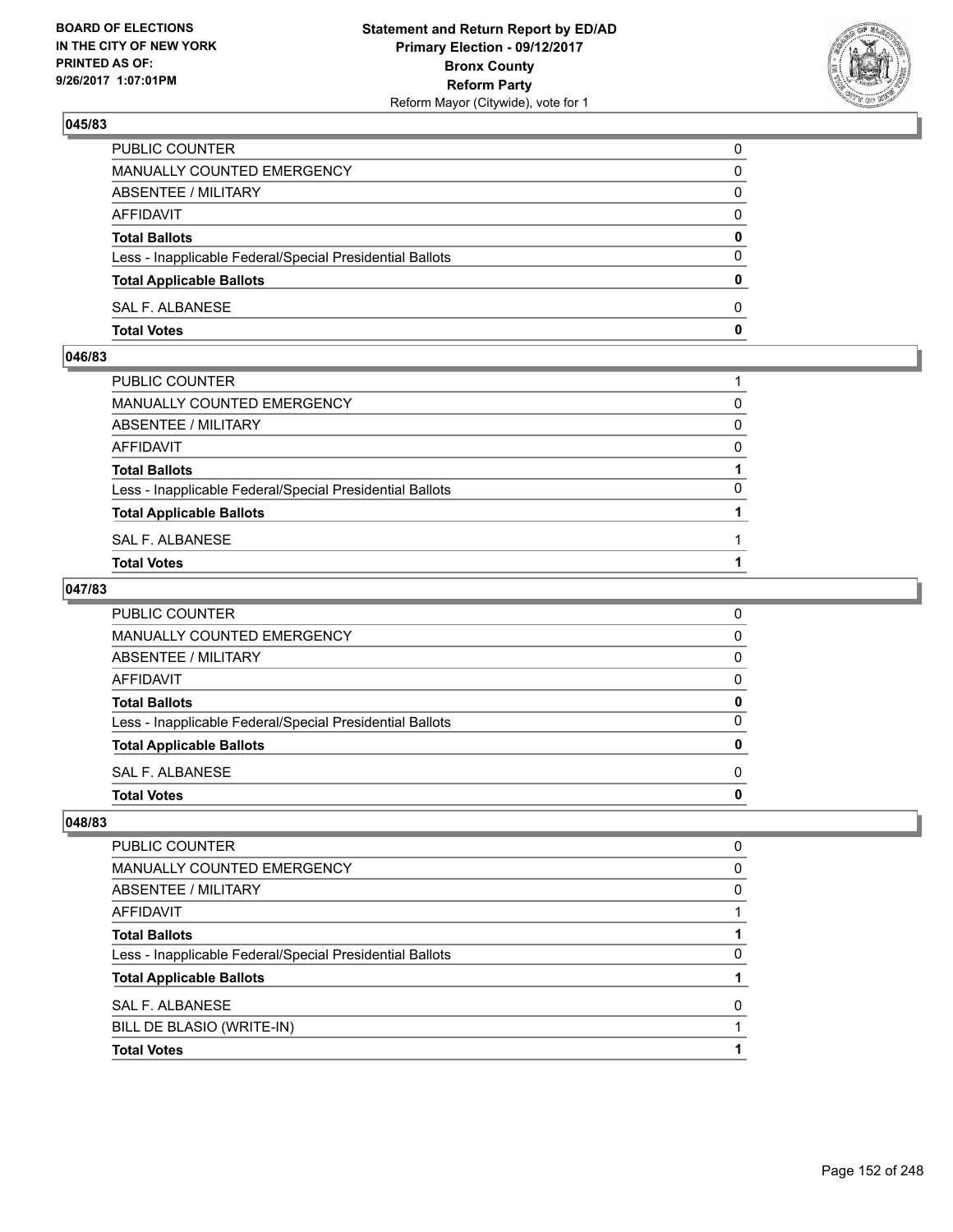**BOARD OF ELECTIONS IN THE CITY OF NEW YORK PRINTED AS OF: 9/26/2017 1:07:01PM**

**Statement and Return Report by ED/AD**
**Primary Election - 09/12/2017**
**Bronx County**
**Reform Party**
Reform Mayor (Citywide), vote for 1

### 045/83

| | |
|---|---|
| PUBLIC COUNTER | 0 |
| MANUALLY COUNTED EMERGENCY | 0 |
| ABSENTEE / MILITARY | 0 |
| AFFIDAVIT | 0 |
| **Total Ballots** | **0** |
| Less - Inapplicable Federal/Special Presidential Ballots | 0 |
| **Total Applicable Ballots** | **0** |
| SAL F. ALBANESE | 0 |
| **Total Votes** | **0** |

### 046/83

| | |
|---|---|
| PUBLIC COUNTER | 1 |
| MANUALLY COUNTED EMERGENCY | 0 |
| ABSENTEE / MILITARY | 0 |
| AFFIDAVIT | 0 |
| **Total Ballots** | **1** |
| Less - Inapplicable Federal/Special Presidential Ballots | 0 |
| **Total Applicable Ballots** | **1** |
| SAL F. ALBANESE | 1 |
| **Total Votes** | **1** |

### 047/83

| | |
|---|---|
| PUBLIC COUNTER | 0 |
| MANUALLY COUNTED EMERGENCY | 0 |
| ABSENTEE / MILITARY | 0 |
| AFFIDAVIT | 0 |
| **Total Ballots** | **0** |
| Less - Inapplicable Federal/Special Presidential Ballots | 0 |
| **Total Applicable Ballots** | **0** |
| SAL F. ALBANESE | 0 |
| **Total Votes** | **0** |

### 048/83

| | |
|---|---|
| PUBLIC COUNTER | 0 |
| MANUALLY COUNTED EMERGENCY | 0 |
| ABSENTEE / MILITARY | 0 |
| AFFIDAVIT | 1 |
| **Total Ballots** | **1** |
| Less - Inapplicable Federal/Special Presidential Ballots | 0 |
| **Total Applicable Ballots** | **1** |
| SAL F. ALBANESE | 0 |
| BILL DE BLASIO (WRITE-IN) | 1 |
| **Total Votes** | **1** |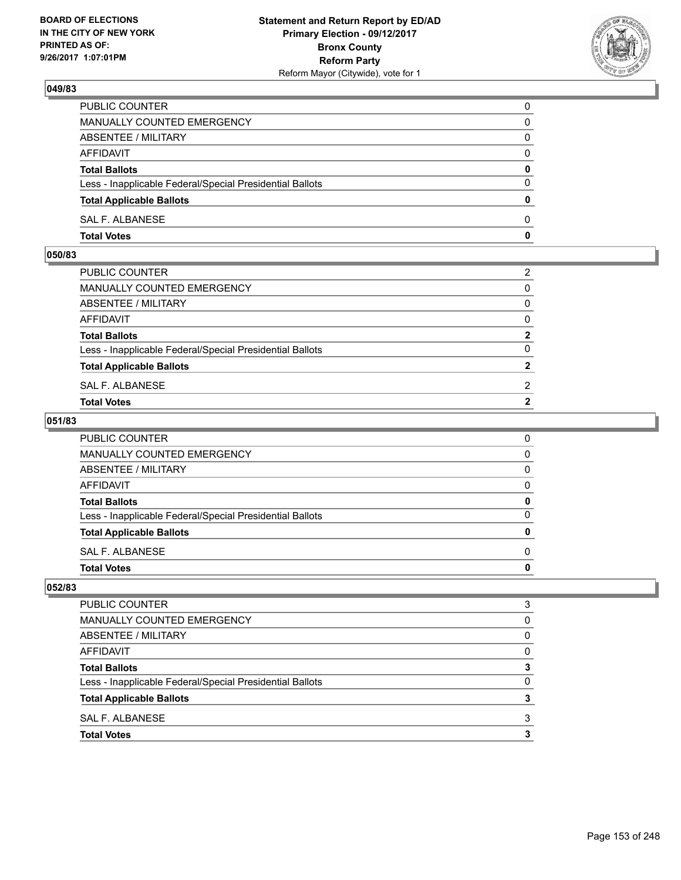BOARD OF ELECTIONS
IN THE CITY OF NEW YORK
PRINTED AS OF:
9/26/2017 1:07:01PM

**Statement and Return Report by ED/AD**
**Primary Election - 09/12/2017**
**Bronx County**
**Reform Party**
Reform Mayor (Citywide), vote for 1

### 049/83

| | |
|---|---|
| PUBLIC COUNTER | 0 |
| MANUALLY COUNTED EMERGENCY | 0 |
| ABSENTEE / MILITARY | 0 |
| AFFIDAVIT | 0 |
| **Total Ballots** | **0** |
| Less - Inapplicable Federal/Special Presidential Ballots | 0 |
| **Total Applicable Ballots** | **0** |
| SAL F. ALBANESE | 0 |
| **Total Votes** | **0** |

### 050/83

| | |
|---|---|
| PUBLIC COUNTER | 2 |
| MANUALLY COUNTED EMERGENCY | 0 |
| ABSENTEE / MILITARY | 0 |
| AFFIDAVIT | 0 |
| **Total Ballots** | **2** |
| Less - Inapplicable Federal/Special Presidential Ballots | 0 |
| **Total Applicable Ballots** | **2** |
| SAL F. ALBANESE | 2 |
| **Total Votes** | **2** |

### 051/83

| | |
|---|---|
| PUBLIC COUNTER | 0 |
| MANUALLY COUNTED EMERGENCY | 0 |
| ABSENTEE / MILITARY | 0 |
| AFFIDAVIT | 0 |
| **Total Ballots** | **0** |
| Less - Inapplicable Federal/Special Presidential Ballots | 0 |
| **Total Applicable Ballots** | **0** |
| SAL F. ALBANESE | 0 |
| **Total Votes** | **0** |

### 052/83

| | |
|---|---|
| PUBLIC COUNTER | 3 |
| MANUALLY COUNTED EMERGENCY | 0 |
| ABSENTEE / MILITARY | 0 |
| AFFIDAVIT | 0 |
| **Total Ballots** | **3** |
| Less - Inapplicable Federal/Special Presidential Ballots | 0 |
| **Total Applicable Ballots** | **3** |
| SAL F. ALBANESE | 3 |
| **Total Votes** | **3** |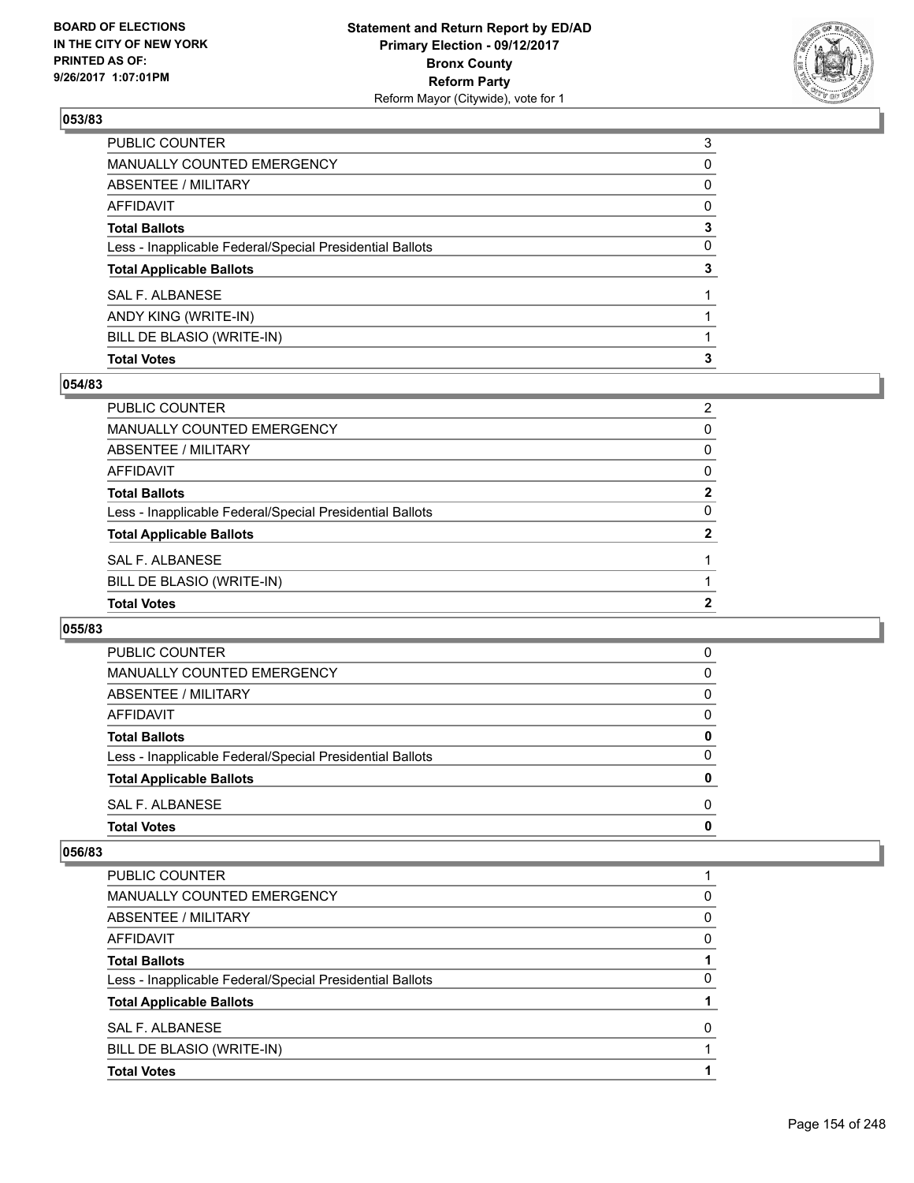### 053/83

| | |
|---|---|
| PUBLIC COUNTER | 3 |
| MANUALLY COUNTED EMERGENCY | 0 |
| ABSENTEE / MILITARY | 0 |
| AFFIDAVIT | 0 |
| **Total Ballots** | **3** |
| Less - Inapplicable Federal/Special Presidential Ballots | 0 |
| **Total Applicable Ballots** | **3** |
| SAL F. ALBANESE | 1 |
| ANDY KING (WRITE-IN) | 1 |
| BILL DE BLASIO (WRITE-IN) | 1 |
| **Total Votes** | **3** |

### 054/83

| | |
|---|---|
| PUBLIC COUNTER | 2 |
| MANUALLY COUNTED EMERGENCY | 0 |
| ABSENTEE / MILITARY | 0 |
| AFFIDAVIT | 0 |
| **Total Ballots** | **2** |
| Less - Inapplicable Federal/Special Presidential Ballots | 0 |
| **Total Applicable Ballots** | **2** |
| SAL F. ALBANESE | 1 |
| BILL DE BLASIO (WRITE-IN) | 1 |
| **Total Votes** | **2** |

### 055/83

| | |
|---|---|
| PUBLIC COUNTER | 0 |
| MANUALLY COUNTED EMERGENCY | 0 |
| ABSENTEE / MILITARY | 0 |
| AFFIDAVIT | 0 |
| **Total Ballots** | **0** |
| Less - Inapplicable Federal/Special Presidential Ballots | 0 |
| **Total Applicable Ballots** | **0** |
| SAL F. ALBANESE | 0 |
| **Total Votes** | **0** |

### 056/83

| | |
|---|---|
| PUBLIC COUNTER | 1 |
| MANUALLY COUNTED EMERGENCY | 0 |
| ABSENTEE / MILITARY | 0 |
| AFFIDAVIT | 0 |
| **Total Ballots** | **1** |
| Less - Inapplicable Federal/Special Presidential Ballots | 0 |
| **Total Applicable Ballots** | **1** |
| SAL F. ALBANESE | 0 |
| BILL DE BLASIO (WRITE-IN) | 1 |
| **Total Votes** | **1** |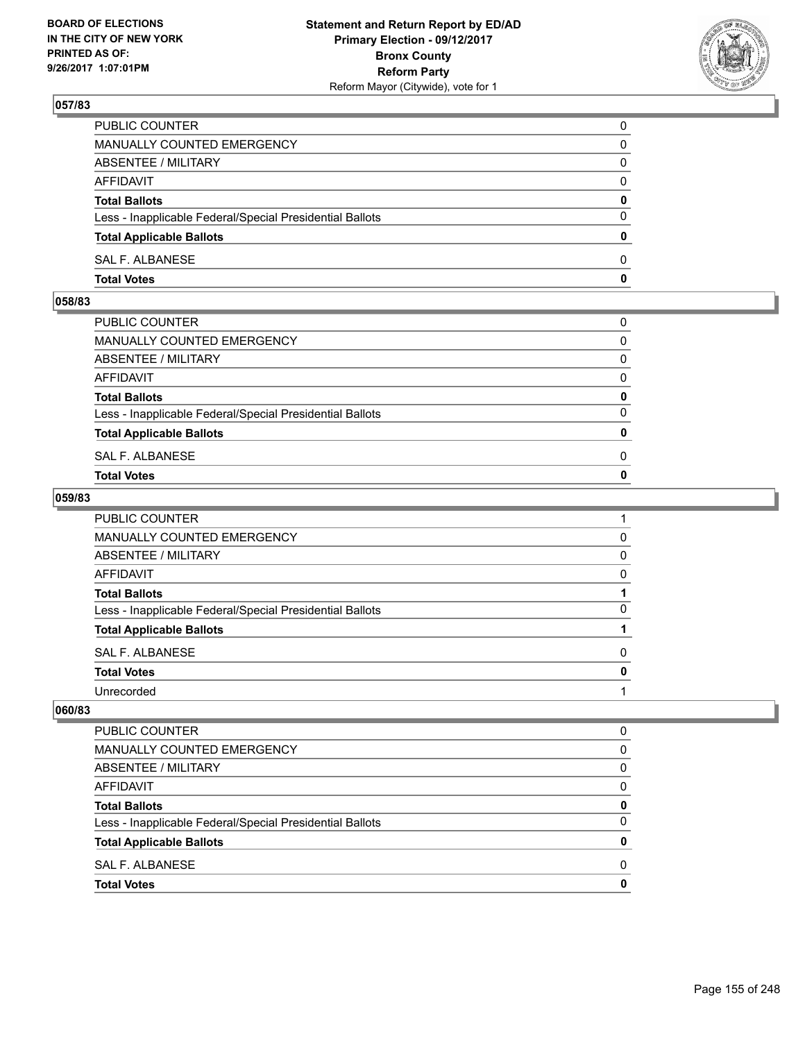## 057/83

| | |
|---|---|
| PUBLIC COUNTER | 0 |
| MANUALLY COUNTED EMERGENCY | 0 |
| ABSENTEE / MILITARY | 0 |
| AFFIDAVIT | 0 |
| **Total Ballots** | **0** |
| Less - Inapplicable Federal/Special Presidential Ballots | 0 |
| **Total Applicable Ballots** | **0** |
| SAL F. ALBANESE | 0 |
| **Total Votes** | **0** |

## 058/83

| | |
|---|---|
| PUBLIC COUNTER | 0 |
| MANUALLY COUNTED EMERGENCY | 0 |
| ABSENTEE / MILITARY | 0 |
| AFFIDAVIT | 0 |
| **Total Ballots** | **0** |
| Less - Inapplicable Federal/Special Presidential Ballots | 0 |
| **Total Applicable Ballots** | **0** |
| SAL F. ALBANESE | 0 |
| **Total Votes** | **0** |

## 059/83

| | |
|---|---|
| PUBLIC COUNTER | 1 |
| MANUALLY COUNTED EMERGENCY | 0 |
| ABSENTEE / MILITARY | 0 |
| AFFIDAVIT | 0 |
| **Total Ballots** | **1** |
| Less - Inapplicable Federal/Special Presidential Ballots | 0 |
| **Total Applicable Ballots** | **1** |
| SAL F. ALBANESE | 0 |
| **Total Votes** | **0** |
| Unrecorded | 1 |

## 060/83

| | |
|---|---|
| PUBLIC COUNTER | 0 |
| MANUALLY COUNTED EMERGENCY | 0 |
| ABSENTEE / MILITARY | 0 |
| AFFIDAVIT | 0 |
| **Total Ballots** | **0** |
| Less - Inapplicable Federal/Special Presidential Ballots | 0 |
| **Total Applicable Ballots** | **0** |
| SAL F. ALBANESE | 0 |
| **Total Votes** | **0** |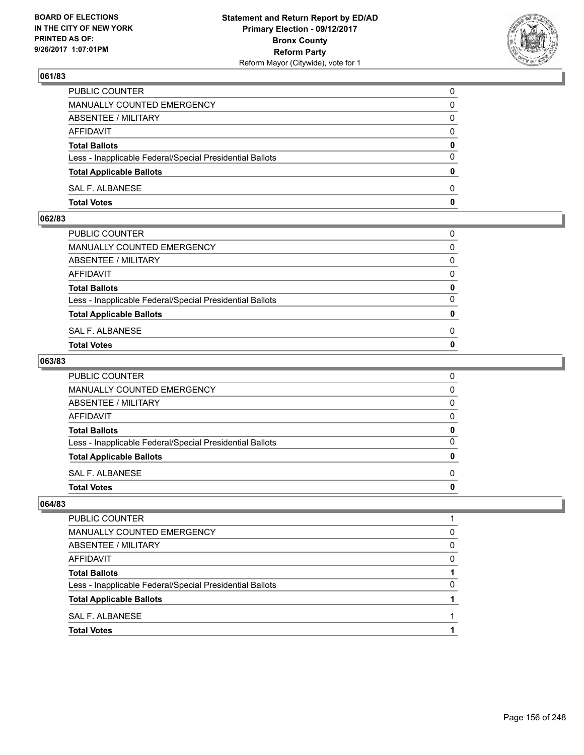## 061/83

| | |
|---|---|
| PUBLIC COUNTER | 0 |
| MANUALLY COUNTED EMERGENCY | 0 |
| ABSENTEE / MILITARY | 0 |
| AFFIDAVIT | 0 |
| **Total Ballots** | **0** |
| Less - Inapplicable Federal/Special Presidential Ballots | 0 |
| **Total Applicable Ballots** | **0** |
| SAL F. ALBANESE | 0 |
| **Total Votes** | **0** |

## 062/83

| | |
|---|---|
| PUBLIC COUNTER | 0 |
| MANUALLY COUNTED EMERGENCY | 0 |
| ABSENTEE / MILITARY | 0 |
| AFFIDAVIT | 0 |
| **Total Ballots** | **0** |
| Less - Inapplicable Federal/Special Presidential Ballots | 0 |
| **Total Applicable Ballots** | **0** |
| SAL F. ALBANESE | 0 |
| **Total Votes** | **0** |

## 063/83

| | |
|---|---|
| PUBLIC COUNTER | 0 |
| MANUALLY COUNTED EMERGENCY | 0 |
| ABSENTEE / MILITARY | 0 |
| AFFIDAVIT | 0 |
| **Total Ballots** | **0** |
| Less - Inapplicable Federal/Special Presidential Ballots | 0 |
| **Total Applicable Ballots** | **0** |
| SAL F. ALBANESE | 0 |
| **Total Votes** | **0** |

## 064/83

| | |
|---|---|
| PUBLIC COUNTER | 1 |
| MANUALLY COUNTED EMERGENCY | 0 |
| ABSENTEE / MILITARY | 0 |
| AFFIDAVIT | 0 |
| **Total Ballots** | **1** |
| Less - Inapplicable Federal/Special Presidential Ballots | 0 |
| **Total Applicable Ballots** | **1** |
| SAL F. ALBANESE | 1 |
| **Total Votes** | **1** |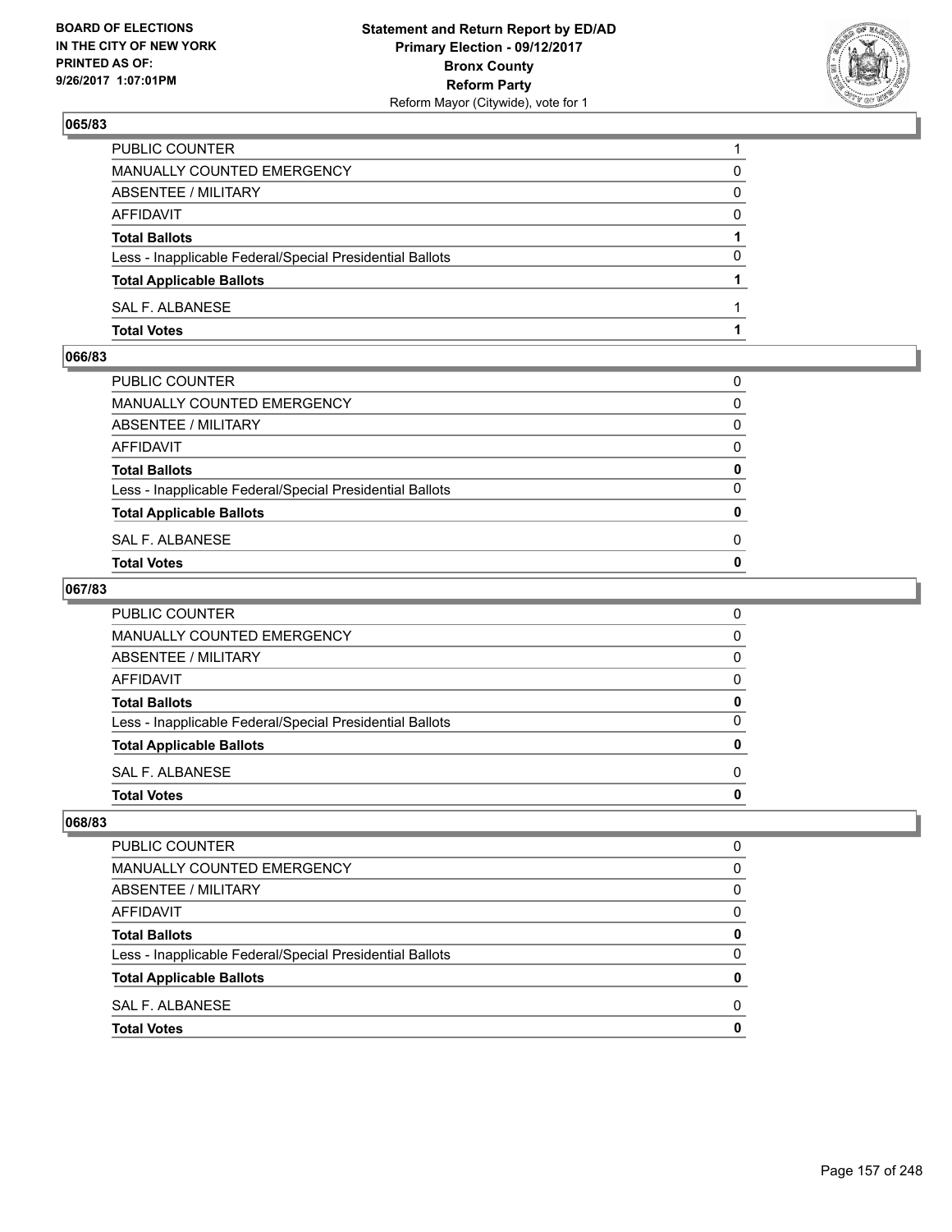### 065/83

| | |
|---|---|
| PUBLIC COUNTER | 1 |
| MANUALLY COUNTED EMERGENCY | 0 |
| ABSENTEE / MILITARY | 0 |
| AFFIDAVIT | 0 |
| **Total Ballots** | **1** |
| Less - Inapplicable Federal/Special Presidential Ballots | 0 |
| **Total Applicable Ballots** | **1** |
| SAL F. ALBANESE | 1 |
| **Total Votes** | **1** |

### 066/83

| | |
|---|---|
| PUBLIC COUNTER | 0 |
| MANUALLY COUNTED EMERGENCY | 0 |
| ABSENTEE / MILITARY | 0 |
| AFFIDAVIT | 0 |
| **Total Ballots** | **0** |
| Less - Inapplicable Federal/Special Presidential Ballots | 0 |
| **Total Applicable Ballots** | **0** |
| SAL F. ALBANESE | 0 |
| **Total Votes** | **0** |

### 067/83

| | |
|---|---|
| PUBLIC COUNTER | 0 |
| MANUALLY COUNTED EMERGENCY | 0 |
| ABSENTEE / MILITARY | 0 |
| AFFIDAVIT | 0 |
| **Total Ballots** | **0** |
| Less - Inapplicable Federal/Special Presidential Ballots | 0 |
| **Total Applicable Ballots** | **0** |
| SAL F. ALBANESE | 0 |
| **Total Votes** | **0** |

### 068/83

| | |
|---|---|
| PUBLIC COUNTER | 0 |
| MANUALLY COUNTED EMERGENCY | 0 |
| ABSENTEE / MILITARY | 0 |
| AFFIDAVIT | 0 |
| **Total Ballots** | **0** |
| Less - Inapplicable Federal/Special Presidential Ballots | 0 |
| **Total Applicable Ballots** | **0** |
| SAL F. ALBANESE | 0 |
| **Total Votes** | **0** |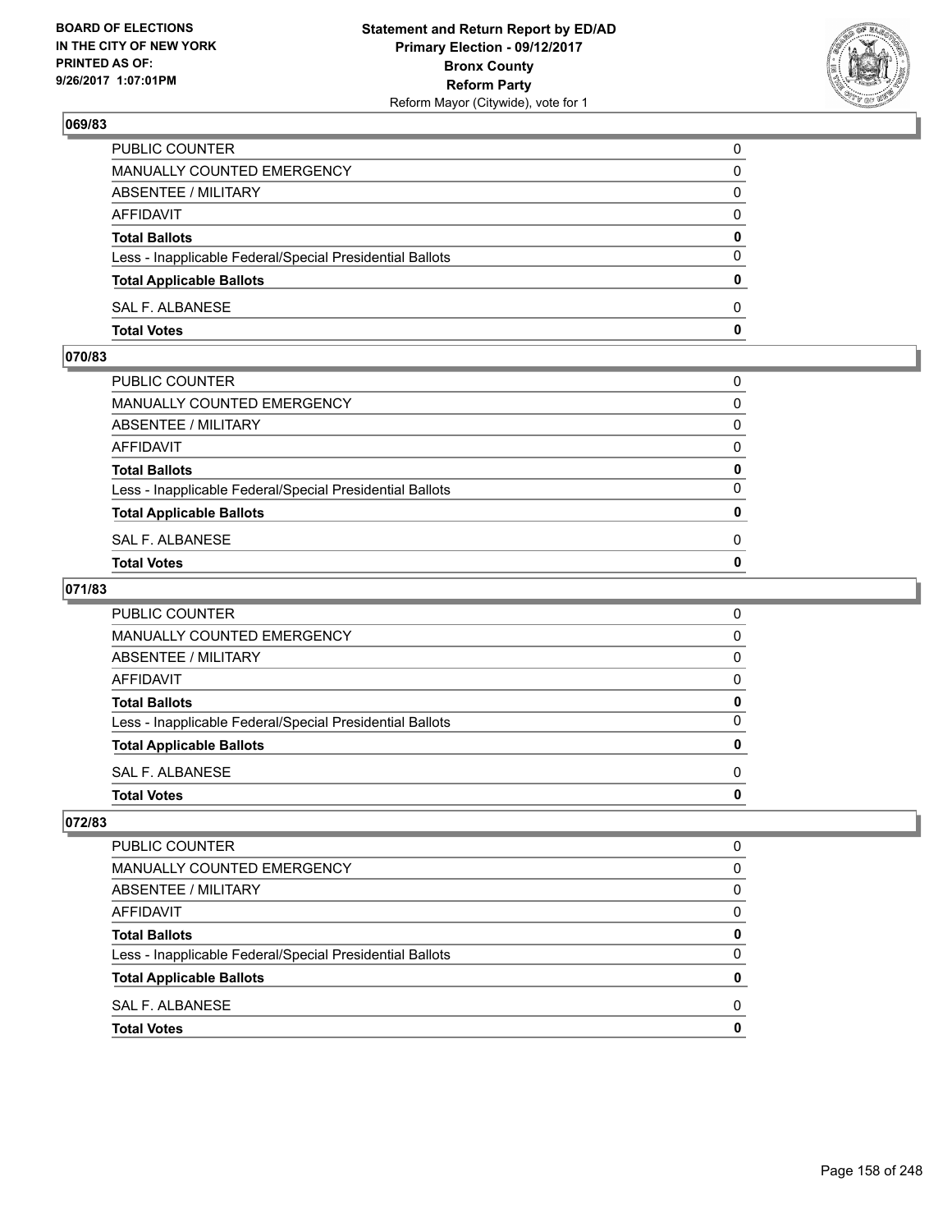### 069/83

| | |
|---|---|
| PUBLIC COUNTER | 0 |
| MANUALLY COUNTED EMERGENCY | 0 |
| ABSENTEE / MILITARY | 0 |
| AFFIDAVIT | 0 |
| **Total Ballots** | **0** |
| Less - Inapplicable Federal/Special Presidential Ballots | 0 |
| **Total Applicable Ballots** | **0** |
| SAL F. ALBANESE | 0 |
| **Total Votes** | **0** |

### 070/83

| | |
|---|---|
| PUBLIC COUNTER | 0 |
| MANUALLY COUNTED EMERGENCY | 0 |
| ABSENTEE / MILITARY | 0 |
| AFFIDAVIT | 0 |
| **Total Ballots** | **0** |
| Less - Inapplicable Federal/Special Presidential Ballots | 0 |
| **Total Applicable Ballots** | **0** |
| SAL F. ALBANESE | 0 |
| **Total Votes** | **0** |

### 071/83

| | |
|---|---|
| PUBLIC COUNTER | 0 |
| MANUALLY COUNTED EMERGENCY | 0 |
| ABSENTEE / MILITARY | 0 |
| AFFIDAVIT | 0 |
| **Total Ballots** | **0** |
| Less - Inapplicable Federal/Special Presidential Ballots | 0 |
| **Total Applicable Ballots** | **0** |
| SAL F. ALBANESE | 0 |
| **Total Votes** | **0** |

### 072/83

| | |
|---|---|
| PUBLIC COUNTER | 0 |
| MANUALLY COUNTED EMERGENCY | 0 |
| ABSENTEE / MILITARY | 0 |
| AFFIDAVIT | 0 |
| **Total Ballots** | **0** |
| Less - Inapplicable Federal/Special Presidential Ballots | 0 |
| **Total Applicable Ballots** | **0** |
| SAL F. ALBANESE | 0 |
| **Total Votes** | **0** |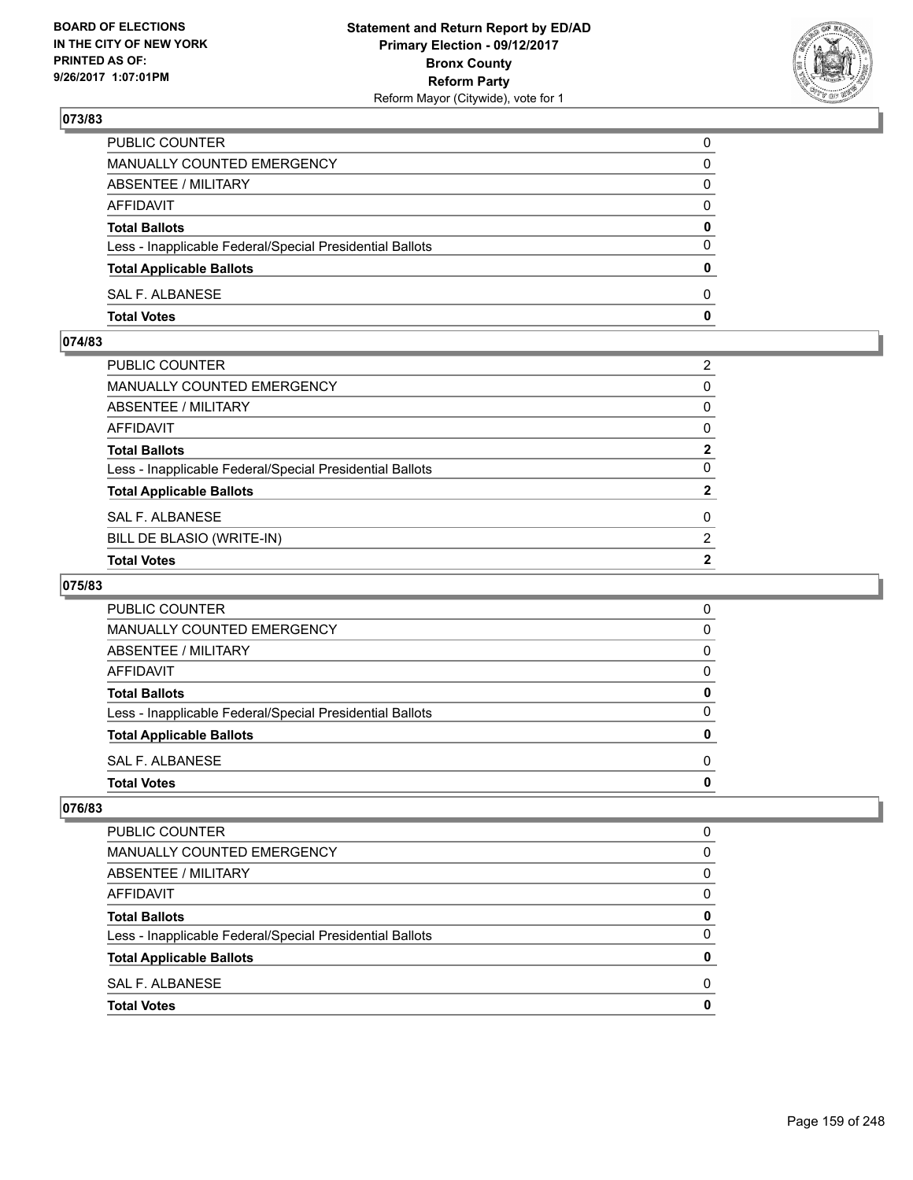## 073/83

| | |
|---|---|
| PUBLIC COUNTER | 0 |
| MANUALLY COUNTED EMERGENCY | 0 |
| ABSENTEE / MILITARY | 0 |
| AFFIDAVIT | 0 |
| **Total Ballots** | **0** |
| Less - Inapplicable Federal/Special Presidential Ballots | 0 |
| **Total Applicable Ballots** | **0** |
| SAL F. ALBANESE | 0 |
| **Total Votes** | **0** |

## 074/83

| | |
|---|---|
| PUBLIC COUNTER | 2 |
| MANUALLY COUNTED EMERGENCY | 0 |
| ABSENTEE / MILITARY | 0 |
| AFFIDAVIT | 0 |
| **Total Ballots** | **2** |
| Less - Inapplicable Federal/Special Presidential Ballots | 0 |
| **Total Applicable Ballots** | **2** |
| SAL F. ALBANESE | 0 |
| BILL DE BLASIO (WRITE-IN) | 2 |
| **Total Votes** | **2** |

## 075/83

| | |
|---|---|
| PUBLIC COUNTER | 0 |
| MANUALLY COUNTED EMERGENCY | 0 |
| ABSENTEE / MILITARY | 0 |
| AFFIDAVIT | 0 |
| **Total Ballots** | **0** |
| Less - Inapplicable Federal/Special Presidential Ballots | 0 |
| **Total Applicable Ballots** | **0** |
| SAL F. ALBANESE | 0 |
| **Total Votes** | **0** |

## 076/83

| | |
|---|---|
| PUBLIC COUNTER | 0 |
| MANUALLY COUNTED EMERGENCY | 0 |
| ABSENTEE / MILITARY | 0 |
| AFFIDAVIT | 0 |
| **Total Ballots** | **0** |
| Less - Inapplicable Federal/Special Presidential Ballots | 0 |
| **Total Applicable Ballots** | **0** |
| SAL F. ALBANESE | 0 |
| **Total Votes** | **0** |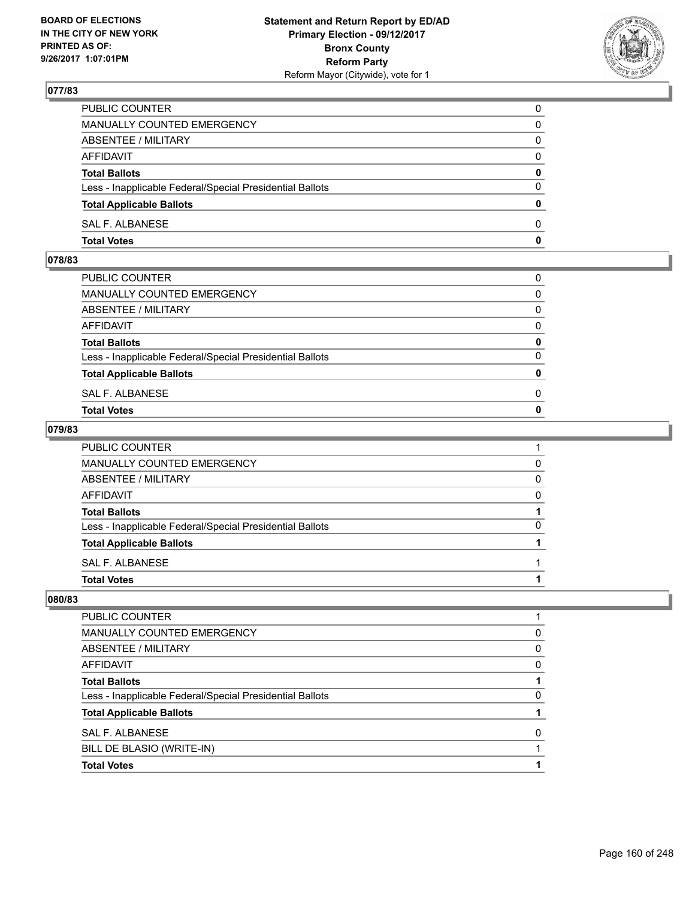BOARD OF ELECTIONS
IN THE CITY OF NEW YORK
PRINTED AS OF:
9/26/2017 1:07:01PM

**Statement and Return Report by ED/AD**
**Primary Election - 09/12/2017**
**Bronx County**
**Reform Party**
Reform Mayor (Citywide), vote for 1

## 077/83

| | |
|---|---|
| PUBLIC COUNTER | 0 |
| MANUALLY COUNTED EMERGENCY | 0 |
| ABSENTEE / MILITARY | 0 |
| AFFIDAVIT | 0 |
| **Total Ballots** | **0** |
| Less - Inapplicable Federal/Special Presidential Ballots | 0 |
| **Total Applicable Ballots** | **0** |
| SAL F. ALBANESE | 0 |
| **Total Votes** | **0** |

## 078/83

| | |
|---|---|
| PUBLIC COUNTER | 0 |
| MANUALLY COUNTED EMERGENCY | 0 |
| ABSENTEE / MILITARY | 0 |
| AFFIDAVIT | 0 |
| **Total Ballots** | **0** |
| Less - Inapplicable Federal/Special Presidential Ballots | 0 |
| **Total Applicable Ballots** | **0** |
| SAL F. ALBANESE | 0 |
| **Total Votes** | **0** |

## 079/83

| | |
|---|---|
| PUBLIC COUNTER | 1 |
| MANUALLY COUNTED EMERGENCY | 0 |
| ABSENTEE / MILITARY | 0 |
| AFFIDAVIT | 0 |
| **Total Ballots** | **1** |
| Less - Inapplicable Federal/Special Presidential Ballots | 0 |
| **Total Applicable Ballots** | **1** |
| SAL F. ALBANESE | 1 |
| **Total Votes** | **1** |

## 080/83

| | |
|---|---|
| PUBLIC COUNTER | 1 |
| MANUALLY COUNTED EMERGENCY | 0 |
| ABSENTEE / MILITARY | 0 |
| AFFIDAVIT | 0 |
| **Total Ballots** | **1** |
| Less - Inapplicable Federal/Special Presidential Ballots | 0 |
| **Total Applicable Ballots** | **1** |
| SAL F. ALBANESE | 0 |
| BILL DE BLASIO (WRITE-IN) | 1 |
| **Total Votes** | **1** |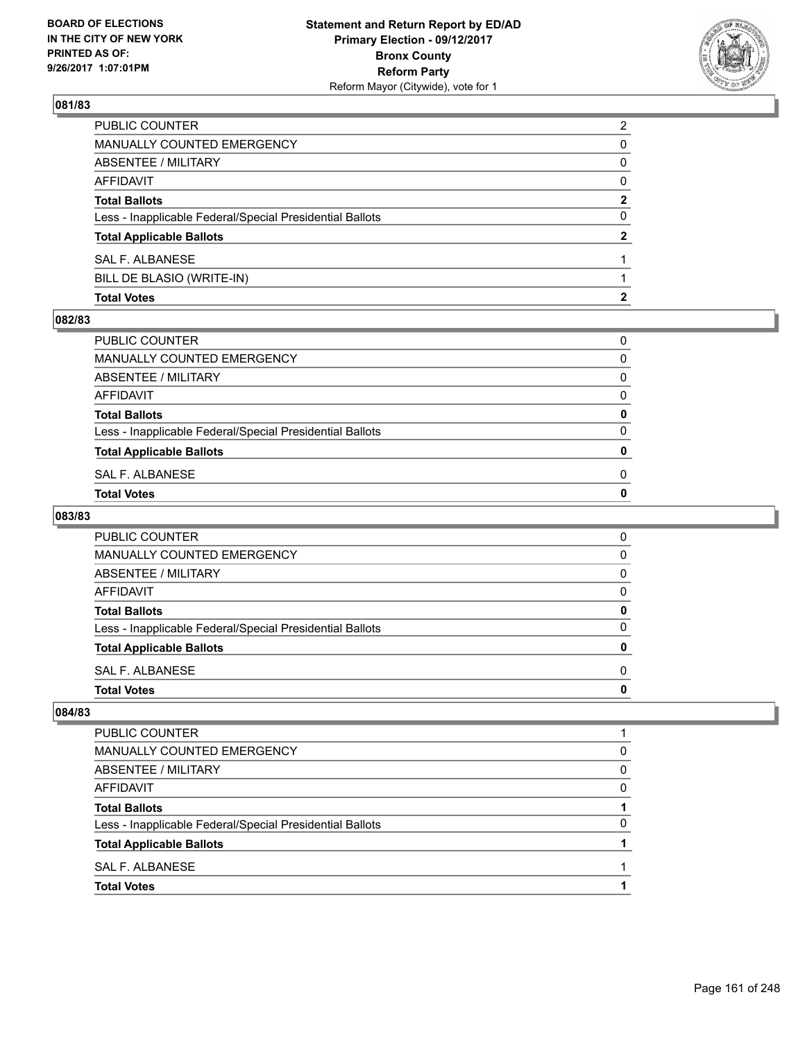## 081/83

| | |
|---|---|
| PUBLIC COUNTER | 2 |
| MANUALLY COUNTED EMERGENCY | 0 |
| ABSENTEE / MILITARY | 0 |
| AFFIDAVIT | 0 |
| **Total Ballots** | **2** |
| Less - Inapplicable Federal/Special Presidential Ballots | 0 |
| **Total Applicable Ballots** | **2** |
| SAL F. ALBANESE | 1 |
| BILL DE BLASIO (WRITE-IN) | 1 |
| **Total Votes** | **2** |

## 082/83

| | |
|---|---|
| PUBLIC COUNTER | 0 |
| MANUALLY COUNTED EMERGENCY | 0 |
| ABSENTEE / MILITARY | 0 |
| AFFIDAVIT | 0 |
| **Total Ballots** | **0** |
| Less - Inapplicable Federal/Special Presidential Ballots | 0 |
| **Total Applicable Ballots** | **0** |
| SAL F. ALBANESE | 0 |
| **Total Votes** | **0** |

## 083/83

| | |
|---|---|
| PUBLIC COUNTER | 0 |
| MANUALLY COUNTED EMERGENCY | 0 |
| ABSENTEE / MILITARY | 0 |
| AFFIDAVIT | 0 |
| **Total Ballots** | **0** |
| Less - Inapplicable Federal/Special Presidential Ballots | 0 |
| **Total Applicable Ballots** | **0** |
| SAL F. ALBANESE | 0 |
| **Total Votes** | **0** |

## 084/83

| | |
|---|---|
| PUBLIC COUNTER | 1 |
| MANUALLY COUNTED EMERGENCY | 0 |
| ABSENTEE / MILITARY | 0 |
| AFFIDAVIT | 0 |
| **Total Ballots** | **1** |
| Less - Inapplicable Federal/Special Presidential Ballots | 0 |
| **Total Applicable Ballots** | **1** |
| SAL F. ALBANESE | 1 |
| **Total Votes** | **1** |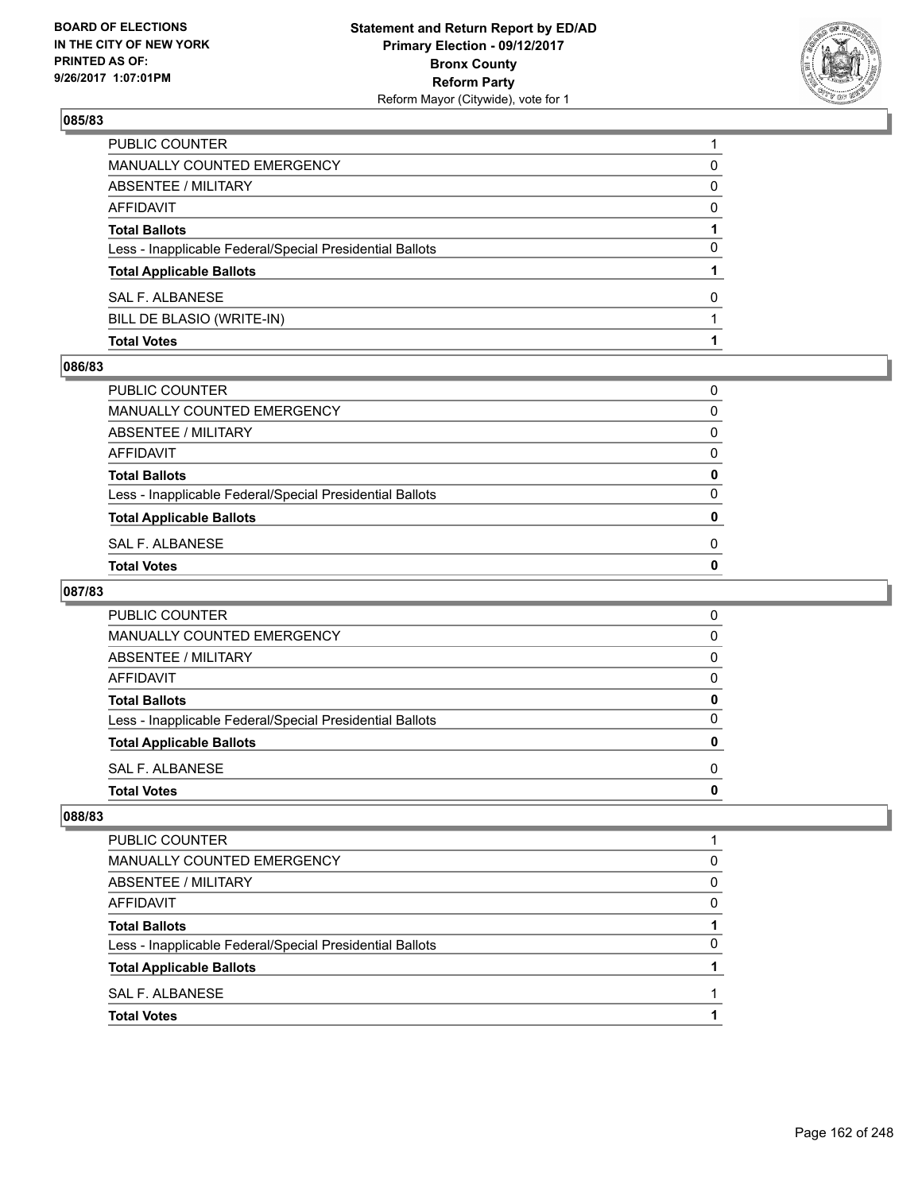## 085/83

| | |
|---|---|
| PUBLIC COUNTER | 1 |
| MANUALLY COUNTED EMERGENCY | 0 |
| ABSENTEE / MILITARY | 0 |
| AFFIDAVIT | 0 |
| **Total Ballots** | **1** |
| Less - Inapplicable Federal/Special Presidential Ballots | 0 |
| **Total Applicable Ballots** | **1** |
| SAL F. ALBANESE | 0 |
| BILL DE BLASIO (WRITE-IN) | 1 |
| **Total Votes** | **1** |

## 086/83

| | |
|---|---|
| PUBLIC COUNTER | 0 |
| MANUALLY COUNTED EMERGENCY | 0 |
| ABSENTEE / MILITARY | 0 |
| AFFIDAVIT | 0 |
| **Total Ballots** | **0** |
| Less - Inapplicable Federal/Special Presidential Ballots | 0 |
| **Total Applicable Ballots** | **0** |
| SAL F. ALBANESE | 0 |
| **Total Votes** | **0** |

## 087/83

| | |
|---|---|
| PUBLIC COUNTER | 0 |
| MANUALLY COUNTED EMERGENCY | 0 |
| ABSENTEE / MILITARY | 0 |
| AFFIDAVIT | 0 |
| **Total Ballots** | **0** |
| Less - Inapplicable Federal/Special Presidential Ballots | 0 |
| **Total Applicable Ballots** | **0** |
| SAL F. ALBANESE | 0 |
| **Total Votes** | **0** |

## 088/83

| | |
|---|---|
| PUBLIC COUNTER | 1 |
| MANUALLY COUNTED EMERGENCY | 0 |
| ABSENTEE / MILITARY | 0 |
| AFFIDAVIT | 0 |
| **Total Ballots** | **1** |
| Less - Inapplicable Federal/Special Presidential Ballots | 0 |
| **Total Applicable Ballots** | **1** |
| SAL F. ALBANESE | 1 |
| **Total Votes** | **1** |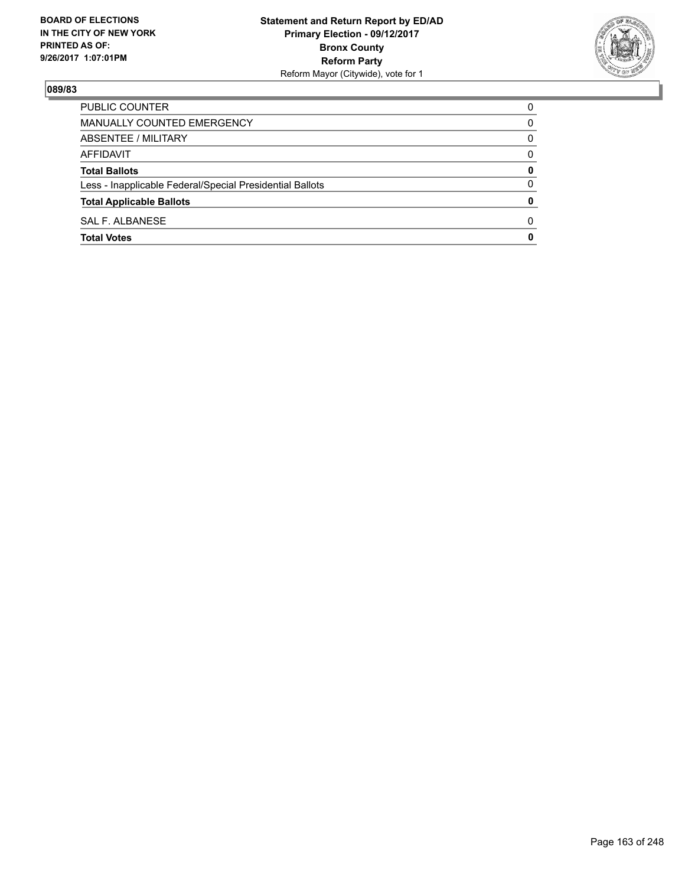BOARD OF ELECTIONS
IN THE CITY OF NEW YORK
PRINTED AS OF:
9/26/2017 1:07:01PM

**Statement and Return Report by ED/AD**
**Primary Election - 09/12/2017**
**Bronx County**
**Reform Party**
Reform Mayor (Citywide), vote for 1

**089/83**

| | |
|---|---|
| PUBLIC COUNTER | 0 |
| MANUALLY COUNTED EMERGENCY | 0 |
| ABSENTEE / MILITARY | 0 |
| AFFIDAVIT | 0 |
| **Total Ballots** | **0** |
| Less - Inapplicable Federal/Special Presidential Ballots | 0 |
| **Total Applicable Ballots** | **0** |
| SAL F. ALBANESE | 0 |
| **Total Votes** | **0** |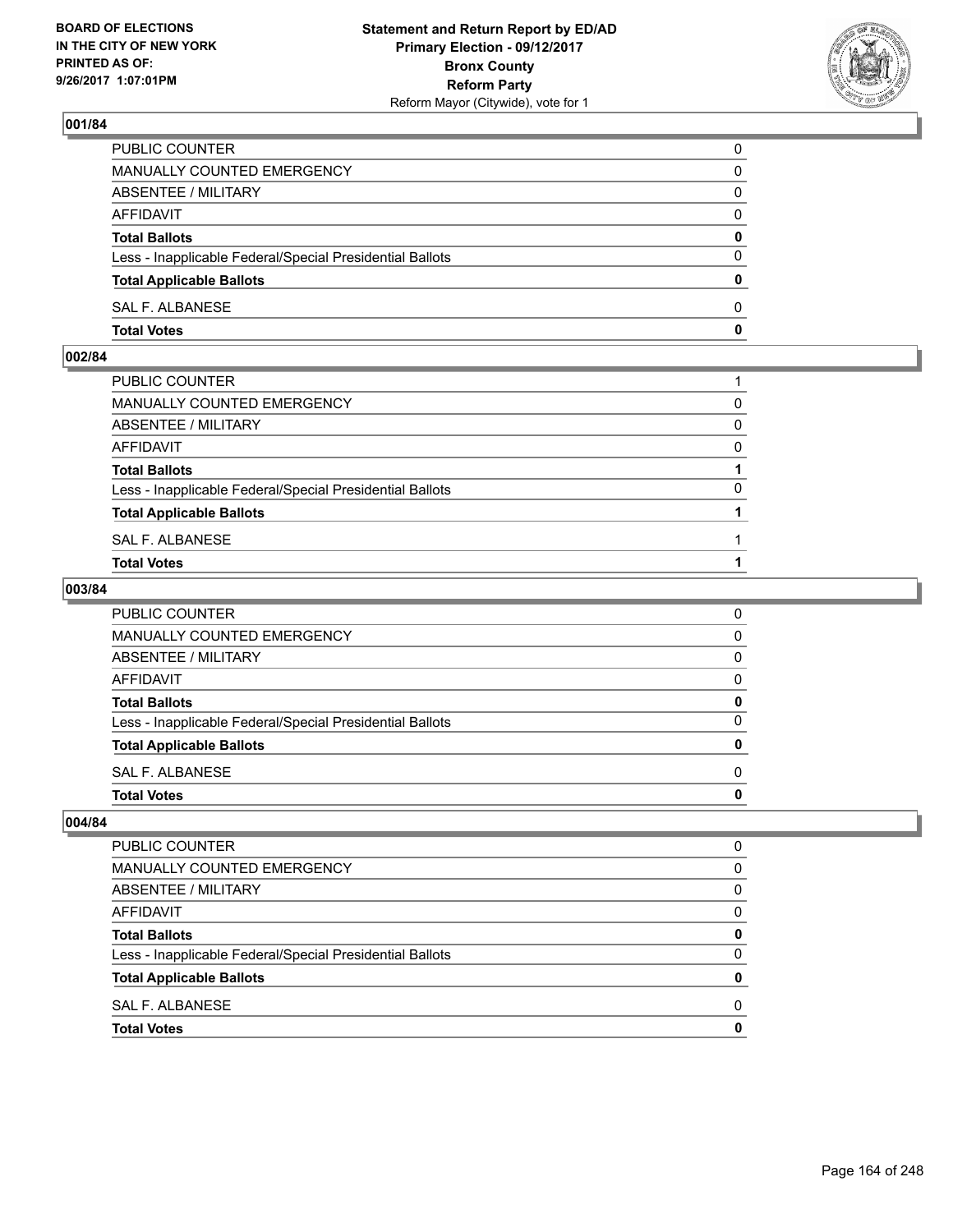**BOARD OF ELECTIONS IN THE CITY OF NEW YORK PRINTED AS OF: 9/26/2017 1:07:01PM**

**Statement and Return Report by ED/AD**
**Primary Election - 09/12/2017**
**Bronx County**
**Reform Party**
Reform Mayor (Citywide), vote for 1

### 001/84

| | |
|---|---|
| PUBLIC COUNTER | 0 |
| MANUALLY COUNTED EMERGENCY | 0 |
| ABSENTEE / MILITARY | 0 |
| AFFIDAVIT | 0 |
| **Total Ballots** | **0** |
| Less - Inapplicable Federal/Special Presidential Ballots | 0 |
| **Total Applicable Ballots** | **0** |
| SAL F. ALBANESE | 0 |
| **Total Votes** | **0** |

### 002/84

| | |
|---|---|
| PUBLIC COUNTER | 1 |
| MANUALLY COUNTED EMERGENCY | 0 |
| ABSENTEE / MILITARY | 0 |
| AFFIDAVIT | 0 |
| **Total Ballots** | **1** |
| Less - Inapplicable Federal/Special Presidential Ballots | 0 |
| **Total Applicable Ballots** | **1** |
| SAL F. ALBANESE | 1 |
| **Total Votes** | **1** |

### 003/84

| | |
|---|---|
| PUBLIC COUNTER | 0 |
| MANUALLY COUNTED EMERGENCY | 0 |
| ABSENTEE / MILITARY | 0 |
| AFFIDAVIT | 0 |
| **Total Ballots** | **0** |
| Less - Inapplicable Federal/Special Presidential Ballots | 0 |
| **Total Applicable Ballots** | **0** |
| SAL F. ALBANESE | 0 |
| **Total Votes** | **0** |

### 004/84

| | |
|---|---|
| PUBLIC COUNTER | 0 |
| MANUALLY COUNTED EMERGENCY | 0 |
| ABSENTEE / MILITARY | 0 |
| AFFIDAVIT | 0 |
| **Total Ballots** | **0** |
| Less - Inapplicable Federal/Special Presidential Ballots | 0 |
| **Total Applicable Ballots** | **0** |
| SAL F. ALBANESE | 0 |
| **Total Votes** | **0** |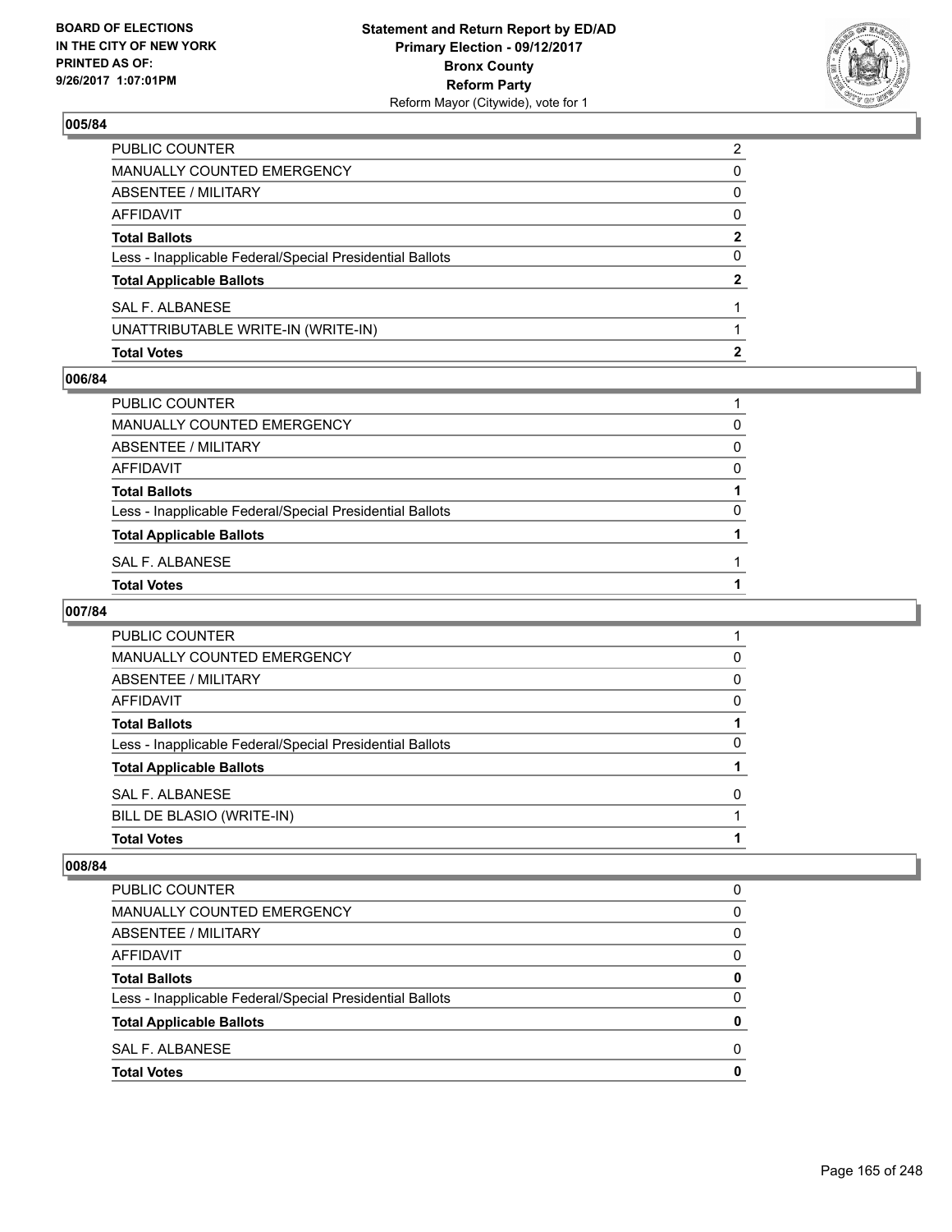**BOARD OF ELECTIONS IN THE CITY OF NEW YORK PRINTED AS OF: 9/26/2017 1:07:01PM**

**Statement and Return Report by ED/AD**
**Primary Election - 09/12/2017**
**Bronx County**
**Reform Party**
Reform Mayor (Citywide), vote for 1

### 005/84

| | |
|---|---|
| PUBLIC COUNTER | 2 |
| MANUALLY COUNTED EMERGENCY | 0 |
| ABSENTEE / MILITARY | 0 |
| AFFIDAVIT | 0 |
| **Total Ballots** | **2** |
| Less - Inapplicable Federal/Special Presidential Ballots | 0 |
| **Total Applicable Ballots** | **2** |
| SAL F. ALBANESE | 1 |
| UNATTRIBUTABLE WRITE-IN (WRITE-IN) | 1 |
| **Total Votes** | **2** |

### 006/84

| | |
|---|---|
| PUBLIC COUNTER | 1 |
| MANUALLY COUNTED EMERGENCY | 0 |
| ABSENTEE / MILITARY | 0 |
| AFFIDAVIT | 0 |
| **Total Ballots** | **1** |
| Less - Inapplicable Federal/Special Presidential Ballots | 0 |
| **Total Applicable Ballots** | **1** |
| SAL F. ALBANESE | 1 |
| **Total Votes** | **1** |

### 007/84

| | |
|---|---|
| PUBLIC COUNTER | 1 |
| MANUALLY COUNTED EMERGENCY | 0 |
| ABSENTEE / MILITARY | 0 |
| AFFIDAVIT | 0 |
| **Total Ballots** | **1** |
| Less - Inapplicable Federal/Special Presidential Ballots | 0 |
| **Total Applicable Ballots** | **1** |
| SAL F. ALBANESE | 0 |
| BILL DE BLASIO (WRITE-IN) | 1 |
| **Total Votes** | **1** |

### 008/84

| | |
|---|---|
| PUBLIC COUNTER | 0 |
| MANUALLY COUNTED EMERGENCY | 0 |
| ABSENTEE / MILITARY | 0 |
| AFFIDAVIT | 0 |
| **Total Ballots** | **0** |
| Less - Inapplicable Federal/Special Presidential Ballots | 0 |
| **Total Applicable Ballots** | **0** |
| SAL F. ALBANESE | 0 |
| **Total Votes** | **0** |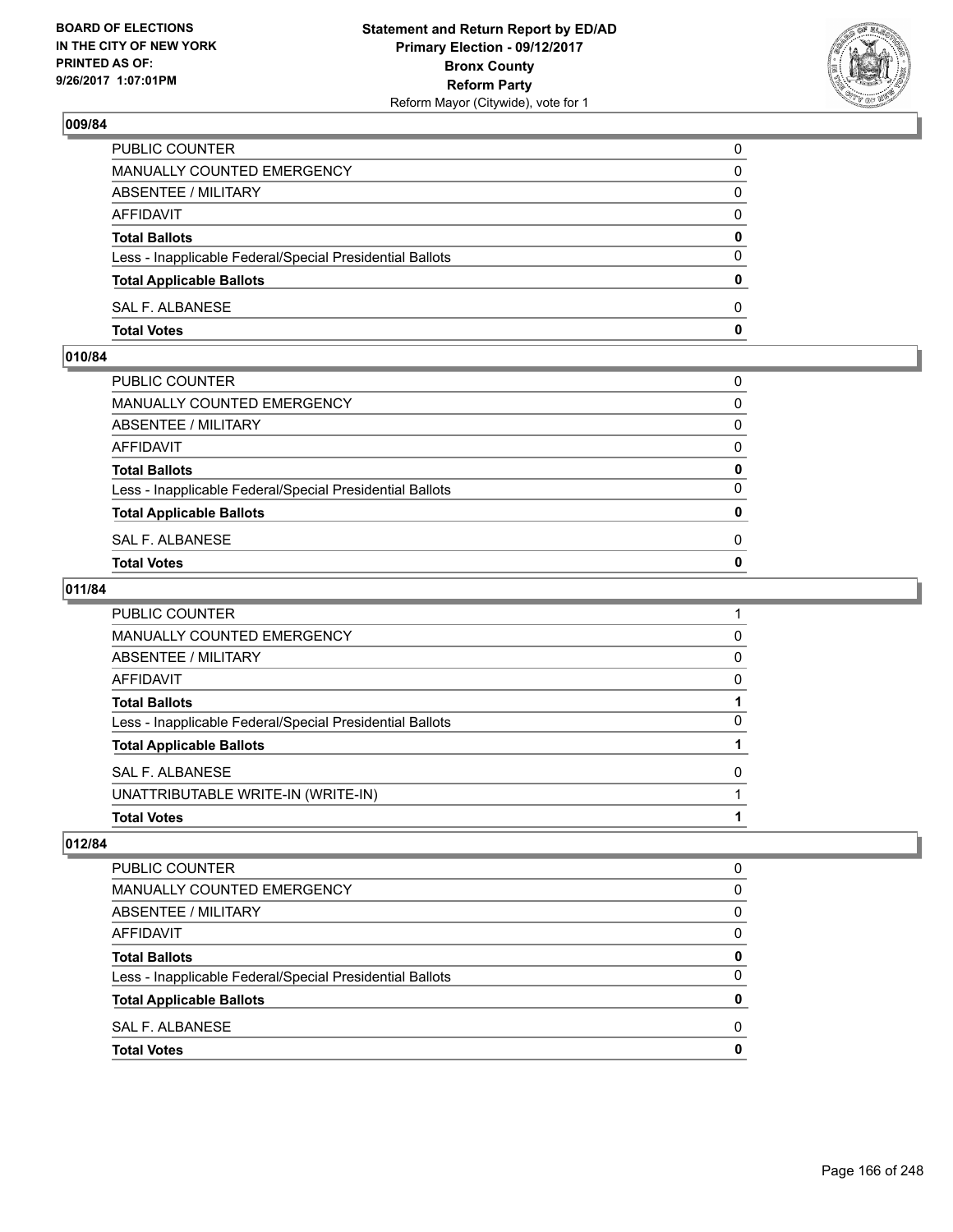## 009/84

| | |
|---|---|
| PUBLIC COUNTER | 0 |
| MANUALLY COUNTED EMERGENCY | 0 |
| ABSENTEE / MILITARY | 0 |
| AFFIDAVIT | 0 |
| **Total Ballots** | **0** |
| Less - Inapplicable Federal/Special Presidential Ballots | 0 |
| **Total Applicable Ballots** | **0** |
| SAL F. ALBANESE | 0 |
| **Total Votes** | **0** |

## 010/84

| | |
|---|---|
| PUBLIC COUNTER | 0 |
| MANUALLY COUNTED EMERGENCY | 0 |
| ABSENTEE / MILITARY | 0 |
| AFFIDAVIT | 0 |
| **Total Ballots** | **0** |
| Less - Inapplicable Federal/Special Presidential Ballots | 0 |
| **Total Applicable Ballots** | **0** |
| SAL F. ALBANESE | 0 |
| **Total Votes** | **0** |

## 011/84

| | |
|---|---|
| PUBLIC COUNTER | 1 |
| MANUALLY COUNTED EMERGENCY | 0 |
| ABSENTEE / MILITARY | 0 |
| AFFIDAVIT | 0 |
| **Total Ballots** | **1** |
| Less - Inapplicable Federal/Special Presidential Ballots | 0 |
| **Total Applicable Ballots** | **1** |
| SAL F. ALBANESE | 0 |
| UNATTRIBUTABLE WRITE-IN (WRITE-IN) | 1 |
| **Total Votes** | **1** |

## 012/84

| | |
|---|---|
| PUBLIC COUNTER | 0 |
| MANUALLY COUNTED EMERGENCY | 0 |
| ABSENTEE / MILITARY | 0 |
| AFFIDAVIT | 0 |
| **Total Ballots** | **0** |
| Less - Inapplicable Federal/Special Presidential Ballots | 0 |
| **Total Applicable Ballots** | **0** |
| SAL F. ALBANESE | 0 |
| **Total Votes** | **0** |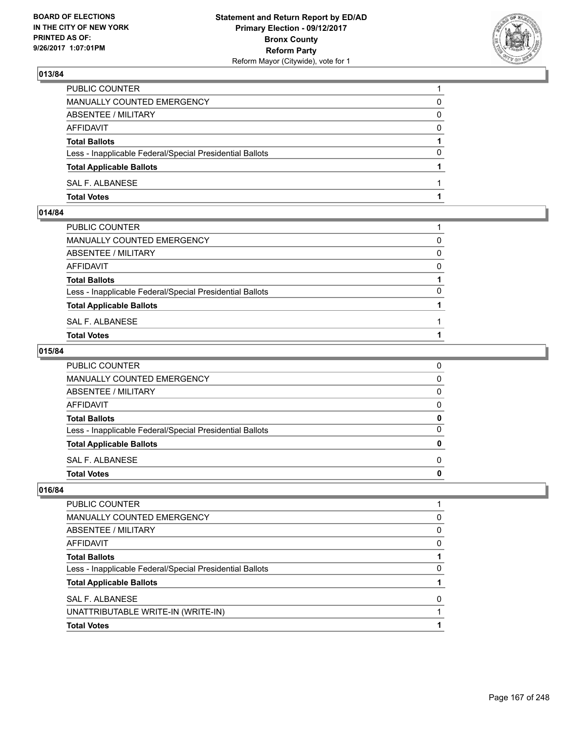**BOARD OF ELECTIONS IN THE CITY OF NEW YORK PRINTED AS OF: 9/26/2017 1:07:01PM**

**Statement and Return Report by ED/AD Primary Election - 09/12/2017 Bronx County Reform Party**
Reform Mayor (Citywide), vote for 1

### 013/84

| | |
|---|---|
| PUBLIC COUNTER | 1 |
| MANUALLY COUNTED EMERGENCY | 0 |
| ABSENTEE / MILITARY | 0 |
| AFFIDAVIT | 0 |
| **Total Ballots** | **1** |
| Less - Inapplicable Federal/Special Presidential Ballots | 0 |
| **Total Applicable Ballots** | **1** |
| SAL F. ALBANESE | 1 |
| **Total Votes** | **1** |

### 014/84

| | |
|---|---|
| PUBLIC COUNTER | 1 |
| MANUALLY COUNTED EMERGENCY | 0 |
| ABSENTEE / MILITARY | 0 |
| AFFIDAVIT | 0 |
| **Total Ballots** | **1** |
| Less - Inapplicable Federal/Special Presidential Ballots | 0 |
| **Total Applicable Ballots** | **1** |
| SAL F. ALBANESE | 1 |
| **Total Votes** | **1** |

### 015/84

| | |
|---|---|
| PUBLIC COUNTER | 0 |
| MANUALLY COUNTED EMERGENCY | 0 |
| ABSENTEE / MILITARY | 0 |
| AFFIDAVIT | 0 |
| **Total Ballots** | **0** |
| Less - Inapplicable Federal/Special Presidential Ballots | 0 |
| **Total Applicable Ballots** | **0** |
| SAL F. ALBANESE | 0 |
| **Total Votes** | **0** |

### 016/84

| | |
|---|---|
| PUBLIC COUNTER | 1 |
| MANUALLY COUNTED EMERGENCY | 0 |
| ABSENTEE / MILITARY | 0 |
| AFFIDAVIT | 0 |
| **Total Ballots** | **1** |
| Less - Inapplicable Federal/Special Presidential Ballots | 0 |
| **Total Applicable Ballots** | **1** |
| SAL F. ALBANESE | 0 |
| UNATTRIBUTABLE WRITE-IN (WRITE-IN) | 1 |
| **Total Votes** | **1** |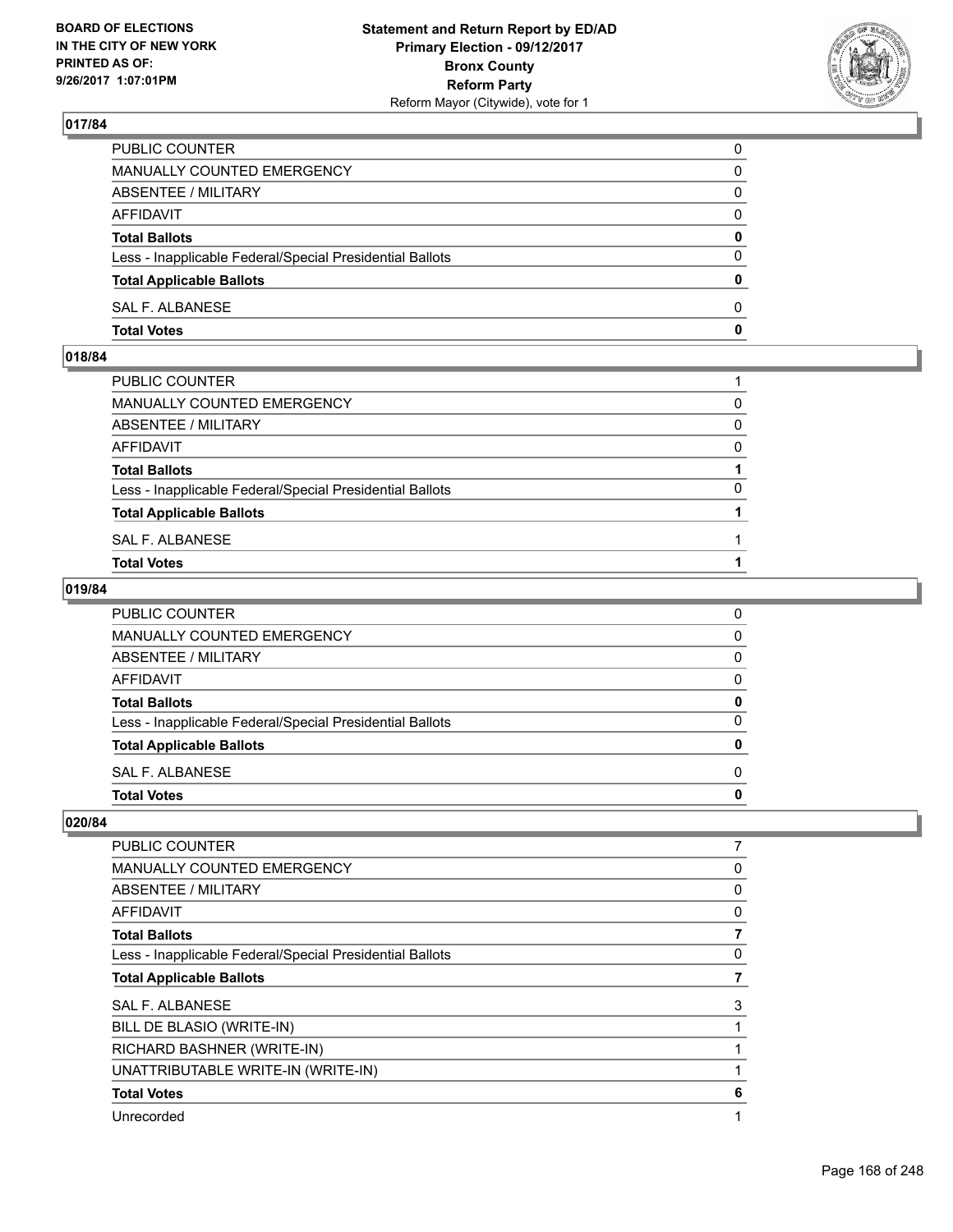**BOARD OF ELECTIONS IN THE CITY OF NEW YORK PRINTED AS OF: 9/26/2017 1:07:01PM**

**Statement and Return Report by ED/AD Primary Election - 09/12/2017 Bronx County Reform Party**
Reform Mayor (Citywide), vote for 1

## 017/84

| | |
|---|---|
| PUBLIC COUNTER | 0 |
| MANUALLY COUNTED EMERGENCY | 0 |
| ABSENTEE / MILITARY | 0 |
| AFFIDAVIT | 0 |
| **Total Ballots** | **0** |
| Less - Inapplicable Federal/Special Presidential Ballots | 0 |
| **Total Applicable Ballots** | **0** |
| SAL F. ALBANESE | 0 |
| **Total Votes** | **0** |

## 018/84

| | |
|---|---|
| PUBLIC COUNTER | 1 |
| MANUALLY COUNTED EMERGENCY | 0 |
| ABSENTEE / MILITARY | 0 |
| AFFIDAVIT | 0 |
| **Total Ballots** | **1** |
| Less - Inapplicable Federal/Special Presidential Ballots | 0 |
| **Total Applicable Ballots** | **1** |
| SAL F. ALBANESE | 1 |
| **Total Votes** | **1** |

## 019/84

| | |
|---|---|
| PUBLIC COUNTER | 0 |
| MANUALLY COUNTED EMERGENCY | 0 |
| ABSENTEE / MILITARY | 0 |
| AFFIDAVIT | 0 |
| **Total Ballots** | **0** |
| Less - Inapplicable Federal/Special Presidential Ballots | 0 |
| **Total Applicable Ballots** | **0** |
| SAL F. ALBANESE | 0 |
| **Total Votes** | **0** |

## 020/84

| | |
|---|---|
| PUBLIC COUNTER | 7 |
| MANUALLY COUNTED EMERGENCY | 0 |
| ABSENTEE / MILITARY | 0 |
| AFFIDAVIT | 0 |
| **Total Ballots** | **7** |
| Less - Inapplicable Federal/Special Presidential Ballots | 0 |
| **Total Applicable Ballots** | **7** |
| SAL F. ALBANESE | 3 |
| BILL DE BLASIO (WRITE-IN) | 1 |
| RICHARD BASHNER (WRITE-IN) | 1 |
| UNATTRIBUTABLE WRITE-IN (WRITE-IN) | 1 |
| **Total Votes** | **6** |
| Unrecorded | 1 |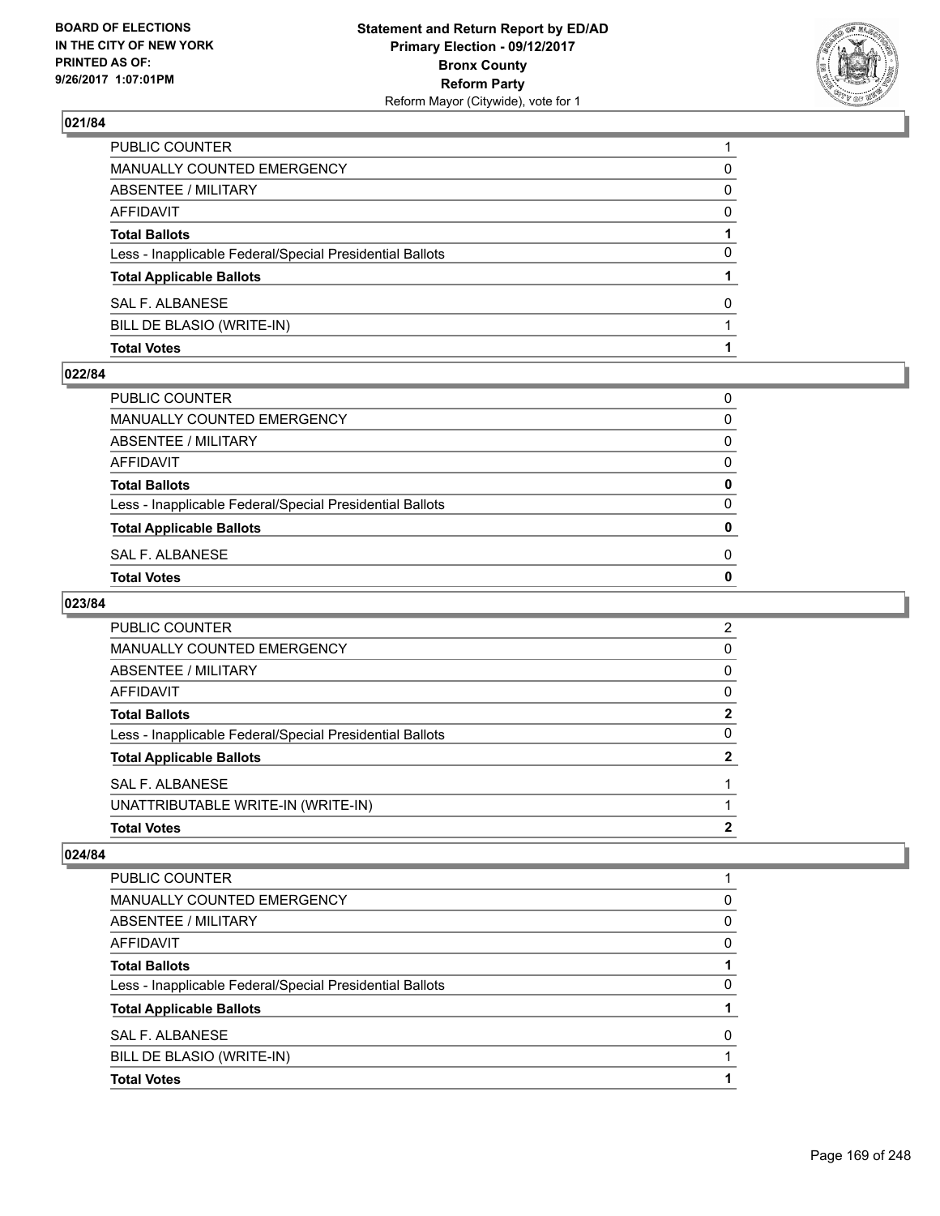### 021/84

| | |
|---|---|
| PUBLIC COUNTER | 1 |
| MANUALLY COUNTED EMERGENCY | 0 |
| ABSENTEE / MILITARY | 0 |
| AFFIDAVIT | 0 |
| **Total Ballots** | **1** |
| Less - Inapplicable Federal/Special Presidential Ballots | 0 |
| **Total Applicable Ballots** | **1** |
| SAL F. ALBANESE | 0 |
| BILL DE BLASIO (WRITE-IN) | 1 |
| **Total Votes** | **1** |

### 022/84

| | |
|---|---|
| PUBLIC COUNTER | 0 |
| MANUALLY COUNTED EMERGENCY | 0 |
| ABSENTEE / MILITARY | 0 |
| AFFIDAVIT | 0 |
| **Total Ballots** | **0** |
| Less - Inapplicable Federal/Special Presidential Ballots | 0 |
| **Total Applicable Ballots** | **0** |
| SAL F. ALBANESE | 0 |
| **Total Votes** | **0** |

### 023/84

| | |
|---|---|
| PUBLIC COUNTER | 2 |
| MANUALLY COUNTED EMERGENCY | 0 |
| ABSENTEE / MILITARY | 0 |
| AFFIDAVIT | 0 |
| **Total Ballots** | **2** |
| Less - Inapplicable Federal/Special Presidential Ballots | 0 |
| **Total Applicable Ballots** | **2** |
| SAL F. ALBANESE | 1 |
| UNATTRIBUTABLE WRITE-IN (WRITE-IN) | 1 |
| **Total Votes** | **2** |

### 024/84

| | |
|---|---|
| PUBLIC COUNTER | 1 |
| MANUALLY COUNTED EMERGENCY | 0 |
| ABSENTEE / MILITARY | 0 |
| AFFIDAVIT | 0 |
| **Total Ballots** | **1** |
| Less - Inapplicable Federal/Special Presidential Ballots | 0 |
| **Total Applicable Ballots** | **1** |
| SAL F. ALBANESE | 0 |
| BILL DE BLASIO (WRITE-IN) | 1 |
| **Total Votes** | **1** |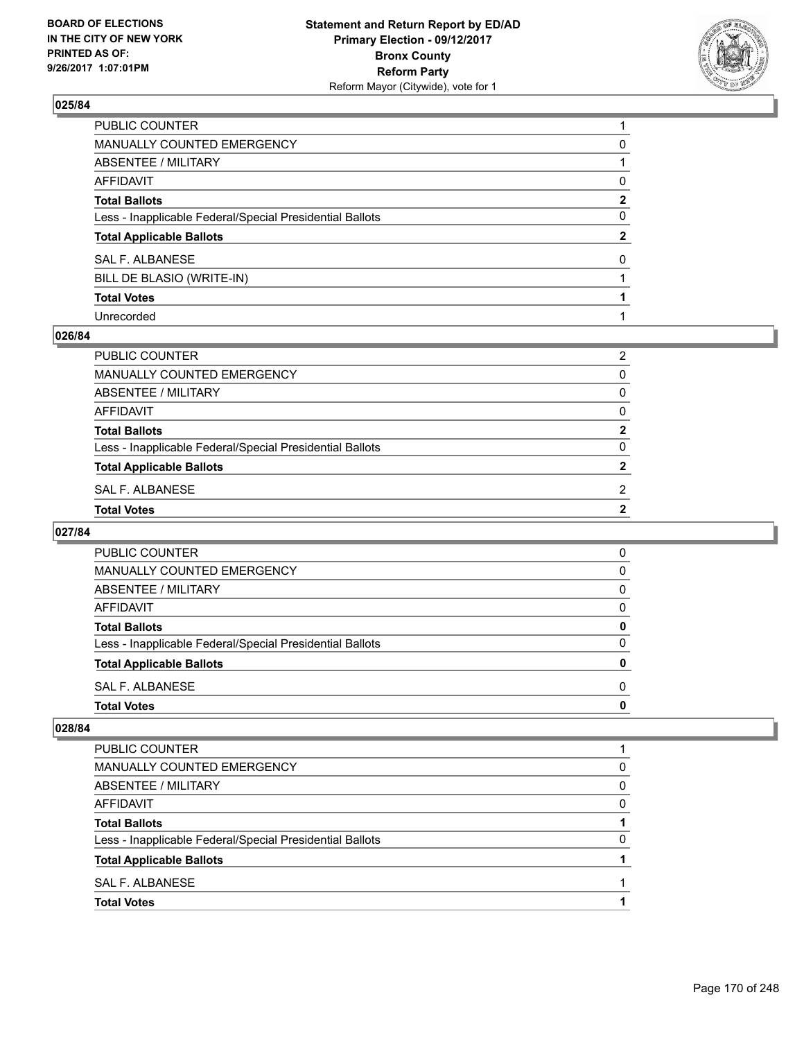## 025/84

| | |
|---|---|
| PUBLIC COUNTER | 1 |
| MANUALLY COUNTED EMERGENCY | 0 |
| ABSENTEE / MILITARY | 1 |
| AFFIDAVIT | 0 |
| **Total Ballots** | **2** |
| Less - Inapplicable Federal/Special Presidential Ballots | 0 |
| **Total Applicable Ballots** | **2** |
| SAL F. ALBANESE | 0 |
| BILL DE BLASIO (WRITE-IN) | 1 |
| **Total Votes** | **1** |
| Unrecorded | 1 |

## 026/84

| | |
|---|---|
| PUBLIC COUNTER | 2 |
| MANUALLY COUNTED EMERGENCY | 0 |
| ABSENTEE / MILITARY | 0 |
| AFFIDAVIT | 0 |
| **Total Ballots** | **2** |
| Less - Inapplicable Federal/Special Presidential Ballots | 0 |
| **Total Applicable Ballots** | **2** |
| SAL F. ALBANESE | 2 |
| **Total Votes** | **2** |

## 027/84

| | |
|---|---|
| PUBLIC COUNTER | 0 |
| MANUALLY COUNTED EMERGENCY | 0 |
| ABSENTEE / MILITARY | 0 |
| AFFIDAVIT | 0 |
| **Total Ballots** | **0** |
| Less - Inapplicable Federal/Special Presidential Ballots | 0 |
| **Total Applicable Ballots** | **0** |
| SAL F. ALBANESE | 0 |
| **Total Votes** | **0** |

## 028/84

| | |
|---|---|
| PUBLIC COUNTER | 1 |
| MANUALLY COUNTED EMERGENCY | 0 |
| ABSENTEE / MILITARY | 0 |
| AFFIDAVIT | 0 |
| **Total Ballots** | **1** |
| Less - Inapplicable Federal/Special Presidential Ballots | 0 |
| **Total Applicable Ballots** | **1** |
| SAL F. ALBANESE | 1 |
| **Total Votes** | **1** |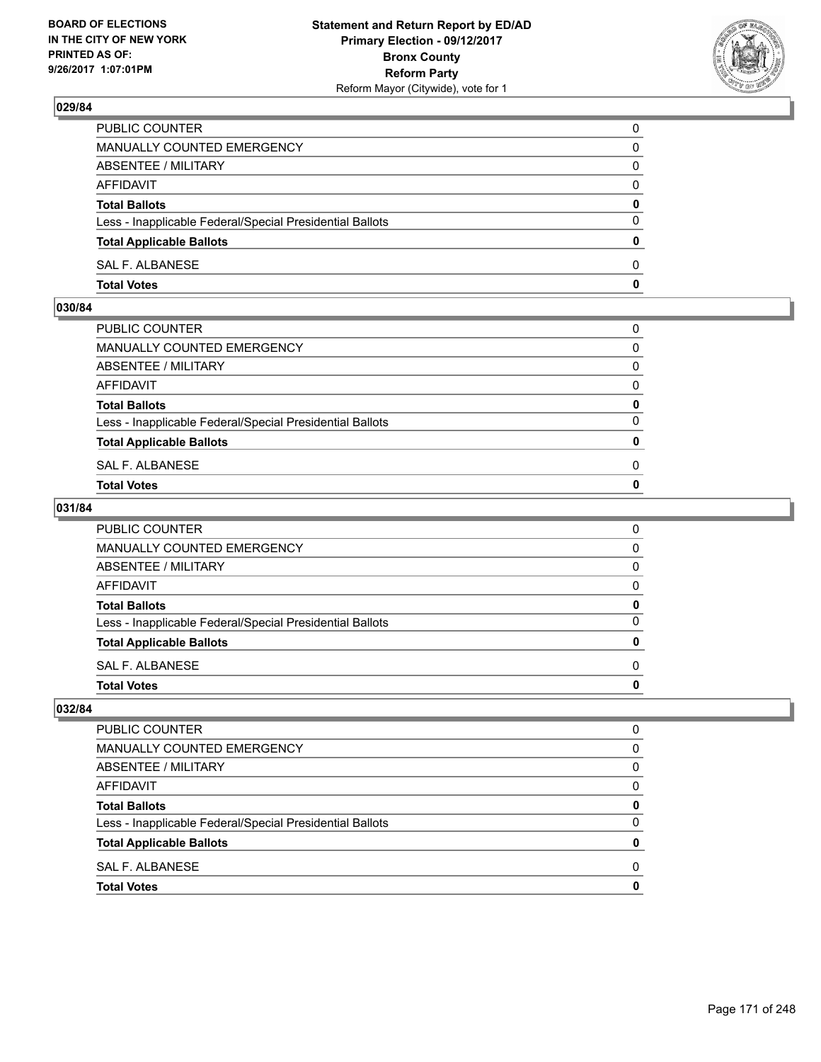## 029/84

| | |
|---|---|
| PUBLIC COUNTER | 0 |
| MANUALLY COUNTED EMERGENCY | 0 |
| ABSENTEE / MILITARY | 0 |
| AFFIDAVIT | 0 |
| **Total Ballots** | **0** |
| Less - Inapplicable Federal/Special Presidential Ballots | 0 |
| **Total Applicable Ballots** | **0** |
| SAL F. ALBANESE | 0 |
| **Total Votes** | **0** |

## 030/84

| | |
|---|---|
| PUBLIC COUNTER | 0 |
| MANUALLY COUNTED EMERGENCY | 0 |
| ABSENTEE / MILITARY | 0 |
| AFFIDAVIT | 0 |
| **Total Ballots** | **0** |
| Less - Inapplicable Federal/Special Presidential Ballots | 0 |
| **Total Applicable Ballots** | **0** |
| SAL F. ALBANESE | 0 |
| **Total Votes** | **0** |

## 031/84

| | |
|---|---|
| PUBLIC COUNTER | 0 |
| MANUALLY COUNTED EMERGENCY | 0 |
| ABSENTEE / MILITARY | 0 |
| AFFIDAVIT | 0 |
| **Total Ballots** | **0** |
| Less - Inapplicable Federal/Special Presidential Ballots | 0 |
| **Total Applicable Ballots** | **0** |
| SAL F. ALBANESE | 0 |
| **Total Votes** | **0** |

## 032/84

| | |
|---|---|
| PUBLIC COUNTER | 0 |
| MANUALLY COUNTED EMERGENCY | 0 |
| ABSENTEE / MILITARY | 0 |
| AFFIDAVIT | 0 |
| **Total Ballots** | **0** |
| Less - Inapplicable Federal/Special Presidential Ballots | 0 |
| **Total Applicable Ballots** | **0** |
| SAL F. ALBANESE | 0 |
| **Total Votes** | **0** |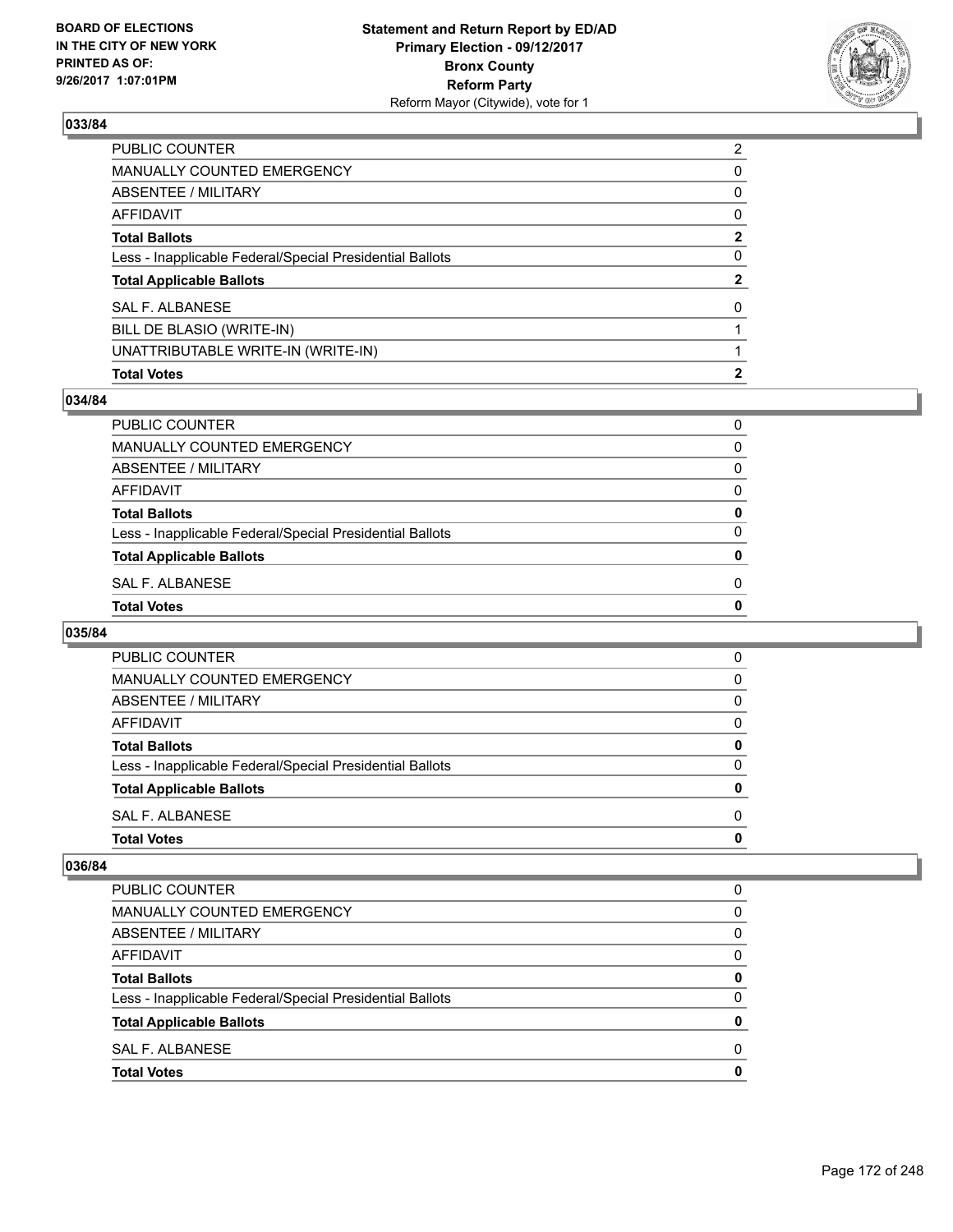## 033/84

| | |
|---|---|
| PUBLIC COUNTER | 2 |
| MANUALLY COUNTED EMERGENCY | 0 |
| ABSENTEE / MILITARY | 0 |
| AFFIDAVIT | 0 |
| **Total Ballots** | **2** |
| Less - Inapplicable Federal/Special Presidential Ballots | 0 |
| **Total Applicable Ballots** | **2** |
| SAL F. ALBANESE | 0 |
| BILL DE BLASIO (WRITE-IN) | 1 |
| UNATTRIBUTABLE WRITE-IN (WRITE-IN) | 1 |
| **Total Votes** | **2** |

## 034/84

| | |
|---|---|
| PUBLIC COUNTER | 0 |
| MANUALLY COUNTED EMERGENCY | 0 |
| ABSENTEE / MILITARY | 0 |
| AFFIDAVIT | 0 |
| **Total Ballots** | **0** |
| Less - Inapplicable Federal/Special Presidential Ballots | 0 |
| **Total Applicable Ballots** | **0** |
| SAL F. ALBANESE | 0 |
| **Total Votes** | **0** |

## 035/84

| | |
|---|---|
| PUBLIC COUNTER | 0 |
| MANUALLY COUNTED EMERGENCY | 0 |
| ABSENTEE / MILITARY | 0 |
| AFFIDAVIT | 0 |
| **Total Ballots** | **0** |
| Less - Inapplicable Federal/Special Presidential Ballots | 0 |
| **Total Applicable Ballots** | **0** |
| SAL F. ALBANESE | 0 |
| **Total Votes** | **0** |

## 036/84

| | |
|---|---|
| PUBLIC COUNTER | 0 |
| MANUALLY COUNTED EMERGENCY | 0 |
| ABSENTEE / MILITARY | 0 |
| AFFIDAVIT | 0 |
| **Total Ballots** | **0** |
| Less - Inapplicable Federal/Special Presidential Ballots | 0 |
| **Total Applicable Ballots** | **0** |
| SAL F. ALBANESE | 0 |
| **Total Votes** | **0** |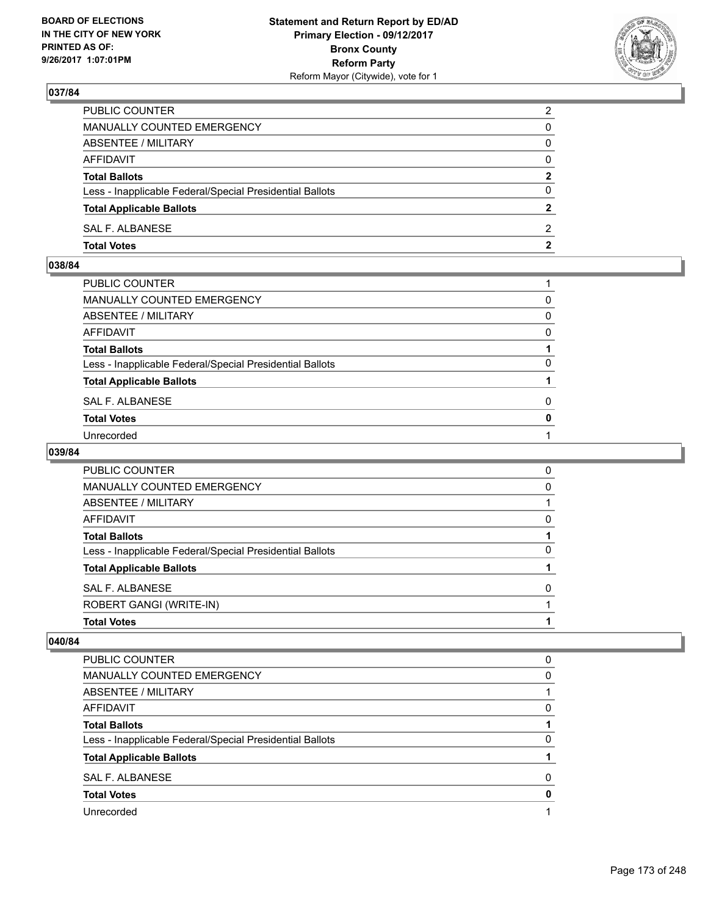### 037/84

| | |
|---|---|
| PUBLIC COUNTER | 2 |
| MANUALLY COUNTED EMERGENCY | 0 |
| ABSENTEE / MILITARY | 0 |
| AFFIDAVIT | 0 |
| **Total Ballots** | **2** |
| Less - Inapplicable Federal/Special Presidential Ballots | 0 |
| **Total Applicable Ballots** | **2** |
| SAL F. ALBANESE | 2 |
| **Total Votes** | **2** |

### 038/84

| | |
|---|---|
| PUBLIC COUNTER | 1 |
| MANUALLY COUNTED EMERGENCY | 0 |
| ABSENTEE / MILITARY | 0 |
| AFFIDAVIT | 0 |
| **Total Ballots** | **1** |
| Less - Inapplicable Federal/Special Presidential Ballots | 0 |
| **Total Applicable Ballots** | **1** |
| SAL F. ALBANESE | 0 |
| **Total Votes** | **0** |
| Unrecorded | 1 |

### 039/84

| | |
|---|---|
| PUBLIC COUNTER | 0 |
| MANUALLY COUNTED EMERGENCY | 0 |
| ABSENTEE / MILITARY | 1 |
| AFFIDAVIT | 0 |
| **Total Ballots** | **1** |
| Less - Inapplicable Federal/Special Presidential Ballots | 0 |
| **Total Applicable Ballots** | **1** |
| SAL F. ALBANESE | 0 |
| ROBERT GANGI (WRITE-IN) | 1 |
| **Total Votes** | **1** |

### 040/84

| | |
|---|---|
| PUBLIC COUNTER | 0 |
| MANUALLY COUNTED EMERGENCY | 0 |
| ABSENTEE / MILITARY | 1 |
| AFFIDAVIT | 0 |
| **Total Ballots** | **1** |
| Less - Inapplicable Federal/Special Presidential Ballots | 0 |
| **Total Applicable Ballots** | **1** |
| SAL F. ALBANESE | 0 |
| **Total Votes** | **0** |
| Unrecorded | 1 |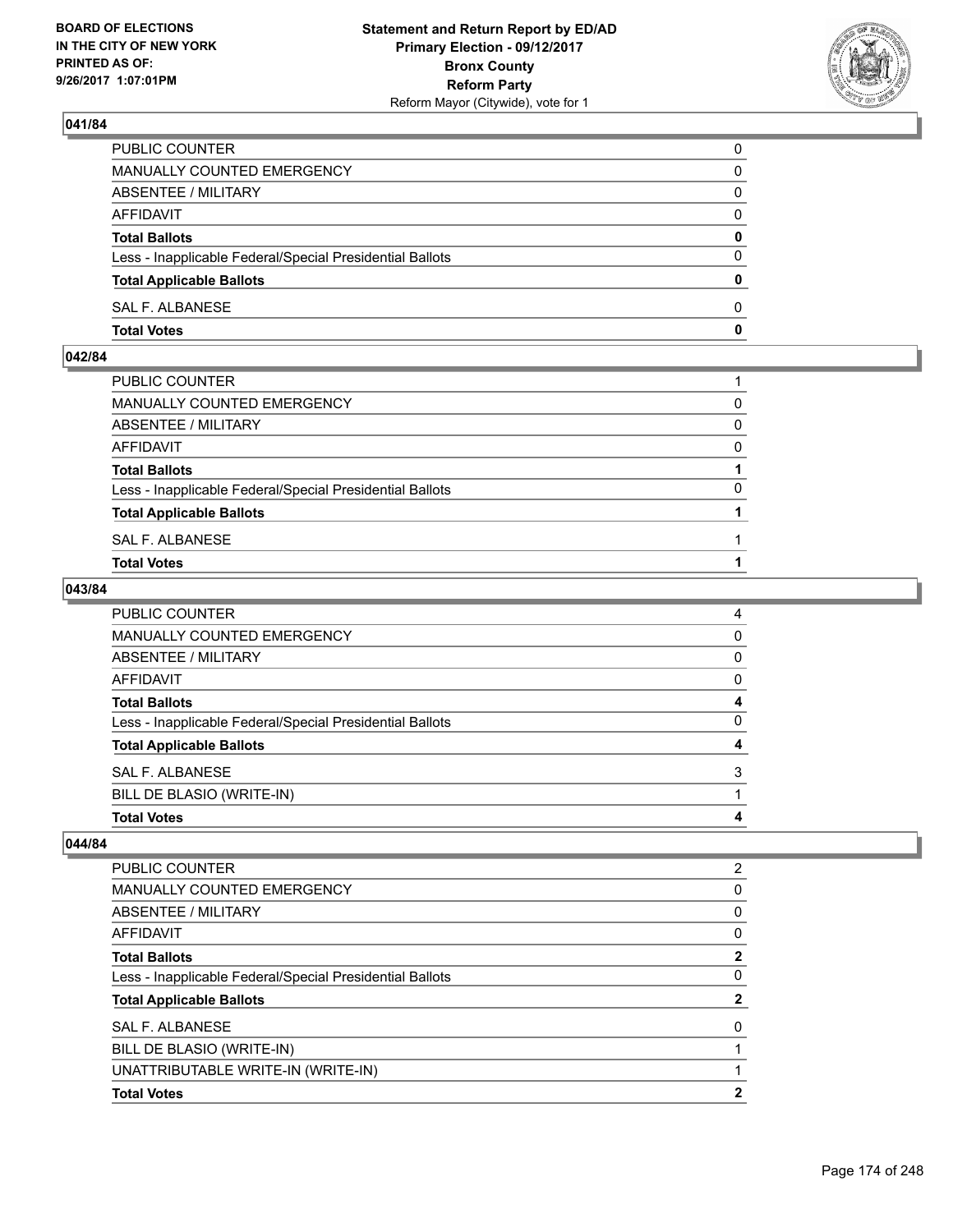## 041/84

| | |
|---|---|
| PUBLIC COUNTER | 0 |
| MANUALLY COUNTED EMERGENCY | 0 |
| ABSENTEE / MILITARY | 0 |
| AFFIDAVIT | 0 |
| **Total Ballots** | **0** |
| Less - Inapplicable Federal/Special Presidential Ballots | 0 |
| **Total Applicable Ballots** | **0** |
| SAL F. ALBANESE | 0 |
| **Total Votes** | **0** |

## 042/84

| | |
|---|---|
| PUBLIC COUNTER | 1 |
| MANUALLY COUNTED EMERGENCY | 0 |
| ABSENTEE / MILITARY | 0 |
| AFFIDAVIT | 0 |
| **Total Ballots** | **1** |
| Less - Inapplicable Federal/Special Presidential Ballots | 0 |
| **Total Applicable Ballots** | **1** |
| SAL F. ALBANESE | 1 |
| **Total Votes** | **1** |

## 043/84

| | |
|---|---|
| PUBLIC COUNTER | 4 |
| MANUALLY COUNTED EMERGENCY | 0 |
| ABSENTEE / MILITARY | 0 |
| AFFIDAVIT | 0 |
| **Total Ballots** | **4** |
| Less - Inapplicable Federal/Special Presidential Ballots | 0 |
| **Total Applicable Ballots** | **4** |
| SAL F. ALBANESE | 3 |
| BILL DE BLASIO (WRITE-IN) | 1 |
| **Total Votes** | **4** |

## 044/84

| | |
|---|---|
| PUBLIC COUNTER | 2 |
| MANUALLY COUNTED EMERGENCY | 0 |
| ABSENTEE / MILITARY | 0 |
| AFFIDAVIT | 0 |
| **Total Ballots** | **2** |
| Less - Inapplicable Federal/Special Presidential Ballots | 0 |
| **Total Applicable Ballots** | **2** |
| SAL F. ALBANESE | 0 |
| BILL DE BLASIO (WRITE-IN) | 1 |
| UNATTRIBUTABLE WRITE-IN (WRITE-IN) | 1 |
| **Total Votes** | **2** |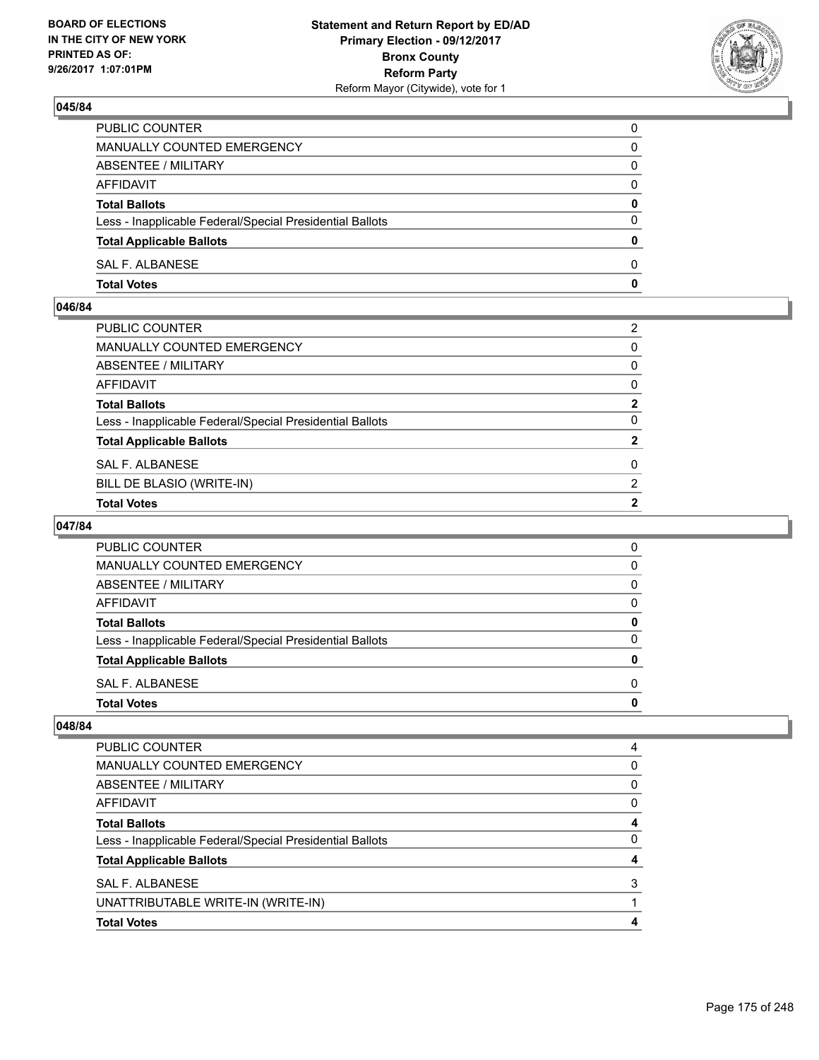### 045/84

| | |
|---|---|
| PUBLIC COUNTER | 0 |
| MANUALLY COUNTED EMERGENCY | 0 |
| ABSENTEE / MILITARY | 0 |
| AFFIDAVIT | 0 |
| **Total Ballots** | **0** |
| Less - Inapplicable Federal/Special Presidential Ballots | 0 |
| **Total Applicable Ballots** | **0** |
| SAL F. ALBANESE | 0 |
| **Total Votes** | **0** |

### 046/84

| | |
|---|---|
| PUBLIC COUNTER | 2 |
| MANUALLY COUNTED EMERGENCY | 0 |
| ABSENTEE / MILITARY | 0 |
| AFFIDAVIT | 0 |
| **Total Ballots** | **2** |
| Less - Inapplicable Federal/Special Presidential Ballots | 0 |
| **Total Applicable Ballots** | **2** |
| SAL F. ALBANESE | 0 |
| BILL DE BLASIO (WRITE-IN) | 2 |
| **Total Votes** | **2** |

### 047/84

| | |
|---|---|
| PUBLIC COUNTER | 0 |
| MANUALLY COUNTED EMERGENCY | 0 |
| ABSENTEE / MILITARY | 0 |
| AFFIDAVIT | 0 |
| **Total Ballots** | **0** |
| Less - Inapplicable Federal/Special Presidential Ballots | 0 |
| **Total Applicable Ballots** | **0** |
| SAL F. ALBANESE | 0 |
| **Total Votes** | **0** |

### 048/84

| | |
|---|---|
| PUBLIC COUNTER | 4 |
| MANUALLY COUNTED EMERGENCY | 0 |
| ABSENTEE / MILITARY | 0 |
| AFFIDAVIT | 0 |
| **Total Ballots** | **4** |
| Less - Inapplicable Federal/Special Presidential Ballots | 0 |
| **Total Applicable Ballots** | **4** |
| SAL F. ALBANESE | 3 |
| UNATTRIBUTABLE WRITE-IN (WRITE-IN) | 1 |
| **Total Votes** | **4** |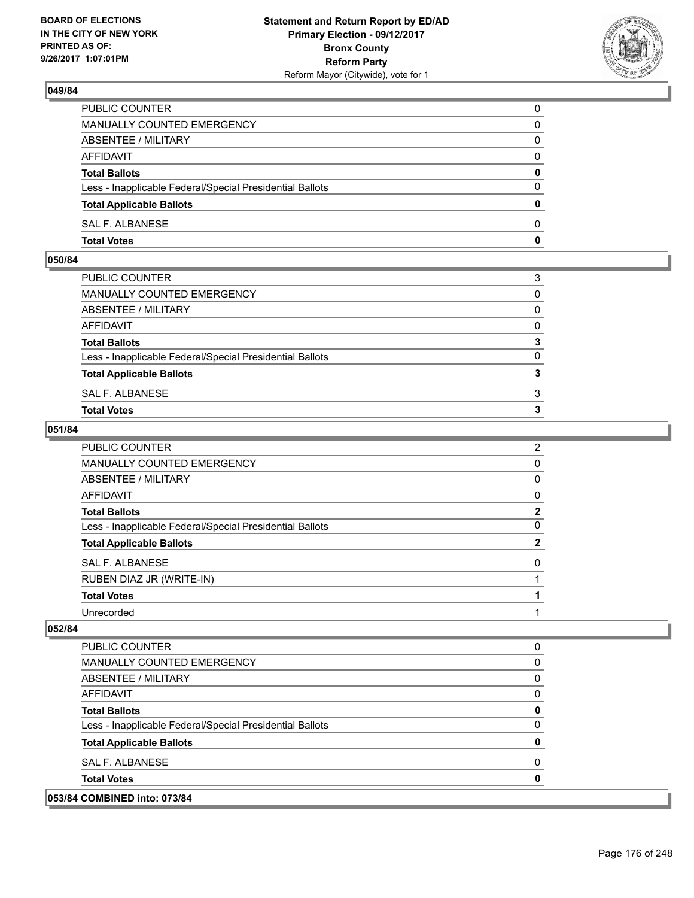### 049/84

| | |
|---|---|
| PUBLIC COUNTER | 0 |
| MANUALLY COUNTED EMERGENCY | 0 |
| ABSENTEE / MILITARY | 0 |
| AFFIDAVIT | 0 |
| **Total Ballots** | **0** |
| Less - Inapplicable Federal/Special Presidential Ballots | 0 |
| **Total Applicable Ballots** | **0** |
| SAL F. ALBANESE | 0 |
| **Total Votes** | **0** |

### 050/84

| | |
|---|---|
| PUBLIC COUNTER | 3 |
| MANUALLY COUNTED EMERGENCY | 0 |
| ABSENTEE / MILITARY | 0 |
| AFFIDAVIT | 0 |
| **Total Ballots** | **3** |
| Less - Inapplicable Federal/Special Presidential Ballots | 0 |
| **Total Applicable Ballots** | **3** |
| SAL F. ALBANESE | 3 |
| **Total Votes** | **3** |

### 051/84

| | |
|---|---|
| PUBLIC COUNTER | 2 |
| MANUALLY COUNTED EMERGENCY | 0 |
| ABSENTEE / MILITARY | 0 |
| AFFIDAVIT | 0 |
| **Total Ballots** | **2** |
| Less - Inapplicable Federal/Special Presidential Ballots | 0 |
| **Total Applicable Ballots** | **2** |
| SAL F. ALBANESE | 0 |
| RUBEN DIAZ JR (WRITE-IN) | 1 |
| **Total Votes** | **1** |
| Unrecorded | 1 |

### 052/84

| | |
|---|---|
| PUBLIC COUNTER | 0 |
| MANUALLY COUNTED EMERGENCY | 0 |
| ABSENTEE / MILITARY | 0 |
| AFFIDAVIT | 0 |
| **Total Ballots** | **0** |
| Less - Inapplicable Federal/Special Presidential Ballots | 0 |
| **Total Applicable Ballots** | **0** |
| SAL F. ALBANESE | 0 |
| **Total Votes** | **0** |

### 053/84 COMBINED into: 073/84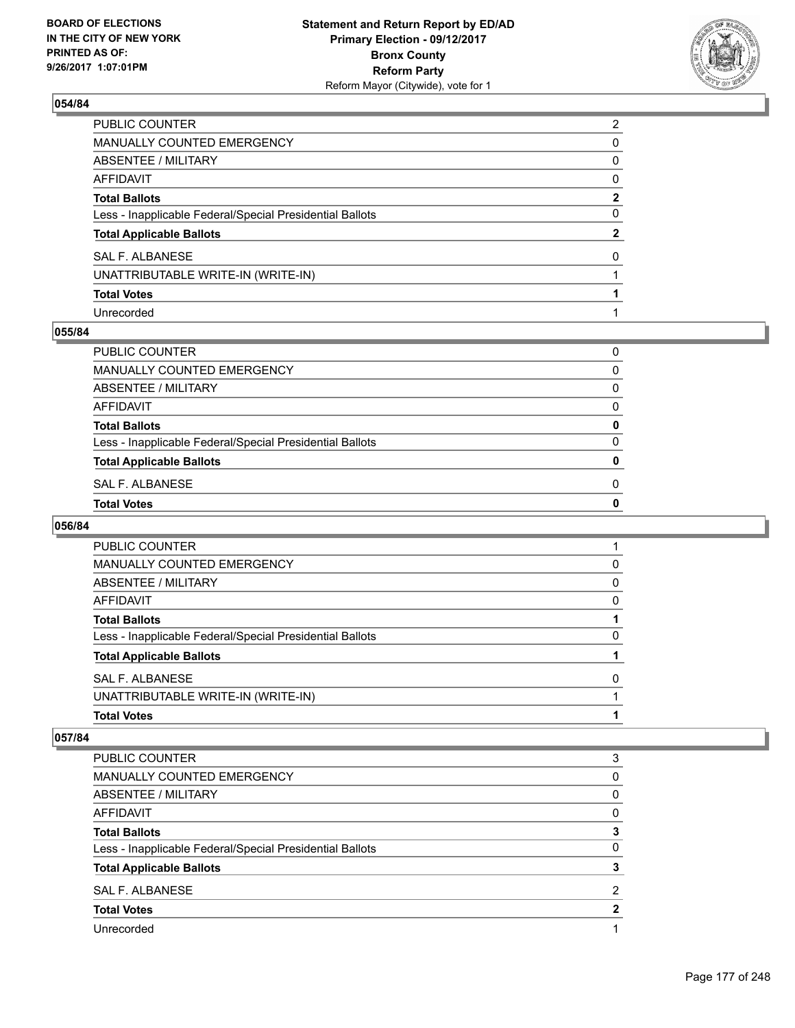## 054/84

| | |
|---|---|
| PUBLIC COUNTER | 2 |
| MANUALLY COUNTED EMERGENCY | 0 |
| ABSENTEE / MILITARY | 0 |
| AFFIDAVIT | 0 |
| **Total Ballots** | **2** |
| Less - Inapplicable Federal/Special Presidential Ballots | 0 |
| **Total Applicable Ballots** | **2** |
| SAL F. ALBANESE | 0 |
| UNATTRIBUTABLE WRITE-IN (WRITE-IN) | 1 |
| **Total Votes** | **1** |
| Unrecorded | 1 |

## 055/84

| | |
|---|---|
| PUBLIC COUNTER | 0 |
| MANUALLY COUNTED EMERGENCY | 0 |
| ABSENTEE / MILITARY | 0 |
| AFFIDAVIT | 0 |
| **Total Ballots** | **0** |
| Less - Inapplicable Federal/Special Presidential Ballots | 0 |
| **Total Applicable Ballots** | **0** |
| SAL F. ALBANESE | 0 |
| **Total Votes** | **0** |

## 056/84

| | |
|---|---|
| PUBLIC COUNTER | 1 |
| MANUALLY COUNTED EMERGENCY | 0 |
| ABSENTEE / MILITARY | 0 |
| AFFIDAVIT | 0 |
| **Total Ballots** | **1** |
| Less - Inapplicable Federal/Special Presidential Ballots | 0 |
| **Total Applicable Ballots** | **1** |
| SAL F. ALBANESE | 0 |
| UNATTRIBUTABLE WRITE-IN (WRITE-IN) | 1 |
| **Total Votes** | **1** |

## 057/84

| | |
|---|---|
| PUBLIC COUNTER | 3 |
| MANUALLY COUNTED EMERGENCY | 0 |
| ABSENTEE / MILITARY | 0 |
| AFFIDAVIT | 0 |
| **Total Ballots** | **3** |
| Less - Inapplicable Federal/Special Presidential Ballots | 0 |
| **Total Applicable Ballots** | **3** |
| SAL F. ALBANESE | 2 |
| **Total Votes** | **2** |
| Unrecorded | 1 |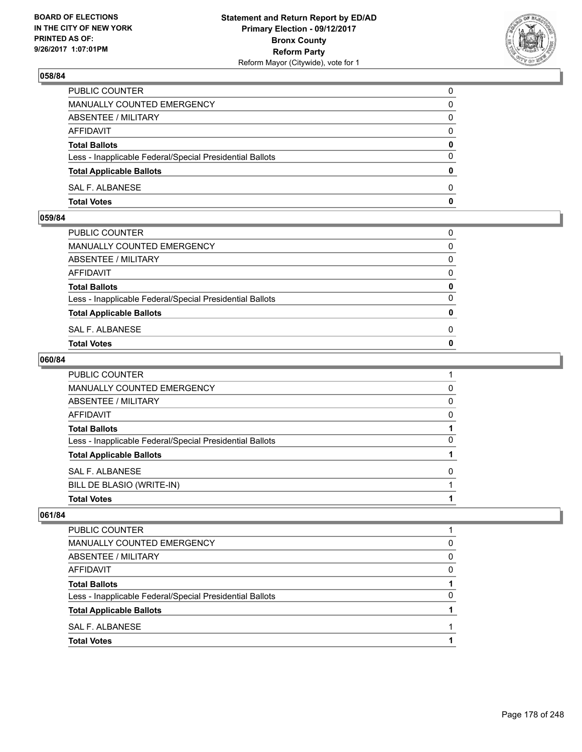### 058/84

| | |
|---|---|
| PUBLIC COUNTER | 0 |
| MANUALLY COUNTED EMERGENCY | 0 |
| ABSENTEE / MILITARY | 0 |
| AFFIDAVIT | 0 |
| **Total Ballots** | **0** |
| Less - Inapplicable Federal/Special Presidential Ballots | 0 |
| **Total Applicable Ballots** | **0** |
| SAL F. ALBANESE | 0 |
| **Total Votes** | **0** |

### 059/84

| | |
|---|---|
| PUBLIC COUNTER | 0 |
| MANUALLY COUNTED EMERGENCY | 0 |
| ABSENTEE / MILITARY | 0 |
| AFFIDAVIT | 0 |
| **Total Ballots** | **0** |
| Less - Inapplicable Federal/Special Presidential Ballots | 0 |
| **Total Applicable Ballots** | **0** |
| SAL F. ALBANESE | 0 |
| **Total Votes** | **0** |

### 060/84

| | |
|---|---|
| PUBLIC COUNTER | 1 |
| MANUALLY COUNTED EMERGENCY | 0 |
| ABSENTEE / MILITARY | 0 |
| AFFIDAVIT | 0 |
| **Total Ballots** | **1** |
| Less - Inapplicable Federal/Special Presidential Ballots | 0 |
| **Total Applicable Ballots** | **1** |
| SAL F. ALBANESE | 0 |
| BILL DE BLASIO (WRITE-IN) | 1 |
| **Total Votes** | **1** |

### 061/84

| | |
|---|---|
| PUBLIC COUNTER | 1 |
| MANUALLY COUNTED EMERGENCY | 0 |
| ABSENTEE / MILITARY | 0 |
| AFFIDAVIT | 0 |
| **Total Ballots** | **1** |
| Less - Inapplicable Federal/Special Presidential Ballots | 0 |
| **Total Applicable Ballots** | **1** |
| SAL F. ALBANESE | 1 |
| **Total Votes** | **1** |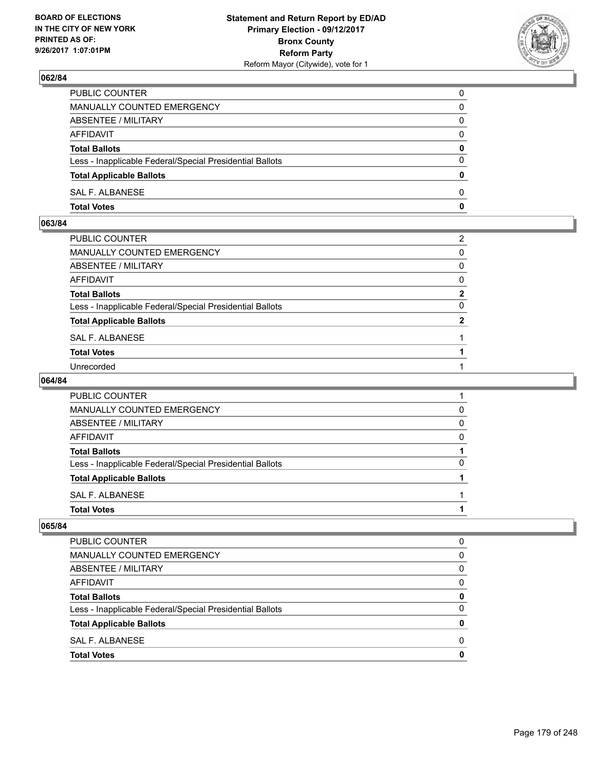## 062/84

| | |
|---|---|
| PUBLIC COUNTER | 0 |
| MANUALLY COUNTED EMERGENCY | 0 |
| ABSENTEE / MILITARY | 0 |
| AFFIDAVIT | 0 |
| **Total Ballots** | **0** |
| Less - Inapplicable Federal/Special Presidential Ballots | 0 |
| **Total Applicable Ballots** | **0** |
| SAL F. ALBANESE | 0 |
| **Total Votes** | **0** |

## 063/84

| | |
|---|---|
| PUBLIC COUNTER | 2 |
| MANUALLY COUNTED EMERGENCY | 0 |
| ABSENTEE / MILITARY | 0 |
| AFFIDAVIT | 0 |
| **Total Ballots** | **2** |
| Less - Inapplicable Federal/Special Presidential Ballots | 0 |
| **Total Applicable Ballots** | **2** |
| SAL F. ALBANESE | 1 |
| **Total Votes** | **1** |
| Unrecorded | 1 |

## 064/84

| | |
|---|---|
| PUBLIC COUNTER | 1 |
| MANUALLY COUNTED EMERGENCY | 0 |
| ABSENTEE / MILITARY | 0 |
| AFFIDAVIT | 0 |
| **Total Ballots** | **1** |
| Less - Inapplicable Federal/Special Presidential Ballots | 0 |
| **Total Applicable Ballots** | **1** |
| SAL F. ALBANESE | 1 |
| **Total Votes** | **1** |

## 065/84

| | |
|---|---|
| PUBLIC COUNTER | 0 |
| MANUALLY COUNTED EMERGENCY | 0 |
| ABSENTEE / MILITARY | 0 |
| AFFIDAVIT | 0 |
| **Total Ballots** | **0** |
| Less - Inapplicable Federal/Special Presidential Ballots | 0 |
| **Total Applicable Ballots** | **0** |
| SAL F. ALBANESE | 0 |
| **Total Votes** | **0** |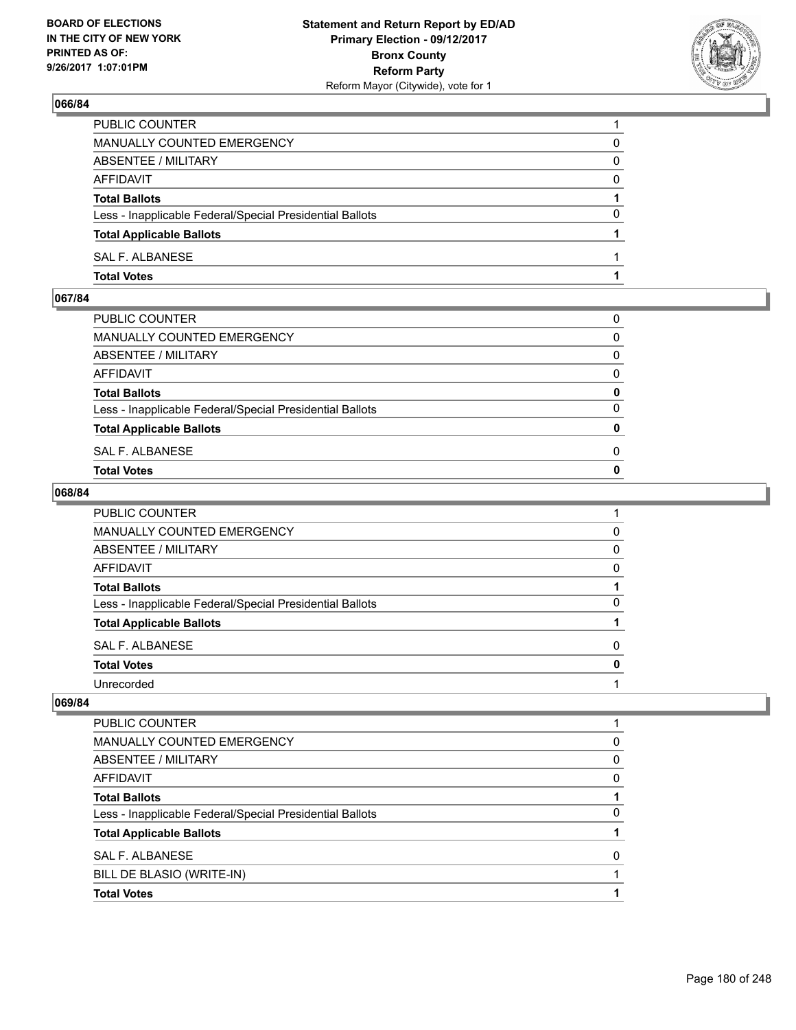## 066/84

| | |
|---|---|
| PUBLIC COUNTER | 1 |
| MANUALLY COUNTED EMERGENCY | 0 |
| ABSENTEE / MILITARY | 0 |
| AFFIDAVIT | 0 |
| **Total Ballots** | **1** |
| Less - Inapplicable Federal/Special Presidential Ballots | 0 |
| **Total Applicable Ballots** | **1** |
| SAL F. ALBANESE | 1 |
| **Total Votes** | **1** |

## 067/84

| | |
|---|---|
| PUBLIC COUNTER | 0 |
| MANUALLY COUNTED EMERGENCY | 0 |
| ABSENTEE / MILITARY | 0 |
| AFFIDAVIT | 0 |
| **Total Ballots** | **0** |
| Less - Inapplicable Federal/Special Presidential Ballots | 0 |
| **Total Applicable Ballots** | **0** |
| SAL F. ALBANESE | 0 |
| **Total Votes** | **0** |

## 068/84

| | |
|---|---|
| PUBLIC COUNTER | 1 |
| MANUALLY COUNTED EMERGENCY | 0 |
| ABSENTEE / MILITARY | 0 |
| AFFIDAVIT | 0 |
| **Total Ballots** | **1** |
| Less - Inapplicable Federal/Special Presidential Ballots | 0 |
| **Total Applicable Ballots** | **1** |
| SAL F. ALBANESE | 0 |
| **Total Votes** | **0** |
| Unrecorded | 1 |

## 069/84

| | |
|---|---|
| PUBLIC COUNTER | 1 |
| MANUALLY COUNTED EMERGENCY | 0 |
| ABSENTEE / MILITARY | 0 |
| AFFIDAVIT | 0 |
| **Total Ballots** | **1** |
| Less - Inapplicable Federal/Special Presidential Ballots | 0 |
| **Total Applicable Ballots** | **1** |
| SAL F. ALBANESE | 0 |
| BILL DE BLASIO (WRITE-IN) | 1 |
| **Total Votes** | **1** |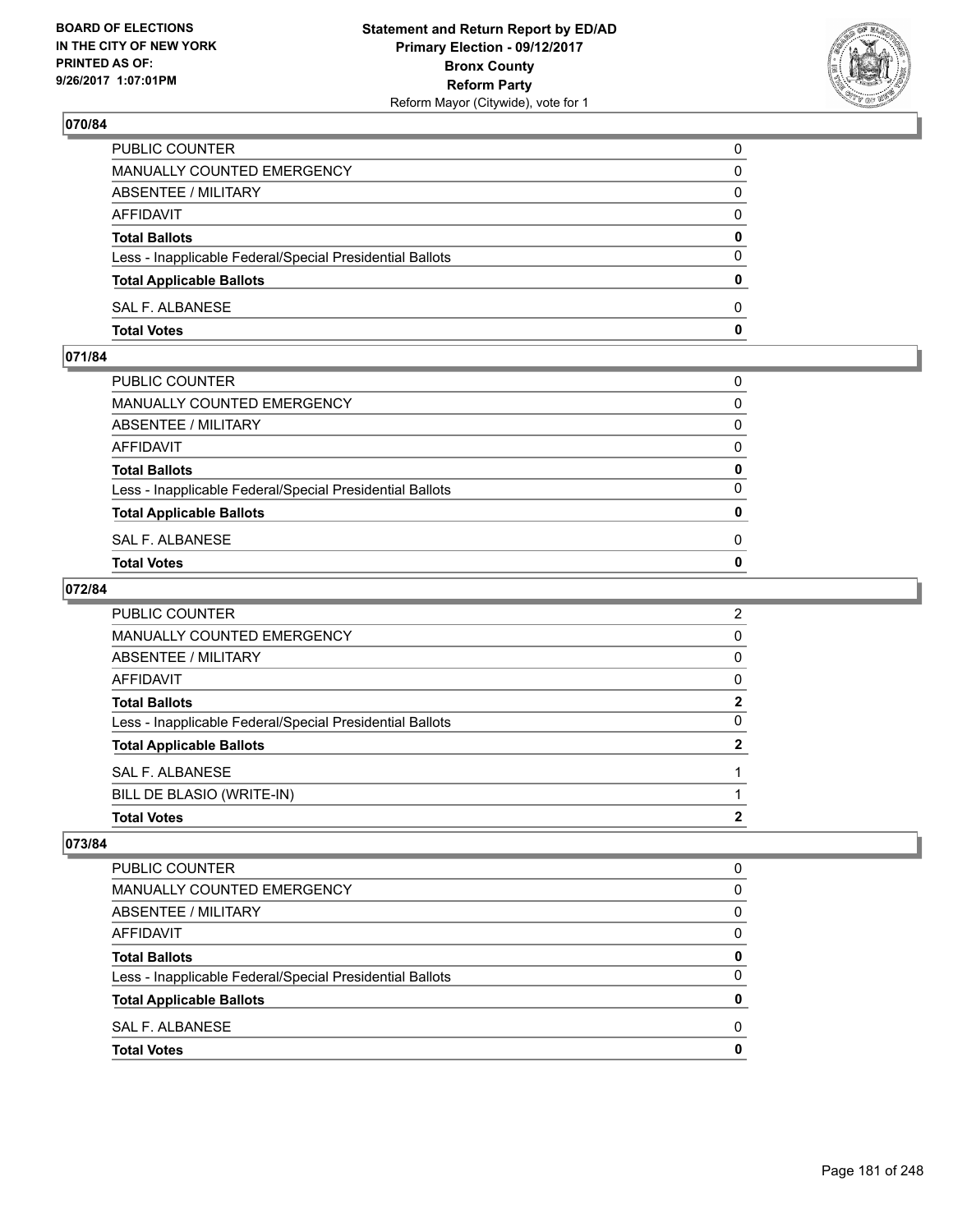### 070/84

| | |
|---|---|
| PUBLIC COUNTER | 0 |
| MANUALLY COUNTED EMERGENCY | 0 |
| ABSENTEE / MILITARY | 0 |
| AFFIDAVIT | 0 |
| **Total Ballots** | **0** |
| Less - Inapplicable Federal/Special Presidential Ballots | 0 |
| **Total Applicable Ballots** | **0** |
| SAL F. ALBANESE | 0 |
| **Total Votes** | **0** |

### 071/84

| | |
|---|---|
| PUBLIC COUNTER | 0 |
| MANUALLY COUNTED EMERGENCY | 0 |
| ABSENTEE / MILITARY | 0 |
| AFFIDAVIT | 0 |
| **Total Ballots** | **0** |
| Less - Inapplicable Federal/Special Presidential Ballots | 0 |
| **Total Applicable Ballots** | **0** |
| SAL F. ALBANESE | 0 |
| **Total Votes** | **0** |

### 072/84

| | |
|---|---|
| PUBLIC COUNTER | 2 |
| MANUALLY COUNTED EMERGENCY | 0 |
| ABSENTEE / MILITARY | 0 |
| AFFIDAVIT | 0 |
| **Total Ballots** | **2** |
| Less - Inapplicable Federal/Special Presidential Ballots | 0 |
| **Total Applicable Ballots** | **2** |
| SAL F. ALBANESE | 1 |
| BILL DE BLASIO (WRITE-IN) | 1 |
| **Total Votes** | **2** |

### 073/84

| | |
|---|---|
| PUBLIC COUNTER | 0 |
| MANUALLY COUNTED EMERGENCY | 0 |
| ABSENTEE / MILITARY | 0 |
| AFFIDAVIT | 0 |
| **Total Ballots** | **0** |
| Less - Inapplicable Federal/Special Presidential Ballots | 0 |
| **Total Applicable Ballots** | **0** |
| SAL F. ALBANESE | 0 |
| **Total Votes** | **0** |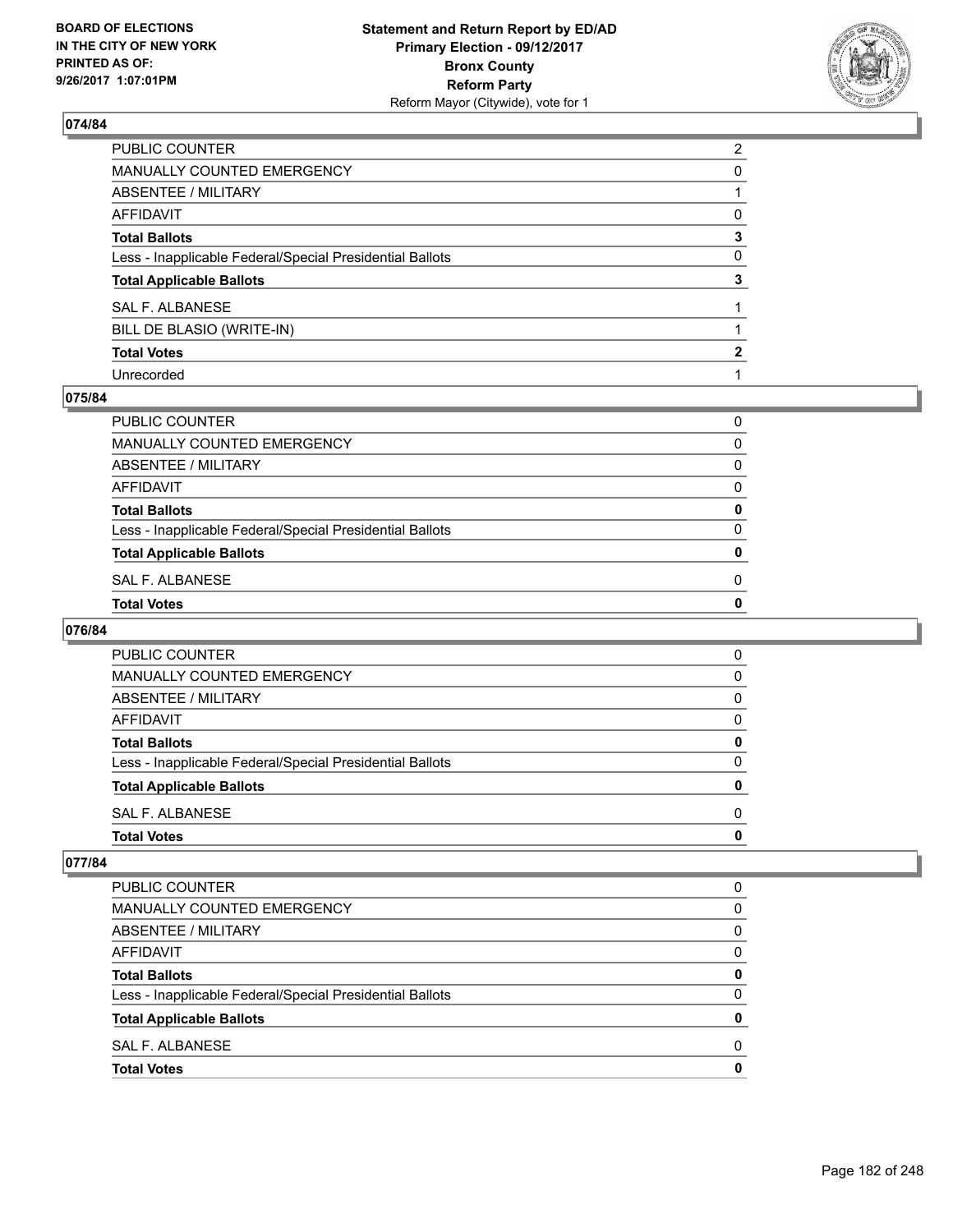**BOARD OF ELECTIONS IN THE CITY OF NEW YORK PRINTED AS OF: 9/26/2017 1:07:01PM**

**Statement and Return Report by ED/AD**
**Primary Election - 09/12/2017**
**Bronx County**
**Reform Party**
Reform Mayor (Citywide), vote for 1

### 074/84

| | |
|---|---|
| PUBLIC COUNTER | 2 |
| MANUALLY COUNTED EMERGENCY | 0 |
| ABSENTEE / MILITARY | 1 |
| AFFIDAVIT | 0 |
| **Total Ballots** | **3** |
| Less - Inapplicable Federal/Special Presidential Ballots | 0 |
| **Total Applicable Ballots** | **3** |
| SAL F. ALBANESE | 1 |
| BILL DE BLASIO (WRITE-IN) | 1 |
| **Total Votes** | **2** |
| Unrecorded | 1 |

### 075/84

| | |
|---|---|
| PUBLIC COUNTER | 0 |
| MANUALLY COUNTED EMERGENCY | 0 |
| ABSENTEE / MILITARY | 0 |
| AFFIDAVIT | 0 |
| **Total Ballots** | **0** |
| Less - Inapplicable Federal/Special Presidential Ballots | 0 |
| **Total Applicable Ballots** | **0** |
| SAL F. ALBANESE | 0 |
| **Total Votes** | **0** |

### 076/84

| | |
|---|---|
| PUBLIC COUNTER | 0 |
| MANUALLY COUNTED EMERGENCY | 0 |
| ABSENTEE / MILITARY | 0 |
| AFFIDAVIT | 0 |
| **Total Ballots** | **0** |
| Less - Inapplicable Federal/Special Presidential Ballots | 0 |
| **Total Applicable Ballots** | **0** |
| SAL F. ALBANESE | 0 |
| **Total Votes** | **0** |

### 077/84

| | |
|---|---|
| PUBLIC COUNTER | 0 |
| MANUALLY COUNTED EMERGENCY | 0 |
| ABSENTEE / MILITARY | 0 |
| AFFIDAVIT | 0 |
| **Total Ballots** | **0** |
| Less - Inapplicable Federal/Special Presidential Ballots | 0 |
| **Total Applicable Ballots** | **0** |
| SAL F. ALBANESE | 0 |
| **Total Votes** | **0** |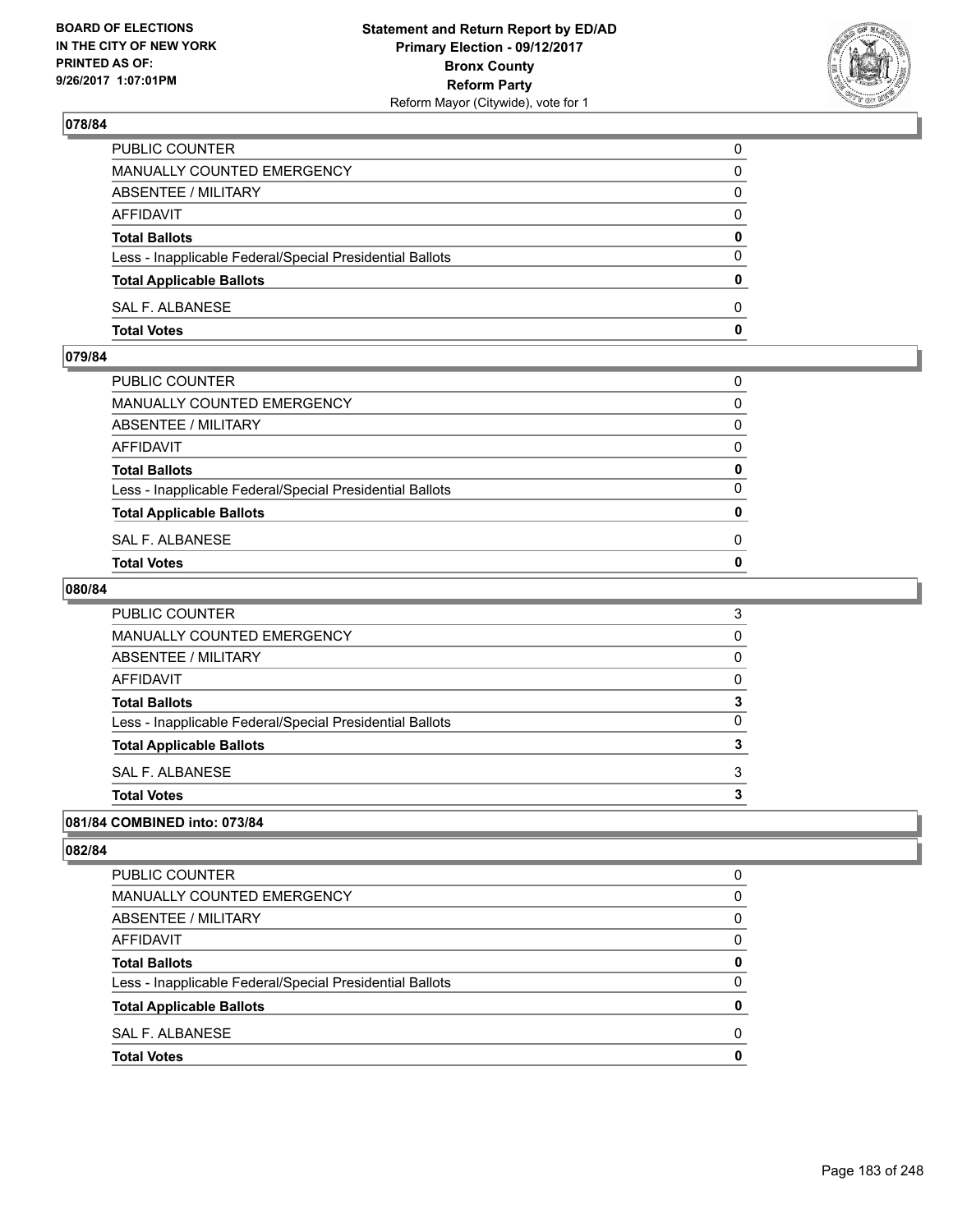### 078/84

| | |
|---|---|
| PUBLIC COUNTER | 0 |
| MANUALLY COUNTED EMERGENCY | 0 |
| ABSENTEE / MILITARY | 0 |
| AFFIDAVIT | 0 |
| **Total Ballots** | **0** |
| Less - Inapplicable Federal/Special Presidential Ballots | 0 |
| **Total Applicable Ballots** | **0** |
| SAL F. ALBANESE | 0 |
| **Total Votes** | **0** |

### 079/84

| | |
|---|---|
| PUBLIC COUNTER | 0 |
| MANUALLY COUNTED EMERGENCY | 0 |
| ABSENTEE / MILITARY | 0 |
| AFFIDAVIT | 0 |
| **Total Ballots** | **0** |
| Less - Inapplicable Federal/Special Presidential Ballots | 0 |
| **Total Applicable Ballots** | **0** |
| SAL F. ALBANESE | 0 |
| **Total Votes** | **0** |

### 080/84

| | |
|---|---|
| PUBLIC COUNTER | 3 |
| MANUALLY COUNTED EMERGENCY | 0 |
| ABSENTEE / MILITARY | 0 |
| AFFIDAVIT | 0 |
| **Total Ballots** | **3** |
| Less - Inapplicable Federal/Special Presidential Ballots | 0 |
| **Total Applicable Ballots** | **3** |
| SAL F. ALBANESE | 3 |
| **Total Votes** | **3** |

### 081/84 COMBINED into: 073/84

### 082/84

| | |
|---|---|
| PUBLIC COUNTER | 0 |
| MANUALLY COUNTED EMERGENCY | 0 |
| ABSENTEE / MILITARY | 0 |
| AFFIDAVIT | 0 |
| **Total Ballots** | **0** |
| Less - Inapplicable Federal/Special Presidential Ballots | 0 |
| **Total Applicable Ballots** | **0** |
| SAL F. ALBANESE | 0 |
| **Total Votes** | **0** |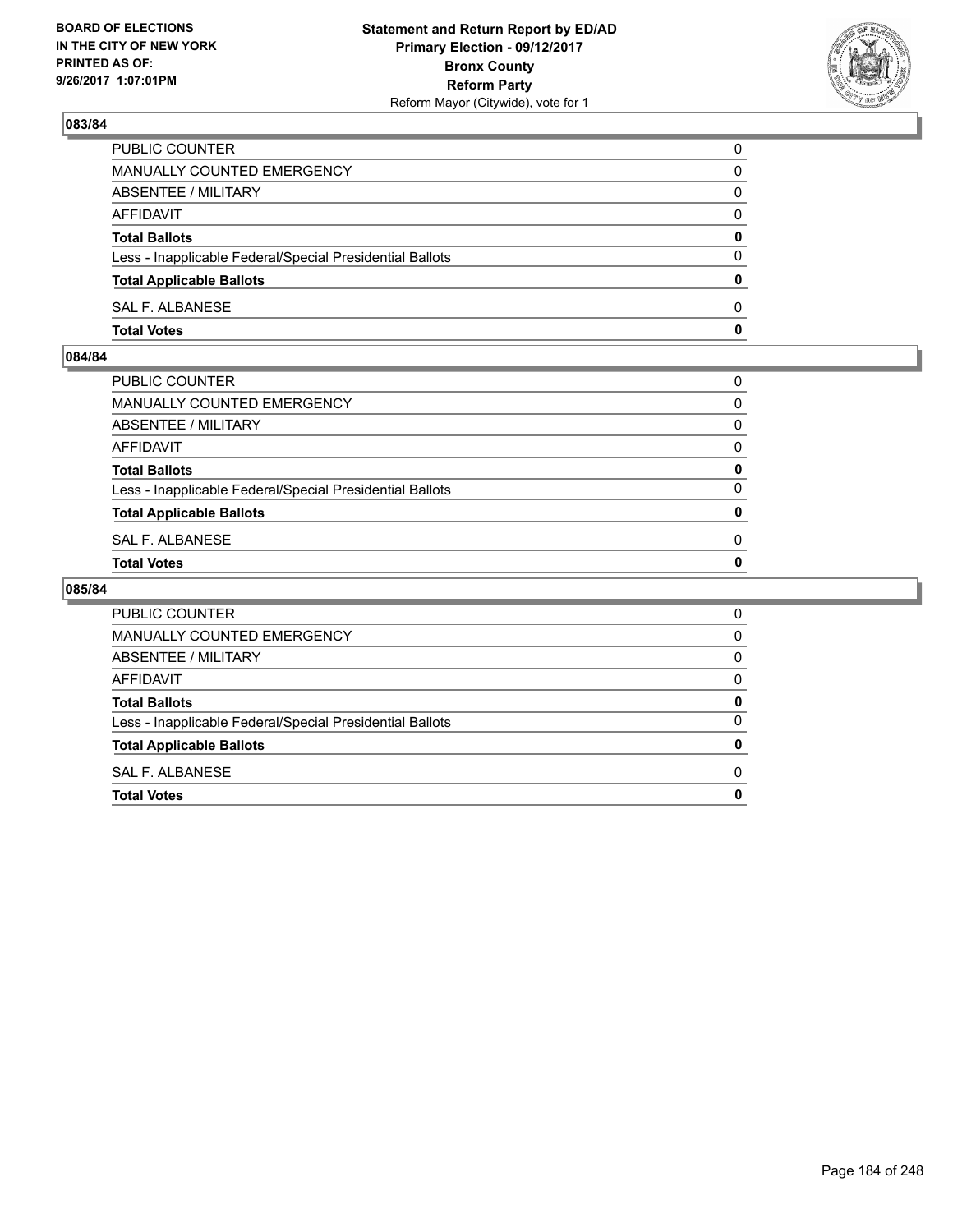## 083/84

| | |
|---|---|
| PUBLIC COUNTER | 0 |
| MANUALLY COUNTED EMERGENCY | 0 |
| ABSENTEE / MILITARY | 0 |
| AFFIDAVIT | 0 |
| **Total Ballots** | **0** |
| Less - Inapplicable Federal/Special Presidential Ballots | 0 |
| **Total Applicable Ballots** | **0** |
| SAL F. ALBANESE | 0 |
| **Total Votes** | **0** |

## 084/84

| | |
|---|---|
| PUBLIC COUNTER | 0 |
| MANUALLY COUNTED EMERGENCY | 0 |
| ABSENTEE / MILITARY | 0 |
| AFFIDAVIT | 0 |
| **Total Ballots** | **0** |
| Less - Inapplicable Federal/Special Presidential Ballots | 0 |
| **Total Applicable Ballots** | **0** |
| SAL F. ALBANESE | 0 |
| **Total Votes** | **0** |

## 085/84

| | |
|---|---|
| PUBLIC COUNTER | 0 |
| MANUALLY COUNTED EMERGENCY | 0 |
| ABSENTEE / MILITARY | 0 |
| AFFIDAVIT | 0 |
| **Total Ballots** | **0** |
| Less - Inapplicable Federal/Special Presidential Ballots | 0 |
| **Total Applicable Ballots** | **0** |
| SAL F. ALBANESE | 0 |
| **Total Votes** | **0** |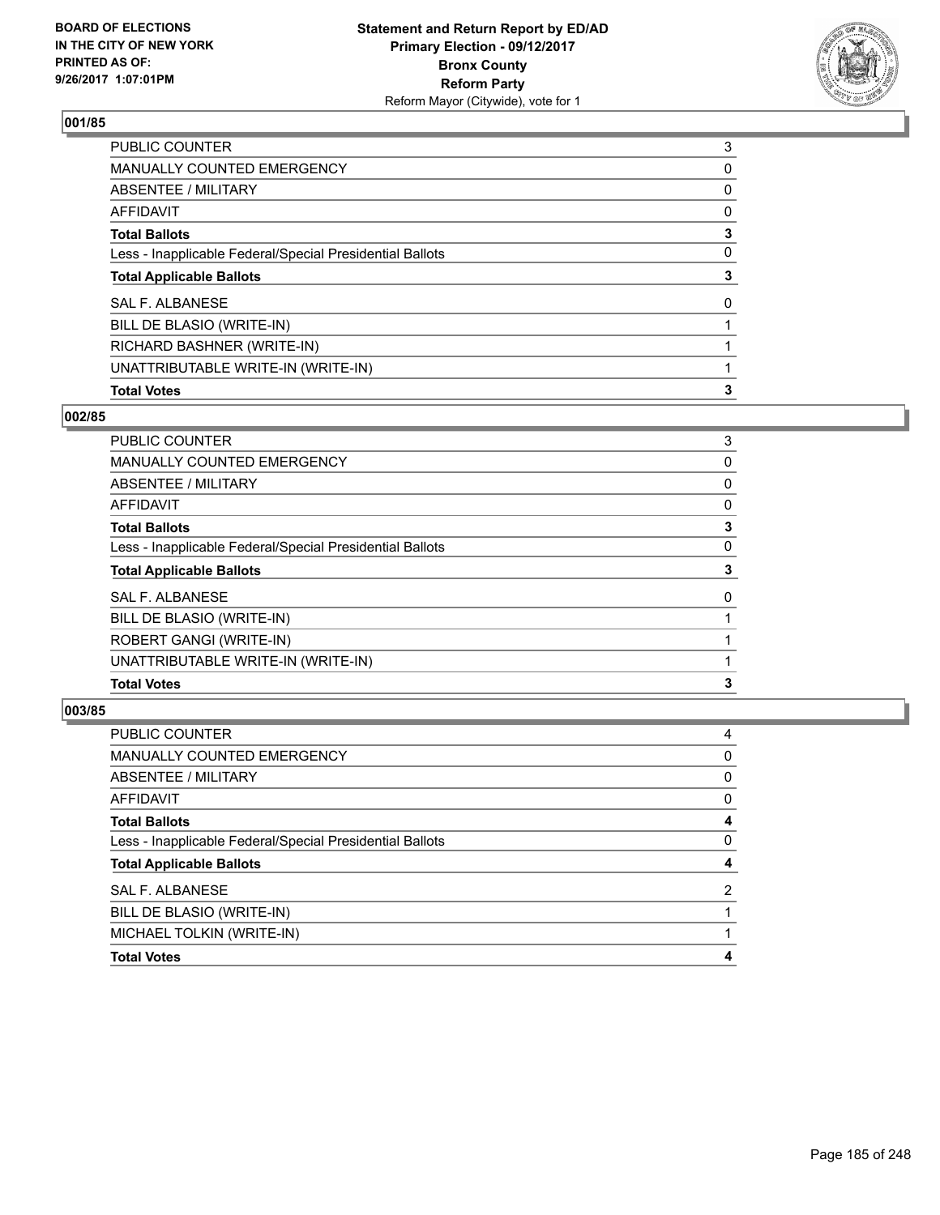**BOARD OF ELECTIONS IN THE CITY OF NEW YORK PRINTED AS OF: 9/26/2017 1:07:01PM**

**Statement and Return Report by ED/AD**
**Primary Election - 09/12/2017**
**Bronx County**
**Reform Party**
Reform Mayor (Citywide), vote for 1

## 001/85

| | |
|---|---|
| PUBLIC COUNTER | 3 |
| MANUALLY COUNTED EMERGENCY | 0 |
| ABSENTEE / MILITARY | 0 |
| AFFIDAVIT | 0 |
| **Total Ballots** | **3** |
| Less - Inapplicable Federal/Special Presidential Ballots | 0 |
| **Total Applicable Ballots** | **3** |
| SAL F. ALBANESE | 0 |
| BILL DE BLASIO (WRITE-IN) | 1 |
| RICHARD BASHNER (WRITE-IN) | 1 |
| UNATTRIBUTABLE WRITE-IN (WRITE-IN) | 1 |
| **Total Votes** | **3** |

## 002/85

| | |
|---|---|
| PUBLIC COUNTER | 3 |
| MANUALLY COUNTED EMERGENCY | 0 |
| ABSENTEE / MILITARY | 0 |
| AFFIDAVIT | 0 |
| **Total Ballots** | **3** |
| Less - Inapplicable Federal/Special Presidential Ballots | 0 |
| **Total Applicable Ballots** | **3** |
| SAL F. ALBANESE | 0 |
| BILL DE BLASIO (WRITE-IN) | 1 |
| ROBERT GANGI (WRITE-IN) | 1 |
| UNATTRIBUTABLE WRITE-IN (WRITE-IN) | 1 |
| **Total Votes** | **3** |

## 003/85

| | |
|---|---|
| PUBLIC COUNTER | 4 |
| MANUALLY COUNTED EMERGENCY | 0 |
| ABSENTEE / MILITARY | 0 |
| AFFIDAVIT | 0 |
| **Total Ballots** | **4** |
| Less - Inapplicable Federal/Special Presidential Ballots | 0 |
| **Total Applicable Ballots** | **4** |
| SAL F. ALBANESE | 2 |
| BILL DE BLASIO (WRITE-IN) | 1 |
| MICHAEL TOLKIN (WRITE-IN) | 1 |
| **Total Votes** | **4** |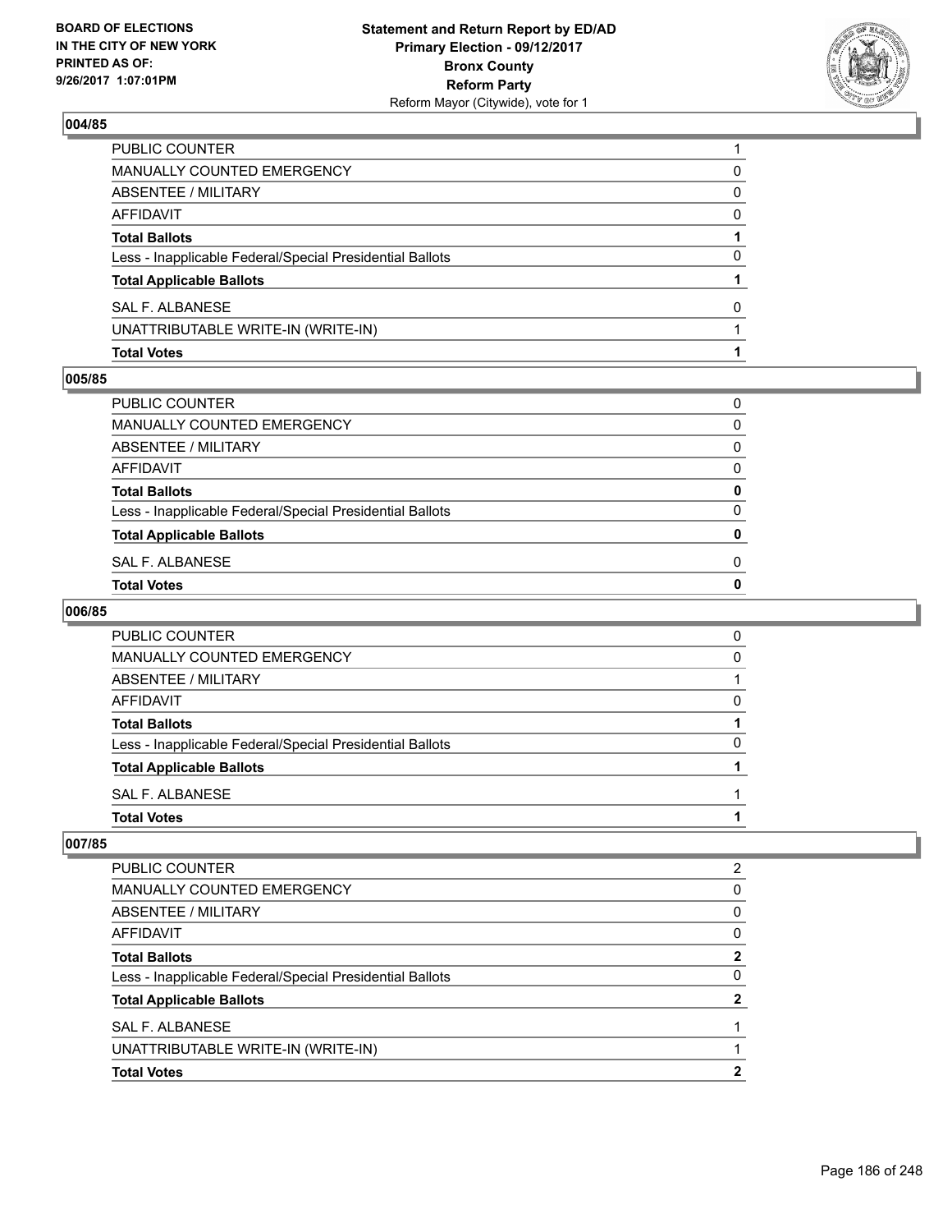### 004/85

| | |
|---|---|
| PUBLIC COUNTER | 1 |
| MANUALLY COUNTED EMERGENCY | 0 |
| ABSENTEE / MILITARY | 0 |
| AFFIDAVIT | 0 |
| **Total Ballots** | **1** |
| Less - Inapplicable Federal/Special Presidential Ballots | 0 |
| **Total Applicable Ballots** | **1** |
| SAL F. ALBANESE | 0 |
| UNATTRIBUTABLE WRITE-IN (WRITE-IN) | 1 |
| **Total Votes** | **1** |

### 005/85

| | |
|---|---|
| PUBLIC COUNTER | 0 |
| MANUALLY COUNTED EMERGENCY | 0 |
| ABSENTEE / MILITARY | 0 |
| AFFIDAVIT | 0 |
| **Total Ballots** | **0** |
| Less - Inapplicable Federal/Special Presidential Ballots | 0 |
| **Total Applicable Ballots** | **0** |
| SAL F. ALBANESE | 0 |
| **Total Votes** | **0** |

### 006/85

| | |
|---|---|
| PUBLIC COUNTER | 0 |
| MANUALLY COUNTED EMERGENCY | 0 |
| ABSENTEE / MILITARY | 1 |
| AFFIDAVIT | 0 |
| **Total Ballots** | **1** |
| Less - Inapplicable Federal/Special Presidential Ballots | 0 |
| **Total Applicable Ballots** | **1** |
| SAL F. ALBANESE | 1 |
| **Total Votes** | **1** |

### 007/85

| | |
|---|---|
| PUBLIC COUNTER | 2 |
| MANUALLY COUNTED EMERGENCY | 0 |
| ABSENTEE / MILITARY | 0 |
| AFFIDAVIT | 0 |
| **Total Ballots** | **2** |
| Less - Inapplicable Federal/Special Presidential Ballots | 0 |
| **Total Applicable Ballots** | **2** |
| SAL F. ALBANESE | 1 |
| UNATTRIBUTABLE WRITE-IN (WRITE-IN) | 1 |
| **Total Votes** | **2** |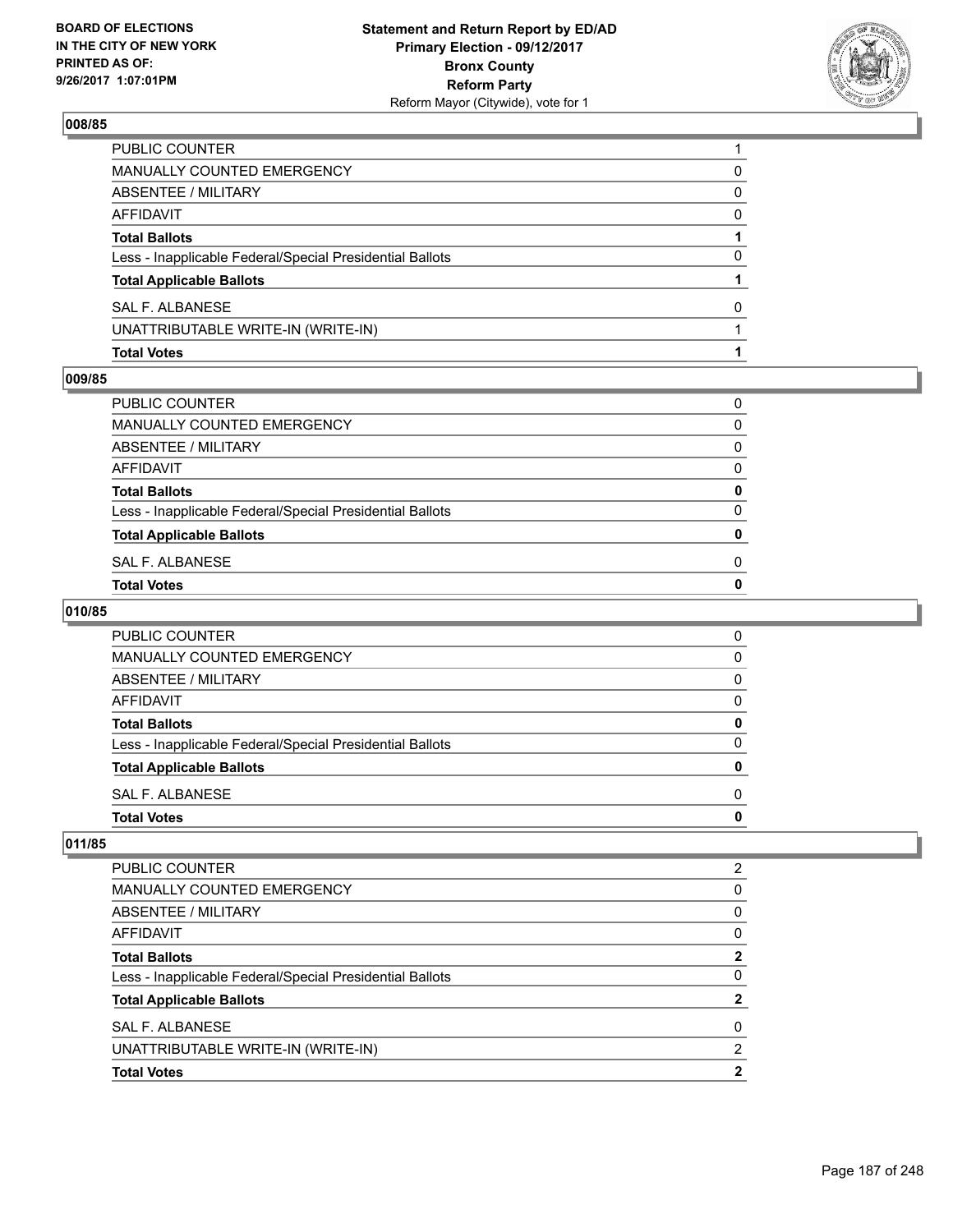BOARD OF ELECTIONS
IN THE CITY OF NEW YORK
PRINTED AS OF:
9/26/2017 1:07:01PM

**Statement and Return Report by ED/AD**
**Primary Election - 09/12/2017**
**Bronx County**
**Reform Party**
Reform Mayor (Citywide), vote for 1

### 008/85

| | |
|---|---|
| PUBLIC COUNTER | 1 |
| MANUALLY COUNTED EMERGENCY | 0 |
| ABSENTEE / MILITARY | 0 |
| AFFIDAVIT | 0 |
| **Total Ballots** | **1** |
| Less - Inapplicable Federal/Special Presidential Ballots | 0 |
| **Total Applicable Ballots** | **1** |
| SAL F. ALBANESE | 0 |
| UNATTRIBUTABLE WRITE-IN (WRITE-IN) | 1 |
| **Total Votes** | **1** |

### 009/85

| | |
|---|---|
| PUBLIC COUNTER | 0 |
| MANUALLY COUNTED EMERGENCY | 0 |
| ABSENTEE / MILITARY | 0 |
| AFFIDAVIT | 0 |
| **Total Ballots** | **0** |
| Less - Inapplicable Federal/Special Presidential Ballots | 0 |
| **Total Applicable Ballots** | **0** |
| SAL F. ALBANESE | 0 |
| **Total Votes** | **0** |

### 010/85

| | |
|---|---|
| PUBLIC COUNTER | 0 |
| MANUALLY COUNTED EMERGENCY | 0 |
| ABSENTEE / MILITARY | 0 |
| AFFIDAVIT | 0 |
| **Total Ballots** | **0** |
| Less - Inapplicable Federal/Special Presidential Ballots | 0 |
| **Total Applicable Ballots** | **0** |
| SAL F. ALBANESE | 0 |
| **Total Votes** | **0** |

### 011/85

| | |
|---|---|
| PUBLIC COUNTER | 2 |
| MANUALLY COUNTED EMERGENCY | 0 |
| ABSENTEE / MILITARY | 0 |
| AFFIDAVIT | 0 |
| **Total Ballots** | **2** |
| Less - Inapplicable Federal/Special Presidential Ballots | 0 |
| **Total Applicable Ballots** | **2** |
| SAL F. ALBANESE | 0 |
| UNATTRIBUTABLE WRITE-IN (WRITE-IN) | 2 |
| **Total Votes** | **2** |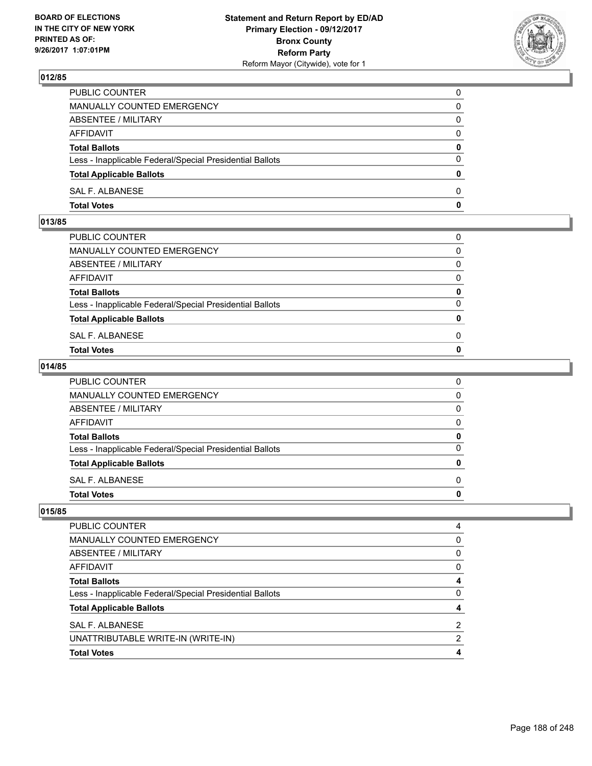## 012/85

| | |
|---|---|
| PUBLIC COUNTER | 0 |
| MANUALLY COUNTED EMERGENCY | 0 |
| ABSENTEE / MILITARY | 0 |
| AFFIDAVIT | 0 |
| **Total Ballots** | **0** |
| Less - Inapplicable Federal/Special Presidential Ballots | 0 |
| **Total Applicable Ballots** | **0** |
| SAL F. ALBANESE | 0 |
| **Total Votes** | **0** |

## 013/85

| | |
|---|---|
| PUBLIC COUNTER | 0 |
| MANUALLY COUNTED EMERGENCY | 0 |
| ABSENTEE / MILITARY | 0 |
| AFFIDAVIT | 0 |
| **Total Ballots** | **0** |
| Less - Inapplicable Federal/Special Presidential Ballots | 0 |
| **Total Applicable Ballots** | **0** |
| SAL F. ALBANESE | 0 |
| **Total Votes** | **0** |

## 014/85

| | |
|---|---|
| PUBLIC COUNTER | 0 |
| MANUALLY COUNTED EMERGENCY | 0 |
| ABSENTEE / MILITARY | 0 |
| AFFIDAVIT | 0 |
| **Total Ballots** | **0** |
| Less - Inapplicable Federal/Special Presidential Ballots | 0 |
| **Total Applicable Ballots** | **0** |
| SAL F. ALBANESE | 0 |
| **Total Votes** | **0** |

## 015/85

| | |
|---|---|
| PUBLIC COUNTER | 4 |
| MANUALLY COUNTED EMERGENCY | 0 |
| ABSENTEE / MILITARY | 0 |
| AFFIDAVIT | 0 |
| **Total Ballots** | **4** |
| Less - Inapplicable Federal/Special Presidential Ballots | 0 |
| **Total Applicable Ballots** | **4** |
| SAL F. ALBANESE | 2 |
| UNATTRIBUTABLE WRITE-IN (WRITE-IN) | 2 |
| **Total Votes** | **4** |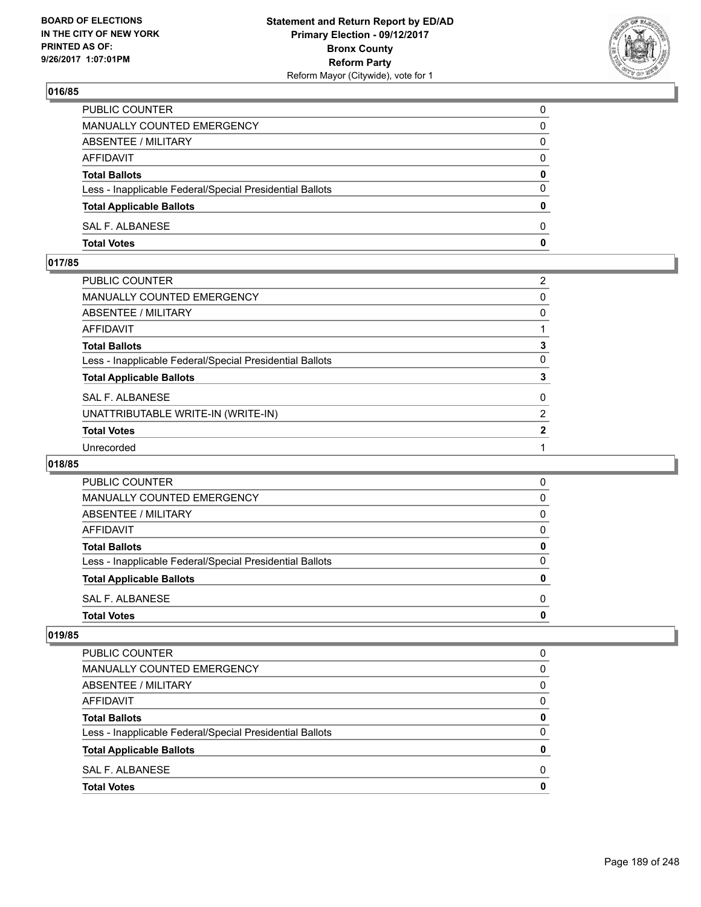## 016/85

| | |
|---|---|
| PUBLIC COUNTER | 0 |
| MANUALLY COUNTED EMERGENCY | 0 |
| ABSENTEE / MILITARY | 0 |
| AFFIDAVIT | 0 |
| **Total Ballots** | **0** |
| Less - Inapplicable Federal/Special Presidential Ballots | 0 |
| **Total Applicable Ballots** | **0** |
| SAL F. ALBANESE | 0 |
| **Total Votes** | **0** |

## 017/85

| | |
|---|---|
| PUBLIC COUNTER | 2 |
| MANUALLY COUNTED EMERGENCY | 0 |
| ABSENTEE / MILITARY | 0 |
| AFFIDAVIT | 1 |
| **Total Ballots** | **3** |
| Less - Inapplicable Federal/Special Presidential Ballots | 0 |
| **Total Applicable Ballots** | **3** |
| SAL F. ALBANESE | 0 |
| UNATTRIBUTABLE WRITE-IN (WRITE-IN) | 2 |
| **Total Votes** | **2** |
| Unrecorded | 1 |

## 018/85

| | |
|---|---|
| PUBLIC COUNTER | 0 |
| MANUALLY COUNTED EMERGENCY | 0 |
| ABSENTEE / MILITARY | 0 |
| AFFIDAVIT | 0 |
| **Total Ballots** | **0** |
| Less - Inapplicable Federal/Special Presidential Ballots | 0 |
| **Total Applicable Ballots** | **0** |
| SAL F. ALBANESE | 0 |
| **Total Votes** | **0** |

## 019/85

| | |
|---|---|
| PUBLIC COUNTER | 0 |
| MANUALLY COUNTED EMERGENCY | 0 |
| ABSENTEE / MILITARY | 0 |
| AFFIDAVIT | 0 |
| **Total Ballots** | **0** |
| Less - Inapplicable Federal/Special Presidential Ballots | 0 |
| **Total Applicable Ballots** | **0** |
| SAL F. ALBANESE | 0 |
| **Total Votes** | **0** |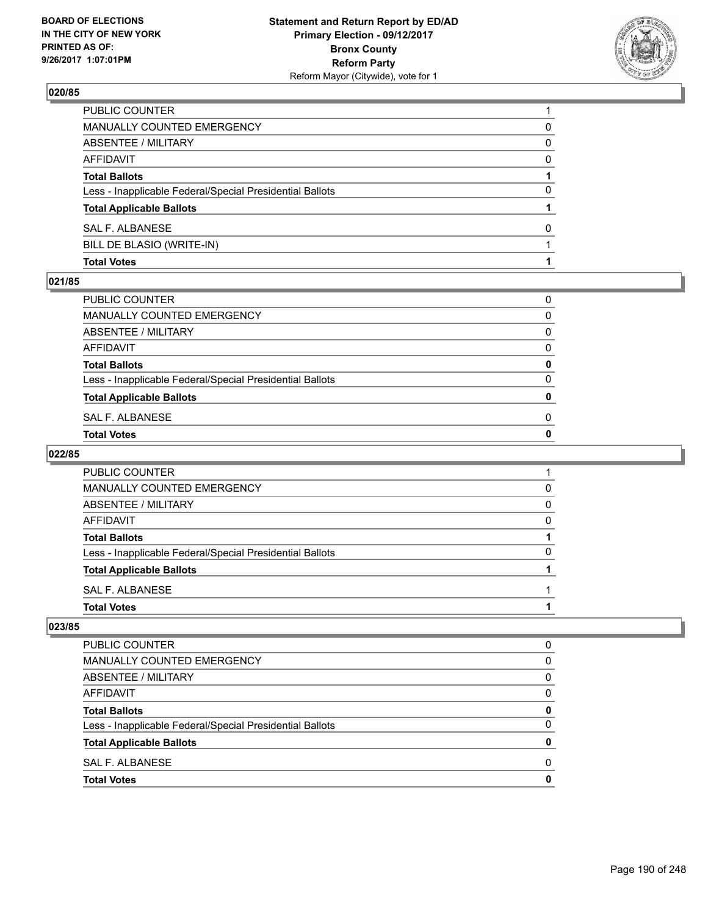**BOARD OF ELECTIONS IN THE CITY OF NEW YORK PRINTED AS OF: 9/26/2017 1:07:01PM**

**Statement and Return Report by ED/AD**
**Primary Election - 09/12/2017**
**Bronx County**
**Reform Party**
Reform Mayor (Citywide), vote for 1

### 020/85

| | |
|---|---|
| PUBLIC COUNTER | 1 |
| MANUALLY COUNTED EMERGENCY | 0 |
| ABSENTEE / MILITARY | 0 |
| AFFIDAVIT | 0 |
| **Total Ballots** | **1** |
| Less - Inapplicable Federal/Special Presidential Ballots | 0 |
| **Total Applicable Ballots** | **1** |
| SAL F. ALBANESE | 0 |
| BILL DE BLASIO (WRITE-IN) | 1 |
| **Total Votes** | **1** |

### 021/85

| | |
|---|---|
| PUBLIC COUNTER | 0 |
| MANUALLY COUNTED EMERGENCY | 0 |
| ABSENTEE / MILITARY | 0 |
| AFFIDAVIT | 0 |
| **Total Ballots** | **0** |
| Less - Inapplicable Federal/Special Presidential Ballots | 0 |
| **Total Applicable Ballots** | **0** |
| SAL F. ALBANESE | 0 |
| **Total Votes** | **0** |

### 022/85

| | |
|---|---|
| PUBLIC COUNTER | 1 |
| MANUALLY COUNTED EMERGENCY | 0 |
| ABSENTEE / MILITARY | 0 |
| AFFIDAVIT | 0 |
| **Total Ballots** | **1** |
| Less - Inapplicable Federal/Special Presidential Ballots | 0 |
| **Total Applicable Ballots** | **1** |
| SAL F. ALBANESE | 1 |
| **Total Votes** | **1** |

### 023/85

| | |
|---|---|
| PUBLIC COUNTER | 0 |
| MANUALLY COUNTED EMERGENCY | 0 |
| ABSENTEE / MILITARY | 0 |
| AFFIDAVIT | 0 |
| **Total Ballots** | **0** |
| Less - Inapplicable Federal/Special Presidential Ballots | 0 |
| **Total Applicable Ballots** | **0** |
| SAL F. ALBANESE | 0 |
| **Total Votes** | **0** |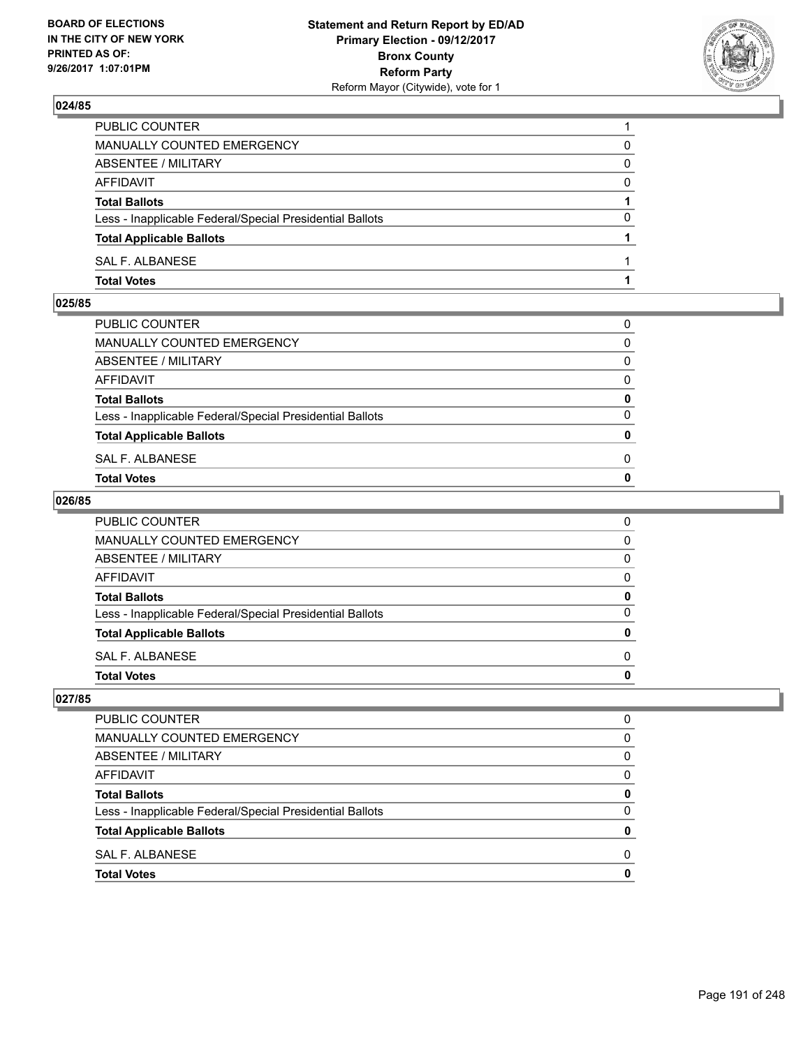## 024/85

| | |
|---|---|
| PUBLIC COUNTER | 1 |
| MANUALLY COUNTED EMERGENCY | 0 |
| ABSENTEE / MILITARY | 0 |
| AFFIDAVIT | 0 |
| **Total Ballots** | **1** |
| Less - Inapplicable Federal/Special Presidential Ballots | 0 |
| **Total Applicable Ballots** | **1** |
| SAL F. ALBANESE | 1 |
| **Total Votes** | **1** |

## 025/85

| | |
|---|---|
| PUBLIC COUNTER | 0 |
| MANUALLY COUNTED EMERGENCY | 0 |
| ABSENTEE / MILITARY | 0 |
| AFFIDAVIT | 0 |
| **Total Ballots** | **0** |
| Less - Inapplicable Federal/Special Presidential Ballots | 0 |
| **Total Applicable Ballots** | **0** |
| SAL F. ALBANESE | 0 |
| **Total Votes** | **0** |

## 026/85

| | |
|---|---|
| PUBLIC COUNTER | 0 |
| MANUALLY COUNTED EMERGENCY | 0 |
| ABSENTEE / MILITARY | 0 |
| AFFIDAVIT | 0 |
| **Total Ballots** | **0** |
| Less - Inapplicable Federal/Special Presidential Ballots | 0 |
| **Total Applicable Ballots** | **0** |
| SAL F. ALBANESE | 0 |
| **Total Votes** | **0** |

## 027/85

| | |
|---|---|
| PUBLIC COUNTER | 0 |
| MANUALLY COUNTED EMERGENCY | 0 |
| ABSENTEE / MILITARY | 0 |
| AFFIDAVIT | 0 |
| **Total Ballots** | **0** |
| Less - Inapplicable Federal/Special Presidential Ballots | 0 |
| **Total Applicable Ballots** | **0** |
| SAL F. ALBANESE | 0 |
| **Total Votes** | **0** |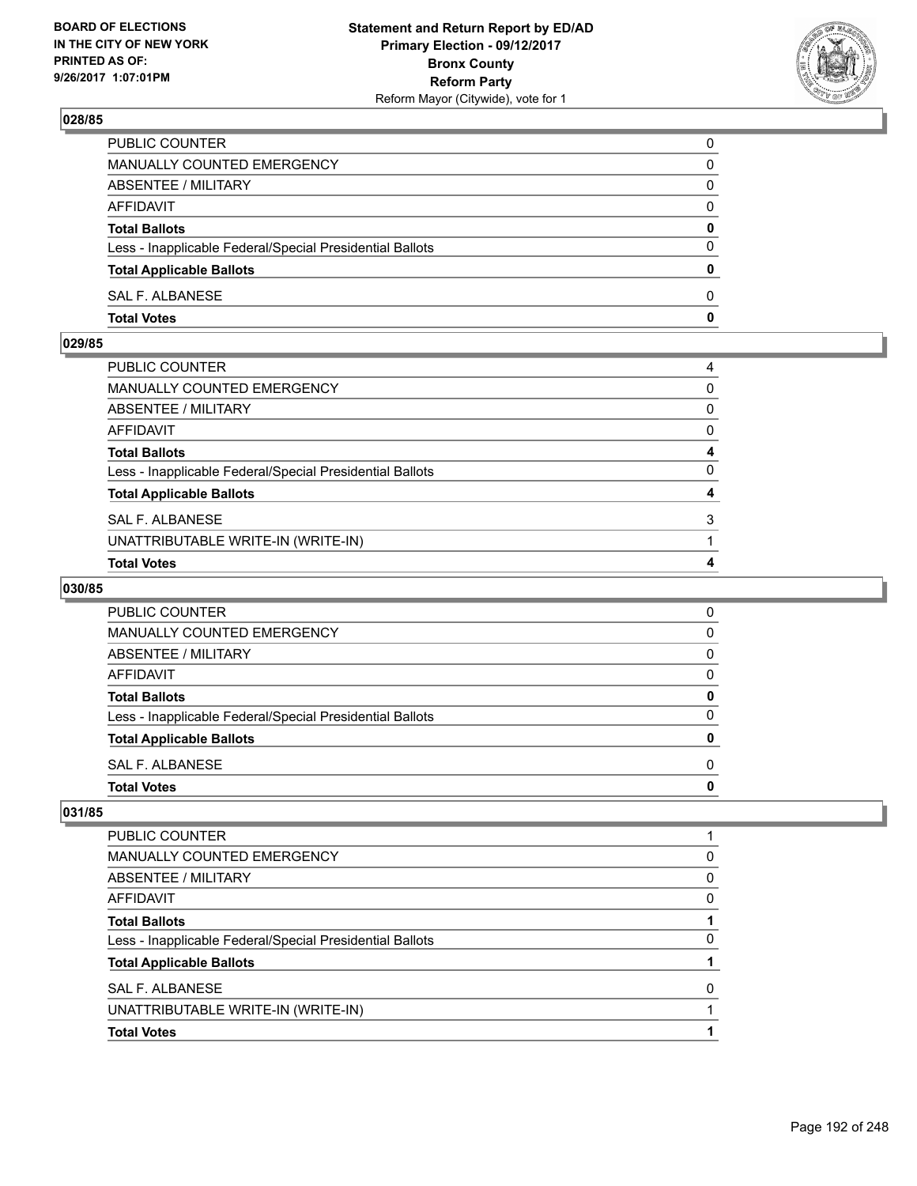## 028/85

| | |
|---|---|
| PUBLIC COUNTER | 0 |
| MANUALLY COUNTED EMERGENCY | 0 |
| ABSENTEE / MILITARY | 0 |
| AFFIDAVIT | 0 |
| **Total Ballots** | **0** |
| Less - Inapplicable Federal/Special Presidential Ballots | 0 |
| **Total Applicable Ballots** | **0** |
| SAL F. ALBANESE | 0 |
| **Total Votes** | **0** |

## 029/85

| | |
|---|---|
| PUBLIC COUNTER | 4 |
| MANUALLY COUNTED EMERGENCY | 0 |
| ABSENTEE / MILITARY | 0 |
| AFFIDAVIT | 0 |
| **Total Ballots** | **4** |
| Less - Inapplicable Federal/Special Presidential Ballots | 0 |
| **Total Applicable Ballots** | **4** |
| SAL F. ALBANESE | 3 |
| UNATTRIBUTABLE WRITE-IN (WRITE-IN) | 1 |
| **Total Votes** | **4** |

## 030/85

| | |
|---|---|
| PUBLIC COUNTER | 0 |
| MANUALLY COUNTED EMERGENCY | 0 |
| ABSENTEE / MILITARY | 0 |
| AFFIDAVIT | 0 |
| **Total Ballots** | **0** |
| Less - Inapplicable Federal/Special Presidential Ballots | 0 |
| **Total Applicable Ballots** | **0** |
| SAL F. ALBANESE | 0 |
| **Total Votes** | **0** |

## 031/85

| | |
|---|---|
| PUBLIC COUNTER | 1 |
| MANUALLY COUNTED EMERGENCY | 0 |
| ABSENTEE / MILITARY | 0 |
| AFFIDAVIT | 0 |
| **Total Ballots** | **1** |
| Less - Inapplicable Federal/Special Presidential Ballots | 0 |
| **Total Applicable Ballots** | **1** |
| SAL F. ALBANESE | 0 |
| UNATTRIBUTABLE WRITE-IN (WRITE-IN) | 1 |
| **Total Votes** | **1** |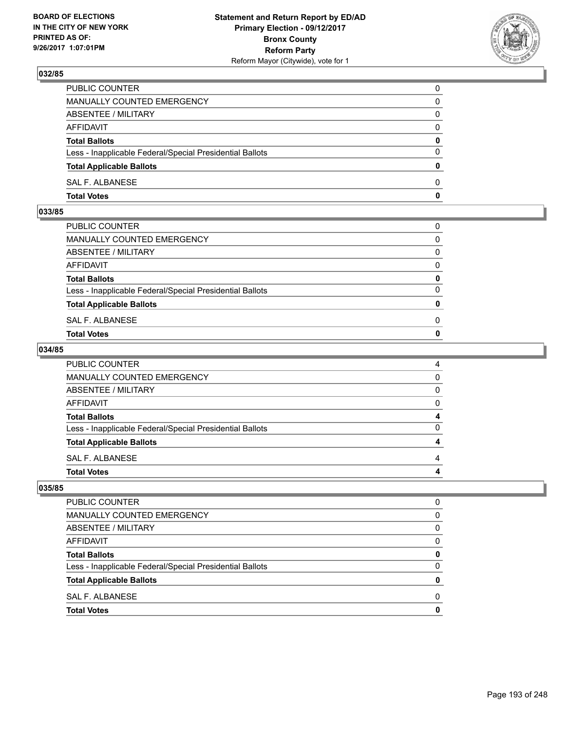## 032/85

| | |
|---|---|
| PUBLIC COUNTER | 0 |
| MANUALLY COUNTED EMERGENCY | 0 |
| ABSENTEE / MILITARY | 0 |
| AFFIDAVIT | 0 |
| **Total Ballots** | **0** |
| Less - Inapplicable Federal/Special Presidential Ballots | 0 |
| **Total Applicable Ballots** | **0** |
| SAL F. ALBANESE | 0 |
| **Total Votes** | **0** |

## 033/85

| | |
|---|---|
| PUBLIC COUNTER | 0 |
| MANUALLY COUNTED EMERGENCY | 0 |
| ABSENTEE / MILITARY | 0 |
| AFFIDAVIT | 0 |
| **Total Ballots** | **0** |
| Less - Inapplicable Federal/Special Presidential Ballots | 0 |
| **Total Applicable Ballots** | **0** |
| SAL F. ALBANESE | 0 |
| **Total Votes** | **0** |

## 034/85

| | |
|---|---|
| PUBLIC COUNTER | 4 |
| MANUALLY COUNTED EMERGENCY | 0 |
| ABSENTEE / MILITARY | 0 |
| AFFIDAVIT | 0 |
| **Total Ballots** | **4** |
| Less - Inapplicable Federal/Special Presidential Ballots | 0 |
| **Total Applicable Ballots** | **4** |
| SAL F. ALBANESE | 4 |
| **Total Votes** | **4** |

## 035/85

| | |
|---|---|
| PUBLIC COUNTER | 0 |
| MANUALLY COUNTED EMERGENCY | 0 |
| ABSENTEE / MILITARY | 0 |
| AFFIDAVIT | 0 |
| **Total Ballots** | **0** |
| Less - Inapplicable Federal/Special Presidential Ballots | 0 |
| **Total Applicable Ballots** | **0** |
| SAL F. ALBANESE | 0 |
| **Total Votes** | **0** |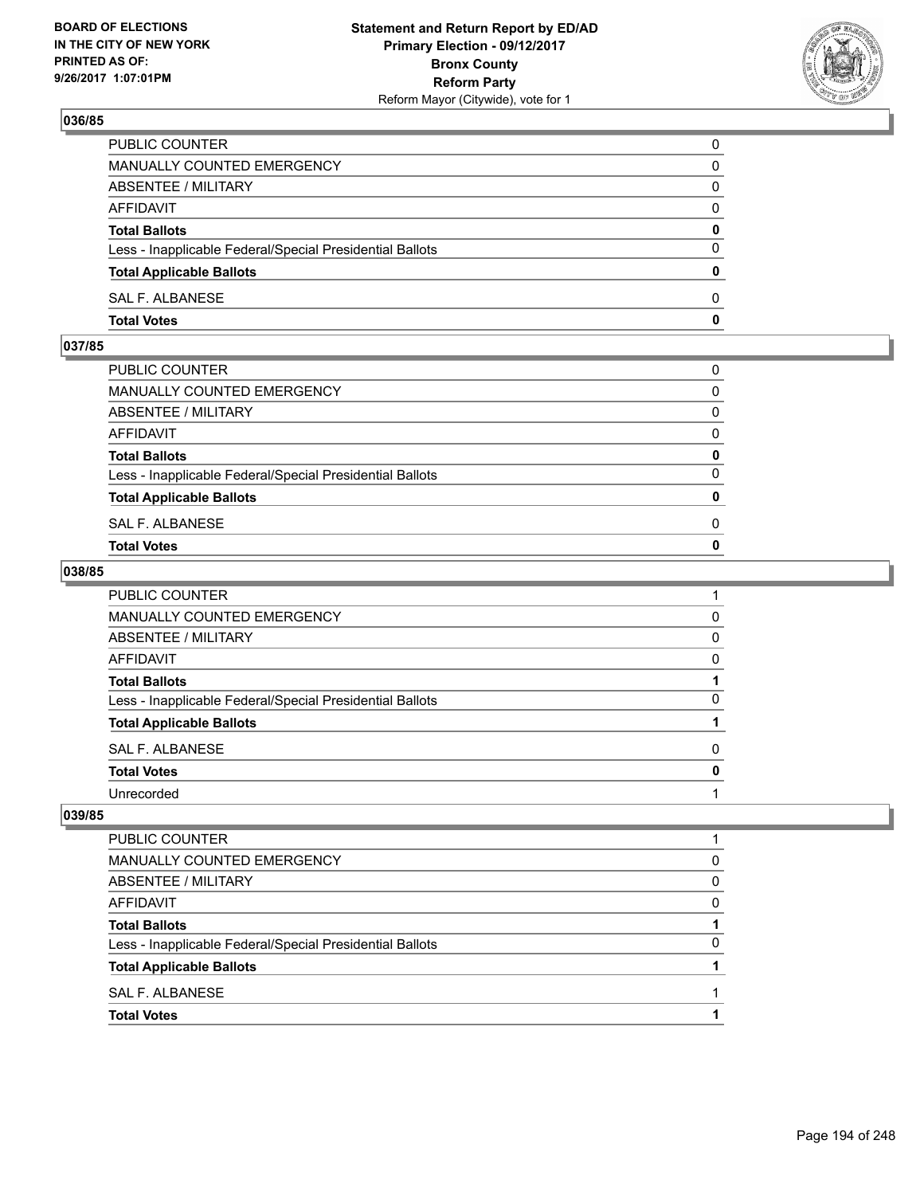## 036/85

| | |
|---|---|
| PUBLIC COUNTER | 0 |
| MANUALLY COUNTED EMERGENCY | 0 |
| ABSENTEE / MILITARY | 0 |
| AFFIDAVIT | 0 |
| **Total Ballots** | **0** |
| Less - Inapplicable Federal/Special Presidential Ballots | 0 |
| **Total Applicable Ballots** | **0** |
| SAL F. ALBANESE | 0 |
| **Total Votes** | **0** |

## 037/85

| | |
|---|---|
| PUBLIC COUNTER | 0 |
| MANUALLY COUNTED EMERGENCY | 0 |
| ABSENTEE / MILITARY | 0 |
| AFFIDAVIT | 0 |
| **Total Ballots** | **0** |
| Less - Inapplicable Federal/Special Presidential Ballots | 0 |
| **Total Applicable Ballots** | **0** |
| SAL F. ALBANESE | 0 |
| **Total Votes** | **0** |

## 038/85

| | |
|---|---|
| PUBLIC COUNTER | 1 |
| MANUALLY COUNTED EMERGENCY | 0 |
| ABSENTEE / MILITARY | 0 |
| AFFIDAVIT | 0 |
| **Total Ballots** | **1** |
| Less - Inapplicable Federal/Special Presidential Ballots | 0 |
| **Total Applicable Ballots** | **1** |
| SAL F. ALBANESE | 0 |
| **Total Votes** | **0** |
| Unrecorded | 1 |

## 039/85

| | |
|---|---|
| PUBLIC COUNTER | 1 |
| MANUALLY COUNTED EMERGENCY | 0 |
| ABSENTEE / MILITARY | 0 |
| AFFIDAVIT | 0 |
| **Total Ballots** | **1** |
| Less - Inapplicable Federal/Special Presidential Ballots | 0 |
| **Total Applicable Ballots** | **1** |
| SAL F. ALBANESE | 1 |
| **Total Votes** | **1** |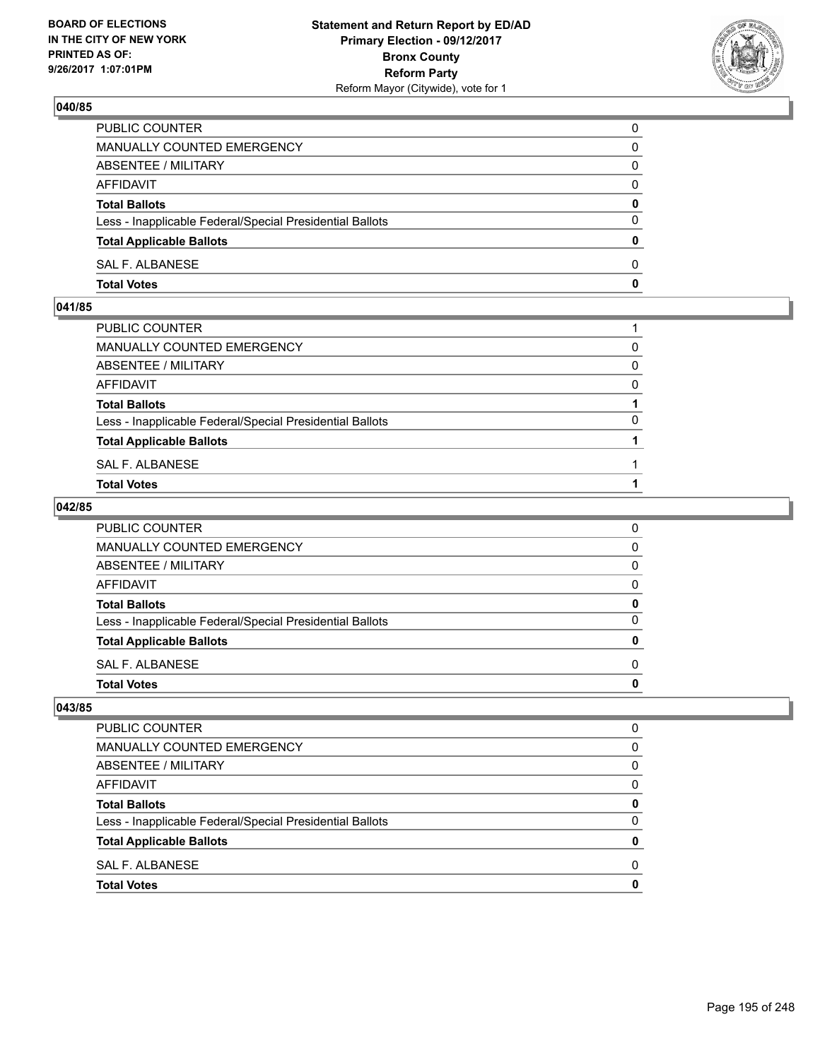## 040/85

| | |
|---|---|
| PUBLIC COUNTER | 0 |
| MANUALLY COUNTED EMERGENCY | 0 |
| ABSENTEE / MILITARY | 0 |
| AFFIDAVIT | 0 |
| **Total Ballots** | **0** |
| Less - Inapplicable Federal/Special Presidential Ballots | 0 |
| **Total Applicable Ballots** | **0** |
| SAL F. ALBANESE | 0 |
| **Total Votes** | **0** |

## 041/85

| | |
|---|---|
| PUBLIC COUNTER | 1 |
| MANUALLY COUNTED EMERGENCY | 0 |
| ABSENTEE / MILITARY | 0 |
| AFFIDAVIT | 0 |
| **Total Ballots** | **1** |
| Less - Inapplicable Federal/Special Presidential Ballots | 0 |
| **Total Applicable Ballots** | **1** |
| SAL F. ALBANESE | 1 |
| **Total Votes** | **1** |

## 042/85

| | |
|---|---|
| PUBLIC COUNTER | 0 |
| MANUALLY COUNTED EMERGENCY | 0 |
| ABSENTEE / MILITARY | 0 |
| AFFIDAVIT | 0 |
| **Total Ballots** | **0** |
| Less - Inapplicable Federal/Special Presidential Ballots | 0 |
| **Total Applicable Ballots** | **0** |
| SAL F. ALBANESE | 0 |
| **Total Votes** | **0** |

## 043/85

| | |
|---|---|
| PUBLIC COUNTER | 0 |
| MANUALLY COUNTED EMERGENCY | 0 |
| ABSENTEE / MILITARY | 0 |
| AFFIDAVIT | 0 |
| **Total Ballots** | **0** |
| Less - Inapplicable Federal/Special Presidential Ballots | 0 |
| **Total Applicable Ballots** | **0** |
| SAL F. ALBANESE | 0 |
| **Total Votes** | **0** |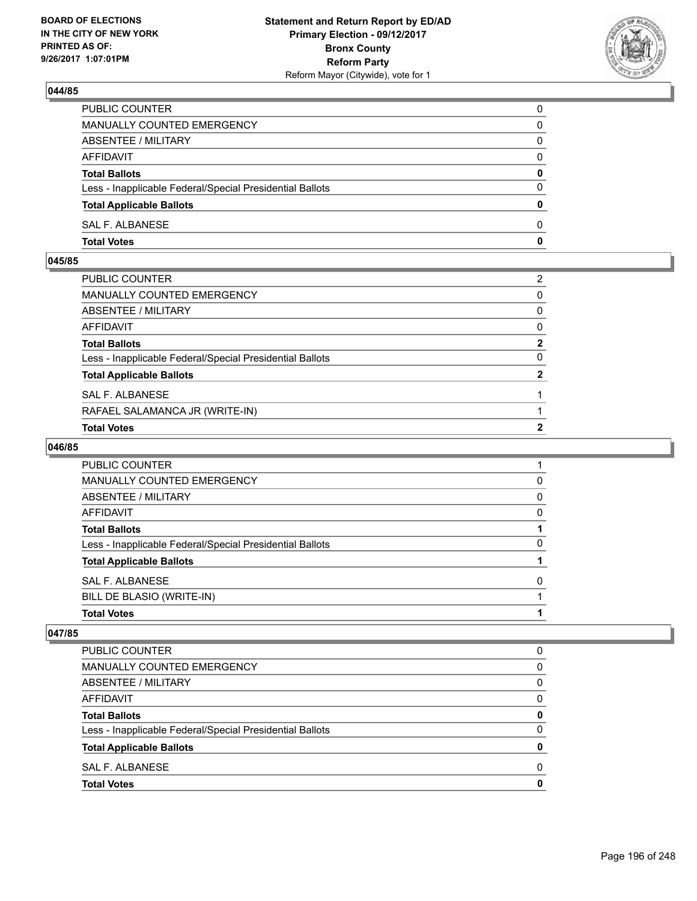BOARD OF ELECTIONS
IN THE CITY OF NEW YORK
PRINTED AS OF:
9/26/2017 1:07:01PM

**Statement and Return Report by ED/AD**
**Primary Election - 09/12/2017**
**Bronx County**
**Reform Party**
Reform Mayor (Citywide), vote for 1

### 044/85

| | |
|---|---|
| PUBLIC COUNTER | 0 |
| MANUALLY COUNTED EMERGENCY | 0 |
| ABSENTEE / MILITARY | 0 |
| AFFIDAVIT | 0 |
| **Total Ballots** | **0** |
| Less - Inapplicable Federal/Special Presidential Ballots | 0 |
| **Total Applicable Ballots** | **0** |
| SAL F. ALBANESE | 0 |
| **Total Votes** | **0** |

### 045/85

| | |
|---|---|
| PUBLIC COUNTER | 2 |
| MANUALLY COUNTED EMERGENCY | 0 |
| ABSENTEE / MILITARY | 0 |
| AFFIDAVIT | 0 |
| **Total Ballots** | **2** |
| Less - Inapplicable Federal/Special Presidential Ballots | 0 |
| **Total Applicable Ballots** | **2** |
| SAL F. ALBANESE | 1 |
| RAFAEL SALAMANCA JR (WRITE-IN) | 1 |
| **Total Votes** | **2** |

### 046/85

| | |
|---|---|
| PUBLIC COUNTER | 1 |
| MANUALLY COUNTED EMERGENCY | 0 |
| ABSENTEE / MILITARY | 0 |
| AFFIDAVIT | 0 |
| **Total Ballots** | **1** |
| Less - Inapplicable Federal/Special Presidential Ballots | 0 |
| **Total Applicable Ballots** | **1** |
| SAL F. ALBANESE | 0 |
| BILL DE BLASIO (WRITE-IN) | 1 |
| **Total Votes** | **1** |

### 047/85

| | |
|---|---|
| PUBLIC COUNTER | 0 |
| MANUALLY COUNTED EMERGENCY | 0 |
| ABSENTEE / MILITARY | 0 |
| AFFIDAVIT | 0 |
| **Total Ballots** | **0** |
| Less - Inapplicable Federal/Special Presidential Ballots | 0 |
| **Total Applicable Ballots** | **0** |
| SAL F. ALBANESE | 0 |
| **Total Votes** | **0** |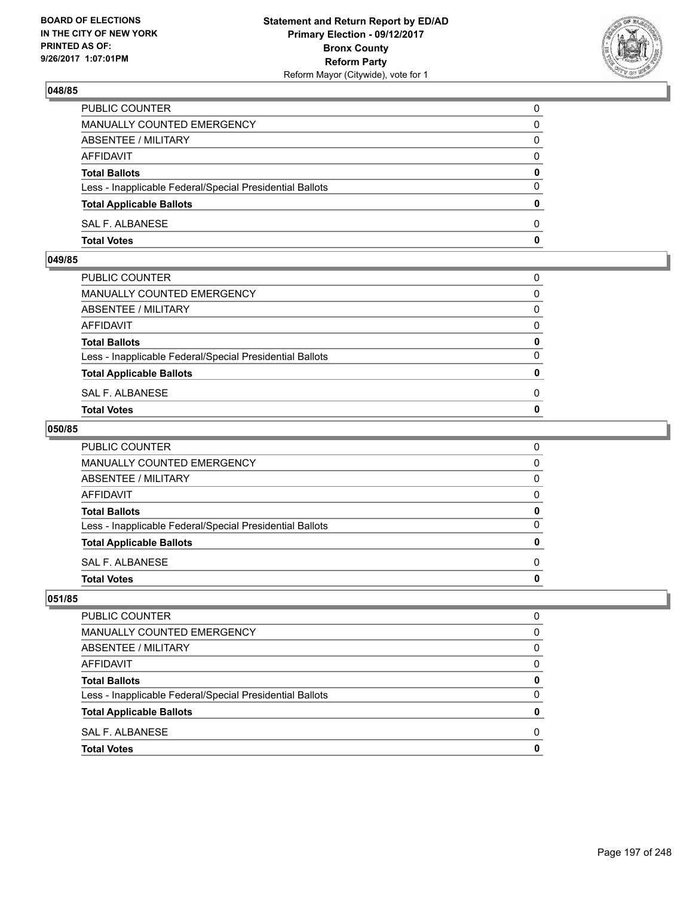**BOARD OF ELECTIONS IN THE CITY OF NEW YORK PRINTED AS OF: 9/26/2017 1:07:01PM**

**Statement and Return Report by ED/AD**
**Primary Election - 09/12/2017**
**Bronx County**
**Reform Party**
Reform Mayor (Citywide), vote for 1

## 048/85

| | |
|---|---|
| PUBLIC COUNTER | 0 |
| MANUALLY COUNTED EMERGENCY | 0 |
| ABSENTEE / MILITARY | 0 |
| AFFIDAVIT | 0 |
| **Total Ballots** | **0** |
| Less - Inapplicable Federal/Special Presidential Ballots | 0 |
| **Total Applicable Ballots** | **0** |
| SAL F. ALBANESE | 0 |
| **Total Votes** | **0** |

## 049/85

| | |
|---|---|
| PUBLIC COUNTER | 0 |
| MANUALLY COUNTED EMERGENCY | 0 |
| ABSENTEE / MILITARY | 0 |
| AFFIDAVIT | 0 |
| **Total Ballots** | **0** |
| Less - Inapplicable Federal/Special Presidential Ballots | 0 |
| **Total Applicable Ballots** | **0** |
| SAL F. ALBANESE | 0 |
| **Total Votes** | **0** |

## 050/85

| | |
|---|---|
| PUBLIC COUNTER | 0 |
| MANUALLY COUNTED EMERGENCY | 0 |
| ABSENTEE / MILITARY | 0 |
| AFFIDAVIT | 0 |
| **Total Ballots** | **0** |
| Less - Inapplicable Federal/Special Presidential Ballots | 0 |
| **Total Applicable Ballots** | **0** |
| SAL F. ALBANESE | 0 |
| **Total Votes** | **0** |

## 051/85

| | |
|---|---|
| PUBLIC COUNTER | 0 |
| MANUALLY COUNTED EMERGENCY | 0 |
| ABSENTEE / MILITARY | 0 |
| AFFIDAVIT | 0 |
| **Total Ballots** | **0** |
| Less - Inapplicable Federal/Special Presidential Ballots | 0 |
| **Total Applicable Ballots** | **0** |
| SAL F. ALBANESE | 0 |
| **Total Votes** | **0** |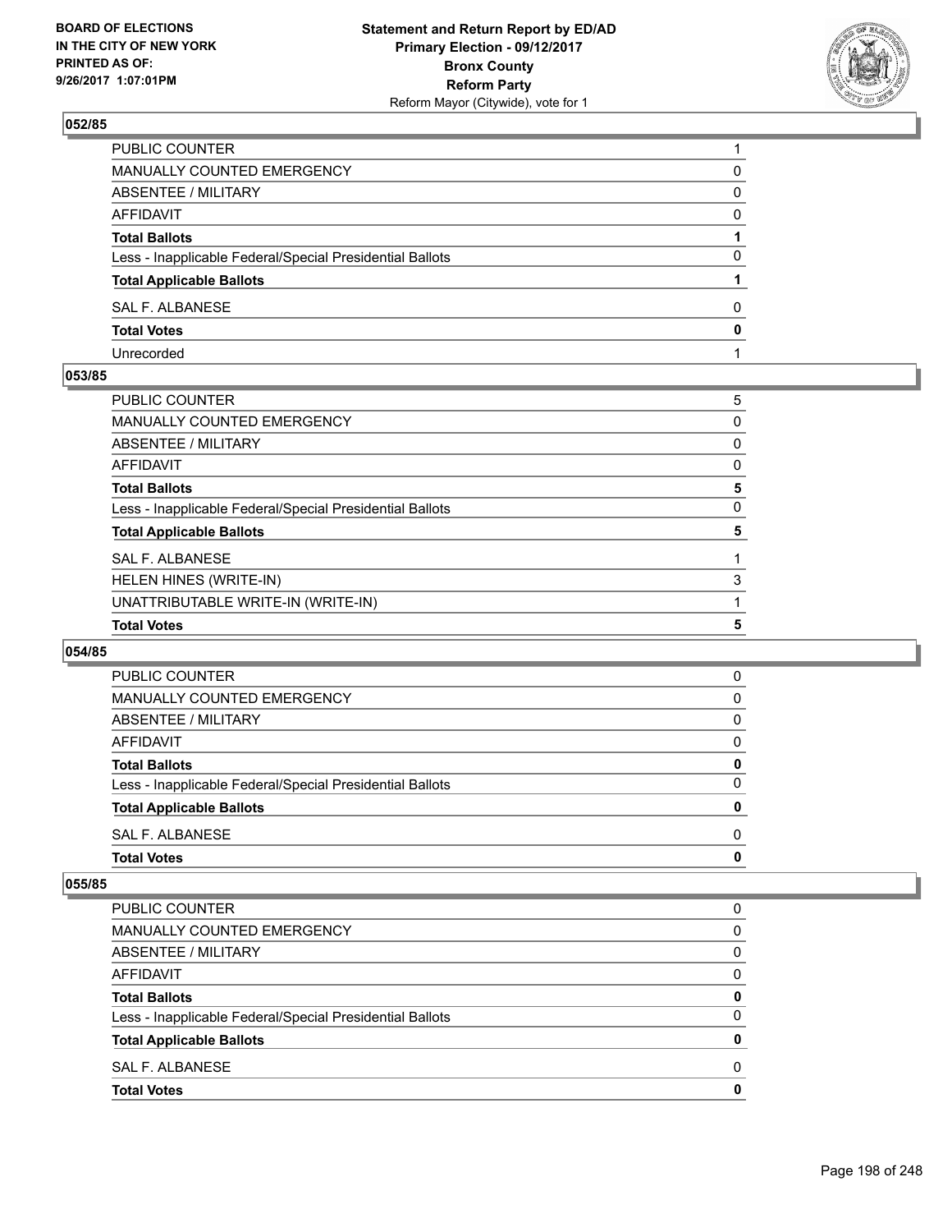## 052/85

| | |
|---|---|
| PUBLIC COUNTER | 1 |
| MANUALLY COUNTED EMERGENCY | 0 |
| ABSENTEE / MILITARY | 0 |
| AFFIDAVIT | 0 |
| **Total Ballots** | **1** |
| Less - Inapplicable Federal/Special Presidential Ballots | 0 |
| **Total Applicable Ballots** | **1** |
| SAL F. ALBANESE | 0 |
| **Total Votes** | **0** |
| Unrecorded | 1 |

## 053/85

| | |
|---|---|
| PUBLIC COUNTER | 5 |
| MANUALLY COUNTED EMERGENCY | 0 |
| ABSENTEE / MILITARY | 0 |
| AFFIDAVIT | 0 |
| **Total Ballots** | **5** |
| Less - Inapplicable Federal/Special Presidential Ballots | 0 |
| **Total Applicable Ballots** | **5** |
| SAL F. ALBANESE | 1 |
| HELEN HINES (WRITE-IN) | 3 |
| UNATTRIBUTABLE WRITE-IN (WRITE-IN) | 1 |
| **Total Votes** | **5** |

## 054/85

| | |
|---|---|
| PUBLIC COUNTER | 0 |
| MANUALLY COUNTED EMERGENCY | 0 |
| ABSENTEE / MILITARY | 0 |
| AFFIDAVIT | 0 |
| **Total Ballots** | **0** |
| Less - Inapplicable Federal/Special Presidential Ballots | 0 |
| **Total Applicable Ballots** | **0** |
| SAL F. ALBANESE | 0 |
| **Total Votes** | **0** |

## 055/85

| | |
|---|---|
| PUBLIC COUNTER | 0 |
| MANUALLY COUNTED EMERGENCY | 0 |
| ABSENTEE / MILITARY | 0 |
| AFFIDAVIT | 0 |
| **Total Ballots** | **0** |
| Less - Inapplicable Federal/Special Presidential Ballots | 0 |
| **Total Applicable Ballots** | **0** |
| SAL F. ALBANESE | 0 |
| **Total Votes** | **0** |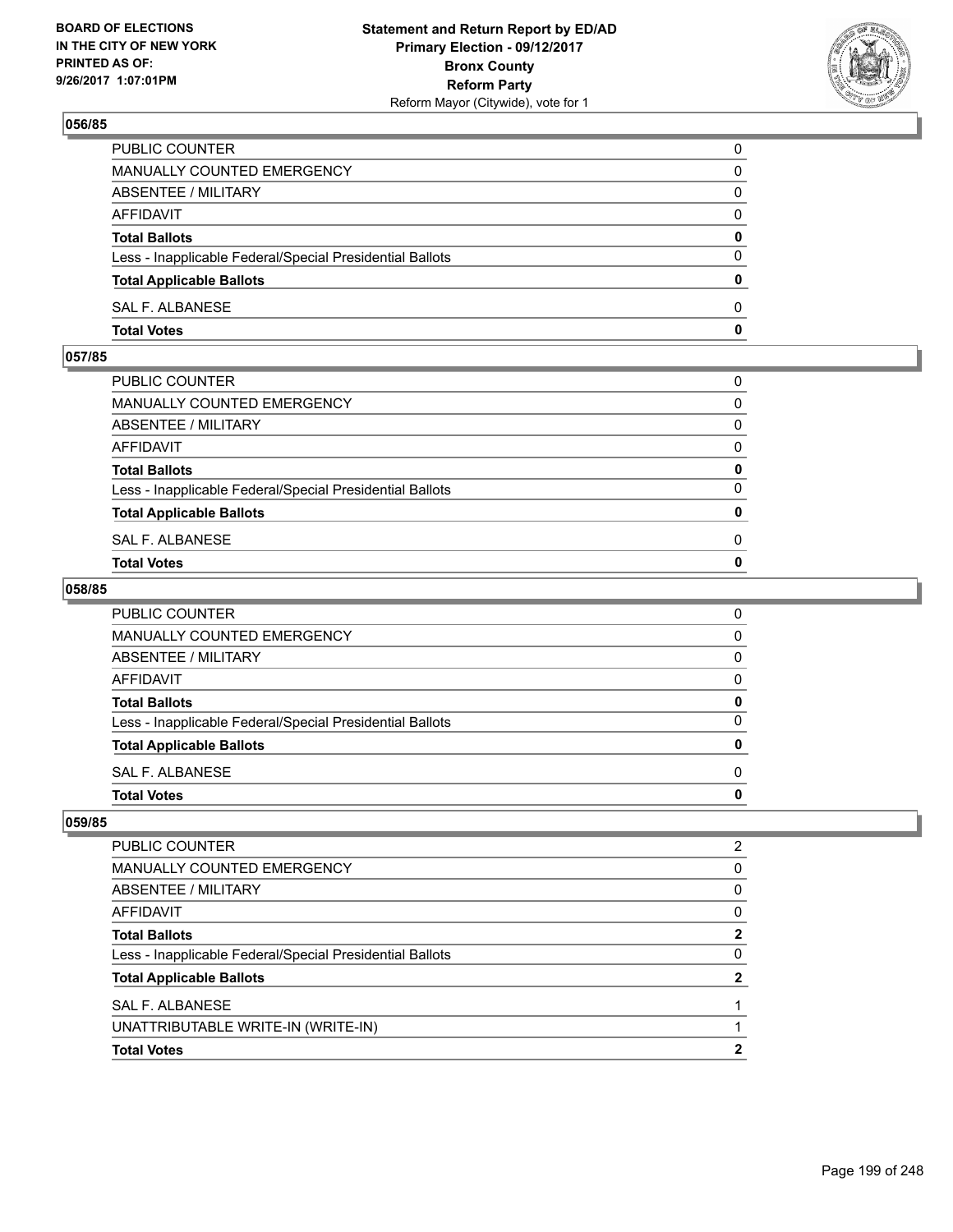## 056/85

| | |
|---|---|
| PUBLIC COUNTER | 0 |
| MANUALLY COUNTED EMERGENCY | 0 |
| ABSENTEE / MILITARY | 0 |
| AFFIDAVIT | 0 |
| **Total Ballots** | **0** |
| Less - Inapplicable Federal/Special Presidential Ballots | 0 |
| **Total Applicable Ballots** | **0** |
| SAL F. ALBANESE | 0 |
| **Total Votes** | **0** |

## 057/85

| | |
|---|---|
| PUBLIC COUNTER | 0 |
| MANUALLY COUNTED EMERGENCY | 0 |
| ABSENTEE / MILITARY | 0 |
| AFFIDAVIT | 0 |
| **Total Ballots** | **0** |
| Less - Inapplicable Federal/Special Presidential Ballots | 0 |
| **Total Applicable Ballots** | **0** |
| SAL F. ALBANESE | 0 |
| **Total Votes** | **0** |

## 058/85

| | |
|---|---|
| PUBLIC COUNTER | 0 |
| MANUALLY COUNTED EMERGENCY | 0 |
| ABSENTEE / MILITARY | 0 |
| AFFIDAVIT | 0 |
| **Total Ballots** | **0** |
| Less - Inapplicable Federal/Special Presidential Ballots | 0 |
| **Total Applicable Ballots** | **0** |
| SAL F. ALBANESE | 0 |
| **Total Votes** | **0** |

## 059/85

| | |
|---|---|
| PUBLIC COUNTER | 2 |
| MANUALLY COUNTED EMERGENCY | 0 |
| ABSENTEE / MILITARY | 0 |
| AFFIDAVIT | 0 |
| **Total Ballots** | **2** |
| Less - Inapplicable Federal/Special Presidential Ballots | 0 |
| **Total Applicable Ballots** | **2** |
| SAL F. ALBANESE | 1 |
| UNATTRIBUTABLE WRITE-IN (WRITE-IN) | 1 |
| **Total Votes** | **2** |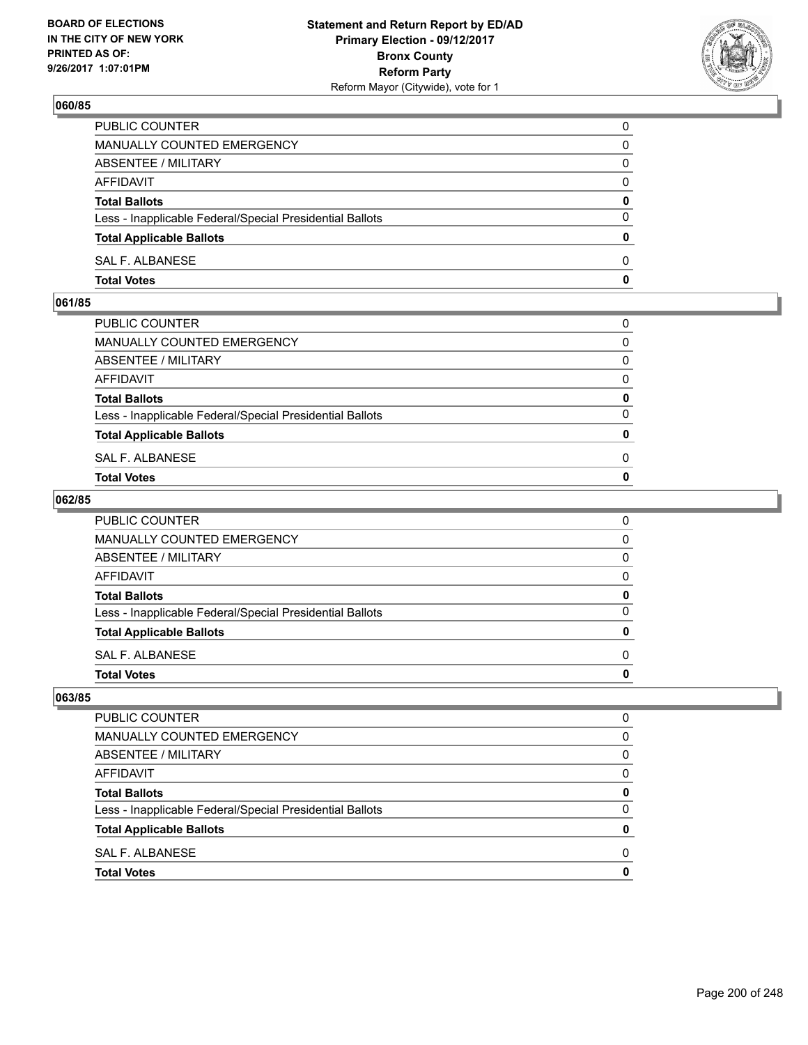## 060/85

| | |
|---|---|
| PUBLIC COUNTER | 0 |
| MANUALLY COUNTED EMERGENCY | 0 |
| ABSENTEE / MILITARY | 0 |
| AFFIDAVIT | 0 |
| **Total Ballots** | **0** |
| Less - Inapplicable Federal/Special Presidential Ballots | 0 |
| **Total Applicable Ballots** | **0** |
| SAL F. ALBANESE | 0 |
| **Total Votes** | **0** |

## 061/85

| | |
|---|---|
| PUBLIC COUNTER | 0 |
| MANUALLY COUNTED EMERGENCY | 0 |
| ABSENTEE / MILITARY | 0 |
| AFFIDAVIT | 0 |
| **Total Ballots** | **0** |
| Less - Inapplicable Federal/Special Presidential Ballots | 0 |
| **Total Applicable Ballots** | **0** |
| SAL F. ALBANESE | 0 |
| **Total Votes** | **0** |

## 062/85

| | |
|---|---|
| PUBLIC COUNTER | 0 |
| MANUALLY COUNTED EMERGENCY | 0 |
| ABSENTEE / MILITARY | 0 |
| AFFIDAVIT | 0 |
| **Total Ballots** | **0** |
| Less - Inapplicable Federal/Special Presidential Ballots | 0 |
| **Total Applicable Ballots** | **0** |
| SAL F. ALBANESE | 0 |
| **Total Votes** | **0** |

## 063/85

| | |
|---|---|
| PUBLIC COUNTER | 0 |
| MANUALLY COUNTED EMERGENCY | 0 |
| ABSENTEE / MILITARY | 0 |
| AFFIDAVIT | 0 |
| **Total Ballots** | **0** |
| Less - Inapplicable Federal/Special Presidential Ballots | 0 |
| **Total Applicable Ballots** | **0** |
| SAL F. ALBANESE | 0 |
| **Total Votes** | **0** |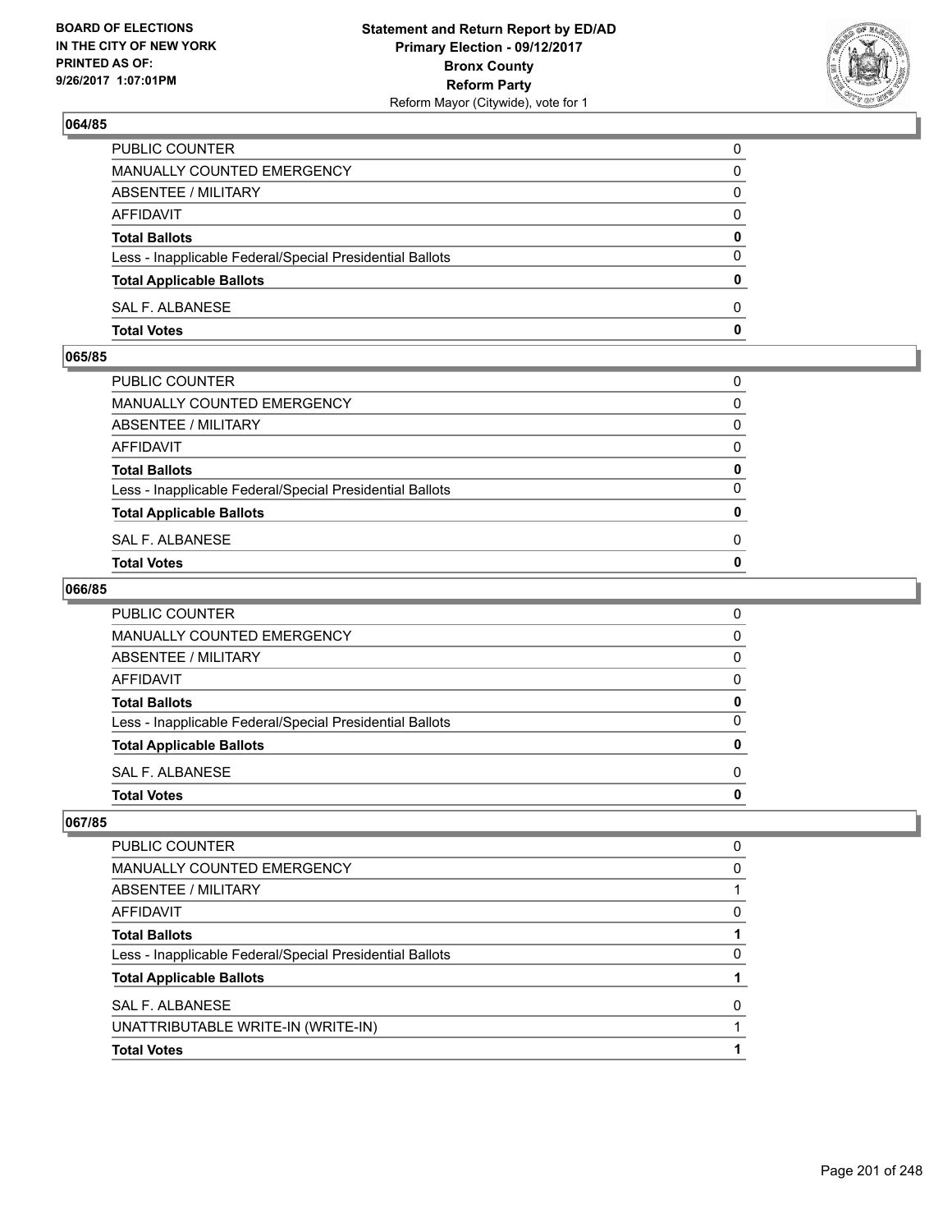### 064/85

| | |
|---|---|
| PUBLIC COUNTER | 0 |
| MANUALLY COUNTED EMERGENCY | 0 |
| ABSENTEE / MILITARY | 0 |
| AFFIDAVIT | 0 |
| **Total Ballots** | **0** |
| Less - Inapplicable Federal/Special Presidential Ballots | 0 |
| **Total Applicable Ballots** | **0** |
| SAL F. ALBANESE | 0 |
| **Total Votes** | **0** |

### 065/85

| | |
|---|---|
| PUBLIC COUNTER | 0 |
| MANUALLY COUNTED EMERGENCY | 0 |
| ABSENTEE / MILITARY | 0 |
| AFFIDAVIT | 0 |
| **Total Ballots** | **0** |
| Less - Inapplicable Federal/Special Presidential Ballots | 0 |
| **Total Applicable Ballots** | **0** |
| SAL F. ALBANESE | 0 |
| **Total Votes** | **0** |

### 066/85

| | |
|---|---|
| PUBLIC COUNTER | 0 |
| MANUALLY COUNTED EMERGENCY | 0 |
| ABSENTEE / MILITARY | 0 |
| AFFIDAVIT | 0 |
| **Total Ballots** | **0** |
| Less - Inapplicable Federal/Special Presidential Ballots | 0 |
| **Total Applicable Ballots** | **0** |
| SAL F. ALBANESE | 0 |
| **Total Votes** | **0** |

### 067/85

| | |
|---|---|
| PUBLIC COUNTER | 0 |
| MANUALLY COUNTED EMERGENCY | 0 |
| ABSENTEE / MILITARY | 1 |
| AFFIDAVIT | 0 |
| **Total Ballots** | **1** |
| Less - Inapplicable Federal/Special Presidential Ballots | 0 |
| **Total Applicable Ballots** | **1** |
| SAL F. ALBANESE | 0 |
| UNATTRIBUTABLE WRITE-IN (WRITE-IN) | 1 |
| **Total Votes** | **1** |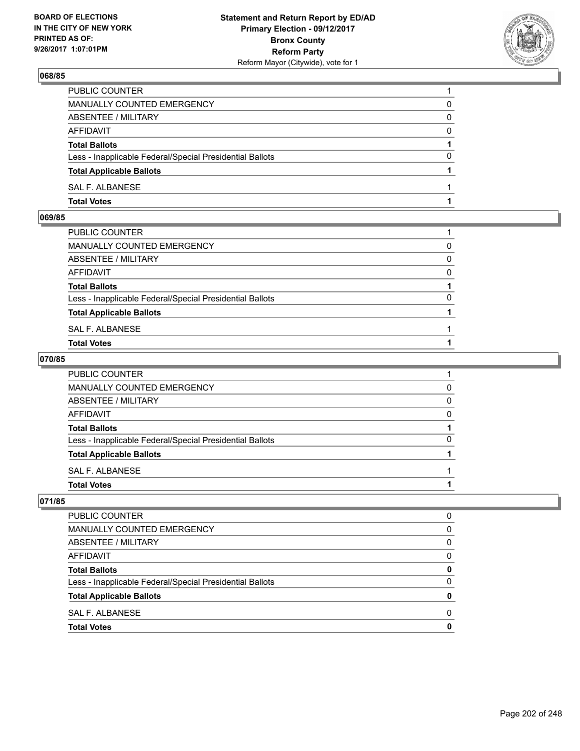## 068/85

| | |
|---|---|
| PUBLIC COUNTER | 1 |
| MANUALLY COUNTED EMERGENCY | 0 |
| ABSENTEE / MILITARY | 0 |
| AFFIDAVIT | 0 |
| **Total Ballots** | **1** |
| Less - Inapplicable Federal/Special Presidential Ballots | 0 |
| **Total Applicable Ballots** | **1** |
| SAL F. ALBANESE | 1 |
| **Total Votes** | **1** |

## 069/85

| | |
|---|---|
| PUBLIC COUNTER | 1 |
| MANUALLY COUNTED EMERGENCY | 0 |
| ABSENTEE / MILITARY | 0 |
| AFFIDAVIT | 0 |
| **Total Ballots** | **1** |
| Less - Inapplicable Federal/Special Presidential Ballots | 0 |
| **Total Applicable Ballots** | **1** |
| SAL F. ALBANESE | 1 |
| **Total Votes** | **1** |

## 070/85

| | |
|---|---|
| PUBLIC COUNTER | 1 |
| MANUALLY COUNTED EMERGENCY | 0 |
| ABSENTEE / MILITARY | 0 |
| AFFIDAVIT | 0 |
| **Total Ballots** | **1** |
| Less - Inapplicable Federal/Special Presidential Ballots | 0 |
| **Total Applicable Ballots** | **1** |
| SAL F. ALBANESE | 1 |
| **Total Votes** | **1** |

## 071/85

| | |
|---|---|
| PUBLIC COUNTER | 0 |
| MANUALLY COUNTED EMERGENCY | 0 |
| ABSENTEE / MILITARY | 0 |
| AFFIDAVIT | 0 |
| **Total Ballots** | **0** |
| Less - Inapplicable Federal/Special Presidential Ballots | 0 |
| **Total Applicable Ballots** | **0** |
| SAL F. ALBANESE | 0 |
| **Total Votes** | **0** |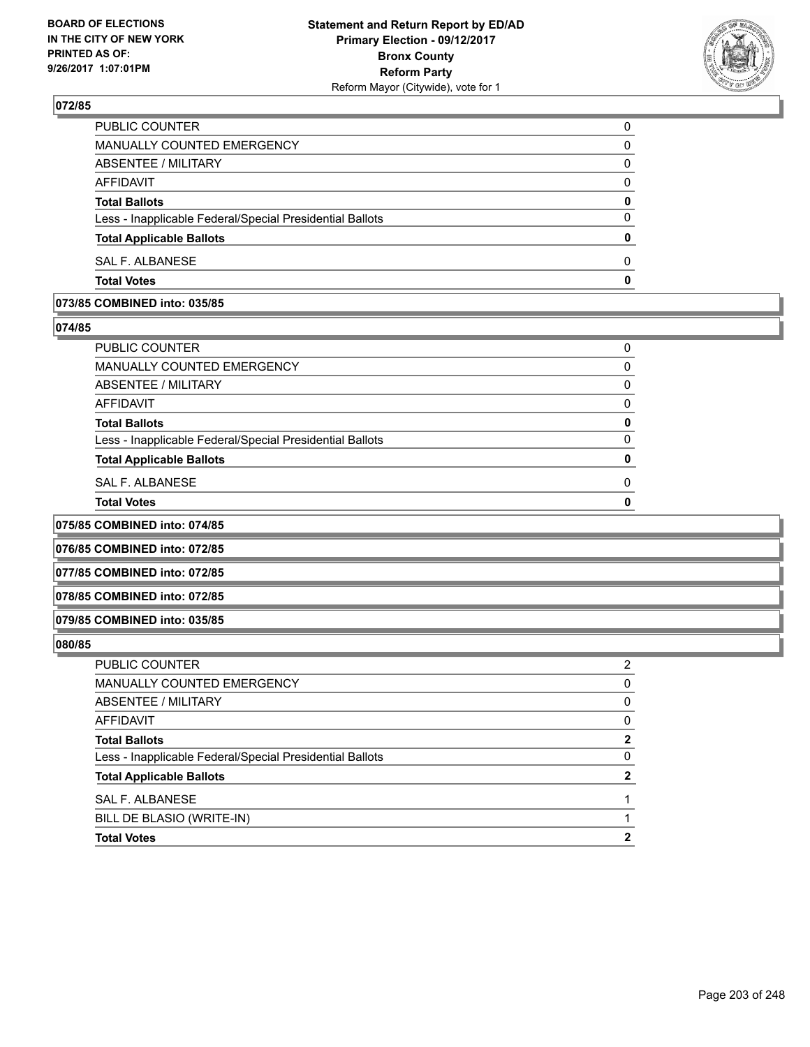**BOARD OF ELECTIONS IN THE CITY OF NEW YORK PRINTED AS OF: 9/26/2017 1:07:01PM**

**Statement and Return Report by ED/AD Primary Election - 09/12/2017 Bronx County Reform Party**
Reform Mayor (Citywide), vote for 1

### 072/85

| | |
|---|---|
| PUBLIC COUNTER | 0 |
| MANUALLY COUNTED EMERGENCY | 0 |
| ABSENTEE / MILITARY | 0 |
| AFFIDAVIT | 0 |
| **Total Ballots** | **0** |
| Less - Inapplicable Federal/Special Presidential Ballots | 0 |
| **Total Applicable Ballots** | **0** |
| SAL F. ALBANESE | 0 |
| **Total Votes** | **0** |

### 073/85 COMBINED into: 035/85

### 074/85

| | |
|---|---|
| PUBLIC COUNTER | 0 |
| MANUALLY COUNTED EMERGENCY | 0 |
| ABSENTEE / MILITARY | 0 |
| AFFIDAVIT | 0 |
| **Total Ballots** | **0** |
| Less - Inapplicable Federal/Special Presidential Ballots | 0 |
| **Total Applicable Ballots** | **0** |
| SAL F. ALBANESE | 0 |
| **Total Votes** | **0** |

### 075/85 COMBINED into: 074/85

### 076/85 COMBINED into: 072/85

### 077/85 COMBINED into: 072/85

### 078/85 COMBINED into: 072/85

### 079/85 COMBINED into: 035/85

### 080/85

| | |
|---|---|
| PUBLIC COUNTER | 2 |
| MANUALLY COUNTED EMERGENCY | 0 |
| ABSENTEE / MILITARY | 0 |
| AFFIDAVIT | 0 |
| **Total Ballots** | **2** |
| Less - Inapplicable Federal/Special Presidential Ballots | 0 |
| **Total Applicable Ballots** | **2** |
| SAL F. ALBANESE | 1 |
| BILL DE BLASIO (WRITE-IN) | 1 |
| **Total Votes** | **2** |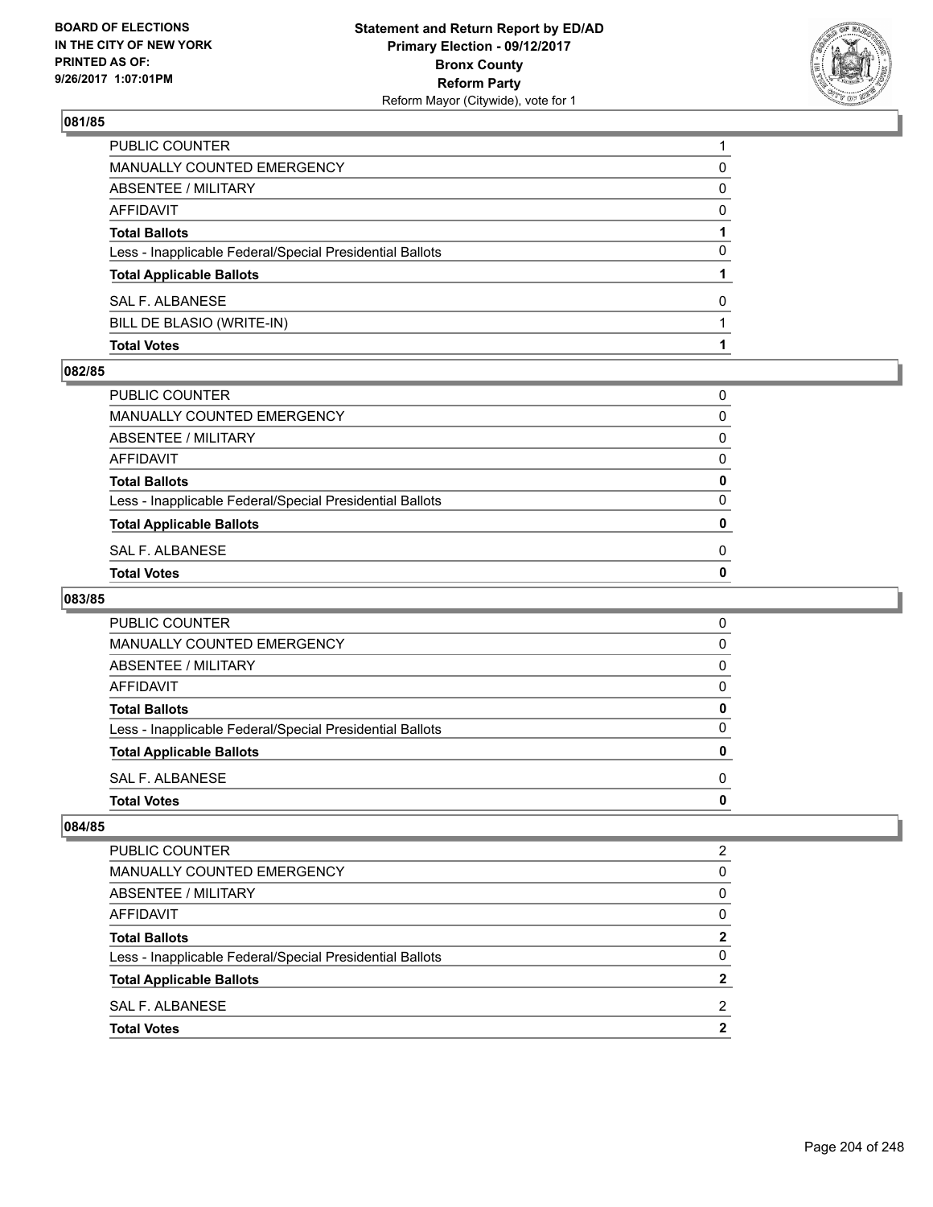## 081/85

| | |
|---|---|
| PUBLIC COUNTER | 1 |
| MANUALLY COUNTED EMERGENCY | 0 |
| ABSENTEE / MILITARY | 0 |
| AFFIDAVIT | 0 |
| **Total Ballots** | **1** |
| Less - Inapplicable Federal/Special Presidential Ballots | 0 |
| **Total Applicable Ballots** | **1** |
| SAL F. ALBANESE | 0 |
| BILL DE BLASIO (WRITE-IN) | 1 |
| **Total Votes** | **1** |

## 082/85

| | |
|---|---|
| PUBLIC COUNTER | 0 |
| MANUALLY COUNTED EMERGENCY | 0 |
| ABSENTEE / MILITARY | 0 |
| AFFIDAVIT | 0 |
| **Total Ballots** | **0** |
| Less - Inapplicable Federal/Special Presidential Ballots | 0 |
| **Total Applicable Ballots** | **0** |
| SAL F. ALBANESE | 0 |
| **Total Votes** | **0** |

## 083/85

| | |
|---|---|
| PUBLIC COUNTER | 0 |
| MANUALLY COUNTED EMERGENCY | 0 |
| ABSENTEE / MILITARY | 0 |
| AFFIDAVIT | 0 |
| **Total Ballots** | **0** |
| Less - Inapplicable Federal/Special Presidential Ballots | 0 |
| **Total Applicable Ballots** | **0** |
| SAL F. ALBANESE | 0 |
| **Total Votes** | **0** |

## 084/85

| | |
|---|---|
| PUBLIC COUNTER | 2 |
| MANUALLY COUNTED EMERGENCY | 0 |
| ABSENTEE / MILITARY | 0 |
| AFFIDAVIT | 0 |
| **Total Ballots** | **2** |
| Less - Inapplicable Federal/Special Presidential Ballots | 0 |
| **Total Applicable Ballots** | **2** |
| SAL F. ALBANESE | 2 |
| **Total Votes** | **2** |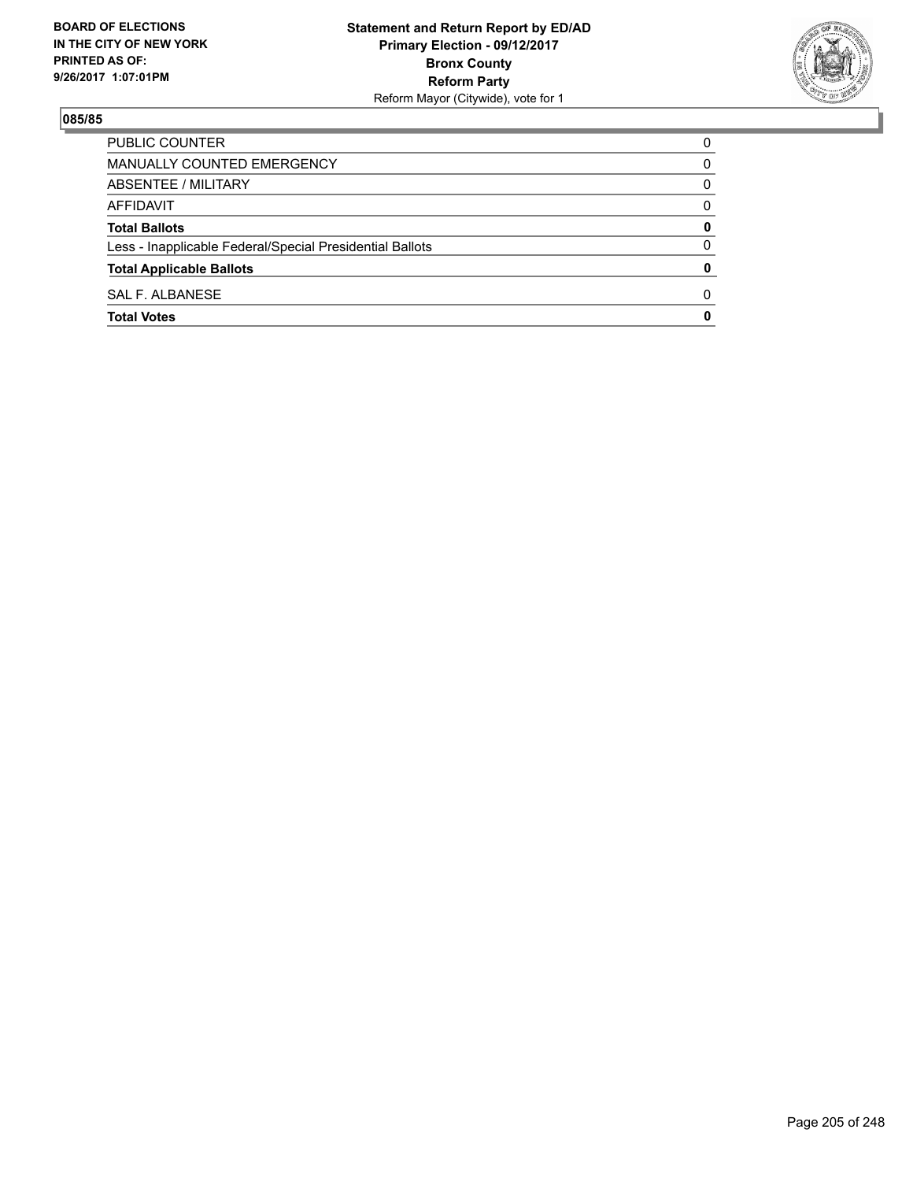**BOARD OF ELECTIONS IN THE CITY OF NEW YORK PRINTED AS OF: 9/26/2017 1:07:01PM**

**Statement and Return Report by ED/AD**
**Primary Election - 09/12/2017**
**Bronx County**
**Reform Party**
Reform Mayor (Citywide), vote for 1

### 085/85

| | |
|---|---|
| PUBLIC COUNTER | 0 |
| MANUALLY COUNTED EMERGENCY | 0 |
| ABSENTEE / MILITARY | 0 |
| AFFIDAVIT | 0 |
| **Total Ballots** | **0** |
| Less - Inapplicable Federal/Special Presidential Ballots | 0 |
| **Total Applicable Ballots** | **0** |
| SAL F. ALBANESE | 0 |
| **Total Votes** | **0** |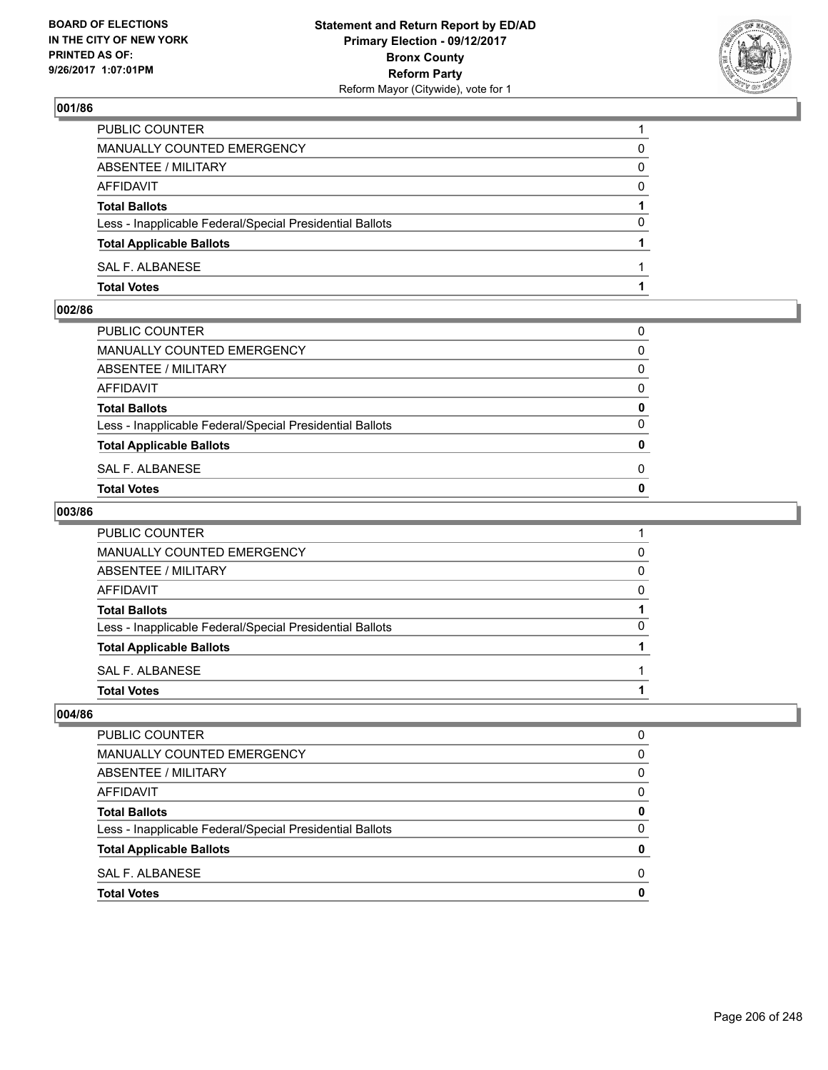BOARD OF ELECTIONS
IN THE CITY OF NEW YORK
PRINTED AS OF:
9/26/2017 1:07:01PM

**Statement and Return Report by ED/AD**
**Primary Election - 09/12/2017**
**Bronx County**
**Reform Party**
Reform Mayor (Citywide), vote for 1

## 001/86

| | |
|---|---|
| PUBLIC COUNTER | 1 |
| MANUALLY COUNTED EMERGENCY | 0 |
| ABSENTEE / MILITARY | 0 |
| AFFIDAVIT | 0 |
| **Total Ballots** | **1** |
| Less - Inapplicable Federal/Special Presidential Ballots | 0 |
| **Total Applicable Ballots** | **1** |
| SAL F. ALBANESE | 1 |
| **Total Votes** | **1** |

## 002/86

| | |
|---|---|
| PUBLIC COUNTER | 0 |
| MANUALLY COUNTED EMERGENCY | 0 |
| ABSENTEE / MILITARY | 0 |
| AFFIDAVIT | 0 |
| **Total Ballots** | **0** |
| Less - Inapplicable Federal/Special Presidential Ballots | 0 |
| **Total Applicable Ballots** | **0** |
| SAL F. ALBANESE | 0 |
| **Total Votes** | **0** |

## 003/86

| | |
|---|---|
| PUBLIC COUNTER | 1 |
| MANUALLY COUNTED EMERGENCY | 0 |
| ABSENTEE / MILITARY | 0 |
| AFFIDAVIT | 0 |
| **Total Ballots** | **1** |
| Less - Inapplicable Federal/Special Presidential Ballots | 0 |
| **Total Applicable Ballots** | **1** |
| SAL F. ALBANESE | 1 |
| **Total Votes** | **1** |

## 004/86

| | |
|---|---|
| PUBLIC COUNTER | 0 |
| MANUALLY COUNTED EMERGENCY | 0 |
| ABSENTEE / MILITARY | 0 |
| AFFIDAVIT | 0 |
| **Total Ballots** | **0** |
| Less - Inapplicable Federal/Special Presidential Ballots | 0 |
| **Total Applicable Ballots** | **0** |
| SAL F. ALBANESE | 0 |
| **Total Votes** | **0** |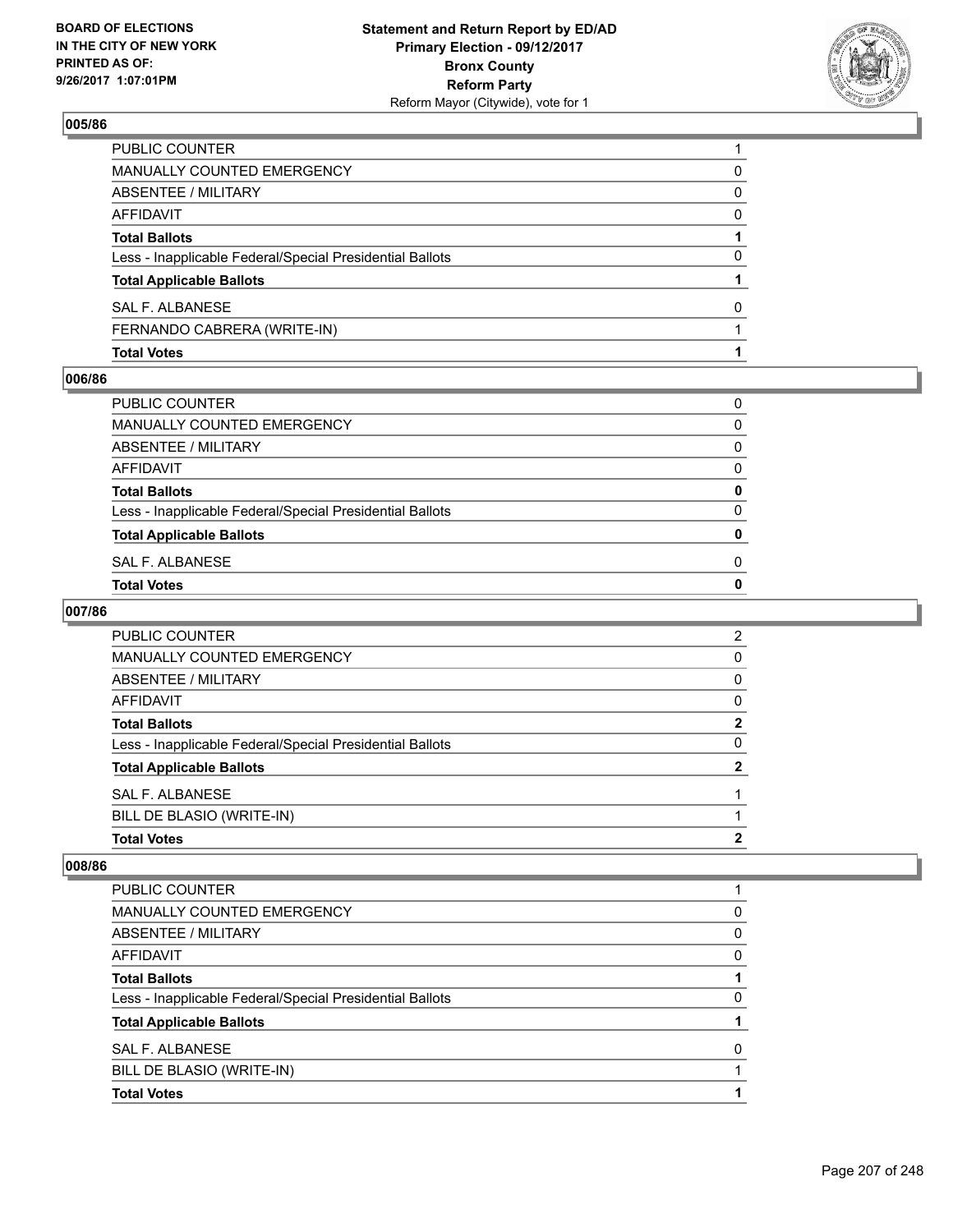BOARD OF ELECTIONS
IN THE CITY OF NEW YORK
PRINTED AS OF:
9/26/2017 1:07:01PM

**Statement and Return Report by ED/AD**
**Primary Election - 09/12/2017**
**Bronx County**
**Reform Party**
Reform Mayor (Citywide), vote for 1

### 005/86

| | |
|---|---|
| PUBLIC COUNTER | 1 |
| MANUALLY COUNTED EMERGENCY | 0 |
| ABSENTEE / MILITARY | 0 |
| AFFIDAVIT | 0 |
| **Total Ballots** | **1** |
| Less - Inapplicable Federal/Special Presidential Ballots | 0 |
| **Total Applicable Ballots** | **1** |
| SAL F. ALBANESE | 0 |
| FERNANDO CABRERA (WRITE-IN) | 1 |
| **Total Votes** | **1** |

### 006/86

| | |
|---|---|
| PUBLIC COUNTER | 0 |
| MANUALLY COUNTED EMERGENCY | 0 |
| ABSENTEE / MILITARY | 0 |
| AFFIDAVIT | 0 |
| **Total Ballots** | **0** |
| Less - Inapplicable Federal/Special Presidential Ballots | 0 |
| **Total Applicable Ballots** | **0** |
| SAL F. ALBANESE | 0 |
| **Total Votes** | **0** |

### 007/86

| | |
|---|---|
| PUBLIC COUNTER | 2 |
| MANUALLY COUNTED EMERGENCY | 0 |
| ABSENTEE / MILITARY | 0 |
| AFFIDAVIT | 0 |
| **Total Ballots** | **2** |
| Less - Inapplicable Federal/Special Presidential Ballots | 0 |
| **Total Applicable Ballots** | **2** |
| SAL F. ALBANESE | 1 |
| BILL DE BLASIO (WRITE-IN) | 1 |
| **Total Votes** | **2** |

### 008/86

| | |
|---|---|
| PUBLIC COUNTER | 1 |
| MANUALLY COUNTED EMERGENCY | 0 |
| ABSENTEE / MILITARY | 0 |
| AFFIDAVIT | 0 |
| **Total Ballots** | **1** |
| Less - Inapplicable Federal/Special Presidential Ballots | 0 |
| **Total Applicable Ballots** | **1** |
| SAL F. ALBANESE | 0 |
| BILL DE BLASIO (WRITE-IN) | 1 |
| **Total Votes** | **1** |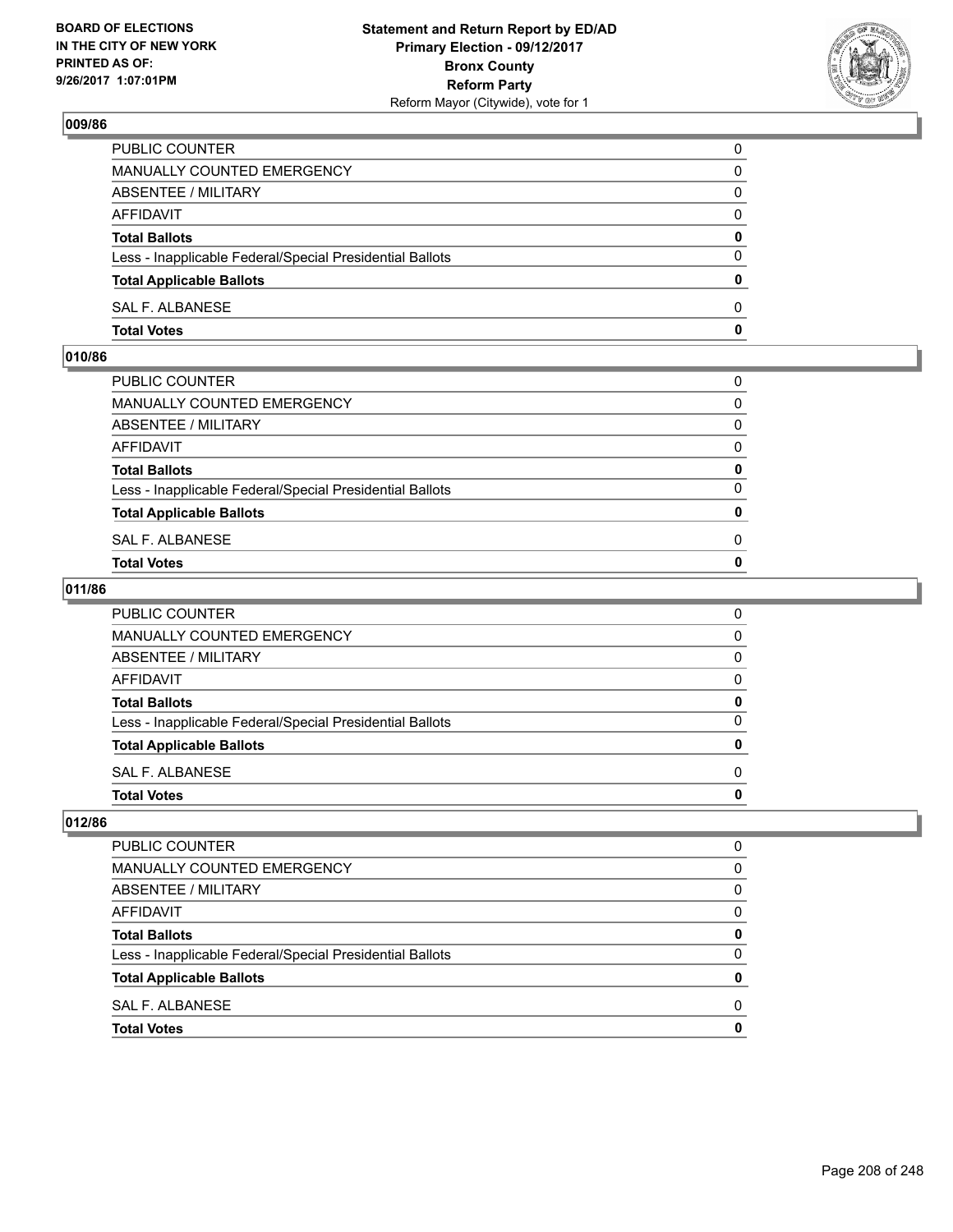BOARD OF ELECTIONS
IN THE CITY OF NEW YORK
PRINTED AS OF:
9/26/2017 1:07:01PM

**Statement and Return Report by ED/AD**
**Primary Election - 09/12/2017**
**Bronx County**
**Reform Party**
Reform Mayor (Citywide), vote for 1

## 009/86

| | |
|---|---|
| PUBLIC COUNTER | 0 |
| MANUALLY COUNTED EMERGENCY | 0 |
| ABSENTEE / MILITARY | 0 |
| AFFIDAVIT | 0 |
| **Total Ballots** | **0** |
| Less - Inapplicable Federal/Special Presidential Ballots | 0 |
| **Total Applicable Ballots** | **0** |
| SAL F. ALBANESE | 0 |
| **Total Votes** | **0** |

## 010/86

| | |
|---|---|
| PUBLIC COUNTER | 0 |
| MANUALLY COUNTED EMERGENCY | 0 |
| ABSENTEE / MILITARY | 0 |
| AFFIDAVIT | 0 |
| **Total Ballots** | **0** |
| Less - Inapplicable Federal/Special Presidential Ballots | 0 |
| **Total Applicable Ballots** | **0** |
| SAL F. ALBANESE | 0 |
| **Total Votes** | **0** |

## 011/86

| | |
|---|---|
| PUBLIC COUNTER | 0 |
| MANUALLY COUNTED EMERGENCY | 0 |
| ABSENTEE / MILITARY | 0 |
| AFFIDAVIT | 0 |
| **Total Ballots** | **0** |
| Less - Inapplicable Federal/Special Presidential Ballots | 0 |
| **Total Applicable Ballots** | **0** |
| SAL F. ALBANESE | 0 |
| **Total Votes** | **0** |

## 012/86

| | |
|---|---|
| PUBLIC COUNTER | 0 |
| MANUALLY COUNTED EMERGENCY | 0 |
| ABSENTEE / MILITARY | 0 |
| AFFIDAVIT | 0 |
| **Total Ballots** | **0** |
| Less - Inapplicable Federal/Special Presidential Ballots | 0 |
| **Total Applicable Ballots** | **0** |
| SAL F. ALBANESE | 0 |
| **Total Votes** | **0** |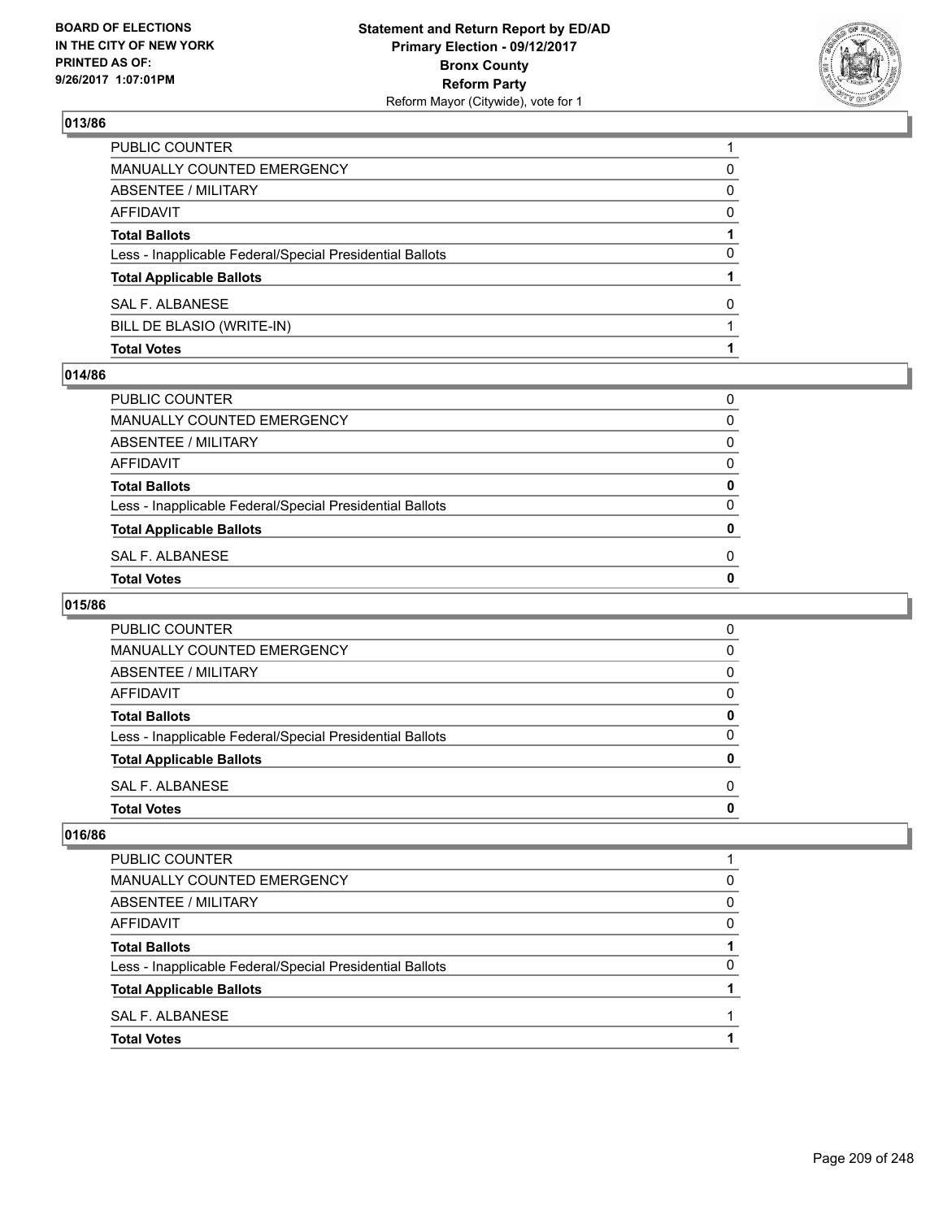### 013/86

| | |
|---|---|
| PUBLIC COUNTER | 1 |
| MANUALLY COUNTED EMERGENCY | 0 |
| ABSENTEE / MILITARY | 0 |
| AFFIDAVIT | 0 |
| **Total Ballots** | **1** |
| Less - Inapplicable Federal/Special Presidential Ballots | 0 |
| **Total Applicable Ballots** | **1** |
| SAL F. ALBANESE | 0 |
| BILL DE BLASIO (WRITE-IN) | 1 |
| **Total Votes** | **1** |

### 014/86

| | |
|---|---|
| PUBLIC COUNTER | 0 |
| MANUALLY COUNTED EMERGENCY | 0 |
| ABSENTEE / MILITARY | 0 |
| AFFIDAVIT | 0 |
| **Total Ballots** | **0** |
| Less - Inapplicable Federal/Special Presidential Ballots | 0 |
| **Total Applicable Ballots** | **0** |
| SAL F. ALBANESE | 0 |
| **Total Votes** | **0** |

### 015/86

| | |
|---|---|
| PUBLIC COUNTER | 0 |
| MANUALLY COUNTED EMERGENCY | 0 |
| ABSENTEE / MILITARY | 0 |
| AFFIDAVIT | 0 |
| **Total Ballots** | **0** |
| Less - Inapplicable Federal/Special Presidential Ballots | 0 |
| **Total Applicable Ballots** | **0** |
| SAL F. ALBANESE | 0 |
| **Total Votes** | **0** |

### 016/86

| | |
|---|---|
| PUBLIC COUNTER | 1 |
| MANUALLY COUNTED EMERGENCY | 0 |
| ABSENTEE / MILITARY | 0 |
| AFFIDAVIT | 0 |
| **Total Ballots** | **1** |
| Less - Inapplicable Federal/Special Presidential Ballots | 0 |
| **Total Applicable Ballots** | **1** |
| SAL F. ALBANESE | 1 |
| **Total Votes** | **1** |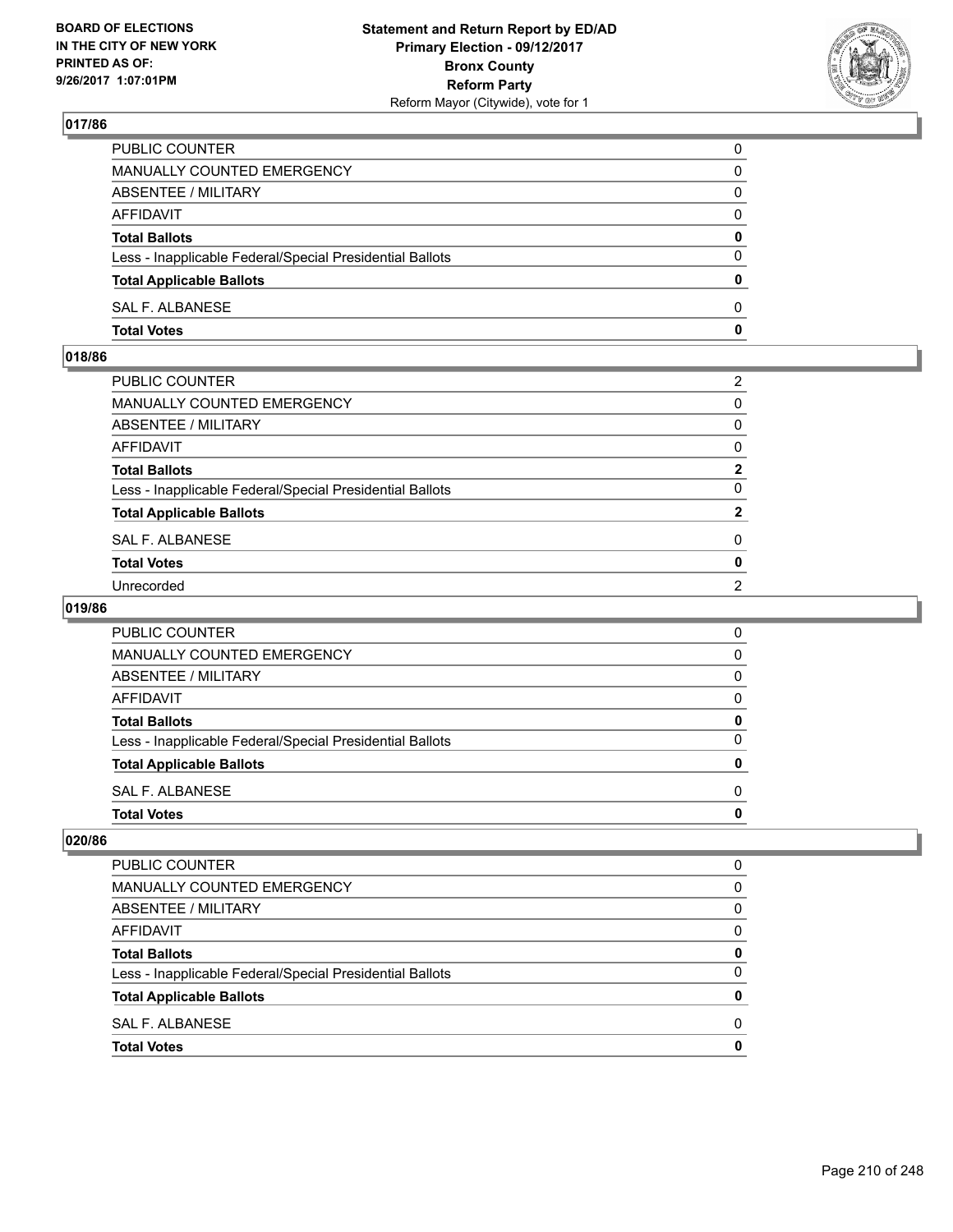## 017/86

| | |
|---|---|
| PUBLIC COUNTER | 0 |
| MANUALLY COUNTED EMERGENCY | 0 |
| ABSENTEE / MILITARY | 0 |
| AFFIDAVIT | 0 |
| **Total Ballots** | **0** |
| Less - Inapplicable Federal/Special Presidential Ballots | 0 |
| **Total Applicable Ballots** | **0** |
| SAL F. ALBANESE | 0 |
| **Total Votes** | **0** |

## 018/86

| | |
|---|---|
| PUBLIC COUNTER | 2 |
| MANUALLY COUNTED EMERGENCY | 0 |
| ABSENTEE / MILITARY | 0 |
| AFFIDAVIT | 0 |
| **Total Ballots** | **2** |
| Less - Inapplicable Federal/Special Presidential Ballots | 0 |
| **Total Applicable Ballots** | **2** |
| SAL F. ALBANESE | 0 |
| **Total Votes** | **0** |
| Unrecorded | 2 |

## 019/86

| | |
|---|---|
| PUBLIC COUNTER | 0 |
| MANUALLY COUNTED EMERGENCY | 0 |
| ABSENTEE / MILITARY | 0 |
| AFFIDAVIT | 0 |
| **Total Ballots** | **0** |
| Less - Inapplicable Federal/Special Presidential Ballots | 0 |
| **Total Applicable Ballots** | **0** |
| SAL F. ALBANESE | 0 |
| **Total Votes** | **0** |

## 020/86

| | |
|---|---|
| PUBLIC COUNTER | 0 |
| MANUALLY COUNTED EMERGENCY | 0 |
| ABSENTEE / MILITARY | 0 |
| AFFIDAVIT | 0 |
| **Total Ballots** | **0** |
| Less - Inapplicable Federal/Special Presidential Ballots | 0 |
| **Total Applicable Ballots** | **0** |
| SAL F. ALBANESE | 0 |
| **Total Votes** | **0** |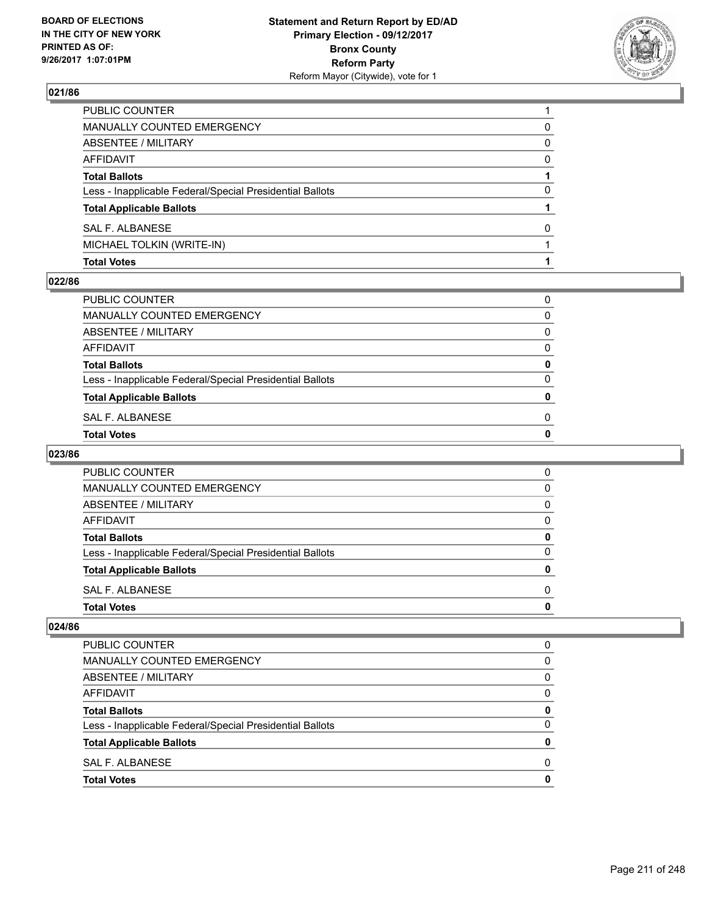## 021/86

| | |
|---|---|
| PUBLIC COUNTER | 1 |
| MANUALLY COUNTED EMERGENCY | 0 |
| ABSENTEE / MILITARY | 0 |
| AFFIDAVIT | 0 |
| **Total Ballots** | **1** |
| Less - Inapplicable Federal/Special Presidential Ballots | 0 |
| **Total Applicable Ballots** | **1** |
| SAL F. ALBANESE | 0 |
| MICHAEL TOLKIN (WRITE-IN) | 1 |
| **Total Votes** | **1** |

## 022/86

| | |
|---|---|
| PUBLIC COUNTER | 0 |
| MANUALLY COUNTED EMERGENCY | 0 |
| ABSENTEE / MILITARY | 0 |
| AFFIDAVIT | 0 |
| **Total Ballots** | **0** |
| Less - Inapplicable Federal/Special Presidential Ballots | 0 |
| **Total Applicable Ballots** | **0** |
| SAL F. ALBANESE | 0 |
| **Total Votes** | **0** |

## 023/86

| | |
|---|---|
| PUBLIC COUNTER | 0 |
| MANUALLY COUNTED EMERGENCY | 0 |
| ABSENTEE / MILITARY | 0 |
| AFFIDAVIT | 0 |
| **Total Ballots** | **0** |
| Less - Inapplicable Federal/Special Presidential Ballots | 0 |
| **Total Applicable Ballots** | **0** |
| SAL F. ALBANESE | 0 |
| **Total Votes** | **0** |

## 024/86

| | |
|---|---|
| PUBLIC COUNTER | 0 |
| MANUALLY COUNTED EMERGENCY | 0 |
| ABSENTEE / MILITARY | 0 |
| AFFIDAVIT | 0 |
| **Total Ballots** | **0** |
| Less - Inapplicable Federal/Special Presidential Ballots | 0 |
| **Total Applicable Ballots** | **0** |
| SAL F. ALBANESE | 0 |
| **Total Votes** | **0** |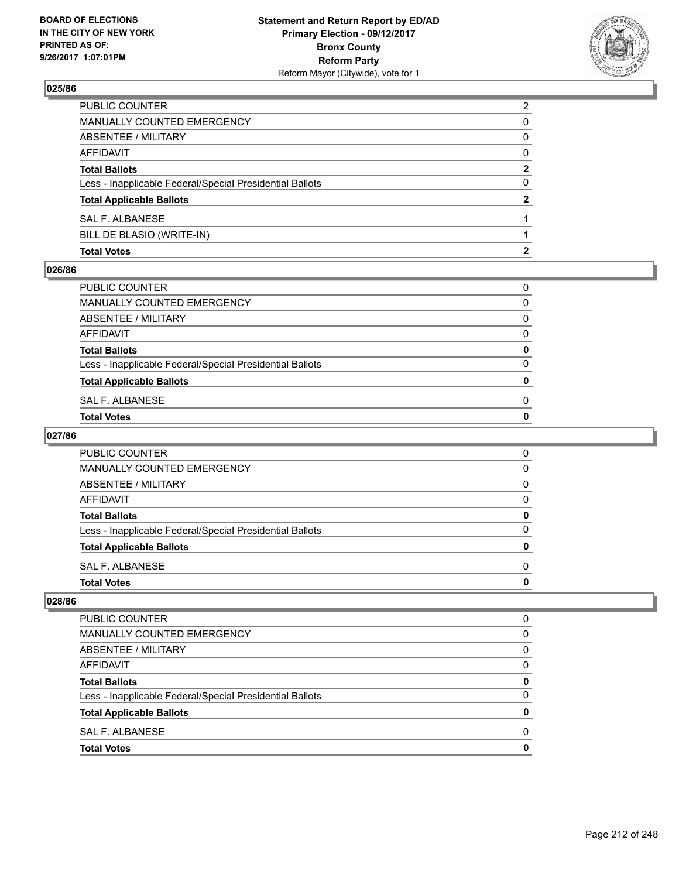**BOARD OF ELECTIONS IN THE CITY OF NEW YORK PRINTED AS OF: 9/26/2017 1:07:01PM**

**Statement and Return Report by ED/AD Primary Election - 09/12/2017 Bronx County Reform Party**
Reform Mayor (Citywide), vote for 1

## 025/86

| | |
|---|---|
| PUBLIC COUNTER | 2 |
| MANUALLY COUNTED EMERGENCY | 0 |
| ABSENTEE / MILITARY | 0 |
| AFFIDAVIT | 0 |
| **Total Ballots** | **2** |
| Less - Inapplicable Federal/Special Presidential Ballots | 0 |
| **Total Applicable Ballots** | **2** |
| SAL F. ALBANESE | 1 |
| BILL DE BLASIO (WRITE-IN) | 1 |
| **Total Votes** | **2** |

## 026/86

| | |
|---|---|
| PUBLIC COUNTER | 0 |
| MANUALLY COUNTED EMERGENCY | 0 |
| ABSENTEE / MILITARY | 0 |
| AFFIDAVIT | 0 |
| **Total Ballots** | **0** |
| Less - Inapplicable Federal/Special Presidential Ballots | 0 |
| **Total Applicable Ballots** | **0** |
| SAL F. ALBANESE | 0 |
| **Total Votes** | **0** |

## 027/86

| | |
|---|---|
| PUBLIC COUNTER | 0 |
| MANUALLY COUNTED EMERGENCY | 0 |
| ABSENTEE / MILITARY | 0 |
| AFFIDAVIT | 0 |
| **Total Ballots** | **0** |
| Less - Inapplicable Federal/Special Presidential Ballots | 0 |
| **Total Applicable Ballots** | **0** |
| SAL F. ALBANESE | 0 |
| **Total Votes** | **0** |

## 028/86

| | |
|---|---|
| PUBLIC COUNTER | 0 |
| MANUALLY COUNTED EMERGENCY | 0 |
| ABSENTEE / MILITARY | 0 |
| AFFIDAVIT | 0 |
| **Total Ballots** | **0** |
| Less - Inapplicable Federal/Special Presidential Ballots | 0 |
| **Total Applicable Ballots** | **0** |
| SAL F. ALBANESE | 0 |
| **Total Votes** | **0** |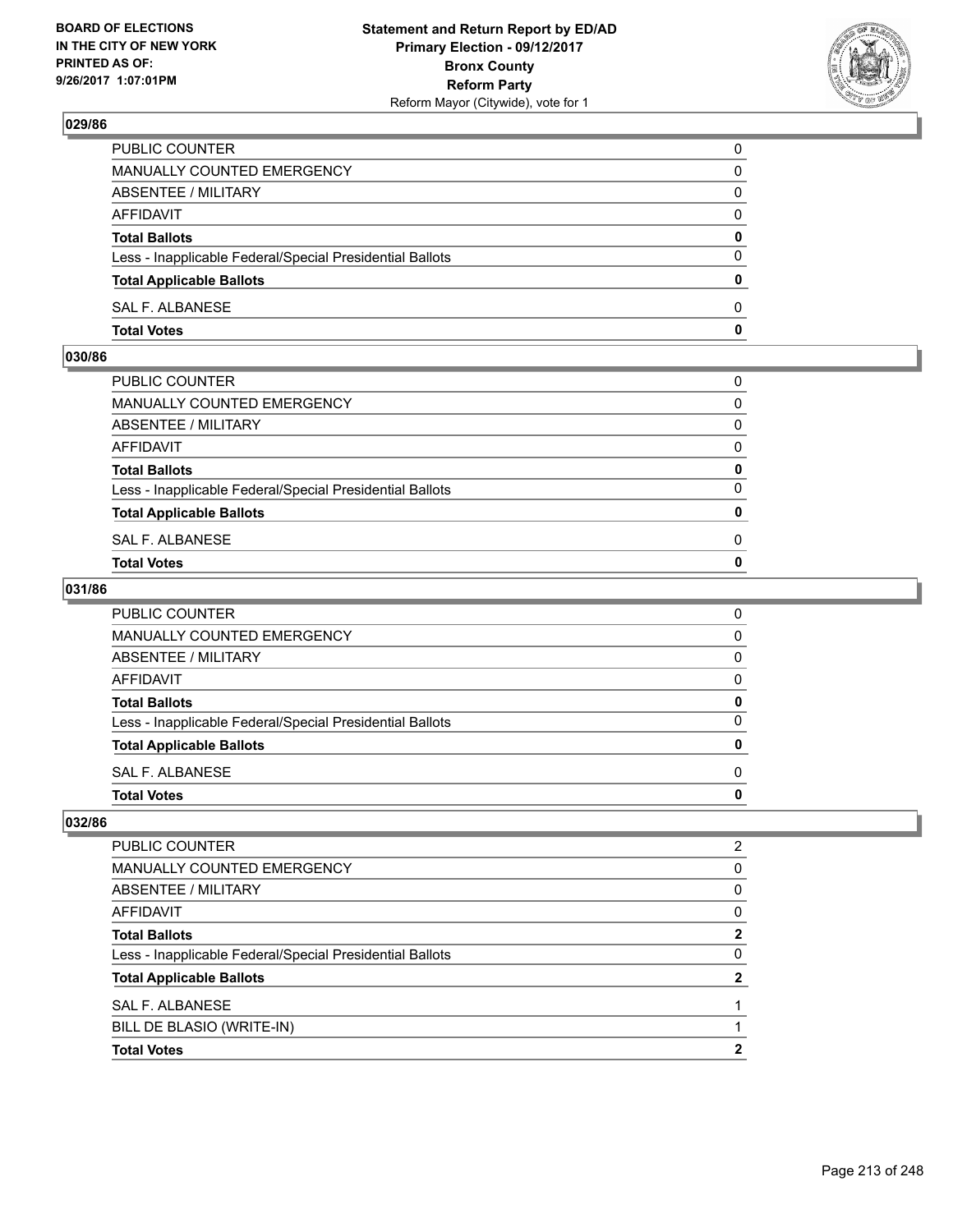**Statement and Return Report by ED/AD**
**Primary Election - 09/12/2017**
**Bronx County**
**Reform Party**
Reform Mayor (Citywide), vote for 1

BOARD OF ELECTIONS IN THE CITY OF NEW YORK PRINTED AS OF: 9/26/2017 1:07:01PM

### 029/86

| | |
|---|---|
| PUBLIC COUNTER | 0 |
| MANUALLY COUNTED EMERGENCY | 0 |
| ABSENTEE / MILITARY | 0 |
| AFFIDAVIT | 0 |
| **Total Ballots** | **0** |
| Less - Inapplicable Federal/Special Presidential Ballots | 0 |
| **Total Applicable Ballots** | **0** |
| SAL F. ALBANESE | 0 |
| **Total Votes** | **0** |

### 030/86

| | |
|---|---|
| PUBLIC COUNTER | 0 |
| MANUALLY COUNTED EMERGENCY | 0 |
| ABSENTEE / MILITARY | 0 |
| AFFIDAVIT | 0 |
| **Total Ballots** | **0** |
| Less - Inapplicable Federal/Special Presidential Ballots | 0 |
| **Total Applicable Ballots** | **0** |
| SAL F. ALBANESE | 0 |
| **Total Votes** | **0** |

### 031/86

| | |
|---|---|
| PUBLIC COUNTER | 0 |
| MANUALLY COUNTED EMERGENCY | 0 |
| ABSENTEE / MILITARY | 0 |
| AFFIDAVIT | 0 |
| **Total Ballots** | **0** |
| Less - Inapplicable Federal/Special Presidential Ballots | 0 |
| **Total Applicable Ballots** | **0** |
| SAL F. ALBANESE | 0 |
| **Total Votes** | **0** |

### 032/86

| | |
|---|---|
| PUBLIC COUNTER | 2 |
| MANUALLY COUNTED EMERGENCY | 0 |
| ABSENTEE / MILITARY | 0 |
| AFFIDAVIT | 0 |
| **Total Ballots** | **2** |
| Less - Inapplicable Federal/Special Presidential Ballots | 0 |
| **Total Applicable Ballots** | **2** |
| SAL F. ALBANESE | 1 |
| BILL DE BLASIO (WRITE-IN) | 1 |
| **Total Votes** | **2** |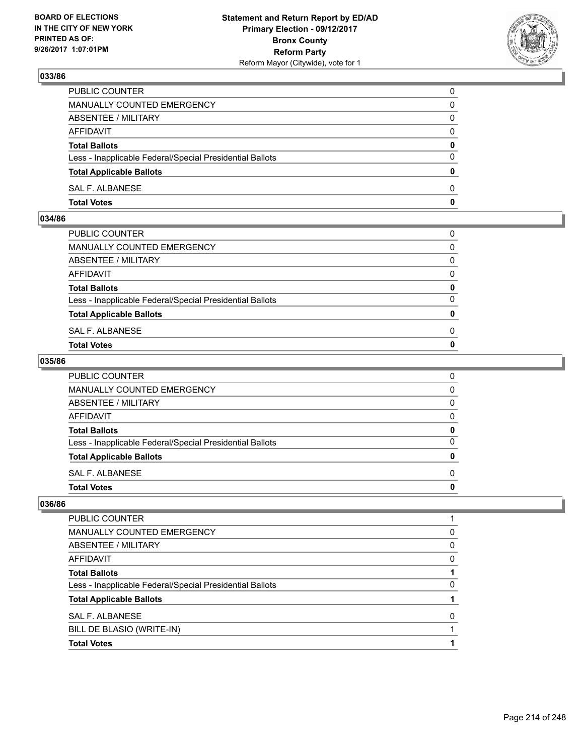## 033/86

| | |
|---|---|
| PUBLIC COUNTER | 0 |
| MANUALLY COUNTED EMERGENCY | 0 |
| ABSENTEE / MILITARY | 0 |
| AFFIDAVIT | 0 |
| **Total Ballots** | **0** |
| Less - Inapplicable Federal/Special Presidential Ballots | 0 |
| **Total Applicable Ballots** | **0** |
| SAL F. ALBANESE | 0 |
| **Total Votes** | **0** |

## 034/86

| | |
|---|---|
| PUBLIC COUNTER | 0 |
| MANUALLY COUNTED EMERGENCY | 0 |
| ABSENTEE / MILITARY | 0 |
| AFFIDAVIT | 0 |
| **Total Ballots** | **0** |
| Less - Inapplicable Federal/Special Presidential Ballots | 0 |
| **Total Applicable Ballots** | **0** |
| SAL F. ALBANESE | 0 |
| **Total Votes** | **0** |

## 035/86

| | |
|---|---|
| PUBLIC COUNTER | 0 |
| MANUALLY COUNTED EMERGENCY | 0 |
| ABSENTEE / MILITARY | 0 |
| AFFIDAVIT | 0 |
| **Total Ballots** | **0** |
| Less - Inapplicable Federal/Special Presidential Ballots | 0 |
| **Total Applicable Ballots** | **0** |
| SAL F. ALBANESE | 0 |
| **Total Votes** | **0** |

## 036/86

| | |
|---|---|
| PUBLIC COUNTER | 1 |
| MANUALLY COUNTED EMERGENCY | 0 |
| ABSENTEE / MILITARY | 0 |
| AFFIDAVIT | 0 |
| **Total Ballots** | **1** |
| Less - Inapplicable Federal/Special Presidential Ballots | 0 |
| **Total Applicable Ballots** | **1** |
| SAL F. ALBANESE | 0 |
| BILL DE BLASIO (WRITE-IN) | 1 |
| **Total Votes** | **1** |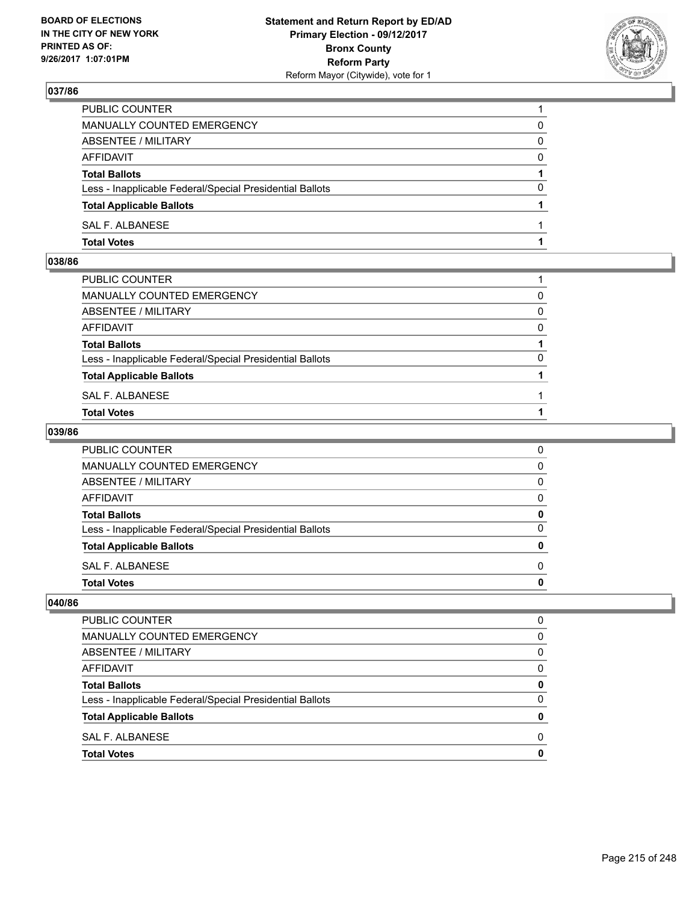## 037/86

| | |
|---|---|
| PUBLIC COUNTER | 1 |
| MANUALLY COUNTED EMERGENCY | 0 |
| ABSENTEE / MILITARY | 0 |
| AFFIDAVIT | 0 |
| **Total Ballots** | **1** |
| Less - Inapplicable Federal/Special Presidential Ballots | 0 |
| **Total Applicable Ballots** | **1** |
| SAL F. ALBANESE | 1 |
| **Total Votes** | **1** |

## 038/86

| | |
|---|---|
| PUBLIC COUNTER | 1 |
| MANUALLY COUNTED EMERGENCY | 0 |
| ABSENTEE / MILITARY | 0 |
| AFFIDAVIT | 0 |
| **Total Ballots** | **1** |
| Less - Inapplicable Federal/Special Presidential Ballots | 0 |
| **Total Applicable Ballots** | **1** |
| SAL F. ALBANESE | 1 |
| **Total Votes** | **1** |

## 039/86

| | |
|---|---|
| PUBLIC COUNTER | 0 |
| MANUALLY COUNTED EMERGENCY | 0 |
| ABSENTEE / MILITARY | 0 |
| AFFIDAVIT | 0 |
| **Total Ballots** | **0** |
| Less - Inapplicable Federal/Special Presidential Ballots | 0 |
| **Total Applicable Ballots** | **0** |
| SAL F. ALBANESE | 0 |
| **Total Votes** | **0** |

## 040/86

| | |
|---|---|
| PUBLIC COUNTER | 0 |
| MANUALLY COUNTED EMERGENCY | 0 |
| ABSENTEE / MILITARY | 0 |
| AFFIDAVIT | 0 |
| **Total Ballots** | **0** |
| Less - Inapplicable Federal/Special Presidential Ballots | 0 |
| **Total Applicable Ballots** | **0** |
| SAL F. ALBANESE | 0 |
| **Total Votes** | **0** |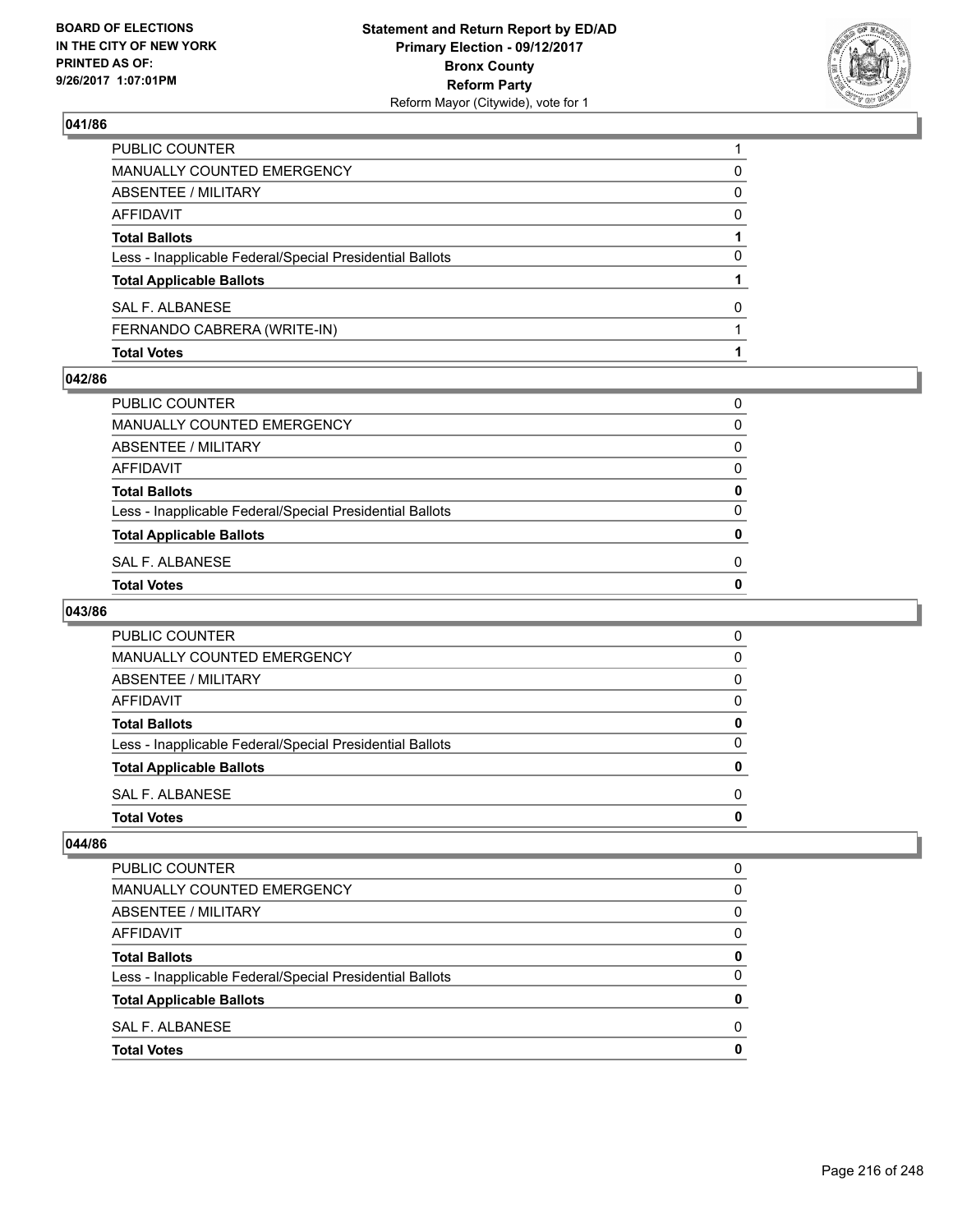**BOARD OF ELECTIONS IN THE CITY OF NEW YORK PRINTED AS OF: 9/26/2017 1:07:01PM**

**Statement and Return Report by ED/AD Primary Election - 09/12/2017 Bronx County Reform Party**
Reform Mayor (Citywide), vote for 1

### 041/86

| | |
|---|---|
| PUBLIC COUNTER | 1 |
| MANUALLY COUNTED EMERGENCY | 0 |
| ABSENTEE / MILITARY | 0 |
| AFFIDAVIT | 0 |
| **Total Ballots** | **1** |
| Less - Inapplicable Federal/Special Presidential Ballots | 0 |
| **Total Applicable Ballots** | **1** |
| SAL F. ALBANESE | 0 |
| FERNANDO CABRERA (WRITE-IN) | 1 |
| **Total Votes** | **1** |

### 042/86

| | |
|---|---|
| PUBLIC COUNTER | 0 |
| MANUALLY COUNTED EMERGENCY | 0 |
| ABSENTEE / MILITARY | 0 |
| AFFIDAVIT | 0 |
| **Total Ballots** | **0** |
| Less - Inapplicable Federal/Special Presidential Ballots | 0 |
| **Total Applicable Ballots** | **0** |
| SAL F. ALBANESE | 0 |
| **Total Votes** | **0** |

### 043/86

| | |
|---|---|
| PUBLIC COUNTER | 0 |
| MANUALLY COUNTED EMERGENCY | 0 |
| ABSENTEE / MILITARY | 0 |
| AFFIDAVIT | 0 |
| **Total Ballots** | **0** |
| Less - Inapplicable Federal/Special Presidential Ballots | 0 |
| **Total Applicable Ballots** | **0** |
| SAL F. ALBANESE | 0 |
| **Total Votes** | **0** |

### 044/86

| | |
|---|---|
| PUBLIC COUNTER | 0 |
| MANUALLY COUNTED EMERGENCY | 0 |
| ABSENTEE / MILITARY | 0 |
| AFFIDAVIT | 0 |
| **Total Ballots** | **0** |
| Less - Inapplicable Federal/Special Presidential Ballots | 0 |
| **Total Applicable Ballots** | **0** |
| SAL F. ALBANESE | 0 |
| **Total Votes** | **0** |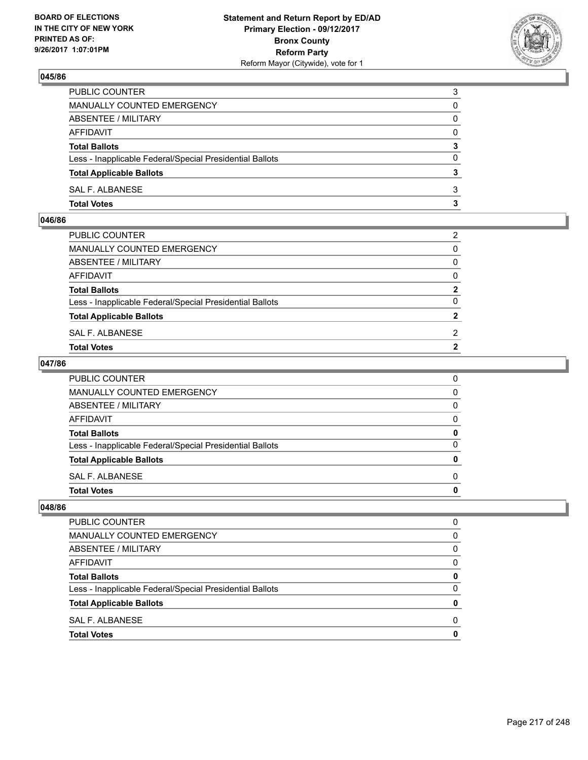## 045/86

| | |
|---|---|
| PUBLIC COUNTER | 3 |
| MANUALLY COUNTED EMERGENCY | 0 |
| ABSENTEE / MILITARY | 0 |
| AFFIDAVIT | 0 |
| **Total Ballots** | **3** |
| Less - Inapplicable Federal/Special Presidential Ballots | 0 |
| **Total Applicable Ballots** | **3** |
| SAL F. ALBANESE | 3 |
| **Total Votes** | **3** |

## 046/86

| | |
|---|---|
| PUBLIC COUNTER | 2 |
| MANUALLY COUNTED EMERGENCY | 0 |
| ABSENTEE / MILITARY | 0 |
| AFFIDAVIT | 0 |
| **Total Ballots** | **2** |
| Less - Inapplicable Federal/Special Presidential Ballots | 0 |
| **Total Applicable Ballots** | **2** |
| SAL F. ALBANESE | 2 |
| **Total Votes** | **2** |

## 047/86

| | |
|---|---|
| PUBLIC COUNTER | 0 |
| MANUALLY COUNTED EMERGENCY | 0 |
| ABSENTEE / MILITARY | 0 |
| AFFIDAVIT | 0 |
| **Total Ballots** | **0** |
| Less - Inapplicable Federal/Special Presidential Ballots | 0 |
| **Total Applicable Ballots** | **0** |
| SAL F. ALBANESE | 0 |
| **Total Votes** | **0** |

## 048/86

| | |
|---|---|
| PUBLIC COUNTER | 0 |
| MANUALLY COUNTED EMERGENCY | 0 |
| ABSENTEE / MILITARY | 0 |
| AFFIDAVIT | 0 |
| **Total Ballots** | **0** |
| Less - Inapplicable Federal/Special Presidential Ballots | 0 |
| **Total Applicable Ballots** | **0** |
| SAL F. ALBANESE | 0 |
| **Total Votes** | **0** |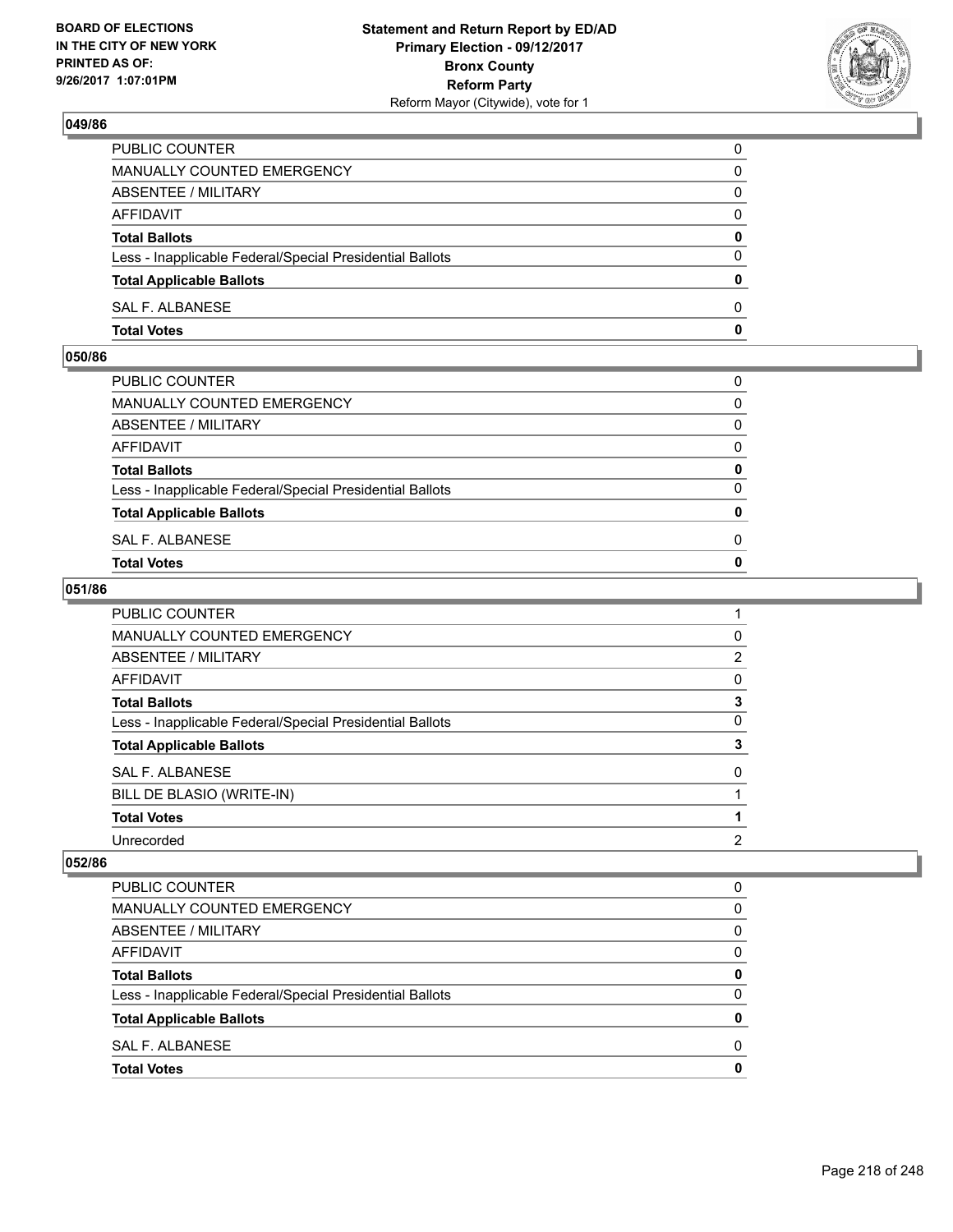**BOARD OF ELECTIONS IN THE CITY OF NEW YORK PRINTED AS OF: 9/26/2017 1:07:01PM**

**Statement and Return Report by ED/AD**
**Primary Election - 09/12/2017**
**Bronx County**
**Reform Party**
Reform Mayor (Citywide), vote for 1

### 049/86

| | |
|---|---|
| PUBLIC COUNTER | 0 |
| MANUALLY COUNTED EMERGENCY | 0 |
| ABSENTEE / MILITARY | 0 |
| AFFIDAVIT | 0 |
| **Total Ballots** | **0** |
| Less - Inapplicable Federal/Special Presidential Ballots | 0 |
| **Total Applicable Ballots** | **0** |
| SAL F. ALBANESE | 0 |
| **Total Votes** | **0** |

### 050/86

| | |
|---|---|
| PUBLIC COUNTER | 0 |
| MANUALLY COUNTED EMERGENCY | 0 |
| ABSENTEE / MILITARY | 0 |
| AFFIDAVIT | 0 |
| **Total Ballots** | **0** |
| Less - Inapplicable Federal/Special Presidential Ballots | 0 |
| **Total Applicable Ballots** | **0** |
| SAL F. ALBANESE | 0 |
| **Total Votes** | **0** |

### 051/86

| | |
|---|---|
| PUBLIC COUNTER | 1 |
| MANUALLY COUNTED EMERGENCY | 0 |
| ABSENTEE / MILITARY | 2 |
| AFFIDAVIT | 0 |
| **Total Ballots** | **3** |
| Less - Inapplicable Federal/Special Presidential Ballots | 0 |
| **Total Applicable Ballots** | **3** |
| SAL F. ALBANESE | 0 |
| BILL DE BLASIO (WRITE-IN) | 1 |
| **Total Votes** | **1** |
| Unrecorded | 2 |

### 052/86

| | |
|---|---|
| PUBLIC COUNTER | 0 |
| MANUALLY COUNTED EMERGENCY | 0 |
| ABSENTEE / MILITARY | 0 |
| AFFIDAVIT | 0 |
| **Total Ballots** | **0** |
| Less - Inapplicable Federal/Special Presidential Ballots | 0 |
| **Total Applicable Ballots** | **0** |
| SAL F. ALBANESE | 0 |
| **Total Votes** | **0** |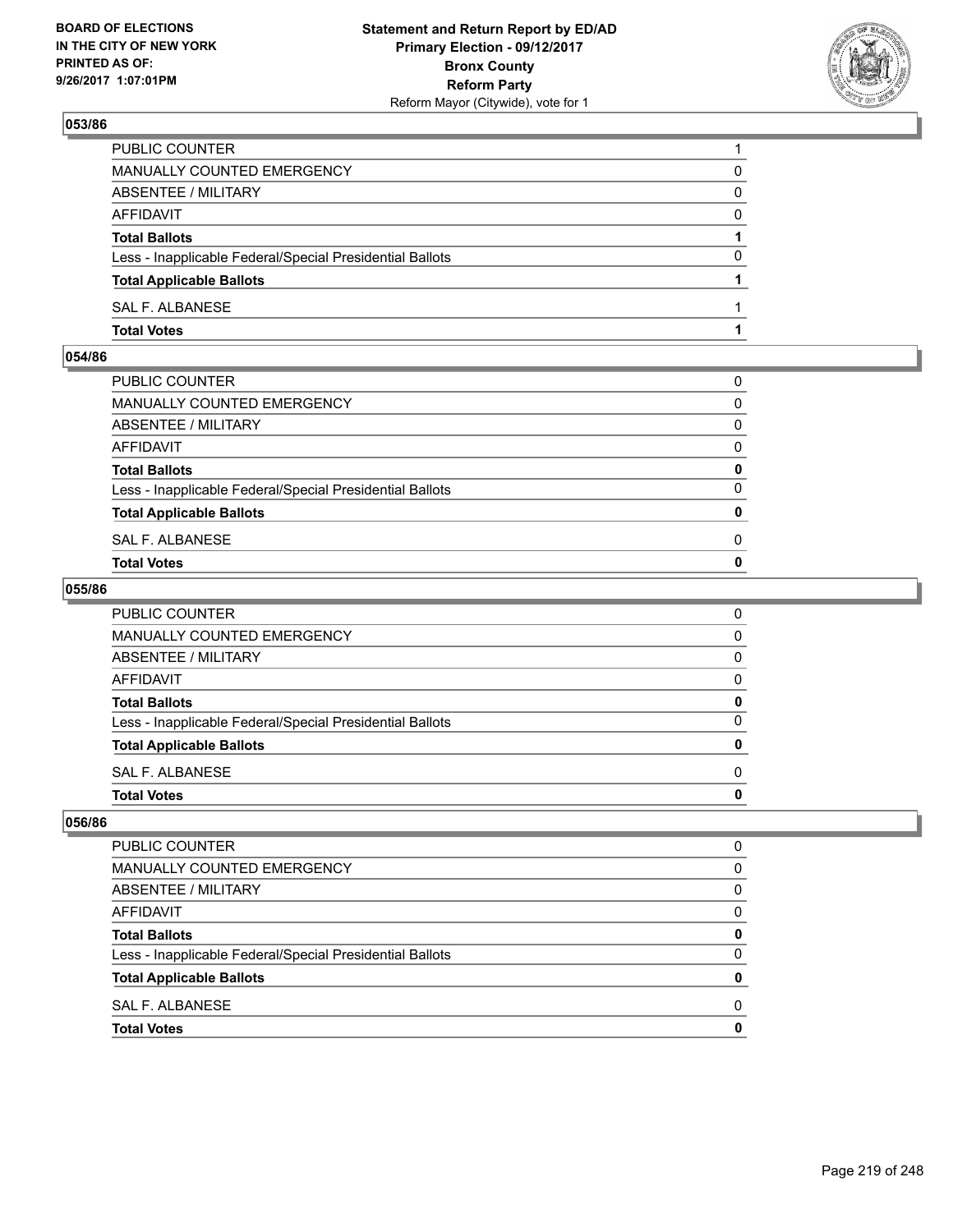**BOARD OF ELECTIONS IN THE CITY OF NEW YORK PRINTED AS OF: 9/26/2017 1:07:01PM**

**Statement and Return Report by ED/AD Primary Election - 09/12/2017 Bronx County Reform Party**
Reform Mayor (Citywide), vote for 1

## 053/86

| | |
|---|---|
| PUBLIC COUNTER | 1 |
| MANUALLY COUNTED EMERGENCY | 0 |
| ABSENTEE / MILITARY | 0 |
| AFFIDAVIT | 0 |
| **Total Ballots** | **1** |
| Less - Inapplicable Federal/Special Presidential Ballots | 0 |
| **Total Applicable Ballots** | **1** |
| SAL F. ALBANESE | 1 |
| **Total Votes** | **1** |

## 054/86

| | |
|---|---|
| PUBLIC COUNTER | 0 |
| MANUALLY COUNTED EMERGENCY | 0 |
| ABSENTEE / MILITARY | 0 |
| AFFIDAVIT | 0 |
| **Total Ballots** | **0** |
| Less - Inapplicable Federal/Special Presidential Ballots | 0 |
| **Total Applicable Ballots** | **0** |
| SAL F. ALBANESE | 0 |
| **Total Votes** | **0** |

## 055/86

| | |
|---|---|
| PUBLIC COUNTER | 0 |
| MANUALLY COUNTED EMERGENCY | 0 |
| ABSENTEE / MILITARY | 0 |
| AFFIDAVIT | 0 |
| **Total Ballots** | **0** |
| Less - Inapplicable Federal/Special Presidential Ballots | 0 |
| **Total Applicable Ballots** | **0** |
| SAL F. ALBANESE | 0 |
| **Total Votes** | **0** |

## 056/86

| | |
|---|---|
| PUBLIC COUNTER | 0 |
| MANUALLY COUNTED EMERGENCY | 0 |
| ABSENTEE / MILITARY | 0 |
| AFFIDAVIT | 0 |
| **Total Ballots** | **0** |
| Less - Inapplicable Federal/Special Presidential Ballots | 0 |
| **Total Applicable Ballots** | **0** |
| SAL F. ALBANESE | 0 |
| **Total Votes** | **0** |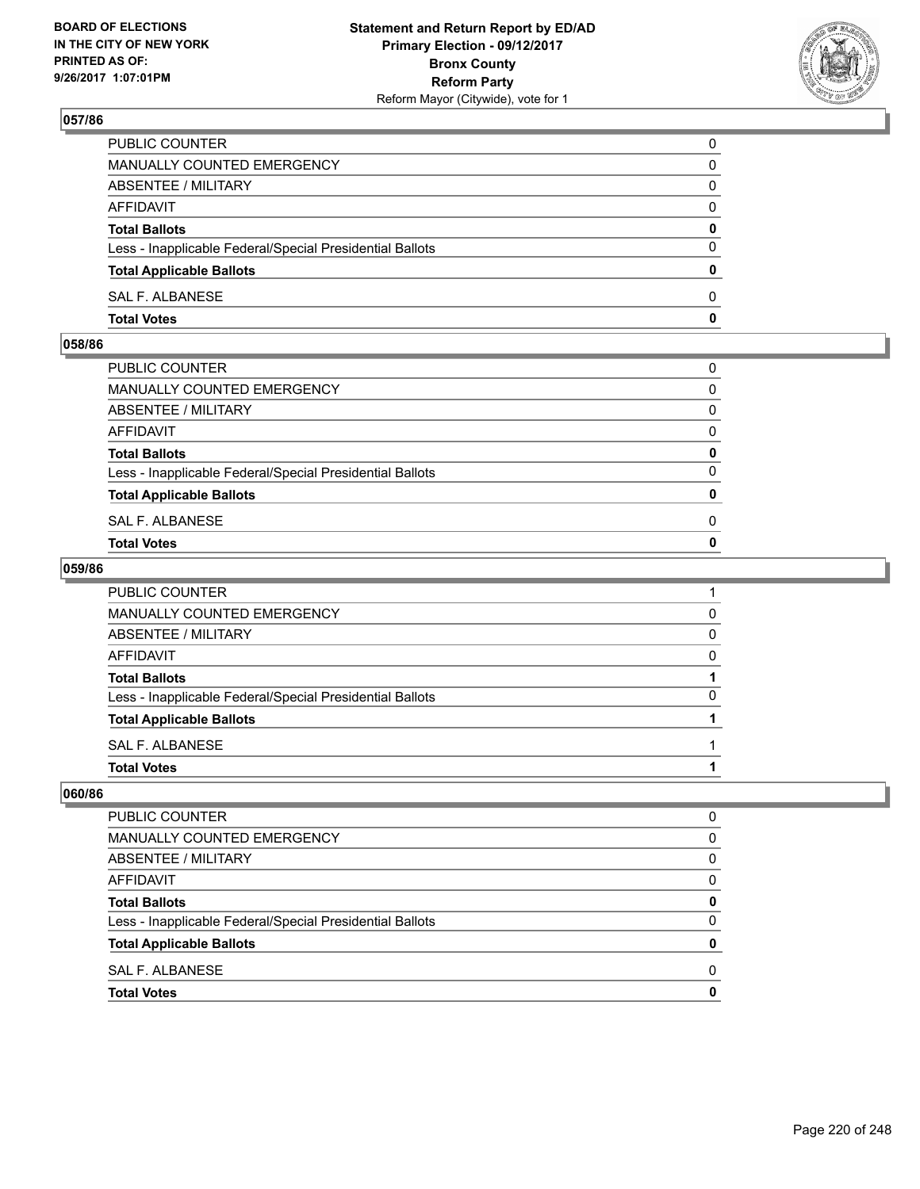### 057/86

| | |
|---|---|
| PUBLIC COUNTER | 0 |
| MANUALLY COUNTED EMERGENCY | 0 |
| ABSENTEE / MILITARY | 0 |
| AFFIDAVIT | 0 |
| **Total Ballots** | **0** |
| Less - Inapplicable Federal/Special Presidential Ballots | 0 |
| **Total Applicable Ballots** | **0** |
| SAL F. ALBANESE | 0 |
| **Total Votes** | **0** |

### 058/86

| | |
|---|---|
| PUBLIC COUNTER | 0 |
| MANUALLY COUNTED EMERGENCY | 0 |
| ABSENTEE / MILITARY | 0 |
| AFFIDAVIT | 0 |
| **Total Ballots** | **0** |
| Less - Inapplicable Federal/Special Presidential Ballots | 0 |
| **Total Applicable Ballots** | **0** |
| SAL F. ALBANESE | 0 |
| **Total Votes** | **0** |

### 059/86

| | |
|---|---|
| PUBLIC COUNTER | 1 |
| MANUALLY COUNTED EMERGENCY | 0 |
| ABSENTEE / MILITARY | 0 |
| AFFIDAVIT | 0 |
| **Total Ballots** | **1** |
| Less - Inapplicable Federal/Special Presidential Ballots | 0 |
| **Total Applicable Ballots** | **1** |
| SAL F. ALBANESE | 1 |
| **Total Votes** | **1** |

### 060/86

| | |
|---|---|
| PUBLIC COUNTER | 0 |
| MANUALLY COUNTED EMERGENCY | 0 |
| ABSENTEE / MILITARY | 0 |
| AFFIDAVIT | 0 |
| **Total Ballots** | **0** |
| Less - Inapplicable Federal/Special Presidential Ballots | 0 |
| **Total Applicable Ballots** | **0** |
| SAL F. ALBANESE | 0 |
| **Total Votes** | **0** |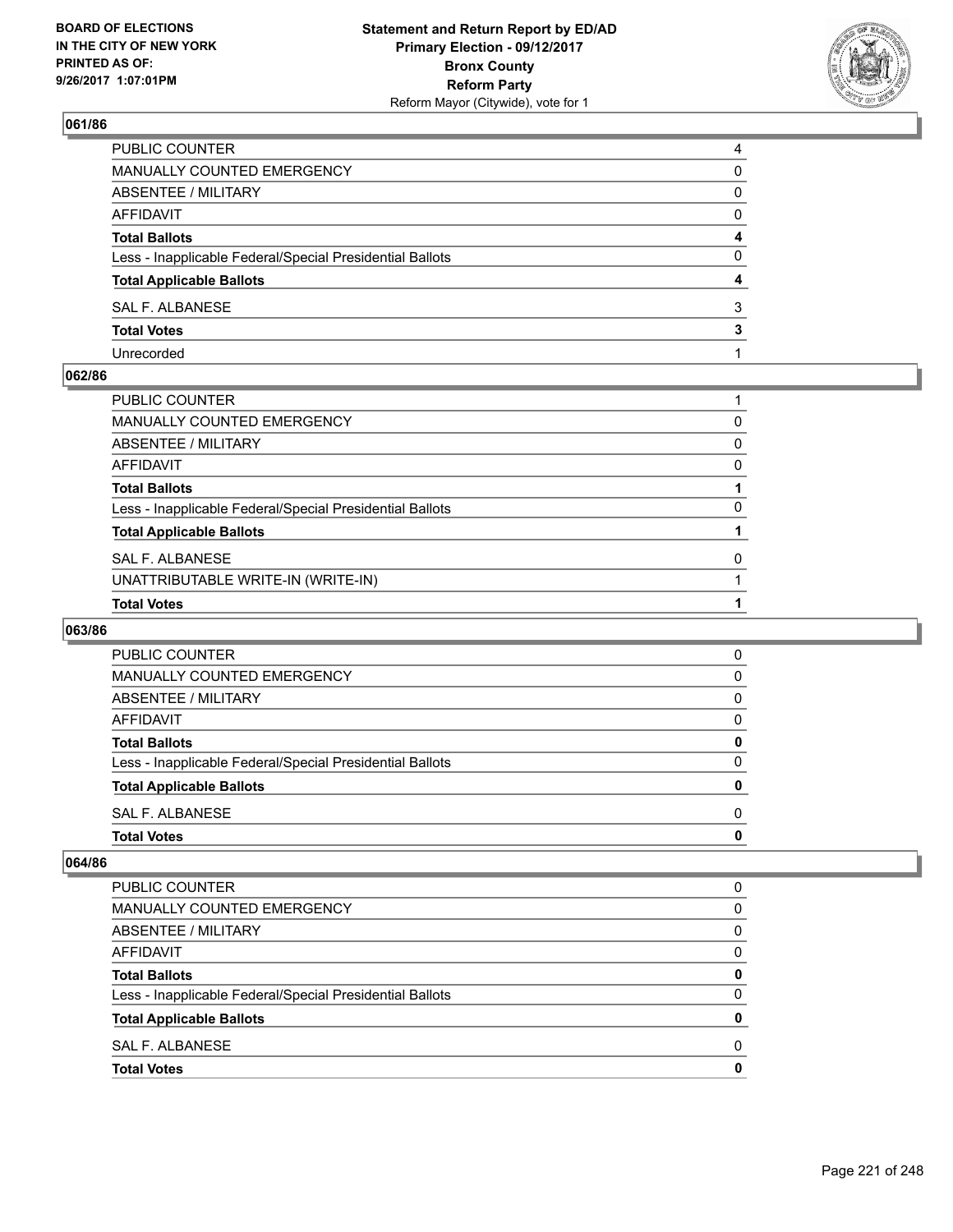## 061/86

| | |
|---|---|
| PUBLIC COUNTER | 4 |
| MANUALLY COUNTED EMERGENCY | 0 |
| ABSENTEE / MILITARY | 0 |
| AFFIDAVIT | 0 |
| **Total Ballots** | **4** |
| Less - Inapplicable Federal/Special Presidential Ballots | 0 |
| **Total Applicable Ballots** | **4** |
| SAL F. ALBANESE | 3 |
| **Total Votes** | **3** |
| Unrecorded | 1 |

## 062/86

| | |
|---|---|
| PUBLIC COUNTER | 1 |
| MANUALLY COUNTED EMERGENCY | 0 |
| ABSENTEE / MILITARY | 0 |
| AFFIDAVIT | 0 |
| **Total Ballots** | **1** |
| Less - Inapplicable Federal/Special Presidential Ballots | 0 |
| **Total Applicable Ballots** | **1** |
| SAL F. ALBANESE | 0 |
| UNATTRIBUTABLE WRITE-IN (WRITE-IN) | 1 |
| **Total Votes** | **1** |

## 063/86

| | |
|---|---|
| PUBLIC COUNTER | 0 |
| MANUALLY COUNTED EMERGENCY | 0 |
| ABSENTEE / MILITARY | 0 |
| AFFIDAVIT | 0 |
| **Total Ballots** | **0** |
| Less - Inapplicable Federal/Special Presidential Ballots | 0 |
| **Total Applicable Ballots** | **0** |
| SAL F. ALBANESE | 0 |
| **Total Votes** | **0** |

## 064/86

| | |
|---|---|
| PUBLIC COUNTER | 0 |
| MANUALLY COUNTED EMERGENCY | 0 |
| ABSENTEE / MILITARY | 0 |
| AFFIDAVIT | 0 |
| **Total Ballots** | **0** |
| Less - Inapplicable Federal/Special Presidential Ballots | 0 |
| **Total Applicable Ballots** | **0** |
| SAL F. ALBANESE | 0 |
| **Total Votes** | **0** |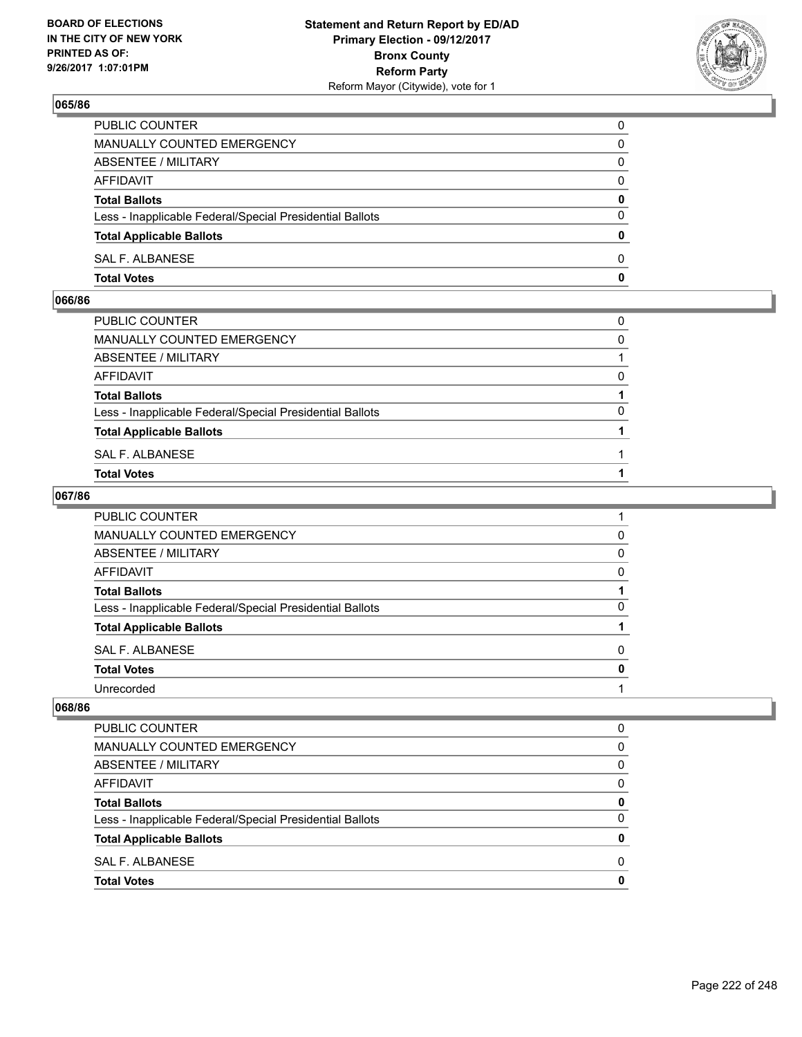## 065/86

| | |
|---|---|
| PUBLIC COUNTER | 0 |
| MANUALLY COUNTED EMERGENCY | 0 |
| ABSENTEE / MILITARY | 0 |
| AFFIDAVIT | 0 |
| **Total Ballots** | **0** |
| Less - Inapplicable Federal/Special Presidential Ballots | 0 |
| **Total Applicable Ballots** | **0** |
| SAL F. ALBANESE | 0 |
| **Total Votes** | **0** |

## 066/86

| | |
|---|---|
| PUBLIC COUNTER | 0 |
| MANUALLY COUNTED EMERGENCY | 0 |
| ABSENTEE / MILITARY | 1 |
| AFFIDAVIT | 0 |
| **Total Ballots** | **1** |
| Less - Inapplicable Federal/Special Presidential Ballots | 0 |
| **Total Applicable Ballots** | **1** |
| SAL F. ALBANESE | 1 |
| **Total Votes** | **1** |

## 067/86

| | |
|---|---|
| PUBLIC COUNTER | 1 |
| MANUALLY COUNTED EMERGENCY | 0 |
| ABSENTEE / MILITARY | 0 |
| AFFIDAVIT | 0 |
| **Total Ballots** | **1** |
| Less - Inapplicable Federal/Special Presidential Ballots | 0 |
| **Total Applicable Ballots** | **1** |
| SAL F. ALBANESE | 0 |
| **Total Votes** | **0** |
| Unrecorded | 1 |

## 068/86

| | |
|---|---|
| PUBLIC COUNTER | 0 |
| MANUALLY COUNTED EMERGENCY | 0 |
| ABSENTEE / MILITARY | 0 |
| AFFIDAVIT | 0 |
| **Total Ballots** | **0** |
| Less - Inapplicable Federal/Special Presidential Ballots | 0 |
| **Total Applicable Ballots** | **0** |
| SAL F. ALBANESE | 0 |
| **Total Votes** | **0** |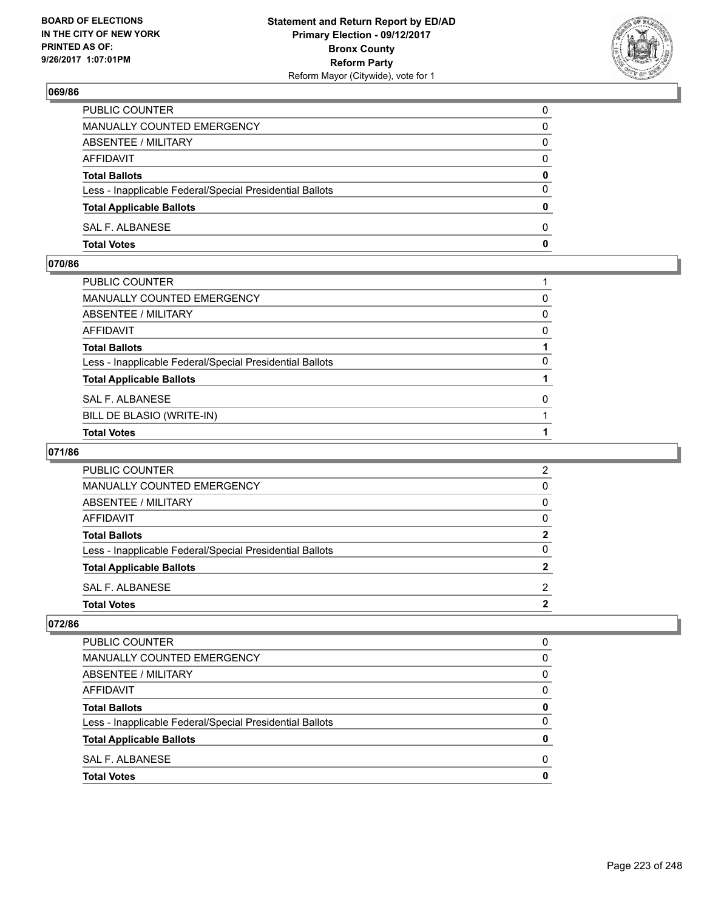BOARD OF ELECTIONS IN THE CITY OF NEW YORK PRINTED AS OF: 9/26/2017 1:07:01PM

**Statement and Return Report by ED/AD**
**Primary Election - 09/12/2017**
**Bronx County**
**Reform Party**
Reform Mayor (Citywide), vote for 1

### 069/86

| | |
|---|---|
| PUBLIC COUNTER | 0 |
| MANUALLY COUNTED EMERGENCY | 0 |
| ABSENTEE / MILITARY | 0 |
| AFFIDAVIT | 0 |
| **Total Ballots** | **0** |
| Less - Inapplicable Federal/Special Presidential Ballots | 0 |
| **Total Applicable Ballots** | **0** |
| SAL F. ALBANESE | 0 |
| **Total Votes** | **0** |

### 070/86

| | |
|---|---|
| PUBLIC COUNTER | 1 |
| MANUALLY COUNTED EMERGENCY | 0 |
| ABSENTEE / MILITARY | 0 |
| AFFIDAVIT | 0 |
| **Total Ballots** | **1** |
| Less - Inapplicable Federal/Special Presidential Ballots | 0 |
| **Total Applicable Ballots** | **1** |
| SAL F. ALBANESE | 0 |
| BILL DE BLASIO (WRITE-IN) | 1 |
| **Total Votes** | **1** |

### 071/86

| | |
|---|---|
| PUBLIC COUNTER | 2 |
| MANUALLY COUNTED EMERGENCY | 0 |
| ABSENTEE / MILITARY | 0 |
| AFFIDAVIT | 0 |
| **Total Ballots** | **2** |
| Less - Inapplicable Federal/Special Presidential Ballots | 0 |
| **Total Applicable Ballots** | **2** |
| SAL F. ALBANESE | 2 |
| **Total Votes** | **2** |

### 072/86

| | |
|---|---|
| PUBLIC COUNTER | 0 |
| MANUALLY COUNTED EMERGENCY | 0 |
| ABSENTEE / MILITARY | 0 |
| AFFIDAVIT | 0 |
| **Total Ballots** | **0** |
| Less - Inapplicable Federal/Special Presidential Ballots | 0 |
| **Total Applicable Ballots** | **0** |
| SAL F. ALBANESE | 0 |
| **Total Votes** | **0** |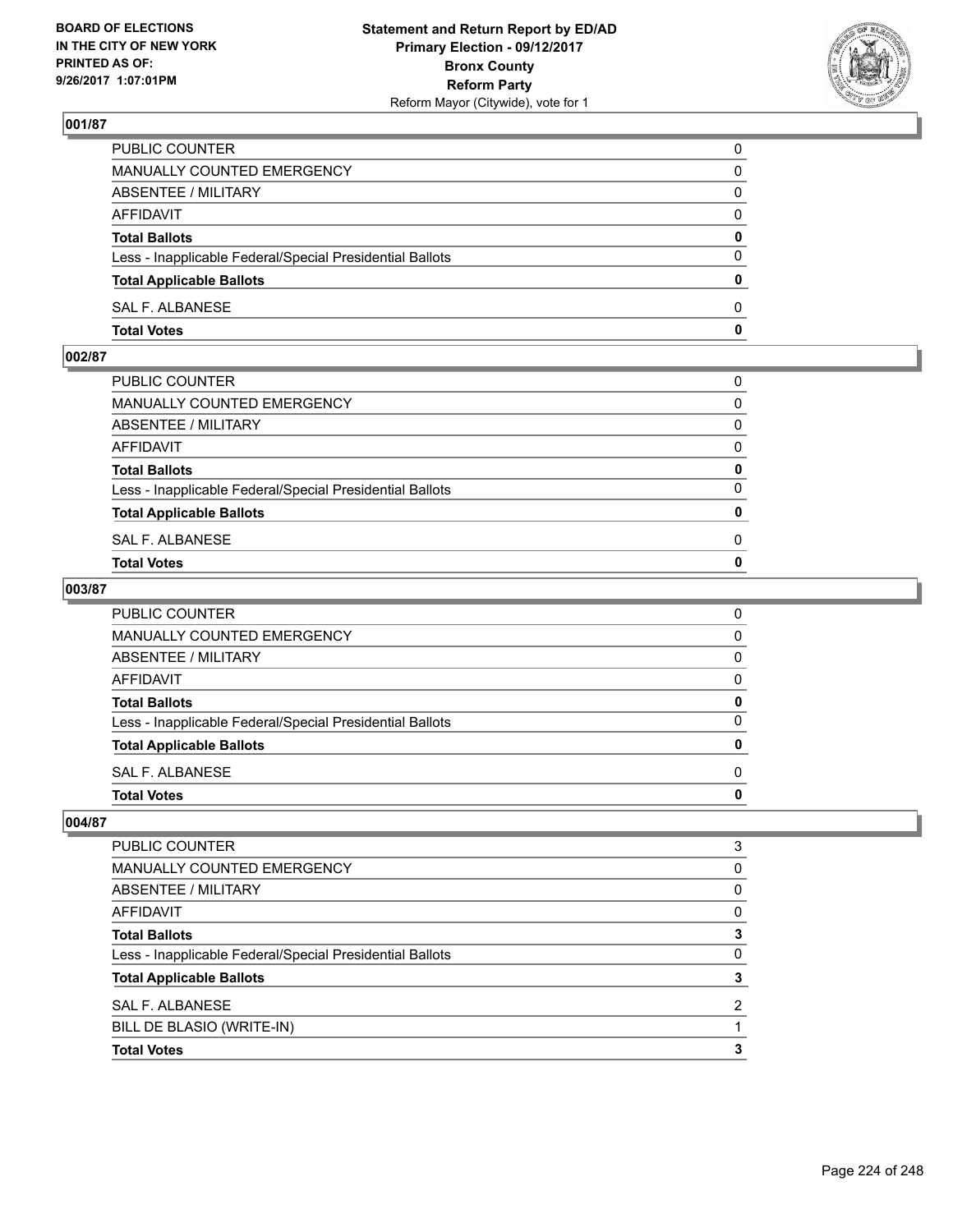### 001/87

| | |
|---|---|
| PUBLIC COUNTER | 0 |
| MANUALLY COUNTED EMERGENCY | 0 |
| ABSENTEE / MILITARY | 0 |
| AFFIDAVIT | 0 |
| **Total Ballots** | **0** |
| Less - Inapplicable Federal/Special Presidential Ballots | 0 |
| **Total Applicable Ballots** | **0** |
| SAL F. ALBANESE | 0 |
| **Total Votes** | **0** |

### 002/87

| | |
|---|---|
| PUBLIC COUNTER | 0 |
| MANUALLY COUNTED EMERGENCY | 0 |
| ABSENTEE / MILITARY | 0 |
| AFFIDAVIT | 0 |
| **Total Ballots** | **0** |
| Less - Inapplicable Federal/Special Presidential Ballots | 0 |
| **Total Applicable Ballots** | **0** |
| SAL F. ALBANESE | 0 |
| **Total Votes** | **0** |

### 003/87

| | |
|---|---|
| PUBLIC COUNTER | 0 |
| MANUALLY COUNTED EMERGENCY | 0 |
| ABSENTEE / MILITARY | 0 |
| AFFIDAVIT | 0 |
| **Total Ballots** | **0** |
| Less - Inapplicable Federal/Special Presidential Ballots | 0 |
| **Total Applicable Ballots** | **0** |
| SAL F. ALBANESE | 0 |
| **Total Votes** | **0** |

### 004/87

| | |
|---|---|
| PUBLIC COUNTER | 3 |
| MANUALLY COUNTED EMERGENCY | 0 |
| ABSENTEE / MILITARY | 0 |
| AFFIDAVIT | 0 |
| **Total Ballots** | **3** |
| Less - Inapplicable Federal/Special Presidential Ballots | 0 |
| **Total Applicable Ballots** | **3** |
| SAL F. ALBANESE | 2 |
| BILL DE BLASIO (WRITE-IN) | 1 |
| **Total Votes** | **3** |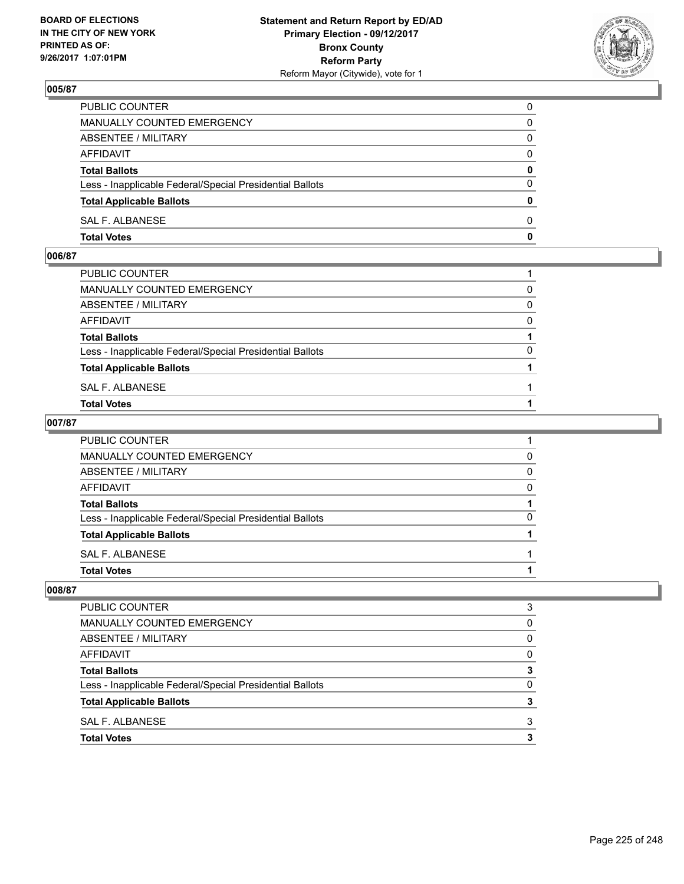BOARD OF ELECTIONS
IN THE CITY OF NEW YORK
PRINTED AS OF:
9/26/2017 1:07:01PM

**Statement and Return Report by ED/AD**
**Primary Election - 09/12/2017**
**Bronx County**
**Reform Party**
Reform Mayor (Citywide), vote for 1

## 005/87

| | |
|---|---|
| PUBLIC COUNTER | 0 |
| MANUALLY COUNTED EMERGENCY | 0 |
| ABSENTEE / MILITARY | 0 |
| AFFIDAVIT | 0 |
| **Total Ballots** | **0** |
| Less - Inapplicable Federal/Special Presidential Ballots | 0 |
| **Total Applicable Ballots** | **0** |
| SAL F. ALBANESE | 0 |
| **Total Votes** | **0** |

## 006/87

| | |
|---|---|
| PUBLIC COUNTER | 1 |
| MANUALLY COUNTED EMERGENCY | 0 |
| ABSENTEE / MILITARY | 0 |
| AFFIDAVIT | 0 |
| **Total Ballots** | **1** |
| Less - Inapplicable Federal/Special Presidential Ballots | 0 |
| **Total Applicable Ballots** | **1** |
| SAL F. ALBANESE | 1 |
| **Total Votes** | **1** |

## 007/87

| | |
|---|---|
| PUBLIC COUNTER | 1 |
| MANUALLY COUNTED EMERGENCY | 0 |
| ABSENTEE / MILITARY | 0 |
| AFFIDAVIT | 0 |
| **Total Ballots** | **1** |
| Less - Inapplicable Federal/Special Presidential Ballots | 0 |
| **Total Applicable Ballots** | **1** |
| SAL F. ALBANESE | 1 |
| **Total Votes** | **1** |

## 008/87

| | |
|---|---|
| PUBLIC COUNTER | 3 |
| MANUALLY COUNTED EMERGENCY | 0 |
| ABSENTEE / MILITARY | 0 |
| AFFIDAVIT | 0 |
| **Total Ballots** | **3** |
| Less - Inapplicable Federal/Special Presidential Ballots | 0 |
| **Total Applicable Ballots** | **3** |
| SAL F. ALBANESE | 3 |
| **Total Votes** | **3** |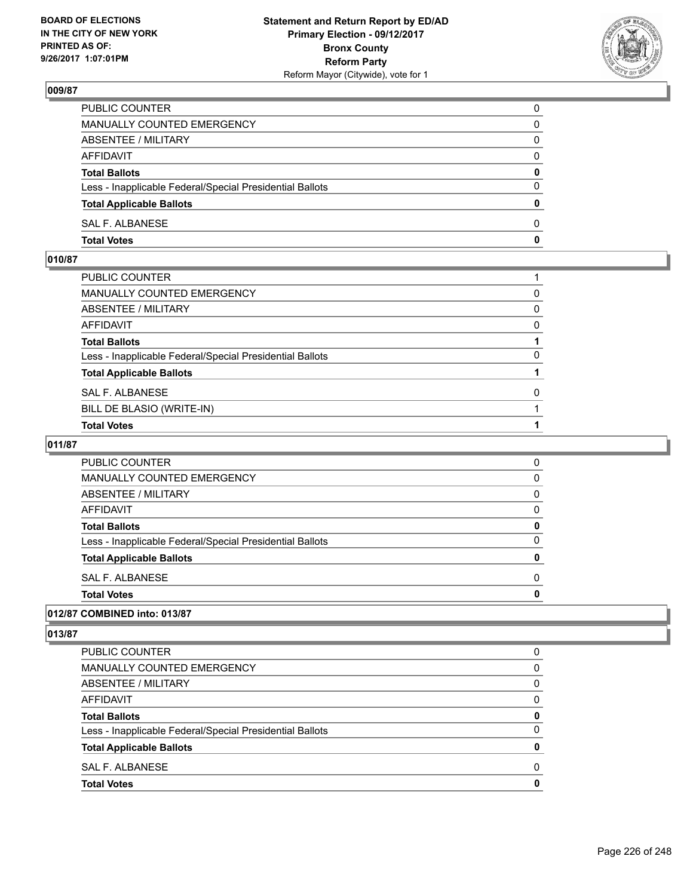**BOARD OF ELECTIONS IN THE CITY OF NEW YORK PRINTED AS OF: 9/26/2017 1:07:01PM**

**Statement and Return Report by ED/AD**
**Primary Election - 09/12/2017**
**Bronx County**
**Reform Party**
Reform Mayor (Citywide), vote for 1

### 009/87

| | |
|---|---|
| PUBLIC COUNTER | 0 |
| MANUALLY COUNTED EMERGENCY | 0 |
| ABSENTEE / MILITARY | 0 |
| AFFIDAVIT | 0 |
| **Total Ballots** | **0** |
| Less - Inapplicable Federal/Special Presidential Ballots | 0 |
| **Total Applicable Ballots** | **0** |
| SAL F. ALBANESE | 0 |
| **Total Votes** | **0** |

### 010/87

| | |
|---|---|
| PUBLIC COUNTER | 1 |
| MANUALLY COUNTED EMERGENCY | 0 |
| ABSENTEE / MILITARY | 0 |
| AFFIDAVIT | 0 |
| **Total Ballots** | **1** |
| Less - Inapplicable Federal/Special Presidential Ballots | 0 |
| **Total Applicable Ballots** | **1** |
| SAL F. ALBANESE | 0 |
| BILL DE BLASIO (WRITE-IN) | 1 |
| **Total Votes** | **1** |

### 011/87

| | |
|---|---|
| PUBLIC COUNTER | 0 |
| MANUALLY COUNTED EMERGENCY | 0 |
| ABSENTEE / MILITARY | 0 |
| AFFIDAVIT | 0 |
| **Total Ballots** | **0** |
| Less - Inapplicable Federal/Special Presidential Ballots | 0 |
| **Total Applicable Ballots** | **0** |
| SAL F. ALBANESE | 0 |
| **Total Votes** | **0** |

### 012/87 COMBINED into: 013/87

### 013/87

| | |
|---|---|
| PUBLIC COUNTER | 0 |
| MANUALLY COUNTED EMERGENCY | 0 |
| ABSENTEE / MILITARY | 0 |
| AFFIDAVIT | 0 |
| **Total Ballots** | **0** |
| Less - Inapplicable Federal/Special Presidential Ballots | 0 |
| **Total Applicable Ballots** | **0** |
| SAL F. ALBANESE | 0 |
| **Total Votes** | **0** |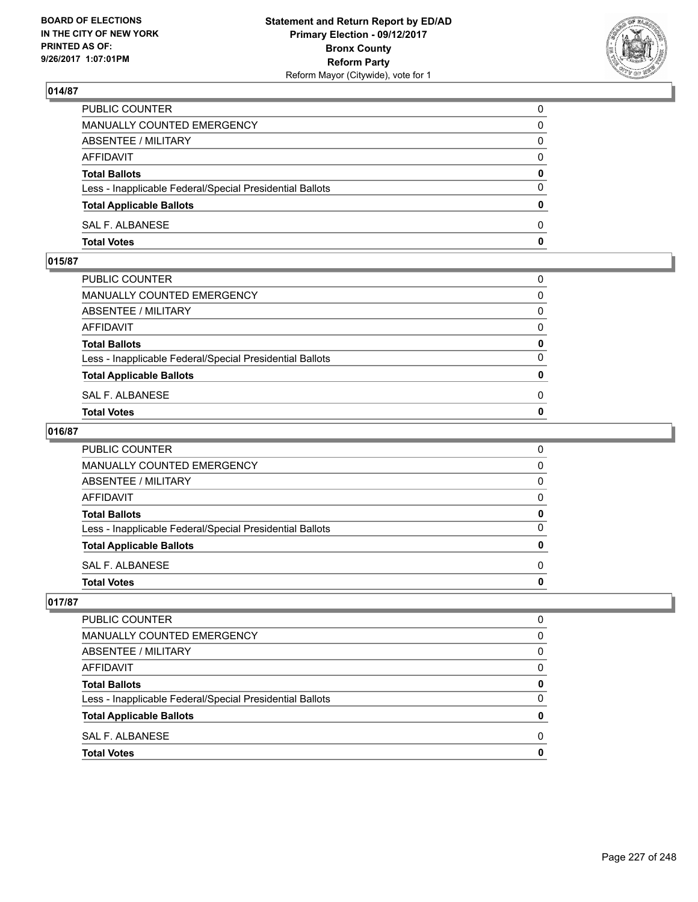BOARD OF ELECTIONS
IN THE CITY OF NEW YORK
PRINTED AS OF:
9/26/2017 1:07:01PM

**Statement and Return Report by ED/AD**
**Primary Election - 09/12/2017**
**Bronx County**
**Reform Party**
Reform Mayor (Citywide), vote for 1

## 014/87

| | |
|---|---|
| PUBLIC COUNTER | 0 |
| MANUALLY COUNTED EMERGENCY | 0 |
| ABSENTEE / MILITARY | 0 |
| AFFIDAVIT | 0 |
| **Total Ballots** | **0** |
| Less - Inapplicable Federal/Special Presidential Ballots | 0 |
| **Total Applicable Ballots** | **0** |
| SAL F. ALBANESE | 0 |
| **Total Votes** | **0** |

## 015/87

| | |
|---|---|
| PUBLIC COUNTER | 0 |
| MANUALLY COUNTED EMERGENCY | 0 |
| ABSENTEE / MILITARY | 0 |
| AFFIDAVIT | 0 |
| **Total Ballots** | **0** |
| Less - Inapplicable Federal/Special Presidential Ballots | 0 |
| **Total Applicable Ballots** | **0** |
| SAL F. ALBANESE | 0 |
| **Total Votes** | **0** |

## 016/87

| | |
|---|---|
| PUBLIC COUNTER | 0 |
| MANUALLY COUNTED EMERGENCY | 0 |
| ABSENTEE / MILITARY | 0 |
| AFFIDAVIT | 0 |
| **Total Ballots** | **0** |
| Less - Inapplicable Federal/Special Presidential Ballots | 0 |
| **Total Applicable Ballots** | **0** |
| SAL F. ALBANESE | 0 |
| **Total Votes** | **0** |

## 017/87

| | |
|---|---|
| PUBLIC COUNTER | 0 |
| MANUALLY COUNTED EMERGENCY | 0 |
| ABSENTEE / MILITARY | 0 |
| AFFIDAVIT | 0 |
| **Total Ballots** | **0** |
| Less - Inapplicable Federal/Special Presidential Ballots | 0 |
| **Total Applicable Ballots** | **0** |
| SAL F. ALBANESE | 0 |
| **Total Votes** | **0** |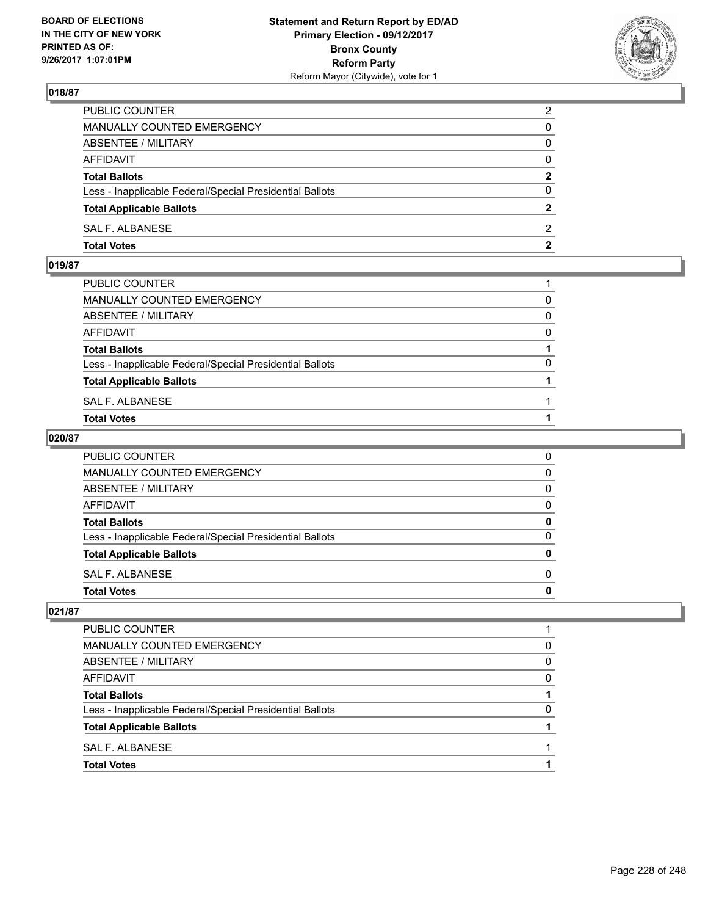## 018/87

| | |
|---|---|
| PUBLIC COUNTER | 2 |
| MANUALLY COUNTED EMERGENCY | 0 |
| ABSENTEE / MILITARY | 0 |
| AFFIDAVIT | 0 |
| **Total Ballots** | **2** |
| Less - Inapplicable Federal/Special Presidential Ballots | 0 |
| **Total Applicable Ballots** | **2** |
| SAL F. ALBANESE | 2 |
| **Total Votes** | **2** |

## 019/87

| | |
|---|---|
| PUBLIC COUNTER | 1 |
| MANUALLY COUNTED EMERGENCY | 0 |
| ABSENTEE / MILITARY | 0 |
| AFFIDAVIT | 0 |
| **Total Ballots** | **1** |
| Less - Inapplicable Federal/Special Presidential Ballots | 0 |
| **Total Applicable Ballots** | **1** |
| SAL F. ALBANESE | 1 |
| **Total Votes** | **1** |

## 020/87

| | |
|---|---|
| PUBLIC COUNTER | 0 |
| MANUALLY COUNTED EMERGENCY | 0 |
| ABSENTEE / MILITARY | 0 |
| AFFIDAVIT | 0 |
| **Total Ballots** | **0** |
| Less - Inapplicable Federal/Special Presidential Ballots | 0 |
| **Total Applicable Ballots** | **0** |
| SAL F. ALBANESE | 0 |
| **Total Votes** | **0** |

## 021/87

| | |
|---|---|
| PUBLIC COUNTER | 1 |
| MANUALLY COUNTED EMERGENCY | 0 |
| ABSENTEE / MILITARY | 0 |
| AFFIDAVIT | 0 |
| **Total Ballots** | **1** |
| Less - Inapplicable Federal/Special Presidential Ballots | 0 |
| **Total Applicable Ballots** | **1** |
| SAL F. ALBANESE | 1 |
| **Total Votes** | **1** |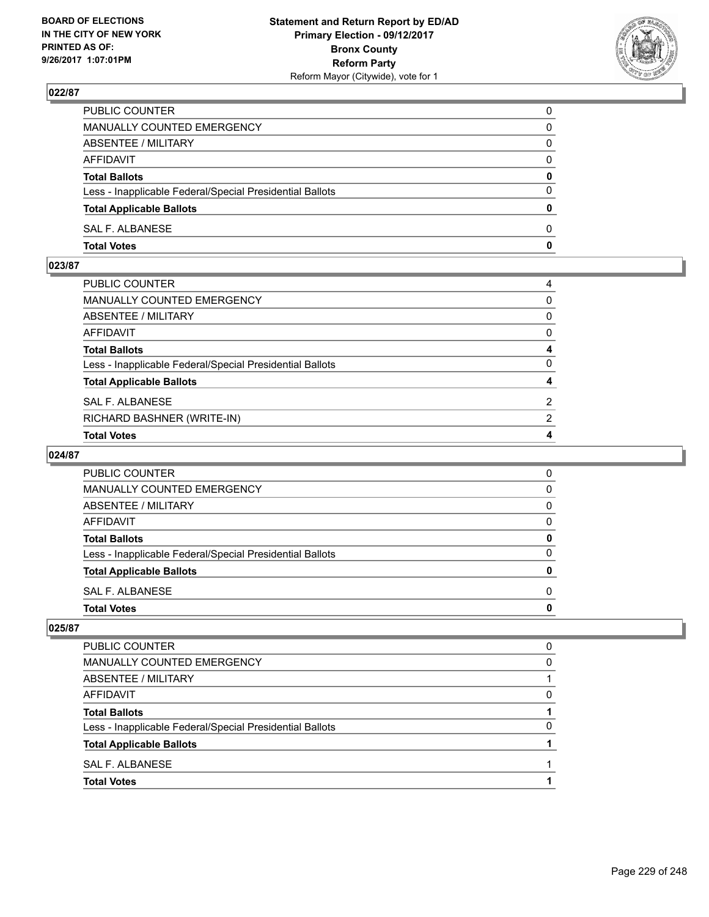BOARD OF ELECTIONS
IN THE CITY OF NEW YORK
PRINTED AS OF:
9/26/2017 1:07:01PM

**Statement and Return Report by ED/AD**
**Primary Election - 09/12/2017**
**Bronx County**
**Reform Party**
Reform Mayor (Citywide), vote for 1

### 022/87

| | |
|---|---|
| PUBLIC COUNTER | 0 |
| MANUALLY COUNTED EMERGENCY | 0 |
| ABSENTEE / MILITARY | 0 |
| AFFIDAVIT | 0 |
| **Total Ballots** | **0** |
| Less - Inapplicable Federal/Special Presidential Ballots | 0 |
| **Total Applicable Ballots** | **0** |
| SAL F. ALBANESE | 0 |
| **Total Votes** | **0** |

### 023/87

| | |
|---|---|
| PUBLIC COUNTER | 4 |
| MANUALLY COUNTED EMERGENCY | 0 |
| ABSENTEE / MILITARY | 0 |
| AFFIDAVIT | 0 |
| **Total Ballots** | **4** |
| Less - Inapplicable Federal/Special Presidential Ballots | 0 |
| **Total Applicable Ballots** | **4** |
| SAL F. ALBANESE | 2 |
| RICHARD BASHNER (WRITE-IN) | 2 |
| **Total Votes** | **4** |

### 024/87

| | |
|---|---|
| PUBLIC COUNTER | 0 |
| MANUALLY COUNTED EMERGENCY | 0 |
| ABSENTEE / MILITARY | 0 |
| AFFIDAVIT | 0 |
| **Total Ballots** | **0** |
| Less - Inapplicable Federal/Special Presidential Ballots | 0 |
| **Total Applicable Ballots** | **0** |
| SAL F. ALBANESE | 0 |
| **Total Votes** | **0** |

### 025/87

| | |
|---|---|
| PUBLIC COUNTER | 0 |
| MANUALLY COUNTED EMERGENCY | 0 |
| ABSENTEE / MILITARY | 1 |
| AFFIDAVIT | 0 |
| **Total Ballots** | **1** |
| Less - Inapplicable Federal/Special Presidential Ballots | 0 |
| **Total Applicable Ballots** | **1** |
| SAL F. ALBANESE | 1 |
| **Total Votes** | **1** |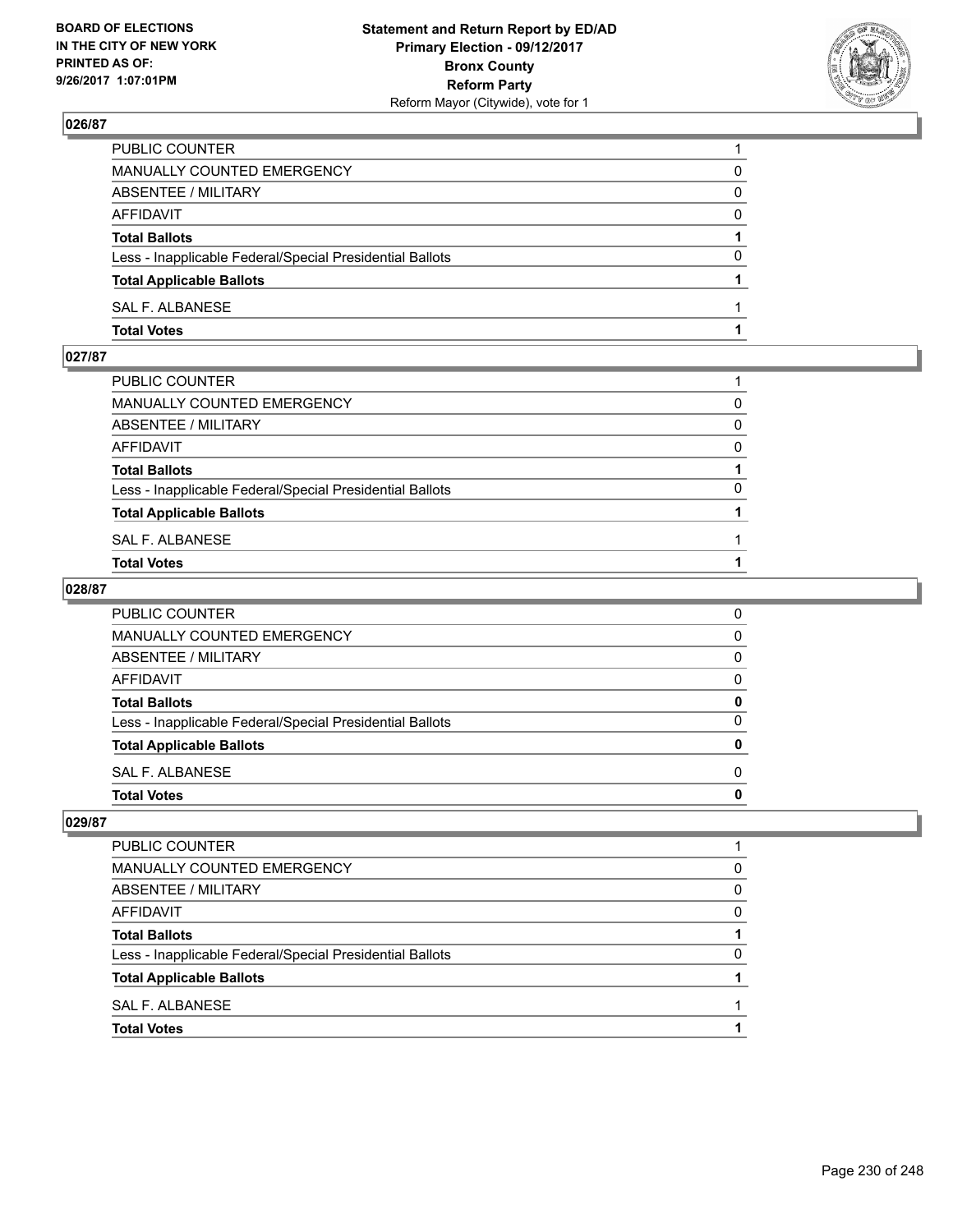**BOARD OF ELECTIONS IN THE CITY OF NEW YORK PRINTED AS OF: 9/26/2017 1:07:01PM**

**Statement and Return Report by ED/AD Primary Election - 09/12/2017 Bronx County Reform Party**
Reform Mayor (Citywide), vote for 1

## 026/87

| | |
|---|---|
| PUBLIC COUNTER | 1 |
| MANUALLY COUNTED EMERGENCY | 0 |
| ABSENTEE / MILITARY | 0 |
| AFFIDAVIT | 0 |
| **Total Ballots** | **1** |
| Less - Inapplicable Federal/Special Presidential Ballots | 0 |
| **Total Applicable Ballots** | **1** |
| SAL F. ALBANESE | 1 |
| **Total Votes** | **1** |

## 027/87

| | |
|---|---|
| PUBLIC COUNTER | 1 |
| MANUALLY COUNTED EMERGENCY | 0 |
| ABSENTEE / MILITARY | 0 |
| AFFIDAVIT | 0 |
| **Total Ballots** | **1** |
| Less - Inapplicable Federal/Special Presidential Ballots | 0 |
| **Total Applicable Ballots** | **1** |
| SAL F. ALBANESE | 1 |
| **Total Votes** | **1** |

## 028/87

| | |
|---|---|
| PUBLIC COUNTER | 0 |
| MANUALLY COUNTED EMERGENCY | 0 |
| ABSENTEE / MILITARY | 0 |
| AFFIDAVIT | 0 |
| **Total Ballots** | **0** |
| Less - Inapplicable Federal/Special Presidential Ballots | 0 |
| **Total Applicable Ballots** | **0** |
| SAL F. ALBANESE | 0 |
| **Total Votes** | **0** |

## 029/87

| | |
|---|---|
| PUBLIC COUNTER | 1 |
| MANUALLY COUNTED EMERGENCY | 0 |
| ABSENTEE / MILITARY | 0 |
| AFFIDAVIT | 0 |
| **Total Ballots** | **1** |
| Less - Inapplicable Federal/Special Presidential Ballots | 0 |
| **Total Applicable Ballots** | **1** |
| SAL F. ALBANESE | 1 |
| **Total Votes** | **1** |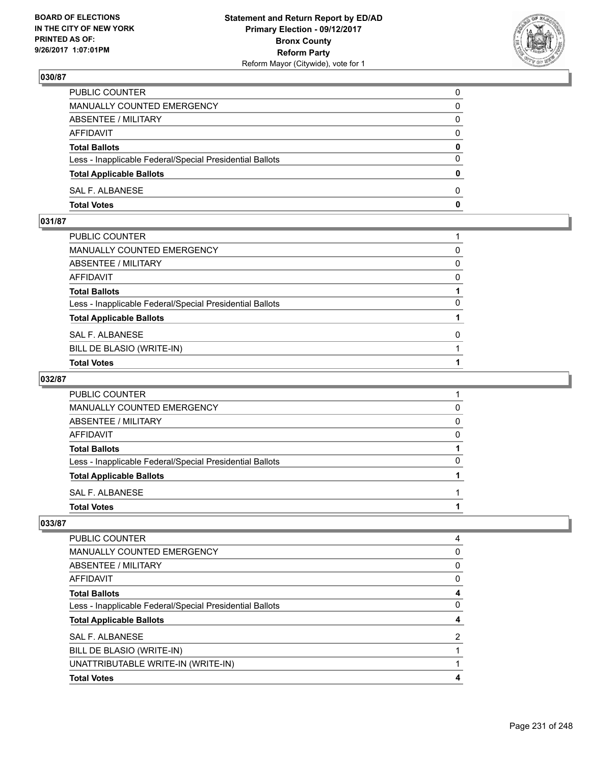## 030/87

| | |
|---|---|
| PUBLIC COUNTER | 0 |
| MANUALLY COUNTED EMERGENCY | 0 |
| ABSENTEE / MILITARY | 0 |
| AFFIDAVIT | 0 |
| **Total Ballots** | **0** |
| Less - Inapplicable Federal/Special Presidential Ballots | 0 |
| **Total Applicable Ballots** | **0** |
| SAL F. ALBANESE | 0 |
| **Total Votes** | **0** |

## 031/87

| | |
|---|---|
| PUBLIC COUNTER | 1 |
| MANUALLY COUNTED EMERGENCY | 0 |
| ABSENTEE / MILITARY | 0 |
| AFFIDAVIT | 0 |
| **Total Ballots** | **1** |
| Less - Inapplicable Federal/Special Presidential Ballots | 0 |
| **Total Applicable Ballots** | **1** |
| SAL F. ALBANESE | 0 |
| BILL DE BLASIO (WRITE-IN) | 1 |
| **Total Votes** | **1** |

## 032/87

| | |
|---|---|
| PUBLIC COUNTER | 1 |
| MANUALLY COUNTED EMERGENCY | 0 |
| ABSENTEE / MILITARY | 0 |
| AFFIDAVIT | 0 |
| **Total Ballots** | **1** |
| Less - Inapplicable Federal/Special Presidential Ballots | 0 |
| **Total Applicable Ballots** | **1** |
| SAL F. ALBANESE | 1 |
| **Total Votes** | **1** |

## 033/87

| | |
|---|---|
| PUBLIC COUNTER | 4 |
| MANUALLY COUNTED EMERGENCY | 0 |
| ABSENTEE / MILITARY | 0 |
| AFFIDAVIT | 0 |
| **Total Ballots** | **4** |
| Less - Inapplicable Federal/Special Presidential Ballots | 0 |
| **Total Applicable Ballots** | **4** |
| SAL F. ALBANESE | 2 |
| BILL DE BLASIO (WRITE-IN) | 1 |
| UNATTRIBUTABLE WRITE-IN (WRITE-IN) | 1 |
| **Total Votes** | **4** |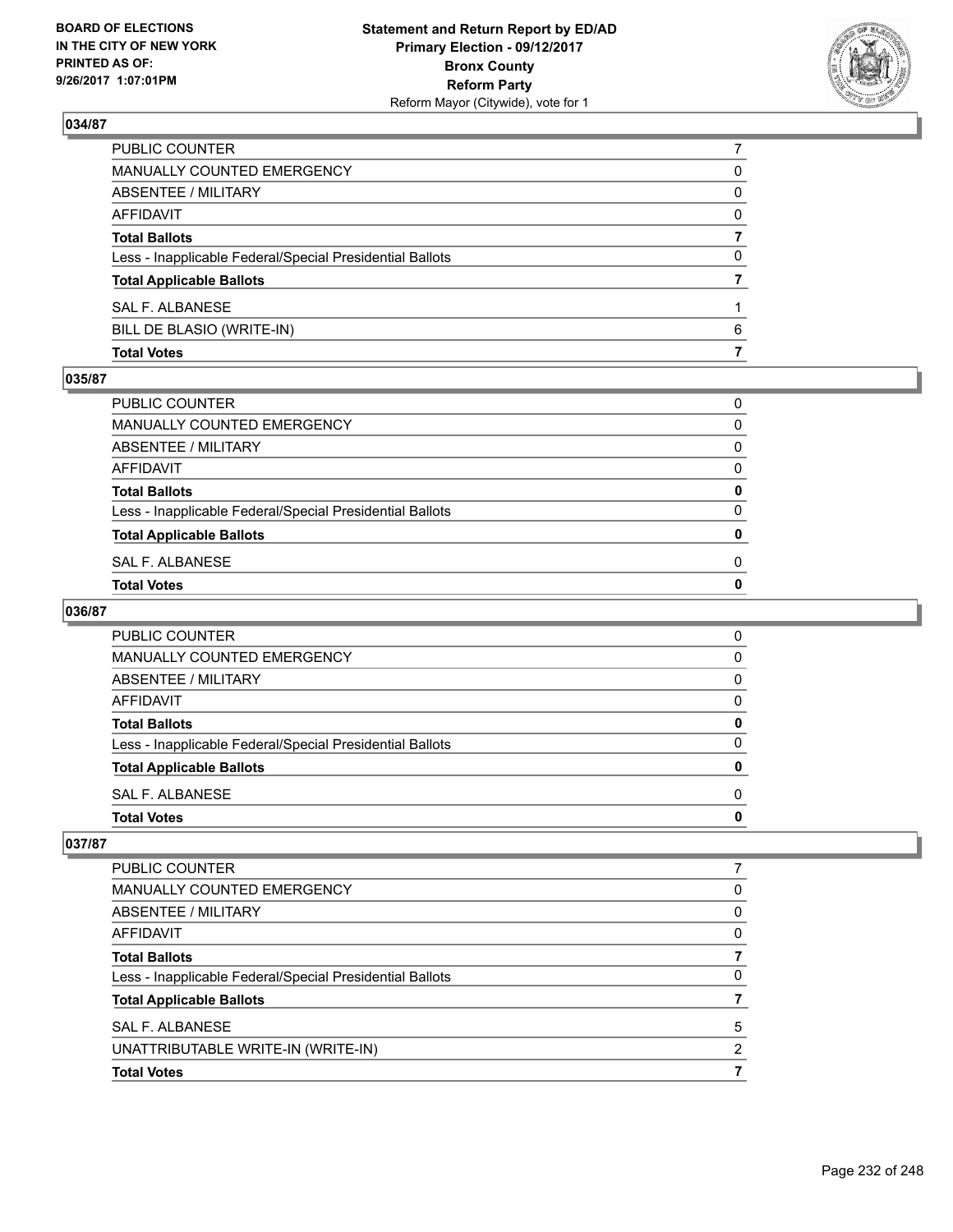**BOARD OF ELECTIONS IN THE CITY OF NEW YORK PRINTED AS OF: 9/26/2017 1:07:01PM**

**Statement and Return Report by ED/AD**
**Primary Election - 09/12/2017**
**Bronx County**
**Reform Party**
Reform Mayor (Citywide), vote for 1

### 034/87

| | |
|---|---|
| PUBLIC COUNTER | 7 |
| MANUALLY COUNTED EMERGENCY | 0 |
| ABSENTEE / MILITARY | 0 |
| AFFIDAVIT | 0 |
| **Total Ballots** | **7** |
| Less - Inapplicable Federal/Special Presidential Ballots | 0 |
| **Total Applicable Ballots** | **7** |
| SAL F. ALBANESE | 1 |
| BILL DE BLASIO (WRITE-IN) | 6 |
| **Total Votes** | **7** |

### 035/87

| | |
|---|---|
| PUBLIC COUNTER | 0 |
| MANUALLY COUNTED EMERGENCY | 0 |
| ABSENTEE / MILITARY | 0 |
| AFFIDAVIT | 0 |
| **Total Ballots** | **0** |
| Less - Inapplicable Federal/Special Presidential Ballots | 0 |
| **Total Applicable Ballots** | **0** |
| SAL F. ALBANESE | 0 |
| **Total Votes** | **0** |

### 036/87

| | |
|---|---|
| PUBLIC COUNTER | 0 |
| MANUALLY COUNTED EMERGENCY | 0 |
| ABSENTEE / MILITARY | 0 |
| AFFIDAVIT | 0 |
| **Total Ballots** | **0** |
| Less - Inapplicable Federal/Special Presidential Ballots | 0 |
| **Total Applicable Ballots** | **0** |
| SAL F. ALBANESE | 0 |
| **Total Votes** | **0** |

### 037/87

| | |
|---|---|
| PUBLIC COUNTER | 7 |
| MANUALLY COUNTED EMERGENCY | 0 |
| ABSENTEE / MILITARY | 0 |
| AFFIDAVIT | 0 |
| **Total Ballots** | **7** |
| Less - Inapplicable Federal/Special Presidential Ballots | 0 |
| **Total Applicable Ballots** | **7** |
| SAL F. ALBANESE | 5 |
| UNATTRIBUTABLE WRITE-IN (WRITE-IN) | 2 |
| **Total Votes** | **7** |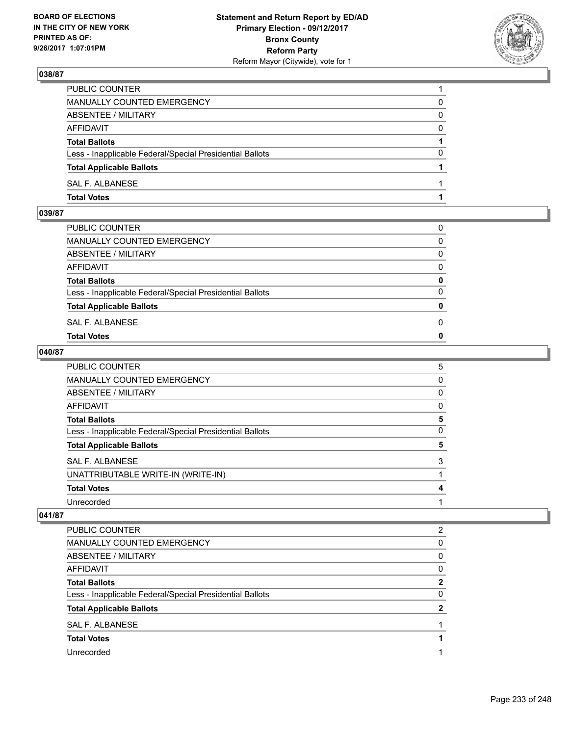BOARD OF ELECTIONS
IN THE CITY OF NEW YORK
PRINTED AS OF:
9/26/2017 1:07:01PM

**Statement and Return Report by ED/AD**
**Primary Election - 09/12/2017**
**Bronx County**
**Reform Party**
Reform Mayor (Citywide), vote for 1

## 038/87

| | |
|---|---|
| PUBLIC COUNTER | 1 |
| MANUALLY COUNTED EMERGENCY | 0 |
| ABSENTEE / MILITARY | 0 |
| AFFIDAVIT | 0 |
| **Total Ballots** | **1** |
| Less - Inapplicable Federal/Special Presidential Ballots | 0 |
| **Total Applicable Ballots** | **1** |
| SAL F. ALBANESE | 1 |
| **Total Votes** | **1** |

## 039/87

| | |
|---|---|
| PUBLIC COUNTER | 0 |
| MANUALLY COUNTED EMERGENCY | 0 |
| ABSENTEE / MILITARY | 0 |
| AFFIDAVIT | 0 |
| **Total Ballots** | **0** |
| Less - Inapplicable Federal/Special Presidential Ballots | 0 |
| **Total Applicable Ballots** | **0** |
| SAL F. ALBANESE | 0 |
| **Total Votes** | **0** |

## 040/87

| | |
|---|---|
| PUBLIC COUNTER | 5 |
| MANUALLY COUNTED EMERGENCY | 0 |
| ABSENTEE / MILITARY | 0 |
| AFFIDAVIT | 0 |
| **Total Ballots** | **5** |
| Less - Inapplicable Federal/Special Presidential Ballots | 0 |
| **Total Applicable Ballots** | **5** |
| SAL F. ALBANESE | 3 |
| UNATTRIBUTABLE WRITE-IN (WRITE-IN) | 1 |
| **Total Votes** | **4** |
| Unrecorded | 1 |

## 041/87

| | |
|---|---|
| PUBLIC COUNTER | 2 |
| MANUALLY COUNTED EMERGENCY | 0 |
| ABSENTEE / MILITARY | 0 |
| AFFIDAVIT | 0 |
| **Total Ballots** | **2** |
| Less - Inapplicable Federal/Special Presidential Ballots | 0 |
| **Total Applicable Ballots** | **2** |
| SAL F. ALBANESE | 1 |
| **Total Votes** | **1** |
| Unrecorded | 1 |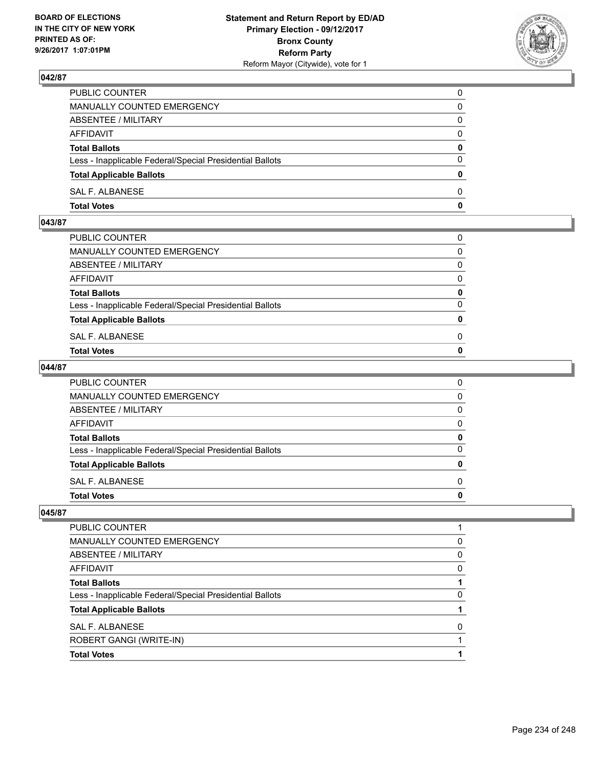BOARD OF ELECTIONS
IN THE CITY OF NEW YORK
PRINTED AS OF:
9/26/2017 1:07:01PM

**Statement and Return Report by ED/AD**
**Primary Election - 09/12/2017**
**Bronx County**
**Reform Party**
Reform Mayor (Citywide), vote for 1

### 042/87

| | |
|---|---|
| PUBLIC COUNTER | 0 |
| MANUALLY COUNTED EMERGENCY | 0 |
| ABSENTEE / MILITARY | 0 |
| AFFIDAVIT | 0 |
| **Total Ballots** | **0** |
| Less - Inapplicable Federal/Special Presidential Ballots | 0 |
| **Total Applicable Ballots** | **0** |
| SAL F. ALBANESE | 0 |
| **Total Votes** | **0** |

### 043/87

| | |
|---|---|
| PUBLIC COUNTER | 0 |
| MANUALLY COUNTED EMERGENCY | 0 |
| ABSENTEE / MILITARY | 0 |
| AFFIDAVIT | 0 |
| **Total Ballots** | **0** |
| Less - Inapplicable Federal/Special Presidential Ballots | 0 |
| **Total Applicable Ballots** | **0** |
| SAL F. ALBANESE | 0 |
| **Total Votes** | **0** |

### 044/87

| | |
|---|---|
| PUBLIC COUNTER | 0 |
| MANUALLY COUNTED EMERGENCY | 0 |
| ABSENTEE / MILITARY | 0 |
| AFFIDAVIT | 0 |
| **Total Ballots** | **0** |
| Less - Inapplicable Federal/Special Presidential Ballots | 0 |
| **Total Applicable Ballots** | **0** |
| SAL F. ALBANESE | 0 |
| **Total Votes** | **0** |

### 045/87

| | |
|---|---|
| PUBLIC COUNTER | 1 |
| MANUALLY COUNTED EMERGENCY | 0 |
| ABSENTEE / MILITARY | 0 |
| AFFIDAVIT | 0 |
| **Total Ballots** | **1** |
| Less - Inapplicable Federal/Special Presidential Ballots | 0 |
| **Total Applicable Ballots** | **1** |
| SAL F. ALBANESE | 0 |
| ROBERT GANGI (WRITE-IN) | 1 |
| **Total Votes** | **1** |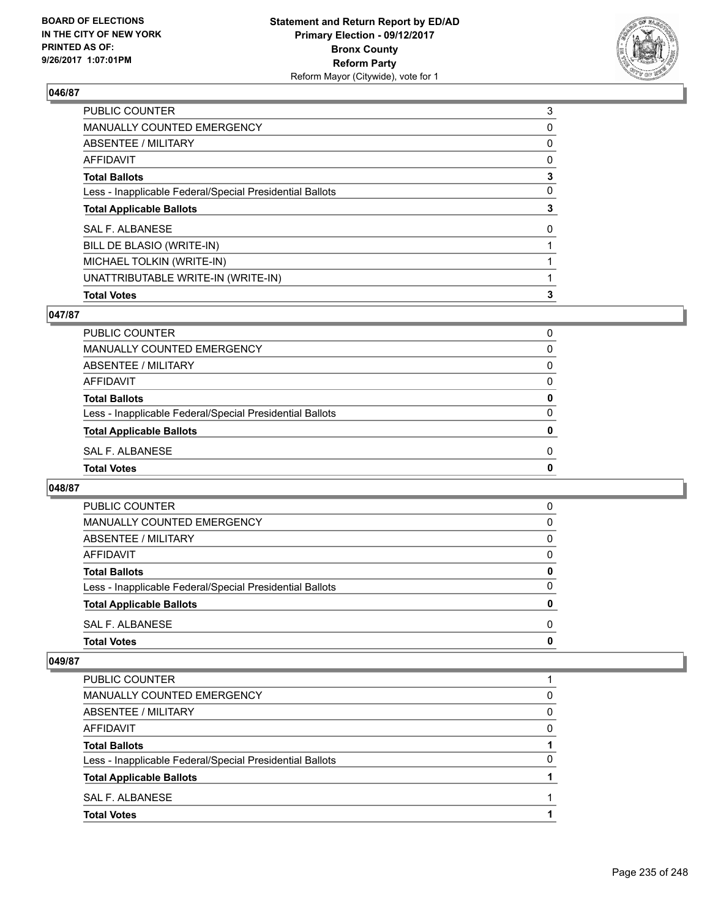## 046/87

| | |
|---|---|
| PUBLIC COUNTER | 3 |
| MANUALLY COUNTED EMERGENCY | 0 |
| ABSENTEE / MILITARY | 0 |
| AFFIDAVIT | 0 |
| **Total Ballots** | **3** |
| Less - Inapplicable Federal/Special Presidential Ballots | 0 |
| **Total Applicable Ballots** | **3** |
| SAL F. ALBANESE | 0 |
| BILL DE BLASIO (WRITE-IN) | 1 |
| MICHAEL TOLKIN (WRITE-IN) | 1 |
| UNATTRIBUTABLE WRITE-IN (WRITE-IN) | 1 |
| **Total Votes** | **3** |

## 047/87

| | |
|---|---|
| PUBLIC COUNTER | 0 |
| MANUALLY COUNTED EMERGENCY | 0 |
| ABSENTEE / MILITARY | 0 |
| AFFIDAVIT | 0 |
| **Total Ballots** | **0** |
| Less - Inapplicable Federal/Special Presidential Ballots | 0 |
| **Total Applicable Ballots** | **0** |
| SAL F. ALBANESE | 0 |
| **Total Votes** | **0** |

## 048/87

| | |
|---|---|
| PUBLIC COUNTER | 0 |
| MANUALLY COUNTED EMERGENCY | 0 |
| ABSENTEE / MILITARY | 0 |
| AFFIDAVIT | 0 |
| **Total Ballots** | **0** |
| Less - Inapplicable Federal/Special Presidential Ballots | 0 |
| **Total Applicable Ballots** | **0** |
| SAL F. ALBANESE | 0 |
| **Total Votes** | **0** |

## 049/87

| | |
|---|---|
| PUBLIC COUNTER | 1 |
| MANUALLY COUNTED EMERGENCY | 0 |
| ABSENTEE / MILITARY | 0 |
| AFFIDAVIT | 0 |
| **Total Ballots** | **1** |
| Less - Inapplicable Federal/Special Presidential Ballots | 0 |
| **Total Applicable Ballots** | **1** |
| SAL F. ALBANESE | 1 |
| **Total Votes** | **1** |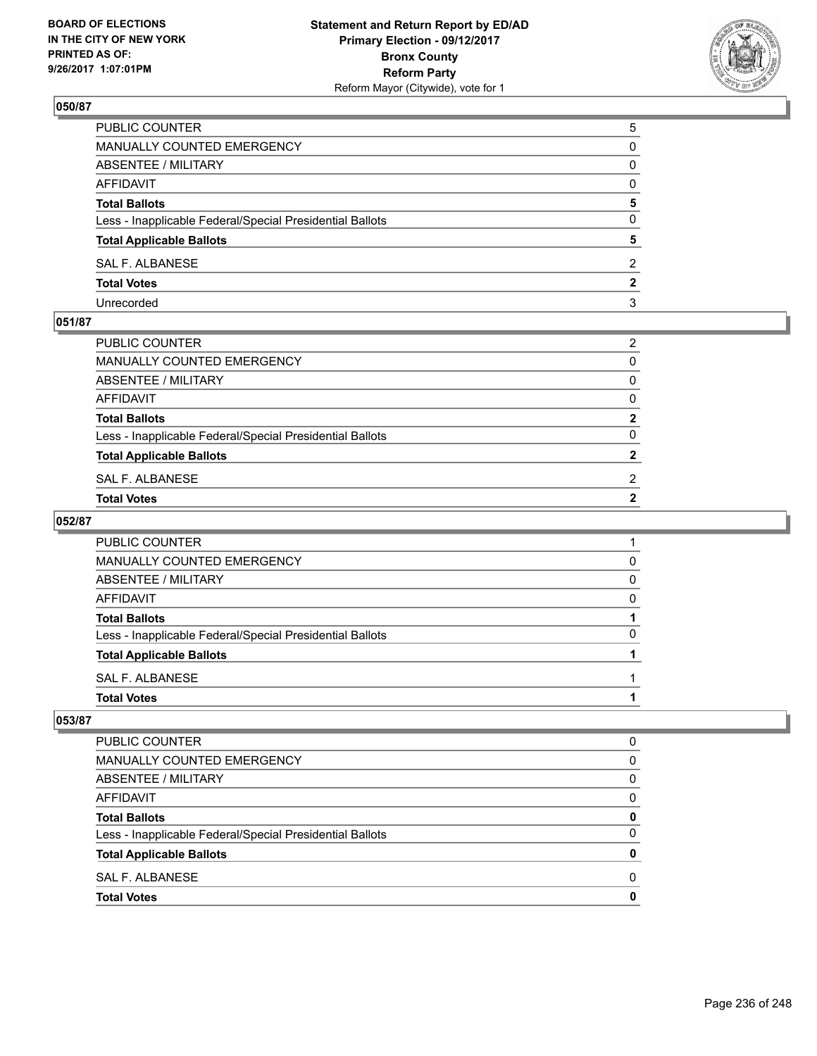**BOARD OF ELECTIONS IN THE CITY OF NEW YORK PRINTED AS OF: 9/26/2017 1:07:01PM**

**Statement and Return Report by ED/AD**
**Primary Election - 09/12/2017**
**Bronx County**
**Reform Party**
Reform Mayor (Citywide), vote for 1

### 050/87

| | |
|---|---|
| PUBLIC COUNTER | 5 |
| MANUALLY COUNTED EMERGENCY | 0 |
| ABSENTEE / MILITARY | 0 |
| AFFIDAVIT | 0 |
| **Total Ballots** | **5** |
| Less - Inapplicable Federal/Special Presidential Ballots | 0 |
| **Total Applicable Ballots** | **5** |
| SAL F. ALBANESE | 2 |
| **Total Votes** | **2** |
| Unrecorded | 3 |

### 051/87

| | |
|---|---|
| PUBLIC COUNTER | 2 |
| MANUALLY COUNTED EMERGENCY | 0 |
| ABSENTEE / MILITARY | 0 |
| AFFIDAVIT | 0 |
| **Total Ballots** | **2** |
| Less - Inapplicable Federal/Special Presidential Ballots | 0 |
| **Total Applicable Ballots** | **2** |
| SAL F. ALBANESE | 2 |
| **Total Votes** | **2** |

### 052/87

| | |
|---|---|
| PUBLIC COUNTER | 1 |
| MANUALLY COUNTED EMERGENCY | 0 |
| ABSENTEE / MILITARY | 0 |
| AFFIDAVIT | 0 |
| **Total Ballots** | **1** |
| Less - Inapplicable Federal/Special Presidential Ballots | 0 |
| **Total Applicable Ballots** | **1** |
| SAL F. ALBANESE | 1 |
| **Total Votes** | **1** |

### 053/87

| | |
|---|---|
| PUBLIC COUNTER | 0 |
| MANUALLY COUNTED EMERGENCY | 0 |
| ABSENTEE / MILITARY | 0 |
| AFFIDAVIT | 0 |
| **Total Ballots** | **0** |
| Less - Inapplicable Federal/Special Presidential Ballots | 0 |
| **Total Applicable Ballots** | **0** |
| SAL F. ALBANESE | 0 |
| **Total Votes** | **0** |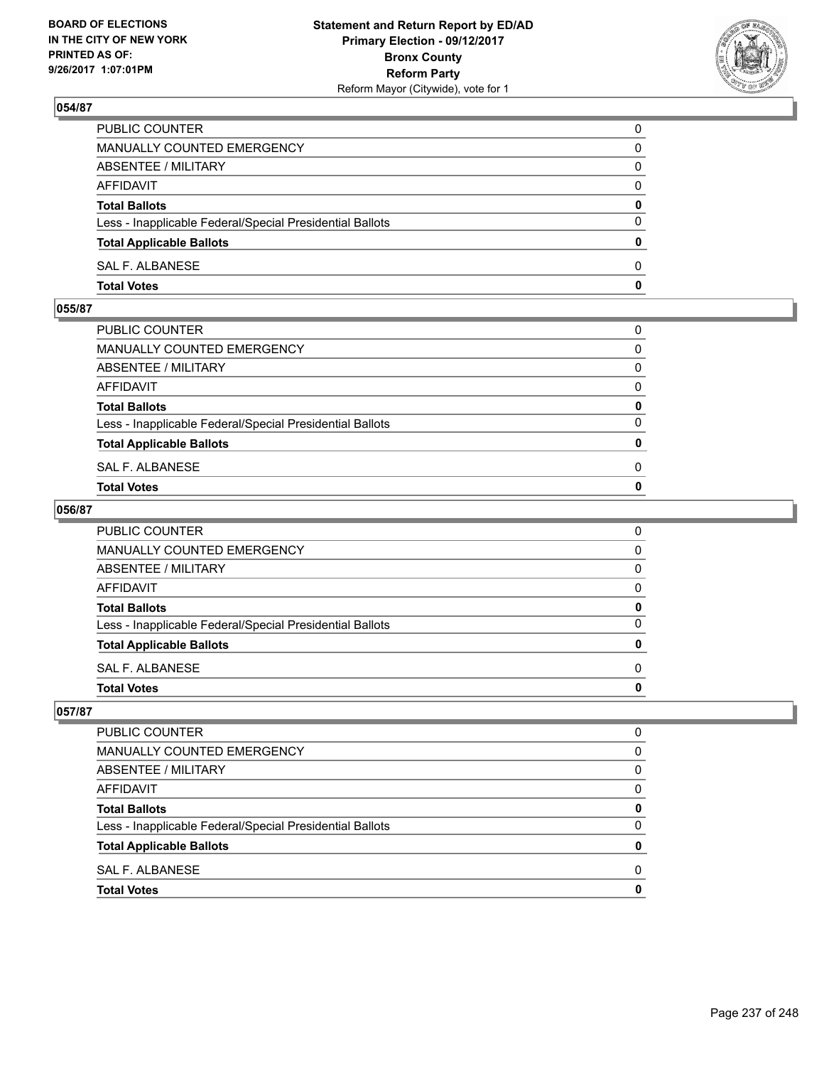BOARD OF ELECTIONS
IN THE CITY OF NEW YORK
PRINTED AS OF:
9/26/2017 1:07:01PM

**Statement and Return Report by ED/AD**
**Primary Election - 09/12/2017**
**Bronx County**
**Reform Party**
Reform Mayor (Citywide), vote for 1

### 054/87

| | |
|---|---|
| PUBLIC COUNTER | 0 |
| MANUALLY COUNTED EMERGENCY | 0 |
| ABSENTEE / MILITARY | 0 |
| AFFIDAVIT | 0 |
| **Total Ballots** | **0** |
| Less - Inapplicable Federal/Special Presidential Ballots | 0 |
| **Total Applicable Ballots** | **0** |
| SAL F. ALBANESE | 0 |
| **Total Votes** | **0** |

### 055/87

| | |
|---|---|
| PUBLIC COUNTER | 0 |
| MANUALLY COUNTED EMERGENCY | 0 |
| ABSENTEE / MILITARY | 0 |
| AFFIDAVIT | 0 |
| **Total Ballots** | **0** |
| Less - Inapplicable Federal/Special Presidential Ballots | 0 |
| **Total Applicable Ballots** | **0** |
| SAL F. ALBANESE | 0 |
| **Total Votes** | **0** |

### 056/87

| | |
|---|---|
| PUBLIC COUNTER | 0 |
| MANUALLY COUNTED EMERGENCY | 0 |
| ABSENTEE / MILITARY | 0 |
| AFFIDAVIT | 0 |
| **Total Ballots** | **0** |
| Less - Inapplicable Federal/Special Presidential Ballots | 0 |
| **Total Applicable Ballots** | **0** |
| SAL F. ALBANESE | 0 |
| **Total Votes** | **0** |

### 057/87

| | |
|---|---|
| PUBLIC COUNTER | 0 |
| MANUALLY COUNTED EMERGENCY | 0 |
| ABSENTEE / MILITARY | 0 |
| AFFIDAVIT | 0 |
| **Total Ballots** | **0** |
| Less - Inapplicable Federal/Special Presidential Ballots | 0 |
| **Total Applicable Ballots** | **0** |
| SAL F. ALBANESE | 0 |
| **Total Votes** | **0** |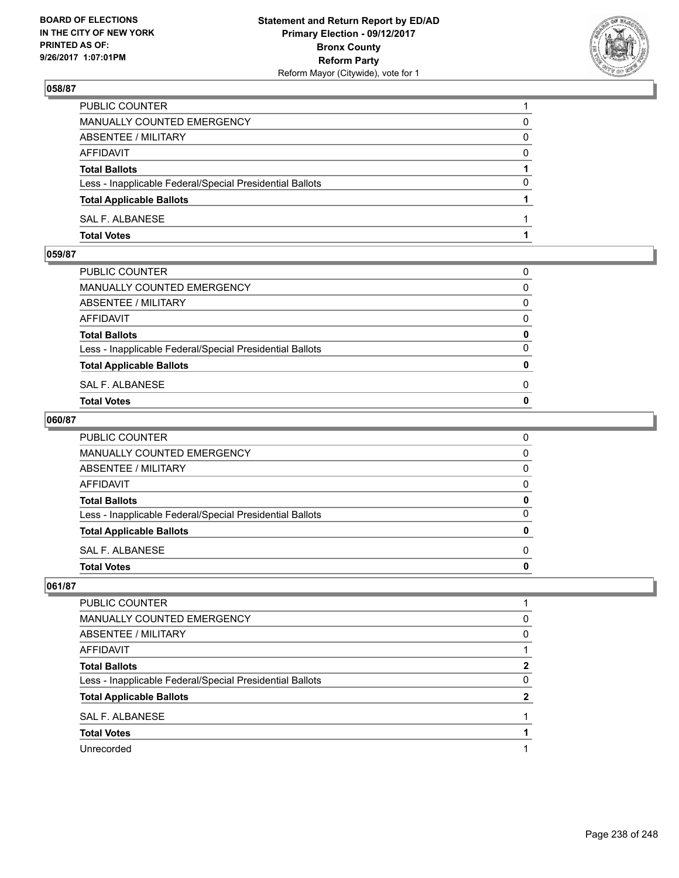**Statement and Return Report by ED/AD**
**Primary Election - 09/12/2017**
**Bronx County**
**Reform Party**
Reform Mayor (Citywide), vote for 1

BOARD OF ELECTIONS IN THE CITY OF NEW YORK PRINTED AS OF: 9/26/2017 1:07:01PM

### 058/87

| | |
|---|---|
| PUBLIC COUNTER | 1 |
| MANUALLY COUNTED EMERGENCY | 0 |
| ABSENTEE / MILITARY | 0 |
| AFFIDAVIT | 0 |
| **Total Ballots** | **1** |
| Less - Inapplicable Federal/Special Presidential Ballots | 0 |
| **Total Applicable Ballots** | **1** |
| SAL F. ALBANESE | 1 |
| **Total Votes** | **1** |

### 059/87

| | |
|---|---|
| PUBLIC COUNTER | 0 |
| MANUALLY COUNTED EMERGENCY | 0 |
| ABSENTEE / MILITARY | 0 |
| AFFIDAVIT | 0 |
| **Total Ballots** | **0** |
| Less - Inapplicable Federal/Special Presidential Ballots | 0 |
| **Total Applicable Ballots** | **0** |
| SAL F. ALBANESE | 0 |
| **Total Votes** | **0** |

### 060/87

| | |
|---|---|
| PUBLIC COUNTER | 0 |
| MANUALLY COUNTED EMERGENCY | 0 |
| ABSENTEE / MILITARY | 0 |
| AFFIDAVIT | 0 |
| **Total Ballots** | **0** |
| Less - Inapplicable Federal/Special Presidential Ballots | 0 |
| **Total Applicable Ballots** | **0** |
| SAL F. ALBANESE | 0 |
| **Total Votes** | **0** |

### 061/87

| | |
|---|---|
| PUBLIC COUNTER | 1 |
| MANUALLY COUNTED EMERGENCY | 0 |
| ABSENTEE / MILITARY | 0 |
| AFFIDAVIT | 1 |
| **Total Ballots** | **2** |
| Less - Inapplicable Federal/Special Presidential Ballots | 0 |
| **Total Applicable Ballots** | **2** |
| SAL F. ALBANESE | 1 |
| **Total Votes** | **1** |
| Unrecorded | 1 |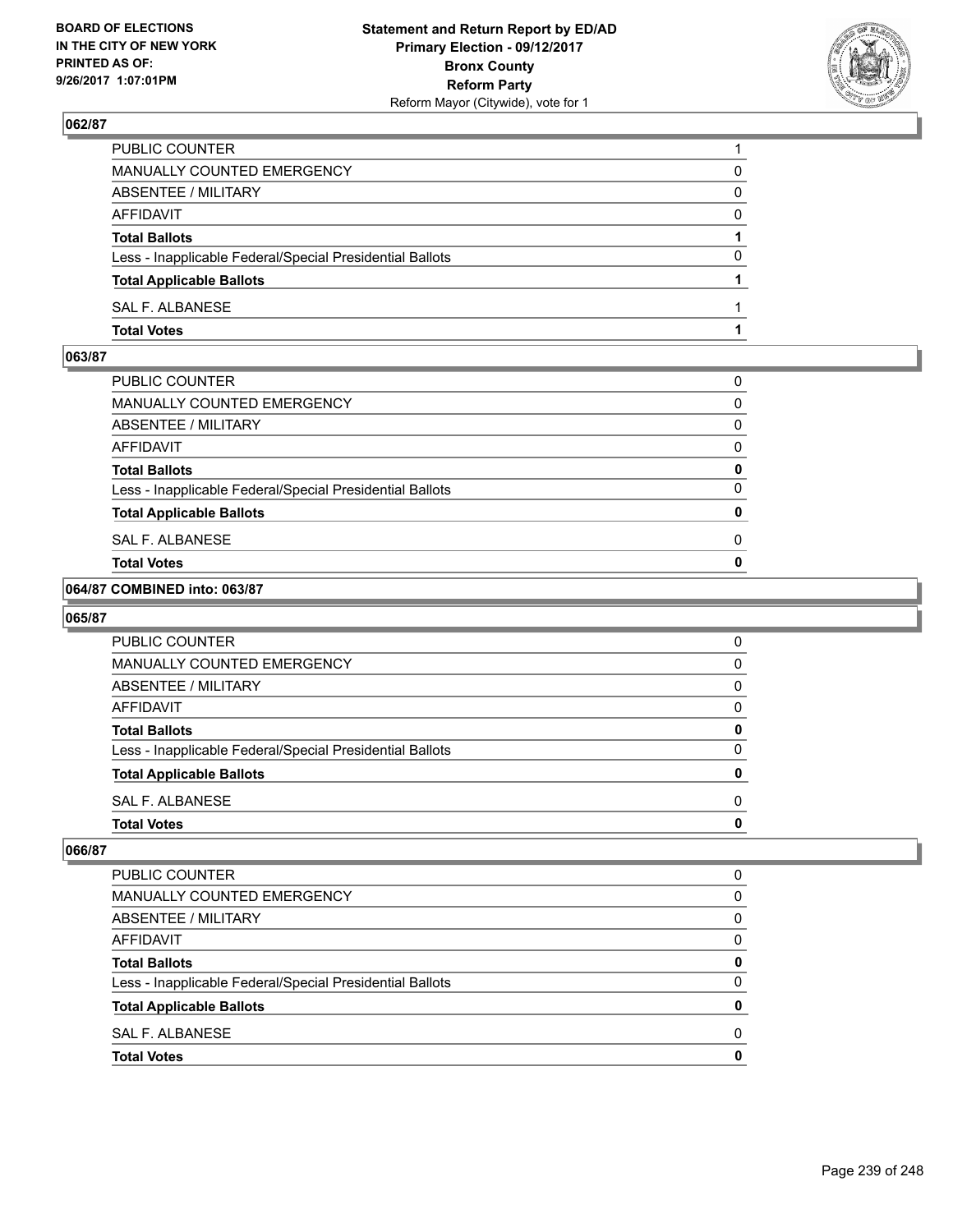### 062/87

| | |
|---|---|
| PUBLIC COUNTER | 1 |
| MANUALLY COUNTED EMERGENCY | 0 |
| ABSENTEE / MILITARY | 0 |
| AFFIDAVIT | 0 |
| **Total Ballots** | **1** |
| Less - Inapplicable Federal/Special Presidential Ballots | 0 |
| **Total Applicable Ballots** | **1** |
| SAL F. ALBANESE | 1 |
| **Total Votes** | **1** |

### 063/87

| | |
|---|---|
| PUBLIC COUNTER | 0 |
| MANUALLY COUNTED EMERGENCY | 0 |
| ABSENTEE / MILITARY | 0 |
| AFFIDAVIT | 0 |
| **Total Ballots** | **0** |
| Less - Inapplicable Federal/Special Presidential Ballots | 0 |
| **Total Applicable Ballots** | **0** |
| SAL F. ALBANESE | 0 |
| **Total Votes** | **0** |

### 064/87 COMBINED into: 063/87

### 065/87

| | |
|---|---|
| PUBLIC COUNTER | 0 |
| MANUALLY COUNTED EMERGENCY | 0 |
| ABSENTEE / MILITARY | 0 |
| AFFIDAVIT | 0 |
| **Total Ballots** | **0** |
| Less - Inapplicable Federal/Special Presidential Ballots | 0 |
| **Total Applicable Ballots** | **0** |
| SAL F. ALBANESE | 0 |
| **Total Votes** | **0** |

### 066/87

| | |
|---|---|
| PUBLIC COUNTER | 0 |
| MANUALLY COUNTED EMERGENCY | 0 |
| ABSENTEE / MILITARY | 0 |
| AFFIDAVIT | 0 |
| **Total Ballots** | **0** |
| Less - Inapplicable Federal/Special Presidential Ballots | 0 |
| **Total Applicable Ballots** | **0** |
| SAL F. ALBANESE | 0 |
| **Total Votes** | **0** |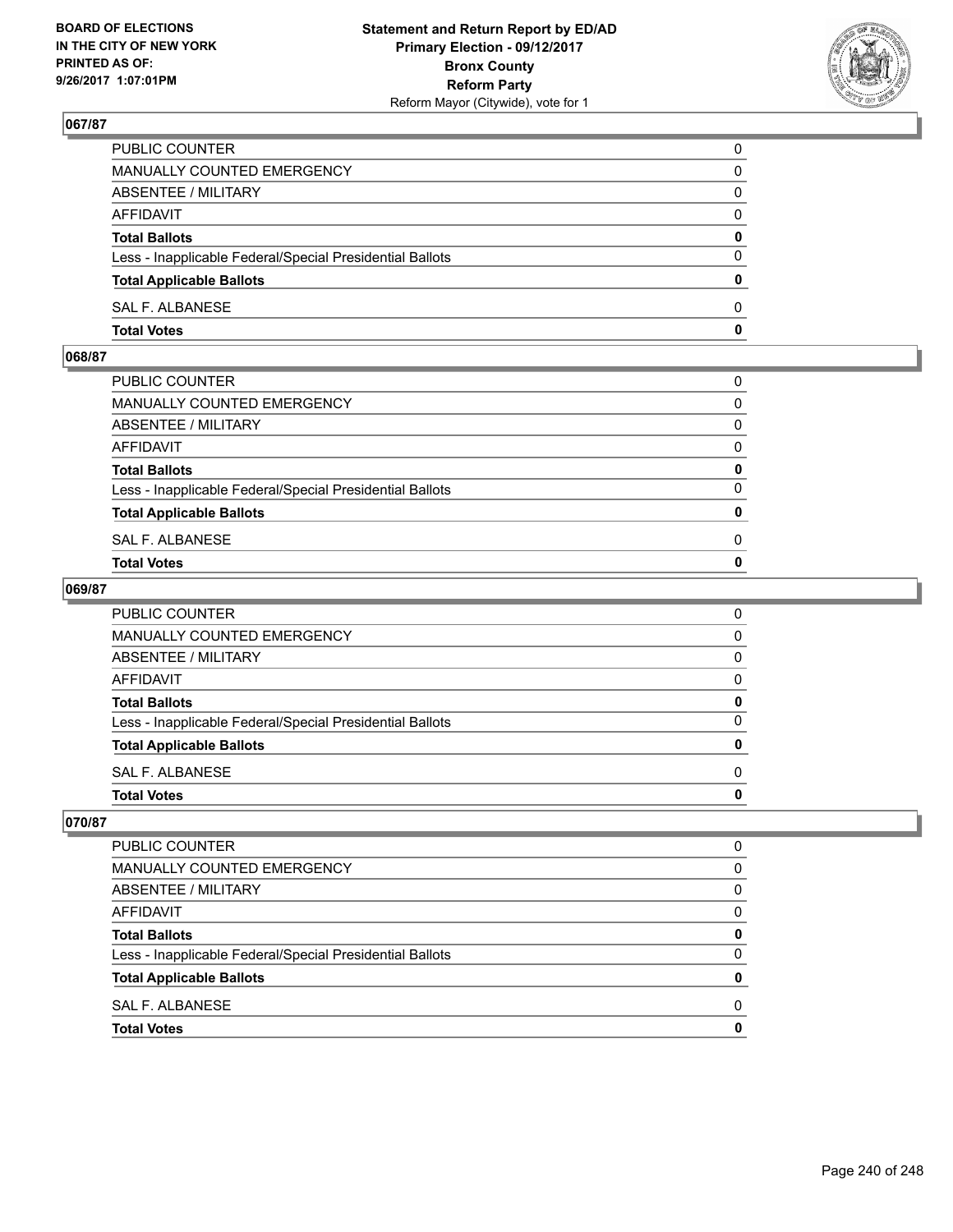### 067/87

| | |
|---|---|
| PUBLIC COUNTER | 0 |
| MANUALLY COUNTED EMERGENCY | 0 |
| ABSENTEE / MILITARY | 0 |
| AFFIDAVIT | 0 |
| **Total Ballots** | **0** |
| Less - Inapplicable Federal/Special Presidential Ballots | 0 |
| **Total Applicable Ballots** | **0** |
| SAL F. ALBANESE | 0 |
| **Total Votes** | **0** |

### 068/87

| | |
|---|---|
| PUBLIC COUNTER | 0 |
| MANUALLY COUNTED EMERGENCY | 0 |
| ABSENTEE / MILITARY | 0 |
| AFFIDAVIT | 0 |
| **Total Ballots** | **0** |
| Less - Inapplicable Federal/Special Presidential Ballots | 0 |
| **Total Applicable Ballots** | **0** |
| SAL F. ALBANESE | 0 |
| **Total Votes** | **0** |

### 069/87

| | |
|---|---|
| PUBLIC COUNTER | 0 |
| MANUALLY COUNTED EMERGENCY | 0 |
| ABSENTEE / MILITARY | 0 |
| AFFIDAVIT | 0 |
| **Total Ballots** | **0** |
| Less - Inapplicable Federal/Special Presidential Ballots | 0 |
| **Total Applicable Ballots** | **0** |
| SAL F. ALBANESE | 0 |
| **Total Votes** | **0** |

### 070/87

| | |
|---|---|
| PUBLIC COUNTER | 0 |
| MANUALLY COUNTED EMERGENCY | 0 |
| ABSENTEE / MILITARY | 0 |
| AFFIDAVIT | 0 |
| **Total Ballots** | **0** |
| Less - Inapplicable Federal/Special Presidential Ballots | 0 |
| **Total Applicable Ballots** | **0** |
| SAL F. ALBANESE | 0 |
| **Total Votes** | **0** |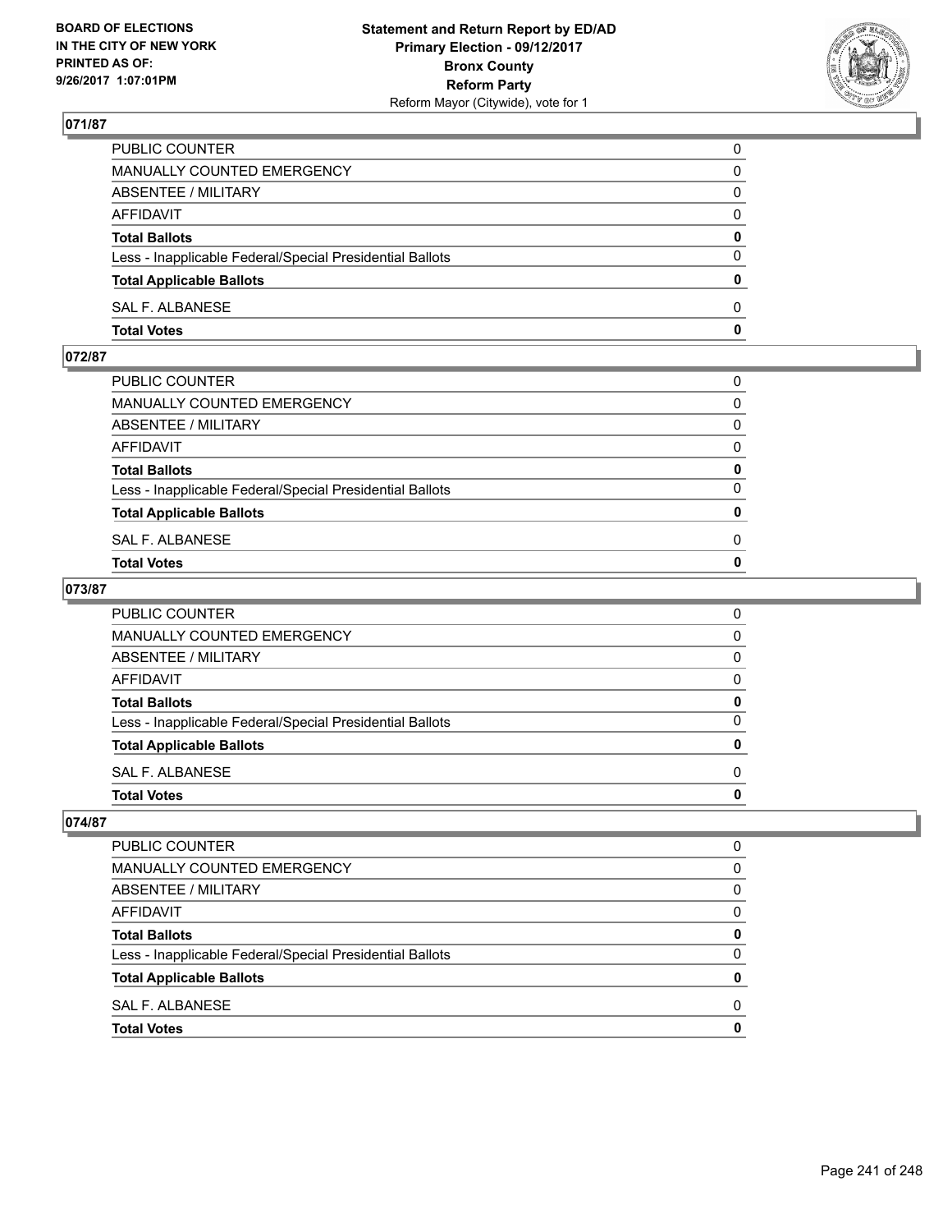## 071/87

| | |
|---|---|
| PUBLIC COUNTER | 0 |
| MANUALLY COUNTED EMERGENCY | 0 |
| ABSENTEE / MILITARY | 0 |
| AFFIDAVIT | 0 |
| **Total Ballots** | **0** |
| Less - Inapplicable Federal/Special Presidential Ballots | 0 |
| **Total Applicable Ballots** | **0** |
| SAL F. ALBANESE | 0 |
| **Total Votes** | **0** |

## 072/87

| | |
|---|---|
| PUBLIC COUNTER | 0 |
| MANUALLY COUNTED EMERGENCY | 0 |
| ABSENTEE / MILITARY | 0 |
| AFFIDAVIT | 0 |
| **Total Ballots** | **0** |
| Less - Inapplicable Federal/Special Presidential Ballots | 0 |
| **Total Applicable Ballots** | **0** |
| SAL F. ALBANESE | 0 |
| **Total Votes** | **0** |

## 073/87

| | |
|---|---|
| PUBLIC COUNTER | 0 |
| MANUALLY COUNTED EMERGENCY | 0 |
| ABSENTEE / MILITARY | 0 |
| AFFIDAVIT | 0 |
| **Total Ballots** | **0** |
| Less - Inapplicable Federal/Special Presidential Ballots | 0 |
| **Total Applicable Ballots** | **0** |
| SAL F. ALBANESE | 0 |
| **Total Votes** | **0** |

## 074/87

| | |
|---|---|
| PUBLIC COUNTER | 0 |
| MANUALLY COUNTED EMERGENCY | 0 |
| ABSENTEE / MILITARY | 0 |
| AFFIDAVIT | 0 |
| **Total Ballots** | **0** |
| Less - Inapplicable Federal/Special Presidential Ballots | 0 |
| **Total Applicable Ballots** | **0** |
| SAL F. ALBANESE | 0 |
| **Total Votes** | **0** |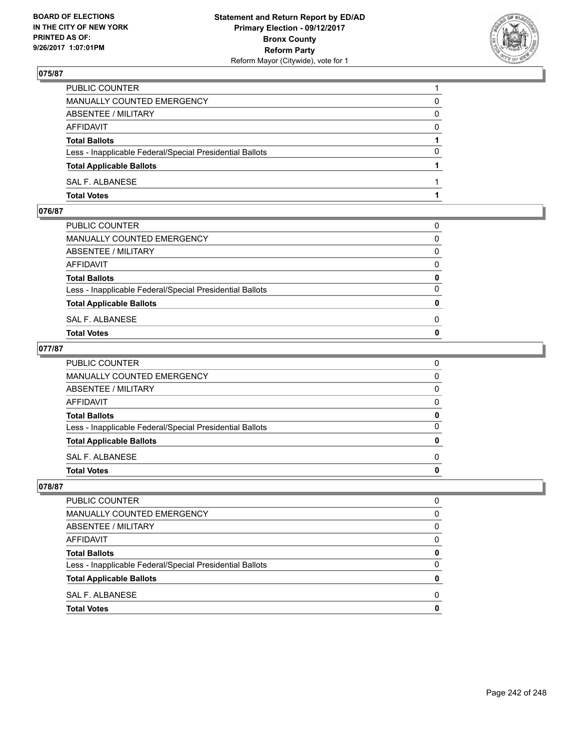**BOARD OF ELECTIONS IN THE CITY OF NEW YORK PRINTED AS OF: 9/26/2017 1:07:01PM**

**Statement and Return Report by ED/AD**
**Primary Election - 09/12/2017**
**Bronx County**
**Reform Party**
Reform Mayor (Citywide), vote for 1

## 075/87

| | |
|---|---|
| PUBLIC COUNTER | 1 |
| MANUALLY COUNTED EMERGENCY | 0 |
| ABSENTEE / MILITARY | 0 |
| AFFIDAVIT | 0 |
| **Total Ballots** | **1** |
| Less - Inapplicable Federal/Special Presidential Ballots | 0 |
| **Total Applicable Ballots** | **1** |
| SAL F. ALBANESE | 1 |
| **Total Votes** | **1** |

## 076/87

| | |
|---|---|
| PUBLIC COUNTER | 0 |
| MANUALLY COUNTED EMERGENCY | 0 |
| ABSENTEE / MILITARY | 0 |
| AFFIDAVIT | 0 |
| **Total Ballots** | **0** |
| Less - Inapplicable Federal/Special Presidential Ballots | 0 |
| **Total Applicable Ballots** | **0** |
| SAL F. ALBANESE | 0 |
| **Total Votes** | **0** |

## 077/87

| | |
|---|---|
| PUBLIC COUNTER | 0 |
| MANUALLY COUNTED EMERGENCY | 0 |
| ABSENTEE / MILITARY | 0 |
| AFFIDAVIT | 0 |
| **Total Ballots** | **0** |
| Less - Inapplicable Federal/Special Presidential Ballots | 0 |
| **Total Applicable Ballots** | **0** |
| SAL F. ALBANESE | 0 |
| **Total Votes** | **0** |

## 078/87

| | |
|---|---|
| PUBLIC COUNTER | 0 |
| MANUALLY COUNTED EMERGENCY | 0 |
| ABSENTEE / MILITARY | 0 |
| AFFIDAVIT | 0 |
| **Total Ballots** | **0** |
| Less - Inapplicable Federal/Special Presidential Ballots | 0 |
| **Total Applicable Ballots** | **0** |
| SAL F. ALBANESE | 0 |
| **Total Votes** | **0** |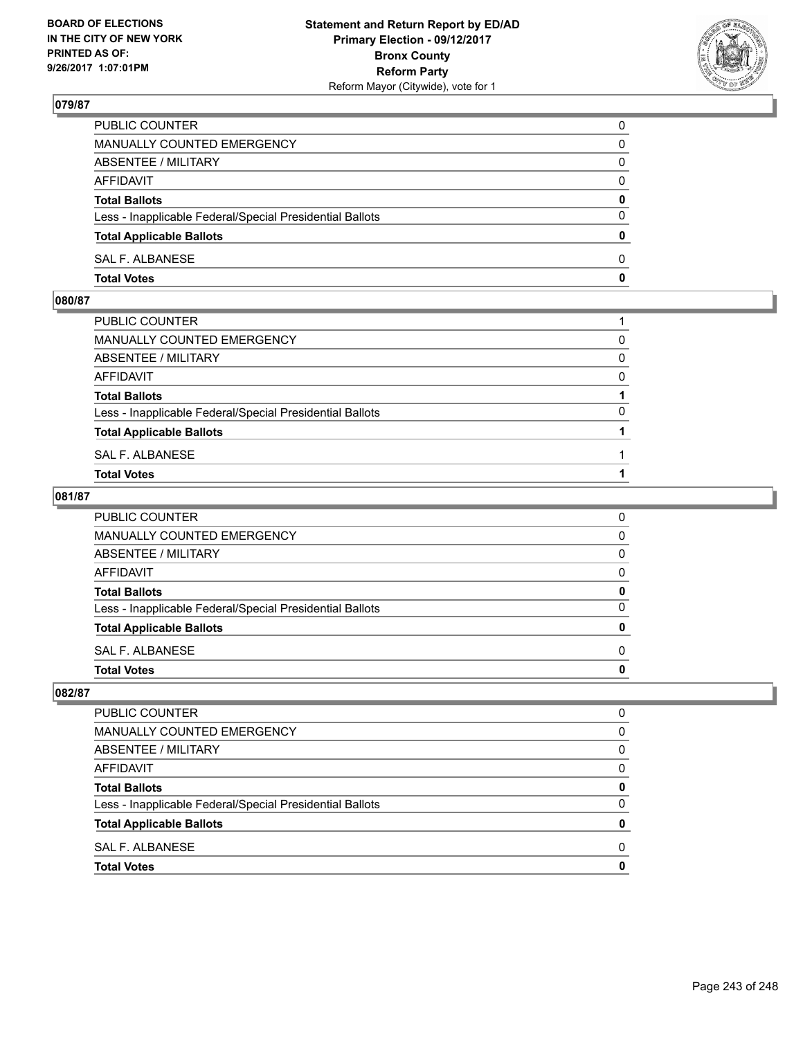**BOARD OF ELECTIONS IN THE CITY OF NEW YORK PRINTED AS OF: 9/26/2017 1:07:01PM**

**Statement and Return Report by ED/AD**
**Primary Election - 09/12/2017**
**Bronx County**
**Reform Party**
Reform Mayor (Citywide), vote for 1

### 079/87

| | |
|---|---|
| PUBLIC COUNTER | 0 |
| MANUALLY COUNTED EMERGENCY | 0 |
| ABSENTEE / MILITARY | 0 |
| AFFIDAVIT | 0 |
| **Total Ballots** | **0** |
| Less - Inapplicable Federal/Special Presidential Ballots | 0 |
| **Total Applicable Ballots** | **0** |
| SAL F. ALBANESE | 0 |
| **Total Votes** | **0** |

### 080/87

| | |
|---|---|
| PUBLIC COUNTER | 1 |
| MANUALLY COUNTED EMERGENCY | 0 |
| ABSENTEE / MILITARY | 0 |
| AFFIDAVIT | 0 |
| **Total Ballots** | **1** |
| Less - Inapplicable Federal/Special Presidential Ballots | 0 |
| **Total Applicable Ballots** | **1** |
| SAL F. ALBANESE | 1 |
| **Total Votes** | **1** |

### 081/87

| | |
|---|---|
| PUBLIC COUNTER | 0 |
| MANUALLY COUNTED EMERGENCY | 0 |
| ABSENTEE / MILITARY | 0 |
| AFFIDAVIT | 0 |
| **Total Ballots** | **0** |
| Less - Inapplicable Federal/Special Presidential Ballots | 0 |
| **Total Applicable Ballots** | **0** |
| SAL F. ALBANESE | 0 |
| **Total Votes** | **0** |

### 082/87

| | |
|---|---|
| PUBLIC COUNTER | 0 |
| MANUALLY COUNTED EMERGENCY | 0 |
| ABSENTEE / MILITARY | 0 |
| AFFIDAVIT | 0 |
| **Total Ballots** | **0** |
| Less - Inapplicable Federal/Special Presidential Ballots | 0 |
| **Total Applicable Ballots** | **0** |
| SAL F. ALBANESE | 0 |
| **Total Votes** | **0** |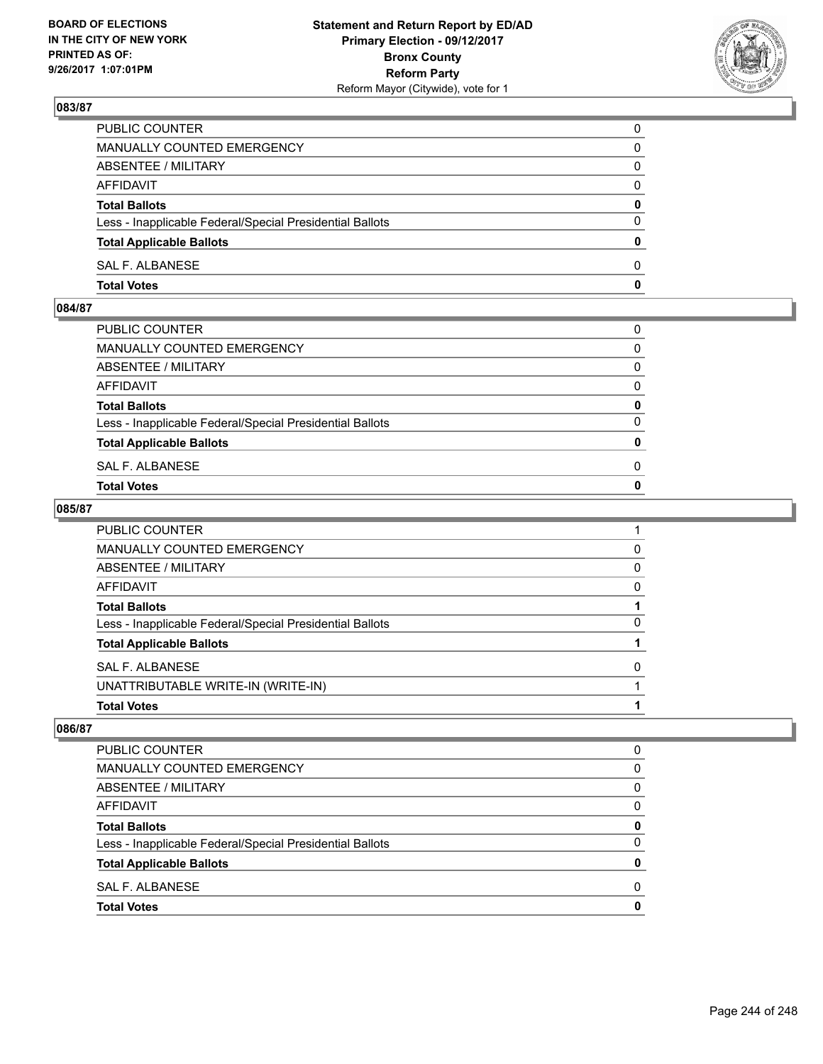## 083/87

| | |
|---|---|
| PUBLIC COUNTER | 0 |
| MANUALLY COUNTED EMERGENCY | 0 |
| ABSENTEE / MILITARY | 0 |
| AFFIDAVIT | 0 |
| **Total Ballots** | **0** |
| Less - Inapplicable Federal/Special Presidential Ballots | 0 |
| **Total Applicable Ballots** | **0** |
| SAL F. ALBANESE | 0 |
| **Total Votes** | **0** |

## 084/87

| | |
|---|---|
| PUBLIC COUNTER | 0 |
| MANUALLY COUNTED EMERGENCY | 0 |
| ABSENTEE / MILITARY | 0 |
| AFFIDAVIT | 0 |
| **Total Ballots** | **0** |
| Less - Inapplicable Federal/Special Presidential Ballots | 0 |
| **Total Applicable Ballots** | **0** |
| SAL F. ALBANESE | 0 |
| **Total Votes** | **0** |

## 085/87

| | |
|---|---|
| PUBLIC COUNTER | 1 |
| MANUALLY COUNTED EMERGENCY | 0 |
| ABSENTEE / MILITARY | 0 |
| AFFIDAVIT | 0 |
| **Total Ballots** | **1** |
| Less - Inapplicable Federal/Special Presidential Ballots | 0 |
| **Total Applicable Ballots** | **1** |
| SAL F. ALBANESE | 0 |
| UNATTRIBUTABLE WRITE-IN (WRITE-IN) | 1 |
| **Total Votes** | **1** |

## 086/87

| | |
|---|---|
| PUBLIC COUNTER | 0 |
| MANUALLY COUNTED EMERGENCY | 0 |
| ABSENTEE / MILITARY | 0 |
| AFFIDAVIT | 0 |
| **Total Ballots** | **0** |
| Less - Inapplicable Federal/Special Presidential Ballots | 0 |
| **Total Applicable Ballots** | **0** |
| SAL F. ALBANESE | 0 |
| **Total Votes** | **0** |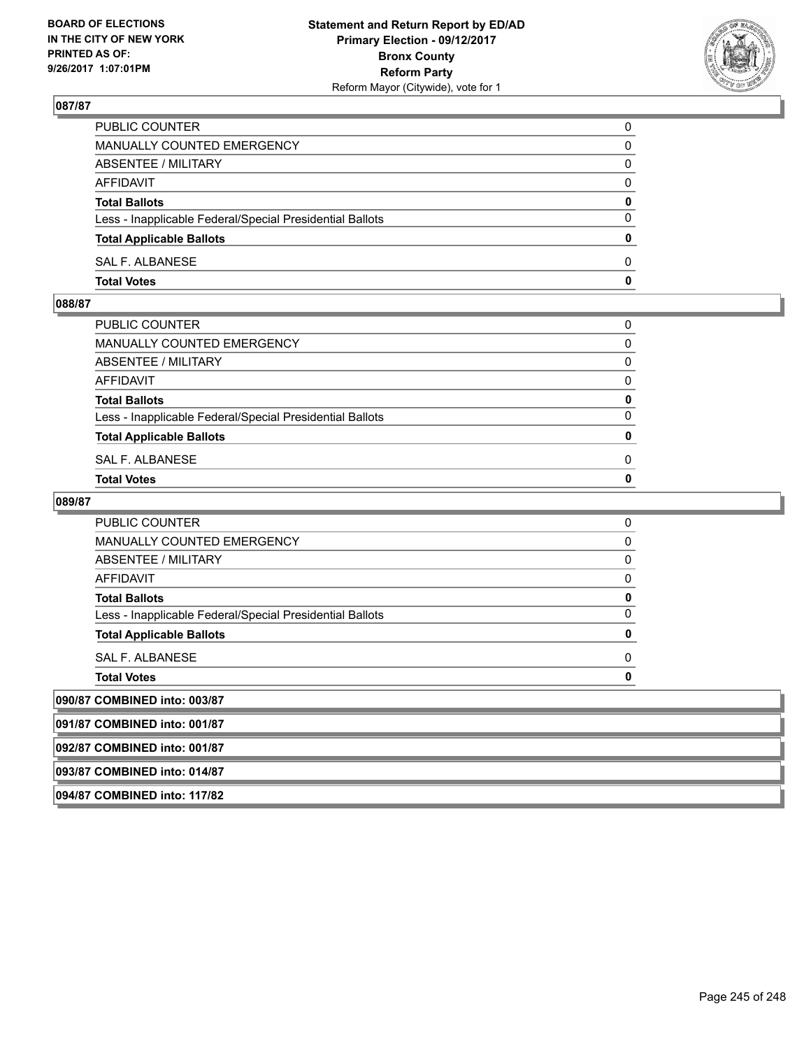### 087/87

| | |
|---|---|
| PUBLIC COUNTER | 0 |
| MANUALLY COUNTED EMERGENCY | 0 |
| ABSENTEE / MILITARY | 0 |
| AFFIDAVIT | 0 |
| **Total Ballots** | **0** |
| Less - Inapplicable Federal/Special Presidential Ballots | 0 |
| **Total Applicable Ballots** | **0** |
| SAL F. ALBANESE | 0 |
| **Total Votes** | **0** |

### 088/87

| | |
|---|---|
| PUBLIC COUNTER | 0 |
| MANUALLY COUNTED EMERGENCY | 0 |
| ABSENTEE / MILITARY | 0 |
| AFFIDAVIT | 0 |
| **Total Ballots** | **0** |
| Less - Inapplicable Federal/Special Presidential Ballots | 0 |
| **Total Applicable Ballots** | **0** |
| SAL F. ALBANESE | 0 |
| **Total Votes** | **0** |

### 089/87

| | |
|---|---|
| PUBLIC COUNTER | 0 |
| MANUALLY COUNTED EMERGENCY | 0 |
| ABSENTEE / MILITARY | 0 |
| AFFIDAVIT | 0 |
| **Total Ballots** | **0** |
| Less - Inapplicable Federal/Special Presidential Ballots | 0 |
| **Total Applicable Ballots** | **0** |
| SAL F. ALBANESE | 0 |
| **Total Votes** | **0** |

### 090/87 COMBINED into: 003/87

### 091/87 COMBINED into: 001/87

### 092/87 COMBINED into: 001/87

### 093/87 COMBINED into: 014/87

### 094/87 COMBINED into: 117/82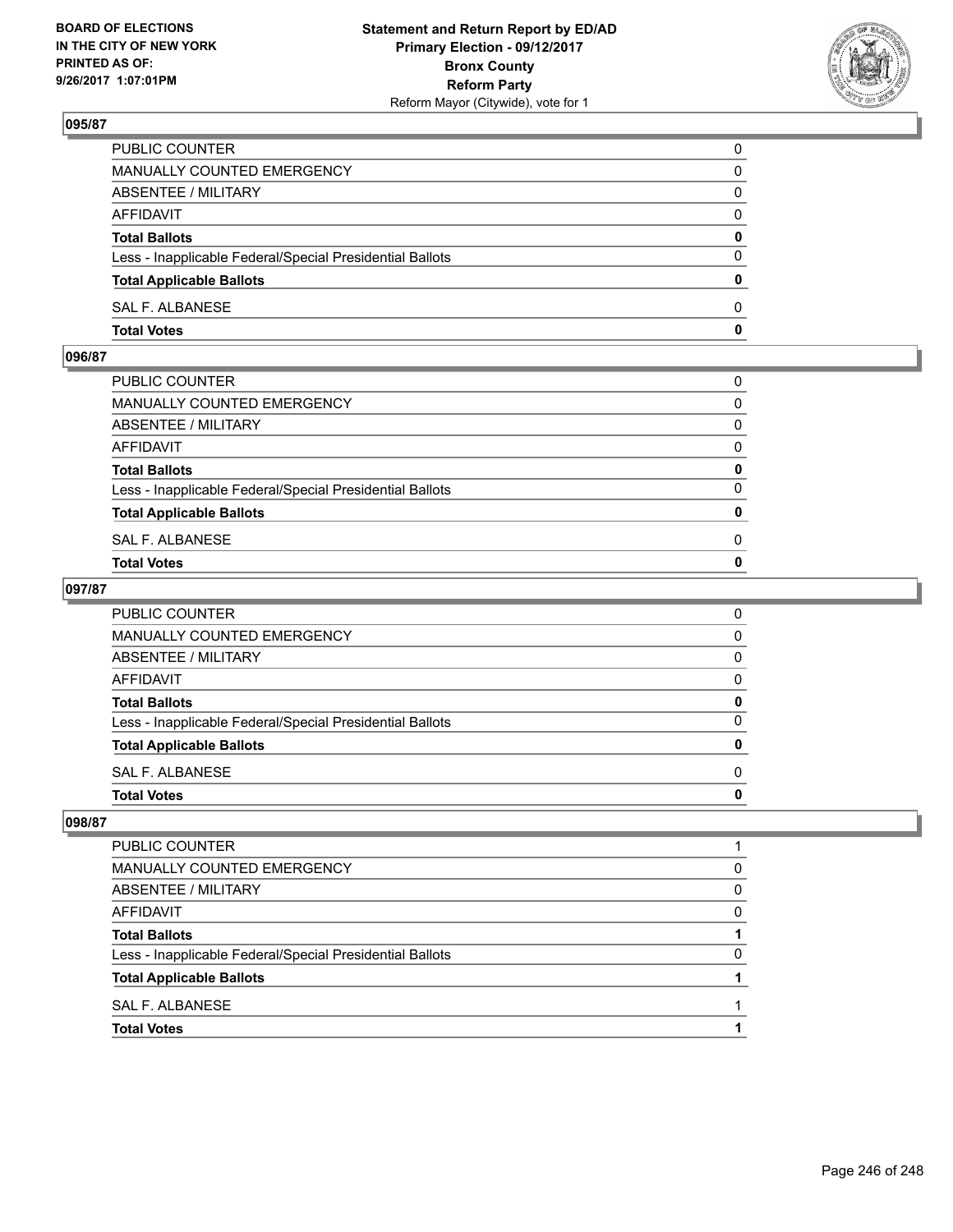## 095/87

| | |
|---|---|
| PUBLIC COUNTER | 0 |
| MANUALLY COUNTED EMERGENCY | 0 |
| ABSENTEE / MILITARY | 0 |
| AFFIDAVIT | 0 |
| **Total Ballots** | **0** |
| Less - Inapplicable Federal/Special Presidential Ballots | 0 |
| **Total Applicable Ballots** | **0** |
| SAL F. ALBANESE | 0 |
| **Total Votes** | **0** |

## 096/87

| | |
|---|---|
| PUBLIC COUNTER | 0 |
| MANUALLY COUNTED EMERGENCY | 0 |
| ABSENTEE / MILITARY | 0 |
| AFFIDAVIT | 0 |
| **Total Ballots** | **0** |
| Less - Inapplicable Federal/Special Presidential Ballots | 0 |
| **Total Applicable Ballots** | **0** |
| SAL F. ALBANESE | 0 |
| **Total Votes** | **0** |

## 097/87

| | |
|---|---|
| PUBLIC COUNTER | 0 |
| MANUALLY COUNTED EMERGENCY | 0 |
| ABSENTEE / MILITARY | 0 |
| AFFIDAVIT | 0 |
| **Total Ballots** | **0** |
| Less - Inapplicable Federal/Special Presidential Ballots | 0 |
| **Total Applicable Ballots** | **0** |
| SAL F. ALBANESE | 0 |
| **Total Votes** | **0** |

## 098/87

| | |
|---|---|
| PUBLIC COUNTER | 1 |
| MANUALLY COUNTED EMERGENCY | 0 |
| ABSENTEE / MILITARY | 0 |
| AFFIDAVIT | 0 |
| **Total Ballots** | **1** |
| Less - Inapplicable Federal/Special Presidential Ballots | 0 |
| **Total Applicable Ballots** | **1** |
| SAL F. ALBANESE | 1 |
| **Total Votes** | **1** |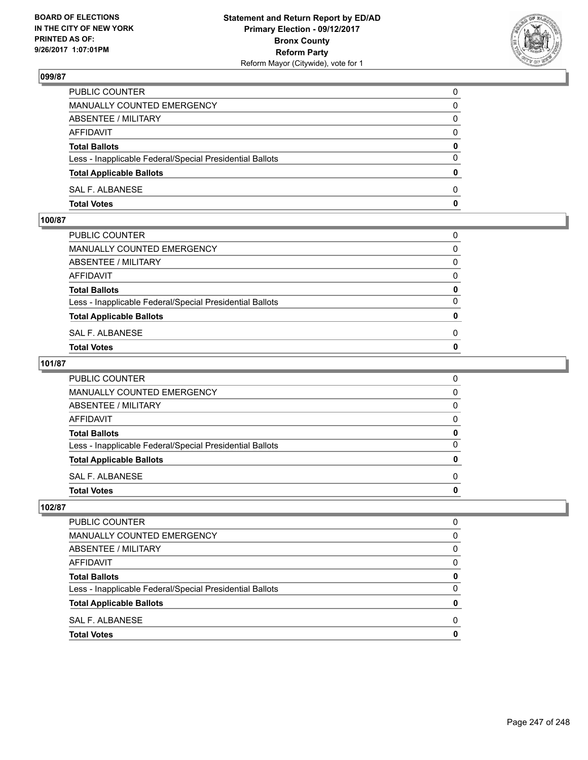## 099/87

| | |
|---|---|
| PUBLIC COUNTER | 0 |
| MANUALLY COUNTED EMERGENCY | 0 |
| ABSENTEE / MILITARY | 0 |
| AFFIDAVIT | 0 |
| **Total Ballots** | **0** |
| Less - Inapplicable Federal/Special Presidential Ballots | 0 |
| **Total Applicable Ballots** | **0** |
| SAL F. ALBANESE | 0 |
| **Total Votes** | **0** |

## 100/87

| | |
|---|---|
| PUBLIC COUNTER | 0 |
| MANUALLY COUNTED EMERGENCY | 0 |
| ABSENTEE / MILITARY | 0 |
| AFFIDAVIT | 0 |
| **Total Ballots** | **0** |
| Less - Inapplicable Federal/Special Presidential Ballots | 0 |
| **Total Applicable Ballots** | **0** |
| SAL F. ALBANESE | 0 |
| **Total Votes** | **0** |

## 101/87

| | |
|---|---|
| PUBLIC COUNTER | 0 |
| MANUALLY COUNTED EMERGENCY | 0 |
| ABSENTEE / MILITARY | 0 |
| AFFIDAVIT | 0 |
| **Total Ballots** | **0** |
| Less - Inapplicable Federal/Special Presidential Ballots | 0 |
| **Total Applicable Ballots** | **0** |
| SAL F. ALBANESE | 0 |
| **Total Votes** | **0** |

## 102/87

| | |
|---|---|
| PUBLIC COUNTER | 0 |
| MANUALLY COUNTED EMERGENCY | 0 |
| ABSENTEE / MILITARY | 0 |
| AFFIDAVIT | 0 |
| **Total Ballots** | **0** |
| Less - Inapplicable Federal/Special Presidential Ballots | 0 |
| **Total Applicable Ballots** | **0** |
| SAL F. ALBANESE | 0 |
| **Total Votes** | **0** |